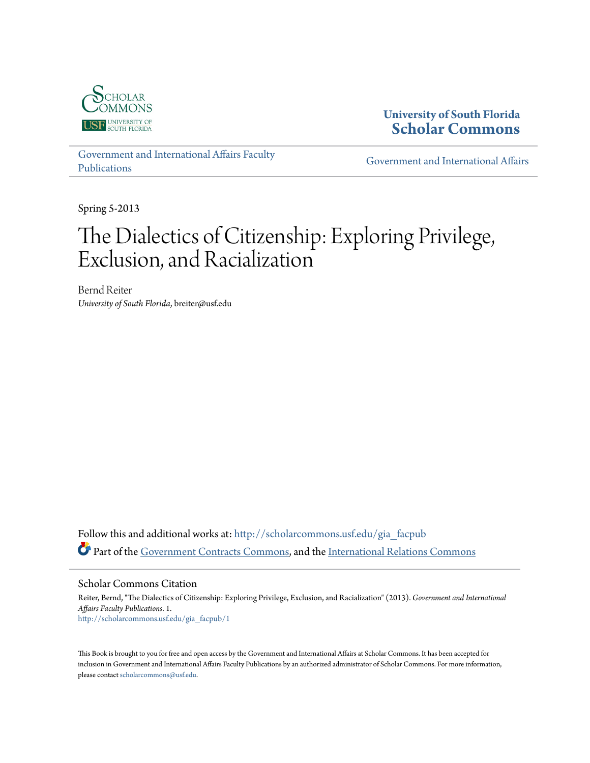University of South Florida
**Scholar Commons**

Government and International Affairs Faculty Publications

Government and International Affairs

Spring 5-2013

# The Dialectics of Citizenship: Exploring Privilege, Exclusion, and Racialization

Bernd Reiter
*University of South Florida*, breiter@usf.edu

Follow this and additional works at: http://scholarcommons.usf.edu/gia_facpub

Part of the Government Contracts Commons, and the International Relations Commons

## Scholar Commons Citation

Reiter, Bernd, "The Dialectics of Citizenship: Exploring Privilege, Exclusion, and Racialization" (2013). *Government and International Affairs Faculty Publications*. 1.
http://scholarcommons.usf.edu/gia_facpub/1

This Book is brought to you for free and open access by the Government and International Affairs at Scholar Commons. It has been accepted for inclusion in Government and International Affairs Faculty Publications by an authorized administrator of Scholar Commons. For more information, please contact scholarcommons@usf.edu.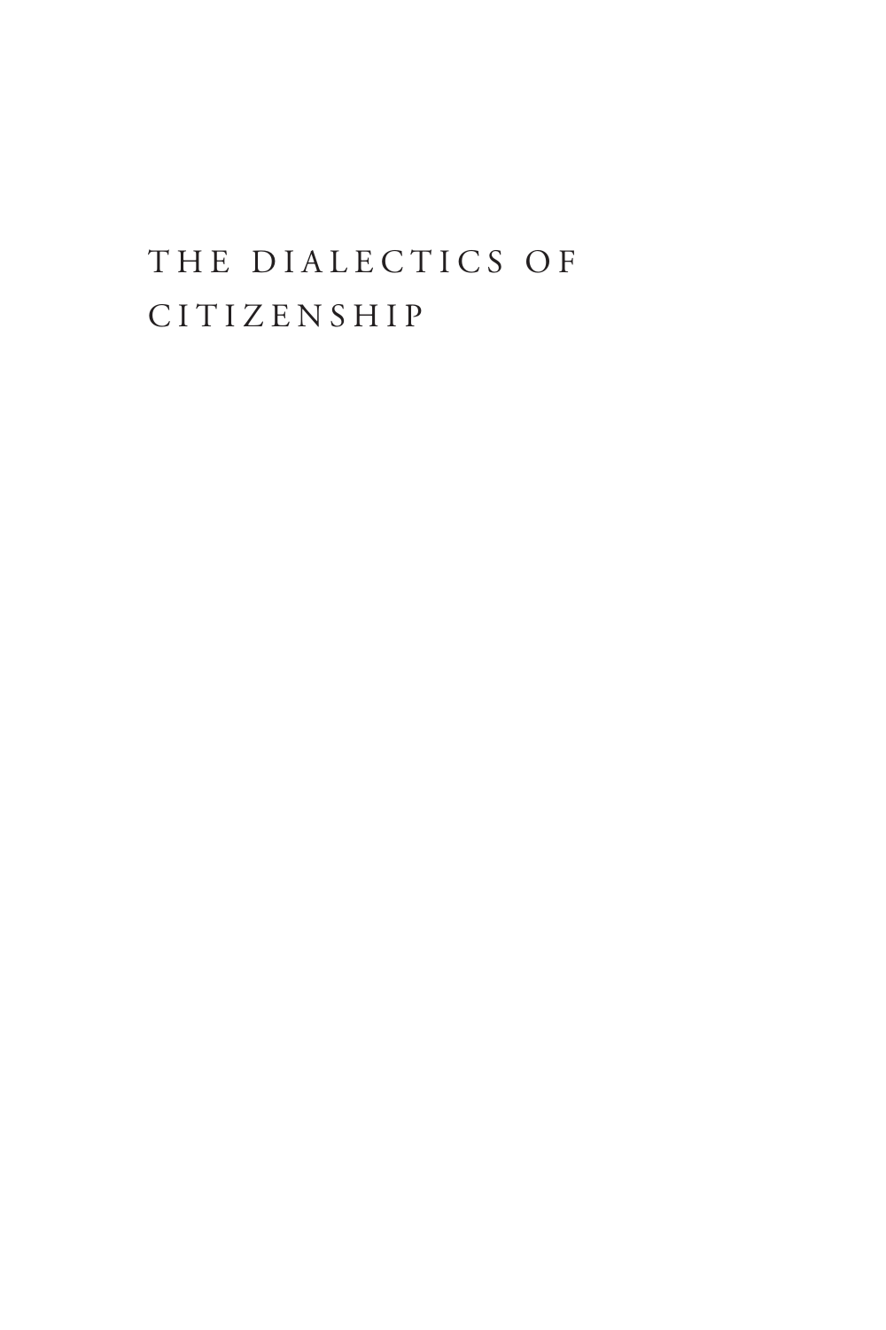# THE DIALECTICS OF CITIZENSHIP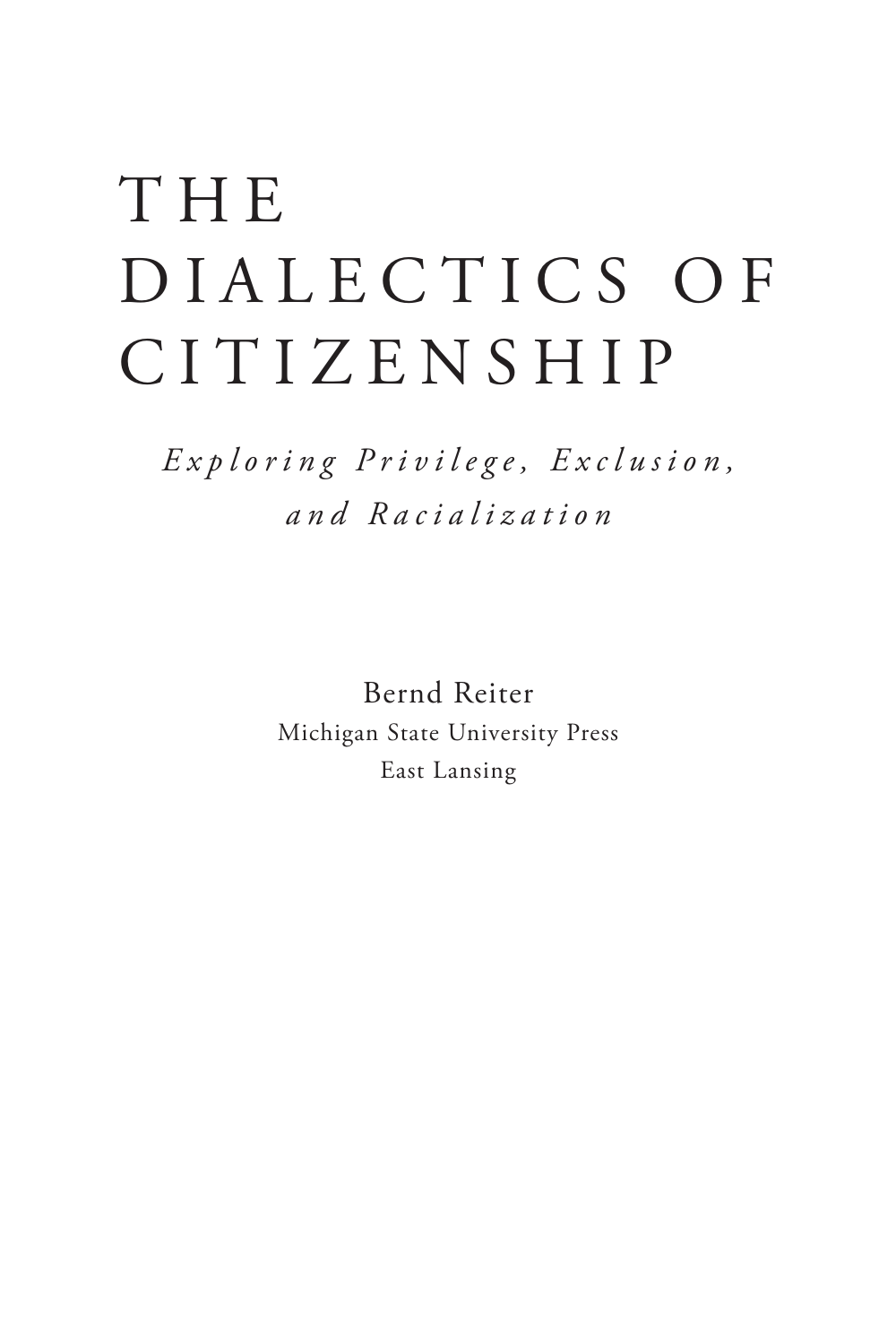# THE DIALECTICS OF CITIZENSHIP

*Exploring Privilege, Exclusion, and Racialization*

Bernd Reiter

Michigan State University Press

East Lansing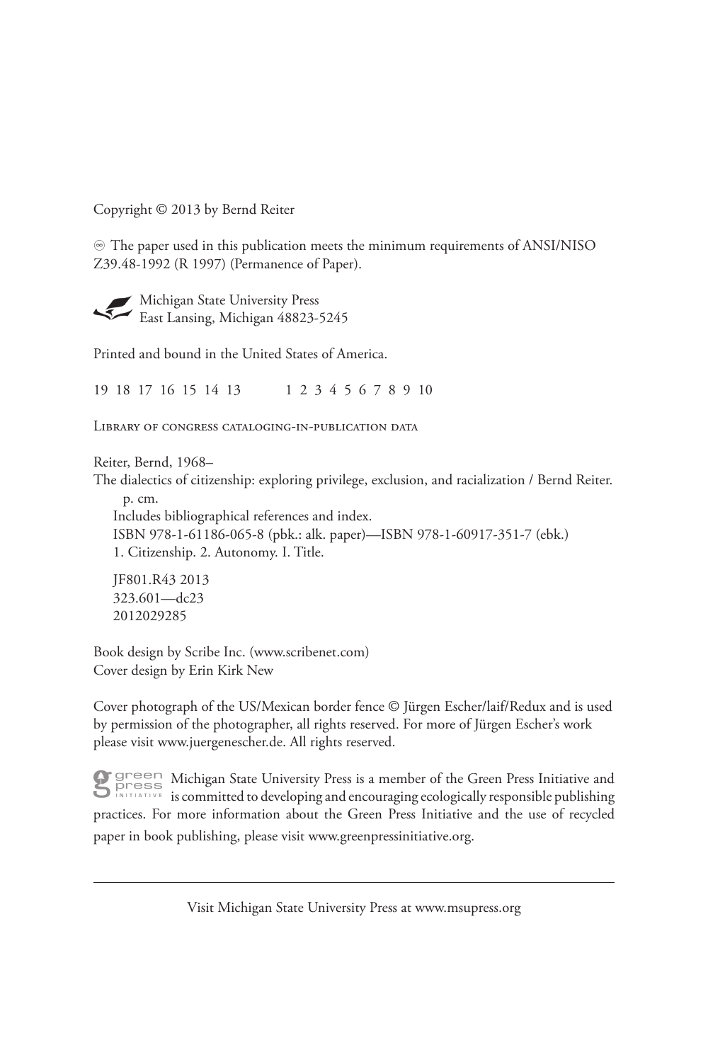Copyright © 2013 by Bernd Reiter

∞ The paper used in this publication meets the minimum requirements of ANSI/NISO Z39.48-1992 (R 1997) (Permanence of Paper).

Michigan State University Press
East Lansing, Michigan 48823-5245

Printed and bound in the United States of America.

19 18 17 16 15 14 13     1 2 3 4 5 6 7 8 9 10

Library of congress cataloging-in-publication data

Reiter, Bernd, 1968–
The dialectics of citizenship: exploring privilege, exclusion, and racialization / Bernd Reiter.
p. cm.
Includes bibliographical references and index.
ISBN 978-1-61186-065-8 (pbk.: alk. paper)—ISBN 978-1-60917-351-7 (ebk.)
1. Citizenship. 2. Autonomy. I. Title.

JF801.R43 2013
323.601—dc23
2012029285

Book design by Scribe Inc. (www.scribenet.com)
Cover design by Erin Kirk New

Cover photograph of the US/Mexican border fence © Jürgen Escher/laif/Redux and is used by permission of the photographer, all rights reserved. For more of Jürgen Escher's work please visit www.juergenescher.de. All rights reserved.

green press INITIATIVE Michigan State University Press is a member of the Green Press Initiative and is committed to developing and encouraging ecologically responsible publishing practices. For more information about the Green Press Initiative and the use of recycled paper in book publishing, please visit www.greenpressinitiative.org.

---

Visit Michigan State University Press at www.msupress.org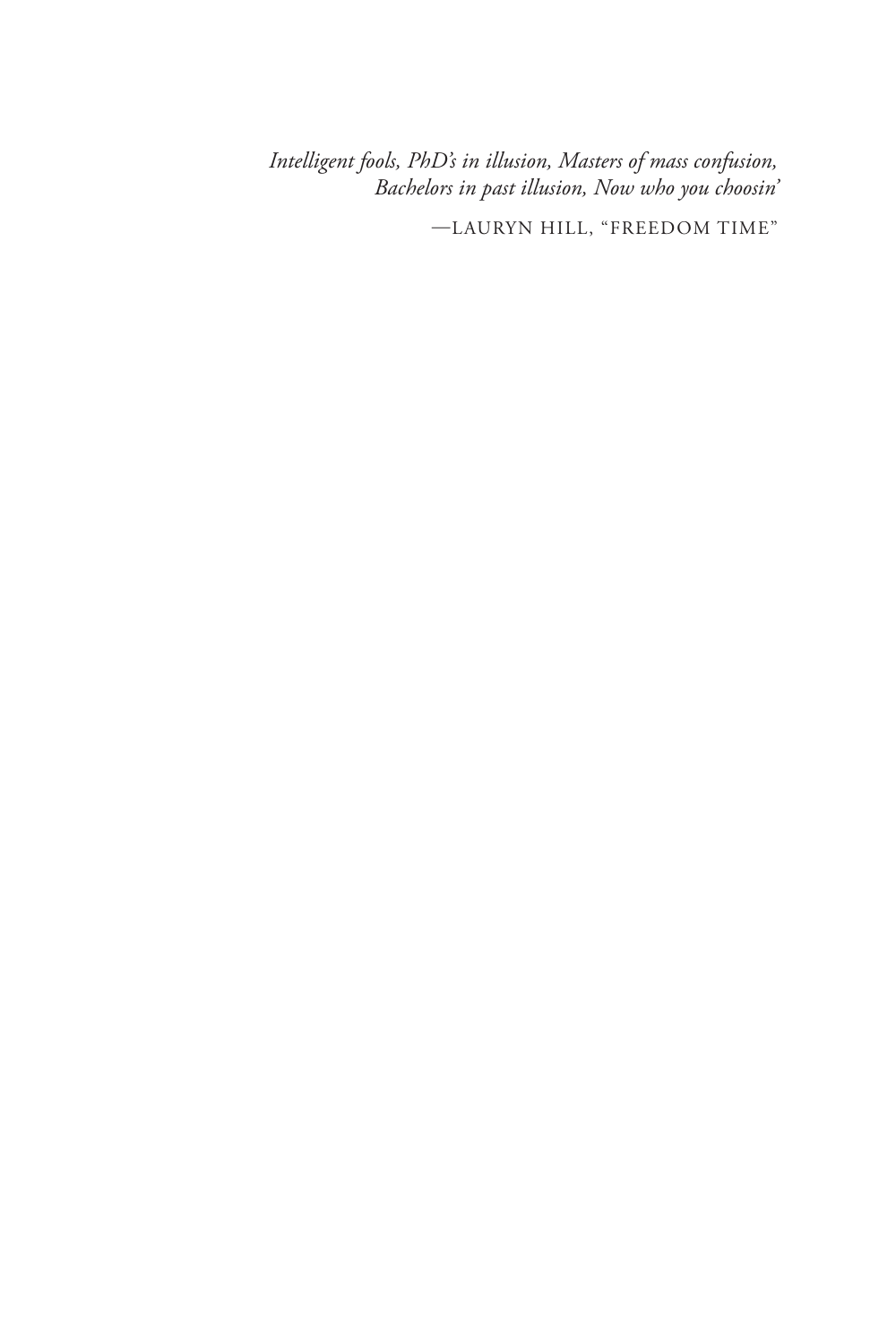*Intelligent fools, PhD's in illusion, Masters of mass confusion,*
*Bachelors in past illusion, Now who you choosin'*

—LAURYN HILL, "FREEDOM TIME"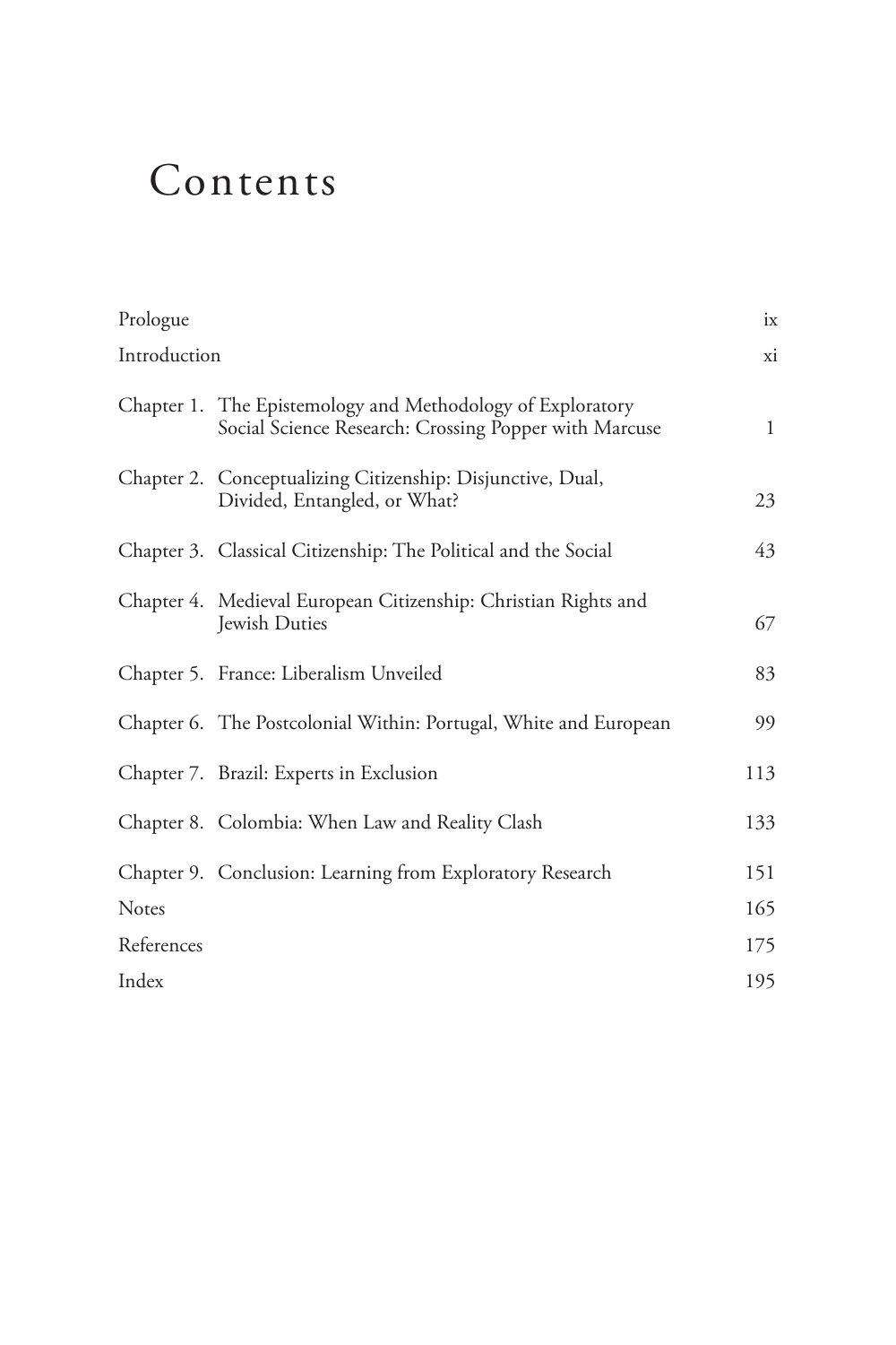# Contents

| | |
|---|---|
| Prologue | ix |
| Introduction | xi |
| Chapter 1. The Epistemology and Methodology of Exploratory Social Science Research: Crossing Popper with Marcuse | 1 |
| Chapter 2. Conceptualizing Citizenship: Disjunctive, Dual, Divided, Entangled, or What? | 23 |
| Chapter 3. Classical Citizenship: The Political and the Social | 43 |
| Chapter 4. Medieval European Citizenship: Christian Rights and Jewish Duties | 67 |
| Chapter 5. France: Liberalism Unveiled | 83 |
| Chapter 6. The Postcolonial Within: Portugal, White and European | 99 |
| Chapter 7. Brazil: Experts in Exclusion | 113 |
| Chapter 8. Colombia: When Law and Reality Clash | 133 |
| Chapter 9. Conclusion: Learning from Exploratory Research | 151 |
| Notes | 165 |
| References | 175 |
| Index | 195 |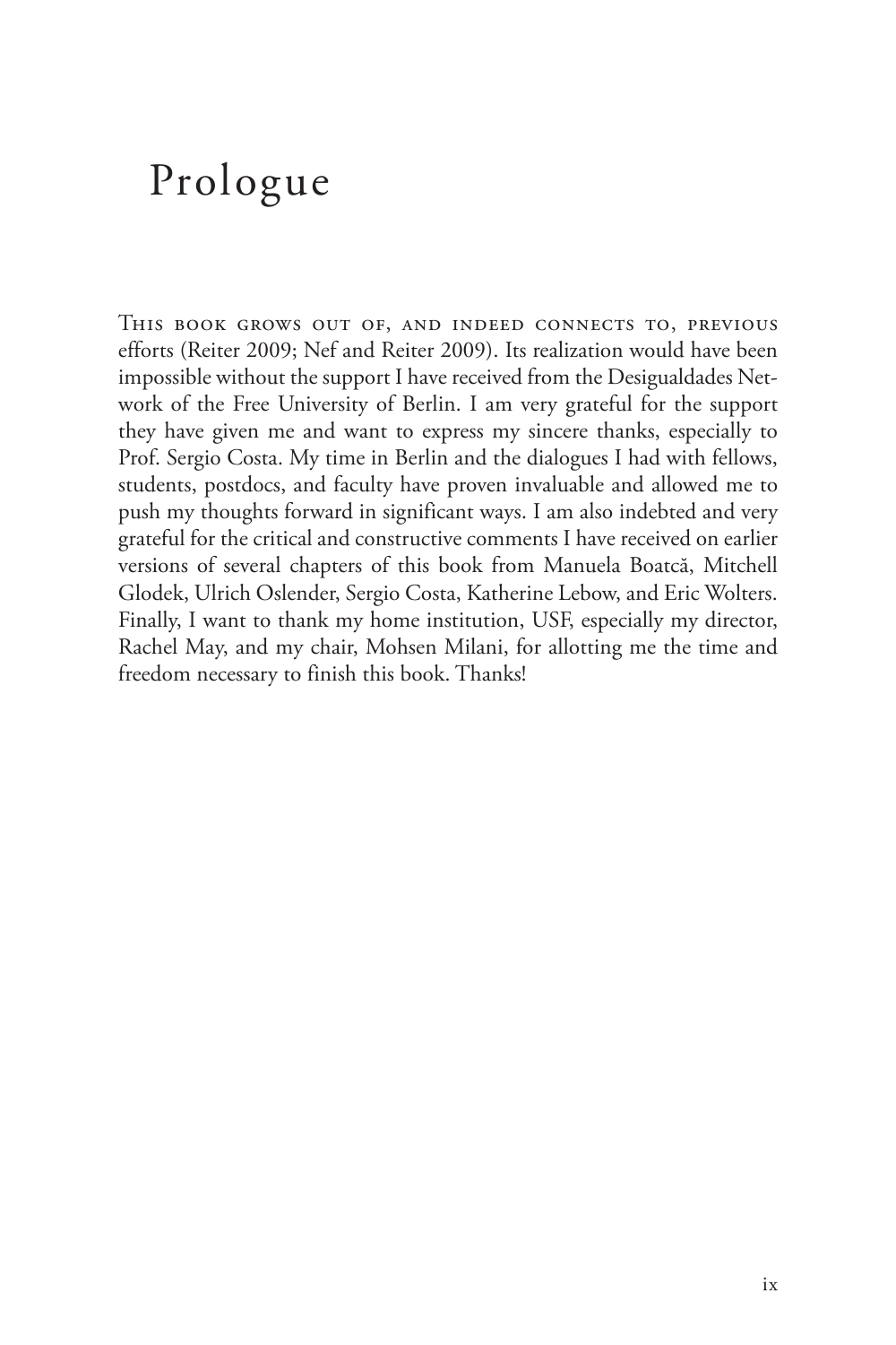# Prologue

This book grows out of, and indeed connects to, previous efforts (Reiter 2009; Nef and Reiter 2009). Its realization would have been impossible without the support I have received from the Desigualdades Network of the Free University of Berlin. I am very grateful for the support they have given me and want to express my sincere thanks, especially to Prof. Sergio Costa. My time in Berlin and the dialogues I had with fellows, students, postdocs, and faculty have proven invaluable and allowed me to push my thoughts forward in significant ways. I am also indebted and very grateful for the critical and constructive comments I have received on earlier versions of several chapters of this book from Manuela Boatcă, Mitchell Glodek, Ulrich Oslender, Sergio Costa, Katherine Lebow, and Eric Wolters. Finally, I want to thank my home institution, USF, especially my director, Rachel May, and my chair, Mohsen Milani, for allotting me the time and freedom necessary to finish this book. Thanks!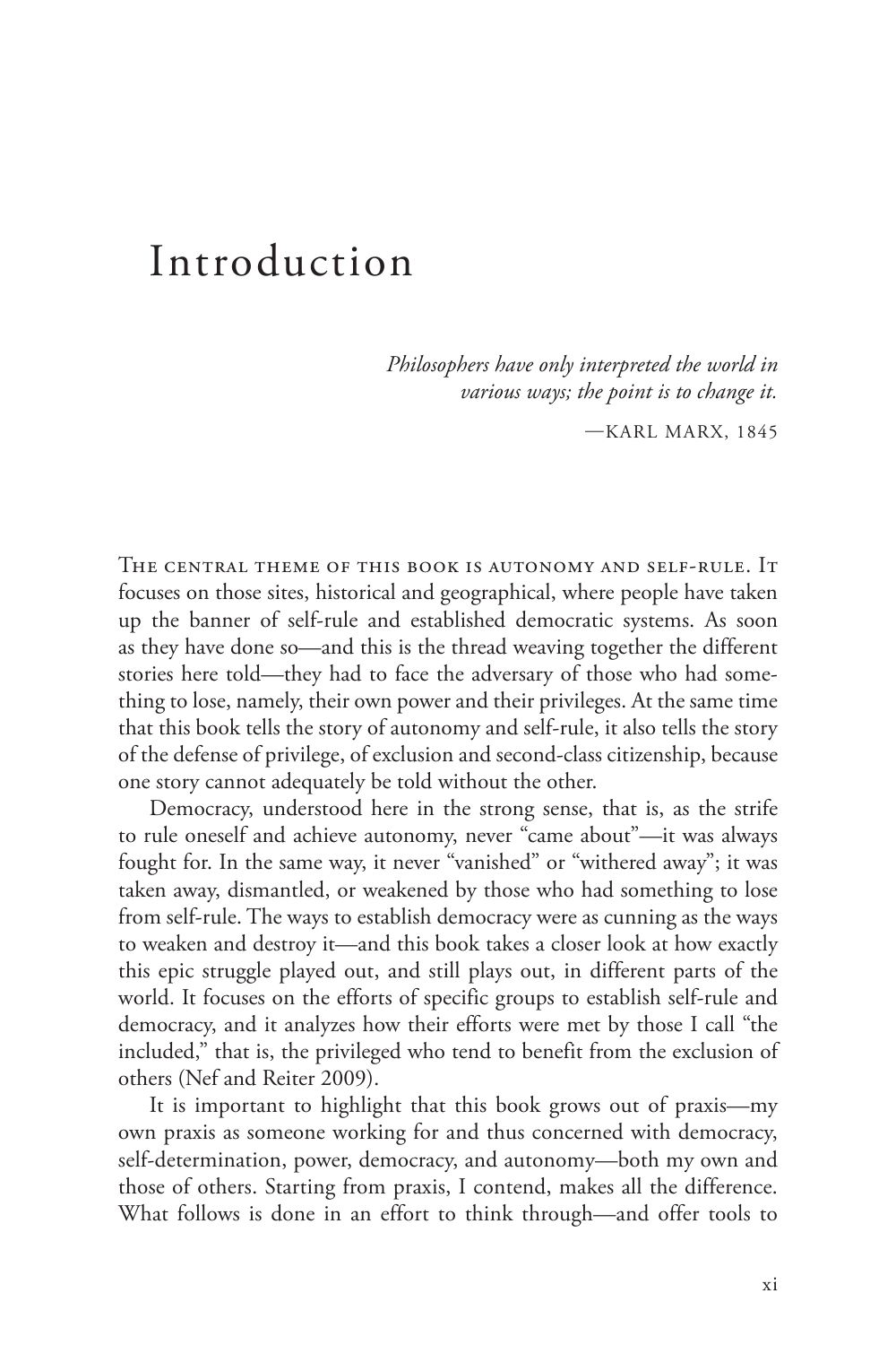# Introduction

*Philosophers have only interpreted the world in various ways; the point is to change it.*

—KARL MARX, 1845

THE CENTRAL THEME OF THIS BOOK IS AUTONOMY AND SELF-RULE. It focuses on those sites, historical and geographical, where people have taken up the banner of self-rule and established democratic systems. As soon as they have done so—and this is the thread weaving together the different stories here told—they had to face the adversary of those who had something to lose, namely, their own power and their privileges. At the same time that this book tells the story of autonomy and self-rule, it also tells the story of the defense of privilege, of exclusion and second-class citizenship, because one story cannot adequately be told without the other.

Democracy, understood here in the strong sense, that is, as the strife to rule oneself and achieve autonomy, never "came about"—it was always fought for. In the same way, it never "vanished" or "withered away"; it was taken away, dismantled, or weakened by those who had something to lose from self-rule. The ways to establish democracy were as cunning as the ways to weaken and destroy it—and this book takes a closer look at how exactly this epic struggle played out, and still plays out, in different parts of the world. It focuses on the efforts of specific groups to establish self-rule and democracy, and it analyzes how their efforts were met by those I call "the included," that is, the privileged who tend to benefit from the exclusion of others (Nef and Reiter 2009).

It is important to highlight that this book grows out of praxis—my own praxis as someone working for and thus concerned with democracy, self-determination, power, democracy, and autonomy—both my own and those of others. Starting from praxis, I contend, makes all the difference. What follows is done in an effort to think through—and offer tools to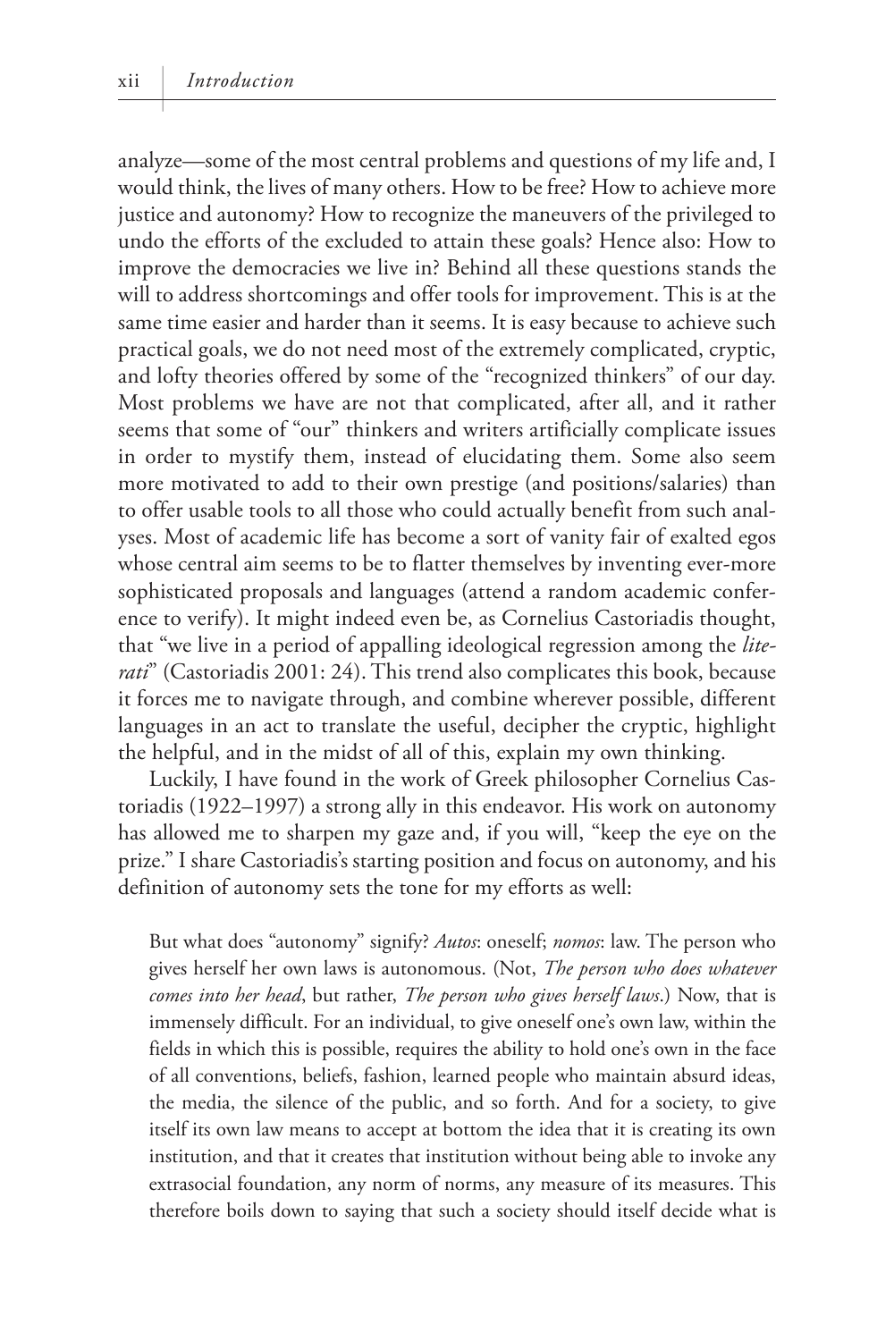analyze—some of the most central problems and questions of my life and, I would think, the lives of many others. How to be free? How to achieve more justice and autonomy? How to recognize the maneuvers of the privileged to undo the efforts of the excluded to attain these goals? Hence also: How to improve the democracies we live in? Behind all these questions stands the will to address shortcomings and offer tools for improvement. This is at the same time easier and harder than it seems. It is easy because to achieve such practical goals, we do not need most of the extremely complicated, cryptic, and lofty theories offered by some of the "recognized thinkers" of our day. Most problems we have are not that complicated, after all, and it rather seems that some of "our" thinkers and writers artificially complicate issues in order to mystify them, instead of elucidating them. Some also seem more motivated to add to their own prestige (and positions/salaries) than to offer usable tools to all those who could actually benefit from such analyses. Most of academic life has become a sort of vanity fair of exalted egos whose central aim seems to be to flatter themselves by inventing ever-more sophisticated proposals and languages (attend a random academic conference to verify). It might indeed even be, as Cornelius Castoriadis thought, that "we live in a period of appalling ideological regression among the *literati*" (Castoriadis 2001: 24). This trend also complicates this book, because it forces me to navigate through, and combine wherever possible, different languages in an act to translate the useful, decipher the cryptic, highlight the helpful, and in the midst of all of this, explain my own thinking.

Luckily, I have found in the work of Greek philosopher Cornelius Castoriadis (1922–1997) a strong ally in this endeavor. His work on autonomy has allowed me to sharpen my gaze and, if you will, "keep the eye on the prize." I share Castoriadis's starting position and focus on autonomy, and his definition of autonomy sets the tone for my efforts as well:

> But what does "autonomy" signify? *Autos*: oneself; *nomos*: law. The person who gives herself her own laws is autonomous. (Not, *The person who does whatever comes into her head*, but rather, *The person who gives herself laws*.) Now, that is immensely difficult. For an individual, to give oneself one's own law, within the fields in which this is possible, requires the ability to hold one's own in the face of all conventions, beliefs, fashion, learned people who maintain absurd ideas, the media, the silence of the public, and so forth. And for a society, to give itself its own law means to accept at bottom the idea that it is creating its own institution, and that it creates that institution without being able to invoke any extrasocial foundation, any norm of norms, any measure of its measures. This therefore boils down to saying that such a society should itself decide what is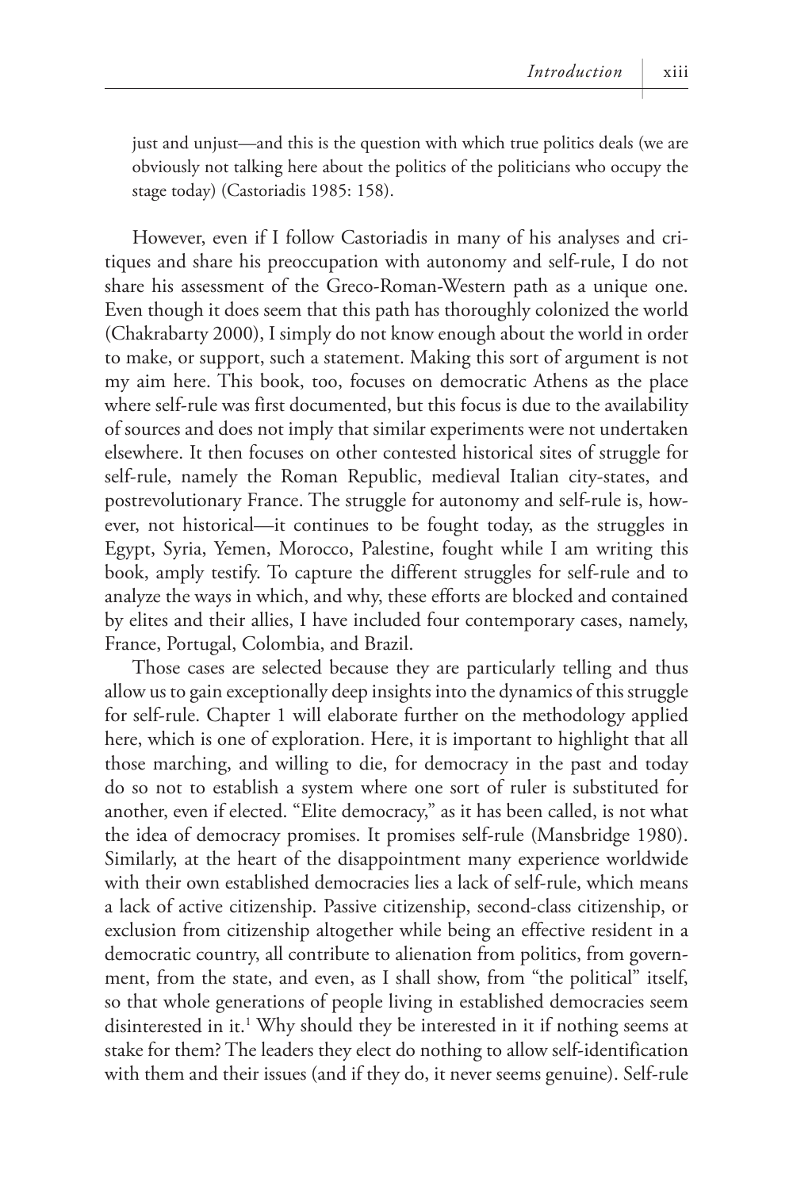just and unjust—and this is the question with which true politics deals (we are obviously not talking here about the politics of the politicians who occupy the stage today) (Castoriadis 1985: 158).

However, even if I follow Castoriadis in many of his analyses and critiques and share his preoccupation with autonomy and self-rule, I do not share his assessment of the Greco-Roman-Western path as a unique one. Even though it does seem that this path has thoroughly colonized the world (Chakrabarty 2000), I simply do not know enough about the world in order to make, or support, such a statement. Making this sort of argument is not my aim here. This book, too, focuses on democratic Athens as the place where self-rule was first documented, but this focus is due to the availability of sources and does not imply that similar experiments were not undertaken elsewhere. It then focuses on other contested historical sites of struggle for self-rule, namely the Roman Republic, medieval Italian city-states, and postrevolutionary France. The struggle for autonomy and self-rule is, however, not historical—it continues to be fought today, as the struggles in Egypt, Syria, Yemen, Morocco, Palestine, fought while I am writing this book, amply testify. To capture the different struggles for self-rule and to analyze the ways in which, and why, these efforts are blocked and contained by elites and their allies, I have included four contemporary cases, namely, France, Portugal, Colombia, and Brazil.

Those cases are selected because they are particularly telling and thus allow us to gain exceptionally deep insights into the dynamics of this struggle for self-rule. Chapter 1 will elaborate further on the methodology applied here, which is one of exploration. Here, it is important to highlight that all those marching, and willing to die, for democracy in the past and today do so not to establish a system where one sort of ruler is substituted for another, even if elected. "Elite democracy," as it has been called, is not what the idea of democracy promises. It promises self-rule (Mansbridge 1980). Similarly, at the heart of the disappointment many experience worldwide with their own established democracies lies a lack of self-rule, which means a lack of active citizenship. Passive citizenship, second-class citizenship, or exclusion from citizenship altogether while being an effective resident in a democratic country, all contribute to alienation from politics, from government, from the state, and even, as I shall show, from "the political" itself, so that whole generations of people living in established democracies seem disinterested in it.[1] Why should they be interested in it if nothing seems at stake for them? The leaders they elect do nothing to allow self-identification with them and their issues (and if they do, it never seems genuine). Self-rule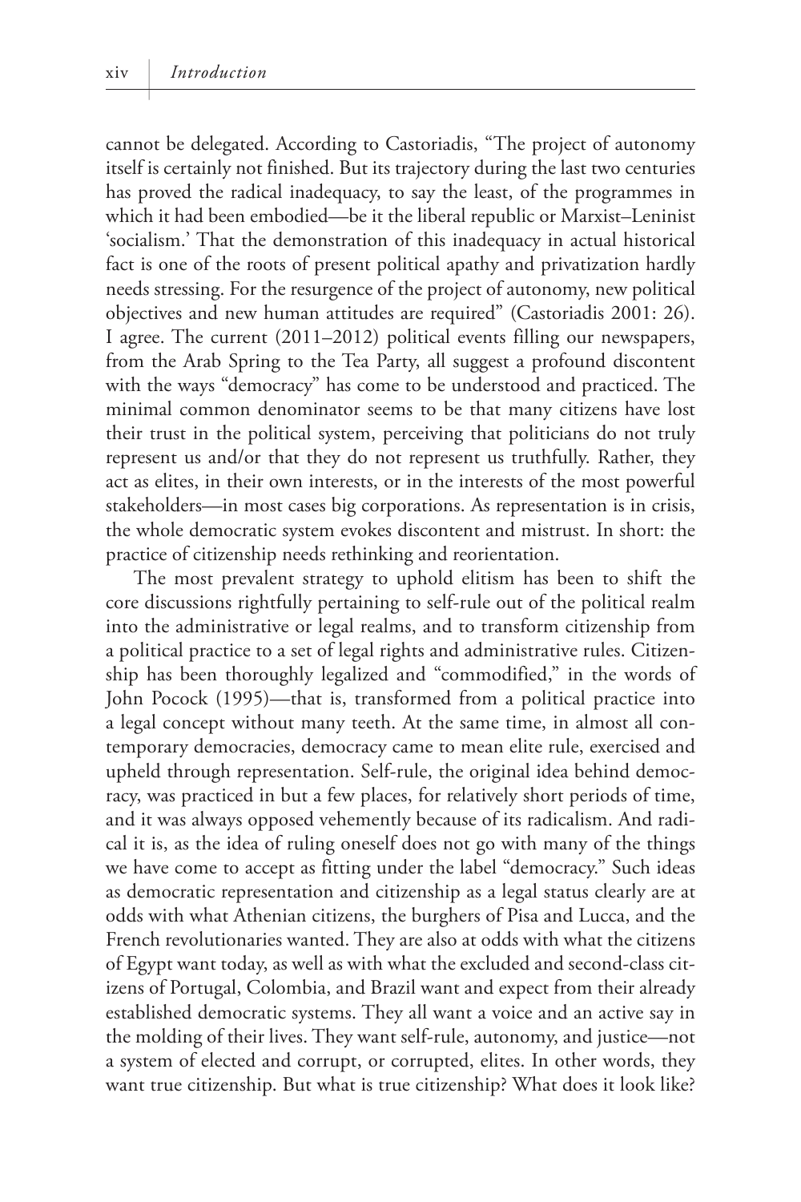cannot be delegated. According to Castoriadis, "The project of autonomy itself is certainly not finished. But its trajectory during the last two centuries has proved the radical inadequacy, to say the least, of the programmes in which it had been embodied—be it the liberal republic or Marxist–Leninist 'socialism.' That the demonstration of this inadequacy in actual historical fact is one of the roots of present political apathy and privatization hardly needs stressing. For the resurgence of the project of autonomy, new political objectives and new human attitudes are required" (Castoriadis 2001: 26). I agree. The current (2011–2012) political events filling our newspapers, from the Arab Spring to the Tea Party, all suggest a profound discontent with the ways "democracy" has come to be understood and practiced. The minimal common denominator seems to be that many citizens have lost their trust in the political system, perceiving that politicians do not truly represent us and/or that they do not represent us truthfully. Rather, they act as elites, in their own interests, or in the interests of the most powerful stakeholders—in most cases big corporations. As representation is in crisis, the whole democratic system evokes discontent and mistrust. In short: the practice of citizenship needs rethinking and reorientation.

The most prevalent strategy to uphold elitism has been to shift the core discussions rightfully pertaining to self-rule out of the political realm into the administrative or legal realms, and to transform citizenship from a political practice to a set of legal rights and administrative rules. Citizenship has been thoroughly legalized and "commodified," in the words of John Pocock (1995)—that is, transformed from a political practice into a legal concept without many teeth. At the same time, in almost all contemporary democracies, democracy came to mean elite rule, exercised and upheld through representation. Self-rule, the original idea behind democracy, was practiced in but a few places, for relatively short periods of time, and it was always opposed vehemently because of its radicalism. And radical it is, as the idea of ruling oneself does not go with many of the things we have come to accept as fitting under the label "democracy." Such ideas as democratic representation and citizenship as a legal status clearly are at odds with what Athenian citizens, the burghers of Pisa and Lucca, and the French revolutionaries wanted. They are also at odds with what the citizens of Egypt want today, as well as with what the excluded and second-class citizens of Portugal, Colombia, and Brazil want and expect from their already established democratic systems. They all want a voice and an active say in the molding of their lives. They want self-rule, autonomy, and justice—not a system of elected and corrupt, or corrupted, elites. In other words, they want true citizenship. But what is true citizenship? What does it look like?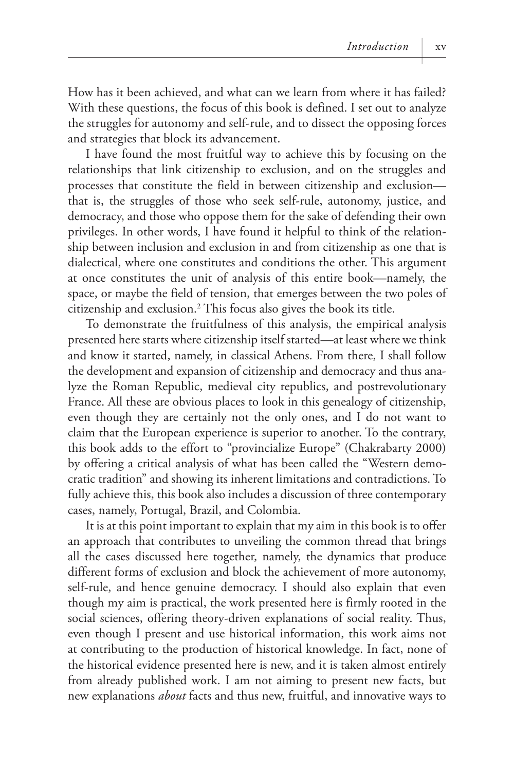How has it been achieved, and what can we learn from where it has failed? With these questions, the focus of this book is defined. I set out to analyze the struggles for autonomy and self-rule, and to dissect the opposing forces and strategies that block its advancement.

I have found the most fruitful way to achieve this by focusing on the relationships that link citizenship to exclusion, and on the struggles and processes that constitute the field in between citizenship and exclusion—that is, the struggles of those who seek self-rule, autonomy, justice, and democracy, and those who oppose them for the sake of defending their own privileges. In other words, I have found it helpful to think of the relationship between inclusion and exclusion in and from citizenship as one that is dialectical, where one constitutes and conditions the other. This argument at once constitutes the unit of analysis of this entire book—namely, the space, or maybe the field of tension, that emerges between the two poles of citizenship and exclusion.[2] This focus also gives the book its title.

To demonstrate the fruitfulness of this analysis, the empirical analysis presented here starts where citizenship itself started—at least where we think and know it started, namely, in classical Athens. From there, I shall follow the development and expansion of citizenship and democracy and thus analyze the Roman Republic, medieval city republics, and postrevolutionary France. All these are obvious places to look in this genealogy of citizenship, even though they are certainly not the only ones, and I do not want to claim that the European experience is superior to another. To the contrary, this book adds to the effort to "provincialize Europe" (Chakrabarty 2000) by offering a critical analysis of what has been called the "Western democratic tradition" and showing its inherent limitations and contradictions. To fully achieve this, this book also includes a discussion of three contemporary cases, namely, Portugal, Brazil, and Colombia.

It is at this point important to explain that my aim in this book is to offer an approach that contributes to unveiling the common thread that brings all the cases discussed here together, namely, the dynamics that produce different forms of exclusion and block the achievement of more autonomy, self-rule, and hence genuine democracy. I should also explain that even though my aim is practical, the work presented here is firmly rooted in the social sciences, offering theory-driven explanations of social reality. Thus, even though I present and use historical information, this work aims not at contributing to the production of historical knowledge. In fact, none of the historical evidence presented here is new, and it is taken almost entirely from already published work. I am not aiming to present new facts, but new explanations *about* facts and thus new, fruitful, and innovative ways to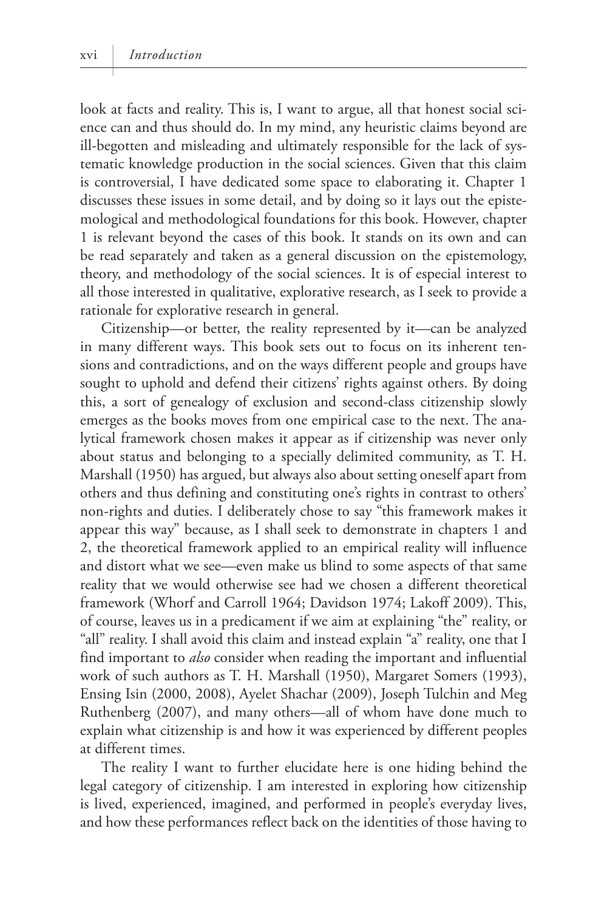look at facts and reality. This is, I want to argue, all that honest social science can and thus should do. In my mind, any heuristic claims beyond are ill-begotten and misleading and ultimately responsible for the lack of systematic knowledge production in the social sciences. Given that this claim is controversial, I have dedicated some space to elaborating it. Chapter 1 discusses these issues in some detail, and by doing so it lays out the epistemological and methodological foundations for this book. However, chapter 1 is relevant beyond the cases of this book. It stands on its own and can be read separately and taken as a general discussion on the epistemology, theory, and methodology of the social sciences. It is of especial interest to all those interested in qualitative, explorative research, as I seek to provide a rationale for explorative research in general.

Citizenship—or better, the reality represented by it—can be analyzed in many different ways. This book sets out to focus on its inherent tensions and contradictions, and on the ways different people and groups have sought to uphold and defend their citizens' rights against others. By doing this, a sort of genealogy of exclusion and second-class citizenship slowly emerges as the books moves from one empirical case to the next. The analytical framework chosen makes it appear as if citizenship was never only about status and belonging to a specially delimited community, as T. H. Marshall (1950) has argued, but always also about setting oneself apart from others and thus defining and constituting one's rights in contrast to others' non-rights and duties. I deliberately chose to say "this framework makes it appear this way" because, as I shall seek to demonstrate in chapters 1 and 2, the theoretical framework applied to an empirical reality will influence and distort what we see—even make us blind to some aspects of that same reality that we would otherwise see had we chosen a different theoretical framework (Whorf and Carroll 1964; Davidson 1974; Lakoff 2009). This, of course, leaves us in a predicament if we aim at explaining "the" reality, or "all" reality. I shall avoid this claim and instead explain "a" reality, one that I find important to *also* consider when reading the important and influential work of such authors as T. H. Marshall (1950), Margaret Somers (1993), Ensing Isin (2000, 2008), Ayelet Shachar (2009), Joseph Tulchin and Meg Ruthenberg (2007), and many others—all of whom have done much to explain what citizenship is and how it was experienced by different peoples at different times.

The reality I want to further elucidate here is one hiding behind the legal category of citizenship. I am interested in exploring how citizenship is lived, experienced, imagined, and performed in people's everyday lives, and how these performances reflect back on the identities of those having to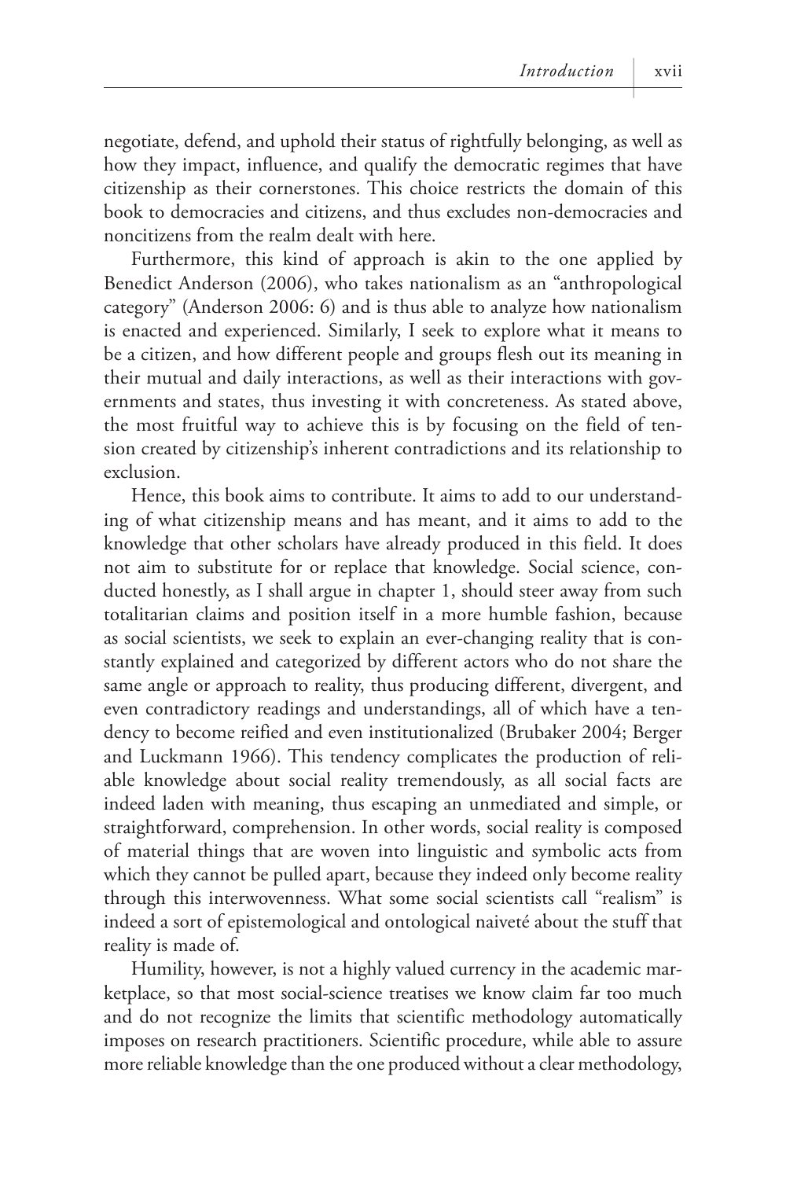negotiate, defend, and uphold their status of rightfully belonging, as well as how they impact, influence, and qualify the democratic regimes that have citizenship as their cornerstones. This choice restricts the domain of this book to democracies and citizens, and thus excludes non-democracies and noncitizens from the realm dealt with here.

Furthermore, this kind of approach is akin to the one applied by Benedict Anderson (2006), who takes nationalism as an "anthropological category" (Anderson 2006: 6) and is thus able to analyze how nationalism is enacted and experienced. Similarly, I seek to explore what it means to be a citizen, and how different people and groups flesh out its meaning in their mutual and daily interactions, as well as their interactions with governments and states, thus investing it with concreteness. As stated above, the most fruitful way to achieve this is by focusing on the field of tension created by citizenship's inherent contradictions and its relationship to exclusion.

Hence, this book aims to contribute. It aims to add to our understanding of what citizenship means and has meant, and it aims to add to the knowledge that other scholars have already produced in this field. It does not aim to substitute for or replace that knowledge. Social science, conducted honestly, as I shall argue in chapter 1, should steer away from such totalitarian claims and position itself in a more humble fashion, because as social scientists, we seek to explain an ever-changing reality that is constantly explained and categorized by different actors who do not share the same angle or approach to reality, thus producing different, divergent, and even contradictory readings and understandings, all of which have a tendency to become reified and even institutionalized (Brubaker 2004; Berger and Luckmann 1966). This tendency complicates the production of reliable knowledge about social reality tremendously, as all social facts are indeed laden with meaning, thus escaping an unmediated and simple, or straightforward, comprehension. In other words, social reality is composed of material things that are woven into linguistic and symbolic acts from which they cannot be pulled apart, because they indeed only become reality through this interwovenness. What some social scientists call "realism" is indeed a sort of epistemological and ontological naiveté about the stuff that reality is made of.

Humility, however, is not a highly valued currency in the academic marketplace, so that most social-science treatises we know claim far too much and do not recognize the limits that scientific methodology automatically imposes on research practitioners. Scientific procedure, while able to assure more reliable knowledge than the one produced without a clear methodology,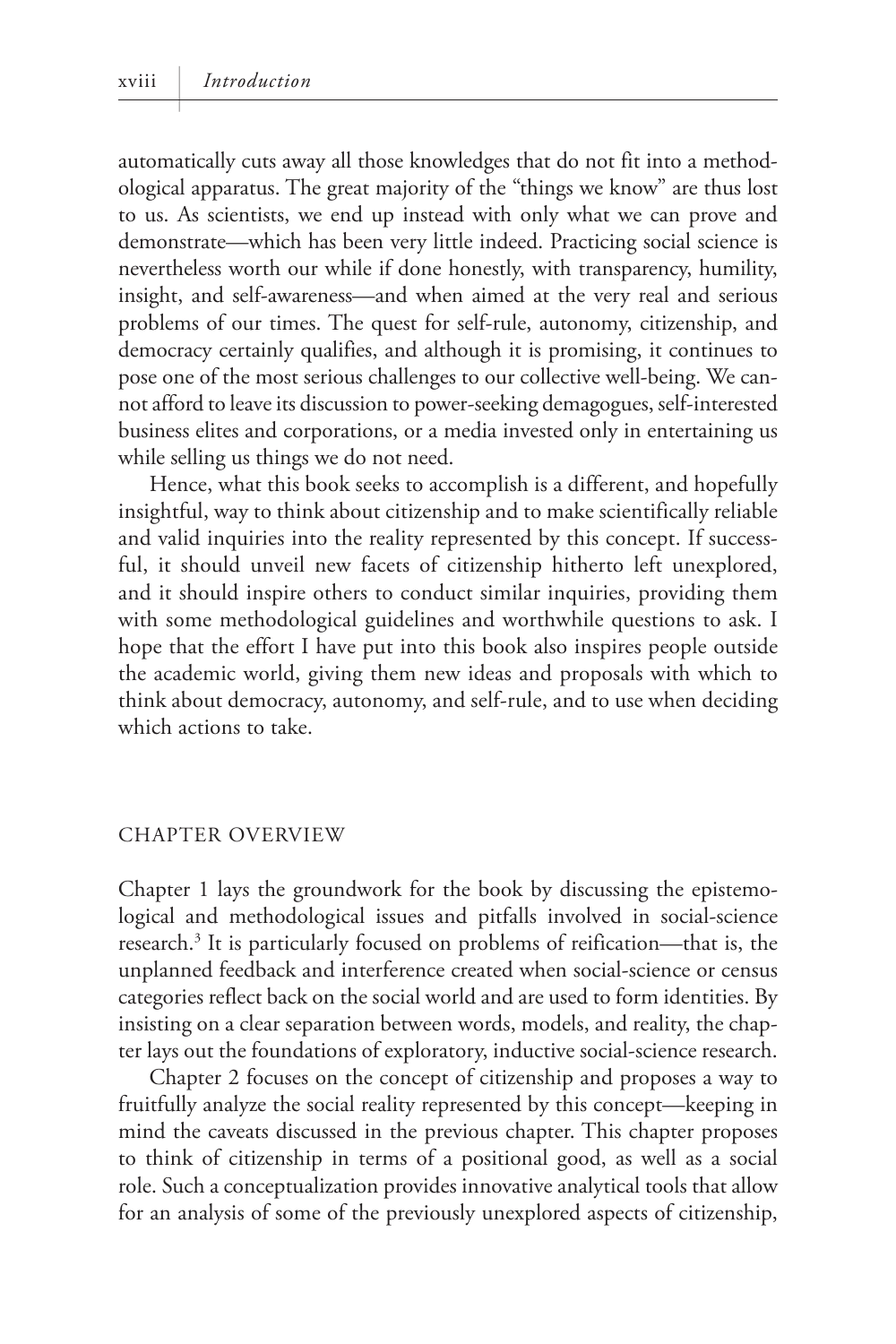automatically cuts away all those knowledges that do not fit into a methodological apparatus. The great majority of the "things we know" are thus lost to us. As scientists, we end up instead with only what we can prove and demonstrate—which has been very little indeed. Practicing social science is nevertheless worth our while if done honestly, with transparency, humility, insight, and self-awareness—and when aimed at the very real and serious problems of our times. The quest for self-rule, autonomy, citizenship, and democracy certainly qualifies, and although it is promising, it continues to pose one of the most serious challenges to our collective well-being. We cannot afford to leave its discussion to power-seeking demagogues, self-interested business elites and corporations, or a media invested only in entertaining us while selling us things we do not need.

Hence, what this book seeks to accomplish is a different, and hopefully insightful, way to think about citizenship and to make scientifically reliable and valid inquiries into the reality represented by this concept. If successful, it should unveil new facets of citizenship hitherto left unexplored, and it should inspire others to conduct similar inquiries, providing them with some methodological guidelines and worthwhile questions to ask. I hope that the effort I have put into this book also inspires people outside the academic world, giving them new ideas and proposals with which to think about democracy, autonomy, and self-rule, and to use when deciding which actions to take.

## CHAPTER OVERVIEW

Chapter 1 lays the groundwork for the book by discussing the epistemological and methodological issues and pitfalls involved in social-science research.[3] It is particularly focused on problems of reification—that is, the unplanned feedback and interference created when social-science or census categories reflect back on the social world and are used to form identities. By insisting on a clear separation between words, models, and reality, the chapter lays out the foundations of exploratory, inductive social-science research.

Chapter 2 focuses on the concept of citizenship and proposes a way to fruitfully analyze the social reality represented by this concept—keeping in mind the caveats discussed in the previous chapter. This chapter proposes to think of citizenship in terms of a positional good, as well as a social role. Such a conceptualization provides innovative analytical tools that allow for an analysis of some of the previously unexplored aspects of citizenship,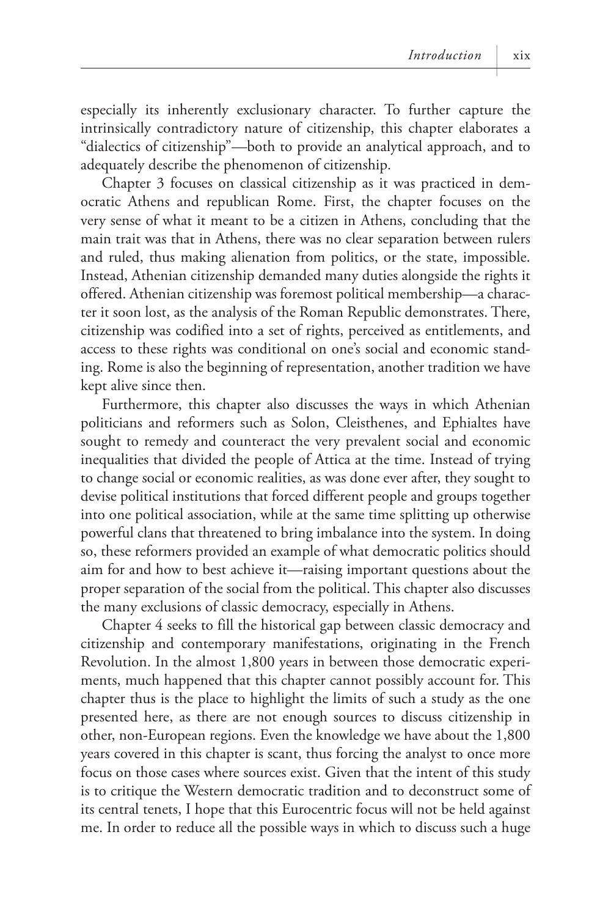especially its inherently exclusionary character. To further capture the intrinsically contradictory nature of citizenship, this chapter elaborates a "dialectics of citizenship"—both to provide an analytical approach, and to adequately describe the phenomenon of citizenship.

Chapter 3 focuses on classical citizenship as it was practiced in democratic Athens and republican Rome. First, the chapter focuses on the very sense of what it meant to be a citizen in Athens, concluding that the main trait was that in Athens, there was no clear separation between rulers and ruled, thus making alienation from politics, or the state, impossible. Instead, Athenian citizenship demanded many duties alongside the rights it offered. Athenian citizenship was foremost political membership—a character it soon lost, as the analysis of the Roman Republic demonstrates. There, citizenship was codified into a set of rights, perceived as entitlements, and access to these rights was conditional on one's social and economic standing. Rome is also the beginning of representation, another tradition we have kept alive since then.

Furthermore, this chapter also discusses the ways in which Athenian politicians and reformers such as Solon, Cleisthenes, and Ephialtes have sought to remedy and counteract the very prevalent social and economic inequalities that divided the people of Attica at the time. Instead of trying to change social or economic realities, as was done ever after, they sought to devise political institutions that forced different people and groups together into one political association, while at the same time splitting up otherwise powerful clans that threatened to bring imbalance into the system. In doing so, these reformers provided an example of what democratic politics should aim for and how to best achieve it—raising important questions about the proper separation of the social from the political. This chapter also discusses the many exclusions of classic democracy, especially in Athens.

Chapter 4 seeks to fill the historical gap between classic democracy and citizenship and contemporary manifestations, originating in the French Revolution. In the almost 1,800 years in between those democratic experiments, much happened that this chapter cannot possibly account for. This chapter thus is the place to highlight the limits of such a study as the one presented here, as there are not enough sources to discuss citizenship in other, non-European regions. Even the knowledge we have about the 1,800 years covered in this chapter is scant, thus forcing the analyst to once more focus on those cases where sources exist. Given that the intent of this study is to critique the Western democratic tradition and to deconstruct some of its central tenets, I hope that this Eurocentric focus will not be held against me. In order to reduce all the possible ways in which to discuss such a huge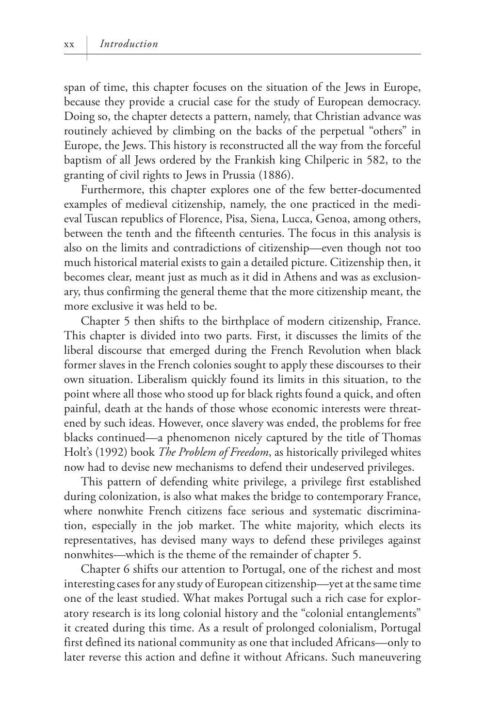span of time, this chapter focuses on the situation of the Jews in Europe, because they provide a crucial case for the study of European democracy. Doing so, the chapter detects a pattern, namely, that Christian advance was routinely achieved by climbing on the backs of the perpetual "others" in Europe, the Jews. This history is reconstructed all the way from the forceful baptism of all Jews ordered by the Frankish king Chilperic in 582, to the granting of civil rights to Jews in Prussia (1886).

Furthermore, this chapter explores one of the few better-documented examples of medieval citizenship, namely, the one practiced in the medieval Tuscan republics of Florence, Pisa, Siena, Lucca, Genoa, among others, between the tenth and the fifteenth centuries. The focus in this analysis is also on the limits and contradictions of citizenship—even though not too much historical material exists to gain a detailed picture. Citizenship then, it becomes clear, meant just as much as it did in Athens and was as exclusionary, thus confirming the general theme that the more citizenship meant, the more exclusive it was held to be.

Chapter 5 then shifts to the birthplace of modern citizenship, France. This chapter is divided into two parts. First, it discusses the limits of the liberal discourse that emerged during the French Revolution when black former slaves in the French colonies sought to apply these discourses to their own situation. Liberalism quickly found its limits in this situation, to the point where all those who stood up for black rights found a quick, and often painful, death at the hands of those whose economic interests were threatened by such ideas. However, once slavery was ended, the problems for free blacks continued—a phenomenon nicely captured by the title of Thomas Holt's (1992) book *The Problem of Freedom*, as historically privileged whites now had to devise new mechanisms to defend their undeserved privileges.

This pattern of defending white privilege, a privilege first established during colonization, is also what makes the bridge to contemporary France, where nonwhite French citizens face serious and systematic discrimination, especially in the job market. The white majority, which elects its representatives, has devised many ways to defend these privileges against nonwhites—which is the theme of the remainder of chapter 5.

Chapter 6 shifts our attention to Portugal, one of the richest and most interesting cases for any study of European citizenship—yet at the same time one of the least studied. What makes Portugal such a rich case for exploratory research is its long colonial history and the "colonial entanglements" it created during this time. As a result of prolonged colonialism, Portugal first defined its national community as one that included Africans—only to later reverse this action and define it without Africans. Such maneuvering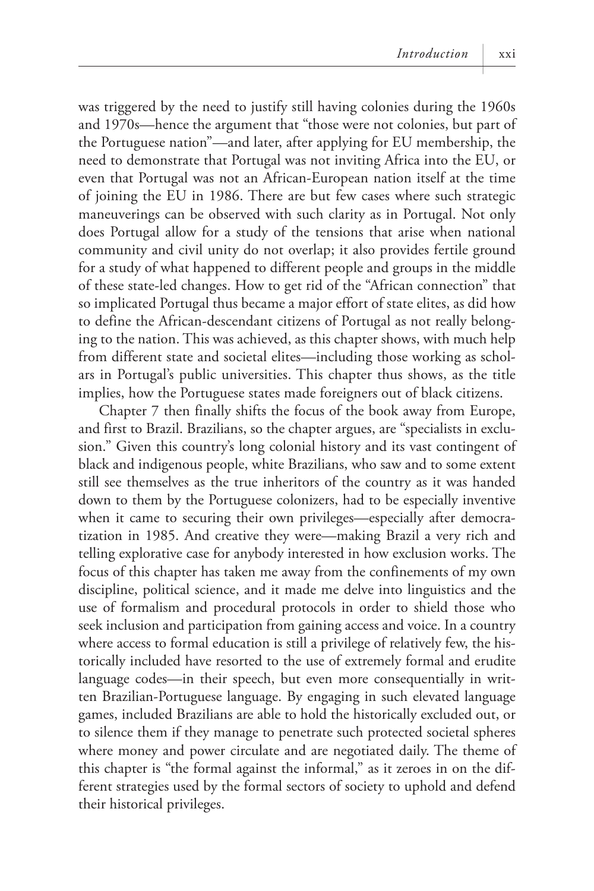was triggered by the need to justify still having colonies during the 1960s and 1970s—hence the argument that "those were not colonies, but part of the Portuguese nation"—and later, after applying for EU membership, the need to demonstrate that Portugal was not inviting Africa into the EU, or even that Portugal was not an African-European nation itself at the time of joining the EU in 1986. There are but few cases where such strategic maneuverings can be observed with such clarity as in Portugal. Not only does Portugal allow for a study of the tensions that arise when national community and civil unity do not overlap; it also provides fertile ground for a study of what happened to different people and groups in the middle of these state-led changes. How to get rid of the "African connection" that so implicated Portugal thus became a major effort of state elites, as did how to define the African-descendant citizens of Portugal as not really belonging to the nation. This was achieved, as this chapter shows, with much help from different state and societal elites—including those working as scholars in Portugal's public universities. This chapter thus shows, as the title implies, how the Portuguese states made foreigners out of black citizens.

Chapter 7 then finally shifts the focus of the book away from Europe, and first to Brazil. Brazilians, so the chapter argues, are "specialists in exclusion." Given this country's long colonial history and its vast contingent of black and indigenous people, white Brazilians, who saw and to some extent still see themselves as the true inheritors of the country as it was handed down to them by the Portuguese colonizers, had to be especially inventive when it came to securing their own privileges—especially after democratization in 1985. And creative they were—making Brazil a very rich and telling explorative case for anybody interested in how exclusion works. The focus of this chapter has taken me away from the confinements of my own discipline, political science, and it made me delve into linguistics and the use of formalism and procedural protocols in order to shield those who seek inclusion and participation from gaining access and voice. In a country where access to formal education is still a privilege of relatively few, the historically included have resorted to the use of extremely formal and erudite language codes—in their speech, but even more consequentially in written Brazilian-Portuguese language. By engaging in such elevated language games, included Brazilians are able to hold the historically excluded out, or to silence them if they manage to penetrate such protected societal spheres where money and power circulate and are negotiated daily. The theme of this chapter is "the formal against the informal," as it zeroes in on the different strategies used by the formal sectors of society to uphold and defend their historical privileges.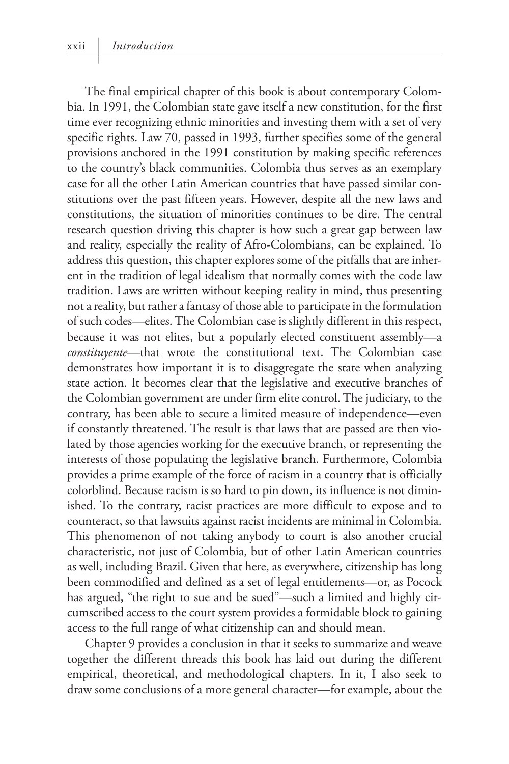The final empirical chapter of this book is about contemporary Colombia. In 1991, the Colombian state gave itself a new constitution, for the first time ever recognizing ethnic minorities and investing them with a set of very specific rights. Law 70, passed in 1993, further specifies some of the general provisions anchored in the 1991 constitution by making specific references to the country's black communities. Colombia thus serves as an exemplary case for all the other Latin American countries that have passed similar constitutions over the past fifteen years. However, despite all the new laws and constitutions, the situation of minorities continues to be dire. The central research question driving this chapter is how such a great gap between law and reality, especially the reality of Afro-Colombians, can be explained. To address this question, this chapter explores some of the pitfalls that are inherent in the tradition of legal idealism that normally comes with the code law tradition. Laws are written without keeping reality in mind, thus presenting not a reality, but rather a fantasy of those able to participate in the formulation of such codes—elites. The Colombian case is slightly different in this respect, because it was not elites, but a popularly elected constituent assembly—a *constituyente*—that wrote the constitutional text. The Colombian case demonstrates how important it is to disaggregate the state when analyzing state action. It becomes clear that the legislative and executive branches of the Colombian government are under firm elite control. The judiciary, to the contrary, has been able to secure a limited measure of independence—even if constantly threatened. The result is that laws that are passed are then violated by those agencies working for the executive branch, or representing the interests of those populating the legislative branch. Furthermore, Colombia provides a prime example of the force of racism in a country that is officially colorblind. Because racism is so hard to pin down, its influence is not diminished. To the contrary, racist practices are more difficult to expose and to counteract, so that lawsuits against racist incidents are minimal in Colombia. This phenomenon of not taking anybody to court is also another crucial characteristic, not just of Colombia, but of other Latin American countries as well, including Brazil. Given that here, as everywhere, citizenship has long been commodified and defined as a set of legal entitlements—or, as Pocock has argued, "the right to sue and be sued"—such a limited and highly circumscribed access to the court system provides a formidable block to gaining access to the full range of what citizenship can and should mean.

Chapter 9 provides a conclusion in that it seeks to summarize and weave together the different threads this book has laid out during the different empirical, theoretical, and methodological chapters. In it, I also seek to draw some conclusions of a more general character—for example, about the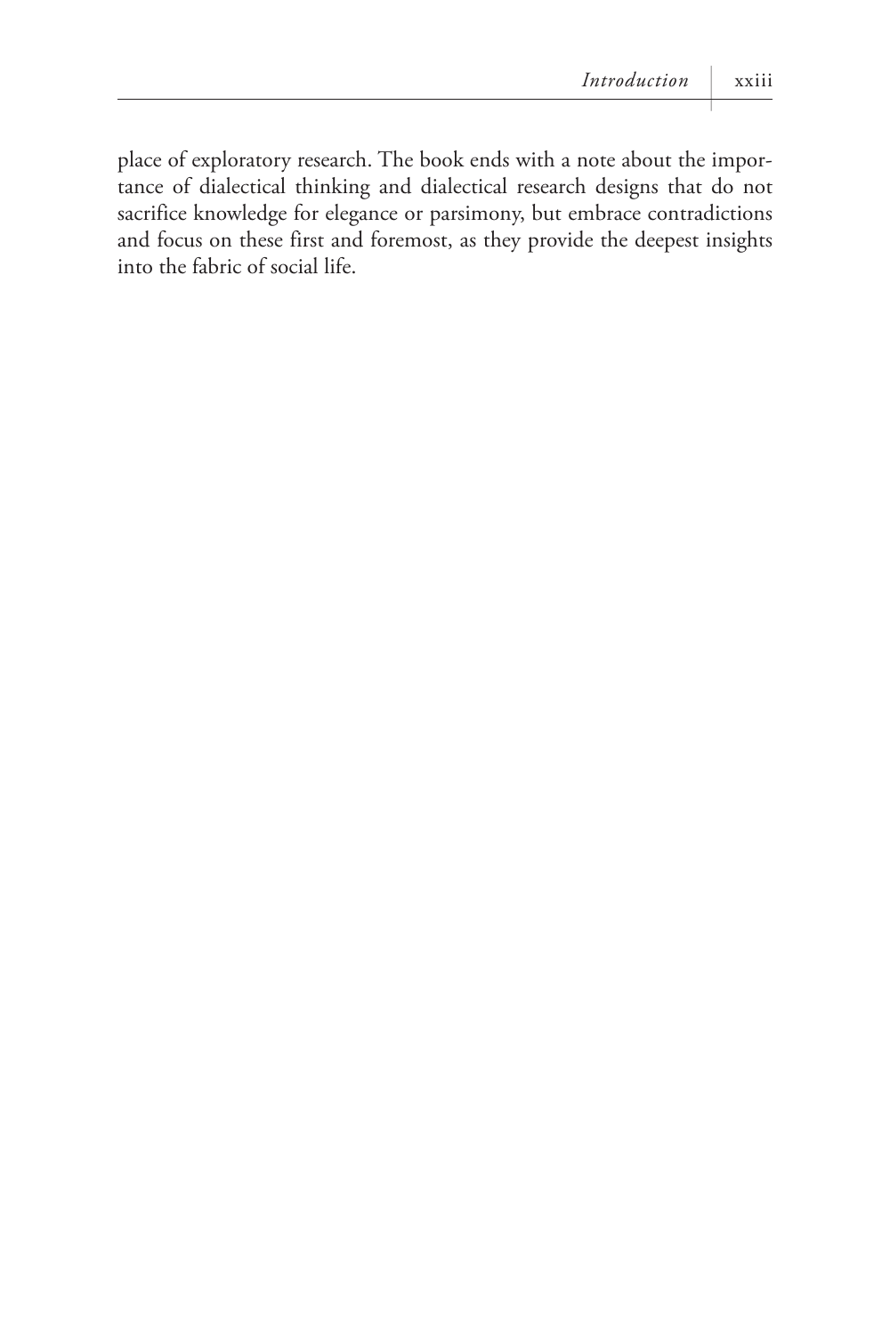place of exploratory research. The book ends with a note about the importance of dialectical thinking and dialectical research designs that do not sacrifice knowledge for elegance or parsimony, but embrace contradictions and focus on these first and foremost, as they provide the deepest insights into the fabric of social life.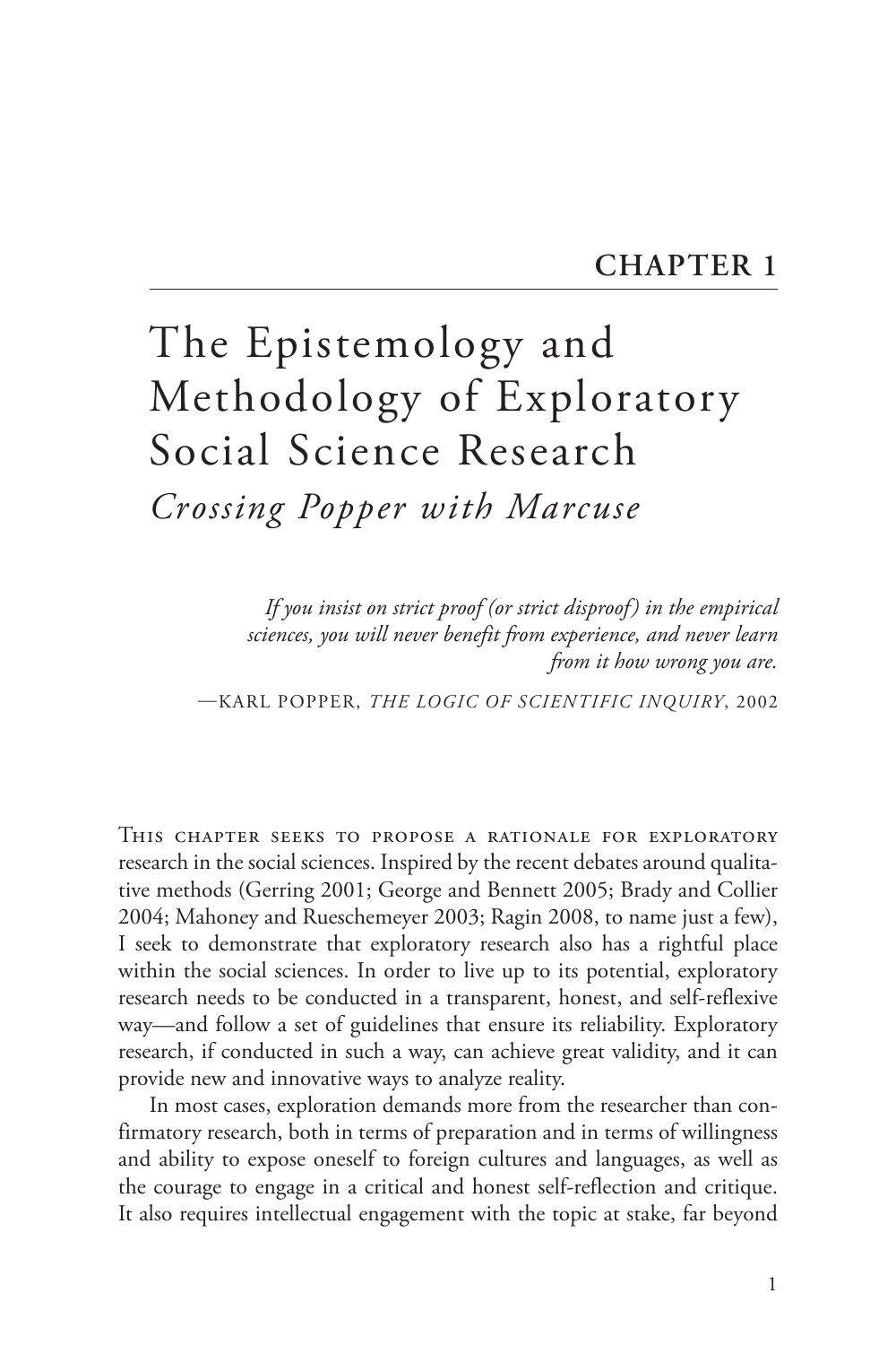# CHAPTER 1

# The Epistemology and Methodology of Exploratory Social Science Research

## *Crossing Popper with Marcuse*

> *If you insist on strict proof (or strict disproof) in the empirical sciences, you will never benefit from experience, and never learn from it how wrong you are.*
>
> —Karl Popper, *The Logic of Scientific Inquiry*, 2002

This chapter seeks to propose a rationale for exploratory research in the social sciences. Inspired by the recent debates around qualitative methods (Gerring 2001; George and Bennett 2005; Brady and Collier 2004; Mahoney and Rueschemeyer 2003; Ragin 2008, to name just a few), I seek to demonstrate that exploratory research also has a rightful place within the social sciences. In order to live up to its potential, exploratory research needs to be conducted in a transparent, honest, and self-reflexive way—and follow a set of guidelines that ensure its reliability. Exploratory research, if conducted in such a way, can achieve great validity, and it can provide new and innovative ways to analyze reality.

In most cases, exploration demands more from the researcher than confirmatory research, both in terms of preparation and in terms of willingness and ability to expose oneself to foreign cultures and languages, as well as the courage to engage in a critical and honest self-reflection and critique. It also requires intellectual engagement with the topic at stake, far beyond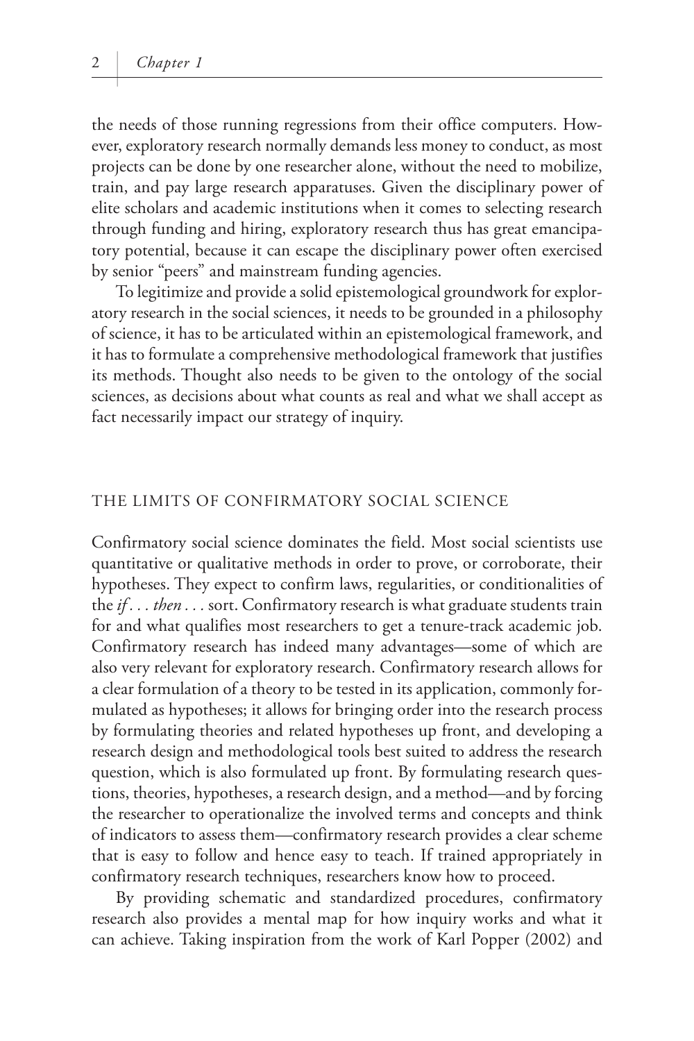the needs of those running regressions from their office computers. However, exploratory research normally demands less money to conduct, as most projects can be done by one researcher alone, without the need to mobilize, train, and pay large research apparatuses. Given the disciplinary power of elite scholars and academic institutions when it comes to selecting research through funding and hiring, exploratory research thus has great emancipatory potential, because it can escape the disciplinary power often exercised by senior "peers" and mainstream funding agencies.

To legitimize and provide a solid epistemological groundwork for exploratory research in the social sciences, it needs to be grounded in a philosophy of science, it has to be articulated within an epistemological framework, and it has to formulate a comprehensive methodological framework that justifies its methods. Thought also needs to be given to the ontology of the social sciences, as decisions about what counts as real and what we shall accept as fact necessarily impact our strategy of inquiry.

## THE LIMITS OF CONFIRMATORY SOCIAL SCIENCE

Confirmatory social science dominates the field. Most social scientists use quantitative or qualitative methods in order to prove, or corroborate, their hypotheses. They expect to confirm laws, regularities, or conditionalities of the *if . . . then . . .* sort. Confirmatory research is what graduate students train for and what qualifies most researchers to get a tenure-track academic job. Confirmatory research has indeed many advantages—some of which are also very relevant for exploratory research. Confirmatory research allows for a clear formulation of a theory to be tested in its application, commonly formulated as hypotheses; it allows for bringing order into the research process by formulating theories and related hypotheses up front, and developing a research design and methodological tools best suited to address the research question, which is also formulated up front. By formulating research questions, theories, hypotheses, a research design, and a method—and by forcing the researcher to operationalize the involved terms and concepts and think of indicators to assess them—confirmatory research provides a clear scheme that is easy to follow and hence easy to teach. If trained appropriately in confirmatory research techniques, researchers know how to proceed.

By providing schematic and standardized procedures, confirmatory research also provides a mental map for how inquiry works and what it can achieve. Taking inspiration from the work of Karl Popper (2002) and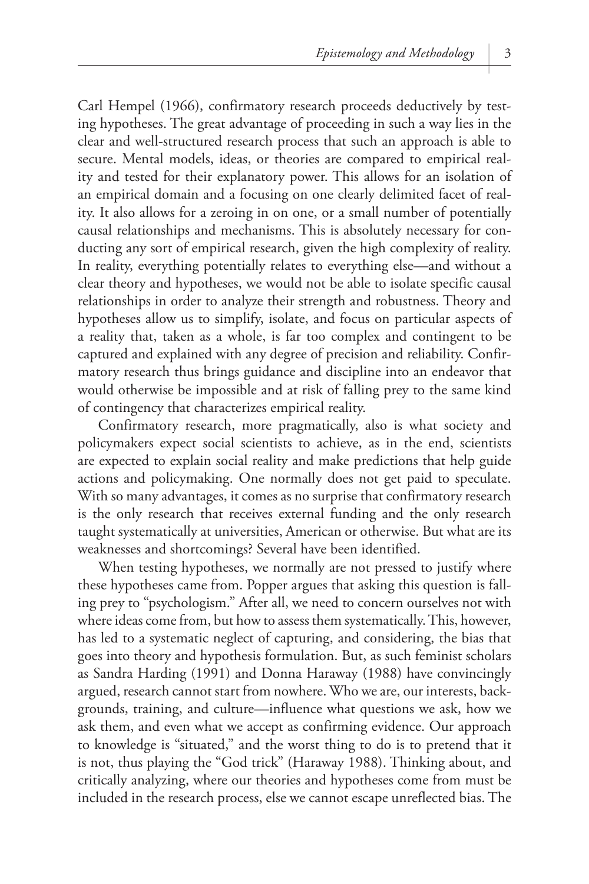Carl Hempel (1966), confirmatory research proceeds deductively by testing hypotheses. The great advantage of proceeding in such a way lies in the clear and well-structured research process that such an approach is able to secure. Mental models, ideas, or theories are compared to empirical reality and tested for their explanatory power. This allows for an isolation of an empirical domain and a focusing on one clearly delimited facet of reality. It also allows for a zeroing in on one, or a small number of potentially causal relationships and mechanisms. This is absolutely necessary for conducting any sort of empirical research, given the high complexity of reality. In reality, everything potentially relates to everything else—and without a clear theory and hypotheses, we would not be able to isolate specific causal relationships in order to analyze their strength and robustness. Theory and hypotheses allow us to simplify, isolate, and focus on particular aspects of a reality that, taken as a whole, is far too complex and contingent to be captured and explained with any degree of precision and reliability. Confirmatory research thus brings guidance and discipline into an endeavor that would otherwise be impossible and at risk of falling prey to the same kind of contingency that characterizes empirical reality.

Confirmatory research, more pragmatically, also is what society and policymakers expect social scientists to achieve, as in the end, scientists are expected to explain social reality and make predictions that help guide actions and policymaking. One normally does not get paid to speculate. With so many advantages, it comes as no surprise that confirmatory research is the only research that receives external funding and the only research taught systematically at universities, American or otherwise. But what are its weaknesses and shortcomings? Several have been identified.

When testing hypotheses, we normally are not pressed to justify where these hypotheses came from. Popper argues that asking this question is falling prey to "psychologism." After all, we need to concern ourselves not with where ideas come from, but how to assess them systematically. This, however, has led to a systematic neglect of capturing, and considering, the bias that goes into theory and hypothesis formulation. But, as such feminist scholars as Sandra Harding (1991) and Donna Haraway (1988) have convincingly argued, research cannot start from nowhere. Who we are, our interests, backgrounds, training, and culture—influence what questions we ask, how we ask them, and even what we accept as confirming evidence. Our approach to knowledge is "situated," and the worst thing to do is to pretend that it is not, thus playing the "God trick" (Haraway 1988). Thinking about, and critically analyzing, where our theories and hypotheses come from must be included in the research process, else we cannot escape unreflected bias. The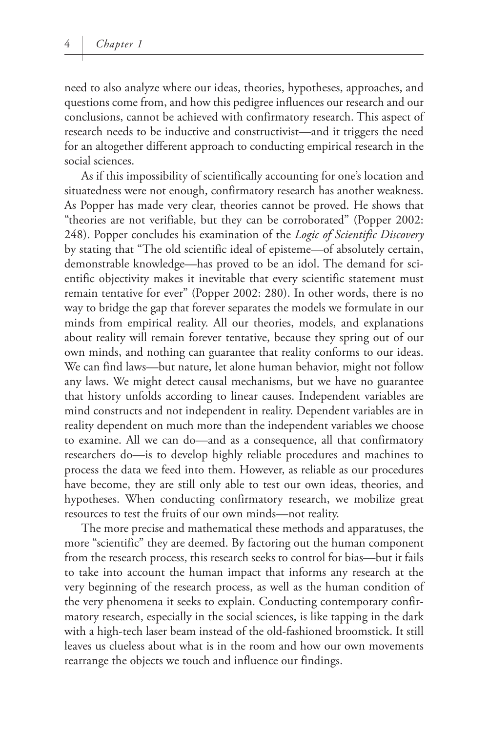need to also analyze where our ideas, theories, hypotheses, approaches, and questions come from, and how this pedigree influences our research and our conclusions, cannot be achieved with confirmatory research. This aspect of research needs to be inductive and constructivist—and it triggers the need for an altogether different approach to conducting empirical research in the social sciences.

As if this impossibility of scientifically accounting for one's location and situatedness were not enough, confirmatory research has another weakness. As Popper has made very clear, theories cannot be proved. He shows that "theories are not verifiable, but they can be corroborated" (Popper 2002: 248). Popper concludes his examination of the *Logic of Scientific Discovery* by stating that "The old scientific ideal of episteme—of absolutely certain, demonstrable knowledge—has proved to be an idol. The demand for scientific objectivity makes it inevitable that every scientific statement must remain tentative for ever" (Popper 2002: 280). In other words, there is no way to bridge the gap that forever separates the models we formulate in our minds from empirical reality. All our theories, models, and explanations about reality will remain forever tentative, because they spring out of our own minds, and nothing can guarantee that reality conforms to our ideas. We can find laws—but nature, let alone human behavior, might not follow any laws. We might detect causal mechanisms, but we have no guarantee that history unfolds according to linear causes. Independent variables are mind constructs and not independent in reality. Dependent variables are in reality dependent on much more than the independent variables we choose to examine. All we can do—and as a consequence, all that confirmatory researchers do—is to develop highly reliable procedures and machines to process the data we feed into them. However, as reliable as our procedures have become, they are still only able to test our own ideas, theories, and hypotheses. When conducting confirmatory research, we mobilize great resources to test the fruits of our own minds—not reality.

The more precise and mathematical these methods and apparatuses, the more "scientific" they are deemed. By factoring out the human component from the research process, this research seeks to control for bias—but it fails to take into account the human impact that informs any research at the very beginning of the research process, as well as the human condition of the very phenomena it seeks to explain. Conducting contemporary confirmatory research, especially in the social sciences, is like tapping in the dark with a high-tech laser beam instead of the old-fashioned broomstick. It still leaves us clueless about what is in the room and how our own movements rearrange the objects we touch and influence our findings.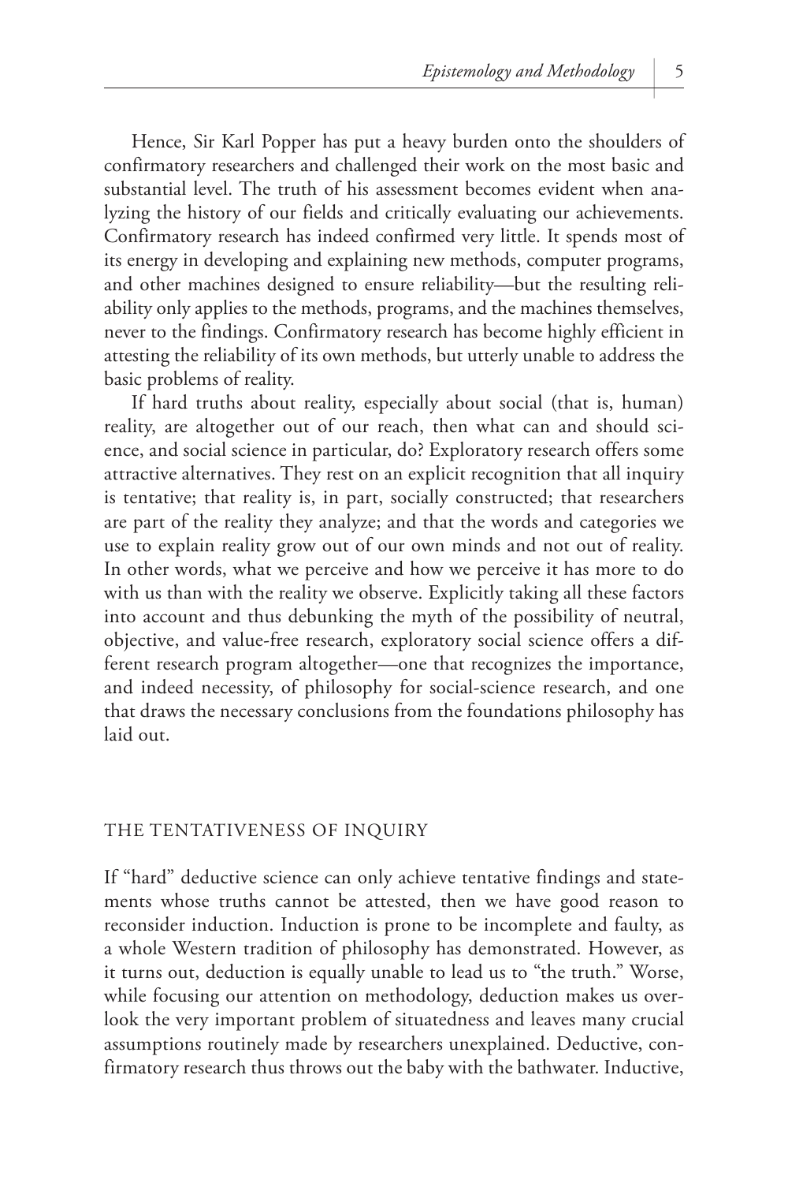Hence, Sir Karl Popper has put a heavy burden onto the shoulders of confirmatory researchers and challenged their work on the most basic and substantial level. The truth of his assessment becomes evident when analyzing the history of our fields and critically evaluating our achievements. Confirmatory research has indeed confirmed very little. It spends most of its energy in developing and explaining new methods, computer programs, and other machines designed to ensure reliability—but the resulting reliability only applies to the methods, programs, and the machines themselves, never to the findings. Confirmatory research has become highly efficient in attesting the reliability of its own methods, but utterly unable to address the basic problems of reality.

If hard truths about reality, especially about social (that is, human) reality, are altogether out of our reach, then what can and should science, and social science in particular, do? Exploratory research offers some attractive alternatives. They rest on an explicit recognition that all inquiry is tentative; that reality is, in part, socially constructed; that researchers are part of the reality they analyze; and that the words and categories we use to explain reality grow out of our own minds and not out of reality. In other words, what we perceive and how we perceive it has more to do with us than with the reality we observe. Explicitly taking all these factors into account and thus debunking the myth of the possibility of neutral, objective, and value-free research, exploratory social science offers a different research program altogether—one that recognizes the importance, and indeed necessity, of philosophy for social-science research, and one that draws the necessary conclusions from the foundations philosophy has laid out.

## THE TENTATIVENESS OF INQUIRY

If "hard" deductive science can only achieve tentative findings and statements whose truths cannot be attested, then we have good reason to reconsider induction. Induction is prone to be incomplete and faulty, as a whole Western tradition of philosophy has demonstrated. However, as it turns out, deduction is equally unable to lead us to "the truth." Worse, while focusing our attention on methodology, deduction makes us overlook the very important problem of situatedness and leaves many crucial assumptions routinely made by researchers unexplained. Deductive, confirmatory research thus throws out the baby with the bathwater. Inductive,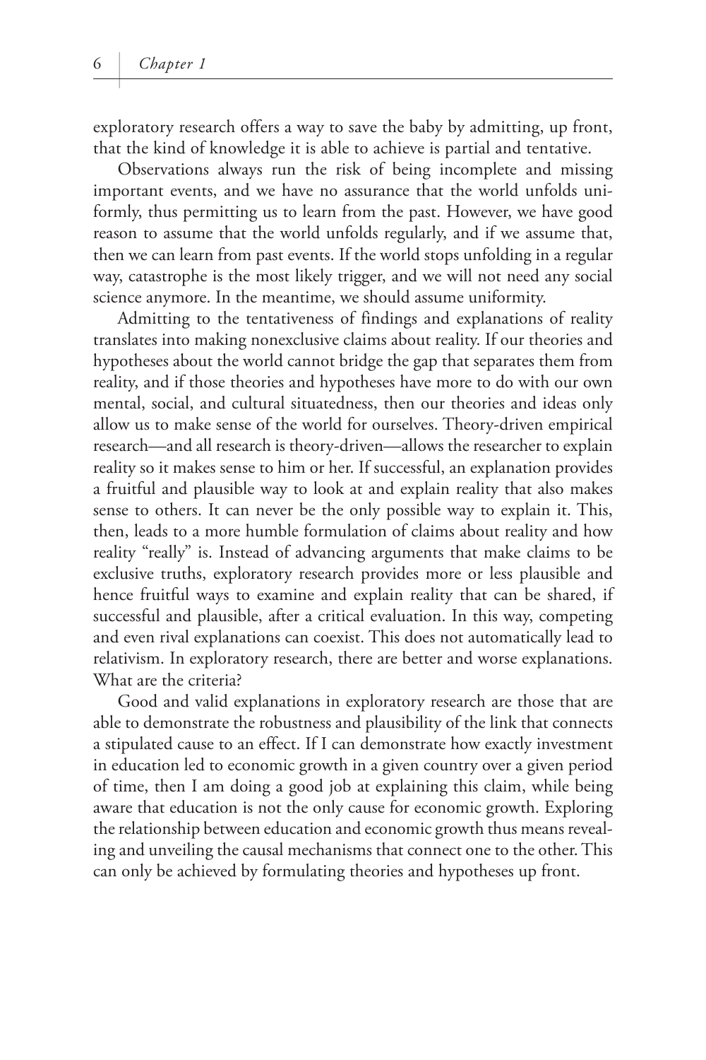exploratory research offers a way to save the baby by admitting, up front, that the kind of knowledge it is able to achieve is partial and tentative.

Observations always run the risk of being incomplete and missing important events, and we have no assurance that the world unfolds uniformly, thus permitting us to learn from the past. However, we have good reason to assume that the world unfolds regularly, and if we assume that, then we can learn from past events. If the world stops unfolding in a regular way, catastrophe is the most likely trigger, and we will not need any social science anymore. In the meantime, we should assume uniformity.

Admitting to the tentativeness of findings and explanations of reality translates into making nonexclusive claims about reality. If our theories and hypotheses about the world cannot bridge the gap that separates them from reality, and if those theories and hypotheses have more to do with our own mental, social, and cultural situatedness, then our theories and ideas only allow us to make sense of the world for ourselves. Theory-driven empirical research—and all research is theory-driven—allows the researcher to explain reality so it makes sense to him or her. If successful, an explanation provides a fruitful and plausible way to look at and explain reality that also makes sense to others. It can never be the only possible way to explain it. This, then, leads to a more humble formulation of claims about reality and how reality "really" is. Instead of advancing arguments that make claims to be exclusive truths, exploratory research provides more or less plausible and hence fruitful ways to examine and explain reality that can be shared, if successful and plausible, after a critical evaluation. In this way, competing and even rival explanations can coexist. This does not automatically lead to relativism. In exploratory research, there are better and worse explanations. What are the criteria?

Good and valid explanations in exploratory research are those that are able to demonstrate the robustness and plausibility of the link that connects a stipulated cause to an effect. If I can demonstrate how exactly investment in education led to economic growth in a given country over a given period of time, then I am doing a good job at explaining this claim, while being aware that education is not the only cause for economic growth. Exploring the relationship between education and economic growth thus means revealing and unveiling the causal mechanisms that connect one to the other. This can only be achieved by formulating theories and hypotheses up front.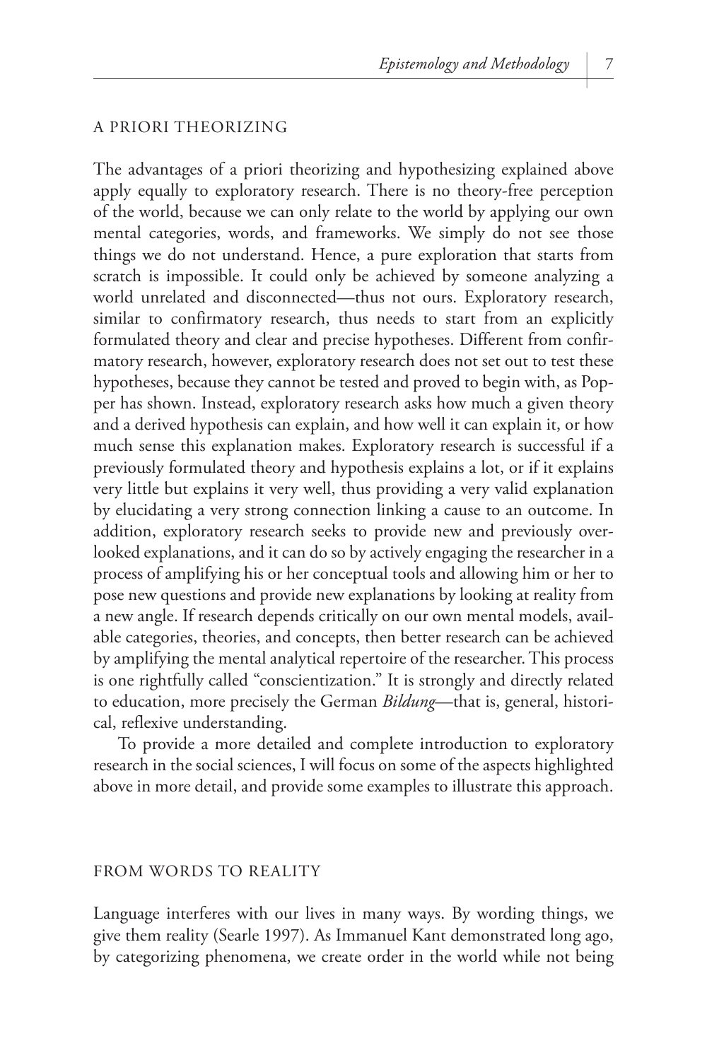## A PRIORI THEORIZING

The advantages of a priori theorizing and hypothesizing explained above apply equally to exploratory research. There is no theory-free perception of the world, because we can only relate to the world by applying our own mental categories, words, and frameworks. We simply do not see those things we do not understand. Hence, a pure exploration that starts from scratch is impossible. It could only be achieved by someone analyzing a world unrelated and disconnected—thus not ours. Exploratory research, similar to confirmatory research, thus needs to start from an explicitly formulated theory and clear and precise hypotheses. Different from confirmatory research, however, exploratory research does not set out to test these hypotheses, because they cannot be tested and proved to begin with, as Popper has shown. Instead, exploratory research asks how much a given theory and a derived hypothesis can explain, and how well it can explain it, or how much sense this explanation makes. Exploratory research is successful if a previously formulated theory and hypothesis explains a lot, or if it explains very little but explains it very well, thus providing a very valid explanation by elucidating a very strong connection linking a cause to an outcome. In addition, exploratory research seeks to provide new and previously overlooked explanations, and it can do so by actively engaging the researcher in a process of amplifying his or her conceptual tools and allowing him or her to pose new questions and provide new explanations by looking at reality from a new angle. If research depends critically on our own mental models, available categories, theories, and concepts, then better research can be achieved by amplifying the mental analytical repertoire of the researcher. This process is one rightfully called "conscientization." It is strongly and directly related to education, more precisely the German *Bildung*—that is, general, historical, reflexive understanding.

To provide a more detailed and complete introduction to exploratory research in the social sciences, I will focus on some of the aspects highlighted above in more detail, and provide some examples to illustrate this approach.

## FROM WORDS TO REALITY

Language interferes with our lives in many ways. By wording things, we give them reality (Searle 1997). As Immanuel Kant demonstrated long ago, by categorizing phenomena, we create order in the world while not being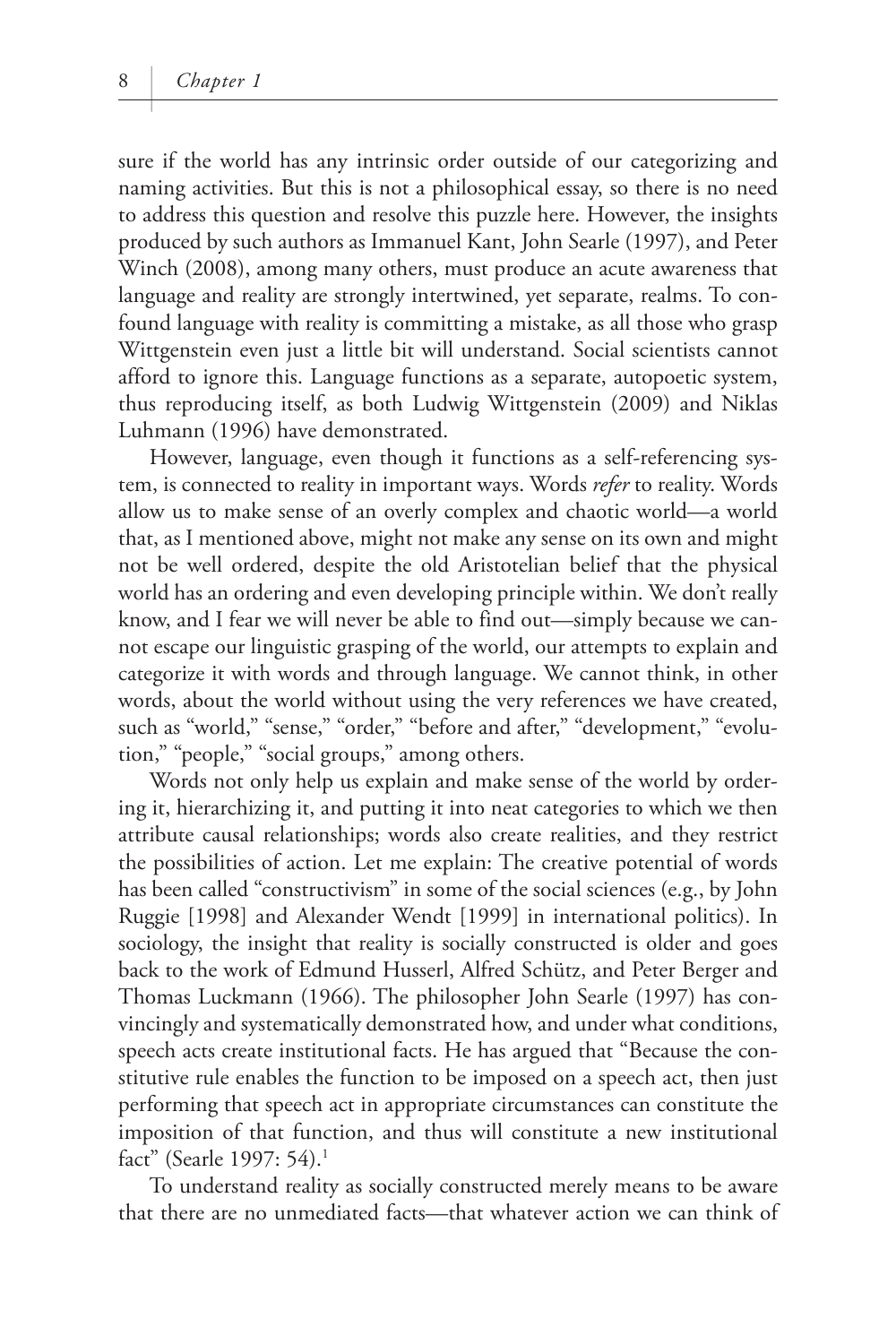sure if the world has any intrinsic order outside of our categorizing and naming activities. But this is not a philosophical essay, so there is no need to address this question and resolve this puzzle here. However, the insights produced by such authors as Immanuel Kant, John Searle (1997), and Peter Winch (2008), among many others, must produce an acute awareness that language and reality are strongly intertwined, yet separate, realms. To confound language with reality is committing a mistake, as all those who grasp Wittgenstein even just a little bit will understand. Social scientists cannot afford to ignore this. Language functions as a separate, autopoetic system, thus reproducing itself, as both Ludwig Wittgenstein (2009) and Niklas Luhmann (1996) have demonstrated.

However, language, even though it functions as a self-referencing system, is connected to reality in important ways. Words *refer* to reality. Words allow us to make sense of an overly complex and chaotic world—a world that, as I mentioned above, might not make any sense on its own and might not be well ordered, despite the old Aristotelian belief that the physical world has an ordering and even developing principle within. We don't really know, and I fear we will never be able to find out—simply because we cannot escape our linguistic grasping of the world, our attempts to explain and categorize it with words and through language. We cannot think, in other words, about the world without using the very references we have created, such as "world," "sense," "order," "before and after," "development," "evolution," "people," "social groups," among others.

Words not only help us explain and make sense of the world by ordering it, hierarchizing it, and putting it into neat categories to which we then attribute causal relationships; words also create realities, and they restrict the possibilities of action. Let me explain: The creative potential of words has been called "constructivism" in some of the social sciences (e.g., by John Ruggie [1998] and Alexander Wendt [1999] in international politics). In sociology, the insight that reality is socially constructed is older and goes back to the work of Edmund Husserl, Alfred Schütz, and Peter Berger and Thomas Luckmann (1966). The philosopher John Searle (1997) has convincingly and systematically demonstrated how, and under what conditions, speech acts create institutional facts. He has argued that "Because the constitutive rule enables the function to be imposed on a speech act, then just performing that speech act in appropriate circumstances can constitute the imposition of that function, and thus will constitute a new institutional fact" (Searle 1997: 54).[1]

To understand reality as socially constructed merely means to be aware that there are no unmediated facts—that whatever action we can think of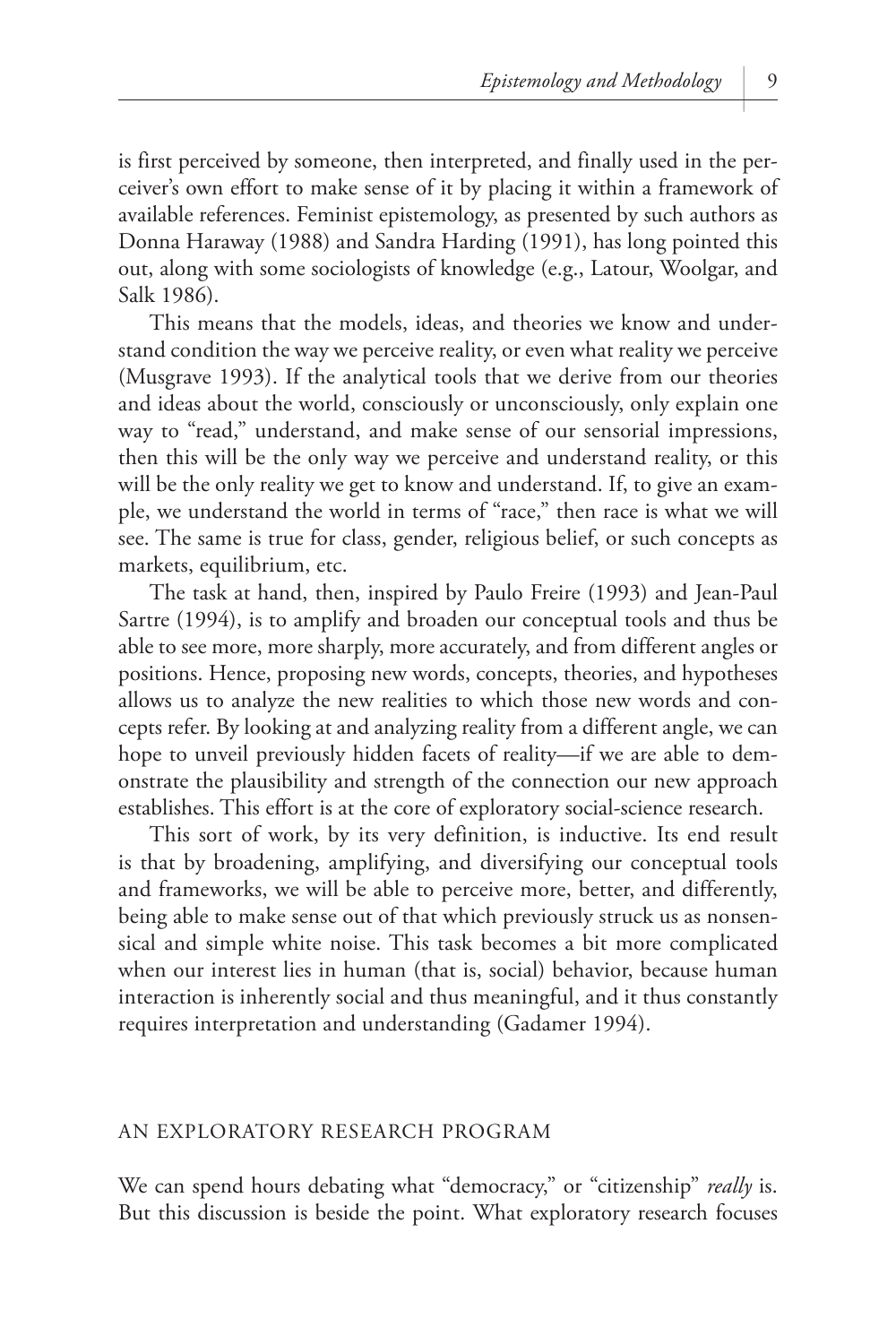is first perceived by someone, then interpreted, and finally used in the perceiver's own effort to make sense of it by placing it within a framework of available references. Feminist epistemology, as presented by such authors as Donna Haraway (1988) and Sandra Harding (1991), has long pointed this out, along with some sociologists of knowledge (e.g., Latour, Woolgar, and Salk 1986).

This means that the models, ideas, and theories we know and understand condition the way we perceive reality, or even what reality we perceive (Musgrave 1993). If the analytical tools that we derive from our theories and ideas about the world, consciously or unconsciously, only explain one way to "read," understand, and make sense of our sensorial impressions, then this will be the only way we perceive and understand reality, or this will be the only reality we get to know and understand. If, to give an example, we understand the world in terms of "race," then race is what we will see. The same is true for class, gender, religious belief, or such concepts as markets, equilibrium, etc.

The task at hand, then, inspired by Paulo Freire (1993) and Jean-Paul Sartre (1994), is to amplify and broaden our conceptual tools and thus be able to see more, more sharply, more accurately, and from different angles or positions. Hence, proposing new words, concepts, theories, and hypotheses allows us to analyze the new realities to which those new words and concepts refer. By looking at and analyzing reality from a different angle, we can hope to unveil previously hidden facets of reality—if we are able to demonstrate the plausibility and strength of the connection our new approach establishes. This effort is at the core of exploratory social-science research.

This sort of work, by its very definition, is inductive. Its end result is that by broadening, amplifying, and diversifying our conceptual tools and frameworks, we will be able to perceive more, better, and differently, being able to make sense out of that which previously struck us as nonsensical and simple white noise. This task becomes a bit more complicated when our interest lies in human (that is, social) behavior, because human interaction is inherently social and thus meaningful, and it thus constantly requires interpretation and understanding (Gadamer 1994).

## AN EXPLORATORY RESEARCH PROGRAM

We can spend hours debating what "democracy," or "citizenship" *really* is. But this discussion is beside the point. What exploratory research focuses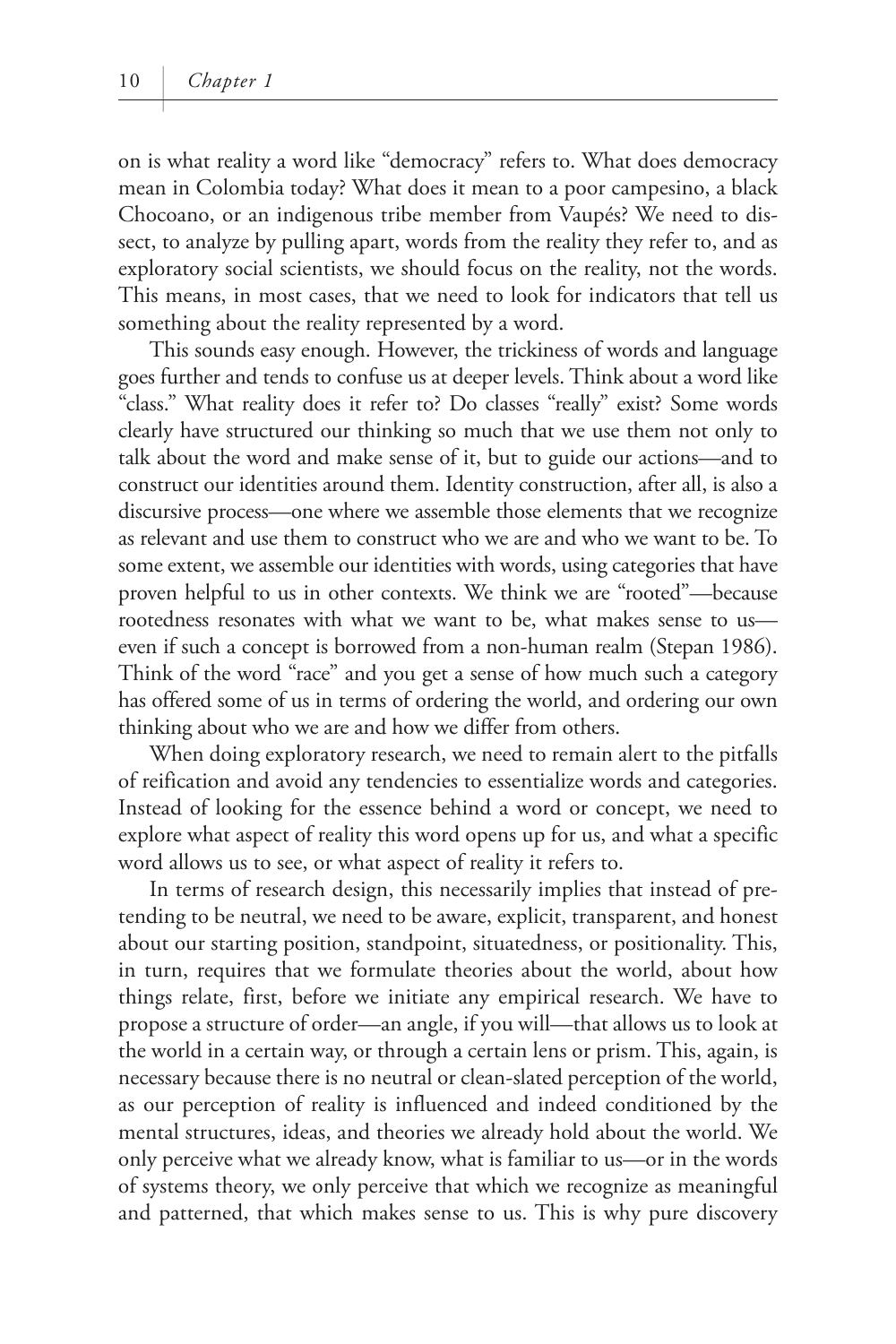on is what reality a word like "democracy" refers to. What does democracy mean in Colombia today? What does it mean to a poor campesino, a black Chocoano, or an indigenous tribe member from Vaupés? We need to dissect, to analyze by pulling apart, words from the reality they refer to, and as exploratory social scientists, we should focus on the reality, not the words. This means, in most cases, that we need to look for indicators that tell us something about the reality represented by a word.

This sounds easy enough. However, the trickiness of words and language goes further and tends to confuse us at deeper levels. Think about a word like "class." What reality does it refer to? Do classes "really" exist? Some words clearly have structured our thinking so much that we use them not only to talk about the word and make sense of it, but to guide our actions—and to construct our identities around them. Identity construction, after all, is also a discursive process—one where we assemble those elements that we recognize as relevant and use them to construct who we are and who we want to be. To some extent, we assemble our identities with words, using categories that have proven helpful to us in other contexts. We think we are "rooted"—because rootedness resonates with what we want to be, what makes sense to us—even if such a concept is borrowed from a non-human realm (Stepan 1986). Think of the word "race" and you get a sense of how much such a category has offered some of us in terms of ordering the world, and ordering our own thinking about who we are and how we differ from others.

When doing exploratory research, we need to remain alert to the pitfalls of reification and avoid any tendencies to essentialize words and categories. Instead of looking for the essence behind a word or concept, we need to explore what aspect of reality this word opens up for us, and what a specific word allows us to see, or what aspect of reality it refers to.

In terms of research design, this necessarily implies that instead of pretending to be neutral, we need to be aware, explicit, transparent, and honest about our starting position, standpoint, situatedness, or positionality. This, in turn, requires that we formulate theories about the world, about how things relate, first, before we initiate any empirical research. We have to propose a structure of order—an angle, if you will—that allows us to look at the world in a certain way, or through a certain lens or prism. This, again, is necessary because there is no neutral or clean-slated perception of the world, as our perception of reality is influenced and indeed conditioned by the mental structures, ideas, and theories we already hold about the world. We only perceive what we already know, what is familiar to us—or in the words of systems theory, we only perceive that which we recognize as meaningful and patterned, that which makes sense to us. This is why pure discovery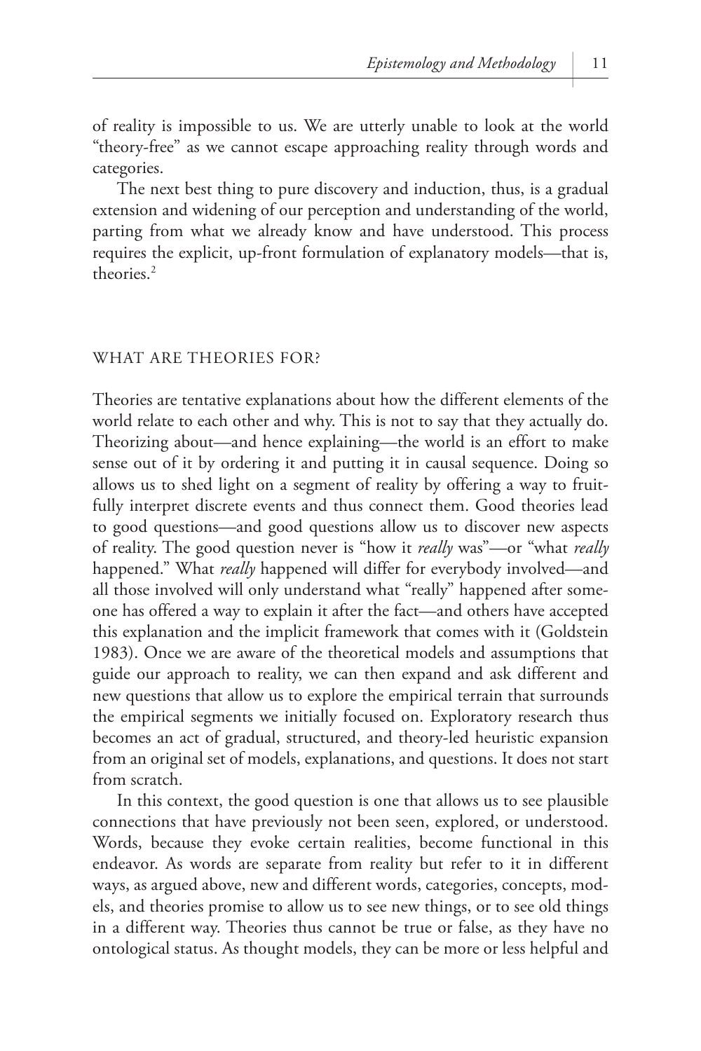of reality is impossible to us. We are utterly unable to look at the world "theory-free" as we cannot escape approaching reality through words and categories.

The next best thing to pure discovery and induction, thus, is a gradual extension and widening of our perception and understanding of the world, parting from what we already know and have understood. This process requires the explicit, up-front formulation of explanatory models—that is, theories.[2]

## WHAT ARE THEORIES FOR?

Theories are tentative explanations about how the different elements of the world relate to each other and why. This is not to say that they actually do. Theorizing about—and hence explaining—the world is an effort to make sense out of it by ordering it and putting it in causal sequence. Doing so allows us to shed light on a segment of reality by offering a way to fruitfully interpret discrete events and thus connect them. Good theories lead to good questions—and good questions allow us to discover new aspects of reality. The good question never is "how it *really* was"—or "what *really* happened." What *really* happened will differ for everybody involved—and all those involved will only understand what "really" happened after someone has offered a way to explain it after the fact—and others have accepted this explanation and the implicit framework that comes with it (Goldstein 1983). Once we are aware of the theoretical models and assumptions that guide our approach to reality, we can then expand and ask different and new questions that allow us to explore the empirical terrain that surrounds the empirical segments we initially focused on. Exploratory research thus becomes an act of gradual, structured, and theory-led heuristic expansion from an original set of models, explanations, and questions. It does not start from scratch.

In this context, the good question is one that allows us to see plausible connections that have previously not been seen, explored, or understood. Words, because they evoke certain realities, become functional in this endeavor. As words are separate from reality but refer to it in different ways, as argued above, new and different words, categories, concepts, models, and theories promise to allow us to see new things, or to see old things in a different way. Theories thus cannot be true or false, as they have no ontological status. As thought models, they can be more or less helpful and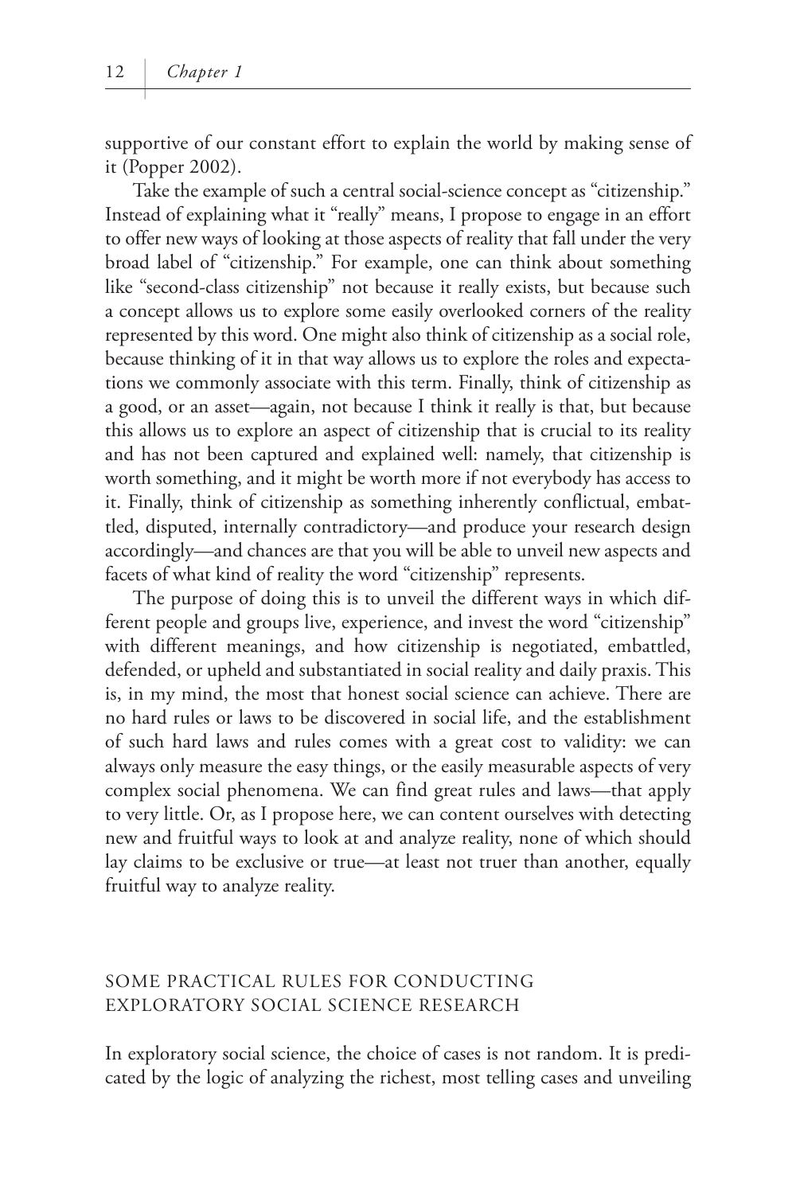supportive of our constant effort to explain the world by making sense of it (Popper 2002).

Take the example of such a central social-science concept as "citizenship." Instead of explaining what it "really" means, I propose to engage in an effort to offer new ways of looking at those aspects of reality that fall under the very broad label of "citizenship." For example, one can think about something like "second-class citizenship" not because it really exists, but because such a concept allows us to explore some easily overlooked corners of the reality represented by this word. One might also think of citizenship as a social role, because thinking of it in that way allows us to explore the roles and expectations we commonly associate with this term. Finally, think of citizenship as a good, or an asset—again, not because I think it really is that, but because this allows us to explore an aspect of citizenship that is crucial to its reality and has not been captured and explained well: namely, that citizenship is worth something, and it might be worth more if not everybody has access to it. Finally, think of citizenship as something inherently conflictual, embattled, disputed, internally contradictory—and produce your research design accordingly—and chances are that you will be able to unveil new aspects and facets of what kind of reality the word "citizenship" represents.

The purpose of doing this is to unveil the different ways in which different people and groups live, experience, and invest the word "citizenship" with different meanings, and how citizenship is negotiated, embattled, defended, or upheld and substantiated in social reality and daily praxis. This is, in my mind, the most that honest social science can achieve. There are no hard rules or laws to be discovered in social life, and the establishment of such hard laws and rules comes with a great cost to validity: we can always only measure the easy things, or the easily measurable aspects of very complex social phenomena. We can find great rules and laws—that apply to very little. Or, as I propose here, we can content ourselves with detecting new and fruitful ways to look at and analyze reality, none of which should lay claims to be exclusive or true—at least not truer than another, equally fruitful way to analyze reality.

## SOME PRACTICAL RULES FOR CONDUCTING EXPLORATORY SOCIAL SCIENCE RESEARCH

In exploratory social science, the choice of cases is not random. It is predicated by the logic of analyzing the richest, most telling cases and unveiling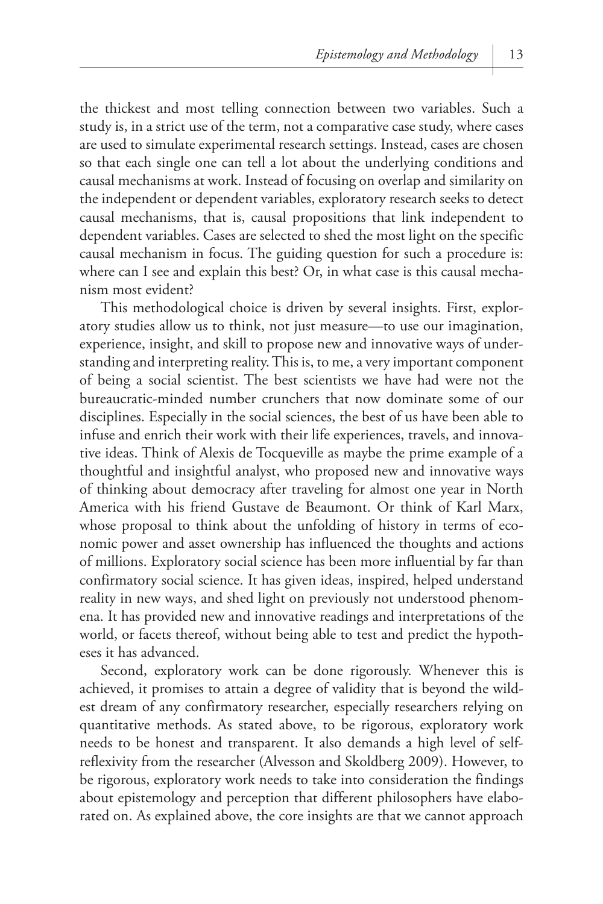the thickest and most telling connection between two variables. Such a study is, in a strict use of the term, not a comparative case study, where cases are used to simulate experimental research settings. Instead, cases are chosen so that each single one can tell a lot about the underlying conditions and causal mechanisms at work. Instead of focusing on overlap and similarity on the independent or dependent variables, exploratory research seeks to detect causal mechanisms, that is, causal propositions that link independent to dependent variables. Cases are selected to shed the most light on the specific causal mechanism in focus. The guiding question for such a procedure is: where can I see and explain this best? Or, in what case is this causal mechanism most evident?

This methodological choice is driven by several insights. First, exploratory studies allow us to think, not just measure—to use our imagination, experience, insight, and skill to propose new and innovative ways of understanding and interpreting reality. This is, to me, a very important component of being a social scientist. The best scientists we have had were not the bureaucratic-minded number crunchers that now dominate some of our disciplines. Especially in the social sciences, the best of us have been able to infuse and enrich their work with their life experiences, travels, and innovative ideas. Think of Alexis de Tocqueville as maybe the prime example of a thoughtful and insightful analyst, who proposed new and innovative ways of thinking about democracy after traveling for almost one year in North America with his friend Gustave de Beaumont. Or think of Karl Marx, whose proposal to think about the unfolding of history in terms of economic power and asset ownership has influenced the thoughts and actions of millions. Exploratory social science has been more influential by far than confirmatory social science. It has given ideas, inspired, helped understand reality in new ways, and shed light on previously not understood phenomena. It has provided new and innovative readings and interpretations of the world, or facets thereof, without being able to test and predict the hypotheses it has advanced.

Second, exploratory work can be done rigorously. Whenever this is achieved, it promises to attain a degree of validity that is beyond the wildest dream of any confirmatory researcher, especially researchers relying on quantitative methods. As stated above, to be rigorous, exploratory work needs to be honest and transparent. It also demands a high level of self-reflexivity from the researcher (Alvesson and Skoldberg 2009). However, to be rigorous, exploratory work needs to take into consideration the findings about epistemology and perception that different philosophers have elaborated on. As explained above, the core insights are that we cannot approach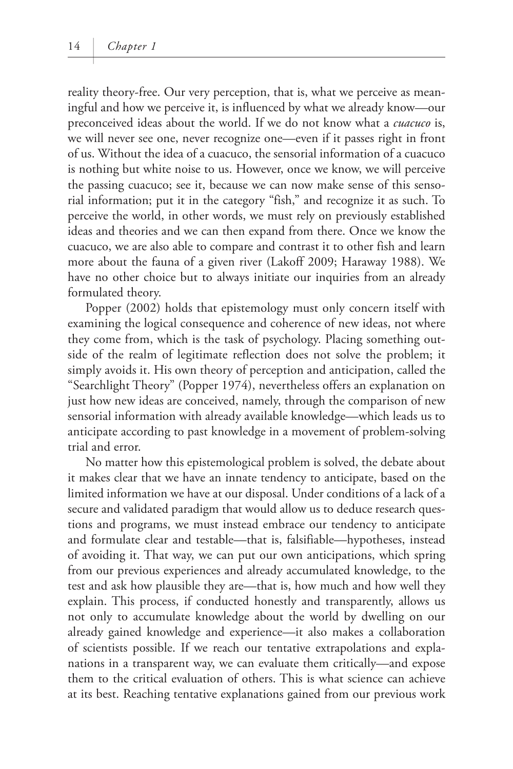reality theory-free. Our very perception, that is, what we perceive as meaningful and how we perceive it, is influenced by what we already know—our preconceived ideas about the world. If we do not know what a *cuacuco* is, we will never see one, never recognize one—even if it passes right in front of us. Without the idea of a cuacuco, the sensorial information of a cuacuco is nothing but white noise to us. However, once we know, we will perceive the passing cuacuco; see it, because we can now make sense of this sensorial information; put it in the category "fish," and recognize it as such. To perceive the world, in other words, we must rely on previously established ideas and theories and we can then expand from there. Once we know the cuacuco, we are also able to compare and contrast it to other fish and learn more about the fauna of a given river (Lakoff 2009; Haraway 1988). We have no other choice but to always initiate our inquiries from an already formulated theory.

Popper (2002) holds that epistemology must only concern itself with examining the logical consequence and coherence of new ideas, not where they come from, which is the task of psychology. Placing something outside of the realm of legitimate reflection does not solve the problem; it simply avoids it. His own theory of perception and anticipation, called the "Searchlight Theory" (Popper 1974), nevertheless offers an explanation on just how new ideas are conceived, namely, through the comparison of new sensorial information with already available knowledge—which leads us to anticipate according to past knowledge in a movement of problem-solving trial and error.

No matter how this epistemological problem is solved, the debate about it makes clear that we have an innate tendency to anticipate, based on the limited information we have at our disposal. Under conditions of a lack of a secure and validated paradigm that would allow us to deduce research questions and programs, we must instead embrace our tendency to anticipate and formulate clear and testable—that is, falsifiable—hypotheses, instead of avoiding it. That way, we can put our own anticipations, which spring from our previous experiences and already accumulated knowledge, to the test and ask how plausible they are—that is, how much and how well they explain. This process, if conducted honestly and transparently, allows us not only to accumulate knowledge about the world by dwelling on our already gained knowledge and experience—it also makes a collaboration of scientists possible. If we reach our tentative extrapolations and explanations in a transparent way, we can evaluate them critically—and expose them to the critical evaluation of others. This is what science can achieve at its best. Reaching tentative explanations gained from our previous work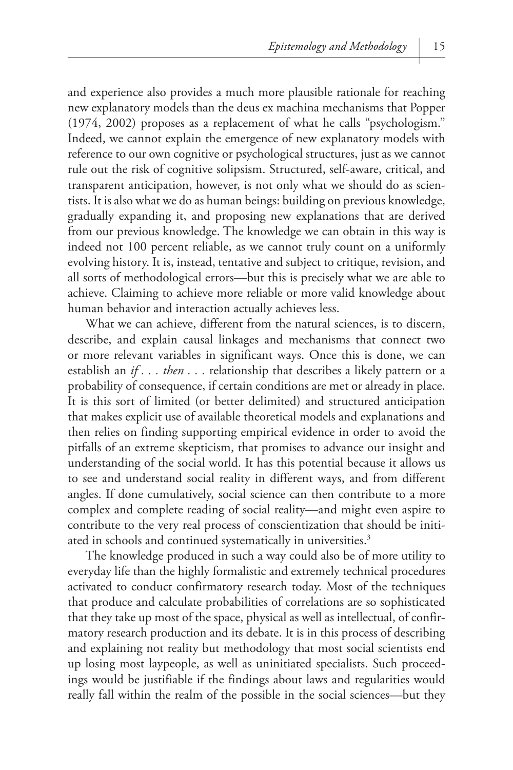and experience also provides a much more plausible rationale for reaching new explanatory models than the deus ex machina mechanisms that Popper (1974, 2002) proposes as a replacement of what he calls "psychologism." Indeed, we cannot explain the emergence of new explanatory models with reference to our own cognitive or psychological structures, just as we cannot rule out the risk of cognitive solipsism. Structured, self-aware, critical, and transparent anticipation, however, is not only what we should do as scientists. It is also what we do as human beings: building on previous knowledge, gradually expanding it, and proposing new explanations that are derived from our previous knowledge. The knowledge we can obtain in this way is indeed not 100 percent reliable, as we cannot truly count on a uniformly evolving history. It is, instead, tentative and subject to critique, revision, and all sorts of methodological errors—but this is precisely what we are able to achieve. Claiming to achieve more reliable or more valid knowledge about human behavior and interaction actually achieves less.

What we can achieve, different from the natural sciences, is to discern, describe, and explain causal linkages and mechanisms that connect two or more relevant variables in significant ways. Once this is done, we can establish an *if . . . then . . .* relationship that describes a likely pattern or a probability of consequence, if certain conditions are met or already in place. It is this sort of limited (or better delimited) and structured anticipation that makes explicit use of available theoretical models and explanations and then relies on finding supporting empirical evidence in order to avoid the pitfalls of an extreme skepticism, that promises to advance our insight and understanding of the social world. It has this potential because it allows us to see and understand social reality in different ways, and from different angles. If done cumulatively, social science can then contribute to a more complex and complete reading of social reality—and might even aspire to contribute to the very real process of conscientization that should be initiated in schools and continued systematically in universities.[3]

The knowledge produced in such a way could also be of more utility to everyday life than the highly formalistic and extremely technical procedures activated to conduct confirmatory research today. Most of the techniques that produce and calculate probabilities of correlations are so sophisticated that they take up most of the space, physical as well as intellectual, of confirmatory research production and its debate. It is in this process of describing and explaining not reality but methodology that most social scientists end up losing most laypeople, as well as uninitiated specialists. Such proceedings would be justifiable if the findings about laws and regularities would really fall within the realm of the possible in the social sciences—but they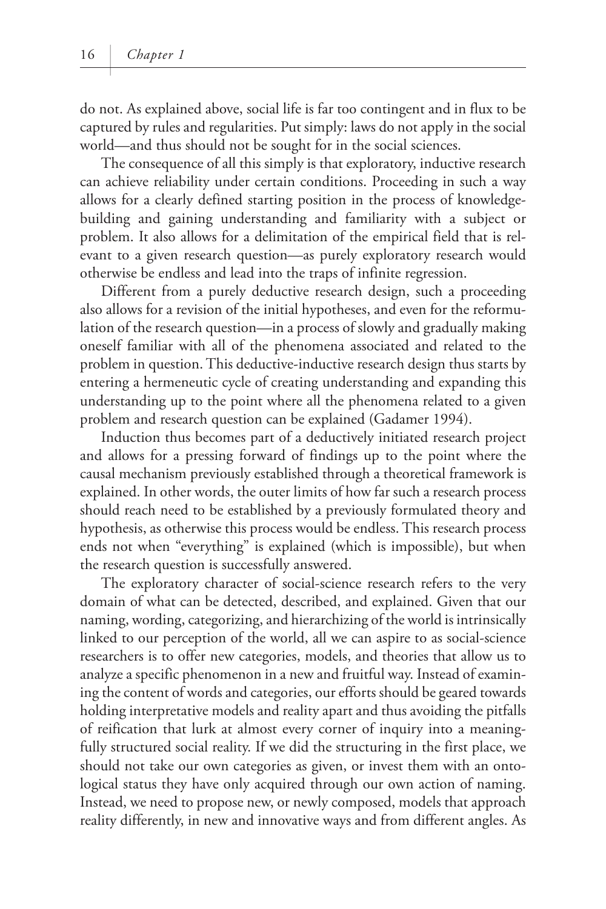do not. As explained above, social life is far too contingent and in flux to be captured by rules and regularities. Put simply: laws do not apply in the social world—and thus should not be sought for in the social sciences.

The consequence of all this simply is that exploratory, inductive research can achieve reliability under certain conditions. Proceeding in such a way allows for a clearly defined starting position in the process of knowledge-building and gaining understanding and familiarity with a subject or problem. It also allows for a delimitation of the empirical field that is relevant to a given research question—as purely exploratory research would otherwise be endless and lead into the traps of infinite regression.

Different from a purely deductive research design, such a proceeding also allows for a revision of the initial hypotheses, and even for the reformulation of the research question—in a process of slowly and gradually making oneself familiar with all of the phenomena associated and related to the problem in question. This deductive-inductive research design thus starts by entering a hermeneutic cycle of creating understanding and expanding this understanding up to the point where all the phenomena related to a given problem and research question can be explained (Gadamer 1994).

Induction thus becomes part of a deductively initiated research project and allows for a pressing forward of findings up to the point where the causal mechanism previously established through a theoretical framework is explained. In other words, the outer limits of how far such a research process should reach need to be established by a previously formulated theory and hypothesis, as otherwise this process would be endless. This research process ends not when "everything" is explained (which is impossible), but when the research question is successfully answered.

The exploratory character of social-science research refers to the very domain of what can be detected, described, and explained. Given that our naming, wording, categorizing, and hierarchizing of the world is intrinsically linked to our perception of the world, all we can aspire to as social-science researchers is to offer new categories, models, and theories that allow us to analyze a specific phenomenon in a new and fruitful way. Instead of examining the content of words and categories, our efforts should be geared towards holding interpretative models and reality apart and thus avoiding the pitfalls of reification that lurk at almost every corner of inquiry into a meaningfully structured social reality. If we did the structuring in the first place, we should not take our own categories as given, or invest them with an ontological status they have only acquired through our own action of naming. Instead, we need to propose new, or newly composed, models that approach reality differently, in new and innovative ways and from different angles. As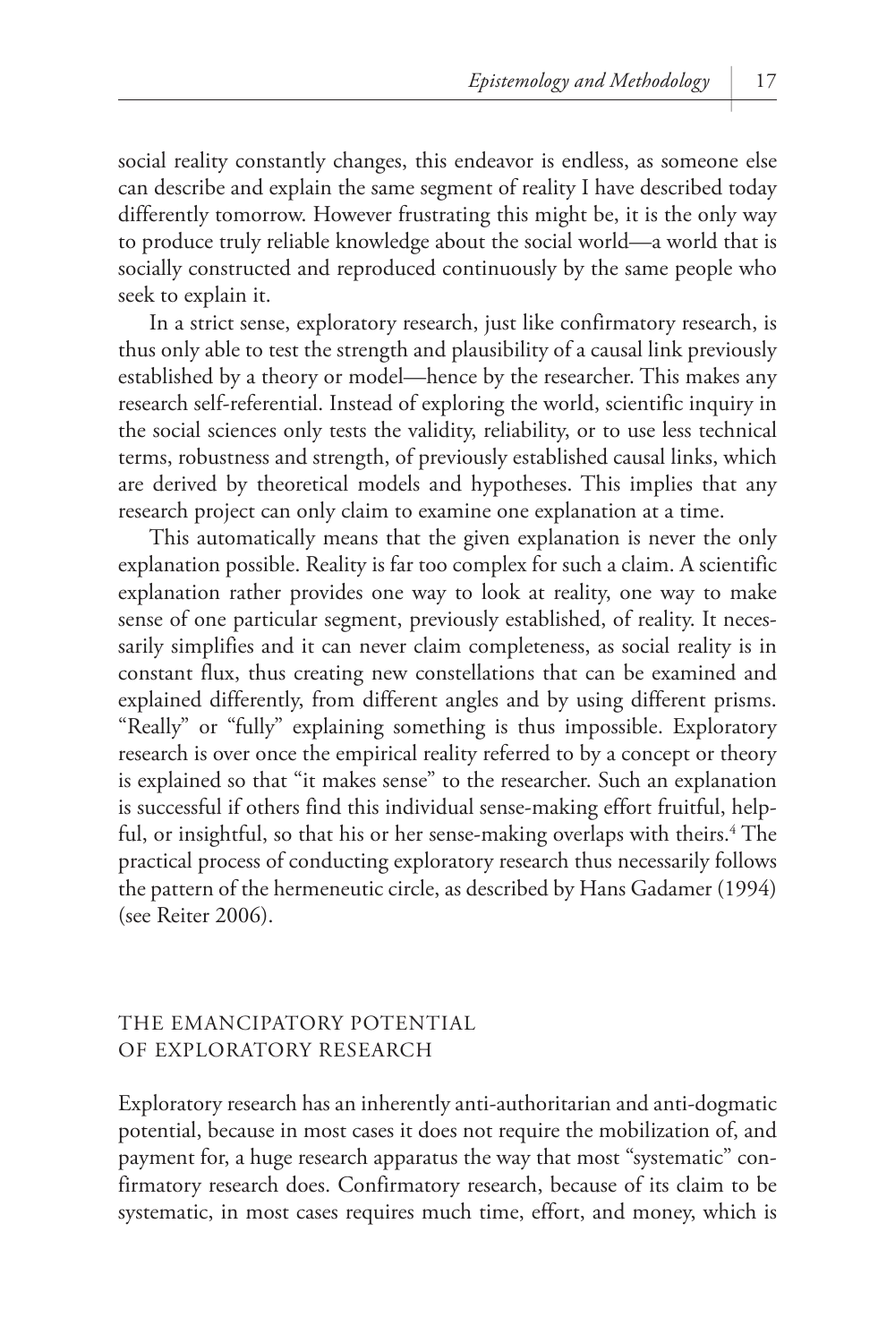social reality constantly changes, this endeavor is endless, as someone else can describe and explain the same segment of reality I have described today differently tomorrow. However frustrating this might be, it is the only way to produce truly reliable knowledge about the social world—a world that is socially constructed and reproduced continuously by the same people who seek to explain it.

In a strict sense, exploratory research, just like confirmatory research, is thus only able to test the strength and plausibility of a causal link previously established by a theory or model—hence by the researcher. This makes any research self-referential. Instead of exploring the world, scientific inquiry in the social sciences only tests the validity, reliability, or to use less technical terms, robustness and strength, of previously established causal links, which are derived by theoretical models and hypotheses. This implies that any research project can only claim to examine one explanation at a time.

This automatically means that the given explanation is never the only explanation possible. Reality is far too complex for such a claim. A scientific explanation rather provides one way to look at reality, one way to make sense of one particular segment, previously established, of reality. It necessarily simplifies and it can never claim completeness, as social reality is in constant flux, thus creating new constellations that can be examined and explained differently, from different angles and by using different prisms. "Really" or "fully" explaining something is thus impossible. Exploratory research is over once the empirical reality referred to by a concept or theory is explained so that "it makes sense" to the researcher. Such an explanation is successful if others find this individual sense-making effort fruitful, helpful, or insightful, so that his or her sense-making overlaps with theirs.[4] The practical process of conducting exploratory research thus necessarily follows the pattern of the hermeneutic circle, as described by Hans Gadamer (1994) (see Reiter 2006).

## THE EMANCIPATORY POTENTIAL OF EXPLORATORY RESEARCH

Exploratory research has an inherently anti-authoritarian and anti-dogmatic potential, because in most cases it does not require the mobilization of, and payment for, a huge research apparatus the way that most "systematic" confirmatory research does. Confirmatory research, because of its claim to be systematic, in most cases requires much time, effort, and money, which is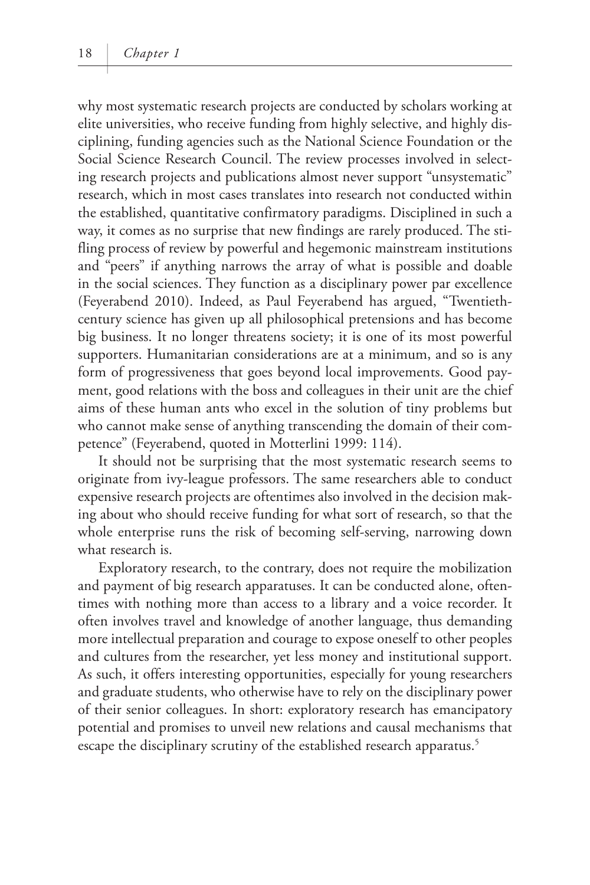why most systematic research projects are conducted by scholars working at elite universities, who receive funding from highly selective, and highly disciplining, funding agencies such as the National Science Foundation or the Social Science Research Council. The review processes involved in selecting research projects and publications almost never support "unsystematic" research, which in most cases translates into research not conducted within the established, quantitative confirmatory paradigms. Disciplined in such a way, it comes as no surprise that new findings are rarely produced. The stifling process of review by powerful and hegemonic mainstream institutions and "peers" if anything narrows the array of what is possible and doable in the social sciences. They function as a disciplinary power par excellence (Feyerabend 2010). Indeed, as Paul Feyerabend has argued, "Twentieth-century science has given up all philosophical pretensions and has become big business. It no longer threatens society; it is one of its most powerful supporters. Humanitarian considerations are at a minimum, and so is any form of progressiveness that goes beyond local improvements. Good payment, good relations with the boss and colleagues in their unit are the chief aims of these human ants who excel in the solution of tiny problems but who cannot make sense of anything transcending the domain of their competence" (Feyerabend, quoted in Motterlini 1999: 114).

It should not be surprising that the most systematic research seems to originate from ivy-league professors. The same researchers able to conduct expensive research projects are oftentimes also involved in the decision making about who should receive funding for what sort of research, so that the whole enterprise runs the risk of becoming self-serving, narrowing down what research is.

Exploratory research, to the contrary, does not require the mobilization and payment of big research apparatuses. It can be conducted alone, oftentimes with nothing more than access to a library and a voice recorder. It often involves travel and knowledge of another language, thus demanding more intellectual preparation and courage to expose oneself to other peoples and cultures from the researcher, yet less money and institutional support. As such, it offers interesting opportunities, especially for young researchers and graduate students, who otherwise have to rely on the disciplinary power of their senior colleagues. In short: exploratory research has emancipatory potential and promises to unveil new relations and causal mechanisms that escape the disciplinary scrutiny of the established research apparatus.[5]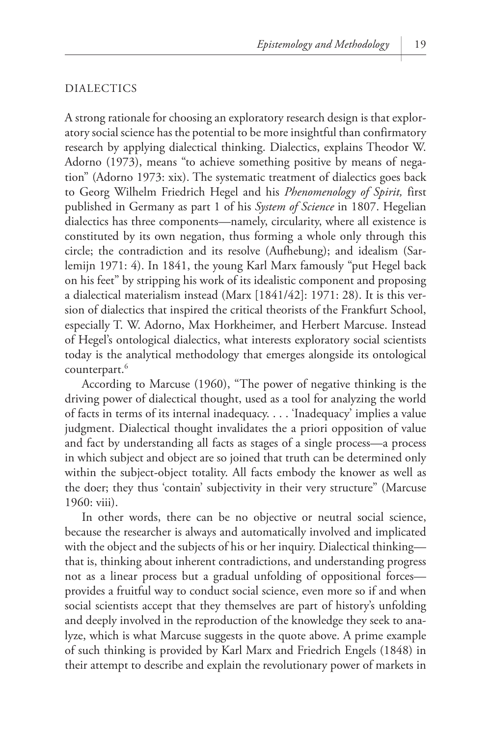## DIALECTICS

A strong rationale for choosing an exploratory research design is that exploratory social science has the potential to be more insightful than confirmatory research by applying dialectical thinking. Dialectics, explains Theodor W. Adorno (1973), means "to achieve something positive by means of negation" (Adorno 1973: xix). The systematic treatment of dialectics goes back to Georg Wilhelm Friedrich Hegel and his *Phenomenology of Spirit,* first published in Germany as part 1 of his *System of Science* in 1807. Hegelian dialectics has three components—namely, circularity, where all existence is constituted by its own negation, thus forming a whole only through this circle; the contradiction and its resolve (Aufhebung); and idealism (Sarlemijn 1971: 4). In 1841, the young Karl Marx famously "put Hegel back on his feet" by stripping his work of its idealistic component and proposing a dialectical materialism instead (Marx [1841/42]: 1971: 28). It is this version of dialectics that inspired the critical theorists of the Frankfurt School, especially T. W. Adorno, Max Horkheimer, and Herbert Marcuse. Instead of Hegel's ontological dialectics, what interests exploratory social scientists today is the analytical methodology that emerges alongside its ontological counterpart.[6]

According to Marcuse (1960), "The power of negative thinking is the driving power of dialectical thought, used as a tool for analyzing the world of facts in terms of its internal inadequacy. . . . 'Inadequacy' implies a value judgment. Dialectical thought invalidates the a priori opposition of value and fact by understanding all facts as stages of a single process—a process in which subject and object are so joined that truth can be determined only within the subject-object totality. All facts embody the knower as well as the doer; they thus 'contain' subjectivity in their very structure" (Marcuse 1960: viii).

In other words, there can be no objective or neutral social science, because the researcher is always and automatically involved and implicated with the object and the subjects of his or her inquiry. Dialectical thinking—that is, thinking about inherent contradictions, and understanding progress not as a linear process but a gradual unfolding of oppositional forces—provides a fruitful way to conduct social science, even more so if and when social scientists accept that they themselves are part of history's unfolding and deeply involved in the reproduction of the knowledge they seek to analyze, which is what Marcuse suggests in the quote above. A prime example of such thinking is provided by Karl Marx and Friedrich Engels (1848) in their attempt to describe and explain the revolutionary power of markets in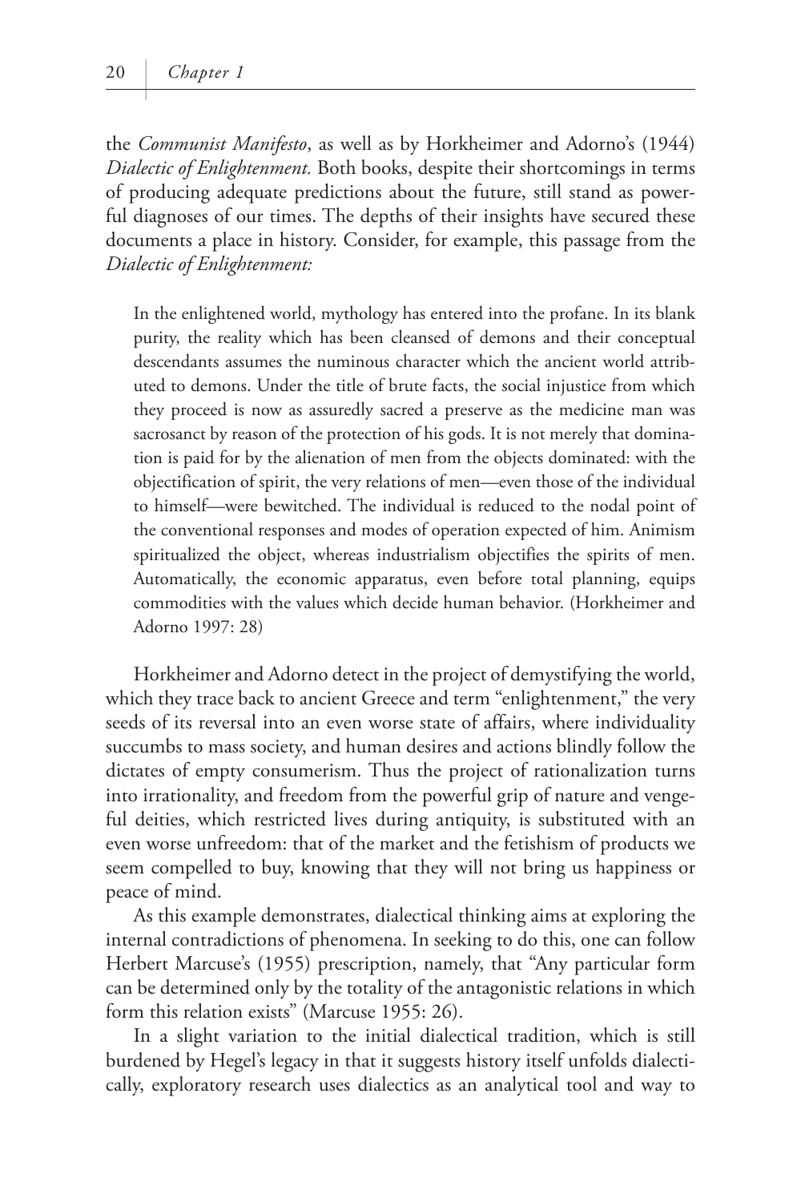the *Communist Manifesto*, as well as by Horkheimer and Adorno's (1944) *Dialectic of Enlightenment.* Both books, despite their shortcomings in terms of producing adequate predictions about the future, still stand as powerful diagnoses of our times. The depths of their insights have secured these documents a place in history. Consider, for example, this passage from the *Dialectic of Enlightenment:*

> In the enlightened world, mythology has entered into the profane. In its blank purity, the reality which has been cleansed of demons and their conceptual descendants assumes the numinous character which the ancient world attributed to demons. Under the title of brute facts, the social injustice from which they proceed is now as assuredly sacred a preserve as the medicine man was sacrosanct by reason of the protection of his gods. It is not merely that domination is paid for by the alienation of men from the objects dominated: with the objectification of spirit, the very relations of men—even those of the individual to himself—were bewitched. The individual is reduced to the nodal point of the conventional responses and modes of operation expected of him. Animism spiritualized the object, whereas industrialism objectifies the spirits of men. Automatically, the economic apparatus, even before total planning, equips commodities with the values which decide human behavior. (Horkheimer and Adorno 1997: 28)

Horkheimer and Adorno detect in the project of demystifying the world, which they trace back to ancient Greece and term "enlightenment," the very seeds of its reversal into an even worse state of affairs, where individuality succumbs to mass society, and human desires and actions blindly follow the dictates of empty consumerism. Thus the project of rationalization turns into irrationality, and freedom from the powerful grip of nature and vengeful deities, which restricted lives during antiquity, is substituted with an even worse unfreedom: that of the market and the fetishism of products we seem compelled to buy, knowing that they will not bring us happiness or peace of mind.

As this example demonstrates, dialectical thinking aims at exploring the internal contradictions of phenomena. In seeking to do this, one can follow Herbert Marcuse's (1955) prescription, namely, that "Any particular form can be determined only by the totality of the antagonistic relations in which form this relation exists" (Marcuse 1955: 26).

In a slight variation to the initial dialectical tradition, which is still burdened by Hegel's legacy in that it suggests history itself unfolds dialectically, exploratory research uses dialectics as an analytical tool and way to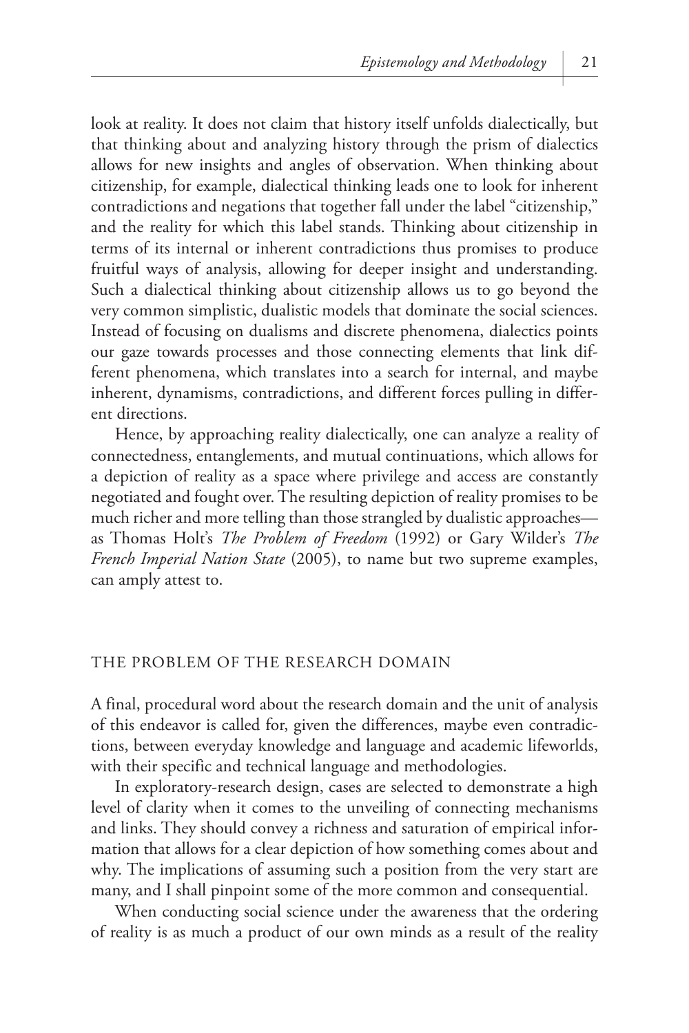look at reality. It does not claim that history itself unfolds dialectically, but that thinking about and analyzing history through the prism of dialectics allows for new insights and angles of observation. When thinking about citizenship, for example, dialectical thinking leads one to look for inherent contradictions and negations that together fall under the label "citizenship," and the reality for which this label stands. Thinking about citizenship in terms of its internal or inherent contradictions thus promises to produce fruitful ways of analysis, allowing for deeper insight and understanding. Such a dialectical thinking about citizenship allows us to go beyond the very common simplistic, dualistic models that dominate the social sciences. Instead of focusing on dualisms and discrete phenomena, dialectics points our gaze towards processes and those connecting elements that link different phenomena, which translates into a search for internal, and maybe inherent, dynamisms, contradictions, and different forces pulling in different directions.

Hence, by approaching reality dialectically, one can analyze a reality of connectedness, entanglements, and mutual continuations, which allows for a depiction of reality as a space where privilege and access are constantly negotiated and fought over. The resulting depiction of reality promises to be much richer and more telling than those strangled by dualistic approaches—as Thomas Holt's *The Problem of Freedom* (1992) or Gary Wilder's *The French Imperial Nation State* (2005), to name but two supreme examples, can amply attest to.

## THE PROBLEM OF THE RESEARCH DOMAIN

A final, procedural word about the research domain and the unit of analysis of this endeavor is called for, given the differences, maybe even contradictions, between everyday knowledge and language and academic lifeworlds, with their specific and technical language and methodologies.

In exploratory-research design, cases are selected to demonstrate a high level of clarity when it comes to the unveiling of connecting mechanisms and links. They should convey a richness and saturation of empirical information that allows for a clear depiction of how something comes about and why. The implications of assuming such a position from the very start are many, and I shall pinpoint some of the more common and consequential.

When conducting social science under the awareness that the ordering of reality is as much a product of our own minds as a result of the reality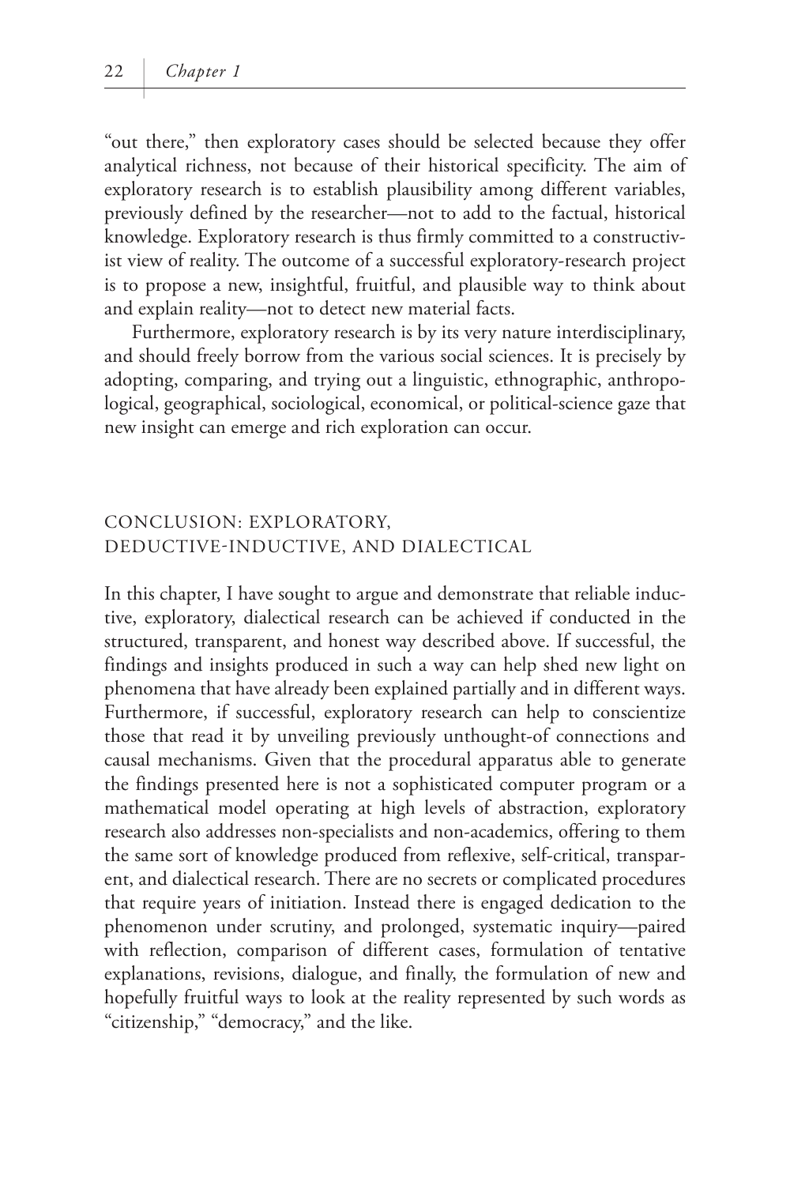"out there," then exploratory cases should be selected because they offer analytical richness, not because of their historical specificity. The aim of exploratory research is to establish plausibility among different variables, previously defined by the researcher—not to add to the factual, historical knowledge. Exploratory research is thus firmly committed to a constructivist view of reality. The outcome of a successful exploratory-research project is to propose a new, insightful, fruitful, and plausible way to think about and explain reality—not to detect new material facts.

Furthermore, exploratory research is by its very nature interdisciplinary, and should freely borrow from the various social sciences. It is precisely by adopting, comparing, and trying out a linguistic, ethnographic, anthropological, geographical, sociological, economical, or political-science gaze that new insight can emerge and rich exploration can occur.

## CONCLUSION: EXPLORATORY, DEDUCTIVE-INDUCTIVE, AND DIALECTICAL

In this chapter, I have sought to argue and demonstrate that reliable inductive, exploratory, dialectical research can be achieved if conducted in the structured, transparent, and honest way described above. If successful, the findings and insights produced in such a way can help shed new light on phenomena that have already been explained partially and in different ways. Furthermore, if successful, exploratory research can help to conscientize those that read it by unveiling previously unthought-of connections and causal mechanisms. Given that the procedural apparatus able to generate the findings presented here is not a sophisticated computer program or a mathematical model operating at high levels of abstraction, exploratory research also addresses non-specialists and non-academics, offering to them the same sort of knowledge produced from reflexive, self-critical, transparent, and dialectical research. There are no secrets or complicated procedures that require years of initiation. Instead there is engaged dedication to the phenomenon under scrutiny, and prolonged, systematic inquiry—paired with reflection, comparison of different cases, formulation of tentative explanations, revisions, dialogue, and finally, the formulation of new and hopefully fruitful ways to look at the reality represented by such words as "citizenship," "democracy," and the like.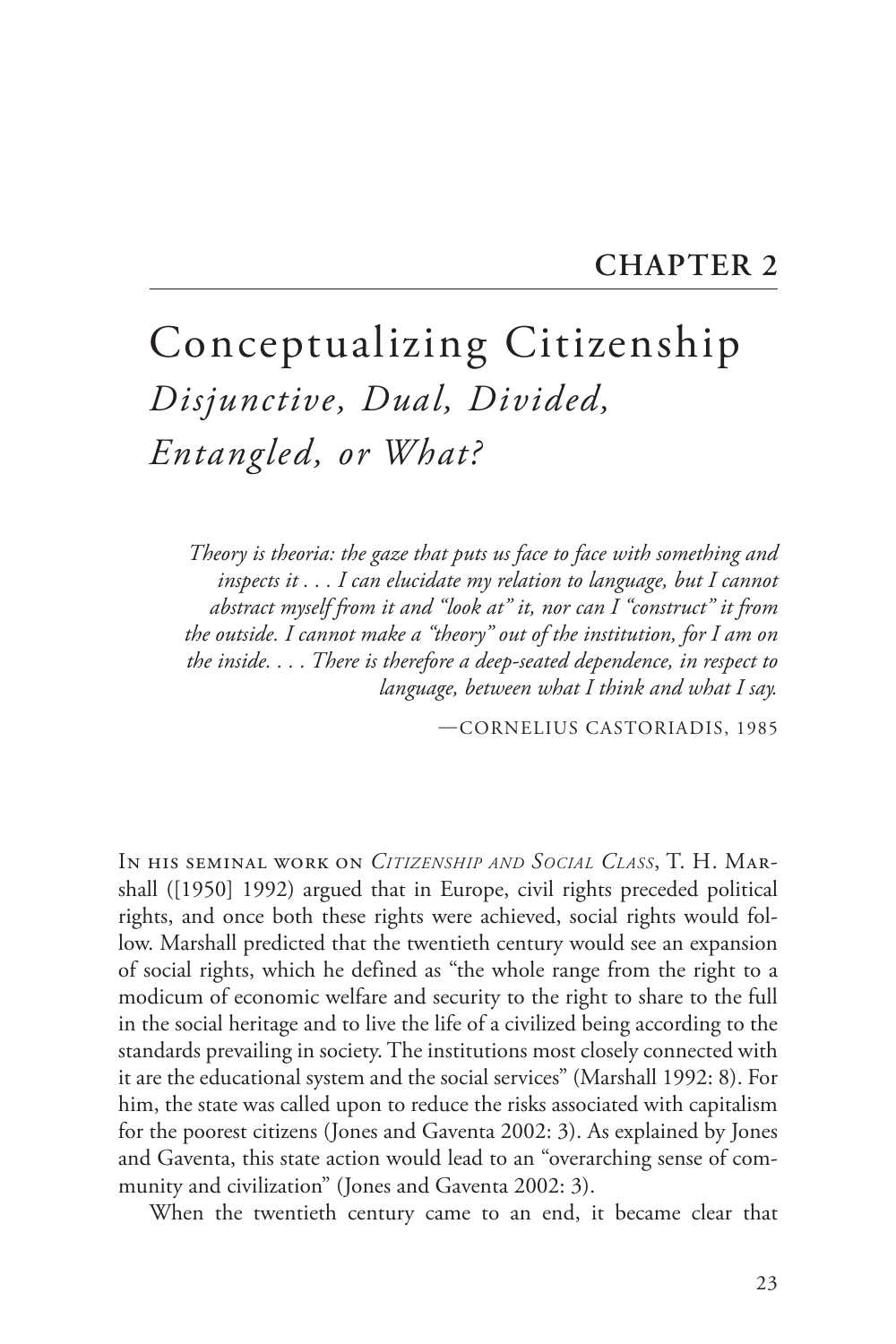# CHAPTER 2

## Conceptualizing Citizenship

### *Disjunctive, Dual, Divided, Entangled, or What?*

> *Theory is theoria: the gaze that puts us face to face with something and inspects it . . . I can elucidate my relation to language, but I cannot abstract myself from it and "look at" it, nor can I "construct" it from the outside. I cannot make a "theory" out of the institution, for I am on the inside. . . . There is therefore a deep-seated dependence, in respect to language, between what I think and what I say.*
>
> —CORNELIUS CASTORIADIS, 1985

In his seminal work on *Citizenship and Social Class*, T. H. Marshall ([1950] 1992) argued that in Europe, civil rights preceded political rights, and once both these rights were achieved, social rights would follow. Marshall predicted that the twentieth century would see an expansion of social rights, which he defined as "the whole range from the right to a modicum of economic welfare and security to the right to share to the full in the social heritage and to live the life of a civilized being according to the standards prevailing in society. The institutions most closely connected with it are the educational system and the social services" (Marshall 1992: 8). For him, the state was called upon to reduce the risks associated with capitalism for the poorest citizens (Jones and Gaventa 2002: 3). As explained by Jones and Gaventa, this state action would lead to an "overarching sense of community and civilization" (Jones and Gaventa 2002: 3).

When the twentieth century came to an end, it became clear that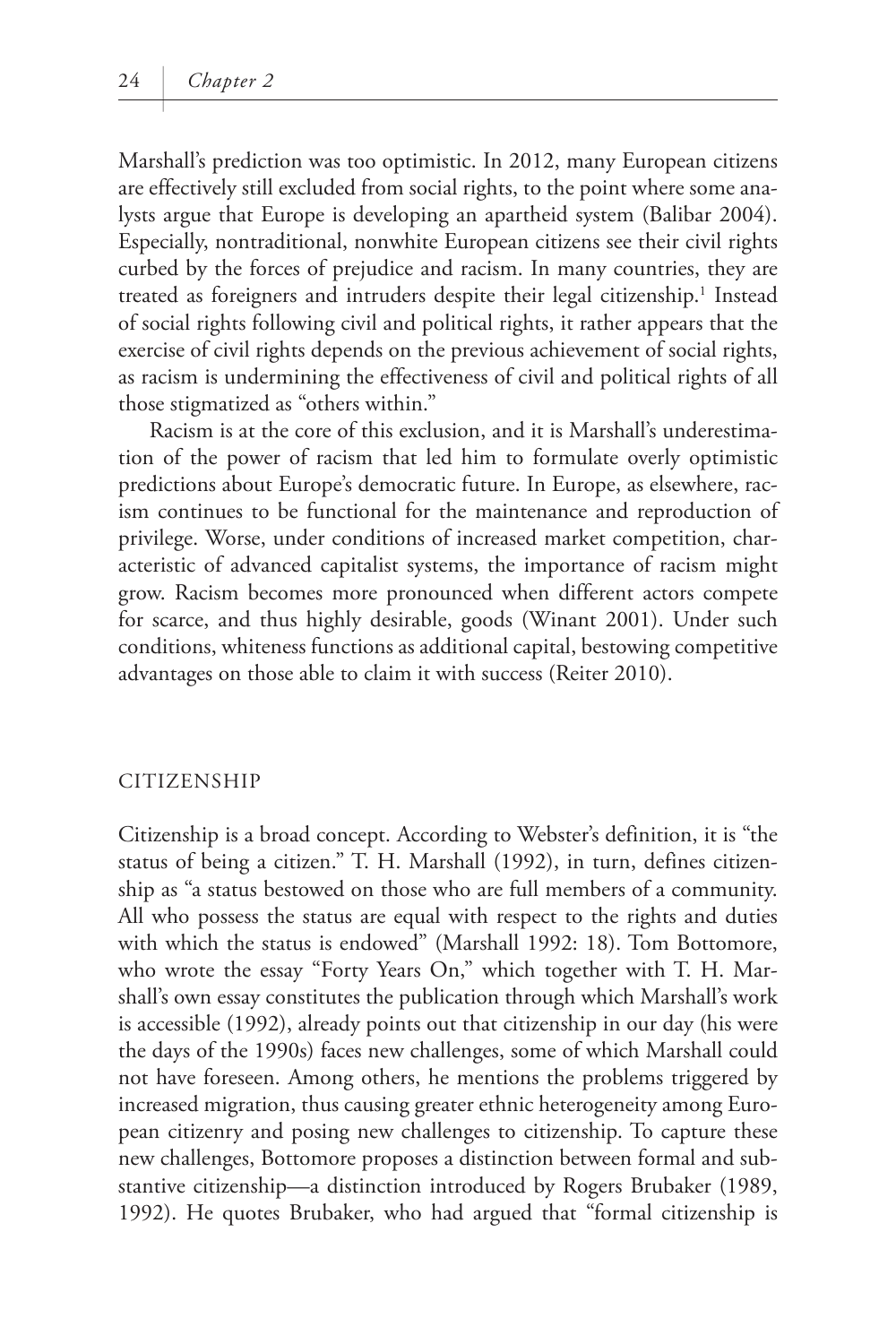Marshall's prediction was too optimistic. In 2012, many European citizens are effectively still excluded from social rights, to the point where some analysts argue that Europe is developing an apartheid system (Balibar 2004). Especially, nontraditional, nonwhite European citizens see their civil rights curbed by the forces of prejudice and racism. In many countries, they are treated as foreigners and intruders despite their legal citizenship.[1] Instead of social rights following civil and political rights, it rather appears that the exercise of civil rights depends on the previous achievement of social rights, as racism is undermining the effectiveness of civil and political rights of all those stigmatized as "others within."

Racism is at the core of this exclusion, and it is Marshall's underestimation of the power of racism that led him to formulate overly optimistic predictions about Europe's democratic future. In Europe, as elsewhere, racism continues to be functional for the maintenance and reproduction of privilege. Worse, under conditions of increased market competition, characteristic of advanced capitalist systems, the importance of racism might grow. Racism becomes more pronounced when different actors compete for scarce, and thus highly desirable, goods (Winant 2001). Under such conditions, whiteness functions as additional capital, bestowing competitive advantages on those able to claim it with success (Reiter 2010).

## CITIZENSHIP

Citizenship is a broad concept. According to Webster's definition, it is "the status of being a citizen." T. H. Marshall (1992), in turn, defines citizenship as "a status bestowed on those who are full members of a community. All who possess the status are equal with respect to the rights and duties with which the status is endowed" (Marshall 1992: 18). Tom Bottomore, who wrote the essay "Forty Years On," which together with T. H. Marshall's own essay constitutes the publication through which Marshall's work is accessible (1992), already points out that citizenship in our day (his were the days of the 1990s) faces new challenges, some of which Marshall could not have foreseen. Among others, he mentions the problems triggered by increased migration, thus causing greater ethnic heterogeneity among European citizenry and posing new challenges to citizenship. To capture these new challenges, Bottomore proposes a distinction between formal and substantive citizenship—a distinction introduced by Rogers Brubaker (1989, 1992). He quotes Brubaker, who had argued that "formal citizenship is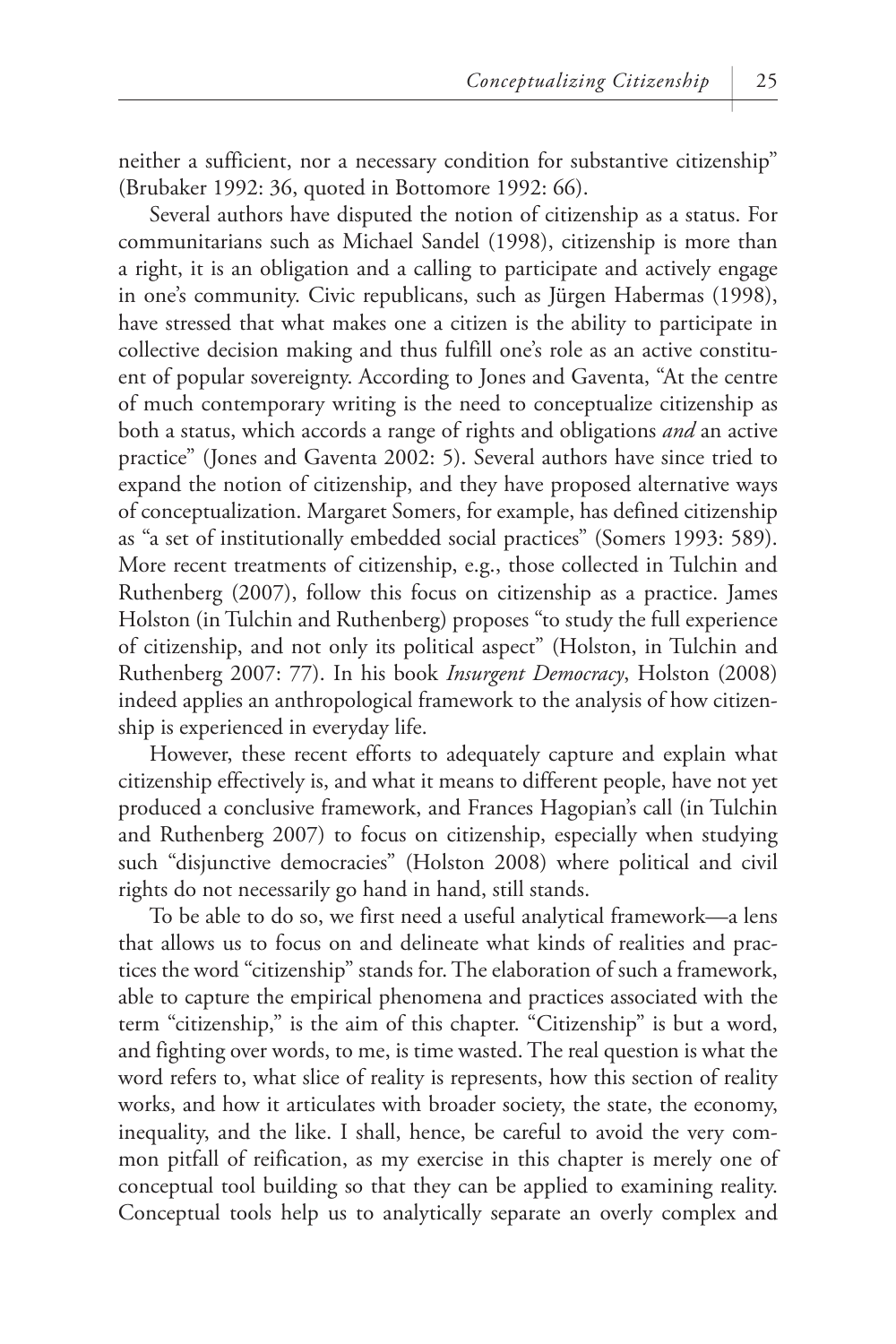neither a sufficient, nor a necessary condition for substantive citizenship" (Brubaker 1992: 36, quoted in Bottomore 1992: 66).

Several authors have disputed the notion of citizenship as a status. For communitarians such as Michael Sandel (1998), citizenship is more than a right, it is an obligation and a calling to participate and actively engage in one's community. Civic republicans, such as Jürgen Habermas (1998), have stressed that what makes one a citizen is the ability to participate in collective decision making and thus fulfill one's role as an active constituent of popular sovereignty. According to Jones and Gaventa, "At the centre of much contemporary writing is the need to conceptualize citizenship as both a status, which accords a range of rights and obligations *and* an active practice" (Jones and Gaventa 2002: 5). Several authors have since tried to expand the notion of citizenship, and they have proposed alternative ways of conceptualization. Margaret Somers, for example, has defined citizenship as "a set of institutionally embedded social practices" (Somers 1993: 589). More recent treatments of citizenship, e.g., those collected in Tulchin and Ruthenberg (2007), follow this focus on citizenship as a practice. James Holston (in Tulchin and Ruthenberg) proposes "to study the full experience of citizenship, and not only its political aspect" (Holston, in Tulchin and Ruthenberg 2007: 77). In his book *Insurgent Democracy*, Holston (2008) indeed applies an anthropological framework to the analysis of how citizenship is experienced in everyday life.

However, these recent efforts to adequately capture and explain what citizenship effectively is, and what it means to different people, have not yet produced a conclusive framework, and Frances Hagopian's call (in Tulchin and Ruthenberg 2007) to focus on citizenship, especially when studying such "disjunctive democracies" (Holston 2008) where political and civil rights do not necessarily go hand in hand, still stands.

To be able to do so, we first need a useful analytical framework—a lens that allows us to focus on and delineate what kinds of realities and practices the word "citizenship" stands for. The elaboration of such a framework, able to capture the empirical phenomena and practices associated with the term "citizenship," is the aim of this chapter. "Citizenship" is but a word, and fighting over words, to me, is time wasted. The real question is what the word refers to, what slice of reality is represents, how this section of reality works, and how it articulates with broader society, the state, the economy, inequality, and the like. I shall, hence, be careful to avoid the very common pitfall of reification, as my exercise in this chapter is merely one of conceptual tool building so that they can be applied to examining reality. Conceptual tools help us to analytically separate an overly complex and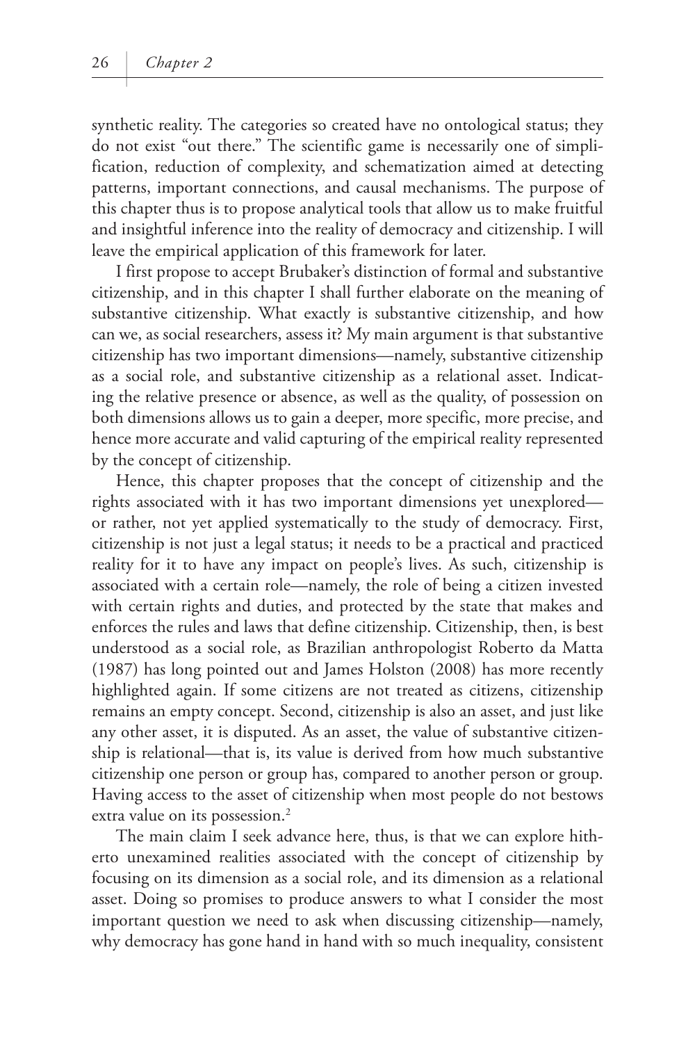synthetic reality. The categories so created have no ontological status; they do not exist "out there." The scientific game is necessarily one of simplification, reduction of complexity, and schematization aimed at detecting patterns, important connections, and causal mechanisms. The purpose of this chapter thus is to propose analytical tools that allow us to make fruitful and insightful inference into the reality of democracy and citizenship. I will leave the empirical application of this framework for later.

I first propose to accept Brubaker's distinction of formal and substantive citizenship, and in this chapter I shall further elaborate on the meaning of substantive citizenship. What exactly is substantive citizenship, and how can we, as social researchers, assess it? My main argument is that substantive citizenship has two important dimensions—namely, substantive citizenship as a social role, and substantive citizenship as a relational asset. Indicating the relative presence or absence, as well as the quality, of possession on both dimensions allows us to gain a deeper, more specific, more precise, and hence more accurate and valid capturing of the empirical reality represented by the concept of citizenship.

Hence, this chapter proposes that the concept of citizenship and the rights associated with it has two important dimensions yet unexplored—or rather, not yet applied systematically to the study of democracy. First, citizenship is not just a legal status; it needs to be a practical and practiced reality for it to have any impact on people's lives. As such, citizenship is associated with a certain role—namely, the role of being a citizen invested with certain rights and duties, and protected by the state that makes and enforces the rules and laws that define citizenship. Citizenship, then, is best understood as a social role, as Brazilian anthropologist Roberto da Matta (1987) has long pointed out and James Holston (2008) has more recently highlighted again. If some citizens are not treated as citizens, citizenship remains an empty concept. Second, citizenship is also an asset, and just like any other asset, it is disputed. As an asset, the value of substantive citizenship is relational—that is, its value is derived from how much substantive citizenship one person or group has, compared to another person or group. Having access to the asset of citizenship when most people do not bestows extra value on its possession.[2]

The main claim I seek advance here, thus, is that we can explore hitherto unexamined realities associated with the concept of citizenship by focusing on its dimension as a social role, and its dimension as a relational asset. Doing so promises to produce answers to what I consider the most important question we need to ask when discussing citizenship—namely, why democracy has gone hand in hand with so much inequality, consistent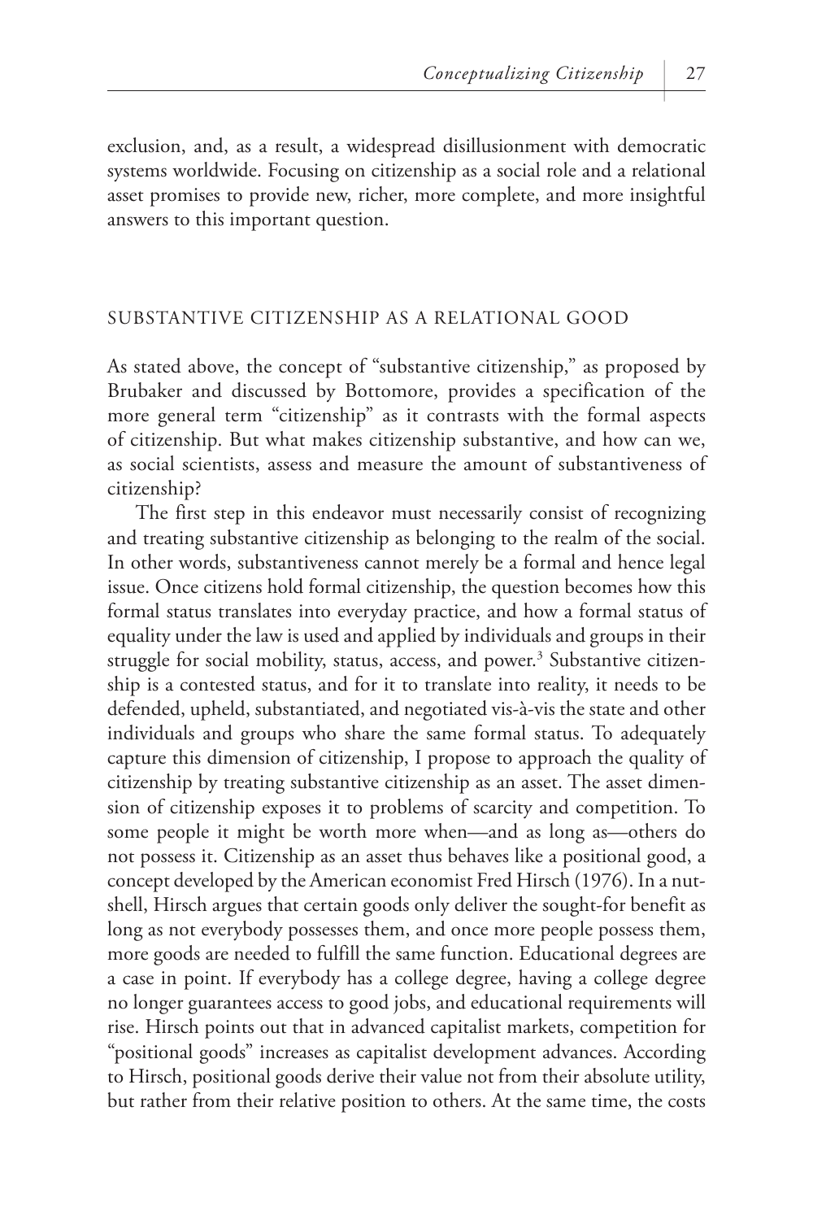exclusion, and, as a result, a widespread disillusionment with democratic systems worldwide. Focusing on citizenship as a social role and a relational asset promises to provide new, richer, more complete, and more insightful answers to this important question.

## SUBSTANTIVE CITIZENSHIP AS A RELATIONAL GOOD

As stated above, the concept of "substantive citizenship," as proposed by Brubaker and discussed by Bottomore, provides a specification of the more general term "citizenship" as it contrasts with the formal aspects of citizenship. But what makes citizenship substantive, and how can we, as social scientists, assess and measure the amount of substantiveness of citizenship?

The first step in this endeavor must necessarily consist of recognizing and treating substantive citizenship as belonging to the realm of the social. In other words, substantiveness cannot merely be a formal and hence legal issue. Once citizens hold formal citizenship, the question becomes how this formal status translates into everyday practice, and how a formal status of equality under the law is used and applied by individuals and groups in their struggle for social mobility, status, access, and power.[3] Substantive citizenship is a contested status, and for it to translate into reality, it needs to be defended, upheld, substantiated, and negotiated vis-à-vis the state and other individuals and groups who share the same formal status. To adequately capture this dimension of citizenship, I propose to approach the quality of citizenship by treating substantive citizenship as an asset. The asset dimension of citizenship exposes it to problems of scarcity and competition. To some people it might be worth more when—and as long as—others do not possess it. Citizenship as an asset thus behaves like a positional good, a concept developed by the American economist Fred Hirsch (1976). In a nutshell, Hirsch argues that certain goods only deliver the sought-for benefit as long as not everybody possesses them, and once more people possess them, more goods are needed to fulfill the same function. Educational degrees are a case in point. If everybody has a college degree, having a college degree no longer guarantees access to good jobs, and educational requirements will rise. Hirsch points out that in advanced capitalist markets, competition for "positional goods" increases as capitalist development advances. According to Hirsch, positional goods derive their value not from their absolute utility, but rather from their relative position to others. At the same time, the costs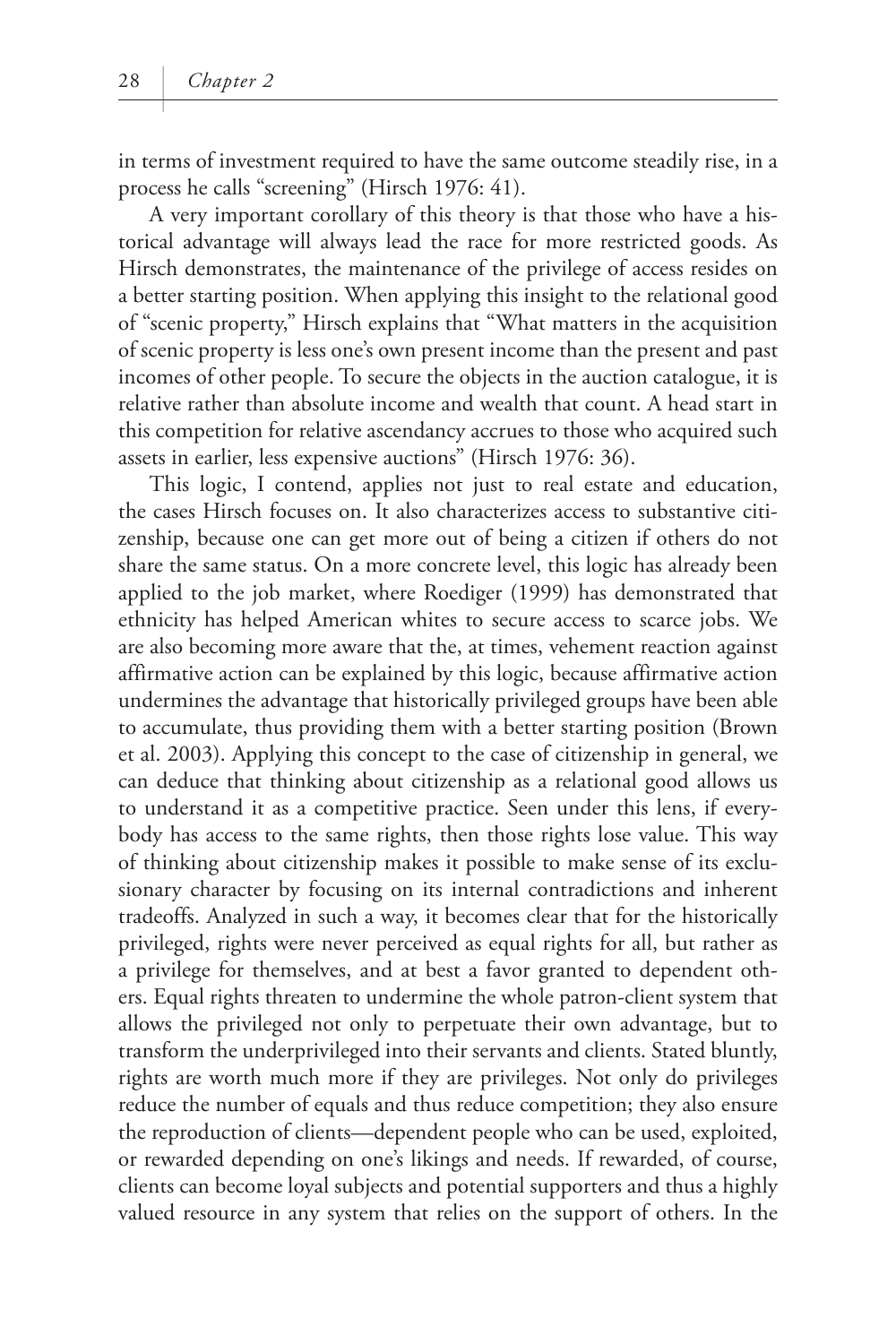in terms of investment required to have the same outcome steadily rise, in a process he calls "screening" (Hirsch 1976: 41).

A very important corollary of this theory is that those who have a historical advantage will always lead the race for more restricted goods. As Hirsch demonstrates, the maintenance of the privilege of access resides on a better starting position. When applying this insight to the relational good of "scenic property," Hirsch explains that "What matters in the acquisition of scenic property is less one's own present income than the present and past incomes of other people. To secure the objects in the auction catalogue, it is relative rather than absolute income and wealth that count. A head start in this competition for relative ascendancy accrues to those who acquired such assets in earlier, less expensive auctions" (Hirsch 1976: 36).

This logic, I contend, applies not just to real estate and education, the cases Hirsch focuses on. It also characterizes access to substantive citizenship, because one can get more out of being a citizen if others do not share the same status. On a more concrete level, this logic has already been applied to the job market, where Roediger (1999) has demonstrated that ethnicity has helped American whites to secure access to scarce jobs. We are also becoming more aware that the, at times, vehement reaction against affirmative action can be explained by this logic, because affirmative action undermines the advantage that historically privileged groups have been able to accumulate, thus providing them with a better starting position (Brown et al. 2003). Applying this concept to the case of citizenship in general, we can deduce that thinking about citizenship as a relational good allows us to understand it as a competitive practice. Seen under this lens, if everybody has access to the same rights, then those rights lose value. This way of thinking about citizenship makes it possible to make sense of its exclusionary character by focusing on its internal contradictions and inherent tradeoffs. Analyzed in such a way, it becomes clear that for the historically privileged, rights were never perceived as equal rights for all, but rather as a privilege for themselves, and at best a favor granted to dependent others. Equal rights threaten to undermine the whole patron-client system that allows the privileged not only to perpetuate their own advantage, but to transform the underprivileged into their servants and clients. Stated bluntly, rights are worth much more if they are privileges. Not only do privileges reduce the number of equals and thus reduce competition; they also ensure the reproduction of clients—dependent people who can be used, exploited, or rewarded depending on one's likings and needs. If rewarded, of course, clients can become loyal subjects and potential supporters and thus a highly valued resource in any system that relies on the support of others. In the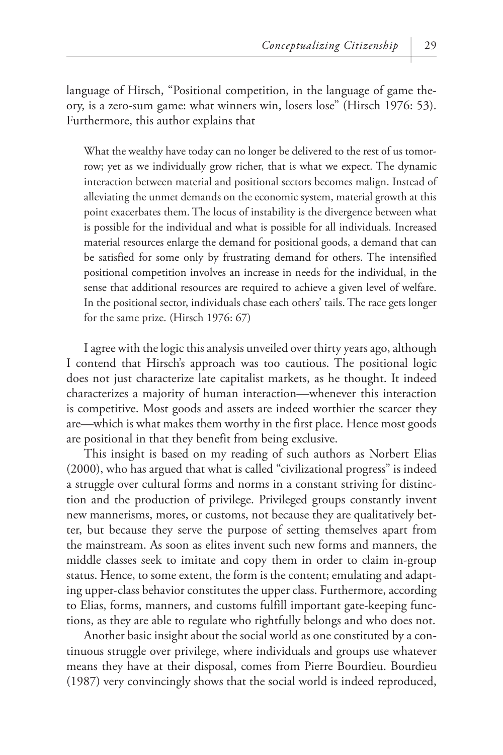language of Hirsch, "Positional competition, in the language of game theory, is a zero-sum game: what winners win, losers lose" (Hirsch 1976: 53). Furthermore, this author explains that

> What the wealthy have today can no longer be delivered to the rest of us tomorrow; yet as we individually grow richer, that is what we expect. The dynamic interaction between material and positional sectors becomes malign. Instead of alleviating the unmet demands on the economic system, material growth at this point exacerbates them. The locus of instability is the divergence between what is possible for the individual and what is possible for all individuals. Increased material resources enlarge the demand for positional goods, a demand that can be satisfied for some only by frustrating demand for others. The intensified positional competition involves an increase in needs for the individual, in the sense that additional resources are required to achieve a given level of welfare. In the positional sector, individuals chase each others' tails. The race gets longer for the same prize. (Hirsch 1976: 67)

I agree with the logic this analysis unveiled over thirty years ago, although I contend that Hirsch's approach was too cautious. The positional logic does not just characterize late capitalist markets, as he thought. It indeed characterizes a majority of human interaction—whenever this interaction is competitive. Most goods and assets are indeed worthier the scarcer they are—which is what makes them worthy in the first place. Hence most goods are positional in that they benefit from being exclusive.

This insight is based on my reading of such authors as Norbert Elias (2000), who has argued that what is called "civilizational progress" is indeed a struggle over cultural forms and norms in a constant striving for distinction and the production of privilege. Privileged groups constantly invent new mannerisms, mores, or customs, not because they are qualitatively better, but because they serve the purpose of setting themselves apart from the mainstream. As soon as elites invent such new forms and manners, the middle classes seek to imitate and copy them in order to claim in-group status. Hence, to some extent, the form is the content; emulating and adapting upper-class behavior constitutes the upper class. Furthermore, according to Elias, forms, manners, and customs fulfill important gate-keeping functions, as they are able to regulate who rightfully belongs and who does not.

Another basic insight about the social world as one constituted by a continuous struggle over privilege, where individuals and groups use whatever means they have at their disposal, comes from Pierre Bourdieu. Bourdieu (1987) very convincingly shows that the social world is indeed reproduced,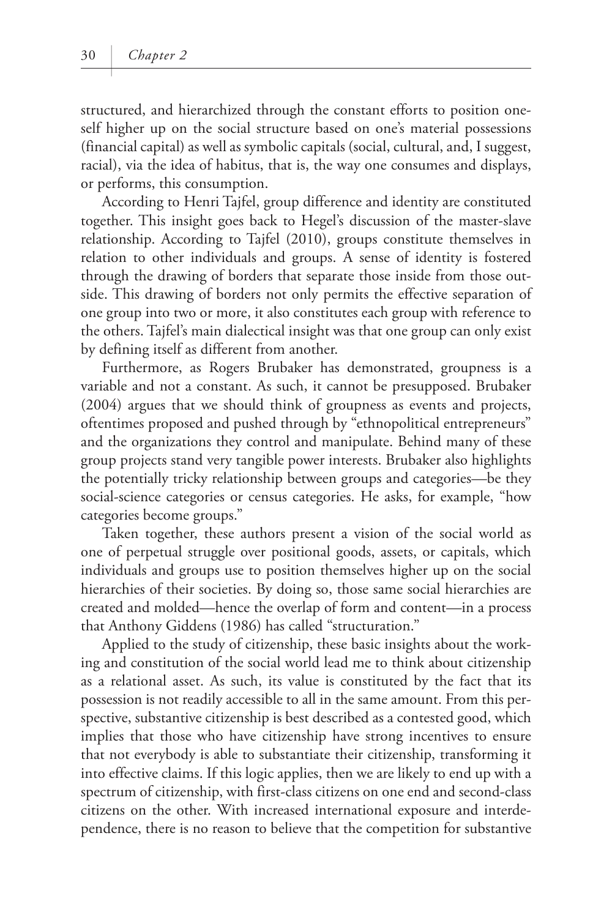structured, and hierarchized through the constant efforts to position oneself higher up on the social structure based on one's material possessions (financial capital) as well as symbolic capitals (social, cultural, and, I suggest, racial), via the idea of habitus, that is, the way one consumes and displays, or performs, this consumption.

According to Henri Tajfel, group difference and identity are constituted together. This insight goes back to Hegel's discussion of the master-slave relationship. According to Tajfel (2010), groups constitute themselves in relation to other individuals and groups. A sense of identity is fostered through the drawing of borders that separate those inside from those outside. This drawing of borders not only permits the effective separation of one group into two or more, it also constitutes each group with reference to the others. Tajfel's main dialectical insight was that one group can only exist by defining itself as different from another.

Furthermore, as Rogers Brubaker has demonstrated, groupness is a variable and not a constant. As such, it cannot be presupposed. Brubaker (2004) argues that we should think of groupness as events and projects, oftentimes proposed and pushed through by "ethnopolitical entrepreneurs" and the organizations they control and manipulate. Behind many of these group projects stand very tangible power interests. Brubaker also highlights the potentially tricky relationship between groups and categories—be they social-science categories or census categories. He asks, for example, "how categories become groups."

Taken together, these authors present a vision of the social world as one of perpetual struggle over positional goods, assets, or capitals, which individuals and groups use to position themselves higher up on the social hierarchies of their societies. By doing so, those same social hierarchies are created and molded—hence the overlap of form and content—in a process that Anthony Giddens (1986) has called "structuration."

Applied to the study of citizenship, these basic insights about the working and constitution of the social world lead me to think about citizenship as a relational asset. As such, its value is constituted by the fact that its possession is not readily accessible to all in the same amount. From this perspective, substantive citizenship is best described as a contested good, which implies that those who have citizenship have strong incentives to ensure that not everybody is able to substantiate their citizenship, transforming it into effective claims. If this logic applies, then we are likely to end up with a spectrum of citizenship, with first-class citizens on one end and second-class citizens on the other. With increased international exposure and interdependence, there is no reason to believe that the competition for substantive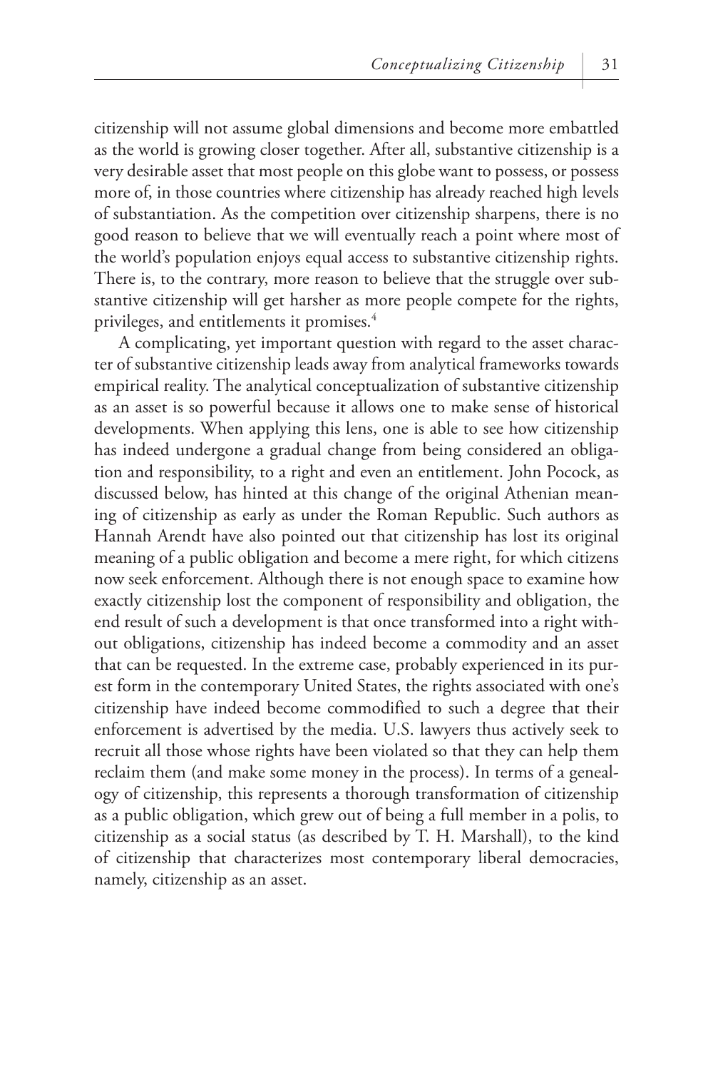citizenship will not assume global dimensions and become more embattled as the world is growing closer together. After all, substantive citizenship is a very desirable asset that most people on this globe want to possess, or possess more of, in those countries where citizenship has already reached high levels of substantiation. As the competition over citizenship sharpens, there is no good reason to believe that we will eventually reach a point where most of the world's population enjoys equal access to substantive citizenship rights. There is, to the contrary, more reason to believe that the struggle over substantive citizenship will get harsher as more people compete for the rights, privileges, and entitlements it promises.[4]

A complicating, yet important question with regard to the asset character of substantive citizenship leads away from analytical frameworks towards empirical reality. The analytical conceptualization of substantive citizenship as an asset is so powerful because it allows one to make sense of historical developments. When applying this lens, one is able to see how citizenship has indeed undergone a gradual change from being considered an obligation and responsibility, to a right and even an entitlement. John Pocock, as discussed below, has hinted at this change of the original Athenian meaning of citizenship as early as under the Roman Republic. Such authors as Hannah Arendt have also pointed out that citizenship has lost its original meaning of a public obligation and become a mere right, for which citizens now seek enforcement. Although there is not enough space to examine how exactly citizenship lost the component of responsibility and obligation, the end result of such a development is that once transformed into a right without obligations, citizenship has indeed become a commodity and an asset that can be requested. In the extreme case, probably experienced in its purest form in the contemporary United States, the rights associated with one's citizenship have indeed become commodified to such a degree that their enforcement is advertised by the media. U.S. lawyers thus actively seek to recruit all those whose rights have been violated so that they can help them reclaim them (and make some money in the process). In terms of a genealogy of citizenship, this represents a thorough transformation of citizenship as a public obligation, which grew out of being a full member in a polis, to citizenship as a social status (as described by T. H. Marshall), to the kind of citizenship that characterizes most contemporary liberal democracies, namely, citizenship as an asset.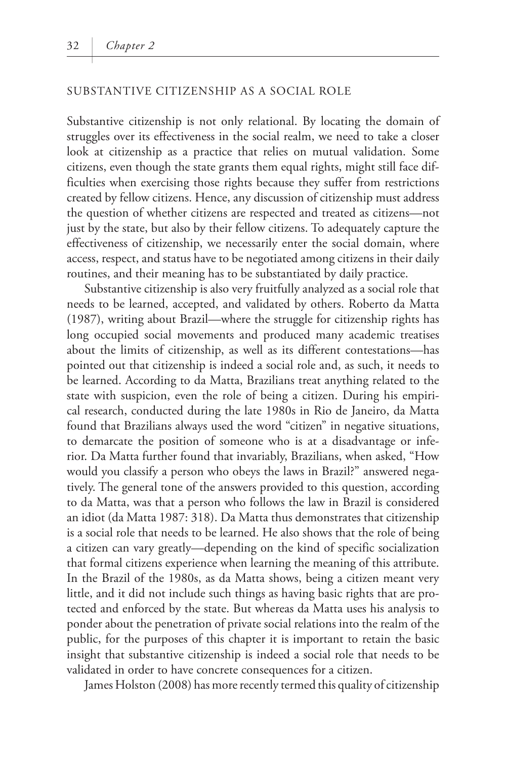## SUBSTANTIVE CITIZENSHIP AS A SOCIAL ROLE

Substantive citizenship is not only relational. By locating the domain of struggles over its effectiveness in the social realm, we need to take a closer look at citizenship as a practice that relies on mutual validation. Some citizens, even though the state grants them equal rights, might still face difficulties when exercising those rights because they suffer from restrictions created by fellow citizens. Hence, any discussion of citizenship must address the question of whether citizens are respected and treated as citizens—not just by the state, but also by their fellow citizens. To adequately capture the effectiveness of citizenship, we necessarily enter the social domain, where access, respect, and status have to be negotiated among citizens in their daily routines, and their meaning has to be substantiated by daily practice.

Substantive citizenship is also very fruitfully analyzed as a social role that needs to be learned, accepted, and validated by others. Roberto da Matta (1987), writing about Brazil—where the struggle for citizenship rights has long occupied social movements and produced many academic treatises about the limits of citizenship, as well as its different contestations—has pointed out that citizenship is indeed a social role and, as such, it needs to be learned. According to da Matta, Brazilians treat anything related to the state with suspicion, even the role of being a citizen. During his empirical research, conducted during the late 1980s in Rio de Janeiro, da Matta found that Brazilians always used the word "citizen" in negative situations, to demarcate the position of someone who is at a disadvantage or inferior. Da Matta further found that invariably, Brazilians, when asked, "How would you classify a person who obeys the laws in Brazil?" answered negatively. The general tone of the answers provided to this question, according to da Matta, was that a person who follows the law in Brazil is considered an idiot (da Matta 1987: 318). Da Matta thus demonstrates that citizenship is a social role that needs to be learned. He also shows that the role of being a citizen can vary greatly—depending on the kind of specific socialization that formal citizens experience when learning the meaning of this attribute. In the Brazil of the 1980s, as da Matta shows, being a citizen meant very little, and it did not include such things as having basic rights that are protected and enforced by the state. But whereas da Matta uses his analysis to ponder about the penetration of private social relations into the realm of the public, for the purposes of this chapter it is important to retain the basic insight that substantive citizenship is indeed a social role that needs to be validated in order to have concrete consequences for a citizen.

James Holston (2008) has more recently termed this quality of citizenship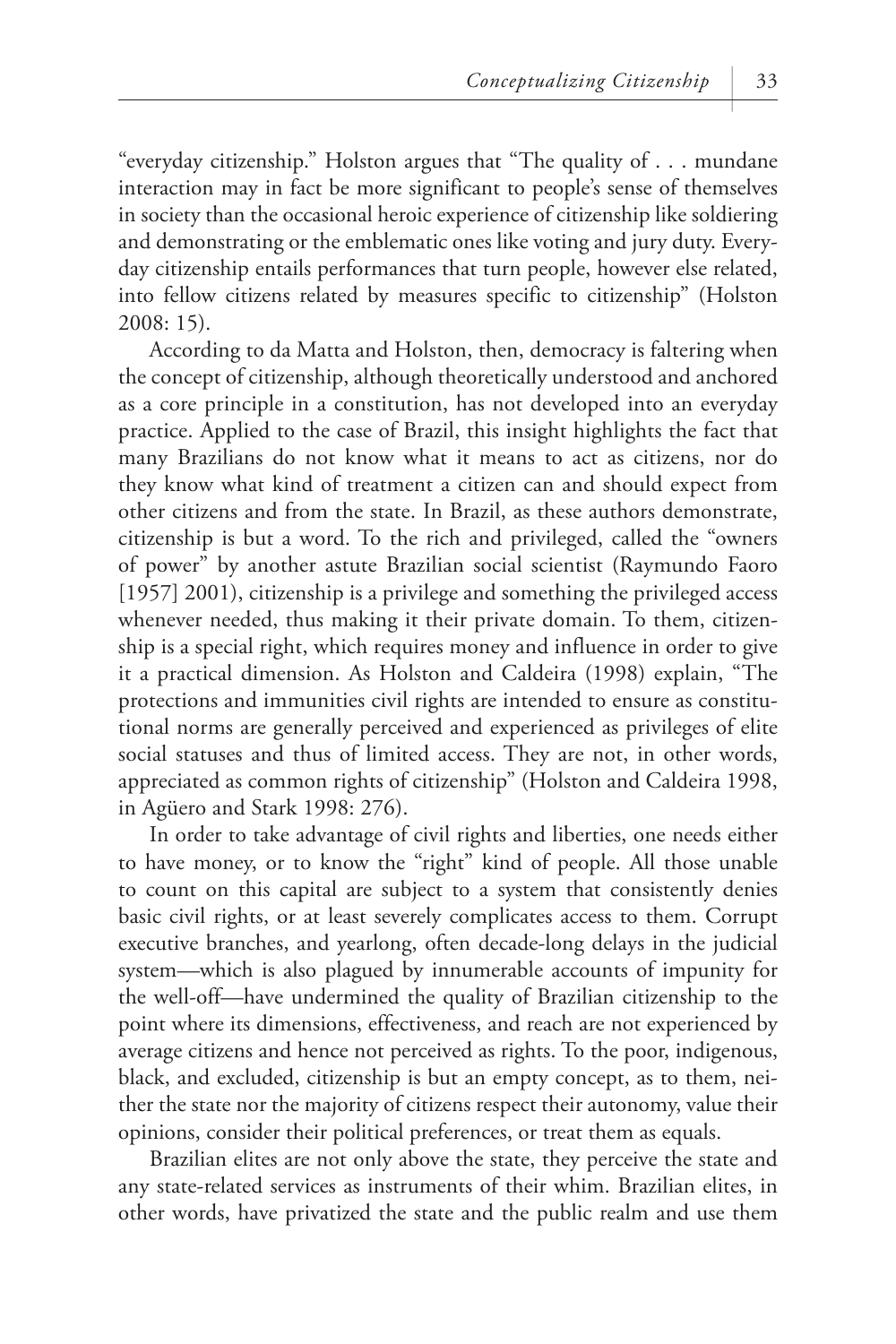"everyday citizenship." Holston argues that "The quality of . . . mundane interaction may in fact be more significant to people's sense of themselves in society than the occasional heroic experience of citizenship like soldiering and demonstrating or the emblematic ones like voting and jury duty. Everyday citizenship entails performances that turn people, however else related, into fellow citizens related by measures specific to citizenship" (Holston 2008: 15).

According to da Matta and Holston, then, democracy is faltering when the concept of citizenship, although theoretically understood and anchored as a core principle in a constitution, has not developed into an everyday practice. Applied to the case of Brazil, this insight highlights the fact that many Brazilians do not know what it means to act as citizens, nor do they know what kind of treatment a citizen can and should expect from other citizens and from the state. In Brazil, as these authors demonstrate, citizenship is but a word. To the rich and privileged, called the "owners of power" by another astute Brazilian social scientist (Raymundo Faoro [1957] 2001), citizenship is a privilege and something the privileged access whenever needed, thus making it their private domain. To them, citizenship is a special right, which requires money and influence in order to give it a practical dimension. As Holston and Caldeira (1998) explain, "The protections and immunities civil rights are intended to ensure as constitutional norms are generally perceived and experienced as privileges of elite social statuses and thus of limited access. They are not, in other words, appreciated as common rights of citizenship" (Holston and Caldeira 1998, in Agüero and Stark 1998: 276).

In order to take advantage of civil rights and liberties, one needs either to have money, or to know the "right" kind of people. All those unable to count on this capital are subject to a system that consistently denies basic civil rights, or at least severely complicates access to them. Corrupt executive branches, and yearlong, often decade-long delays in the judicial system—which is also plagued by innumerable accounts of impunity for the well-off—have undermined the quality of Brazilian citizenship to the point where its dimensions, effectiveness, and reach are not experienced by average citizens and hence not perceived as rights. To the poor, indigenous, black, and excluded, citizenship is but an empty concept, as to them, neither the state nor the majority of citizens respect their autonomy, value their opinions, consider their political preferences, or treat them as equals.

Brazilian elites are not only above the state, they perceive the state and any state-related services as instruments of their whim. Brazilian elites, in other words, have privatized the state and the public realm and use them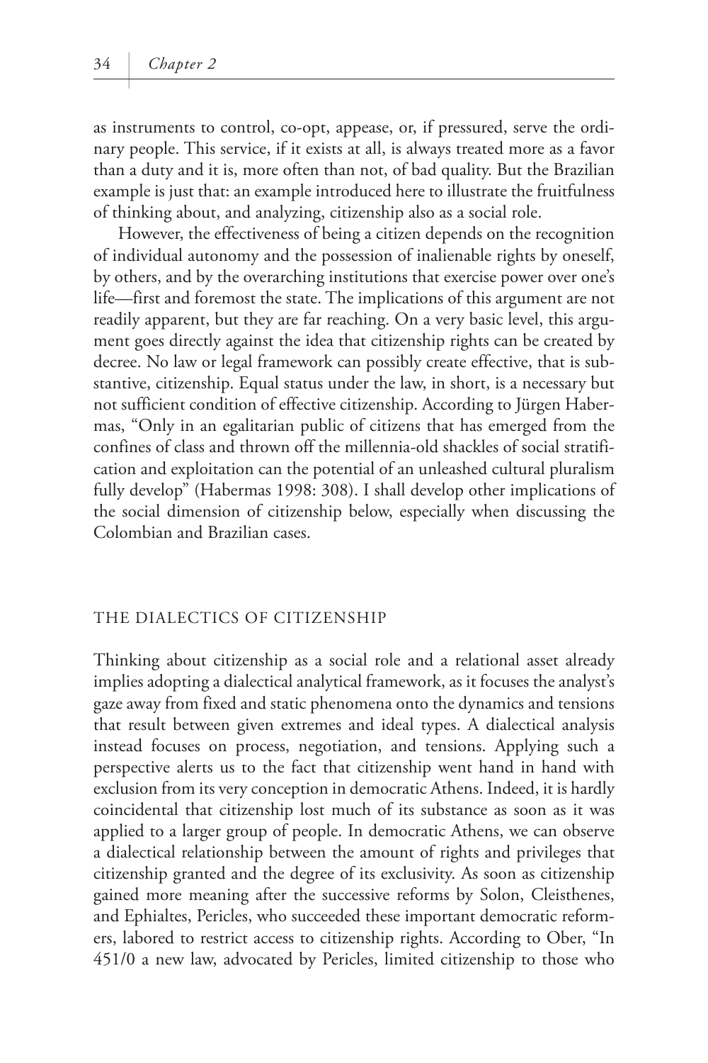as instruments to control, co-opt, appease, or, if pressured, serve the ordinary people. This service, if it exists at all, is always treated more as a favor than a duty and it is, more often than not, of bad quality. But the Brazilian example is just that: an example introduced here to illustrate the fruitfulness of thinking about, and analyzing, citizenship also as a social role.

However, the effectiveness of being a citizen depends on the recognition of individual autonomy and the possession of inalienable rights by oneself, by others, and by the overarching institutions that exercise power over one's life—first and foremost the state. The implications of this argument are not readily apparent, but they are far reaching. On a very basic level, this argument goes directly against the idea that citizenship rights can be created by decree. No law or legal framework can possibly create effective, that is substantive, citizenship. Equal status under the law, in short, is a necessary but not sufficient condition of effective citizenship. According to Jürgen Habermas, "Only in an egalitarian public of citizens that has emerged from the confines of class and thrown off the millennia-old shackles of social stratification and exploitation can the potential of an unleashed cultural pluralism fully develop" (Habermas 1998: 308). I shall develop other implications of the social dimension of citizenship below, especially when discussing the Colombian and Brazilian cases.

## THE DIALECTICS OF CITIZENSHIP

Thinking about citizenship as a social role and a relational asset already implies adopting a dialectical analytical framework, as it focuses the analyst's gaze away from fixed and static phenomena onto the dynamics and tensions that result between given extremes and ideal types. A dialectical analysis instead focuses on process, negotiation, and tensions. Applying such a perspective alerts us to the fact that citizenship went hand in hand with exclusion from its very conception in democratic Athens. Indeed, it is hardly coincidental that citizenship lost much of its substance as soon as it was applied to a larger group of people. In democratic Athens, we can observe a dialectical relationship between the amount of rights and privileges that citizenship granted and the degree of its exclusivity. As soon as citizenship gained more meaning after the successive reforms by Solon, Cleisthenes, and Ephialtes, Pericles, who succeeded these important democratic reformers, labored to restrict access to citizenship rights. According to Ober, "In 451/0 a new law, advocated by Pericles, limited citizenship to those who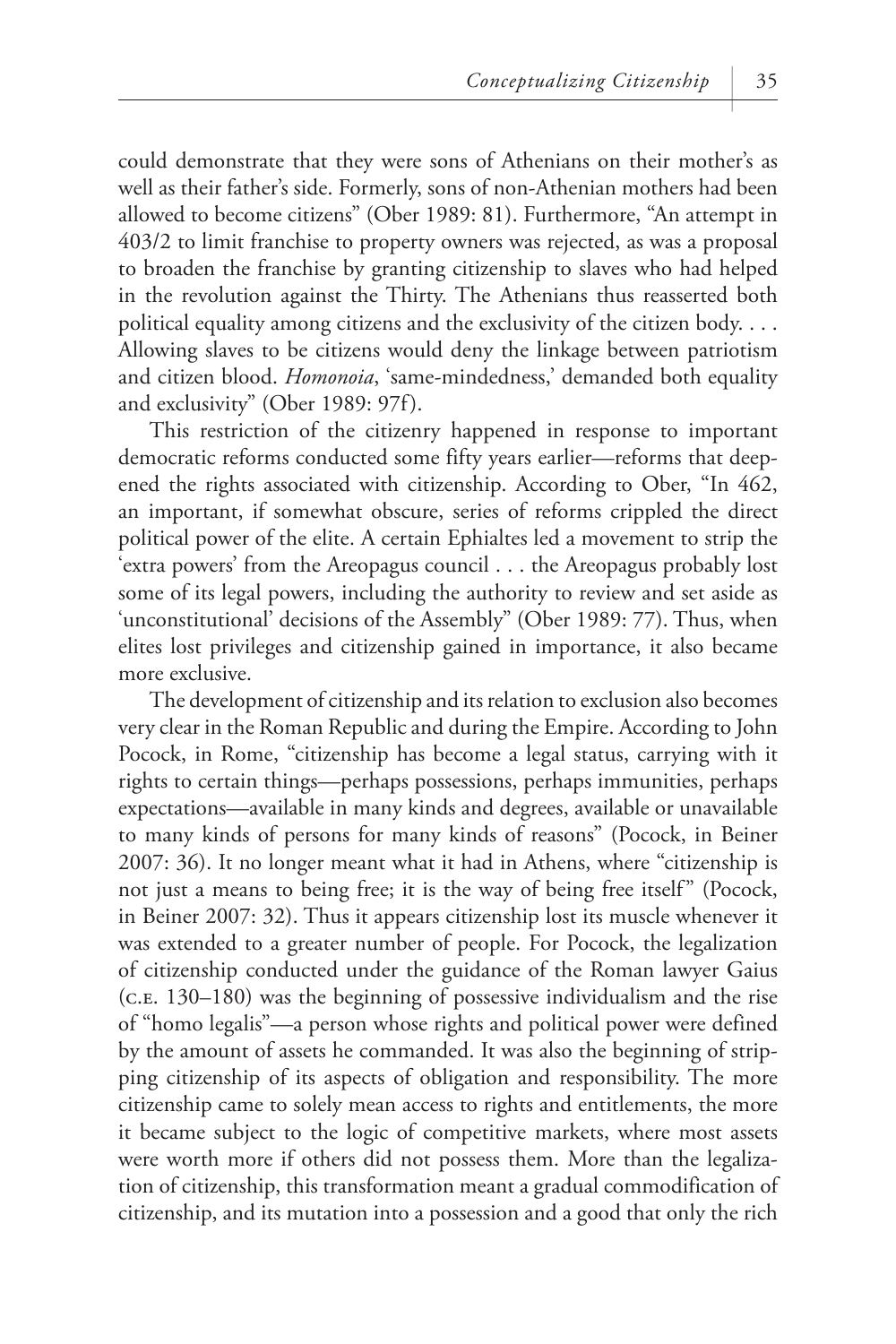could demonstrate that they were sons of Athenians on their mother's as well as their father's side. Formerly, sons of non-Athenian mothers had been allowed to become citizens" (Ober 1989: 81). Furthermore, "An attempt in 403/2 to limit franchise to property owners was rejected, as was a proposal to broaden the franchise by granting citizenship to slaves who had helped in the revolution against the Thirty. The Athenians thus reasserted both political equality among citizens and the exclusivity of the citizen body. . . . Allowing slaves to be citizens would deny the linkage between patriotism and citizen blood. *Homonoia*, 'same-mindedness,' demanded both equality and exclusivity" (Ober 1989: 97f).

This restriction of the citizenry happened in response to important democratic reforms conducted some fifty years earlier—reforms that deepened the rights associated with citizenship. According to Ober, "In 462, an important, if somewhat obscure, series of reforms crippled the direct political power of the elite. A certain Ephialtes led a movement to strip the 'extra powers' from the Areopagus council . . . the Areopagus probably lost some of its legal powers, including the authority to review and set aside as 'unconstitutional' decisions of the Assembly" (Ober 1989: 77). Thus, when elites lost privileges and citizenship gained in importance, it also became more exclusive.

The development of citizenship and its relation to exclusion also becomes very clear in the Roman Republic and during the Empire. According to John Pocock, in Rome, "citizenship has become a legal status, carrying with it rights to certain things—perhaps possessions, perhaps immunities, perhaps expectations—available in many kinds and degrees, available or unavailable to many kinds of persons for many kinds of reasons" (Pocock, in Beiner 2007: 36). It no longer meant what it had in Athens, where "citizenship is not just a means to being free; it is the way of being free itself" (Pocock, in Beiner 2007: 32). Thus it appears citizenship lost its muscle whenever it was extended to a greater number of people. For Pocock, the legalization of citizenship conducted under the guidance of the Roman lawyer Gaius (C.E. 130–180) was the beginning of possessive individualism and the rise of "homo legalis"—a person whose rights and political power were defined by the amount of assets he commanded. It was also the beginning of stripping citizenship of its aspects of obligation and responsibility. The more citizenship came to solely mean access to rights and entitlements, the more it became subject to the logic of competitive markets, where most assets were worth more if others did not possess them. More than the legalization of citizenship, this transformation meant a gradual commodification of citizenship, and its mutation into a possession and a good that only the rich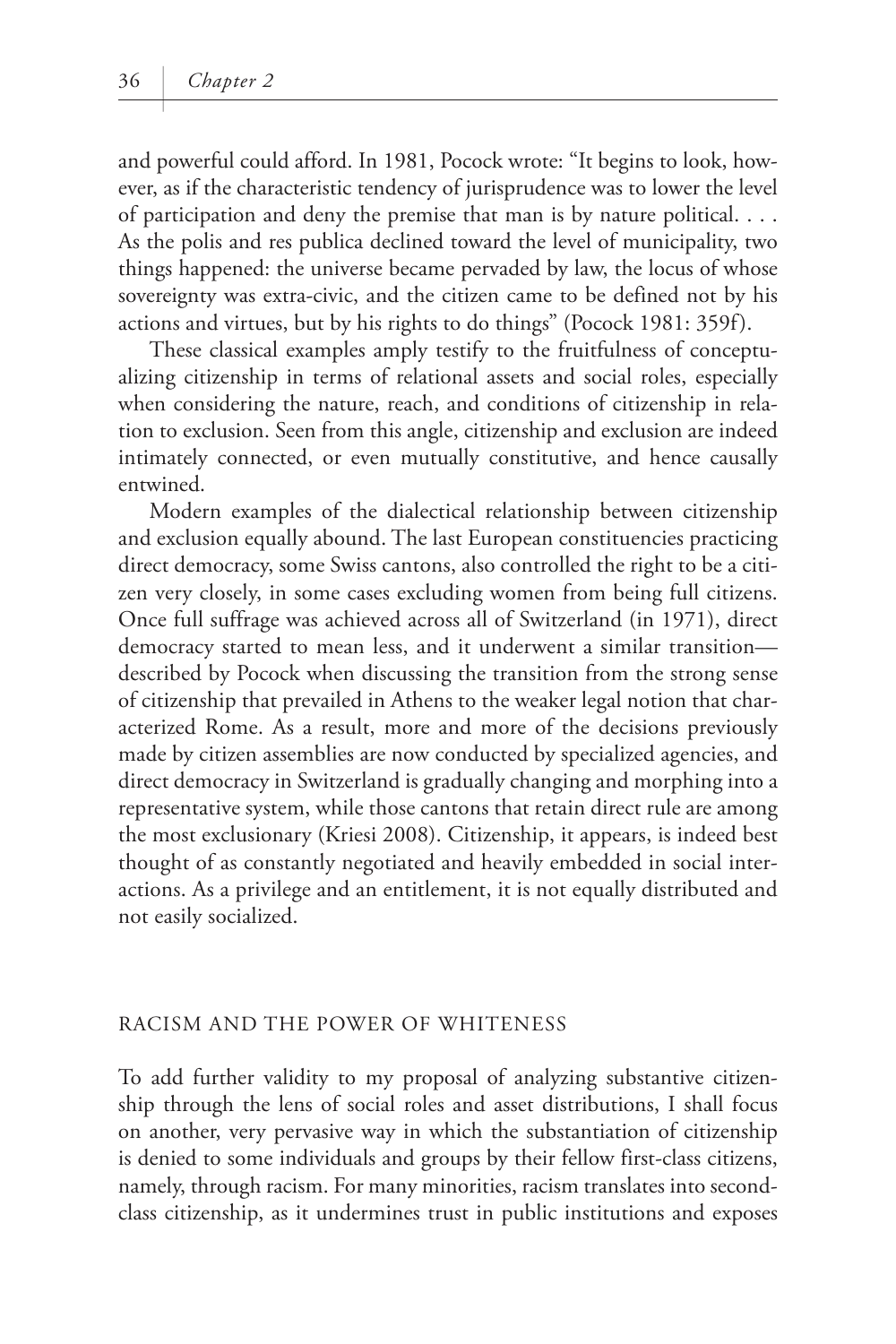and powerful could afford. In 1981, Pocock wrote: "It begins to look, however, as if the characteristic tendency of jurisprudence was to lower the level of participation and deny the premise that man is by nature political. . . . As the polis and res publica declined toward the level of municipality, two things happened: the universe became pervaded by law, the locus of whose sovereignty was extra-civic, and the citizen came to be defined not by his actions and virtues, but by his rights to do things" (Pocock 1981: 359f).

These classical examples amply testify to the fruitfulness of conceptualizing citizenship in terms of relational assets and social roles, especially when considering the nature, reach, and conditions of citizenship in relation to exclusion. Seen from this angle, citizenship and exclusion are indeed intimately connected, or even mutually constitutive, and hence causally entwined.

Modern examples of the dialectical relationship between citizenship and exclusion equally abound. The last European constituencies practicing direct democracy, some Swiss cantons, also controlled the right to be a citizen very closely, in some cases excluding women from being full citizens. Once full suffrage was achieved across all of Switzerland (in 1971), direct democracy started to mean less, and it underwent a similar transition—described by Pocock when discussing the transition from the strong sense of citizenship that prevailed in Athens to the weaker legal notion that characterized Rome. As a result, more and more of the decisions previously made by citizen assemblies are now conducted by specialized agencies, and direct democracy in Switzerland is gradually changing and morphing into a representative system, while those cantons that retain direct rule are among the most exclusionary (Kriesi 2008). Citizenship, it appears, is indeed best thought of as constantly negotiated and heavily embedded in social interactions. As a privilege and an entitlement, it is not equally distributed and not easily socialized.

## RACISM AND THE POWER OF WHITENESS

To add further validity to my proposal of analyzing substantive citizenship through the lens of social roles and asset distributions, I shall focus on another, very pervasive way in which the substantiation of citizenship is denied to some individuals and groups by their fellow first-class citizens, namely, through racism. For many minorities, racism translates into second-class citizenship, as it undermines trust in public institutions and exposes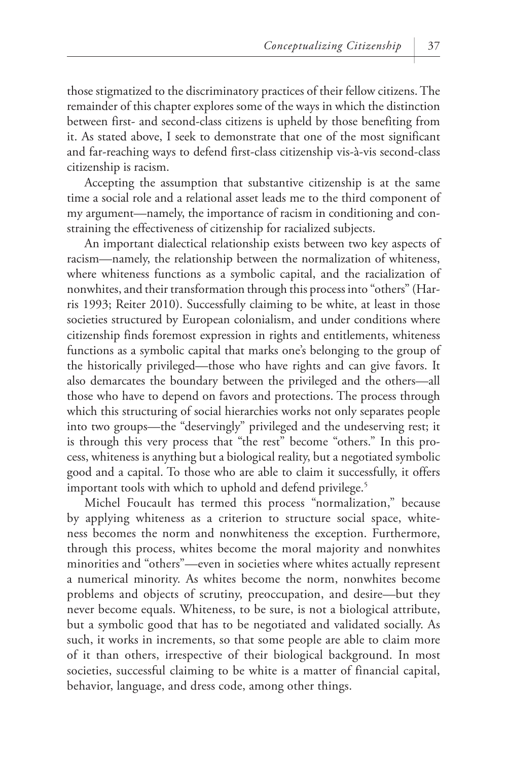those stigmatized to the discriminatory practices of their fellow citizens. The remainder of this chapter explores some of the ways in which the distinction between first- and second-class citizens is upheld by those benefiting from it. As stated above, I seek to demonstrate that one of the most significant and far-reaching ways to defend first-class citizenship vis-à-vis second-class citizenship is racism.

Accepting the assumption that substantive citizenship is at the same time a social role and a relational asset leads me to the third component of my argument—namely, the importance of racism in conditioning and constraining the effectiveness of citizenship for racialized subjects.

An important dialectical relationship exists between two key aspects of racism—namely, the relationship between the normalization of whiteness, where whiteness functions as a symbolic capital, and the racialization of nonwhites, and their transformation through this process into "others" (Harris 1993; Reiter 2010). Successfully claiming to be white, at least in those societies structured by European colonialism, and under conditions where citizenship finds foremost expression in rights and entitlements, whiteness functions as a symbolic capital that marks one's belonging to the group of the historically privileged—those who have rights and can give favors. It also demarcates the boundary between the privileged and the others—all those who have to depend on favors and protections. The process through which this structuring of social hierarchies works not only separates people into two groups—the "deservingly" privileged and the undeserving rest; it is through this very process that "the rest" become "others." In this process, whiteness is anything but a biological reality, but a negotiated symbolic good and a capital. To those who are able to claim it successfully, it offers important tools with which to uphold and defend privilege.[5]

Michel Foucault has termed this process "normalization," because by applying whiteness as a criterion to structure social space, whiteness becomes the norm and nonwhiteness the exception. Furthermore, through this process, whites become the moral majority and nonwhites minorities and "others"—even in societies where whites actually represent a numerical minority. As whites become the norm, nonwhites become problems and objects of scrutiny, preoccupation, and desire—but they never become equals. Whiteness, to be sure, is not a biological attribute, but a symbolic good that has to be negotiated and validated socially. As such, it works in increments, so that some people are able to claim more of it than others, irrespective of their biological background. In most societies, successful claiming to be white is a matter of financial capital, behavior, language, and dress code, among other things.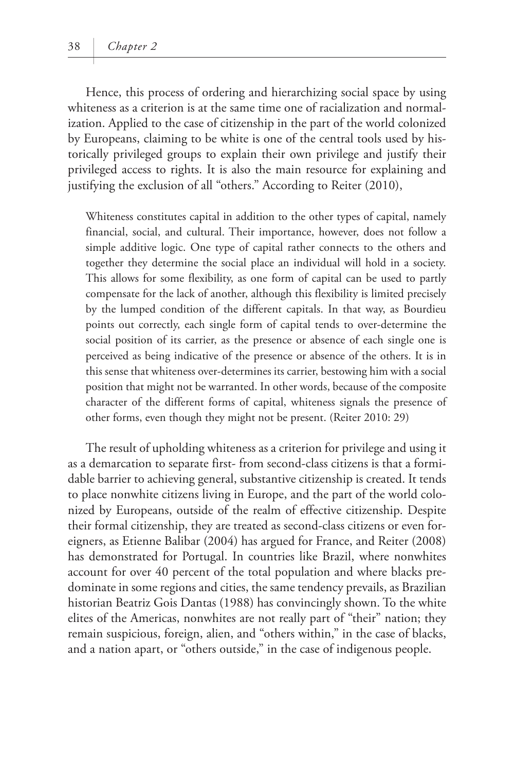Hence, this process of ordering and hierarchizing social space by using whiteness as a criterion is at the same time one of racialization and normalization. Applied to the case of citizenship in the part of the world colonized by Europeans, claiming to be white is one of the central tools used by historically privileged groups to explain their own privilege and justify their privileged access to rights. It is also the main resource for explaining and justifying the exclusion of all "others." According to Reiter (2010),

> Whiteness constitutes capital in addition to the other types of capital, namely financial, social, and cultural. Their importance, however, does not follow a simple additive logic. One type of capital rather connects to the others and together they determine the social place an individual will hold in a society. This allows for some flexibility, as one form of capital can be used to partly compensate for the lack of another, although this flexibility is limited precisely by the lumped condition of the different capitals. In that way, as Bourdieu points out correctly, each single form of capital tends to over-determine the social position of its carrier, as the presence or absence of each single one is perceived as being indicative of the presence or absence of the others. It is in this sense that whiteness over-determines its carrier, bestowing him with a social position that might not be warranted. In other words, because of the composite character of the different forms of capital, whiteness signals the presence of other forms, even though they might not be present. (Reiter 2010: 29)

The result of upholding whiteness as a criterion for privilege and using it as a demarcation to separate first- from second-class citizens is that a formidable barrier to achieving general, substantive citizenship is created. It tends to place nonwhite citizens living in Europe, and the part of the world colonized by Europeans, outside of the realm of effective citizenship. Despite their formal citizenship, they are treated as second-class citizens or even foreigners, as Etienne Balibar (2004) has argued for France, and Reiter (2008) has demonstrated for Portugal. In countries like Brazil, where nonwhites account for over 40 percent of the total population and where blacks predominate in some regions and cities, the same tendency prevails, as Brazilian historian Beatriz Gois Dantas (1988) has convincingly shown. To the white elites of the Americas, nonwhites are not really part of "their" nation; they remain suspicious, foreign, alien, and "others within," in the case of blacks, and a nation apart, or "others outside," in the case of indigenous people.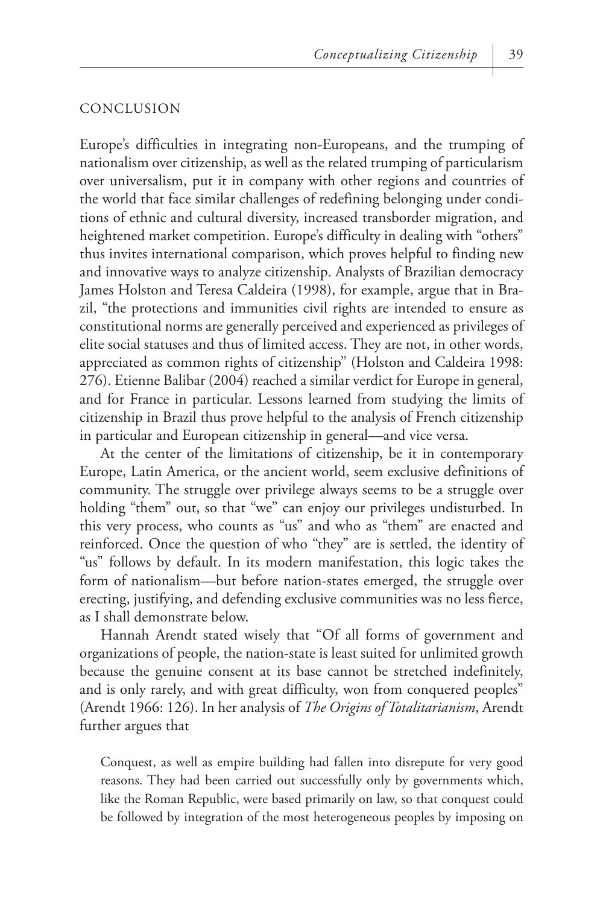## CONCLUSION

Europe's difficulties in integrating non-Europeans, and the trumping of nationalism over citizenship, as well as the related trumping of particularism over universalism, put it in company with other regions and countries of the world that face similar challenges of redefining belonging under conditions of ethnic and cultural diversity, increased transborder migration, and heightened market competition. Europe's difficulty in dealing with "others" thus invites international comparison, which proves helpful to finding new and innovative ways to analyze citizenship. Analysts of Brazilian democracy James Holston and Teresa Caldeira (1998), for example, argue that in Brazil, "the protections and immunities civil rights are intended to ensure as constitutional norms are generally perceived and experienced as privileges of elite social statuses and thus of limited access. They are not, in other words, appreciated as common rights of citizenship" (Holston and Caldeira 1998: 276). Etienne Balibar (2004) reached a similar verdict for Europe in general, and for France in particular. Lessons learned from studying the limits of citizenship in Brazil thus prove helpful to the analysis of French citizenship in particular and European citizenship in general—and vice versa.

At the center of the limitations of citizenship, be it in contemporary Europe, Latin America, or the ancient world, seem exclusive definitions of community. The struggle over privilege always seems to be a struggle over holding "them" out, so that "we" can enjoy our privileges undisturbed. In this very process, who counts as "us" and who as "them" are enacted and reinforced. Once the question of who "they" are is settled, the identity of "us" follows by default. In its modern manifestation, this logic takes the form of nationalism—but before nation-states emerged, the struggle over erecting, justifying, and defending exclusive communities was no less fierce, as I shall demonstrate below.

Hannah Arendt stated wisely that "Of all forms of government and organizations of people, the nation-state is least suited for unlimited growth because the genuine consent at its base cannot be stretched indefinitely, and is only rarely, and with great difficulty, won from conquered peoples" (Arendt 1966: 126). In her analysis of *The Origins of Totalitarianism*, Arendt further argues that

> Conquest, as well as empire building had fallen into disrepute for very good reasons. They had been carried out successfully only by governments which, like the Roman Republic, were based primarily on law, so that conquest could be followed by integration of the most heterogeneous peoples by imposing on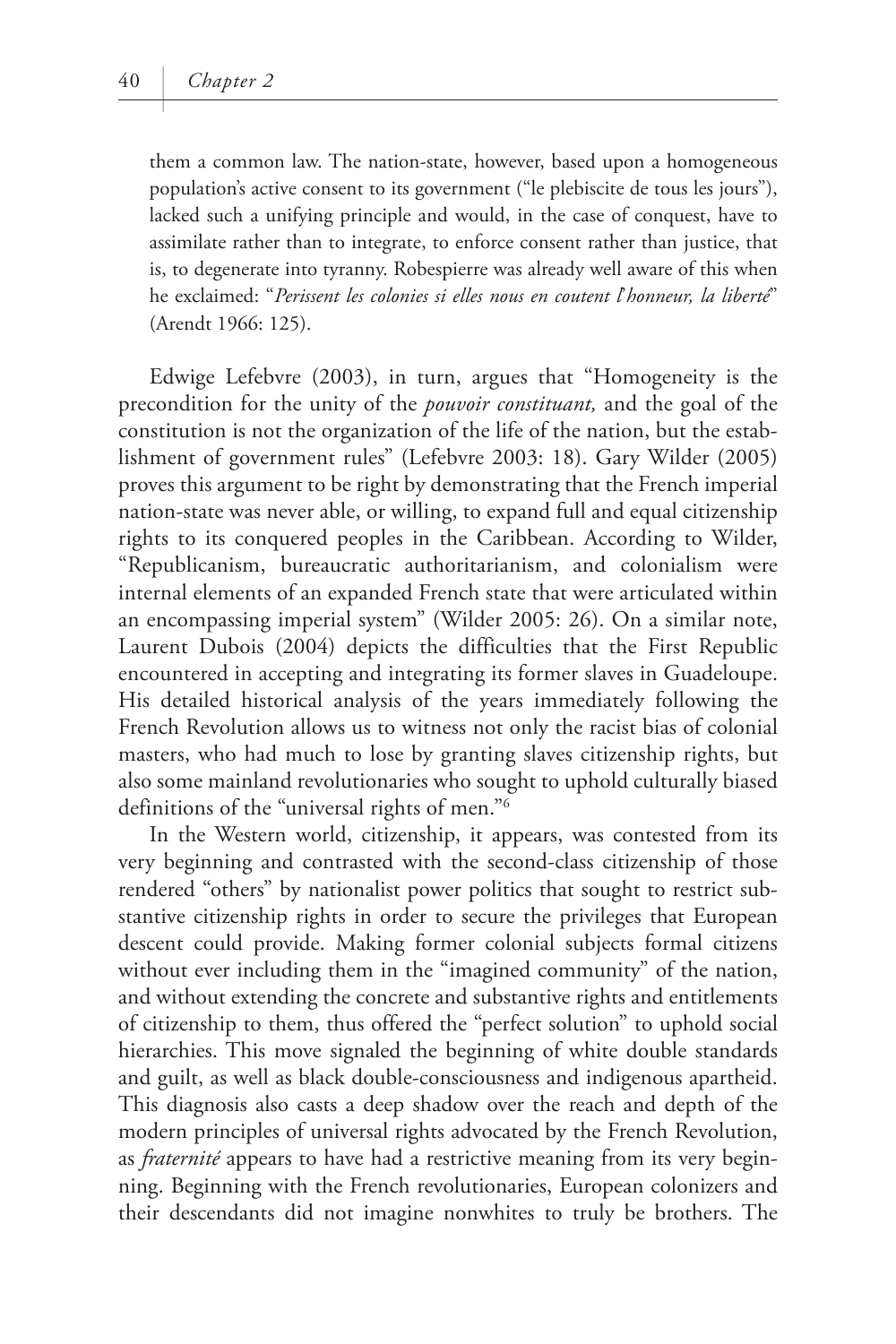them a common law. The nation-state, however, based upon a homogeneous population's active consent to its government ("le plebiscite de tous les jours"), lacked such a unifying principle and would, in the case of conquest, have to assimilate rather than to integrate, to enforce consent rather than justice, that is, to degenerate into tyranny. Robespierre was already well aware of this when he exclaimed: "*Perissent les colonies si elles nous en coutent l'honneur, la liberté*" (Arendt 1966: 125).

Edwige Lefebvre (2003), in turn, argues that "Homogeneity is the precondition for the unity of the *pouvoir constituant,* and the goal of the constitution is not the organization of the life of the nation, but the establishment of government rules" (Lefebvre 2003: 18). Gary Wilder (2005) proves this argument to be right by demonstrating that the French imperial nation-state was never able, or willing, to expand full and equal citizenship rights to its conquered peoples in the Caribbean. According to Wilder, "Republicanism, bureaucratic authoritarianism, and colonialism were internal elements of an expanded French state that were articulated within an encompassing imperial system" (Wilder 2005: 26). On a similar note, Laurent Dubois (2004) depicts the difficulties that the First Republic encountered in accepting and integrating its former slaves in Guadeloupe. His detailed historical analysis of the years immediately following the French Revolution allows us to witness not only the racist bias of colonial masters, who had much to lose by granting slaves citizenship rights, but also some mainland revolutionaries who sought to uphold culturally biased definitions of the "universal rights of men."[6]

In the Western world, citizenship, it appears, was contested from its very beginning and contrasted with the second-class citizenship of those rendered "others" by nationalist power politics that sought to restrict substantive citizenship rights in order to secure the privileges that European descent could provide. Making former colonial subjects formal citizens without ever including them in the "imagined community" of the nation, and without extending the concrete and substantive rights and entitlements of citizenship to them, thus offered the "perfect solution" to uphold social hierarchies. This move signaled the beginning of white double standards and guilt, as well as black double-consciousness and indigenous apartheid. This diagnosis also casts a deep shadow over the reach and depth of the modern principles of universal rights advocated by the French Revolution, as *fraternité* appears to have had a restrictive meaning from its very beginning. Beginning with the French revolutionaries, European colonizers and their descendants did not imagine nonwhites to truly be brothers. The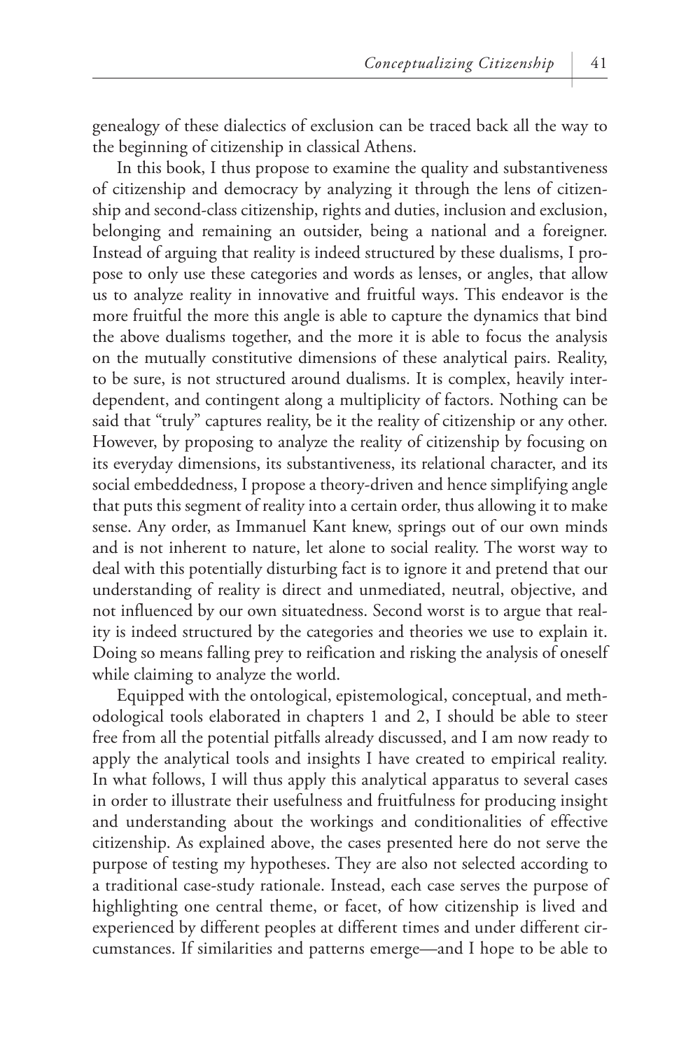genealogy of these dialectics of exclusion can be traced back all the way to the beginning of citizenship in classical Athens.

In this book, I thus propose to examine the quality and substantiveness of citizenship and democracy by analyzing it through the lens of citizenship and second-class citizenship, rights and duties, inclusion and exclusion, belonging and remaining an outsider, being a national and a foreigner. Instead of arguing that reality is indeed structured by these dualisms, I propose to only use these categories and words as lenses, or angles, that allow us to analyze reality in innovative and fruitful ways. This endeavor is the more fruitful the more this angle is able to capture the dynamics that bind the above dualisms together, and the more it is able to focus the analysis on the mutually constitutive dimensions of these analytical pairs. Reality, to be sure, is not structured around dualisms. It is complex, heavily interdependent, and contingent along a multiplicity of factors. Nothing can be said that "truly" captures reality, be it the reality of citizenship or any other. However, by proposing to analyze the reality of citizenship by focusing on its everyday dimensions, its substantiveness, its relational character, and its social embeddedness, I propose a theory-driven and hence simplifying angle that puts this segment of reality into a certain order, thus allowing it to make sense. Any order, as Immanuel Kant knew, springs out of our own minds and is not inherent to nature, let alone to social reality. The worst way to deal with this potentially disturbing fact is to ignore it and pretend that our understanding of reality is direct and unmediated, neutral, objective, and not influenced by our own situatedness. Second worst is to argue that reality is indeed structured by the categories and theories we use to explain it. Doing so means falling prey to reification and risking the analysis of oneself while claiming to analyze the world.

Equipped with the ontological, epistemological, conceptual, and methodological tools elaborated in chapters 1 and 2, I should be able to steer free from all the potential pitfalls already discussed, and I am now ready to apply the analytical tools and insights I have created to empirical reality. In what follows, I will thus apply this analytical apparatus to several cases in order to illustrate their usefulness and fruitfulness for producing insight and understanding about the workings and conditionalities of effective citizenship. As explained above, the cases presented here do not serve the purpose of testing my hypotheses. They are also not selected according to a traditional case-study rationale. Instead, each case serves the purpose of highlighting one central theme, or facet, of how citizenship is lived and experienced by different peoples at different times and under different circumstances. If similarities and patterns emerge—and I hope to be able to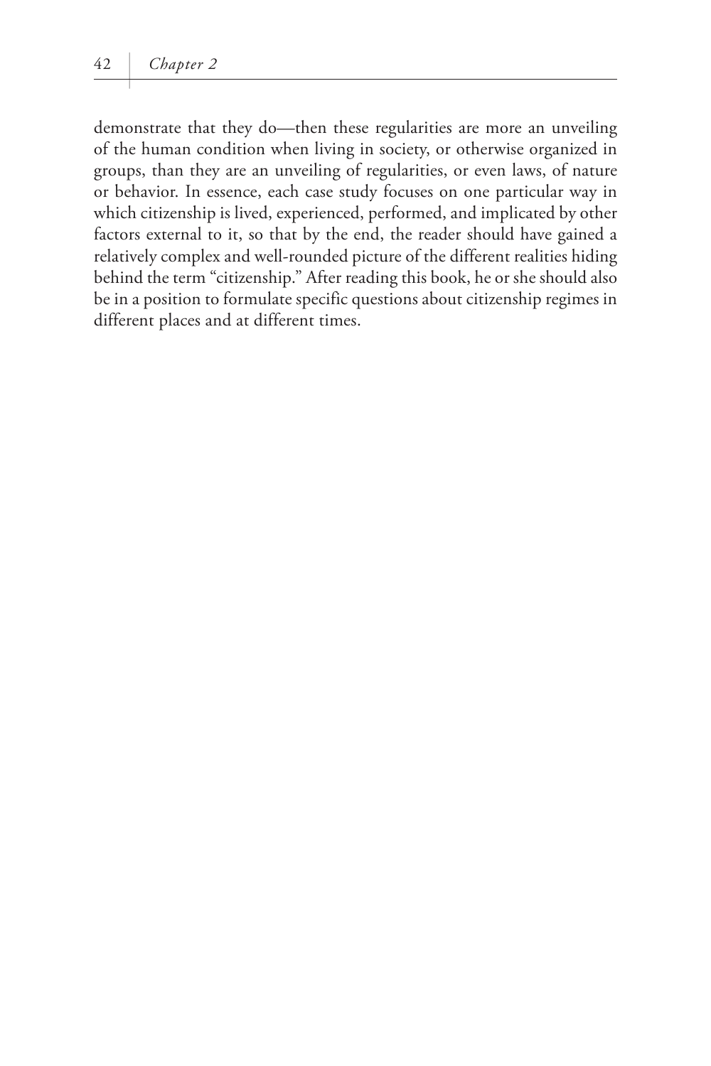demonstrate that they do—then these regularities are more an unveiling of the human condition when living in society, or otherwise organized in groups, than they are an unveiling of regularities, or even laws, of nature or behavior. In essence, each case study focuses on one particular way in which citizenship is lived, experienced, performed, and implicated by other factors external to it, so that by the end, the reader should have gained a relatively complex and well-rounded picture of the different realities hiding behind the term "citizenship." After reading this book, he or she should also be in a position to formulate specific questions about citizenship regimes in different places and at different times.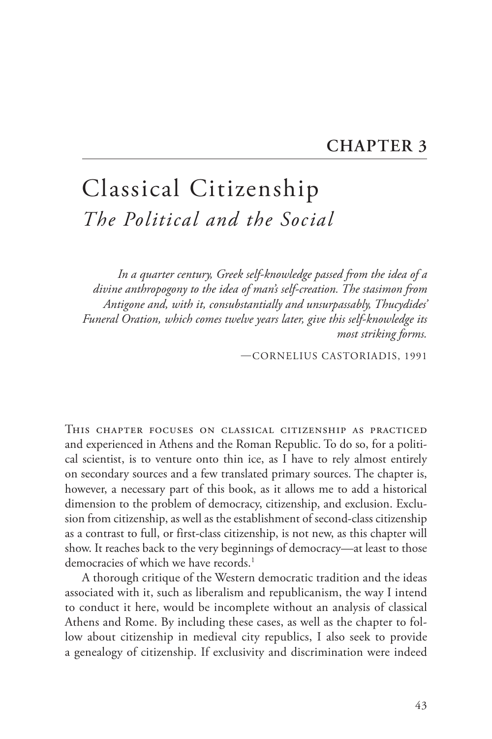## CHAPTER 3

# Classical Citizenship

## *The Political and the Social*

> *In a quarter century, Greek self-knowledge passed from the idea of a divine anthropogony to the idea of man's self-creation. The stasimon from Antigone and, with it, consubstantially and unsurpassably, Thucydides' Funeral Oration, which comes twelve years later, give this self-knowledge its most striking forms.*
>
> —CORNELIUS CASTORIADIS, 1991

This chapter focuses on classical citizenship as practiced and experienced in Athens and the Roman Republic. To do so, for a political scientist, is to venture onto thin ice, as I have to rely almost entirely on secondary sources and a few translated primary sources. The chapter is, however, a necessary part of this book, as it allows me to add a historical dimension to the problem of democracy, citizenship, and exclusion. Exclusion from citizenship, as well as the establishment of second-class citizenship as a contrast to full, or first-class citizenship, is not new, as this chapter will show. It reaches back to the very beginnings of democracy—at least to those democracies of which we have records.[1]

A thorough critique of the Western democratic tradition and the ideas associated with it, such as liberalism and republicanism, the way I intend to conduct it here, would be incomplete without an analysis of classical Athens and Rome. By including these cases, as well as the chapter to follow about citizenship in medieval city republics, I also seek to provide a genealogy of citizenship. If exclusivity and discrimination were indeed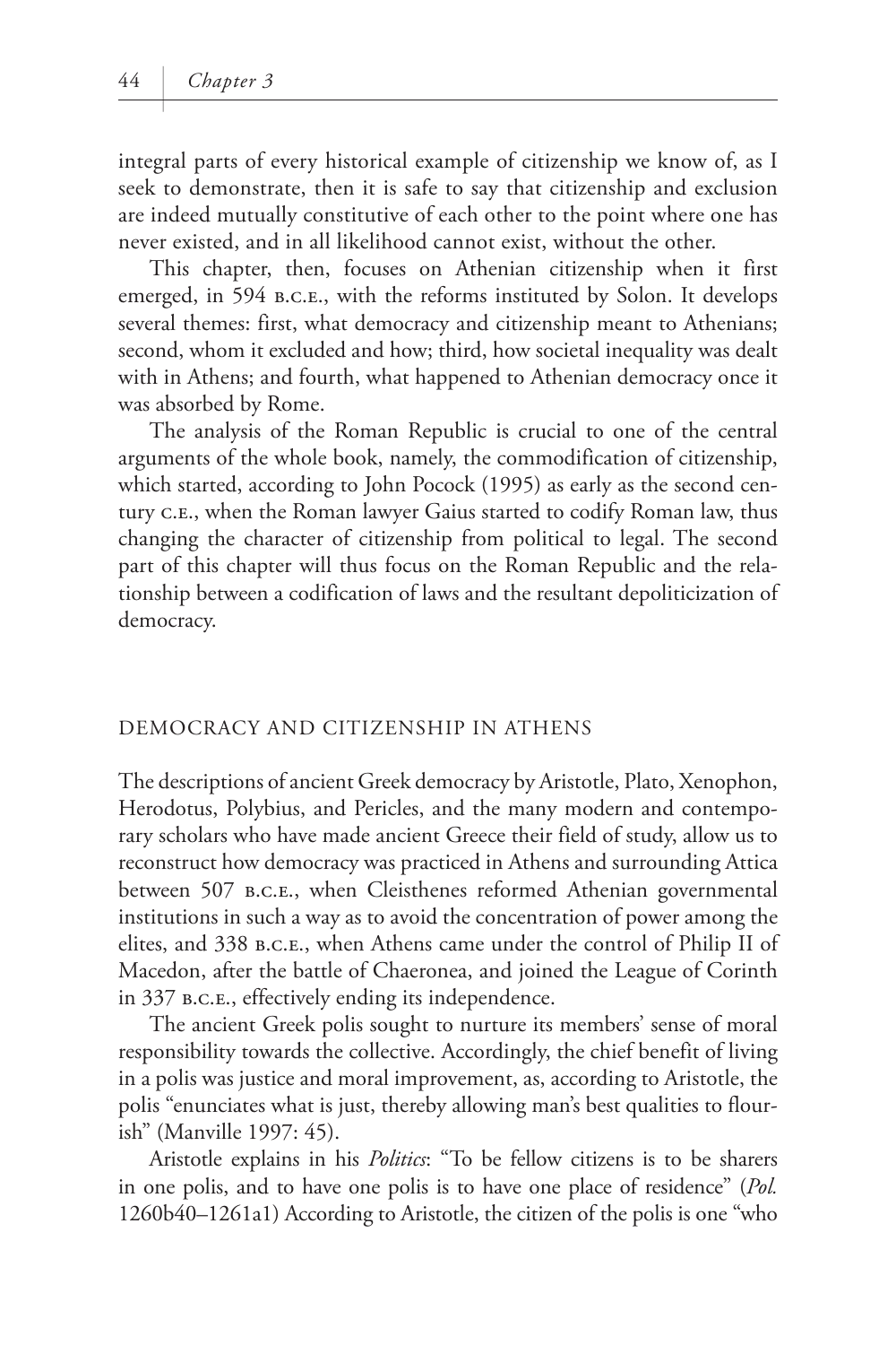integral parts of every historical example of citizenship we know of, as I seek to demonstrate, then it is safe to say that citizenship and exclusion are indeed mutually constitutive of each other to the point where one has never existed, and in all likelihood cannot exist, without the other.

This chapter, then, focuses on Athenian citizenship when it first emerged, in 594 B.C.E., with the reforms instituted by Solon. It develops several themes: first, what democracy and citizenship meant to Athenians; second, whom it excluded and how; third, how societal inequality was dealt with in Athens; and fourth, what happened to Athenian democracy once it was absorbed by Rome.

The analysis of the Roman Republic is crucial to one of the central arguments of the whole book, namely, the commodification of citizenship, which started, according to John Pocock (1995) as early as the second century C.E., when the Roman lawyer Gaius started to codify Roman law, thus changing the character of citizenship from political to legal. The second part of this chapter will thus focus on the Roman Republic and the relationship between a codification of laws and the resultant depoliticization of democracy.

## DEMOCRACY AND CITIZENSHIP IN ATHENS

The descriptions of ancient Greek democracy by Aristotle, Plato, Xenophon, Herodotus, Polybius, and Pericles, and the many modern and contemporary scholars who have made ancient Greece their field of study, allow us to reconstruct how democracy was practiced in Athens and surrounding Attica between 507 B.C.E., when Cleisthenes reformed Athenian governmental institutions in such a way as to avoid the concentration of power among the elites, and 338 B.C.E., when Athens came under the control of Philip II of Macedon, after the battle of Chaeronea, and joined the League of Corinth in 337 B.C.E., effectively ending its independence.

The ancient Greek polis sought to nurture its members' sense of moral responsibility towards the collective. Accordingly, the chief benefit of living in a polis was justice and moral improvement, as, according to Aristotle, the polis "enunciates what is just, thereby allowing man's best qualities to flourish" (Manville 1997: 45).

Aristotle explains in his *Politics*: "To be fellow citizens is to be sharers in one polis, and to have one polis is to have one place of residence" (*Pol.* 1260b40–1261a1) According to Aristotle, the citizen of the polis is one "who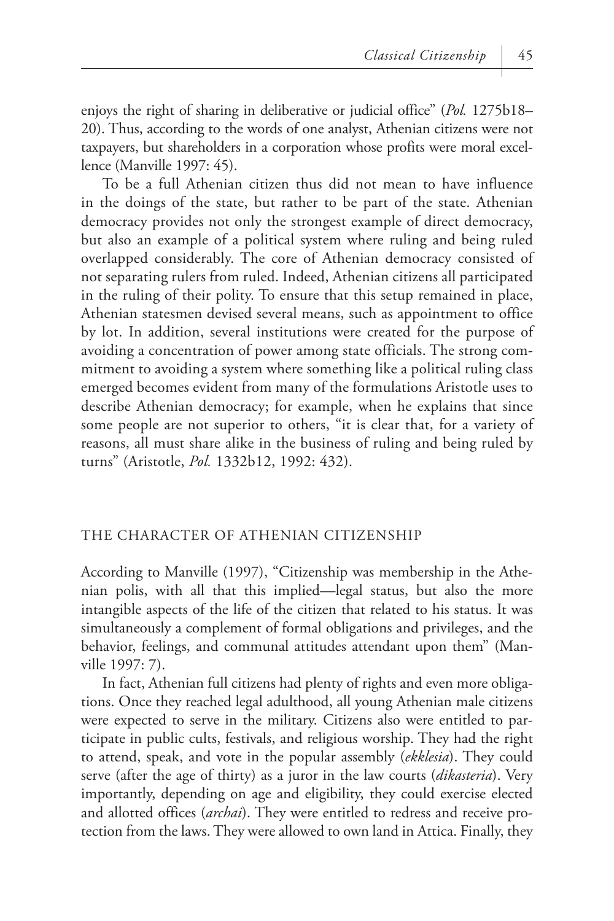enjoys the right of sharing in deliberative or judicial office" (*Pol.* 1275b18–20). Thus, according to the words of one analyst, Athenian citizens were not taxpayers, but shareholders in a corporation whose profits were moral excellence (Manville 1997: 45).

To be a full Athenian citizen thus did not mean to have influence in the doings of the state, but rather to be part of the state. Athenian democracy provides not only the strongest example of direct democracy, but also an example of a political system where ruling and being ruled overlapped considerably. The core of Athenian democracy consisted of not separating rulers from ruled. Indeed, Athenian citizens all participated in the ruling of their polity. To ensure that this setup remained in place, Athenian statesmen devised several means, such as appointment to office by lot. In addition, several institutions were created for the purpose of avoiding a concentration of power among state officials. The strong commitment to avoiding a system where something like a political ruling class emerged becomes evident from many of the formulations Aristotle uses to describe Athenian democracy; for example, when he explains that since some people are not superior to others, "it is clear that, for a variety of reasons, all must share alike in the business of ruling and being ruled by turns" (Aristotle, *Pol.* 1332b12, 1992: 432).

## THE CHARACTER OF ATHENIAN CITIZENSHIP

According to Manville (1997), "Citizenship was membership in the Athenian polis, with all that this implied—legal status, but also the more intangible aspects of the life of the citizen that related to his status. It was simultaneously a complement of formal obligations and privileges, and the behavior, feelings, and communal attitudes attendant upon them" (Manville 1997: 7).

In fact, Athenian full citizens had plenty of rights and even more obligations. Once they reached legal adulthood, all young Athenian male citizens were expected to serve in the military. Citizens also were entitled to participate in public cults, festivals, and religious worship. They had the right to attend, speak, and vote in the popular assembly (*ekklesia*). They could serve (after the age of thirty) as a juror in the law courts (*dikasteria*). Very importantly, depending on age and eligibility, they could exercise elected and allotted offices (*archai*). They were entitled to redress and receive protection from the laws. They were allowed to own land in Attica. Finally, they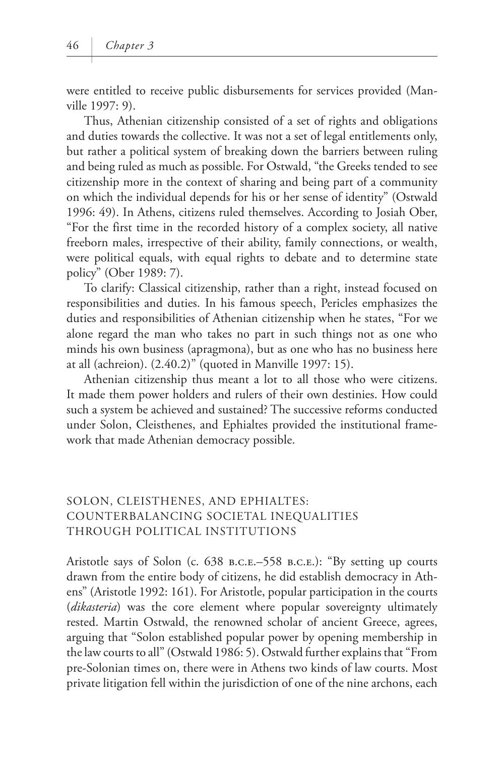were entitled to receive public disbursements for services provided (Manville 1997: 9).

Thus, Athenian citizenship consisted of a set of rights and obligations and duties towards the collective. It was not a set of legal entitlements only, but rather a political system of breaking down the barriers between ruling and being ruled as much as possible. For Ostwald, "the Greeks tended to see citizenship more in the context of sharing and being part of a community on which the individual depends for his or her sense of identity" (Ostwald 1996: 49). In Athens, citizens ruled themselves. According to Josiah Ober, "For the first time in the recorded history of a complex society, all native freeborn males, irrespective of their ability, family connections, or wealth, were political equals, with equal rights to debate and to determine state policy" (Ober 1989: 7).

To clarify: Classical citizenship, rather than a right, instead focused on responsibilities and duties. In his famous speech, Pericles emphasizes the duties and responsibilities of Athenian citizenship when he states, "For we alone regard the man who takes no part in such things not as one who minds his own business (apragmona), but as one who has no business here at all (achreion). (2.40.2)" (quoted in Manville 1997: 15).

Athenian citizenship thus meant a lot to all those who were citizens. It made them power holders and rulers of their own destinies. How could such a system be achieved and sustained? The successive reforms conducted under Solon, Cleisthenes, and Ephialtes provided the institutional framework that made Athenian democracy possible.

## SOLON, CLEISTHENES, AND EPHIALTES: COUNTERBALANCING SOCIETAL INEQUALITIES THROUGH POLITICAL INSTITUTIONS

Aristotle says of Solon (c. 638 B.C.E.–558 B.C.E.): "By setting up courts drawn from the entire body of citizens, he did establish democracy in Athens" (Aristotle 1992: 161). For Aristotle, popular participation in the courts (*dikasteria*) was the core element where popular sovereignty ultimately rested. Martin Ostwald, the renowned scholar of ancient Greece, agrees, arguing that "Solon established popular power by opening membership in the law courts to all" (Ostwald 1986: 5). Ostwald further explains that "From pre-Solonian times on, there were in Athens two kinds of law courts. Most private litigation fell within the jurisdiction of one of the nine archons, each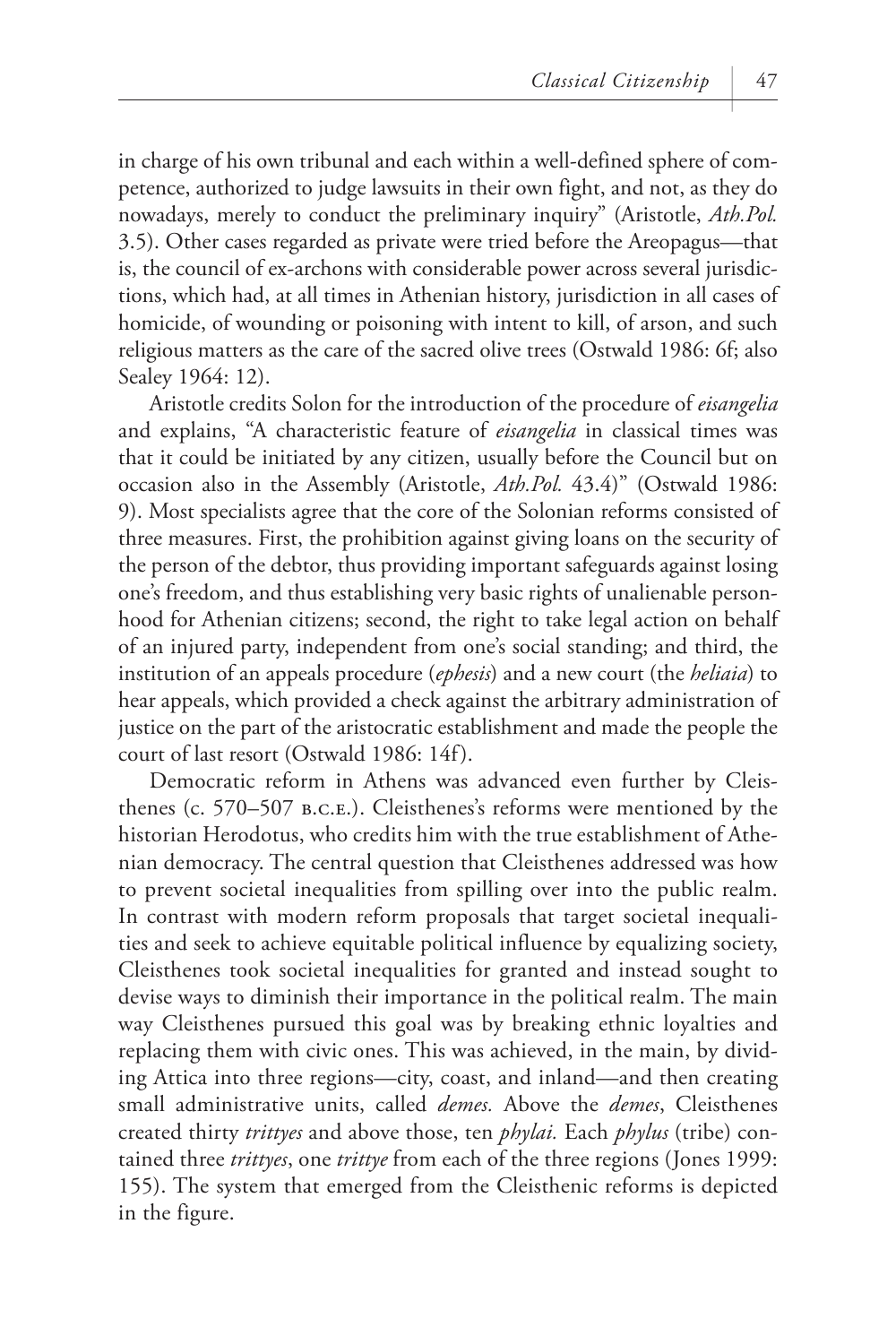in charge of his own tribunal and each within a well-defined sphere of competence, authorized to judge lawsuits in their own fight, and not, as they do nowadays, merely to conduct the preliminary inquiry" (Aristotle, *Ath.Pol.* 3.5). Other cases regarded as private were tried before the Areopagus—that is, the council of ex-archons with considerable power across several jurisdictions, which had, at all times in Athenian history, jurisdiction in all cases of homicide, of wounding or poisoning with intent to kill, of arson, and such religious matters as the care of the sacred olive trees (Ostwald 1986: 6f; also Sealey 1964: 12).

Aristotle credits Solon for the introduction of the procedure of *eisangelia* and explains, "A characteristic feature of *eisangelia* in classical times was that it could be initiated by any citizen, usually before the Council but on occasion also in the Assembly (Aristotle, *Ath.Pol.* 43.4)" (Ostwald 1986: 9). Most specialists agree that the core of the Solonian reforms consisted of three measures. First, the prohibition against giving loans on the security of the person of the debtor, thus providing important safeguards against losing one's freedom, and thus establishing very basic rights of unalienable personhood for Athenian citizens; second, the right to take legal action on behalf of an injured party, independent from one's social standing; and third, the institution of an appeals procedure (*ephesis*) and a new court (the *heliaia*) to hear appeals, which provided a check against the arbitrary administration of justice on the part of the aristocratic establishment and made the people the court of last resort (Ostwald 1986: 14f).

Democratic reform in Athens was advanced even further by Cleisthenes (c. 570–507 B.C.E.). Cleisthenes's reforms were mentioned by the historian Herodotus, who credits him with the true establishment of Athenian democracy. The central question that Cleisthenes addressed was how to prevent societal inequalities from spilling over into the public realm. In contrast with modern reform proposals that target societal inequalities and seek to achieve equitable political influence by equalizing society, Cleisthenes took societal inequalities for granted and instead sought to devise ways to diminish their importance in the political realm. The main way Cleisthenes pursued this goal was by breaking ethnic loyalties and replacing them with civic ones. This was achieved, in the main, by dividing Attica into three regions—city, coast, and inland—and then creating small administrative units, called *demes.* Above the *demes*, Cleisthenes created thirty *trittyes* and above those, ten *phylai.* Each *phylus* (tribe) contained three *trittyes*, one *trittye* from each of the three regions (Jones 1999: 155). The system that emerged from the Cleisthenic reforms is depicted in the figure.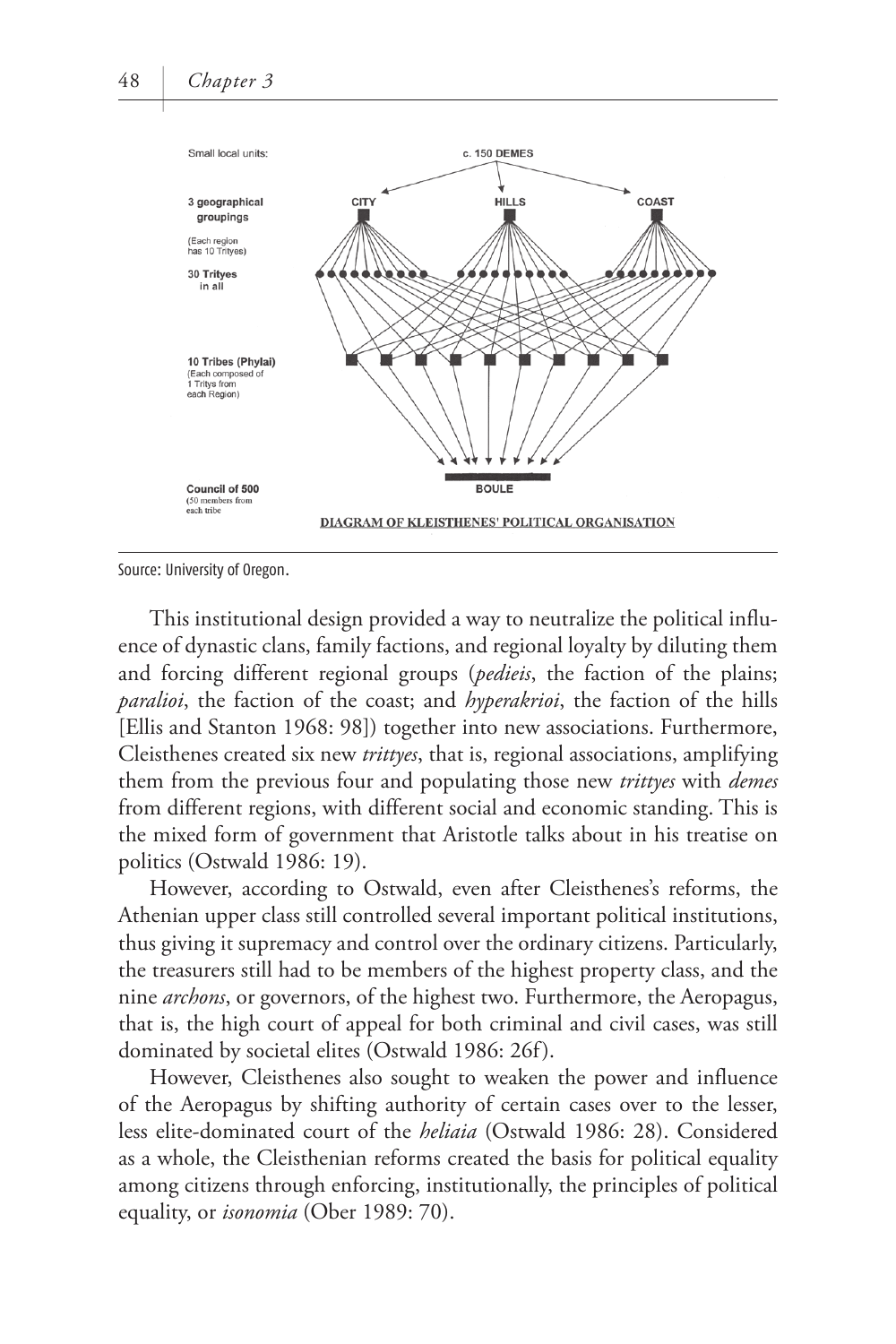DIAGRAM OF KLEISTHENES' POLITICAL ORGANISATION

Source: University of Oregon.

This institutional design provided a way to neutralize the political influence of dynastic clans, family factions, and regional loyalty by diluting them and forcing different regional groups (*pedieis*, the faction of the plains; *paralioi*, the faction of the coast; and *hyperakrioi*, the faction of the hills [Ellis and Stanton 1968: 98]) together into new associations. Furthermore, Cleisthenes created six new *trittyes*, that is, regional associations, amplifying them from the previous four and populating those new *trittyes* with *demes* from different regions, with different social and economic standing. This is the mixed form of government that Aristotle talks about in his treatise on politics (Ostwald 1986: 19).

However, according to Ostwald, even after Cleisthenes's reforms, the Athenian upper class still controlled several important political institutions, thus giving it supremacy and control over the ordinary citizens. Particularly, the treasurers still had to be members of the highest property class, and the nine *archons*, or governors, of the highest two. Furthermore, the Aeropagus, that is, the high court of appeal for both criminal and civil cases, was still dominated by societal elites (Ostwald 1986: 26f).

However, Cleisthenes also sought to weaken the power and influence of the Aeropagus by shifting authority of certain cases over to the lesser, less elite-dominated court of the *heliaia* (Ostwald 1986: 28). Considered as a whole, the Cleisthenian reforms created the basis for political equality among citizens through enforcing, institutionally, the principles of political equality, or *isonomia* (Ober 1989: 70).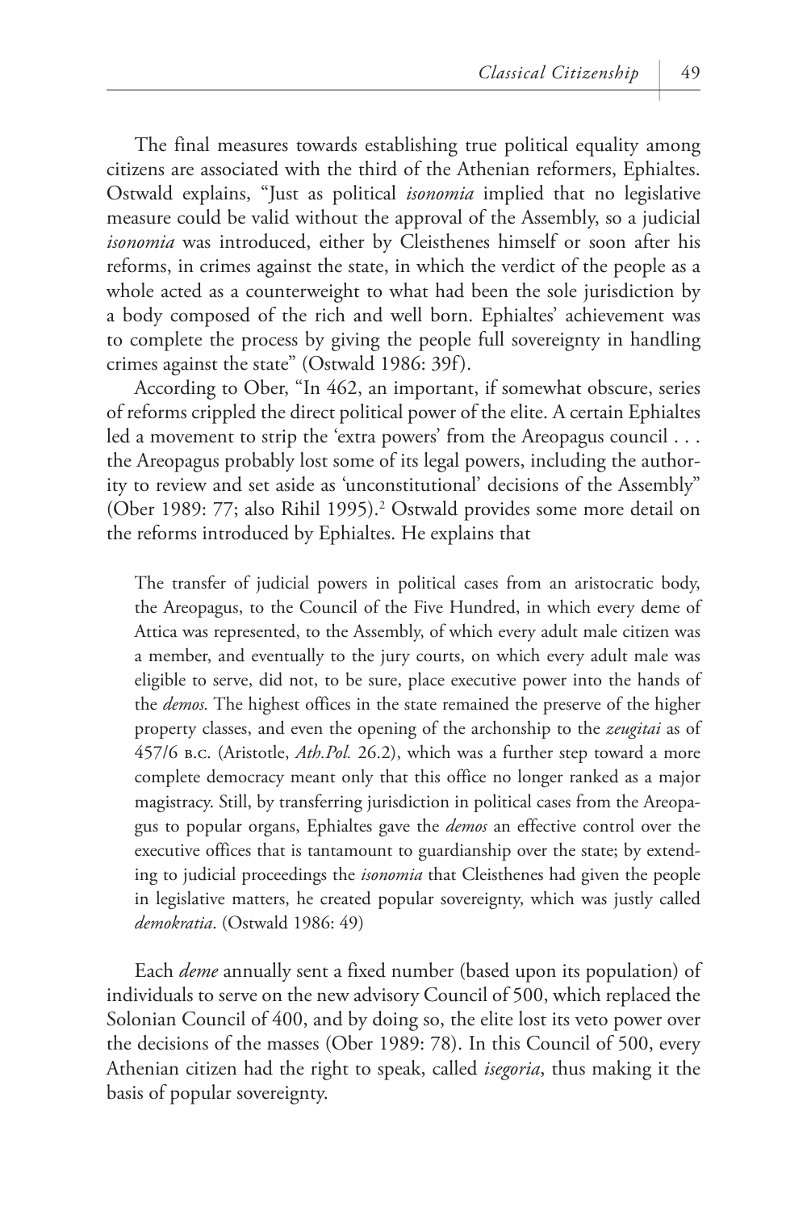The final measures towards establishing true political equality among citizens are associated with the third of the Athenian reformers, Ephialtes. Ostwald explains, "Just as political *isonomia* implied that no legislative measure could be valid without the approval of the Assembly, so a judicial *isonomia* was introduced, either by Cleisthenes himself or soon after his reforms, in crimes against the state, in which the verdict of the people as a whole acted as a counterweight to what had been the sole jurisdiction by a body composed of the rich and well born. Ephialtes' achievement was to complete the process by giving the people full sovereignty in handling crimes against the state" (Ostwald 1986: 39f).

According to Ober, "In 462, an important, if somewhat obscure, series of reforms crippled the direct political power of the elite. A certain Ephialtes led a movement to strip the 'extra powers' from the Areopagus council . . . the Areopagus probably lost some of its legal powers, including the authority to review and set aside as 'unconstitutional' decisions of the Assembly" (Ober 1989: 77; also Rihil 1995).[2] Ostwald provides some more detail on the reforms introduced by Ephialtes. He explains that

> The transfer of judicial powers in political cases from an aristocratic body, the Areopagus, to the Council of the Five Hundred, in which every deme of Attica was represented, to the Assembly, of which every adult male citizen was a member, and eventually to the jury courts, on which every adult male was eligible to serve, did not, to be sure, place executive power into the hands of the *demos.* The highest offices in the state remained the preserve of the higher property classes, and even the opening of the archonship to the *zeugitai* as of 457/6 B.C. (Aristotle, *Ath.Pol.* 26.2), which was a further step toward a more complete democracy meant only that this office no longer ranked as a major magistracy. Still, by transferring jurisdiction in political cases from the Areopagus to popular organs, Ephialtes gave the *demos* an effective control over the executive offices that is tantamount to guardianship over the state; by extending to judicial proceedings the *isonomia* that Cleisthenes had given the people in legislative matters, he created popular sovereignty, which was justly called *demokratia*. (Ostwald 1986: 49)

Each *deme* annually sent a fixed number (based upon its population) of individuals to serve on the new advisory Council of 500, which replaced the Solonian Council of 400, and by doing so, the elite lost its veto power over the decisions of the masses (Ober 1989: 78). In this Council of 500, every Athenian citizen had the right to speak, called *isegoria*, thus making it the basis of popular sovereignty.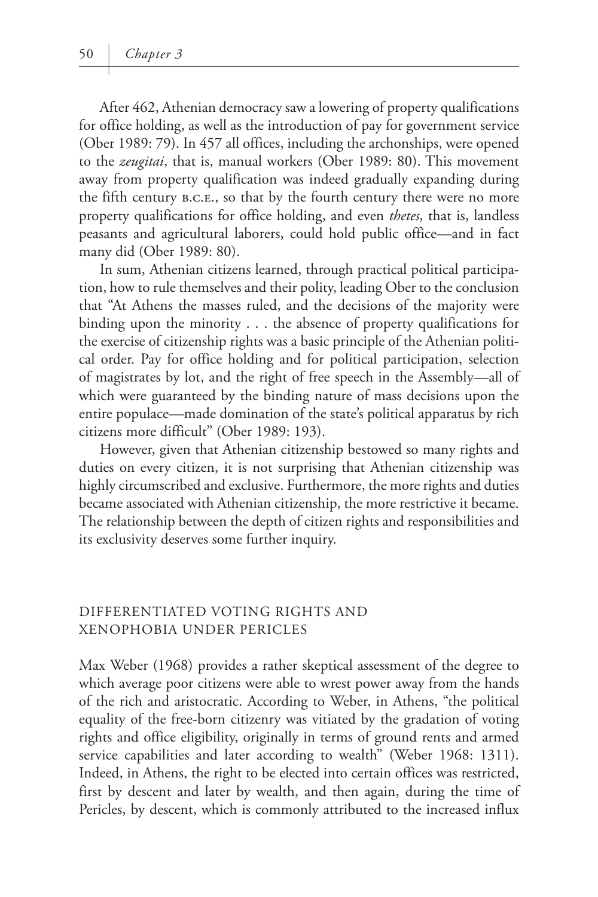After 462, Athenian democracy saw a lowering of property qualifications for office holding, as well as the introduction of pay for government service (Ober 1989: 79). In 457 all offices, including the archonships, were opened to the *zeugitai*, that is, manual workers (Ober 1989: 80). This movement away from property qualification was indeed gradually expanding during the fifth century B.C.E., so that by the fourth century there were no more property qualifications for office holding, and even *thetes*, that is, landless peasants and agricultural laborers, could hold public office—and in fact many did (Ober 1989: 80).

In sum, Athenian citizens learned, through practical political participation, how to rule themselves and their polity, leading Ober to the conclusion that "At Athens the masses ruled, and the decisions of the majority were binding upon the minority . . . the absence of property qualifications for the exercise of citizenship rights was a basic principle of the Athenian political order. Pay for office holding and for political participation, selection of magistrates by lot, and the right of free speech in the Assembly—all of which were guaranteed by the binding nature of mass decisions upon the entire populace—made domination of the state's political apparatus by rich citizens more difficult" (Ober 1989: 193).

However, given that Athenian citizenship bestowed so many rights and duties on every citizen, it is not surprising that Athenian citizenship was highly circumscribed and exclusive. Furthermore, the more rights and duties became associated with Athenian citizenship, the more restrictive it became. The relationship between the depth of citizen rights and responsibilities and its exclusivity deserves some further inquiry.

## DIFFERENTIATED VOTING RIGHTS AND XENOPHOBIA UNDER PERICLES

Max Weber (1968) provides a rather skeptical assessment of the degree to which average poor citizens were able to wrest power away from the hands of the rich and aristocratic. According to Weber, in Athens, "the political equality of the free-born citizenry was vitiated by the gradation of voting rights and office eligibility, originally in terms of ground rents and armed service capabilities and later according to wealth" (Weber 1968: 1311). Indeed, in Athens, the right to be elected into certain offices was restricted, first by descent and later by wealth, and then again, during the time of Pericles, by descent, which is commonly attributed to the increased influx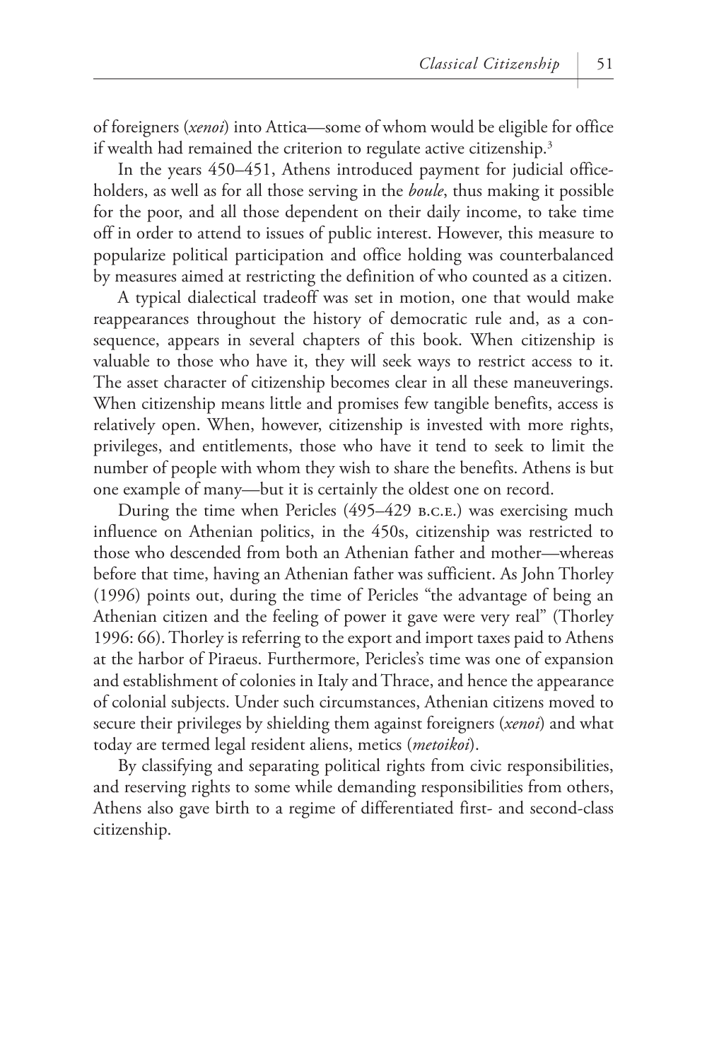of foreigners (*xenoi*) into Attica—some of whom would be eligible for office if wealth had remained the criterion to regulate active citizenship.[3]

In the years 450–451, Athens introduced payment for judicial office-holders, as well as for all those serving in the *boule*, thus making it possible for the poor, and all those dependent on their daily income, to take time off in order to attend to issues of public interest. However, this measure to popularize political participation and office holding was counterbalanced by measures aimed at restricting the definition of who counted as a citizen.

A typical dialectical tradeoff was set in motion, one that would make reappearances throughout the history of democratic rule and, as a consequence, appears in several chapters of this book. When citizenship is valuable to those who have it, they will seek ways to restrict access to it. The asset character of citizenship becomes clear in all these maneuverings. When citizenship means little and promises few tangible benefits, access is relatively open. When, however, citizenship is invested with more rights, privileges, and entitlements, those who have it tend to seek to limit the number of people with whom they wish to share the benefits. Athens is but one example of many—but it is certainly the oldest one on record.

During the time when Pericles (495–429 B.C.E.) was exercising much influence on Athenian politics, in the 450s, citizenship was restricted to those who descended from both an Athenian father and mother—whereas before that time, having an Athenian father was sufficient. As John Thorley (1996) points out, during the time of Pericles "the advantage of being an Athenian citizen and the feeling of power it gave were very real" (Thorley 1996: 66). Thorley is referring to the export and import taxes paid to Athens at the harbor of Piraeus. Furthermore, Pericles's time was one of expansion and establishment of colonies in Italy and Thrace, and hence the appearance of colonial subjects. Under such circumstances, Athenian citizens moved to secure their privileges by shielding them against foreigners (*xenoi*) and what today are termed legal resident aliens, metics (*metoikoi*).

By classifying and separating political rights from civic responsibilities, and reserving rights to some while demanding responsibilities from others, Athens also gave birth to a regime of differentiated first- and second-class citizenship.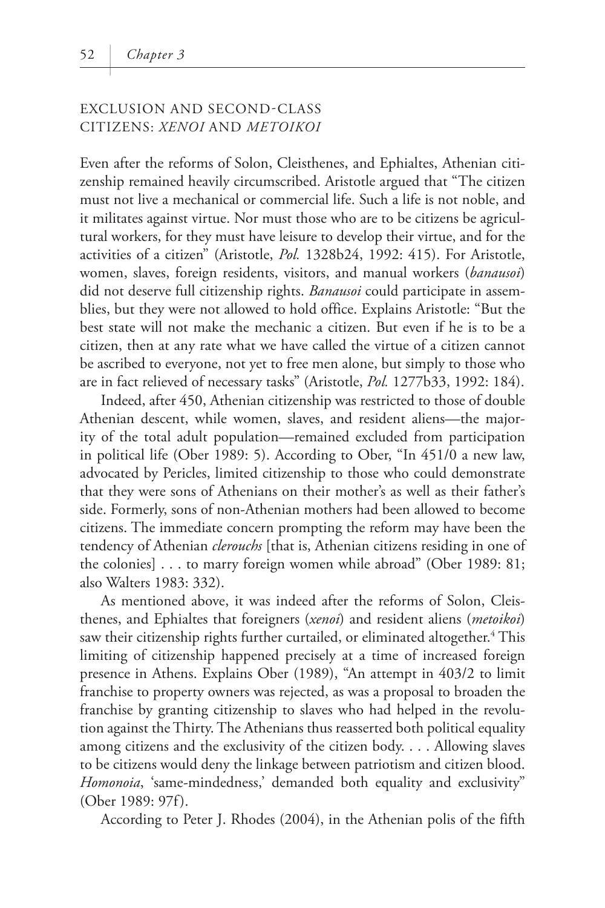## EXCLUSION AND SECOND-CLASS CITIZENS: *XENOI* AND *METOIKOI*

Even after the reforms of Solon, Cleisthenes, and Ephialtes, Athenian citizenship remained heavily circumscribed. Aristotle argued that "The citizen must not live a mechanical or commercial life. Such a life is not noble, and it militates against virtue. Nor must those who are to be citizens be agricultural workers, for they must have leisure to develop their virtue, and for the activities of a citizen" (Aristotle, *Pol.* 1328b24, 1992: 415). For Aristotle, women, slaves, foreign residents, visitors, and manual workers (*banausoi*) did not deserve full citizenship rights. *Banausoi* could participate in assemblies, but they were not allowed to hold office. Explains Aristotle: "But the best state will not make the mechanic a citizen. But even if he is to be a citizen, then at any rate what we have called the virtue of a citizen cannot be ascribed to everyone, not yet to free men alone, but simply to those who are in fact relieved of necessary tasks" (Aristotle, *Pol.* 1277b33, 1992: 184).

Indeed, after 450, Athenian citizenship was restricted to those of double Athenian descent, while women, slaves, and resident aliens—the majority of the total adult population—remained excluded from participation in political life (Ober 1989: 5). According to Ober, "In 451/0 a new law, advocated by Pericles, limited citizenship to those who could demonstrate that they were sons of Athenians on their mother's as well as their father's side. Formerly, sons of non-Athenian mothers had been allowed to become citizens. The immediate concern prompting the reform may have been the tendency of Athenian *clerouchs* [that is, Athenian citizens residing in one of the colonies] . . . to marry foreign women while abroad" (Ober 1989: 81; also Walters 1983: 332).

As mentioned above, it was indeed after the reforms of Solon, Cleisthenes, and Ephialtes that foreigners (*xenoi*) and resident aliens (*metoikoi*) saw their citizenship rights further curtailed, or eliminated altogether.[4] This limiting of citizenship happened precisely at a time of increased foreign presence in Athens. Explains Ober (1989), "An attempt in 403/2 to limit franchise to property owners was rejected, as was a proposal to broaden the franchise by granting citizenship to slaves who had helped in the revolution against the Thirty. The Athenians thus reasserted both political equality among citizens and the exclusivity of the citizen body. . . . Allowing slaves to be citizens would deny the linkage between patriotism and citizen blood. *Homonoia*, 'same-mindedness,' demanded both equality and exclusivity" (Ober 1989: 97f).

According to Peter J. Rhodes (2004), in the Athenian polis of the fifth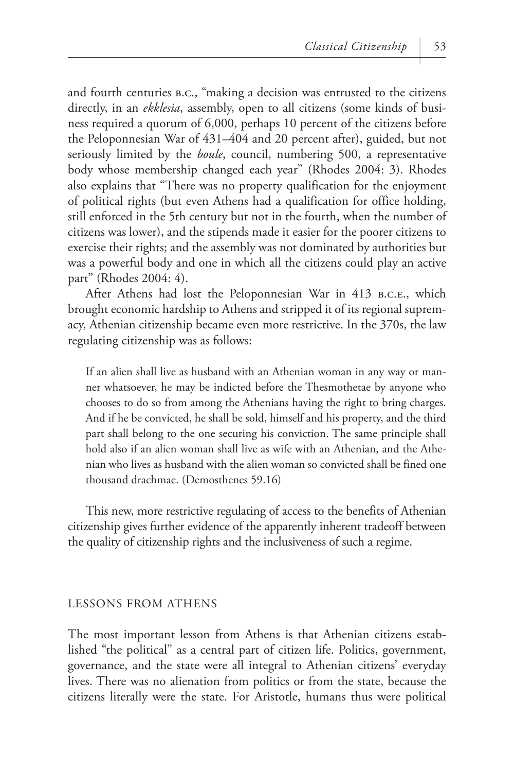and fourth centuries B.C., "making a decision was entrusted to the citizens directly, in an *ekklesia*, assembly, open to all citizens (some kinds of business required a quorum of 6,000, perhaps 10 percent of the citizens before the Peloponnesian War of 431–404 and 20 percent after), guided, but not seriously limited by the *boule*, council, numbering 500, a representative body whose membership changed each year" (Rhodes 2004: 3). Rhodes also explains that "There was no property qualification for the enjoyment of political rights (but even Athens had a qualification for office holding, still enforced in the 5th century but not in the fourth, when the number of citizens was lower), and the stipends made it easier for the poorer citizens to exercise their rights; and the assembly was not dominated by authorities but was a powerful body and one in which all the citizens could play an active part" (Rhodes 2004: 4).

After Athens had lost the Peloponnesian War in 413 B.C.E., which brought economic hardship to Athens and stripped it of its regional supremacy, Athenian citizenship became even more restrictive. In the 370s, the law regulating citizenship was as follows:

> If an alien shall live as husband with an Athenian woman in any way or manner whatsoever, he may be indicted before the Thesmothetae by anyone who chooses to do so from among the Athenians having the right to bring charges. And if he be convicted, he shall be sold, himself and his property, and the third part shall belong to the one securing his conviction. The same principle shall hold also if an alien woman shall live as wife with an Athenian, and the Athenian who lives as husband with the alien woman so convicted shall be fined one thousand drachmae. (Demosthenes 59.16)

This new, more restrictive regulating of access to the benefits of Athenian citizenship gives further evidence of the apparently inherent tradeoff between the quality of citizenship rights and the inclusiveness of such a regime.

## LESSONS FROM ATHENS

The most important lesson from Athens is that Athenian citizens established "the political" as a central part of citizen life. Politics, government, governance, and the state were all integral to Athenian citizens' everyday lives. There was no alienation from politics or from the state, because the citizens literally were the state. For Aristotle, humans thus were political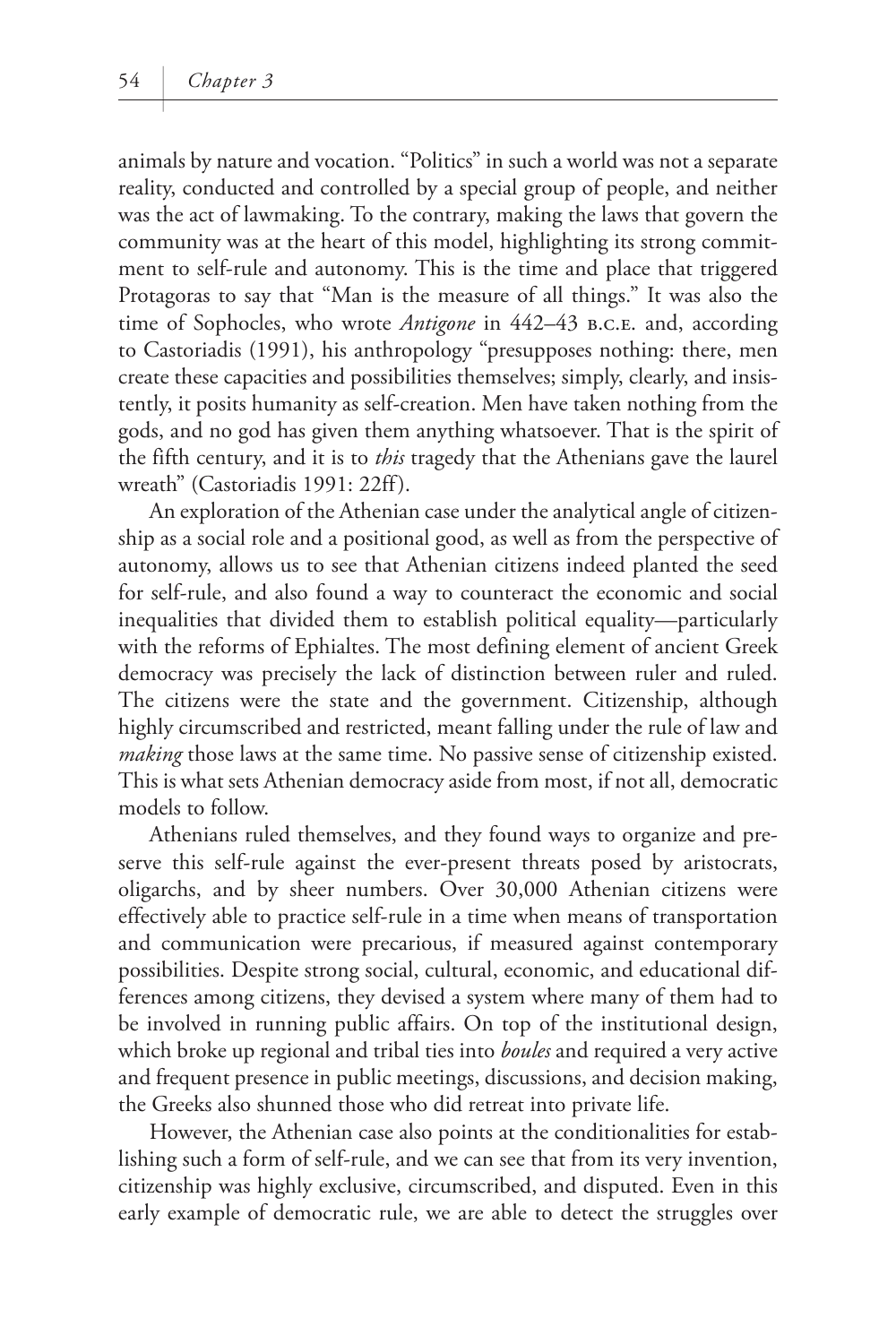animals by nature and vocation. "Politics" in such a world was not a separate reality, conducted and controlled by a special group of people, and neither was the act of lawmaking. To the contrary, making the laws that govern the community was at the heart of this model, highlighting its strong commitment to self-rule and autonomy. This is the time and place that triggered Protagoras to say that "Man is the measure of all things." It was also the time of Sophocles, who wrote *Antigone* in 442–43 B.C.E. and, according to Castoriadis (1991), his anthropology "presupposes nothing: there, men create these capacities and possibilities themselves; simply, clearly, and insistently, it posits humanity as self-creation. Men have taken nothing from the gods, and no god has given them anything whatsoever. That is the spirit of the fifth century, and it is to *this* tragedy that the Athenians gave the laurel wreath" (Castoriadis 1991: 22ff).

An exploration of the Athenian case under the analytical angle of citizenship as a social role and a positional good, as well as from the perspective of autonomy, allows us to see that Athenian citizens indeed planted the seed for self-rule, and also found a way to counteract the economic and social inequalities that divided them to establish political equality—particularly with the reforms of Ephialtes. The most defining element of ancient Greek democracy was precisely the lack of distinction between ruler and ruled. The citizens were the state and the government. Citizenship, although highly circumscribed and restricted, meant falling under the rule of law and *making* those laws at the same time. No passive sense of citizenship existed. This is what sets Athenian democracy aside from most, if not all, democratic models to follow.

Athenians ruled themselves, and they found ways to organize and preserve this self-rule against the ever-present threats posed by aristocrats, oligarchs, and by sheer numbers. Over 30,000 Athenian citizens were effectively able to practice self-rule in a time when means of transportation and communication were precarious, if measured against contemporary possibilities. Despite strong social, cultural, economic, and educational differences among citizens, they devised a system where many of them had to be involved in running public affairs. On top of the institutional design, which broke up regional and tribal ties into *boules* and required a very active and frequent presence in public meetings, discussions, and decision making, the Greeks also shunned those who did retreat into private life.

However, the Athenian case also points at the conditionalities for establishing such a form of self-rule, and we can see that from its very invention, citizenship was highly exclusive, circumscribed, and disputed. Even in this early example of democratic rule, we are able to detect the struggles over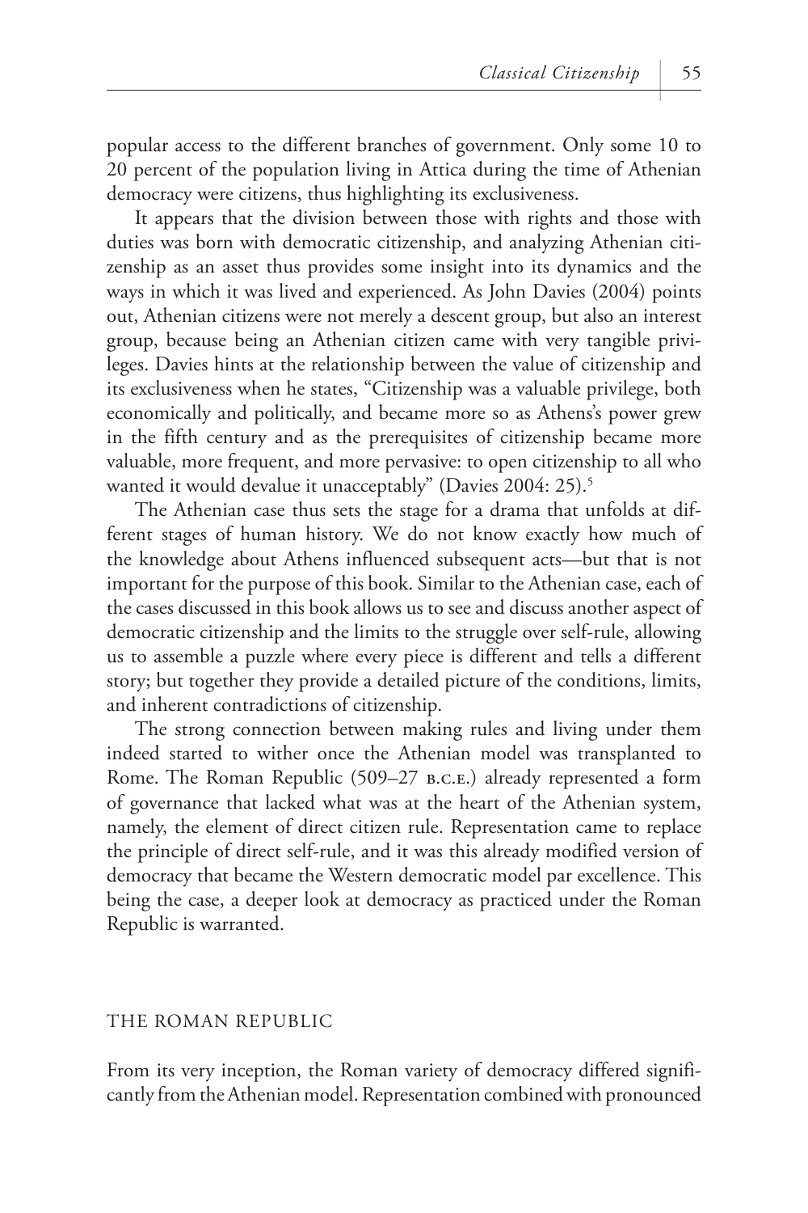popular access to the different branches of government. Only some 10 to 20 percent of the population living in Attica during the time of Athenian democracy were citizens, thus highlighting its exclusiveness.

It appears that the division between those with rights and those with duties was born with democratic citizenship, and analyzing Athenian citizenship as an asset thus provides some insight into its dynamics and the ways in which it was lived and experienced. As John Davies (2004) points out, Athenian citizens were not merely a descent group, but also an interest group, because being an Athenian citizen came with very tangible privileges. Davies hints at the relationship between the value of citizenship and its exclusiveness when he states, "Citizenship was a valuable privilege, both economically and politically, and became more so as Athens's power grew in the fifth century and as the prerequisites of citizenship became more valuable, more frequent, and more pervasive: to open citizenship to all who wanted it would devalue it unacceptably" (Davies 2004: 25).[5]

The Athenian case thus sets the stage for a drama that unfolds at different stages of human history. We do not know exactly how much of the knowledge about Athens influenced subsequent acts—but that is not important for the purpose of this book. Similar to the Athenian case, each of the cases discussed in this book allows us to see and discuss another aspect of democratic citizenship and the limits to the struggle over self-rule, allowing us to assemble a puzzle where every piece is different and tells a different story; but together they provide a detailed picture of the conditions, limits, and inherent contradictions of citizenship.

The strong connection between making rules and living under them indeed started to wither once the Athenian model was transplanted to Rome. The Roman Republic (509–27 B.C.E.) already represented a form of governance that lacked what was at the heart of the Athenian system, namely, the element of direct citizen rule. Representation came to replace the principle of direct self-rule, and it was this already modified version of democracy that became the Western democratic model par excellence. This being the case, a deeper look at democracy as practiced under the Roman Republic is warranted.

## THE ROMAN REPUBLIC

From its very inception, the Roman variety of democracy differed significantly from the Athenian model. Representation combined with pronounced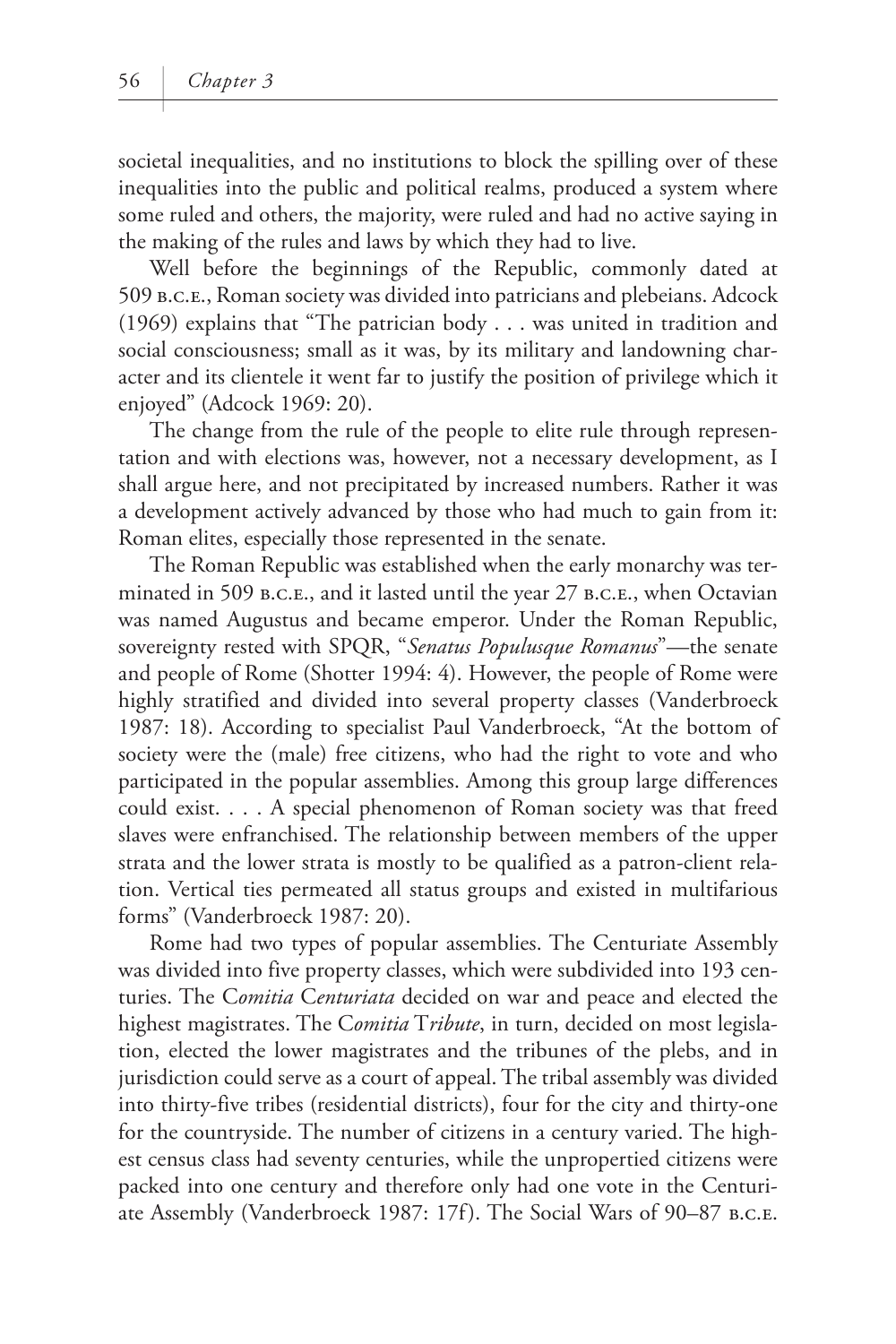societal inequalities, and no institutions to block the spilling over of these inequalities into the public and political realms, produced a system where some ruled and others, the majority, were ruled and had no active saying in the making of the rules and laws by which they had to live.

Well before the beginnings of the Republic, commonly dated at 509 B.C.E., Roman society was divided into patricians and plebeians. Adcock (1969) explains that "The patrician body . . . was united in tradition and social consciousness; small as it was, by its military and landowning character and its clientele it went far to justify the position of privilege which it enjoyed" (Adcock 1969: 20).

The change from the rule of the people to elite rule through representation and with elections was, however, not a necessary development, as I shall argue here, and not precipitated by increased numbers. Rather it was a development actively advanced by those who had much to gain from it: Roman elites, especially those represented in the senate.

The Roman Republic was established when the early monarchy was terminated in 509 B.C.E., and it lasted until the year 27 B.C.E., when Octavian was named Augustus and became emperor. Under the Roman Republic, sovereignty rested with SPQR, "*Senatus Populusque Romanus*"—the senate and people of Rome (Shotter 1994: 4). However, the people of Rome were highly stratified and divided into several property classes (Vanderbroeck 1987: 18). According to specialist Paul Vanderbroeck, "At the bottom of society were the (male) free citizens, who had the right to vote and who participated in the popular assemblies. Among this group large differences could exist. . . . A special phenomenon of Roman society was that freed slaves were enfranchised. The relationship between members of the upper strata and the lower strata is mostly to be qualified as a patron-client relation. Vertical ties permeated all status groups and existed in multifarious forms" (Vanderbroeck 1987: 20).

Rome had two types of popular assemblies. The Centuriate Assembly was divided into five property classes, which were subdivided into 193 centuries. The C*omitia* C*enturiata* decided on war and peace and elected the highest magistrates. The C*omitia* T*ribute*, in turn, decided on most legislation, elected the lower magistrates and the tribunes of the plebs, and in jurisdiction could serve as a court of appeal. The tribal assembly was divided into thirty-five tribes (residential districts), four for the city and thirty-one for the countryside. The number of citizens in a century varied. The highest census class had seventy centuries, while the unpropertied citizens were packed into one century and therefore only had one vote in the Centuriate Assembly (Vanderbroeck 1987: 17f). The Social Wars of 90–87 B.C.E.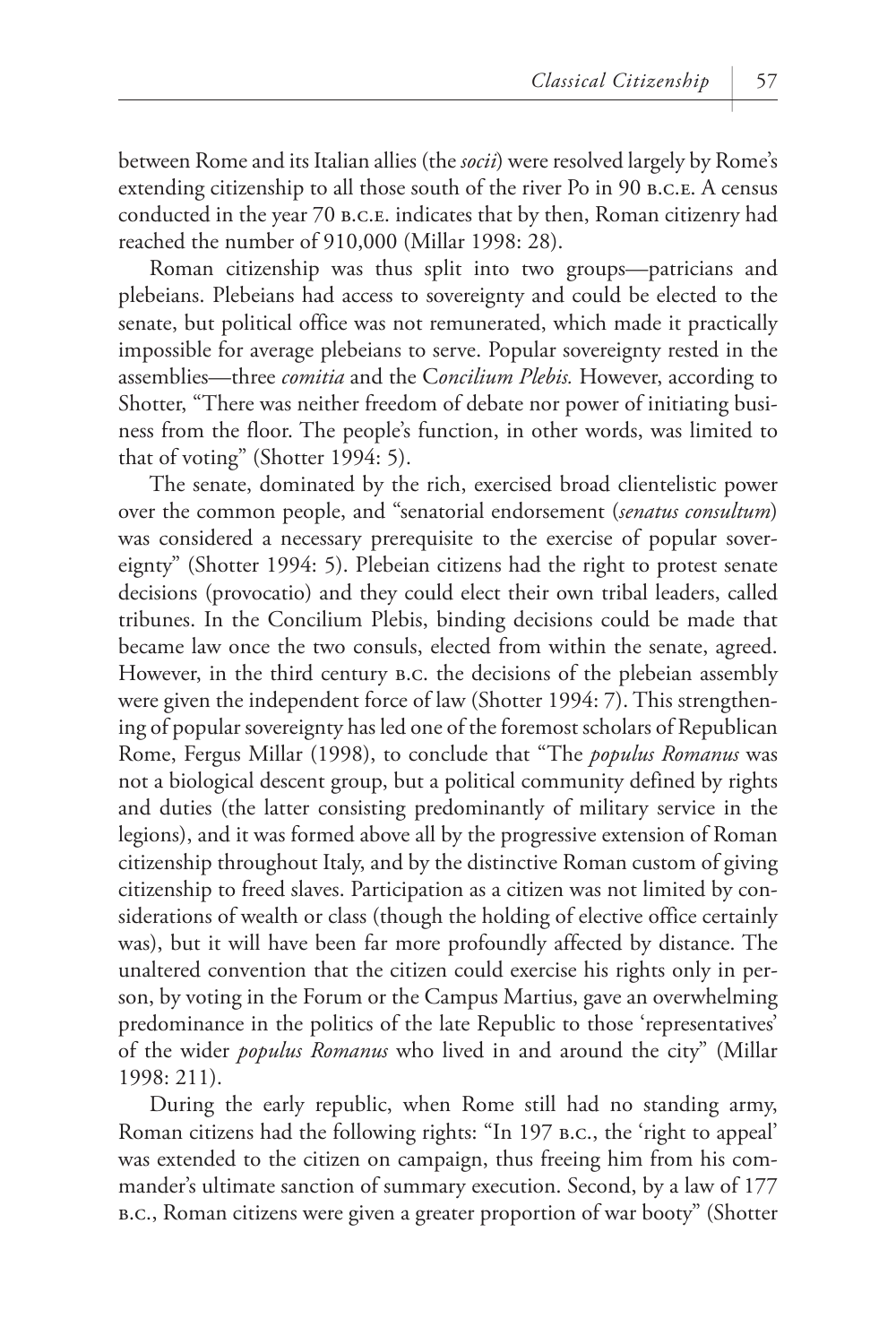between Rome and its Italian allies (the *socii*) were resolved largely by Rome's extending citizenship to all those south of the river Po in 90 B.C.E. A census conducted in the year 70 B.C.E. indicates that by then, Roman citizenry had reached the number of 910,000 (Millar 1998: 28).

Roman citizenship was thus split into two groups—patricians and plebeians. Plebeians had access to sovereignty and could be elected to the senate, but political office was not remunerated, which made it practically impossible for average plebeians to serve. Popular sovereignty rested in the assemblies—three *comitia* and the C*oncilium Plebis.* However, according to Shotter, "There was neither freedom of debate nor power of initiating business from the floor. The people's function, in other words, was limited to that of voting" (Shotter 1994: 5).

The senate, dominated by the rich, exercised broad clientelistic power over the common people, and "senatorial endorsement (*senatus consultum*) was considered a necessary prerequisite to the exercise of popular sovereignty" (Shotter 1994: 5). Plebeian citizens had the right to protest senate decisions (provocatio) and they could elect their own tribal leaders, called tribunes. In the Concilium Plebis, binding decisions could be made that became law once the two consuls, elected from within the senate, agreed. However, in the third century B.C. the decisions of the plebeian assembly were given the independent force of law (Shotter 1994: 7). This strengthening of popular sovereignty has led one of the foremost scholars of Republican Rome, Fergus Millar (1998), to conclude that "The *populus Romanus* was not a biological descent group, but a political community defined by rights and duties (the latter consisting predominantly of military service in the legions), and it was formed above all by the progressive extension of Roman citizenship throughout Italy, and by the distinctive Roman custom of giving citizenship to freed slaves. Participation as a citizen was not limited by considerations of wealth or class (though the holding of elective office certainly was), but it will have been far more profoundly affected by distance. The unaltered convention that the citizen could exercise his rights only in person, by voting in the Forum or the Campus Martius, gave an overwhelming predominance in the politics of the late Republic to those 'representatives' of the wider *populus Romanus* who lived in and around the city" (Millar 1998: 211).

During the early republic, when Rome still had no standing army, Roman citizens had the following rights: "In 197 B.C., the 'right to appeal' was extended to the citizen on campaign, thus freeing him from his commander's ultimate sanction of summary execution. Second, by a law of 177 B.C., Roman citizens were given a greater proportion of war booty" (Shotter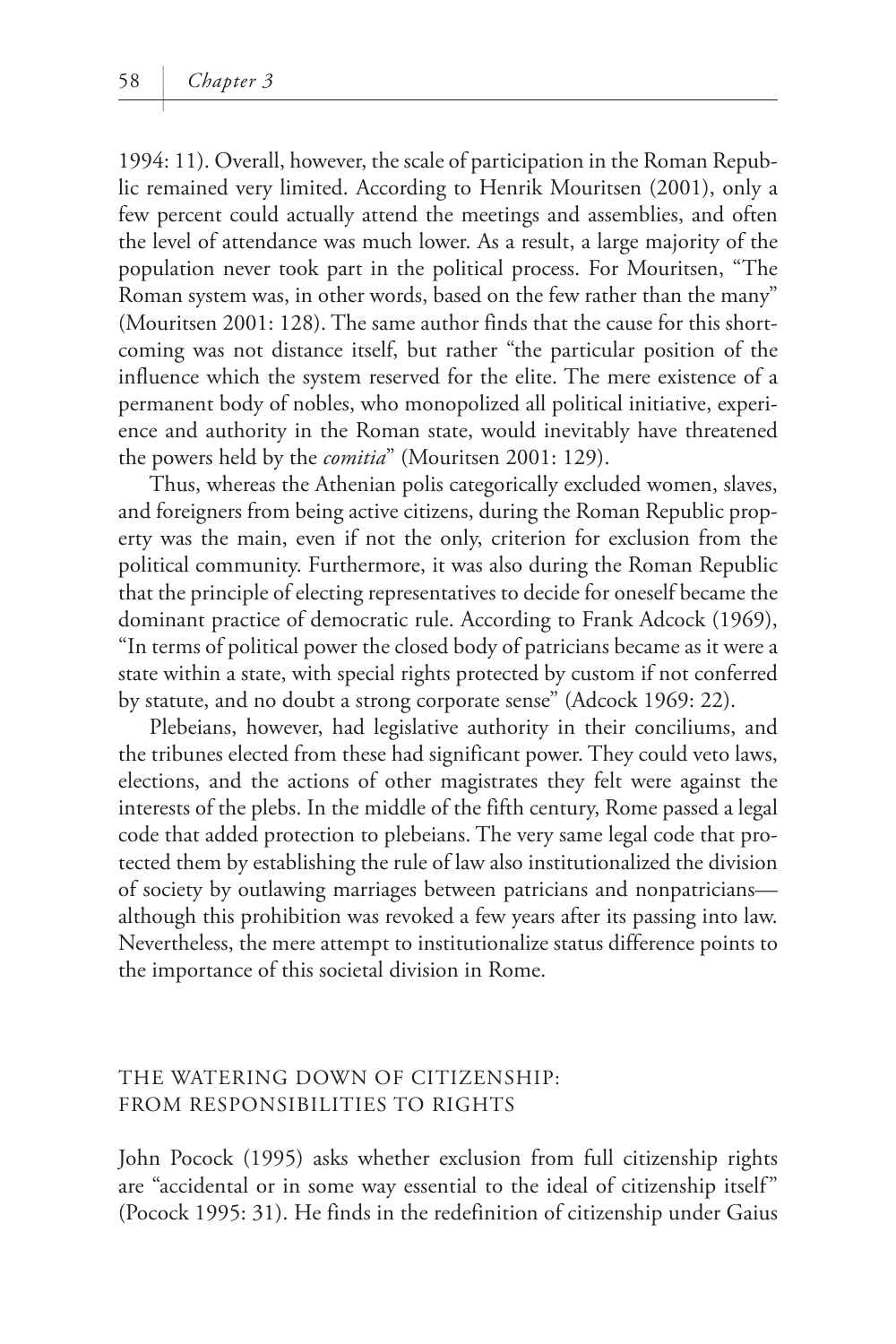1994: 11). Overall, however, the scale of participation in the Roman Republic remained very limited. According to Henrik Mouritsen (2001), only a few percent could actually attend the meetings and assemblies, and often the level of attendance was much lower. As a result, a large majority of the population never took part in the political process. For Mouritsen, "The Roman system was, in other words, based on the few rather than the many" (Mouritsen 2001: 128). The same author finds that the cause for this shortcoming was not distance itself, but rather "the particular position of the influence which the system reserved for the elite. The mere existence of a permanent body of nobles, who monopolized all political initiative, experience and authority in the Roman state, would inevitably have threatened the powers held by the *comitia*" (Mouritsen 2001: 129).

Thus, whereas the Athenian polis categorically excluded women, slaves, and foreigners from being active citizens, during the Roman Republic property was the main, even if not the only, criterion for exclusion from the political community. Furthermore, it was also during the Roman Republic that the principle of electing representatives to decide for oneself became the dominant practice of democratic rule. According to Frank Adcock (1969), "In terms of political power the closed body of patricians became as it were a state within a state, with special rights protected by custom if not conferred by statute, and no doubt a strong corporate sense" (Adcock 1969: 22).

Plebeians, however, had legislative authority in their conciliums, and the tribunes elected from these had significant power. They could veto laws, elections, and the actions of other magistrates they felt were against the interests of the plebs. In the middle of the fifth century, Rome passed a legal code that added protection to plebeians. The very same legal code that protected them by establishing the rule of law also institutionalized the division of society by outlawing marriages between patricians and nonpatricians—although this prohibition was revoked a few years after its passing into law. Nevertheless, the mere attempt to institutionalize status difference points to the importance of this societal division in Rome.

## THE WATERING DOWN OF CITIZENSHIP: FROM RESPONSIBILITIES TO RIGHTS

John Pocock (1995) asks whether exclusion from full citizenship rights are "accidental or in some way essential to the ideal of citizenship itself" (Pocock 1995: 31). He finds in the redefinition of citizenship under Gaius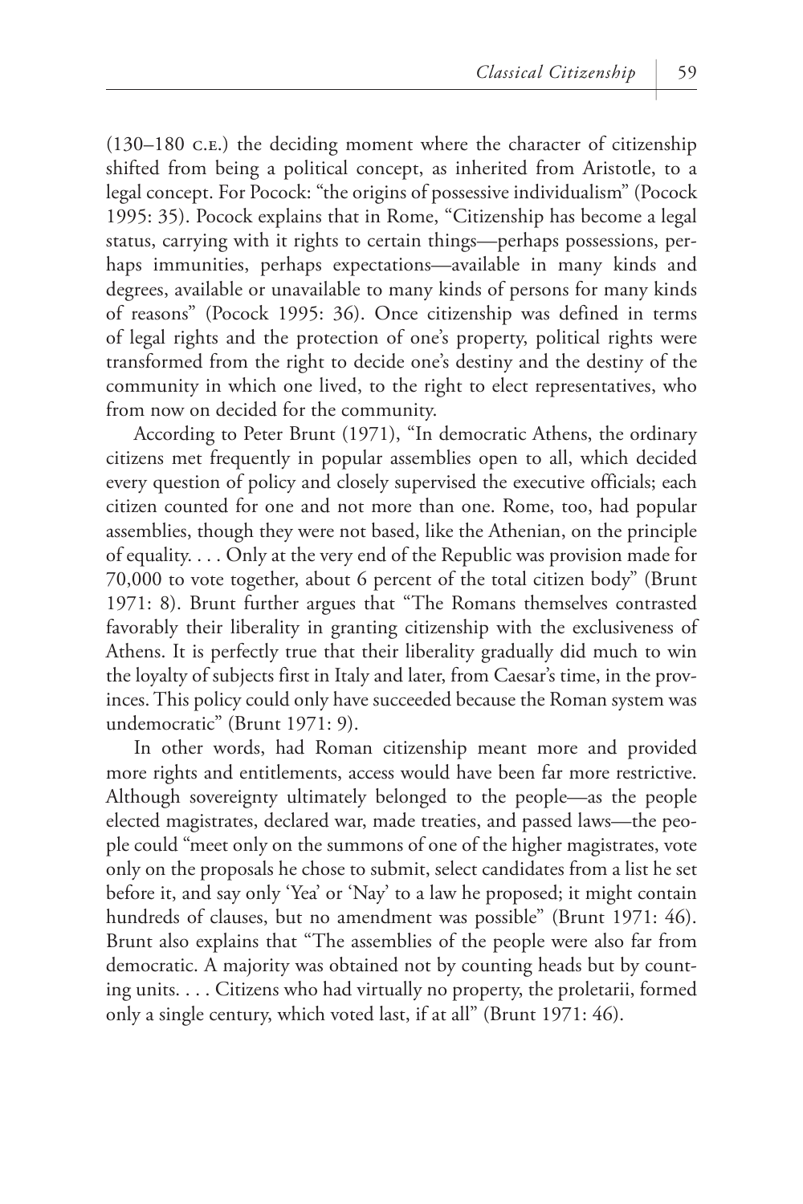(130–180 C.E.) the deciding moment where the character of citizenship shifted from being a political concept, as inherited from Aristotle, to a legal concept. For Pocock: "the origins of possessive individualism" (Pocock 1995: 35). Pocock explains that in Rome, "Citizenship has become a legal status, carrying with it rights to certain things—perhaps possessions, perhaps immunities, perhaps expectations—available in many kinds and degrees, available or unavailable to many kinds of persons for many kinds of reasons" (Pocock 1995: 36). Once citizenship was defined in terms of legal rights and the protection of one's property, political rights were transformed from the right to decide one's destiny and the destiny of the community in which one lived, to the right to elect representatives, who from now on decided for the community.

According to Peter Brunt (1971), "In democratic Athens, the ordinary citizens met frequently in popular assemblies open to all, which decided every question of policy and closely supervised the executive officials; each citizen counted for one and not more than one. Rome, too, had popular assemblies, though they were not based, like the Athenian, on the principle of equality. . . . Only at the very end of the Republic was provision made for 70,000 to vote together, about 6 percent of the total citizen body" (Brunt 1971: 8). Brunt further argues that "The Romans themselves contrasted favorably their liberality in granting citizenship with the exclusiveness of Athens. It is perfectly true that their liberality gradually did much to win the loyalty of subjects first in Italy and later, from Caesar's time, in the provinces. This policy could only have succeeded because the Roman system was undemocratic" (Brunt 1971: 9).

In other words, had Roman citizenship meant more and provided more rights and entitlements, access would have been far more restrictive. Although sovereignty ultimately belonged to the people—as the people elected magistrates, declared war, made treaties, and passed laws—the people could "meet only on the summons of one of the higher magistrates, vote only on the proposals he chose to submit, select candidates from a list he set before it, and say only 'Yea' or 'Nay' to a law he proposed; it might contain hundreds of clauses, but no amendment was possible" (Brunt 1971: 46). Brunt also explains that "The assemblies of the people were also far from democratic. A majority was obtained not by counting heads but by counting units. . . . Citizens who had virtually no property, the proletarii, formed only a single century, which voted last, if at all" (Brunt 1971: 46).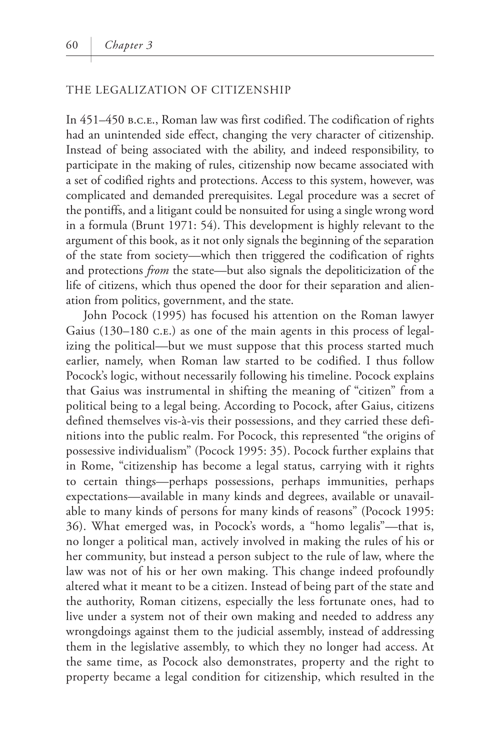## THE LEGALIZATION OF CITIZENSHIP

In 451–450 B.C.E., Roman law was first codified. The codification of rights had an unintended side effect, changing the very character of citizenship. Instead of being associated with the ability, and indeed responsibility, to participate in the making of rules, citizenship now became associated with a set of codified rights and protections. Access to this system, however, was complicated and demanded prerequisites. Legal procedure was a secret of the pontiffs, and a litigant could be nonsuited for using a single wrong word in a formula (Brunt 1971: 54). This development is highly relevant to the argument of this book, as it not only signals the beginning of the separation of the state from society—which then triggered the codification of rights and protections *from* the state—but also signals the depoliticization of the life of citizens, which thus opened the door for their separation and alienation from politics, government, and the state.

John Pocock (1995) has focused his attention on the Roman lawyer Gaius (130–180 C.E.) as one of the main agents in this process of legalizing the political—but we must suppose that this process started much earlier, namely, when Roman law started to be codified. I thus follow Pocock's logic, without necessarily following his timeline. Pocock explains that Gaius was instrumental in shifting the meaning of "citizen" from a political being to a legal being. According to Pocock, after Gaius, citizens defined themselves vis-à-vis their possessions, and they carried these definitions into the public realm. For Pocock, this represented "the origins of possessive individualism" (Pocock 1995: 35). Pocock further explains that in Rome, "citizenship has become a legal status, carrying with it rights to certain things—perhaps possessions, perhaps immunities, perhaps expectations—available in many kinds and degrees, available or unavailable to many kinds of persons for many kinds of reasons" (Pocock 1995: 36). What emerged was, in Pocock's words, a "homo legalis"—that is, no longer a political man, actively involved in making the rules of his or her community, but instead a person subject to the rule of law, where the law was not of his or her own making. This change indeed profoundly altered what it meant to be a citizen. Instead of being part of the state and the authority, Roman citizens, especially the less fortunate ones, had to live under a system not of their own making and needed to address any wrongdoings against them to the judicial assembly, instead of addressing them in the legislative assembly, to which they no longer had access. At the same time, as Pocock also demonstrates, property and the right to property became a legal condition for citizenship, which resulted in the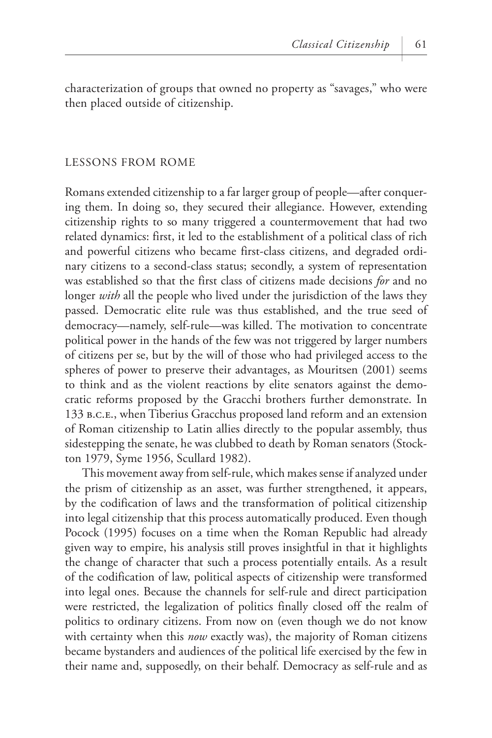characterization of groups that owned no property as "savages," who were then placed outside of citizenship.

## LESSONS FROM ROME

Romans extended citizenship to a far larger group of people—after conquering them. In doing so, they secured their allegiance. However, extending citizenship rights to so many triggered a countermovement that had two related dynamics: first, it led to the establishment of a political class of rich and powerful citizens who became first-class citizens, and degraded ordinary citizens to a second-class status; secondly, a system of representation was established so that the first class of citizens made decisions *for* and no longer *with* all the people who lived under the jurisdiction of the laws they passed. Democratic elite rule was thus established, and the true seed of democracy—namely, self-rule—was killed. The motivation to concentrate political power in the hands of the few was not triggered by larger numbers of citizens per se, but by the will of those who had privileged access to the spheres of power to preserve their advantages, as Mouritsen (2001) seems to think and as the violent reactions by elite senators against the democratic reforms proposed by the Gracchi brothers further demonstrate. In 133 B.C.E., when Tiberius Gracchus proposed land reform and an extension of Roman citizenship to Latin allies directly to the popular assembly, thus sidestepping the senate, he was clubbed to death by Roman senators (Stockton 1979, Syme 1956, Scullard 1982).

This movement away from self-rule, which makes sense if analyzed under the prism of citizenship as an asset, was further strengthened, it appears, by the codification of laws and the transformation of political citizenship into legal citizenship that this process automatically produced. Even though Pocock (1995) focuses on a time when the Roman Republic had already given way to empire, his analysis still proves insightful in that it highlights the change of character that such a process potentially entails. As a result of the codification of law, political aspects of citizenship were transformed into legal ones. Because the channels for self-rule and direct participation were restricted, the legalization of politics finally closed off the realm of politics to ordinary citizens. From now on (even though we do not know with certainty when this *now* exactly was), the majority of Roman citizens became bystanders and audiences of the political life exercised by the few in their name and, supposedly, on their behalf. Democracy as self-rule and as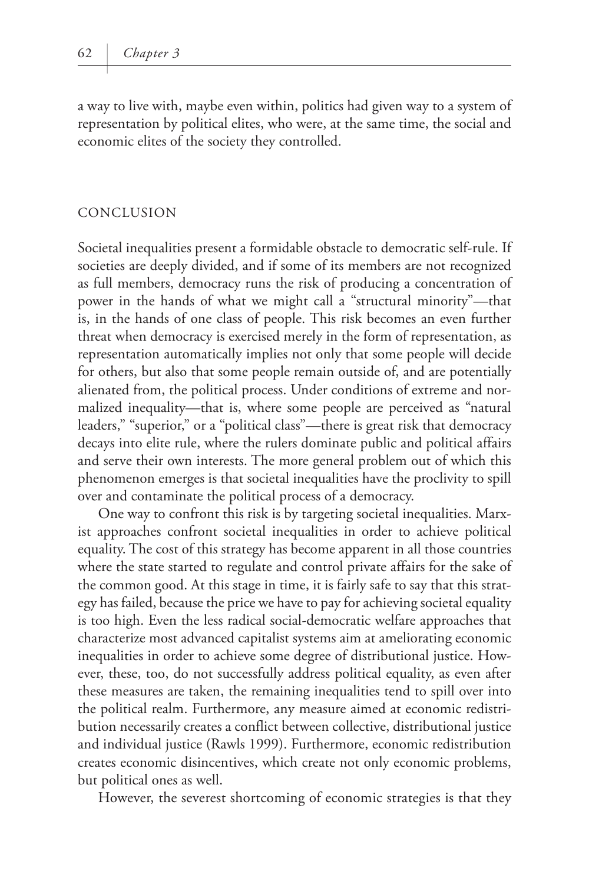a way to live with, maybe even within, politics had given way to a system of representation by political elites, who were, at the same time, the social and economic elites of the society they controlled.

## CONCLUSION

Societal inequalities present a formidable obstacle to democratic self-rule. If societies are deeply divided, and if some of its members are not recognized as full members, democracy runs the risk of producing a concentration of power in the hands of what we might call a "structural minority"—that is, in the hands of one class of people. This risk becomes an even further threat when democracy is exercised merely in the form of representation, as representation automatically implies not only that some people will decide for others, but also that some people remain outside of, and are potentially alienated from, the political process. Under conditions of extreme and normalized inequality—that is, where some people are perceived as "natural leaders," "superior," or a "political class"—there is great risk that democracy decays into elite rule, where the rulers dominate public and political affairs and serve their own interests. The more general problem out of which this phenomenon emerges is that societal inequalities have the proclivity to spill over and contaminate the political process of a democracy.

One way to confront this risk is by targeting societal inequalities. Marxist approaches confront societal inequalities in order to achieve political equality. The cost of this strategy has become apparent in all those countries where the state started to regulate and control private affairs for the sake of the common good. At this stage in time, it is fairly safe to say that this strategy has failed, because the price we have to pay for achieving societal equality is too high. Even the less radical social-democratic welfare approaches that characterize most advanced capitalist systems aim at ameliorating economic inequalities in order to achieve some degree of distributional justice. However, these, too, do not successfully address political equality, as even after these measures are taken, the remaining inequalities tend to spill over into the political realm. Furthermore, any measure aimed at economic redistribution necessarily creates a conflict between collective, distributional justice and individual justice (Rawls 1999). Furthermore, economic redistribution creates economic disincentives, which create not only economic problems, but political ones as well.

However, the severest shortcoming of economic strategies is that they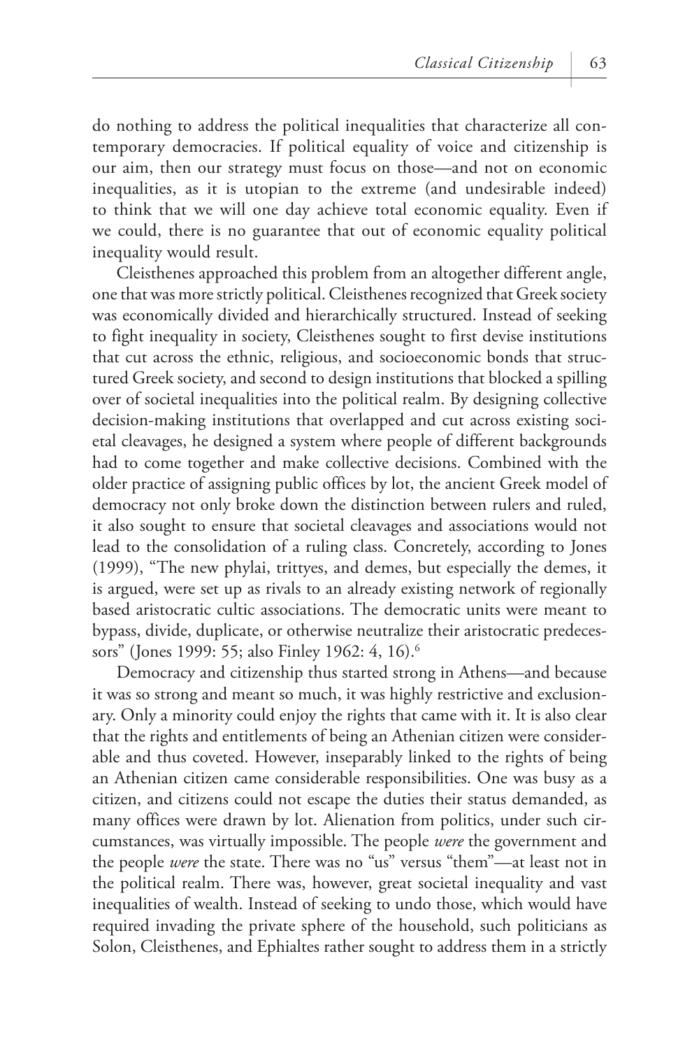do nothing to address the political inequalities that characterize all contemporary democracies. If political equality of voice and citizenship is our aim, then our strategy must focus on those—and not on economic inequalities, as it is utopian to the extreme (and undesirable indeed) to think that we will one day achieve total economic equality. Even if we could, there is no guarantee that out of economic equality political inequality would result.

Cleisthenes approached this problem from an altogether different angle, one that was more strictly political. Cleisthenes recognized that Greek society was economically divided and hierarchically structured. Instead of seeking to fight inequality in society, Cleisthenes sought to first devise institutions that cut across the ethnic, religious, and socioeconomic bonds that structured Greek society, and second to design institutions that blocked a spilling over of societal inequalities into the political realm. By designing collective decision-making institutions that overlapped and cut across existing societal cleavages, he designed a system where people of different backgrounds had to come together and make collective decisions. Combined with the older practice of assigning public offices by lot, the ancient Greek model of democracy not only broke down the distinction between rulers and ruled, it also sought to ensure that societal cleavages and associations would not lead to the consolidation of a ruling class. Concretely, according to Jones (1999), "The new phylai, trittyes, and demes, but especially the demes, it is argued, were set up as rivals to an already existing network of regionally based aristocratic cultic associations. The democratic units were meant to bypass, divide, duplicate, or otherwise neutralize their aristocratic predecessors" (Jones 1999: 55; also Finley 1962: 4, 16).[6]

Democracy and citizenship thus started strong in Athens—and because it was so strong and meant so much, it was highly restrictive and exclusionary. Only a minority could enjoy the rights that came with it. It is also clear that the rights and entitlements of being an Athenian citizen were considerable and thus coveted. However, inseparably linked to the rights of being an Athenian citizen came considerable responsibilities. One was busy as a citizen, and citizens could not escape the duties their status demanded, as many offices were drawn by lot. Alienation from politics, under such circumstances, was virtually impossible. The people *were* the government and the people *were* the state. There was no "us" versus "them"—at least not in the political realm. There was, however, great societal inequality and vast inequalities of wealth. Instead of seeking to undo those, which would have required invading the private sphere of the household, such politicians as Solon, Cleisthenes, and Ephialtes rather sought to address them in a strictly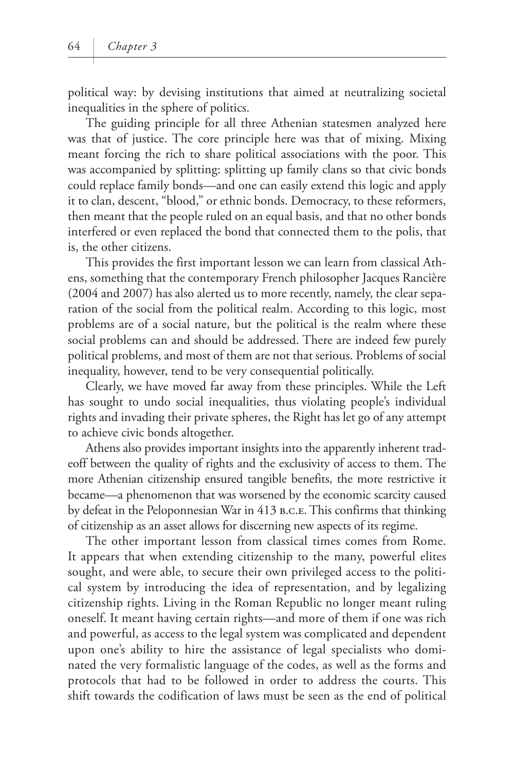political way: by devising institutions that aimed at neutralizing societal inequalities in the sphere of politics.

The guiding principle for all three Athenian statesmen analyzed here was that of justice. The core principle here was that of mixing. Mixing meant forcing the rich to share political associations with the poor. This was accompanied by splitting: splitting up family clans so that civic bonds could replace family bonds—and one can easily extend this logic and apply it to clan, descent, "blood," or ethnic bonds. Democracy, to these reformers, then meant that the people ruled on an equal basis, and that no other bonds interfered or even replaced the bond that connected them to the polis, that is, the other citizens.

This provides the first important lesson we can learn from classical Athens, something that the contemporary French philosopher Jacques Rancière (2004 and 2007) has also alerted us to more recently, namely, the clear separation of the social from the political realm. According to this logic, most problems are of a social nature, but the political is the realm where these social problems can and should be addressed. There are indeed few purely political problems, and most of them are not that serious. Problems of social inequality, however, tend to be very consequential politically.

Clearly, we have moved far away from these principles. While the Left has sought to undo social inequalities, thus violating people's individual rights and invading their private spheres, the Right has let go of any attempt to achieve civic bonds altogether.

Athens also provides important insights into the apparently inherent tradeoff between the quality of rights and the exclusivity of access to them. The more Athenian citizenship ensured tangible benefits, the more restrictive it became—a phenomenon that was worsened by the economic scarcity caused by defeat in the Peloponnesian War in 413 B.C.E. This confirms that thinking of citizenship as an asset allows for discerning new aspects of its regime.

The other important lesson from classical times comes from Rome. It appears that when extending citizenship to the many, powerful elites sought, and were able, to secure their own privileged access to the political system by introducing the idea of representation, and by legalizing citizenship rights. Living in the Roman Republic no longer meant ruling oneself. It meant having certain rights—and more of them if one was rich and powerful, as access to the legal system was complicated and dependent upon one's ability to hire the assistance of legal specialists who dominated the very formalistic language of the codes, as well as the forms and protocols that had to be followed in order to address the courts. This shift towards the codification of laws must be seen as the end of political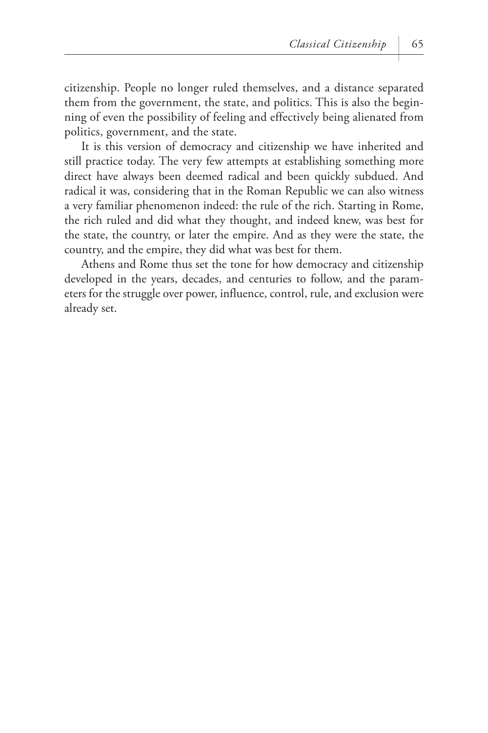citizenship. People no longer ruled themselves, and a distance separated them from the government, the state, and politics. This is also the beginning of even the possibility of feeling and effectively being alienated from politics, government, and the state.

It is this version of democracy and citizenship we have inherited and still practice today. The very few attempts at establishing something more direct have always been deemed radical and been quickly subdued. And radical it was, considering that in the Roman Republic we can also witness a very familiar phenomenon indeed: the rule of the rich. Starting in Rome, the rich ruled and did what they thought, and indeed knew, was best for the state, the country, or later the empire. And as they were the state, the country, and the empire, they did what was best for them.

Athens and Rome thus set the tone for how democracy and citizenship developed in the years, decades, and centuries to follow, and the parameters for the struggle over power, influence, control, rule, and exclusion were already set.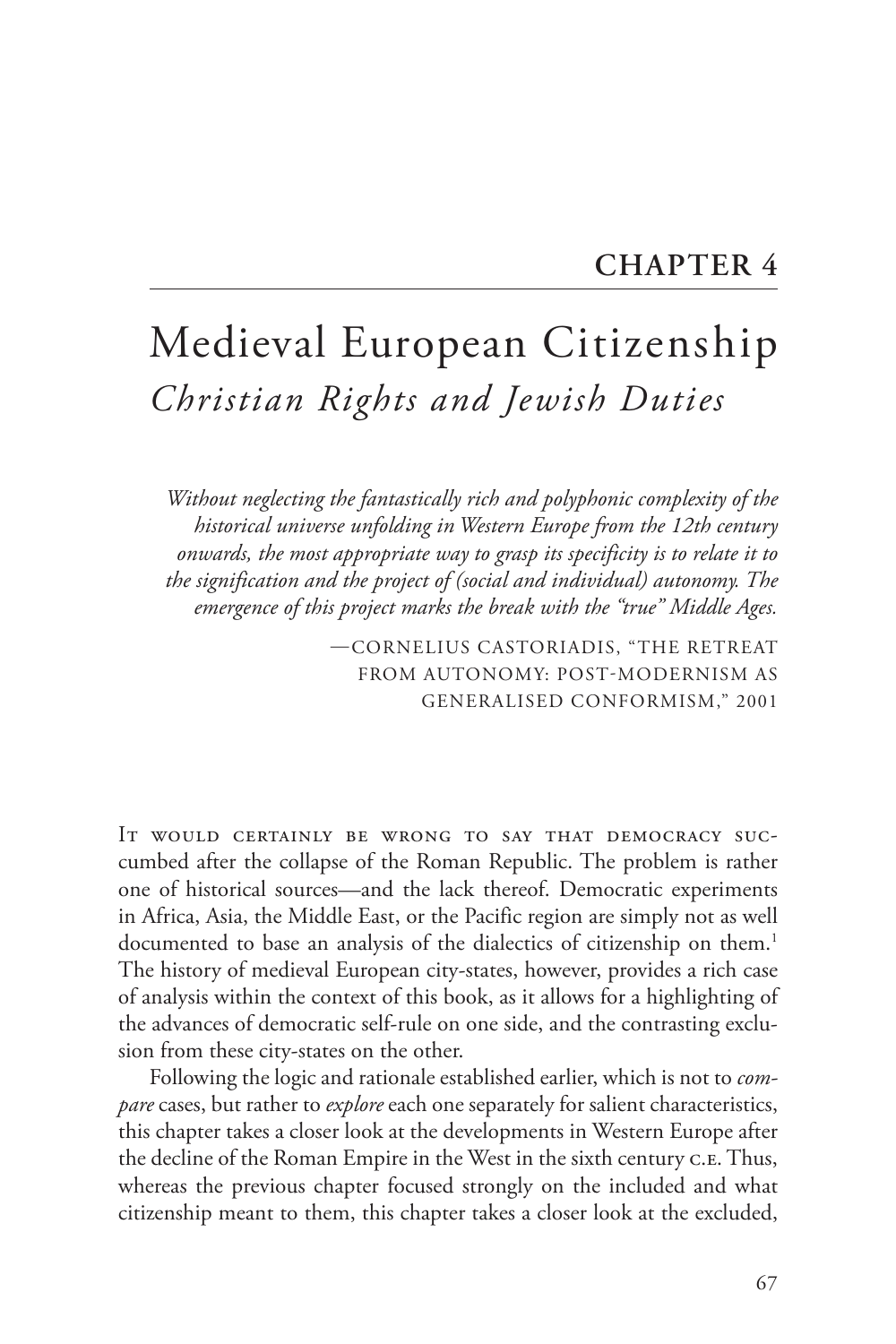# CHAPTER 4

# Medieval European Citizenship

## *Christian Rights and Jewish Duties*

*Without neglecting the fantastically rich and polyphonic complexity of the historical universe unfolding in Western Europe from the 12th century onwards, the most appropriate way to grasp its specificity is to relate it to the signification and the project of (social and individual) autonomy. The emergence of this project marks the break with the "true" Middle Ages.*

—CORNELIUS CASTORIADIS, "THE RETREAT FROM AUTONOMY: POST-MODERNISM AS GENERALISED CONFORMISM," 2001

IT WOULD CERTAINLY BE WRONG TO SAY THAT DEMOCRACY SUCcumbed after the collapse of the Roman Republic. The problem is rather one of historical sources—and the lack thereof. Democratic experiments in Africa, Asia, the Middle East, or the Pacific region are simply not as well documented to base an analysis of the dialectics of citizenship on them.[1] The history of medieval European city-states, however, provides a rich case of analysis within the context of this book, as it allows for a highlighting of the advances of democratic self-rule on one side, and the contrasting exclusion from these city-states on the other.

Following the logic and rationale established earlier, which is not to *compare* cases, but rather to *explore* each one separately for salient characteristics, this chapter takes a closer look at the developments in Western Europe after the decline of the Roman Empire in the West in the sixth century C.E. Thus, whereas the previous chapter focused strongly on the included and what citizenship meant to them, this chapter takes a closer look at the excluded,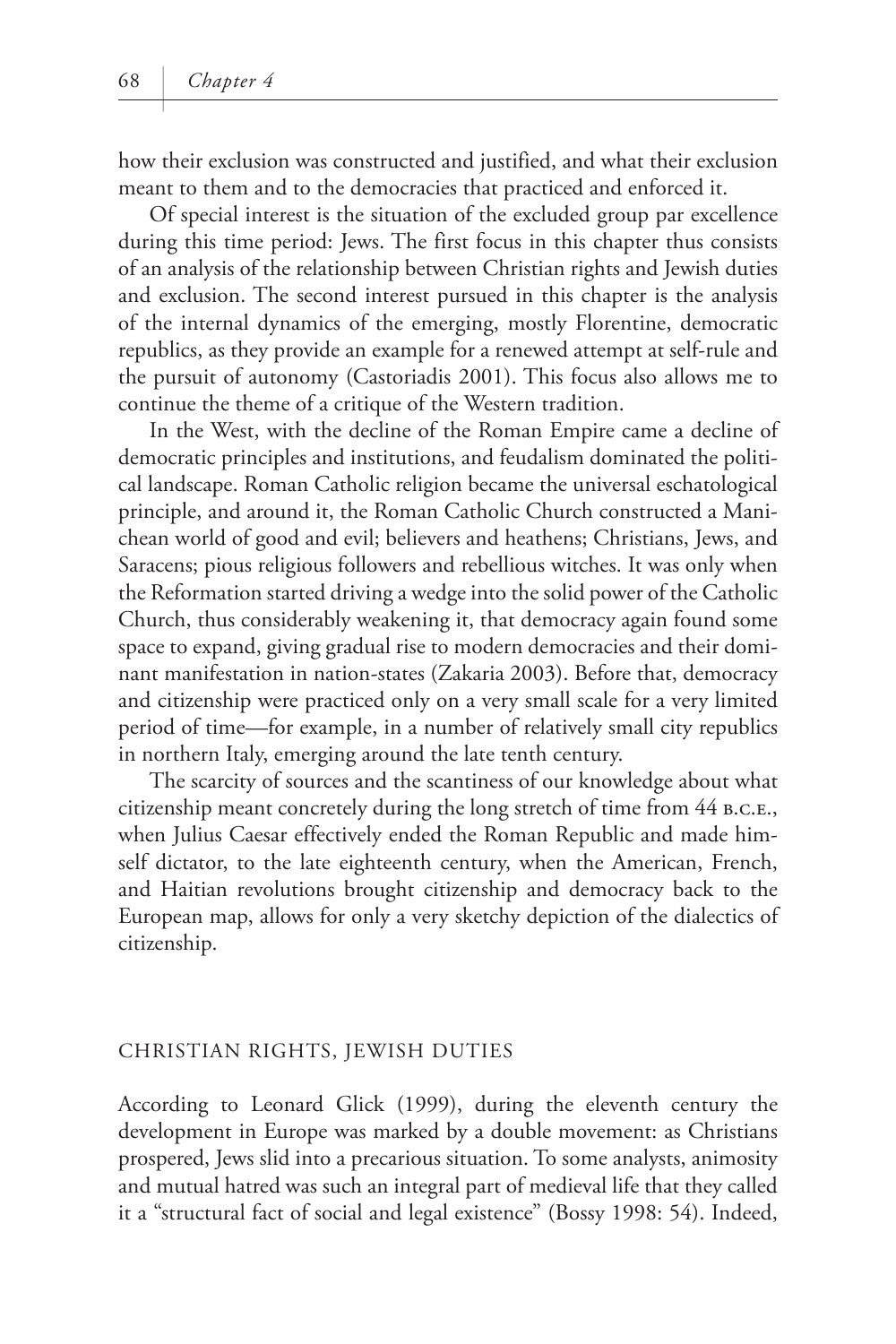how their exclusion was constructed and justified, and what their exclusion meant to them and to the democracies that practiced and enforced it.

Of special interest is the situation of the excluded group par excellence during this time period: Jews. The first focus in this chapter thus consists of an analysis of the relationship between Christian rights and Jewish duties and exclusion. The second interest pursued in this chapter is the analysis of the internal dynamics of the emerging, mostly Florentine, democratic republics, as they provide an example for a renewed attempt at self-rule and the pursuit of autonomy (Castoriadis 2001). This focus also allows me to continue the theme of a critique of the Western tradition.

In the West, with the decline of the Roman Empire came a decline of democratic principles and institutions, and feudalism dominated the political landscape. Roman Catholic religion became the universal eschatological principle, and around it, the Roman Catholic Church constructed a Manichean world of good and evil; believers and heathens; Christians, Jews, and Saracens; pious religious followers and rebellious witches. It was only when the Reformation started driving a wedge into the solid power of the Catholic Church, thus considerably weakening it, that democracy again found some space to expand, giving gradual rise to modern democracies and their dominant manifestation in nation-states (Zakaria 2003). Before that, democracy and citizenship were practiced only on a very small scale for a very limited period of time—for example, in a number of relatively small city republics in northern Italy, emerging around the late tenth century.

The scarcity of sources and the scantiness of our knowledge about what citizenship meant concretely during the long stretch of time from 44 B.C.E., when Julius Caesar effectively ended the Roman Republic and made himself dictator, to the late eighteenth century, when the American, French, and Haitian revolutions brought citizenship and democracy back to the European map, allows for only a very sketchy depiction of the dialectics of citizenship.

## CHRISTIAN RIGHTS, JEWISH DUTIES

According to Leonard Glick (1999), during the eleventh century the development in Europe was marked by a double movement: as Christians prospered, Jews slid into a precarious situation. To some analysts, animosity and mutual hatred was such an integral part of medieval life that they called it a "structural fact of social and legal existence" (Bossy 1998: 54). Indeed,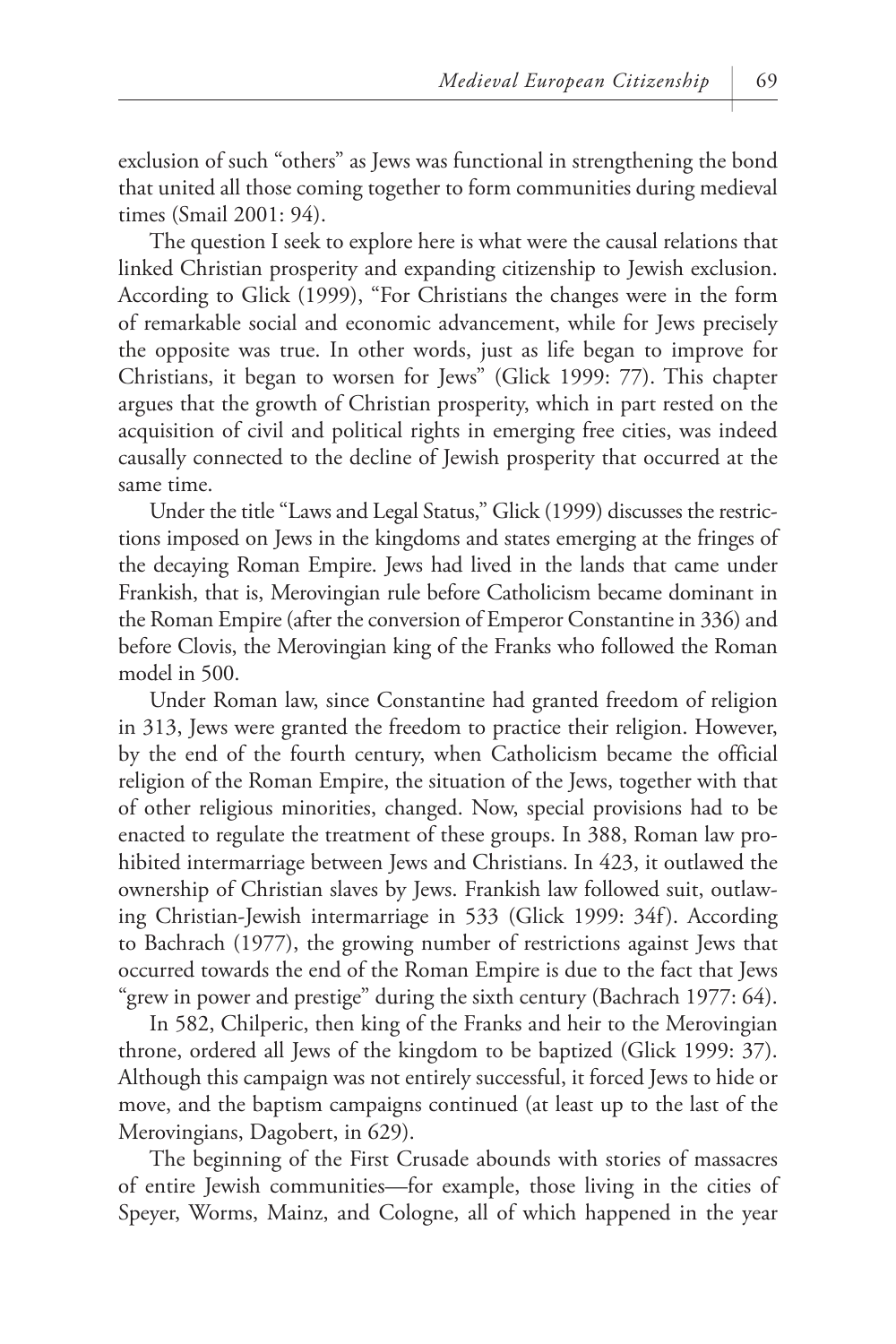exclusion of such "others" as Jews was functional in strengthening the bond that united all those coming together to form communities during medieval times (Smail 2001: 94).

The question I seek to explore here is what were the causal relations that linked Christian prosperity and expanding citizenship to Jewish exclusion. According to Glick (1999), "For Christians the changes were in the form of remarkable social and economic advancement, while for Jews precisely the opposite was true. In other words, just as life began to improve for Christians, it began to worsen for Jews" (Glick 1999: 77). This chapter argues that the growth of Christian prosperity, which in part rested on the acquisition of civil and political rights in emerging free cities, was indeed causally connected to the decline of Jewish prosperity that occurred at the same time.

Under the title "Laws and Legal Status," Glick (1999) discusses the restrictions imposed on Jews in the kingdoms and states emerging at the fringes of the decaying Roman Empire. Jews had lived in the lands that came under Frankish, that is, Merovingian rule before Catholicism became dominant in the Roman Empire (after the conversion of Emperor Constantine in 336) and before Clovis, the Merovingian king of the Franks who followed the Roman model in 500.

Under Roman law, since Constantine had granted freedom of religion in 313, Jews were granted the freedom to practice their religion. However, by the end of the fourth century, when Catholicism became the official religion of the Roman Empire, the situation of the Jews, together with that of other religious minorities, changed. Now, special provisions had to be enacted to regulate the treatment of these groups. In 388, Roman law prohibited intermarriage between Jews and Christians. In 423, it outlawed the ownership of Christian slaves by Jews. Frankish law followed suit, outlawing Christian-Jewish intermarriage in 533 (Glick 1999: 34f). According to Bachrach (1977), the growing number of restrictions against Jews that occurred towards the end of the Roman Empire is due to the fact that Jews "grew in power and prestige" during the sixth century (Bachrach 1977: 64).

In 582, Chilperic, then king of the Franks and heir to the Merovingian throne, ordered all Jews of the kingdom to be baptized (Glick 1999: 37). Although this campaign was not entirely successful, it forced Jews to hide or move, and the baptism campaigns continued (at least up to the last of the Merovingians, Dagobert, in 629).

The beginning of the First Crusade abounds with stories of massacres of entire Jewish communities—for example, those living in the cities of Speyer, Worms, Mainz, and Cologne, all of which happened in the year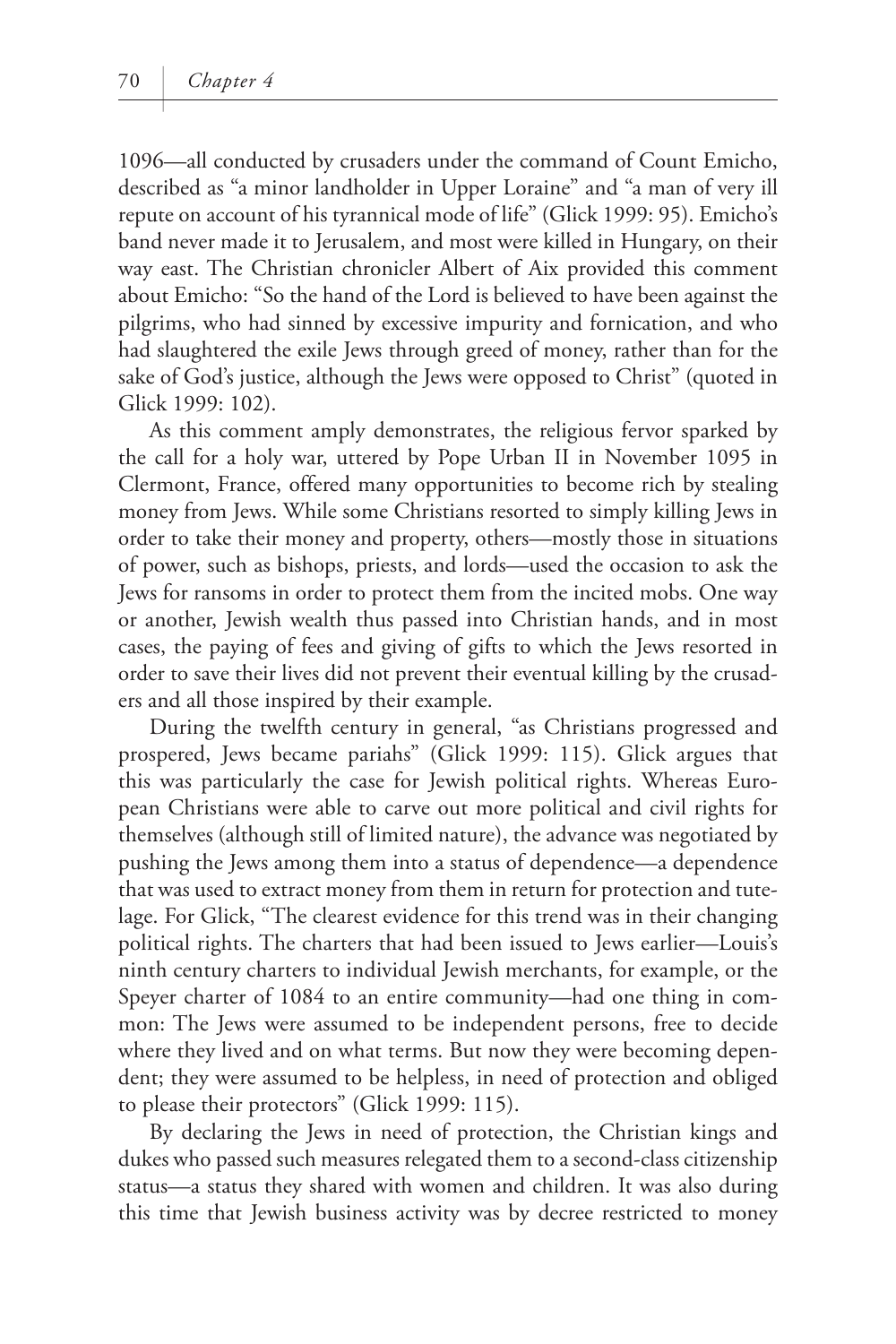1096—all conducted by crusaders under the command of Count Emicho, described as "a minor landholder in Upper Loraine" and "a man of very ill repute on account of his tyrannical mode of life" (Glick 1999: 95). Emicho's band never made it to Jerusalem, and most were killed in Hungary, on their way east. The Christian chronicler Albert of Aix provided this comment about Emicho: "So the hand of the Lord is believed to have been against the pilgrims, who had sinned by excessive impurity and fornication, and who had slaughtered the exile Jews through greed of money, rather than for the sake of God's justice, although the Jews were opposed to Christ" (quoted in Glick 1999: 102).

As this comment amply demonstrates, the religious fervor sparked by the call for a holy war, uttered by Pope Urban II in November 1095 in Clermont, France, offered many opportunities to become rich by stealing money from Jews. While some Christians resorted to simply killing Jews in order to take their money and property, others—mostly those in situations of power, such as bishops, priests, and lords—used the occasion to ask the Jews for ransoms in order to protect them from the incited mobs. One way or another, Jewish wealth thus passed into Christian hands, and in most cases, the paying of fees and giving of gifts to which the Jews resorted in order to save their lives did not prevent their eventual killing by the crusaders and all those inspired by their example.

During the twelfth century in general, "as Christians progressed and prospered, Jews became pariahs" (Glick 1999: 115). Glick argues that this was particularly the case for Jewish political rights. Whereas European Christians were able to carve out more political and civil rights for themselves (although still of limited nature), the advance was negotiated by pushing the Jews among them into a status of dependence—a dependence that was used to extract money from them in return for protection and tutelage. For Glick, "The clearest evidence for this trend was in their changing political rights. The charters that had been issued to Jews earlier—Louis's ninth century charters to individual Jewish merchants, for example, or the Speyer charter of 1084 to an entire community—had one thing in common: The Jews were assumed to be independent persons, free to decide where they lived and on what terms. But now they were becoming dependent; they were assumed to be helpless, in need of protection and obliged to please their protectors" (Glick 1999: 115).

By declaring the Jews in need of protection, the Christian kings and dukes who passed such measures relegated them to a second-class citizenship status—a status they shared with women and children. It was also during this time that Jewish business activity was by decree restricted to money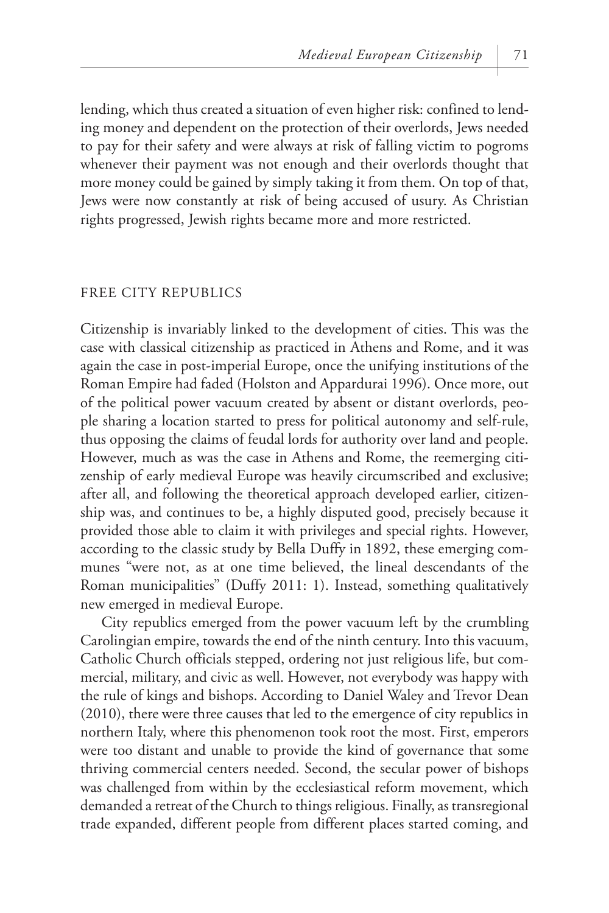lending, which thus created a situation of even higher risk: confined to lending money and dependent on the protection of their overlords, Jews needed to pay for their safety and were always at risk of falling victim to pogroms whenever their payment was not enough and their overlords thought that more money could be gained by simply taking it from them. On top of that, Jews were now constantly at risk of being accused of usury. As Christian rights progressed, Jewish rights became more and more restricted.

## FREE CITY REPUBLICS

Citizenship is invariably linked to the development of cities. This was the case with classical citizenship as practiced in Athens and Rome, and it was again the case in post-imperial Europe, once the unifying institutions of the Roman Empire had faded (Holston and Appardurai 1996). Once more, out of the political power vacuum created by absent or distant overlords, people sharing a location started to press for political autonomy and self-rule, thus opposing the claims of feudal lords for authority over land and people. However, much as was the case in Athens and Rome, the reemerging citizenship of early medieval Europe was heavily circumscribed and exclusive; after all, and following the theoretical approach developed earlier, citizenship was, and continues to be, a highly disputed good, precisely because it provided those able to claim it with privileges and special rights. However, according to the classic study by Bella Duffy in 1892, these emerging communes "were not, as at one time believed, the lineal descendants of the Roman municipalities" (Duffy 2011: 1). Instead, something qualitatively new emerged in medieval Europe.

City republics emerged from the power vacuum left by the crumbling Carolingian empire, towards the end of the ninth century. Into this vacuum, Catholic Church officials stepped, ordering not just religious life, but commercial, military, and civic as well. However, not everybody was happy with the rule of kings and bishops. According to Daniel Waley and Trevor Dean (2010), there were three causes that led to the emergence of city republics in northern Italy, where this phenomenon took root the most. First, emperors were too distant and unable to provide the kind of governance that some thriving commercial centers needed. Second, the secular power of bishops was challenged from within by the ecclesiastical reform movement, which demanded a retreat of the Church to things religious. Finally, as transregional trade expanded, different people from different places started coming, and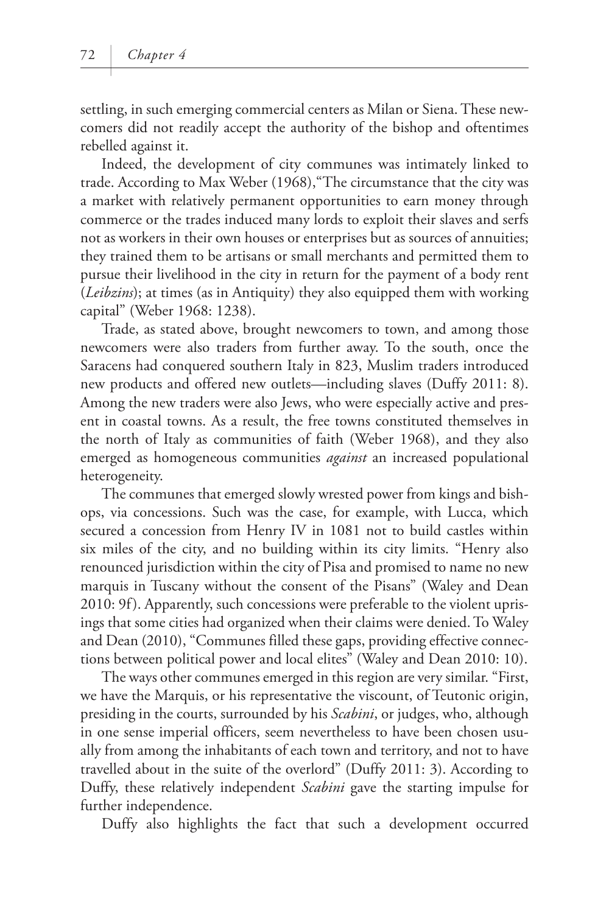settling, in such emerging commercial centers as Milan or Siena. These newcomers did not readily accept the authority of the bishop and oftentimes rebelled against it.

Indeed, the development of city communes was intimately linked to trade. According to Max Weber (1968), "The circumstance that the city was a market with relatively permanent opportunities to earn money through commerce or the trades induced many lords to exploit their slaves and serfs not as workers in their own houses or enterprises but as sources of annuities; they trained them to be artisans or small merchants and permitted them to pursue their livelihood in the city in return for the payment of a body rent (*Leibzins*); at times (as in Antiquity) they also equipped them with working capital" (Weber 1968: 1238).

Trade, as stated above, brought newcomers to town, and among those newcomers were also traders from further away. To the south, once the Saracens had conquered southern Italy in 823, Muslim traders introduced new products and offered new outlets—including slaves (Duffy 2011: 8). Among the new traders were also Jews, who were especially active and present in coastal towns. As a result, the free towns constituted themselves in the north of Italy as communities of faith (Weber 1968), and they also emerged as homogeneous communities *against* an increased populational heterogeneity.

The communes that emerged slowly wrested power from kings and bishops, via concessions. Such was the case, for example, with Lucca, which secured a concession from Henry IV in 1081 not to build castles within six miles of the city, and no building within its city limits. "Henry also renounced jurisdiction within the city of Pisa and promised to name no new marquis in Tuscany without the consent of the Pisans" (Waley and Dean 2010: 9f). Apparently, such concessions were preferable to the violent uprisings that some cities had organized when their claims were denied. To Waley and Dean (2010), "Communes filled these gaps, providing effective connections between political power and local elites" (Waley and Dean 2010: 10).

The ways other communes emerged in this region are very similar. "First, we have the Marquis, or his representative the viscount, of Teutonic origin, presiding in the courts, surrounded by his *Scabini*, or judges, who, although in one sense imperial officers, seem nevertheless to have been chosen usually from among the inhabitants of each town and territory, and not to have travelled about in the suite of the overlord" (Duffy 2011: 3). According to Duffy, these relatively independent *Scabini* gave the starting impulse for further independence.

Duffy also highlights the fact that such a development occurred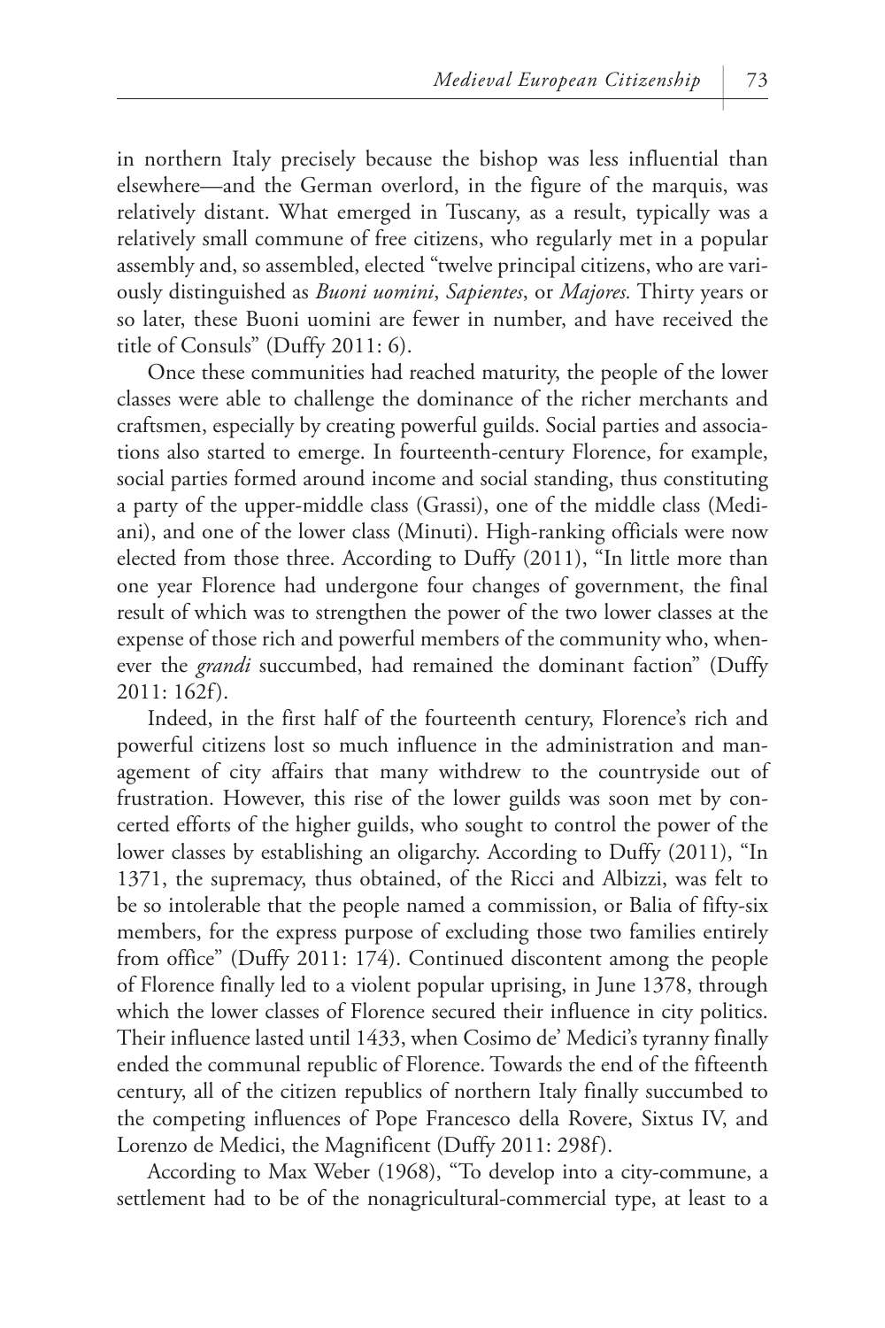in northern Italy precisely because the bishop was less influential than elsewhere—and the German overlord, in the figure of the marquis, was relatively distant. What emerged in Tuscany, as a result, typically was a relatively small commune of free citizens, who regularly met in a popular assembly and, so assembled, elected "twelve principal citizens, who are variously distinguished as *Buoni uomini*, *Sapientes*, or *Majores.* Thirty years or so later, these Buoni uomini are fewer in number, and have received the title of Consuls" (Duffy 2011: 6).

Once these communities had reached maturity, the people of the lower classes were able to challenge the dominance of the richer merchants and craftsmen, especially by creating powerful guilds. Social parties and associations also started to emerge. In fourteenth-century Florence, for example, social parties formed around income and social standing, thus constituting a party of the upper-middle class (Grassi), one of the middle class (Mediani), and one of the lower class (Minuti). High-ranking officials were now elected from those three. According to Duffy (2011), "In little more than one year Florence had undergone four changes of government, the final result of which was to strengthen the power of the two lower classes at the expense of those rich and powerful members of the community who, whenever the *grandi* succumbed, had remained the dominant faction" (Duffy 2011: 162f).

Indeed, in the first half of the fourteenth century, Florence's rich and powerful citizens lost so much influence in the administration and management of city affairs that many withdrew to the countryside out of frustration. However, this rise of the lower guilds was soon met by concerted efforts of the higher guilds, who sought to control the power of the lower classes by establishing an oligarchy. According to Duffy (2011), "In 1371, the supremacy, thus obtained, of the Ricci and Albizzi, was felt to be so intolerable that the people named a commission, or Balia of fifty-six members, for the express purpose of excluding those two families entirely from office" (Duffy 2011: 174). Continued discontent among the people of Florence finally led to a violent popular uprising, in June 1378, through which the lower classes of Florence secured their influence in city politics. Their influence lasted until 1433, when Cosimo de' Medici's tyranny finally ended the communal republic of Florence. Towards the end of the fifteenth century, all of the citizen republics of northern Italy finally succumbed to the competing influences of Pope Francesco della Rovere, Sixtus IV, and Lorenzo de Medici, the Magnificent (Duffy 2011: 298f).

According to Max Weber (1968), "To develop into a city-commune, a settlement had to be of the nonagricultural-commercial type, at least to a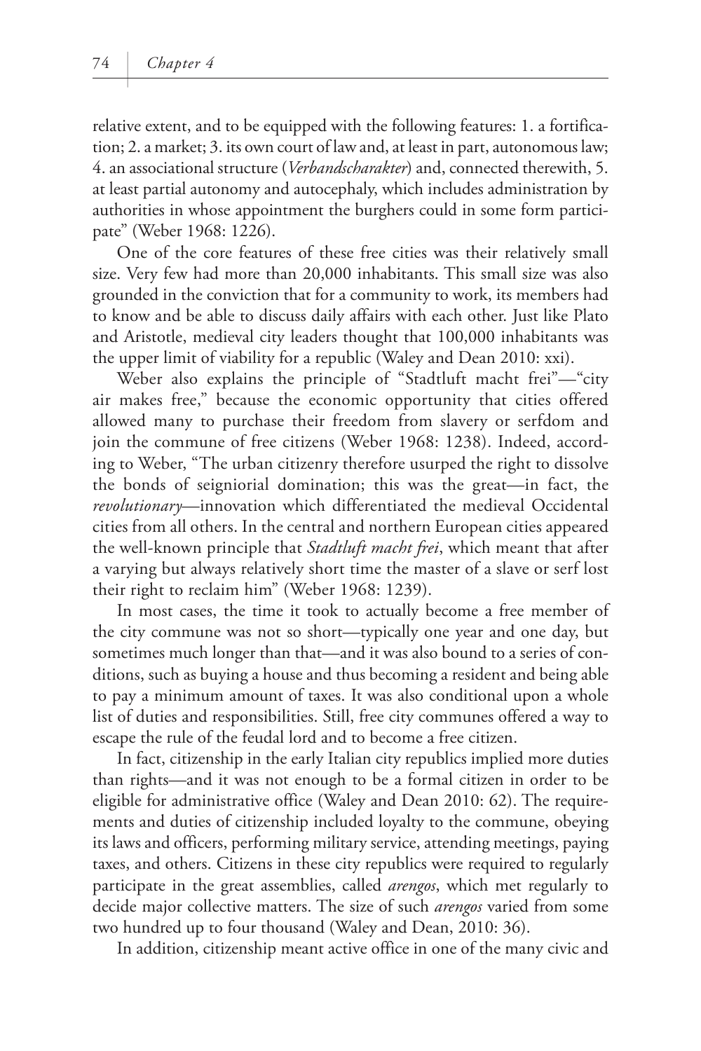relative extent, and to be equipped with the following features: 1. a fortification; 2. a market; 3. its own court of law and, at least in part, autonomous law; 4. an associational structure (*Verbandscharakter*) and, connected therewith, 5. at least partial autonomy and autocephaly, which includes administration by authorities in whose appointment the burghers could in some form participate" (Weber 1968: 1226).

One of the core features of these free cities was their relatively small size. Very few had more than 20,000 inhabitants. This small size was also grounded in the conviction that for a community to work, its members had to know and be able to discuss daily affairs with each other. Just like Plato and Aristotle, medieval city leaders thought that 100,000 inhabitants was the upper limit of viability for a republic (Waley and Dean 2010: xxi).

Weber also explains the principle of "Stadtluft macht frei"—"city air makes free," because the economic opportunity that cities offered allowed many to purchase their freedom from slavery or serfdom and join the commune of free citizens (Weber 1968: 1238). Indeed, according to Weber, "The urban citizenry therefore usurped the right to dissolve the bonds of seigniorial domination; this was the great—in fact, the *revolutionary*—innovation which differentiated the medieval Occidental cities from all others. In the central and northern European cities appeared the well-known principle that *Stadtluft macht frei*, which meant that after a varying but always relatively short time the master of a slave or serf lost their right to reclaim him" (Weber 1968: 1239).

In most cases, the time it took to actually become a free member of the city commune was not so short—typically one year and one day, but sometimes much longer than that—and it was also bound to a series of conditions, such as buying a house and thus becoming a resident and being able to pay a minimum amount of taxes. It was also conditional upon a whole list of duties and responsibilities. Still, free city communes offered a way to escape the rule of the feudal lord and to become a free citizen.

In fact, citizenship in the early Italian city republics implied more duties than rights—and it was not enough to be a formal citizen in order to be eligible for administrative office (Waley and Dean 2010: 62). The requirements and duties of citizenship included loyalty to the commune, obeying its laws and officers, performing military service, attending meetings, paying taxes, and others. Citizens in these city republics were required to regularly participate in the great assemblies, called *arengos*, which met regularly to decide major collective matters. The size of such *arengos* varied from some two hundred up to four thousand (Waley and Dean, 2010: 36).

In addition, citizenship meant active office in one of the many civic and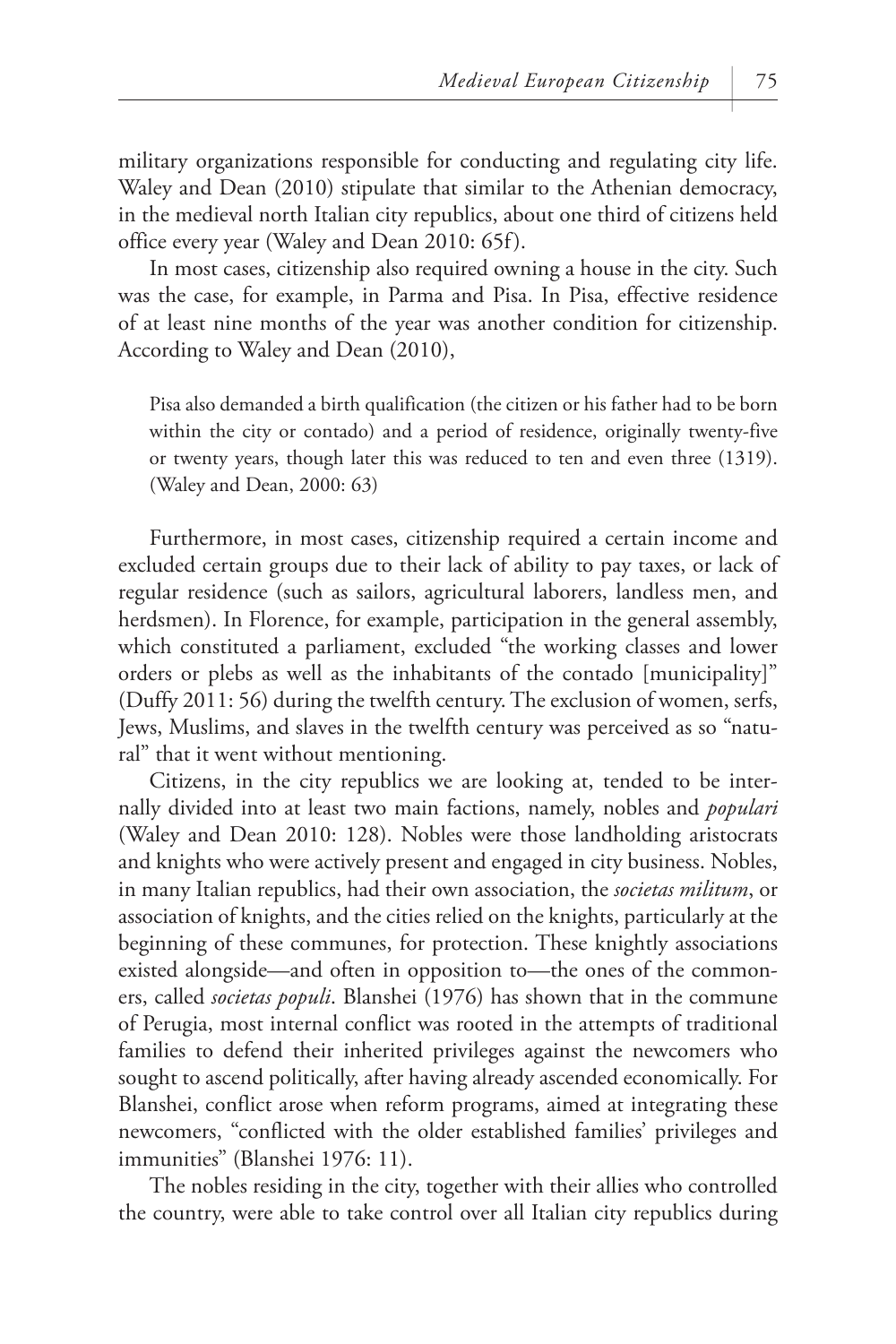military organizations responsible for conducting and regulating city life. Waley and Dean (2010) stipulate that similar to the Athenian democracy, in the medieval north Italian city republics, about one third of citizens held office every year (Waley and Dean 2010: 65f).

In most cases, citizenship also required owning a house in the city. Such was the case, for example, in Parma and Pisa. In Pisa, effective residence of at least nine months of the year was another condition for citizenship. According to Waley and Dean (2010),

> Pisa also demanded a birth qualification (the citizen or his father had to be born within the city or contado) and a period of residence, originally twenty-five or twenty years, though later this was reduced to ten and even three (1319). (Waley and Dean, 2000: 63)

Furthermore, in most cases, citizenship required a certain income and excluded certain groups due to their lack of ability to pay taxes, or lack of regular residence (such as sailors, agricultural laborers, landless men, and herdsmen). In Florence, for example, participation in the general assembly, which constituted a parliament, excluded "the working classes and lower orders or plebs as well as the inhabitants of the contado [municipality]" (Duffy 2011: 56) during the twelfth century. The exclusion of women, serfs, Jews, Muslims, and slaves in the twelfth century was perceived as so "natural" that it went without mentioning.

Citizens, in the city republics we are looking at, tended to be internally divided into at least two main factions, namely, nobles and *populari* (Waley and Dean 2010: 128). Nobles were those landholding aristocrats and knights who were actively present and engaged in city business. Nobles, in many Italian republics, had their own association, the *societas militum*, or association of knights, and the cities relied on the knights, particularly at the beginning of these communes, for protection. These knightly associations existed alongside—and often in opposition to—the ones of the commoners, called *societas populi*. Blanshei (1976) has shown that in the commune of Perugia, most internal conflict was rooted in the attempts of traditional families to defend their inherited privileges against the newcomers who sought to ascend politically, after having already ascended economically. For Blanshei, conflict arose when reform programs, aimed at integrating these newcomers, "conflicted with the older established families' privileges and immunities" (Blanshei 1976: 11).

The nobles residing in the city, together with their allies who controlled the country, were able to take control over all Italian city republics during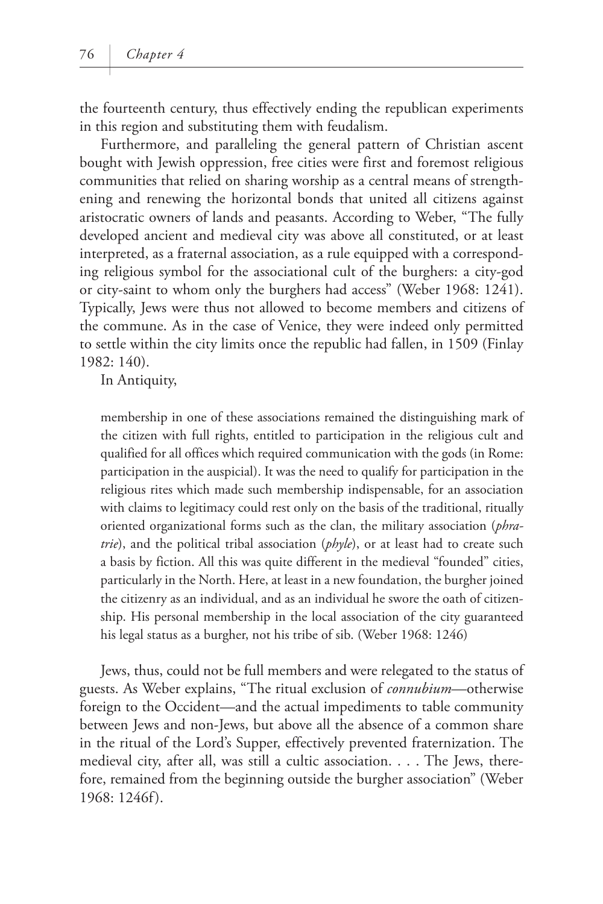the fourteenth century, thus effectively ending the republican experiments in this region and substituting them with feudalism.

Furthermore, and paralleling the general pattern of Christian ascent bought with Jewish oppression, free cities were first and foremost religious communities that relied on sharing worship as a central means of strengthening and renewing the horizontal bonds that united all citizens against aristocratic owners of lands and peasants. According to Weber, "The fully developed ancient and medieval city was above all constituted, or at least interpreted, as a fraternal association, as a rule equipped with a corresponding religious symbol for the associational cult of the burghers: a city-god or city-saint to whom only the burghers had access" (Weber 1968: 1241). Typically, Jews were thus not allowed to become members and citizens of the commune. As in the case of Venice, they were indeed only permitted to settle within the city limits once the republic had fallen, in 1509 (Finlay 1982: 140).

In Antiquity,

> membership in one of these associations remained the distinguishing mark of the citizen with full rights, entitled to participation in the religious cult and qualified for all offices which required communication with the gods (in Rome: participation in the auspicial). It was the need to qualify for participation in the religious rites which made such membership indispensable, for an association with claims to legitimacy could rest only on the basis of the traditional, ritually oriented organizational forms such as the clan, the military association (*phratrie*), and the political tribal association (*phyle*), or at least had to create such a basis by fiction. All this was quite different in the medieval "founded" cities, particularly in the North. Here, at least in a new foundation, the burgher joined the citizenry as an individual, and as an individual he swore the oath of citizenship. His personal membership in the local association of the city guaranteed his legal status as a burgher, not his tribe of sib. (Weber 1968: 1246)

Jews, thus, could not be full members and were relegated to the status of guests. As Weber explains, "The ritual exclusion of *connubium*—otherwise foreign to the Occident—and the actual impediments to table community between Jews and non-Jews, but above all the absence of a common share in the ritual of the Lord's Supper, effectively prevented fraternization. The medieval city, after all, was still a cultic association. . . . The Jews, therefore, remained from the beginning outside the burgher association" (Weber 1968: 1246f).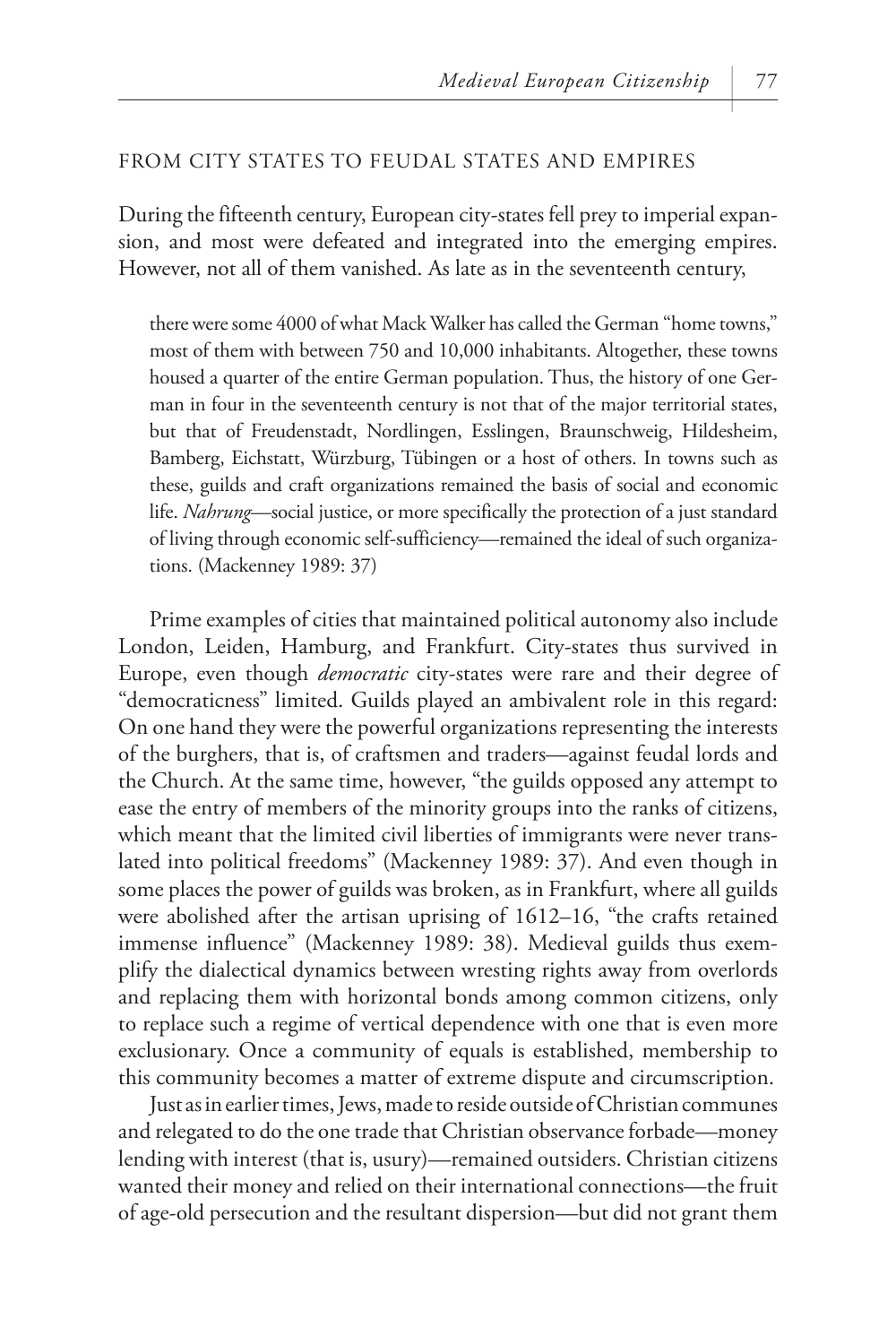## FROM CITY STATES TO FEUDAL STATES AND EMPIRES

During the fifteenth century, European city-states fell prey to imperial expansion, and most were defeated and integrated into the emerging empires. However, not all of them vanished. As late as in the seventeenth century,

> there were some 4000 of what Mack Walker has called the German "home towns," most of them with between 750 and 10,000 inhabitants. Altogether, these towns housed a quarter of the entire German population. Thus, the history of one German in four in the seventeenth century is not that of the major territorial states, but that of Freudenstadt, Nordlingen, Esslingen, Braunschweig, Hildesheim, Bamberg, Eichstatt, Würzburg, Tübingen or a host of others. In towns such as these, guilds and craft organizations remained the basis of social and economic life. *Nahrung*—social justice, or more specifically the protection of a just standard of living through economic self-sufficiency—remained the ideal of such organizations. (Mackenney 1989: 37)

Prime examples of cities that maintained political autonomy also include London, Leiden, Hamburg, and Frankfurt. City-states thus survived in Europe, even though *democratic* city-states were rare and their degree of "democraticness" limited. Guilds played an ambivalent role in this regard: On one hand they were the powerful organizations representing the interests of the burghers, that is, of craftsmen and traders—against feudal lords and the Church. At the same time, however, "the guilds opposed any attempt to ease the entry of members of the minority groups into the ranks of citizens, which meant that the limited civil liberties of immigrants were never translated into political freedoms" (Mackenney 1989: 37). And even though in some places the power of guilds was broken, as in Frankfurt, where all guilds were abolished after the artisan uprising of 1612–16, "the crafts retained immense influence" (Mackenney 1989: 38). Medieval guilds thus exemplify the dialectical dynamics between wresting rights away from overlords and replacing them with horizontal bonds among common citizens, only to replace such a regime of vertical dependence with one that is even more exclusionary. Once a community of equals is established, membership to this community becomes a matter of extreme dispute and circumscription.

Just as in earlier times, Jews, made to reside outside of Christian communes and relegated to do the one trade that Christian observance forbade—money lending with interest (that is, usury)—remained outsiders. Christian citizens wanted their money and relied on their international connections—the fruit of age-old persecution and the resultant dispersion—but did not grant them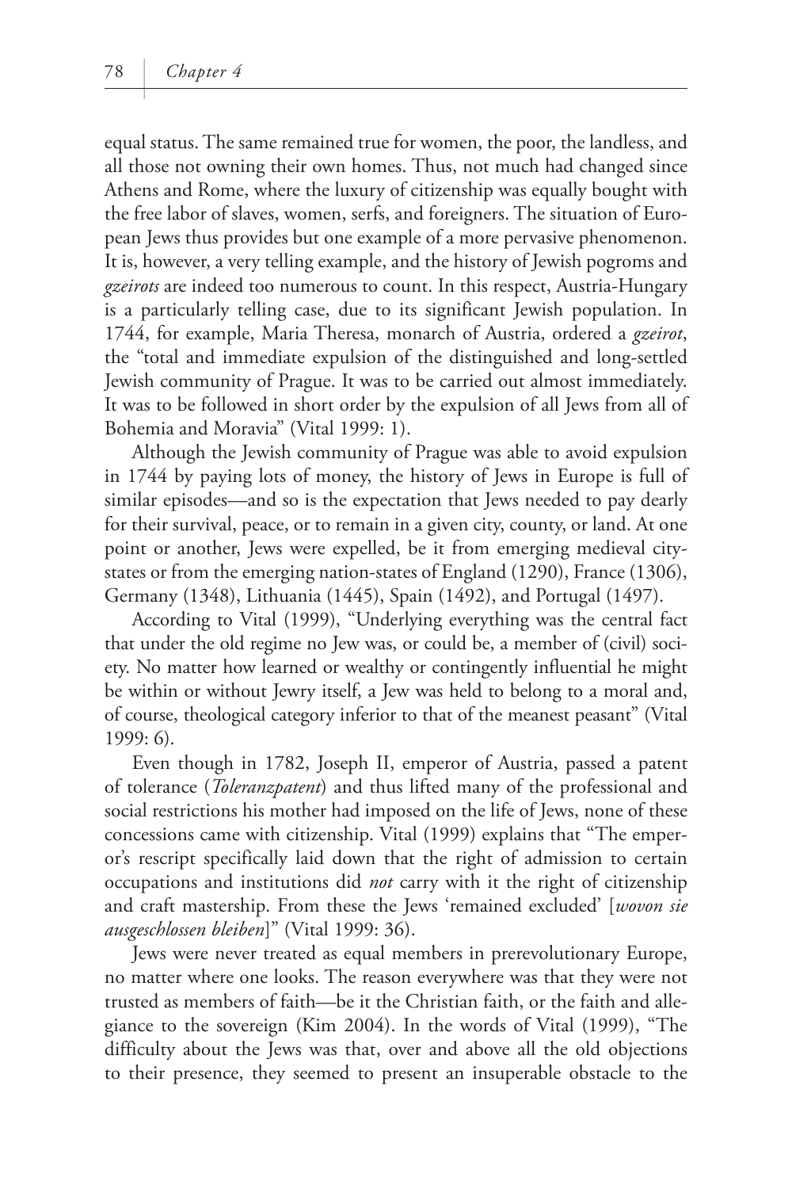equal status. The same remained true for women, the poor, the landless, and all those not owning their own homes. Thus, not much had changed since Athens and Rome, where the luxury of citizenship was equally bought with the free labor of slaves, women, serfs, and foreigners. The situation of European Jews thus provides but one example of a more pervasive phenomenon. It is, however, a very telling example, and the history of Jewish pogroms and *gzeirots* are indeed too numerous to count. In this respect, Austria-Hungary is a particularly telling case, due to its significant Jewish population. In 1744, for example, Maria Theresa, monarch of Austria, ordered a *gzeirot*, the "total and immediate expulsion of the distinguished and long-settled Jewish community of Prague. It was to be carried out almost immediately. It was to be followed in short order by the expulsion of all Jews from all of Bohemia and Moravia" (Vital 1999: 1).

Although the Jewish community of Prague was able to avoid expulsion in 1744 by paying lots of money, the history of Jews in Europe is full of similar episodes—and so is the expectation that Jews needed to pay dearly for their survival, peace, or to remain in a given city, county, or land. At one point or another, Jews were expelled, be it from emerging medieval city-states or from the emerging nation-states of England (1290), France (1306), Germany (1348), Lithuania (1445), Spain (1492), and Portugal (1497).

According to Vital (1999), "Underlying everything was the central fact that under the old regime no Jew was, or could be, a member of (civil) society. No matter how learned or wealthy or contingently influential he might be within or without Jewry itself, a Jew was held to belong to a moral and, of course, theological category inferior to that of the meanest peasant" (Vital 1999: 6).

Even though in 1782, Joseph II, emperor of Austria, passed a patent of tolerance (*Toleranzpatent*) and thus lifted many of the professional and social restrictions his mother had imposed on the life of Jews, none of these concessions came with citizenship. Vital (1999) explains that "The emperor's rescript specifically laid down that the right of admission to certain occupations and institutions did *not* carry with it the right of citizenship and craft mastership. From these the Jews 'remained excluded' [*wovon sie ausgeschlossen bleiben*]" (Vital 1999: 36).

Jews were never treated as equal members in prerevolutionary Europe, no matter where one looks. The reason everywhere was that they were not trusted as members of faith—be it the Christian faith, or the faith and allegiance to the sovereign (Kim 2004). In the words of Vital (1999), "The difficulty about the Jews was that, over and above all the old objections to their presence, they seemed to present an insuperable obstacle to the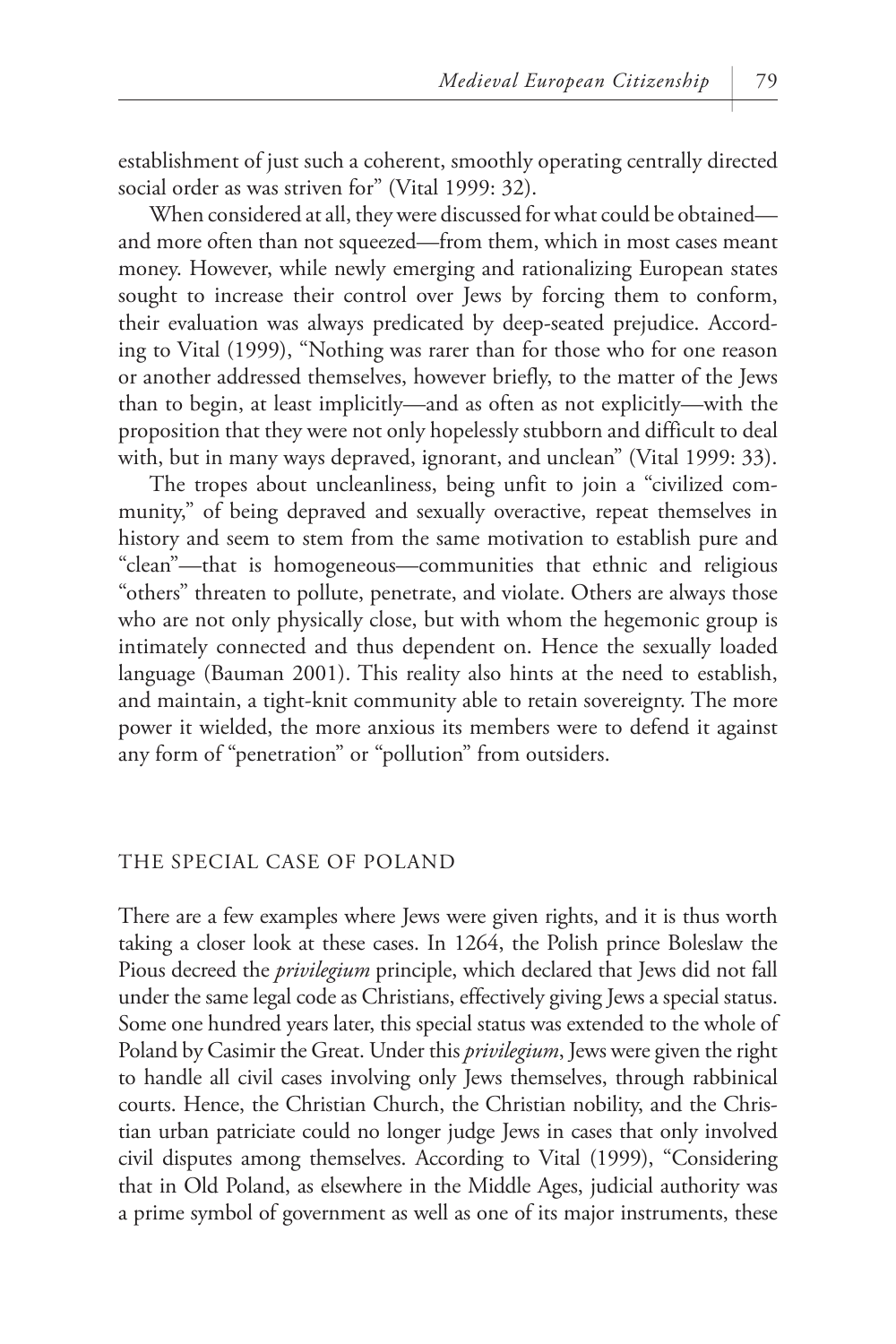establishment of just such a coherent, smoothly operating centrally directed social order as was striven for" (Vital 1999: 32).

When considered at all, they were discussed for what could be obtained—and more often than not squeezed—from them, which in most cases meant money. However, while newly emerging and rationalizing European states sought to increase their control over Jews by forcing them to conform, their evaluation was always predicated by deep-seated prejudice. According to Vital (1999), "Nothing was rarer than for those who for one reason or another addressed themselves, however briefly, to the matter of the Jews than to begin, at least implicitly—and as often as not explicitly—with the proposition that they were not only hopelessly stubborn and difficult to deal with, but in many ways depraved, ignorant, and unclean" (Vital 1999: 33).

The tropes about uncleanliness, being unfit to join a "civilized community," of being depraved and sexually overactive, repeat themselves in history and seem to stem from the same motivation to establish pure and "clean"—that is homogeneous—communities that ethnic and religious "others" threaten to pollute, penetrate, and violate. Others are always those who are not only physically close, but with whom the hegemonic group is intimately connected and thus dependent on. Hence the sexually loaded language (Bauman 2001). This reality also hints at the need to establish, and maintain, a tight-knit community able to retain sovereignty. The more power it wielded, the more anxious its members were to defend it against any form of "penetration" or "pollution" from outsiders.

## THE SPECIAL CASE OF POLAND

There are a few examples where Jews were given rights, and it is thus worth taking a closer look at these cases. In 1264, the Polish prince Boleslaw the Pious decreed the *privilegium* principle, which declared that Jews did not fall under the same legal code as Christians, effectively giving Jews a special status. Some one hundred years later, this special status was extended to the whole of Poland by Casimir the Great. Under this *privilegium*, Jews were given the right to handle all civil cases involving only Jews themselves, through rabbinical courts. Hence, the Christian Church, the Christian nobility, and the Christian urban patriciate could no longer judge Jews in cases that only involved civil disputes among themselves. According to Vital (1999), "Considering that in Old Poland, as elsewhere in the Middle Ages, judicial authority was a prime symbol of government as well as one of its major instruments, these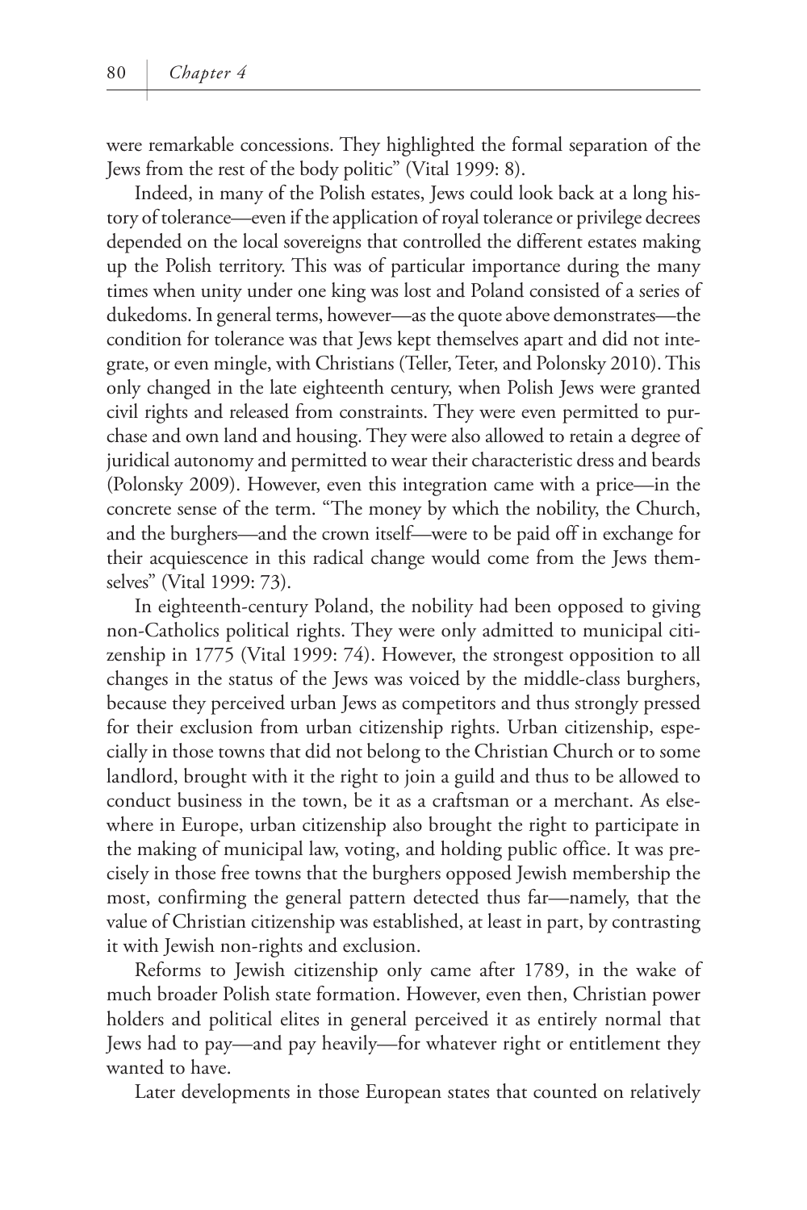were remarkable concessions. They highlighted the formal separation of the Jews from the rest of the body politic" (Vital 1999: 8).

Indeed, in many of the Polish estates, Jews could look back at a long history of tolerance—even if the application of royal tolerance or privilege decrees depended on the local sovereigns that controlled the different estates making up the Polish territory. This was of particular importance during the many times when unity under one king was lost and Poland consisted of a series of dukedoms. In general terms, however—as the quote above demonstrates—the condition for tolerance was that Jews kept themselves apart and did not integrate, or even mingle, with Christians (Teller, Teter, and Polonsky 2010). This only changed in the late eighteenth century, when Polish Jews were granted civil rights and released from constraints. They were even permitted to purchase and own land and housing. They were also allowed to retain a degree of juridical autonomy and permitted to wear their characteristic dress and beards (Polonsky 2009). However, even this integration came with a price—in the concrete sense of the term. "The money by which the nobility, the Church, and the burghers—and the crown itself—were to be paid off in exchange for their acquiescence in this radical change would come from the Jews themselves" (Vital 1999: 73).

In eighteenth-century Poland, the nobility had been opposed to giving non-Catholics political rights. They were only admitted to municipal citizenship in 1775 (Vital 1999: 74). However, the strongest opposition to all changes in the status of the Jews was voiced by the middle-class burghers, because they perceived urban Jews as competitors and thus strongly pressed for their exclusion from urban citizenship rights. Urban citizenship, especially in those towns that did not belong to the Christian Church or to some landlord, brought with it the right to join a guild and thus to be allowed to conduct business in the town, be it as a craftsman or a merchant. As elsewhere in Europe, urban citizenship also brought the right to participate in the making of municipal law, voting, and holding public office. It was precisely in those free towns that the burghers opposed Jewish membership the most, confirming the general pattern detected thus far—namely, that the value of Christian citizenship was established, at least in part, by contrasting it with Jewish non-rights and exclusion.

Reforms to Jewish citizenship only came after 1789, in the wake of much broader Polish state formation. However, even then, Christian power holders and political elites in general perceived it as entirely normal that Jews had to pay—and pay heavily—for whatever right or entitlement they wanted to have.

Later developments in those European states that counted on relatively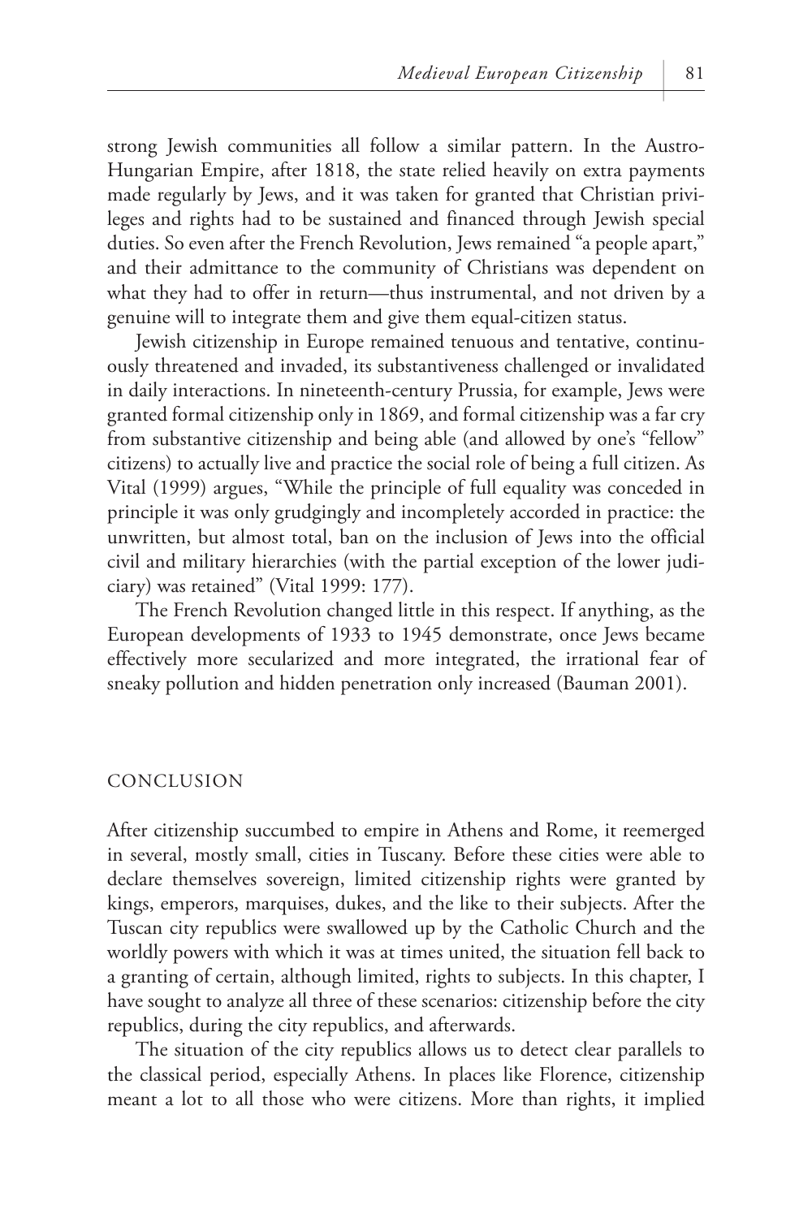strong Jewish communities all follow a similar pattern. In the Austro-Hungarian Empire, after 1818, the state relied heavily on extra payments made regularly by Jews, and it was taken for granted that Christian privileges and rights had to be sustained and financed through Jewish special duties. So even after the French Revolution, Jews remained "a people apart," and their admittance to the community of Christians was dependent on what they had to offer in return—thus instrumental, and not driven by a genuine will to integrate them and give them equal-citizen status.

Jewish citizenship in Europe remained tenuous and tentative, continuously threatened and invaded, its substantiveness challenged or invalidated in daily interactions. In nineteenth-century Prussia, for example, Jews were granted formal citizenship only in 1869, and formal citizenship was a far cry from substantive citizenship and being able (and allowed by one's "fellow" citizens) to actually live and practice the social role of being a full citizen. As Vital (1999) argues, "While the principle of full equality was conceded in principle it was only grudgingly and incompletely accorded in practice: the unwritten, but almost total, ban on the inclusion of Jews into the official civil and military hierarchies (with the partial exception of the lower judiciary) was retained" (Vital 1999: 177).

The French Revolution changed little in this respect. If anything, as the European developments of 1933 to 1945 demonstrate, once Jews became effectively more secularized and more integrated, the irrational fear of sneaky pollution and hidden penetration only increased (Bauman 2001).

## CONCLUSION

After citizenship succumbed to empire in Athens and Rome, it reemerged in several, mostly small, cities in Tuscany. Before these cities were able to declare themselves sovereign, limited citizenship rights were granted by kings, emperors, marquises, dukes, and the like to their subjects. After the Tuscan city republics were swallowed up by the Catholic Church and the worldly powers with which it was at times united, the situation fell back to a granting of certain, although limited, rights to subjects. In this chapter, I have sought to analyze all three of these scenarios: citizenship before the city republics, during the city republics, and afterwards.

The situation of the city republics allows us to detect clear parallels to the classical period, especially Athens. In places like Florence, citizenship meant a lot to all those who were citizens. More than rights, it implied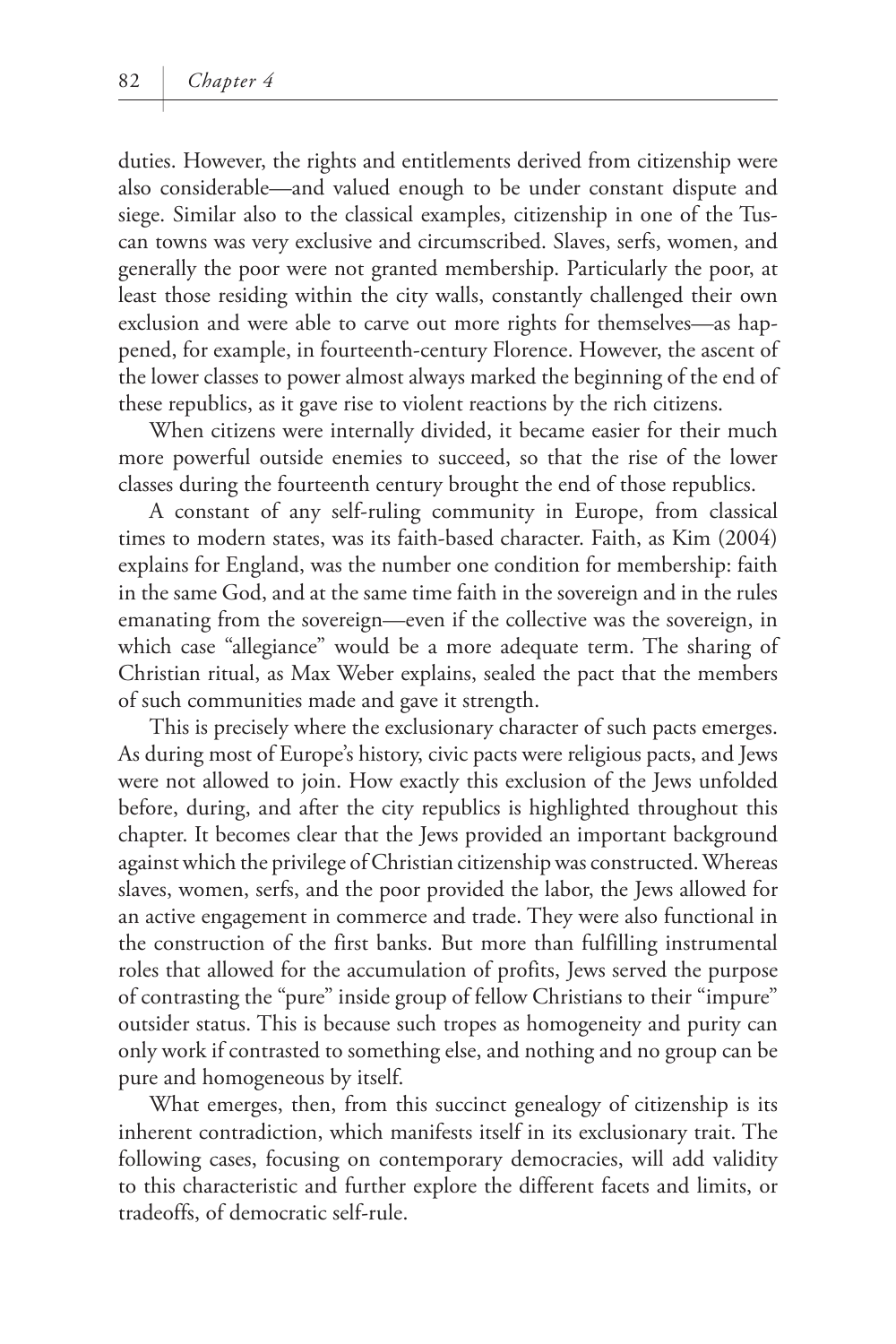duties. However, the rights and entitlements derived from citizenship were also considerable—and valued enough to be under constant dispute and siege. Similar also to the classical examples, citizenship in one of the Tuscan towns was very exclusive and circumscribed. Slaves, serfs, women, and generally the poor were not granted membership. Particularly the poor, at least those residing within the city walls, constantly challenged their own exclusion and were able to carve out more rights for themselves—as happened, for example, in fourteenth-century Florence. However, the ascent of the lower classes to power almost always marked the beginning of the end of these republics, as it gave rise to violent reactions by the rich citizens.

When citizens were internally divided, it became easier for their much more powerful outside enemies to succeed, so that the rise of the lower classes during the fourteenth century brought the end of those republics.

A constant of any self-ruling community in Europe, from classical times to modern states, was its faith-based character. Faith, as Kim (2004) explains for England, was the number one condition for membership: faith in the same God, and at the same time faith in the sovereign and in the rules emanating from the sovereign—even if the collective was the sovereign, in which case "allegiance" would be a more adequate term. The sharing of Christian ritual, as Max Weber explains, sealed the pact that the members of such communities made and gave it strength.

This is precisely where the exclusionary character of such pacts emerges. As during most of Europe's history, civic pacts were religious pacts, and Jews were not allowed to join. How exactly this exclusion of the Jews unfolded before, during, and after the city republics is highlighted throughout this chapter. It becomes clear that the Jews provided an important background against which the privilege of Christian citizenship was constructed. Whereas slaves, women, serfs, and the poor provided the labor, the Jews allowed for an active engagement in commerce and trade. They were also functional in the construction of the first banks. But more than fulfilling instrumental roles that allowed for the accumulation of profits, Jews served the purpose of contrasting the "pure" inside group of fellow Christians to their "impure" outsider status. This is because such tropes as homogeneity and purity can only work if contrasted to something else, and nothing and no group can be pure and homogeneous by itself.

What emerges, then, from this succinct genealogy of citizenship is its inherent contradiction, which manifests itself in its exclusionary trait. The following cases, focusing on contemporary democracies, will add validity to this characteristic and further explore the different facets and limits, or tradeoffs, of democratic self-rule.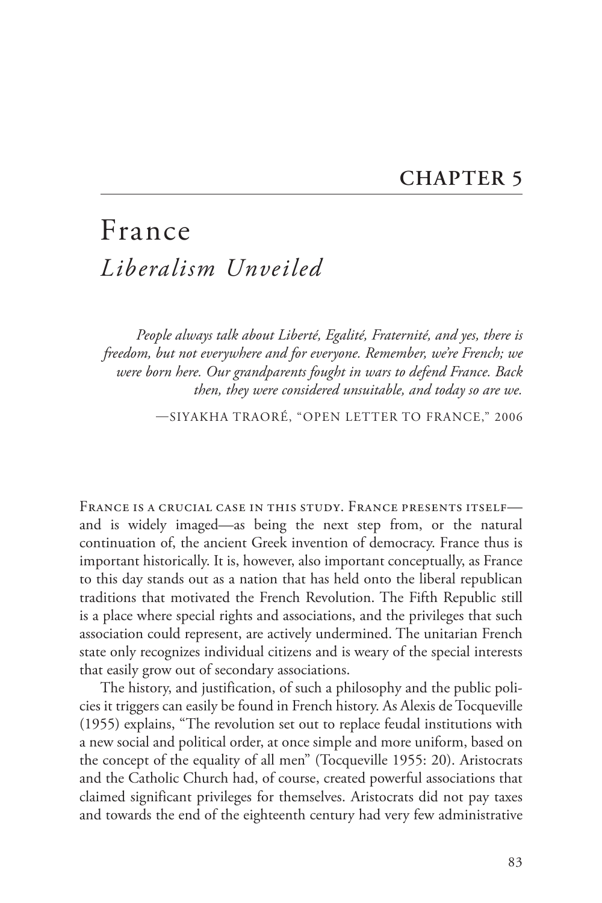# CHAPTER 5

## France
### *Liberalism Unveiled*

> *People always talk about Liberté, Egalité, Fraternité, and yes, there is freedom, but not everywhere and for everyone. Remember, we're French; we were born here. Our grandparents fought in wars to defend France. Back then, they were considered unsuitable, and today so are we.*
>
> —SIYAKHA TRAORÉ, "OPEN LETTER TO FRANCE," 2006

FRANCE IS A CRUCIAL CASE IN THIS STUDY. FRANCE PRESENTS ITSELF—and is widely imaged—as being the next step from, or the natural continuation of, the ancient Greek invention of democracy. France thus is important historically. It is, however, also important conceptually, as France to this day stands out as a nation that has held onto the liberal republican traditions that motivated the French Revolution. The Fifth Republic still is a place where special rights and associations, and the privileges that such association could represent, are actively undermined. The unitarian French state only recognizes individual citizens and is weary of the special interests that easily grow out of secondary associations.

The history, and justification, of such a philosophy and the public policies it triggers can easily be found in French history. As Alexis de Tocqueville (1955) explains, "The revolution set out to replace feudal institutions with a new social and political order, at once simple and more uniform, based on the concept of the equality of all men" (Tocqueville 1955: 20). Aristocrats and the Catholic Church had, of course, created powerful associations that claimed significant privileges for themselves. Aristocrats did not pay taxes and towards the end of the eighteenth century had very few administrative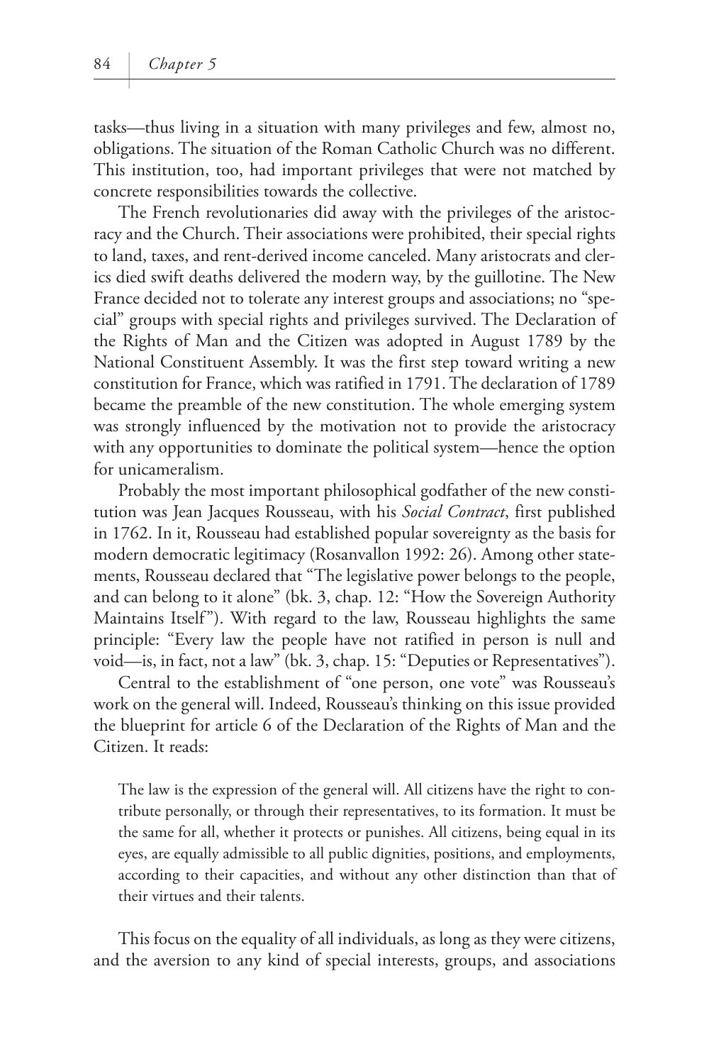tasks—thus living in a situation with many privileges and few, almost no, obligations. The situation of the Roman Catholic Church was no different. This institution, too, had important privileges that were not matched by concrete responsibilities towards the collective.

The French revolutionaries did away with the privileges of the aristocracy and the Church. Their associations were prohibited, their special rights to land, taxes, and rent-derived income canceled. Many aristocrats and clerics died swift deaths delivered the modern way, by the guillotine. The New France decided not to tolerate any interest groups and associations; no "special" groups with special rights and privileges survived. The Declaration of the Rights of Man and the Citizen was adopted in August 1789 by the National Constituent Assembly. It was the first step toward writing a new constitution for France, which was ratified in 1791. The declaration of 1789 became the preamble of the new constitution. The whole emerging system was strongly influenced by the motivation not to provide the aristocracy with any opportunities to dominate the political system—hence the option for unicameralism.

Probably the most important philosophical godfather of the new constitution was Jean Jacques Rousseau, with his *Social Contract*, first published in 1762. In it, Rousseau had established popular sovereignty as the basis for modern democratic legitimacy (Rosanvallon 1992: 26). Among other statements, Rousseau declared that "The legislative power belongs to the people, and can belong to it alone" (bk. 3, chap. 12: "How the Sovereign Authority Maintains Itself"). With regard to the law, Rousseau highlights the same principle: "Every law the people have not ratified in person is null and void—is, in fact, not a law" (bk. 3, chap. 15: "Deputies or Representatives").

Central to the establishment of "one person, one vote" was Rousseau's work on the general will. Indeed, Rousseau's thinking on this issue provided the blueprint for article 6 of the Declaration of the Rights of Man and the Citizen. It reads:

> The law is the expression of the general will. All citizens have the right to contribute personally, or through their representatives, to its formation. It must be the same for all, whether it protects or punishes. All citizens, being equal in its eyes, are equally admissible to all public dignities, positions, and employments, according to their capacities, and without any other distinction than that of their virtues and their talents.

This focus on the equality of all individuals, as long as they were citizens, and the aversion to any kind of special interests, groups, and associations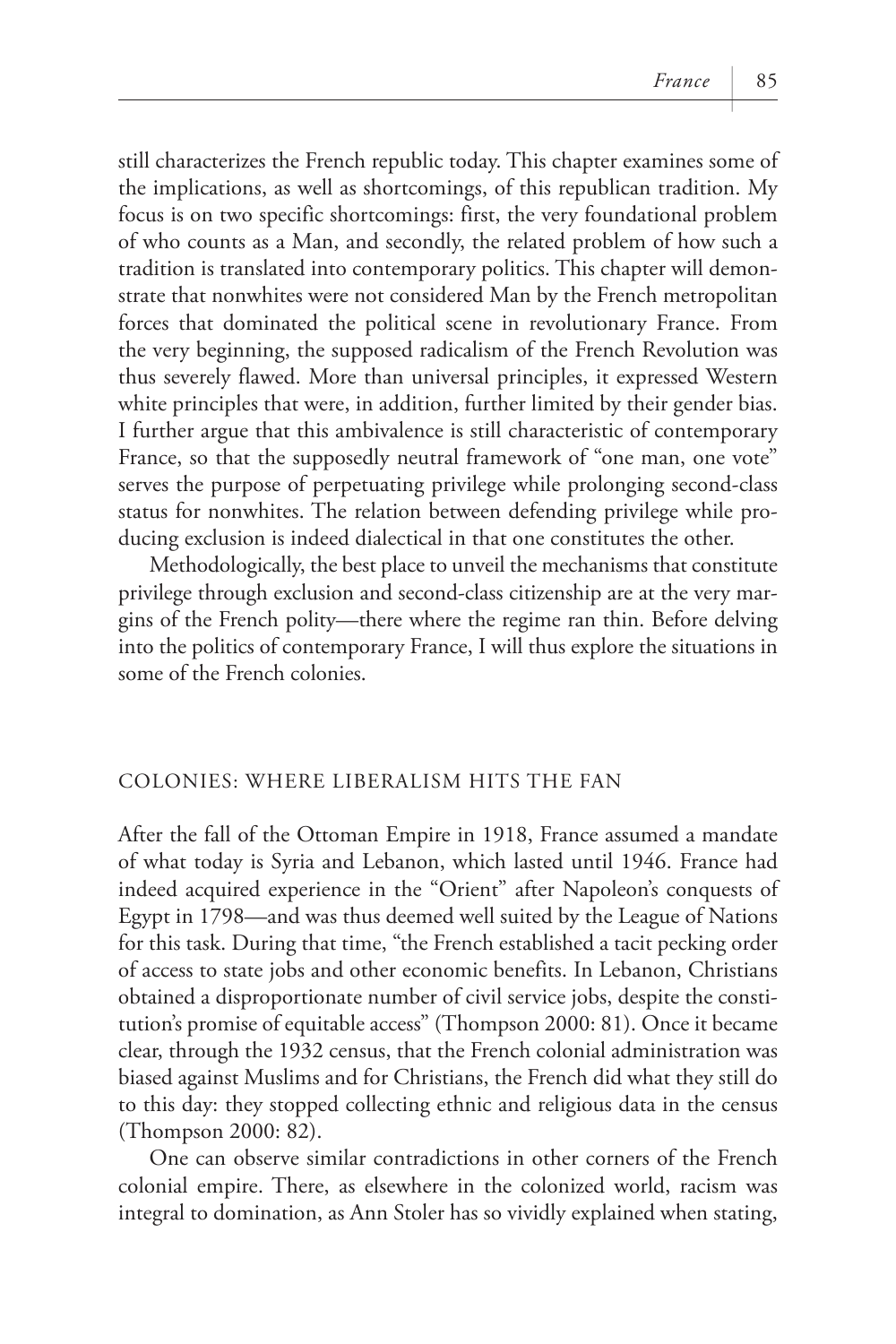still characterizes the French republic today. This chapter examines some of the implications, as well as shortcomings, of this republican tradition. My focus is on two specific shortcomings: first, the very foundational problem of who counts as a Man, and secondly, the related problem of how such a tradition is translated into contemporary politics. This chapter will demonstrate that nonwhites were not considered Man by the French metropolitan forces that dominated the political scene in revolutionary France. From the very beginning, the supposed radicalism of the French Revolution was thus severely flawed. More than universal principles, it expressed Western white principles that were, in addition, further limited by their gender bias. I further argue that this ambivalence is still characteristic of contemporary France, so that the supposedly neutral framework of "one man, one vote" serves the purpose of perpetuating privilege while prolonging second-class status for nonwhites. The relation between defending privilege while producing exclusion is indeed dialectical in that one constitutes the other.

Methodologically, the best place to unveil the mechanisms that constitute privilege through exclusion and second-class citizenship are at the very margins of the French polity—there where the regime ran thin. Before delving into the politics of contemporary France, I will thus explore the situations in some of the French colonies.

## COLONIES: WHERE LIBERALISM HITS THE FAN

After the fall of the Ottoman Empire in 1918, France assumed a mandate of what today is Syria and Lebanon, which lasted until 1946. France had indeed acquired experience in the "Orient" after Napoleon's conquests of Egypt in 1798—and was thus deemed well suited by the League of Nations for this task. During that time, "the French established a tacit pecking order of access to state jobs and other economic benefits. In Lebanon, Christians obtained a disproportionate number of civil service jobs, despite the constitution's promise of equitable access" (Thompson 2000: 81). Once it became clear, through the 1932 census, that the French colonial administration was biased against Muslims and for Christians, the French did what they still do to this day: they stopped collecting ethnic and religious data in the census (Thompson 2000: 82).

One can observe similar contradictions in other corners of the French colonial empire. There, as elsewhere in the colonized world, racism was integral to domination, as Ann Stoler has so vividly explained when stating,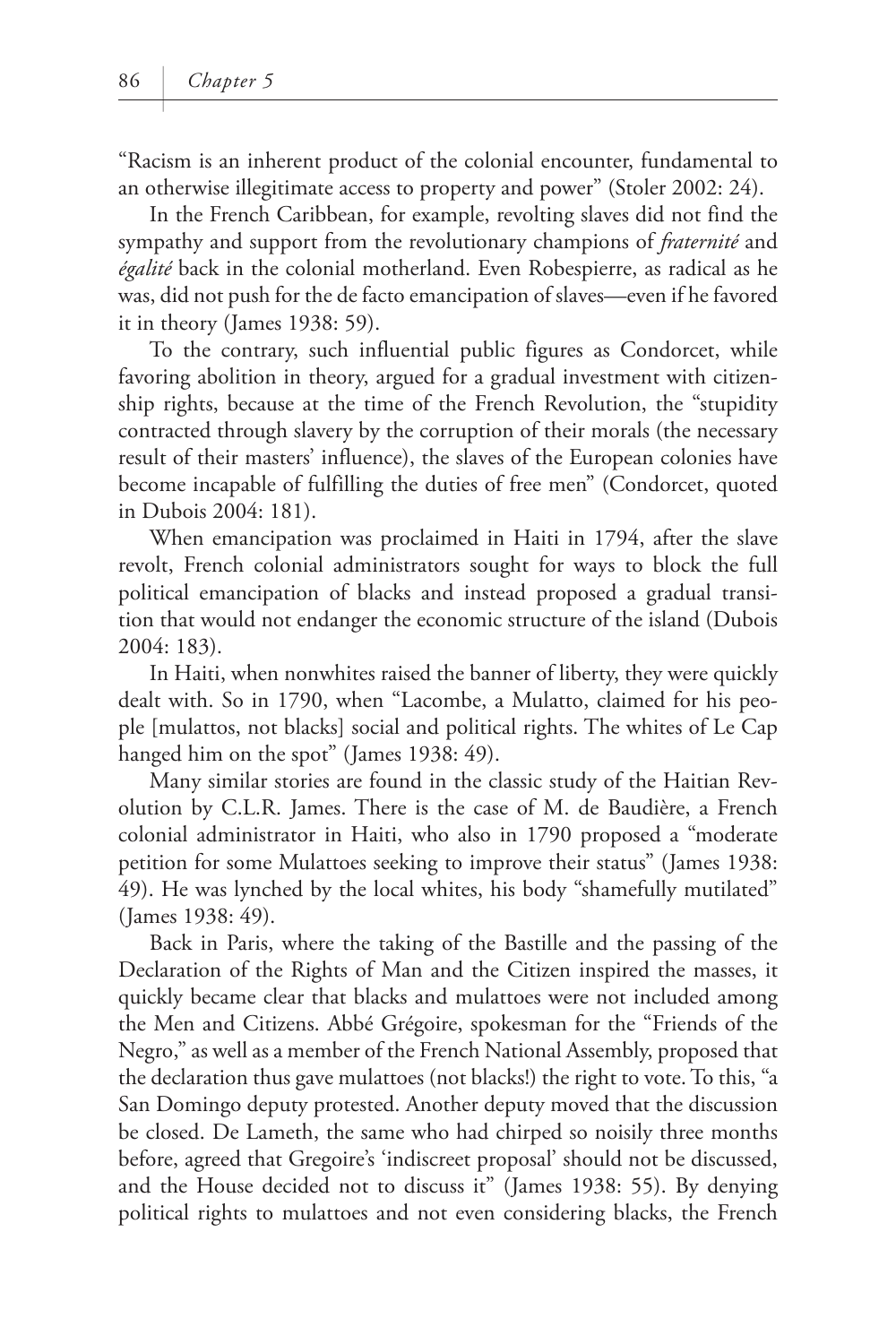"Racism is an inherent product of the colonial encounter, fundamental to an otherwise illegitimate access to property and power" (Stoler 2002: 24).

In the French Caribbean, for example, revolting slaves did not find the sympathy and support from the revolutionary champions of *fraternité* and *égalité* back in the colonial motherland. Even Robespierre, as radical as he was, did not push for the de facto emancipation of slaves—even if he favored it in theory (James 1938: 59).

To the contrary, such influential public figures as Condorcet, while favoring abolition in theory, argued for a gradual investment with citizenship rights, because at the time of the French Revolution, the "stupidity contracted through slavery by the corruption of their morals (the necessary result of their masters' influence), the slaves of the European colonies have become incapable of fulfilling the duties of free men" (Condorcet, quoted in Dubois 2004: 181).

When emancipation was proclaimed in Haiti in 1794, after the slave revolt, French colonial administrators sought for ways to block the full political emancipation of blacks and instead proposed a gradual transition that would not endanger the economic structure of the island (Dubois 2004: 183).

In Haiti, when nonwhites raised the banner of liberty, they were quickly dealt with. So in 1790, when "Lacombe, a Mulatto, claimed for his people [mulattos, not blacks] social and political rights. The whites of Le Cap hanged him on the spot" (James 1938: 49).

Many similar stories are found in the classic study of the Haitian Revolution by C.L.R. James. There is the case of M. de Baudière, a French colonial administrator in Haiti, who also in 1790 proposed a "moderate petition for some Mulattoes seeking to improve their status" (James 1938: 49). He was lynched by the local whites, his body "shamefully mutilated" (James 1938: 49).

Back in Paris, where the taking of the Bastille and the passing of the Declaration of the Rights of Man and the Citizen inspired the masses, it quickly became clear that blacks and mulattoes were not included among the Men and Citizens. Abbé Grégoire, spokesman for the "Friends of the Negro," as well as a member of the French National Assembly, proposed that the declaration thus gave mulattoes (not blacks!) the right to vote. To this, "a San Domingo deputy protested. Another deputy moved that the discussion be closed. De Lameth, the same who had chirped so noisily three months before, agreed that Gregoire's 'indiscreet proposal' should not be discussed, and the House decided not to discuss it" (James 1938: 55). By denying political rights to mulattoes and not even considering blacks, the French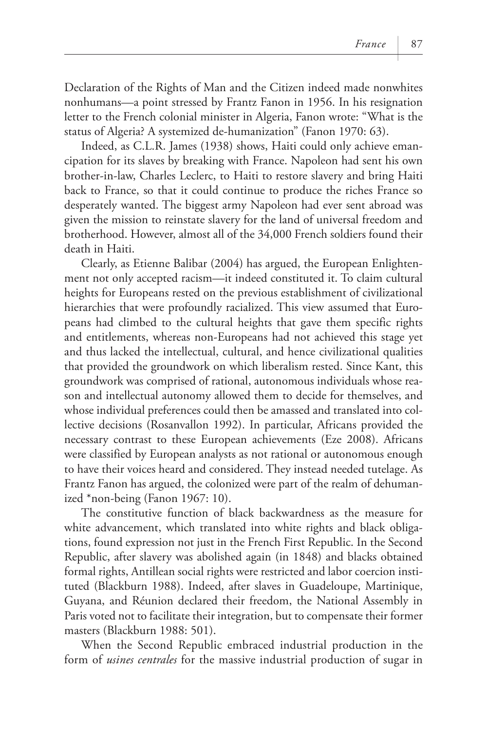Declaration of the Rights of Man and the Citizen indeed made nonwhites nonhumans—a point stressed by Frantz Fanon in 1956. In his resignation letter to the French colonial minister in Algeria, Fanon wrote: "What is the status of Algeria? A systemized de-humanization" (Fanon 1970: 63).

Indeed, as C.L.R. James (1938) shows, Haiti could only achieve emancipation for its slaves by breaking with France. Napoleon had sent his own brother-in-law, Charles Leclerc, to Haiti to restore slavery and bring Haiti back to France, so that it could continue to produce the riches France so desperately wanted. The biggest army Napoleon had ever sent abroad was given the mission to reinstate slavery for the land of universal freedom and brotherhood. However, almost all of the 34,000 French soldiers found their death in Haiti.

Clearly, as Etienne Balibar (2004) has argued, the European Enlightenment not only accepted racism—it indeed constituted it. To claim cultural heights for Europeans rested on the previous establishment of civilizational hierarchies that were profoundly racialized. This view assumed that Europeans had climbed to the cultural heights that gave them specific rights and entitlements, whereas non-Europeans had not achieved this stage yet and thus lacked the intellectual, cultural, and hence civilizational qualities that provided the groundwork on which liberalism rested. Since Kant, this groundwork was comprised of rational, autonomous individuals whose reason and intellectual autonomy allowed them to decide for themselves, and whose individual preferences could then be amassed and translated into collective decisions (Rosanvallon 1992). In particular, Africans provided the necessary contrast to these European achievements (Eze 2008). Africans were classified by European analysts as not rational or autonomous enough to have their voices heard and considered. They instead needed tutelage. As Frantz Fanon has argued, the colonized were part of the realm of dehumanized *non-being (Fanon 1967: 10).

The constitutive function of black backwardness as the measure for white advancement, which translated into white rights and black obligations, found expression not just in the French First Republic. In the Second Republic, after slavery was abolished again (in 1848) and blacks obtained formal rights, Antillean social rights were restricted and labor coercion instituted (Blackburn 1988). Indeed, after slaves in Guadeloupe, Martinique, Guyana, and Réunion declared their freedom, the National Assembly in Paris voted not to facilitate their integration, but to compensate their former masters (Blackburn 1988: 501).

When the Second Republic embraced industrial production in the form of *usines centrales* for the massive industrial production of sugar in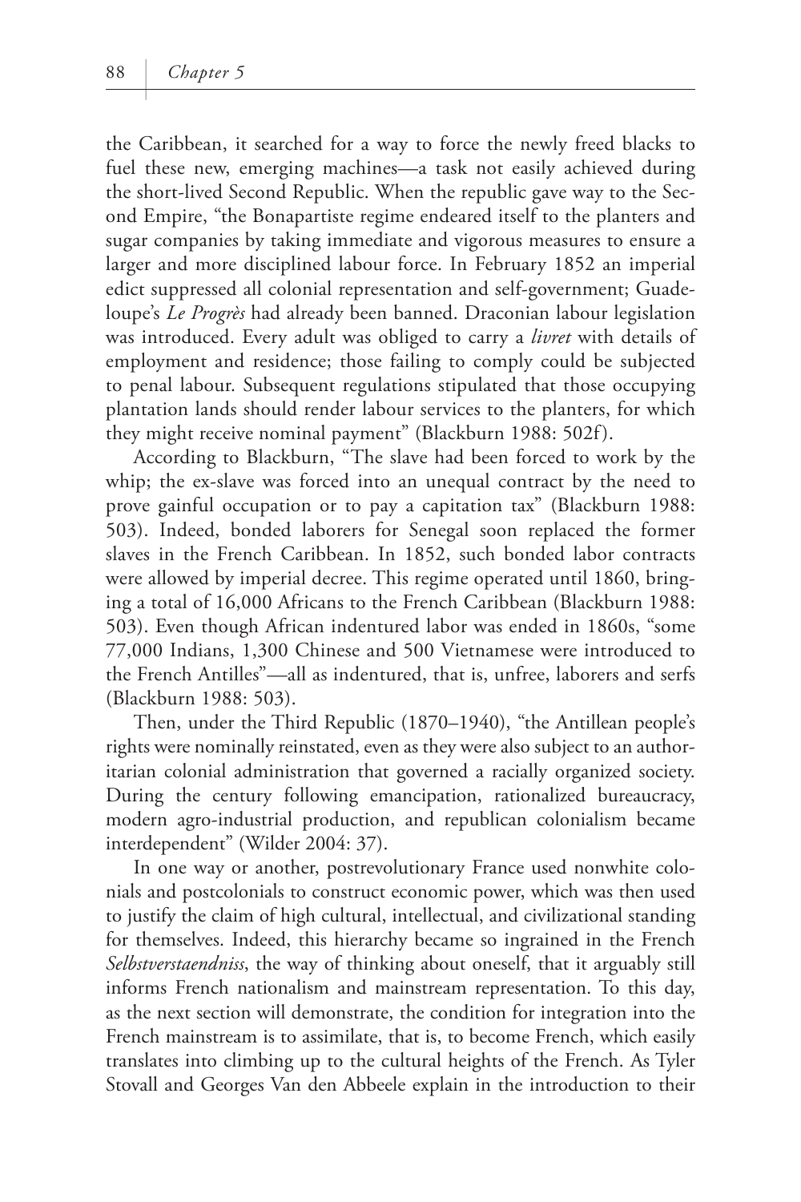the Caribbean, it searched for a way to force the newly freed blacks to fuel these new, emerging machines—a task not easily achieved during the short-lived Second Republic. When the republic gave way to the Second Empire, "the Bonapartiste regime endeared itself to the planters and sugar companies by taking immediate and vigorous measures to ensure a larger and more disciplined labour force. In February 1852 an imperial edict suppressed all colonial representation and self-government; Guadeloupe's *Le Progrès* had already been banned. Draconian labour legislation was introduced. Every adult was obliged to carry a *livret* with details of employment and residence; those failing to comply could be subjected to penal labour. Subsequent regulations stipulated that those occupying plantation lands should render labour services to the planters, for which they might receive nominal payment" (Blackburn 1988: 502f).

According to Blackburn, "The slave had been forced to work by the whip; the ex-slave was forced into an unequal contract by the need to prove gainful occupation or to pay a capitation tax" (Blackburn 1988: 503). Indeed, bonded laborers for Senegal soon replaced the former slaves in the French Caribbean. In 1852, such bonded labor contracts were allowed by imperial decree. This regime operated until 1860, bringing a total of 16,000 Africans to the French Caribbean (Blackburn 1988: 503). Even though African indentured labor was ended in 1860s, "some 77,000 Indians, 1,300 Chinese and 500 Vietnamese were introduced to the French Antilles"—all as indentured, that is, unfree, laborers and serfs (Blackburn 1988: 503).

Then, under the Third Republic (1870–1940), "the Antillean people's rights were nominally reinstated, even as they were also subject to an authoritarian colonial administration that governed a racially organized society. During the century following emancipation, rationalized bureaucracy, modern agro-industrial production, and republican colonialism became interdependent" (Wilder 2004: 37).

In one way or another, postrevolutionary France used nonwhite colonials and postcolonials to construct economic power, which was then used to justify the claim of high cultural, intellectual, and civilizational standing for themselves. Indeed, this hierarchy became so ingrained in the French *Selbstverstaendniss*, the way of thinking about oneself, that it arguably still informs French nationalism and mainstream representation. To this day, as the next section will demonstrate, the condition for integration into the French mainstream is to assimilate, that is, to become French, which easily translates into climbing up to the cultural heights of the French. As Tyler Stovall and Georges Van den Abbeele explain in the introduction to their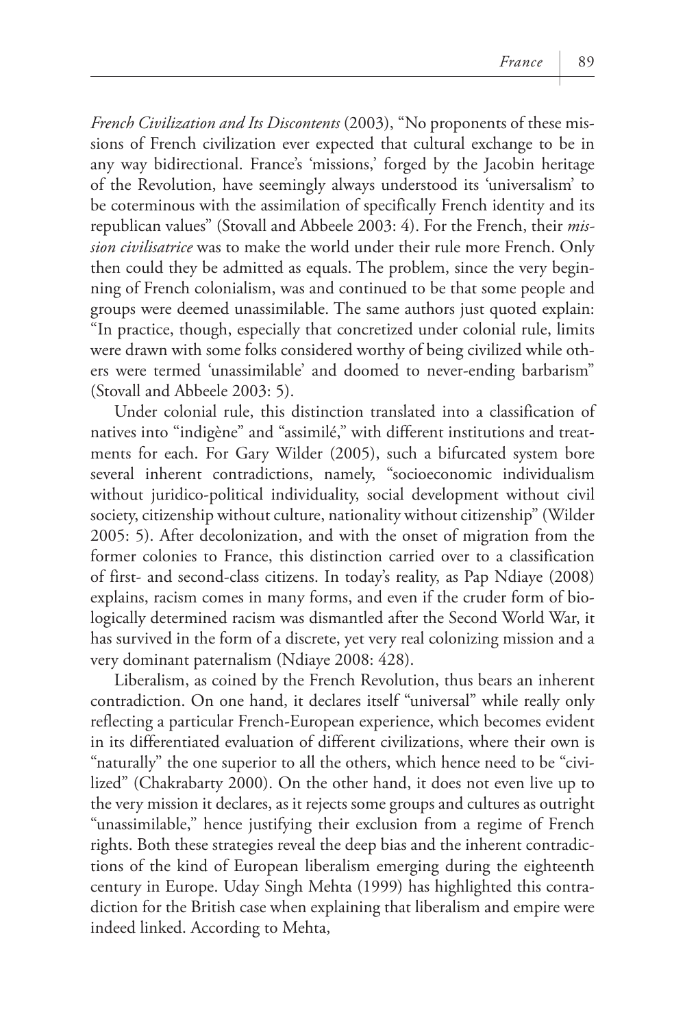*French Civilization and Its Discontents* (2003), "No proponents of these missions of French civilization ever expected that cultural exchange to be in any way bidirectional. France's 'missions,' forged by the Jacobin heritage of the Revolution, have seemingly always understood its 'universalism' to be coterminous with the assimilation of specifically French identity and its republican values" (Stovall and Abbeele 2003: 4). For the French, their *mission civilisatrice* was to make the world under their rule more French. Only then could they be admitted as equals. The problem, since the very beginning of French colonialism, was and continued to be that some people and groups were deemed unassimilable. The same authors just quoted explain: "In practice, though, especially that concretized under colonial rule, limits were drawn with some folks considered worthy of being civilized while others were termed 'unassimilable' and doomed to never-ending barbarism" (Stovall and Abbeele 2003: 5).

Under colonial rule, this distinction translated into a classification of natives into "indigène" and "assimilé," with different institutions and treatments for each. For Gary Wilder (2005), such a bifurcated system bore several inherent contradictions, namely, "socioeconomic individualism without juridico-political individuality, social development without civil society, citizenship without culture, nationality without citizenship" (Wilder 2005: 5). After decolonization, and with the onset of migration from the former colonies to France, this distinction carried over to a classification of first- and second-class citizens. In today's reality, as Pap Ndiaye (2008) explains, racism comes in many forms, and even if the cruder form of biologically determined racism was dismantled after the Second World War, it has survived in the form of a discrete, yet very real colonizing mission and a very dominant paternalism (Ndiaye 2008: 428).

Liberalism, as coined by the French Revolution, thus bears an inherent contradiction. On one hand, it declares itself "universal" while really only reflecting a particular French-European experience, which becomes evident in its differentiated evaluation of different civilizations, where their own is "naturally" the one superior to all the others, which hence need to be "civilized" (Chakrabarty 2000). On the other hand, it does not even live up to the very mission it declares, as it rejects some groups and cultures as outright "unassimilable," hence justifying their exclusion from a regime of French rights. Both these strategies reveal the deep bias and the inherent contradictions of the kind of European liberalism emerging during the eighteenth century in Europe. Uday Singh Mehta (1999) has highlighted this contradiction for the British case when explaining that liberalism and empire were indeed linked. According to Mehta,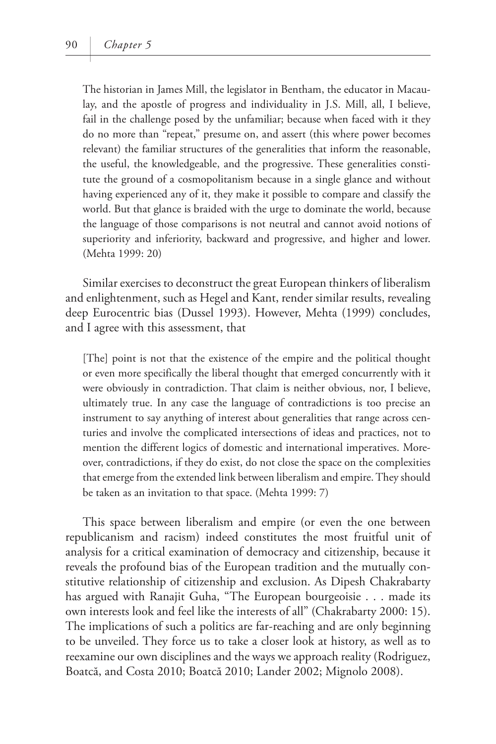> The historian in James Mill, the legislator in Bentham, the educator in Macaulay, and the apostle of progress and individuality in J.S. Mill, all, I believe, fail in the challenge posed by the unfamiliar; because when faced with it they do no more than "repeat," presume on, and assert (this where power becomes relevant) the familiar structures of the generalities that inform the reasonable, the useful, the knowledgeable, and the progressive. These generalities constitute the ground of a cosmopolitanism because in a single glance and without having experienced any of it, they make it possible to compare and classify the world. But that glance is braided with the urge to dominate the world, because the language of those comparisons is not neutral and cannot avoid notions of superiority and inferiority, backward and progressive, and higher and lower. (Mehta 1999: 20)

Similar exercises to deconstruct the great European thinkers of liberalism and enlightenment, such as Hegel and Kant, render similar results, revealing deep Eurocentric bias (Dussel 1993). However, Mehta (1999) concludes, and I agree with this assessment, that

> [The] point is not that the existence of the empire and the political thought or even more specifically the liberal thought that emerged concurrently with it were obviously in contradiction. That claim is neither obvious, nor, I believe, ultimately true. In any case the language of contradictions is too precise an instrument to say anything of interest about generalities that range across centuries and involve the complicated intersections of ideas and practices, not to mention the different logics of domestic and international imperatives. Moreover, contradictions, if they do exist, do not close the space on the complexities that emerge from the extended link between liberalism and empire. They should be taken as an invitation to that space. (Mehta 1999: 7)

This space between liberalism and empire (or even the one between republicanism and racism) indeed constitutes the most fruitful unit of analysis for a critical examination of democracy and citizenship, because it reveals the profound bias of the European tradition and the mutually constitutive relationship of citizenship and exclusion. As Dipesh Chakrabarty has argued with Ranajit Guha, "The European bourgeoisie . . . made its own interests look and feel like the interests of all" (Chakrabarty 2000: 15). The implications of such a politics are far-reaching and are only beginning to be unveiled. They force us to take a closer look at history, as well as to reexamine our own disciplines and the ways we approach reality (Rodriguez, Boatcă, and Costa 2010; Boatcă 2010; Lander 2002; Mignolo 2008).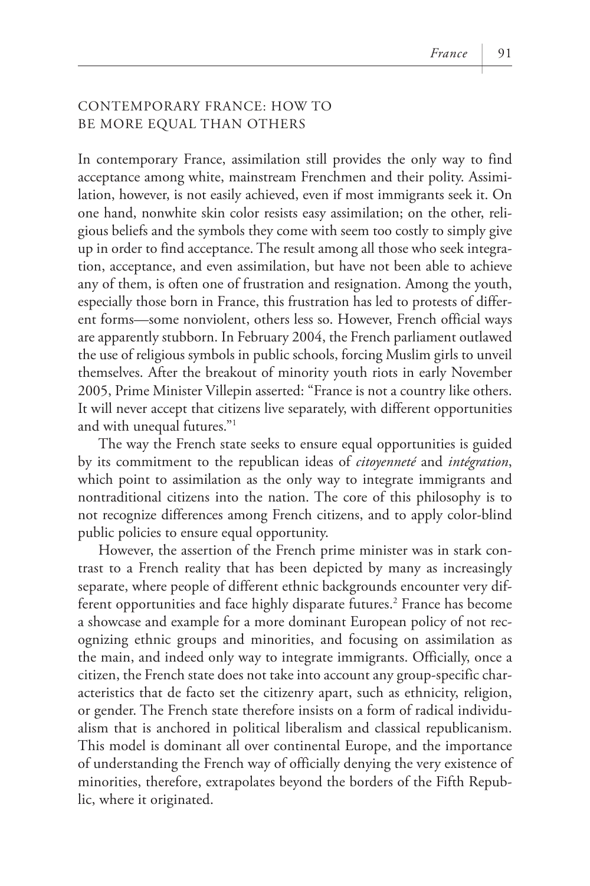## CONTEMPORARY FRANCE: HOW TO BE MORE EQUAL THAN OTHERS

In contemporary France, assimilation still provides the only way to find acceptance among white, mainstream Frenchmen and their polity. Assimilation, however, is not easily achieved, even if most immigrants seek it. On one hand, nonwhite skin color resists easy assimilation; on the other, religious beliefs and the symbols they come with seem too costly to simply give up in order to find acceptance. The result among all those who seek integration, acceptance, and even assimilation, but have not been able to achieve any of them, is often one of frustration and resignation. Among the youth, especially those born in France, this frustration has led to protests of different forms—some nonviolent, others less so. However, French official ways are apparently stubborn. In February 2004, the French parliament outlawed the use of religious symbols in public schools, forcing Muslim girls to unveil themselves. After the breakout of minority youth riots in early November 2005, Prime Minister Villepin asserted: "France is not a country like others. It will never accept that citizens live separately, with different opportunities and with unequal futures."[1]

The way the French state seeks to ensure equal opportunities is guided by its commitment to the republican ideas of *citoyenneté* and *intégration*, which point to assimilation as the only way to integrate immigrants and nontraditional citizens into the nation. The core of this philosophy is to not recognize differences among French citizens, and to apply color-blind public policies to ensure equal opportunity.

However, the assertion of the French prime minister was in stark contrast to a French reality that has been depicted by many as increasingly separate, where people of different ethnic backgrounds encounter very different opportunities and face highly disparate futures.[2] France has become a showcase and example for a more dominant European policy of not recognizing ethnic groups and minorities, and focusing on assimilation as the main, and indeed only way to integrate immigrants. Officially, once a citizen, the French state does not take into account any group-specific characteristics that de facto set the citizenry apart, such as ethnicity, religion, or gender. The French state therefore insists on a form of radical individualism that is anchored in political liberalism and classical republicanism. This model is dominant all over continental Europe, and the importance of understanding the French way of officially denying the very existence of minorities, therefore, extrapolates beyond the borders of the Fifth Republic, where it originated.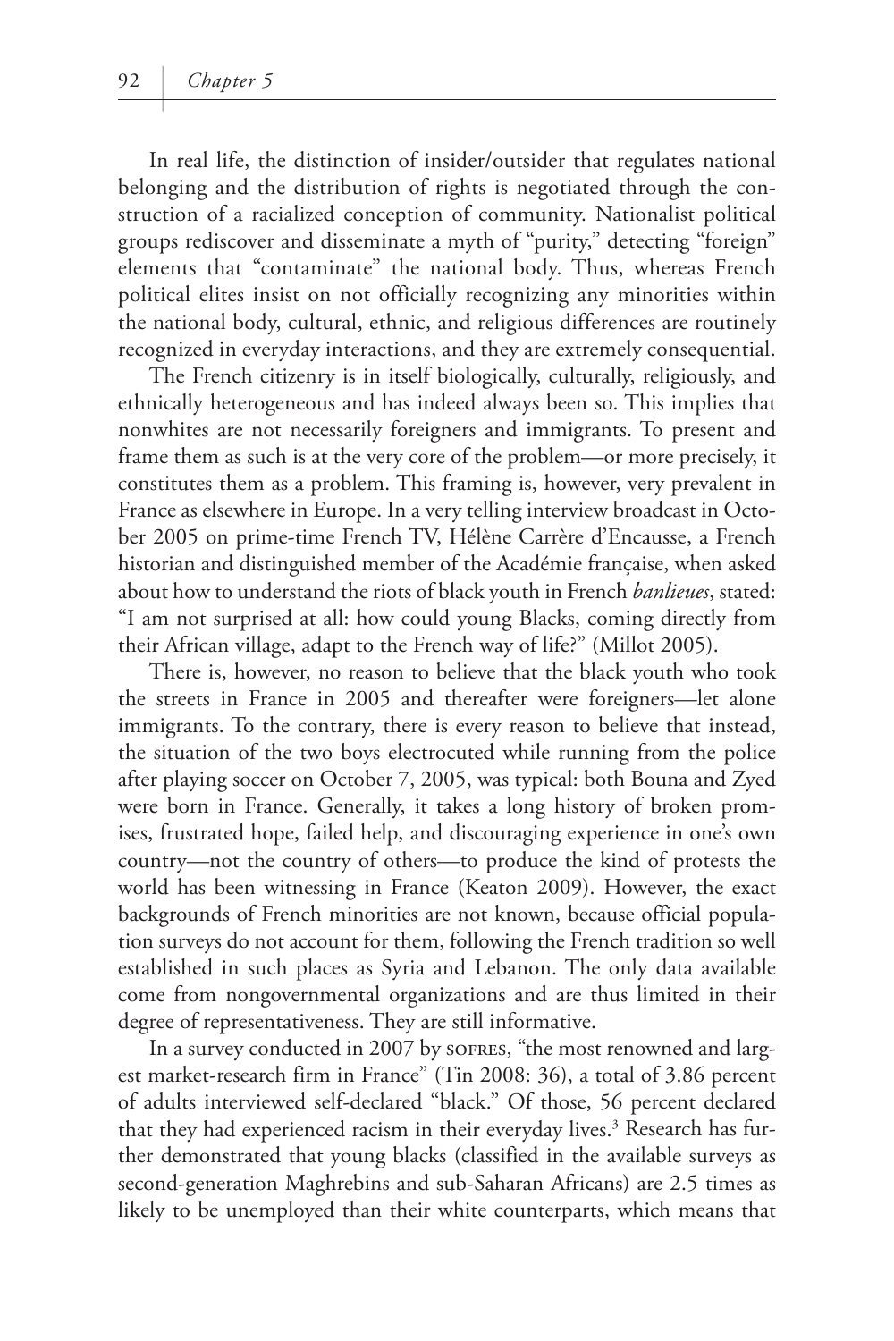In real life, the distinction of insider/outsider that regulates national belonging and the distribution of rights is negotiated through the construction of a racialized conception of community. Nationalist political groups rediscover and disseminate a myth of "purity," detecting "foreign" elements that "contaminate" the national body. Thus, whereas French political elites insist on not officially recognizing any minorities within the national body, cultural, ethnic, and religious differences are routinely recognized in everyday interactions, and they are extremely consequential.

The French citizenry is in itself biologically, culturally, religiously, and ethnically heterogeneous and has indeed always been so. This implies that nonwhites are not necessarily foreigners and immigrants. To present and frame them as such is at the very core of the problem—or more precisely, it constitutes them as a problem. This framing is, however, very prevalent in France as elsewhere in Europe. In a very telling interview broadcast in October 2005 on prime-time French TV, Hélène Carrère d'Encausse, a French historian and distinguished member of the Académie française, when asked about how to understand the riots of black youth in French *banlieues*, stated: "I am not surprised at all: how could young Blacks, coming directly from their African village, adapt to the French way of life?" (Millot 2005).

There is, however, no reason to believe that the black youth who took the streets in France in 2005 and thereafter were foreigners—let alone immigrants. To the contrary, there is every reason to believe that instead, the situation of the two boys electrocuted while running from the police after playing soccer on October 7, 2005, was typical: both Bouna and Zyed were born in France. Generally, it takes a long history of broken promises, frustrated hope, failed help, and discouraging experience in one's own country—not the country of others—to produce the kind of protests the world has been witnessing in France (Keaton 2009). However, the exact backgrounds of French minorities are not known, because official population surveys do not account for them, following the French tradition so well established in such places as Syria and Lebanon. The only data available come from nongovernmental organizations and are thus limited in their degree of representativeness. They are still informative.

In a survey conducted in 2007 by SOFRES, "the most renowned and largest market-research firm in France" (Tin 2008: 36), a total of 3.86 percent of adults interviewed self-declared "black." Of those, 56 percent declared that they had experienced racism in their everyday lives.[3] Research has further demonstrated that young blacks (classified in the available surveys as second-generation Maghrebins and sub-Saharan Africans) are 2.5 times as likely to be unemployed than their white counterparts, which means that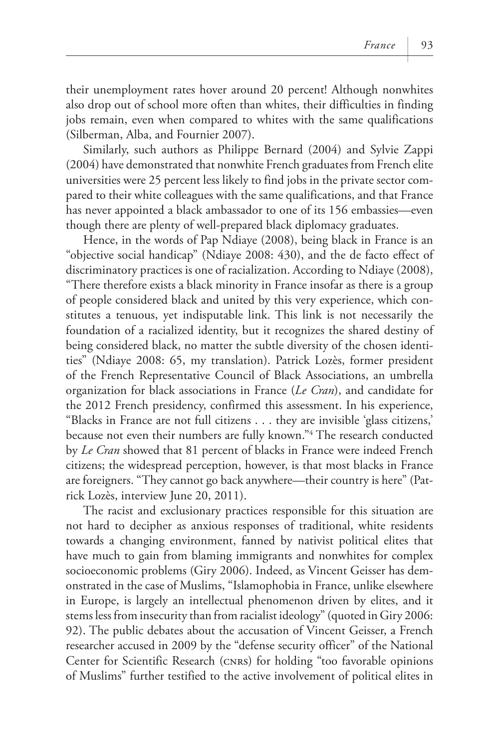their unemployment rates hover around 20 percent! Although nonwhites also drop out of school more often than whites, their difficulties in finding jobs remain, even when compared to whites with the same qualifications (Silberman, Alba, and Fournier 2007).

Similarly, such authors as Philippe Bernard (2004) and Sylvie Zappi (2004) have demonstrated that nonwhite French graduates from French elite universities were 25 percent less likely to find jobs in the private sector compared to their white colleagues with the same qualifications, and that France has never appointed a black ambassador to one of its 156 embassies—even though there are plenty of well-prepared black diplomacy graduates.

Hence, in the words of Pap Ndiaye (2008), being black in France is an "objective social handicap" (Ndiaye 2008: 430), and the de facto effect of discriminatory practices is one of racialization. According to Ndiaye (2008), "There therefore exists a black minority in France insofar as there is a group of people considered black and united by this very experience, which constitutes a tenuous, yet indisputable link. This link is not necessarily the foundation of a racialized identity, but it recognizes the shared destiny of being considered black, no matter the subtle diversity of the chosen identities" (Ndiaye 2008: 65, my translation). Patrick Lozès, former president of the French Representative Council of Black Associations, an umbrella organization for black associations in France (*Le Cran*), and candidate for the 2012 French presidency, confirmed this assessment. In his experience, "Blacks in France are not full citizens . . . they are invisible 'glass citizens,' because not even their numbers are fully known."[4] The research conducted by *Le Cran* showed that 81 percent of blacks in France were indeed French citizens; the widespread perception, however, is that most blacks in France are foreigners. "They cannot go back anywhere—their country is here" (Patrick Lozès, interview June 20, 2011).

The racist and exclusionary practices responsible for this situation are not hard to decipher as anxious responses of traditional, white residents towards a changing environment, fanned by nativist political elites that have much to gain from blaming immigrants and nonwhites for complex socioeconomic problems (Giry 2006). Indeed, as Vincent Geisser has demonstrated in the case of Muslims, "Islamophobia in France, unlike elsewhere in Europe, is largely an intellectual phenomenon driven by elites, and it stems less from insecurity than from racialist ideology" (quoted in Giry 2006: 92). The public debates about the accusation of Vincent Geisser, a French researcher accused in 2009 by the "defense security officer" of the National Center for Scientific Research (CNRS) for holding "too favorable opinions of Muslims" further testified to the active involvement of political elites in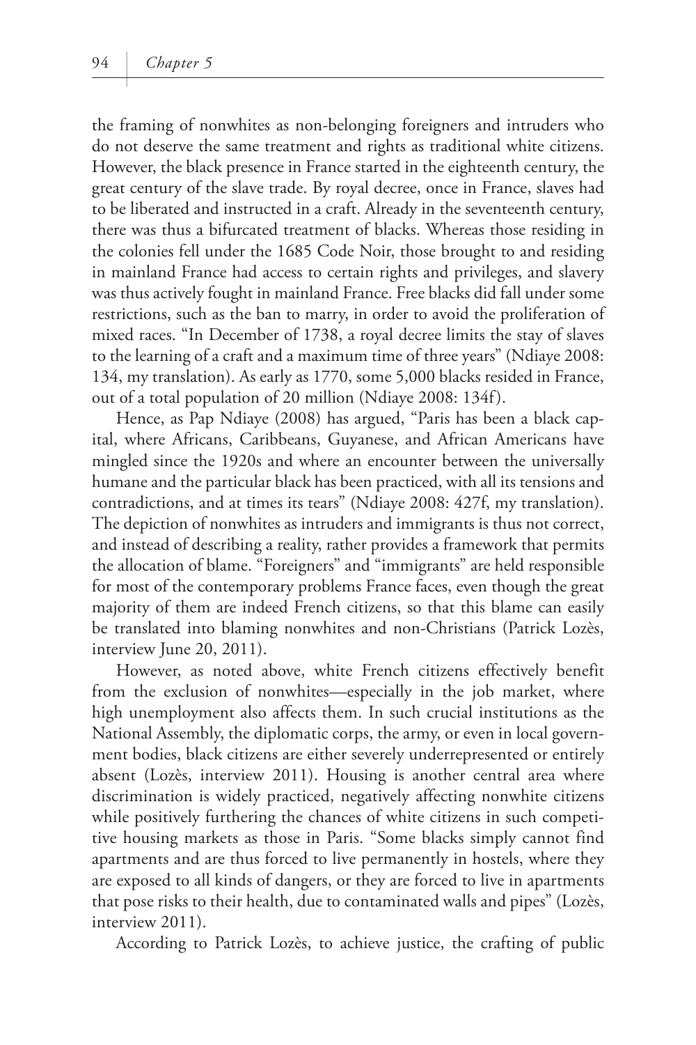the framing of nonwhites as non-belonging foreigners and intruders who do not deserve the same treatment and rights as traditional white citizens. However, the black presence in France started in the eighteenth century, the great century of the slave trade. By royal decree, once in France, slaves had to be liberated and instructed in a craft. Already in the seventeenth century, there was thus a bifurcated treatment of blacks. Whereas those residing in the colonies fell under the 1685 Code Noir, those brought to and residing in mainland France had access to certain rights and privileges, and slavery was thus actively fought in mainland France. Free blacks did fall under some restrictions, such as the ban to marry, in order to avoid the proliferation of mixed races. "In December of 1738, a royal decree limits the stay of slaves to the learning of a craft and a maximum time of three years" (Ndiaye 2008: 134, my translation). As early as 1770, some 5,000 blacks resided in France, out of a total population of 20 million (Ndiaye 2008: 134f).

Hence, as Pap Ndiaye (2008) has argued, "Paris has been a black capital, where Africans, Caribbeans, Guyanese, and African Americans have mingled since the 1920s and where an encounter between the universally humane and the particular black has been practiced, with all its tensions and contradictions, and at times its tears" (Ndiaye 2008: 427f, my translation). The depiction of nonwhites as intruders and immigrants is thus not correct, and instead of describing a reality, rather provides a framework that permits the allocation of blame. "Foreigners" and "immigrants" are held responsible for most of the contemporary problems France faces, even though the great majority of them are indeed French citizens, so that this blame can easily be translated into blaming nonwhites and non-Christians (Patrick Lozès, interview June 20, 2011).

However, as noted above, white French citizens effectively benefit from the exclusion of nonwhites—especially in the job market, where high unemployment also affects them. In such crucial institutions as the National Assembly, the diplomatic corps, the army, or even in local government bodies, black citizens are either severely underrepresented or entirely absent (Lozès, interview 2011). Housing is another central area where discrimination is widely practiced, negatively affecting nonwhite citizens while positively furthering the chances of white citizens in such competitive housing markets as those in Paris. "Some blacks simply cannot find apartments and are thus forced to live permanently in hostels, where they are exposed to all kinds of dangers, or they are forced to live in apartments that pose risks to their health, due to contaminated walls and pipes" (Lozès, interview 2011).

According to Patrick Lozès, to achieve justice, the crafting of public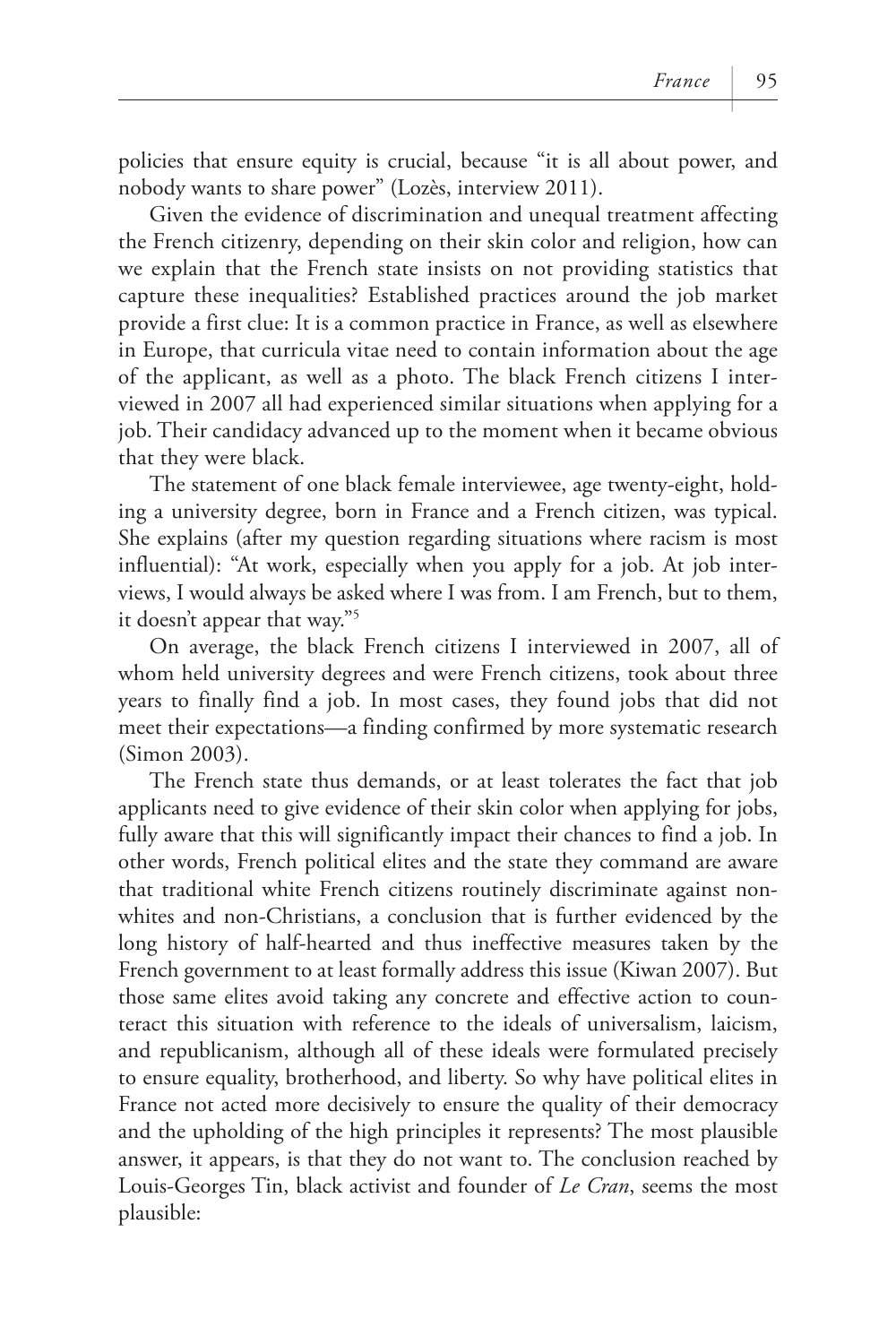policies that ensure equity is crucial, because "it is all about power, and nobody wants to share power" (Lozès, interview 2011).

Given the evidence of discrimination and unequal treatment affecting the French citizenry, depending on their skin color and religion, how can we explain that the French state insists on not providing statistics that capture these inequalities? Established practices around the job market provide a first clue: It is a common practice in France, as well as elsewhere in Europe, that curricula vitae need to contain information about the age of the applicant, as well as a photo. The black French citizens I interviewed in 2007 all had experienced similar situations when applying for a job. Their candidacy advanced up to the moment when it became obvious that they were black.

The statement of one black female interviewee, age twenty-eight, holding a university degree, born in France and a French citizen, was typical. She explains (after my question regarding situations where racism is most influential): "At work, especially when you apply for a job. At job interviews, I would always be asked where I was from. I am French, but to them, it doesn't appear that way."[5]

On average, the black French citizens I interviewed in 2007, all of whom held university degrees and were French citizens, took about three years to finally find a job. In most cases, they found jobs that did not meet their expectations—a finding confirmed by more systematic research (Simon 2003).

The French state thus demands, or at least tolerates the fact that job applicants need to give evidence of their skin color when applying for jobs, fully aware that this will significantly impact their chances to find a job. In other words, French political elites and the state they command are aware that traditional white French citizens routinely discriminate against non-whites and non-Christians, a conclusion that is further evidenced by the long history of half-hearted and thus ineffective measures taken by the French government to at least formally address this issue (Kiwan 2007). But those same elites avoid taking any concrete and effective action to counteract this situation with reference to the ideals of universalism, laicism, and republicanism, although all of these ideals were formulated precisely to ensure equality, brotherhood, and liberty. So why have political elites in France not acted more decisively to ensure the quality of their democracy and the upholding of the high principles it represents? The most plausible answer, it appears, is that they do not want to. The conclusion reached by Louis-Georges Tin, black activist and founder of *Le Cran*, seems the most plausible: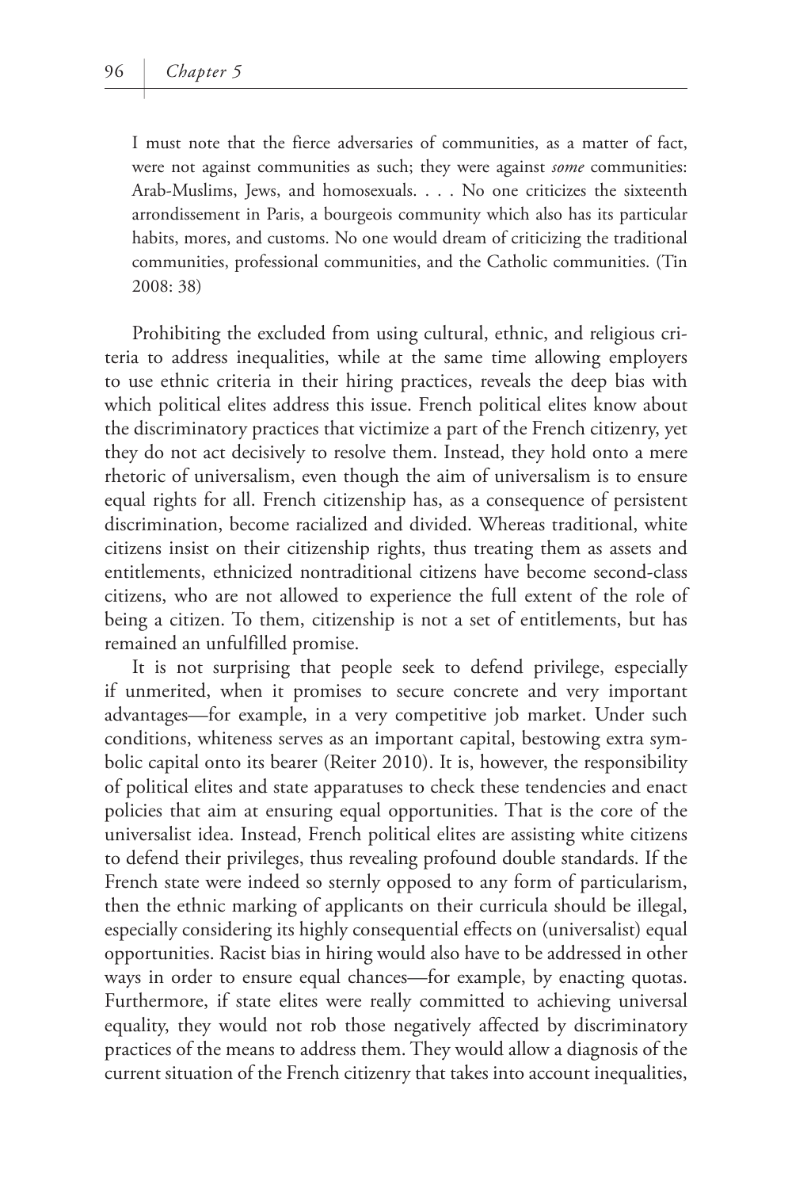> I must note that the fierce adversaries of communities, as a matter of fact, were not against communities as such; they were against *some* communities: Arab-Muslims, Jews, and homosexuals. . . . No one criticizes the sixteenth arrondissement in Paris, a bourgeois community which also has its particular habits, mores, and customs. No one would dream of criticizing the traditional communities, professional communities, and the Catholic communities. (Tin 2008: 38)

Prohibiting the excluded from using cultural, ethnic, and religious criteria to address inequalities, while at the same time allowing employers to use ethnic criteria in their hiring practices, reveals the deep bias with which political elites address this issue. French political elites know about the discriminatory practices that victimize a part of the French citizenry, yet they do not act decisively to resolve them. Instead, they hold onto a mere rhetoric of universalism, even though the aim of universalism is to ensure equal rights for all. French citizenship has, as a consequence of persistent discrimination, become racialized and divided. Whereas traditional, white citizens insist on their citizenship rights, thus treating them as assets and entitlements, ethnicized nontraditional citizens have become second-class citizens, who are not allowed to experience the full extent of the role of being a citizen. To them, citizenship is not a set of entitlements, but has remained an unfulfilled promise.

It is not surprising that people seek to defend privilege, especially if unmerited, when it promises to secure concrete and very important advantages—for example, in a very competitive job market. Under such conditions, whiteness serves as an important capital, bestowing extra symbolic capital onto its bearer (Reiter 2010). It is, however, the responsibility of political elites and state apparatuses to check these tendencies and enact policies that aim at ensuring equal opportunities. That is the core of the universalist idea. Instead, French political elites are assisting white citizens to defend their privileges, thus revealing profound double standards. If the French state were indeed so sternly opposed to any form of particularism, then the ethnic marking of applicants on their curricula should be illegal, especially considering its highly consequential effects on (universalist) equal opportunities. Racist bias in hiring would also have to be addressed in other ways in order to ensure equal chances—for example, by enacting quotas. Furthermore, if state elites were really committed to achieving universal equality, they would not rob those negatively affected by discriminatory practices of the means to address them. They would allow a diagnosis of the current situation of the French citizenry that takes into account inequalities,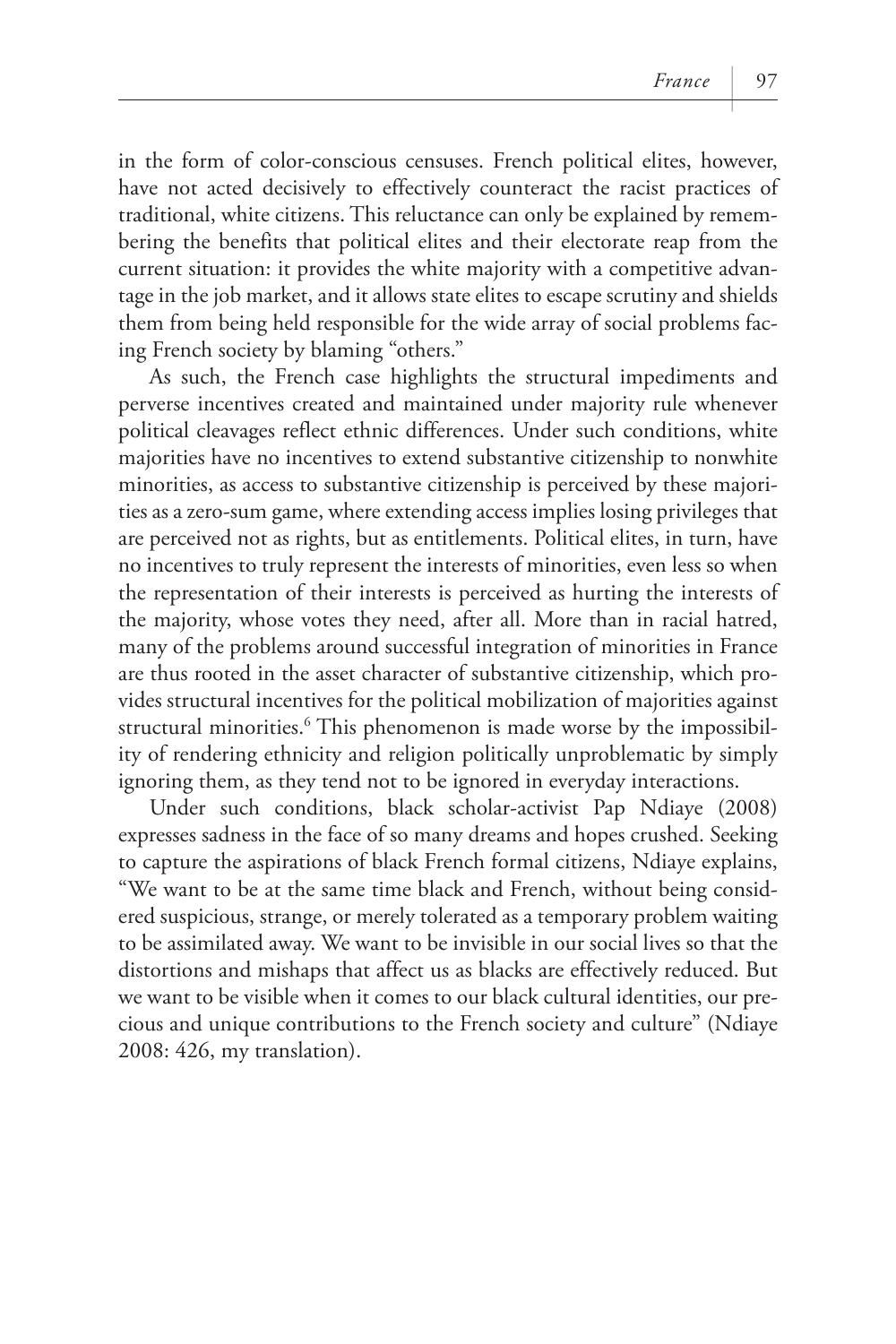in the form of color-conscious censuses. French political elites, however, have not acted decisively to effectively counteract the racist practices of traditional, white citizens. This reluctance can only be explained by remembering the benefits that political elites and their electorate reap from the current situation: it provides the white majority with a competitive advantage in the job market, and it allows state elites to escape scrutiny and shields them from being held responsible for the wide array of social problems facing French society by blaming "others."

As such, the French case highlights the structural impediments and perverse incentives created and maintained under majority rule whenever political cleavages reflect ethnic differences. Under such conditions, white majorities have no incentives to extend substantive citizenship to nonwhite minorities, as access to substantive citizenship is perceived by these majorities as a zero-sum game, where extending access implies losing privileges that are perceived not as rights, but as entitlements. Political elites, in turn, have no incentives to truly represent the interests of minorities, even less so when the representation of their interests is perceived as hurting the interests of the majority, whose votes they need, after all. More than in racial hatred, many of the problems around successful integration of minorities in France are thus rooted in the asset character of substantive citizenship, which provides structural incentives for the political mobilization of majorities against structural minorities.[6] This phenomenon is made worse by the impossibility of rendering ethnicity and religion politically unproblematic by simply ignoring them, as they tend not to be ignored in everyday interactions.

Under such conditions, black scholar-activist Pap Ndiaye (2008) expresses sadness in the face of so many dreams and hopes crushed. Seeking to capture the aspirations of black French formal citizens, Ndiaye explains, "We want to be at the same time black and French, without being considered suspicious, strange, or merely tolerated as a temporary problem waiting to be assimilated away. We want to be invisible in our social lives so that the distortions and mishaps that affect us as blacks are effectively reduced. But we want to be visible when it comes to our black cultural identities, our precious and unique contributions to the French society and culture" (Ndiaye 2008: 426, my translation).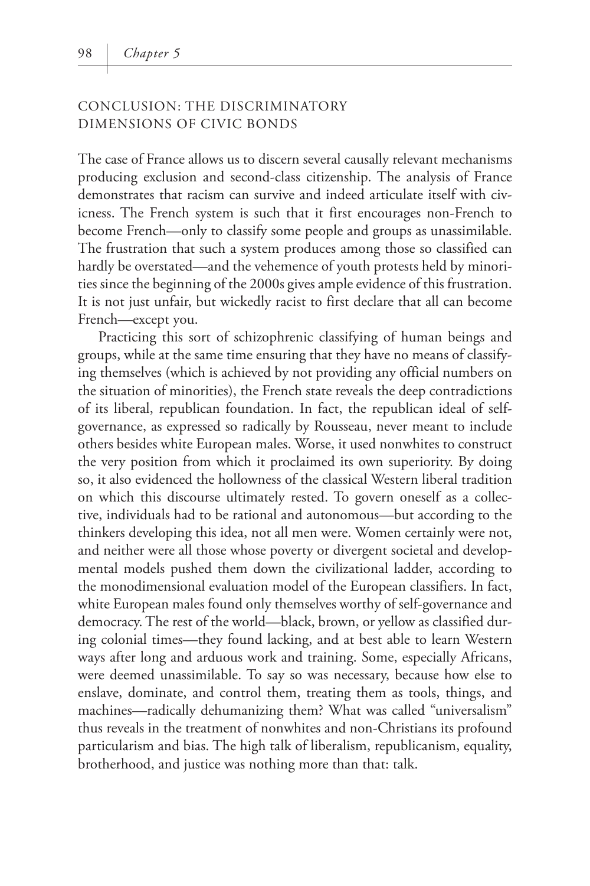## CONCLUSION: THE DISCRIMINATORY DIMENSIONS OF CIVIC BONDS

The case of France allows us to discern several causally relevant mechanisms producing exclusion and second-class citizenship. The analysis of France demonstrates that racism can survive and indeed articulate itself with civicness. The French system is such that it first encourages non-French to become French—only to classify some people and groups as unassimilable. The frustration that such a system produces among those so classified can hardly be overstated—and the vehemence of youth protests held by minorities since the beginning of the 2000s gives ample evidence of this frustration. It is not just unfair, but wickedly racist to first declare that all can become French—except you.

Practicing this sort of schizophrenic classifying of human beings and groups, while at the same time ensuring that they have no means of classifying themselves (which is achieved by not providing any official numbers on the situation of minorities), the French state reveals the deep contradictions of its liberal, republican foundation. In fact, the republican ideal of self-governance, as expressed so radically by Rousseau, never meant to include others besides white European males. Worse, it used nonwhites to construct the very position from which it proclaimed its own superiority. By doing so, it also evidenced the hollowness of the classical Western liberal tradition on which this discourse ultimately rested. To govern oneself as a collective, individuals had to be rational and autonomous—but according to the thinkers developing this idea, not all men were. Women certainly were not, and neither were all those whose poverty or divergent societal and developmental models pushed them down the civilizational ladder, according to the monodimensional evaluation model of the European classifiers. In fact, white European males found only themselves worthy of self-governance and democracy. The rest of the world—black, brown, or yellow as classified during colonial times—they found lacking, and at best able to learn Western ways after long and arduous work and training. Some, especially Africans, were deemed unassimilable. To say so was necessary, because how else to enslave, dominate, and control them, treating them as tools, things, and machines—radically dehumanizing them? What was called "universalism" thus reveals in the treatment of nonwhites and non-Christians its profound particularism and bias. The high talk of liberalism, republicanism, equality, brotherhood, and justice was nothing more than that: talk.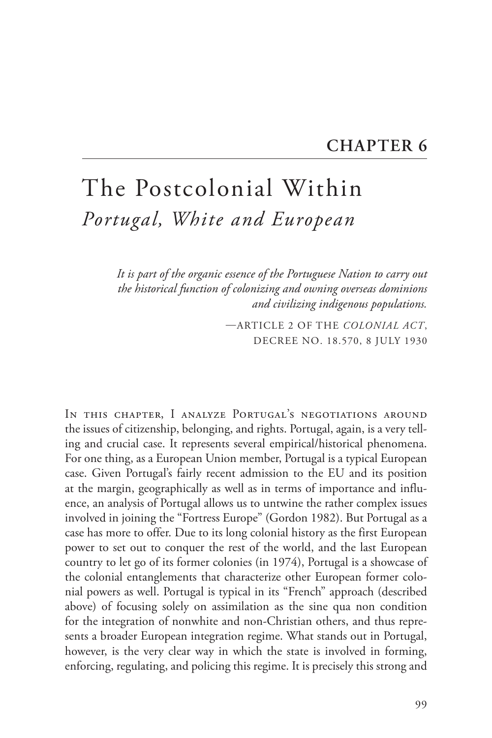## CHAPTER 6

# The Postcolonial Within

## *Portugal, White and European*

> *It is part of the organic essence of the Portuguese Nation to carry out the historical function of colonizing and owning overseas dominions and civilizing indigenous populations.*
>
> —ARTICLE 2 OF THE *COLONIAL ACT*, DECREE NO. 18.570, 8 JULY 1930

In this chapter, I analyze Portugal's negotiations around the issues of citizenship, belonging, and rights. Portugal, again, is a very telling and crucial case. It represents several empirical/historical phenomena. For one thing, as a European Union member, Portugal is a typical European case. Given Portugal's fairly recent admission to the EU and its position at the margin, geographically as well as in terms of importance and influence, an analysis of Portugal allows us to untwine the rather complex issues involved in joining the "Fortress Europe" (Gordon 1982). But Portugal as a case has more to offer. Due to its long colonial history as the first European power to set out to conquer the rest of the world, and the last European country to let go of its former colonies (in 1974), Portugal is a showcase of the colonial entanglements that characterize other European former colonial powers as well. Portugal is typical in its "French" approach (described above) of focusing solely on assimilation as the sine qua non condition for the integration of nonwhite and non-Christian others, and thus represents a broader European integration regime. What stands out in Portugal, however, is the very clear way in which the state is involved in forming, enforcing, regulating, and policing this regime. It is precisely this strong and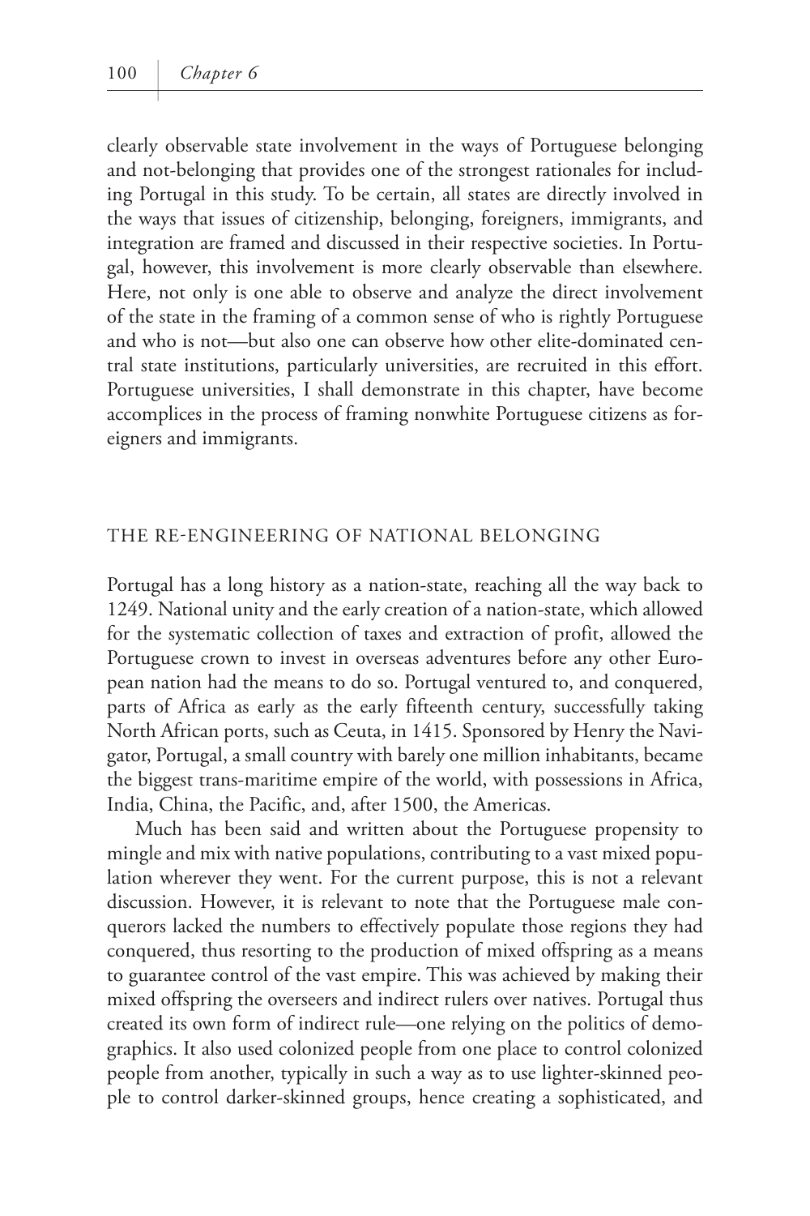clearly observable state involvement in the ways of Portuguese belonging and not-belonging that provides one of the strongest rationales for including Portugal in this study. To be certain, all states are directly involved in the ways that issues of citizenship, belonging, foreigners, immigrants, and integration are framed and discussed in their respective societies. In Portugal, however, this involvement is more clearly observable than elsewhere. Here, not only is one able to observe and analyze the direct involvement of the state in the framing of a common sense of who is rightly Portuguese and who is not—but also one can observe how other elite-dominated central state institutions, particularly universities, are recruited in this effort. Portuguese universities, I shall demonstrate in this chapter, have become accomplices in the process of framing nonwhite Portuguese citizens as foreigners and immigrants.

## THE RE-ENGINEERING OF NATIONAL BELONGING

Portugal has a long history as a nation-state, reaching all the way back to 1249. National unity and the early creation of a nation-state, which allowed for the systematic collection of taxes and extraction of profit, allowed the Portuguese crown to invest in overseas adventures before any other European nation had the means to do so. Portugal ventured to, and conquered, parts of Africa as early as the early fifteenth century, successfully taking North African ports, such as Ceuta, in 1415. Sponsored by Henry the Navigator, Portugal, a small country with barely one million inhabitants, became the biggest trans-maritime empire of the world, with possessions in Africa, India, China, the Pacific, and, after 1500, the Americas.

Much has been said and written about the Portuguese propensity to mingle and mix with native populations, contributing to a vast mixed population wherever they went. For the current purpose, this is not a relevant discussion. However, it is relevant to note that the Portuguese male conquerors lacked the numbers to effectively populate those regions they had conquered, thus resorting to the production of mixed offspring as a means to guarantee control of the vast empire. This was achieved by making their mixed offspring the overseers and indirect rulers over natives. Portugal thus created its own form of indirect rule—one relying on the politics of demographics. It also used colonized people from one place to control colonized people from another, typically in such a way as to use lighter-skinned people to control darker-skinned groups, hence creating a sophisticated, and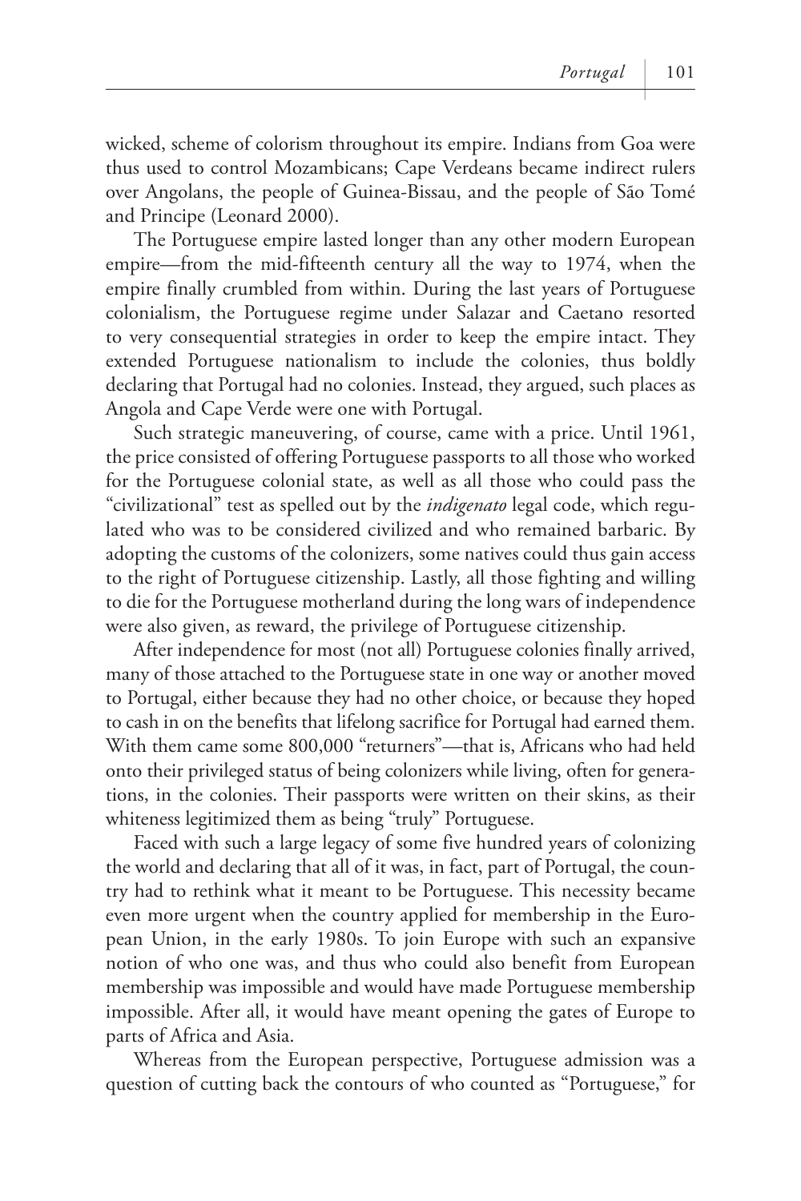wicked, scheme of colorism throughout its empire. Indians from Goa were thus used to control Mozambicans; Cape Verdeans became indirect rulers over Angolans, the people of Guinea-Bissau, and the people of São Tomé and Principe (Leonard 2000).

The Portuguese empire lasted longer than any other modern European empire—from the mid-fifteenth century all the way to 1974, when the empire finally crumbled from within. During the last years of Portuguese colonialism, the Portuguese regime under Salazar and Caetano resorted to very consequential strategies in order to keep the empire intact. They extended Portuguese nationalism to include the colonies, thus boldly declaring that Portugal had no colonies. Instead, they argued, such places as Angola and Cape Verde were one with Portugal.

Such strategic maneuvering, of course, came with a price. Until 1961, the price consisted of offering Portuguese passports to all those who worked for the Portuguese colonial state, as well as all those who could pass the "civilizational" test as spelled out by the *indigenato* legal code, which regulated who was to be considered civilized and who remained barbaric. By adopting the customs of the colonizers, some natives could thus gain access to the right of Portuguese citizenship. Lastly, all those fighting and willing to die for the Portuguese motherland during the long wars of independence were also given, as reward, the privilege of Portuguese citizenship.

After independence for most (not all) Portuguese colonies finally arrived, many of those attached to the Portuguese state in one way or another moved to Portugal, either because they had no other choice, or because they hoped to cash in on the benefits that lifelong sacrifice for Portugal had earned them. With them came some 800,000 "returners"—that is, Africans who had held onto their privileged status of being colonizers while living, often for generations, in the colonies. Their passports were written on their skins, as their whiteness legitimized them as being "truly" Portuguese.

Faced with such a large legacy of some five hundred years of colonizing the world and declaring that all of it was, in fact, part of Portugal, the country had to rethink what it meant to be Portuguese. This necessity became even more urgent when the country applied for membership in the European Union, in the early 1980s. To join Europe with such an expansive notion of who one was, and thus who could also benefit from European membership was impossible and would have made Portuguese membership impossible. After all, it would have meant opening the gates of Europe to parts of Africa and Asia.

Whereas from the European perspective, Portuguese admission was a question of cutting back the contours of who counted as "Portuguese," for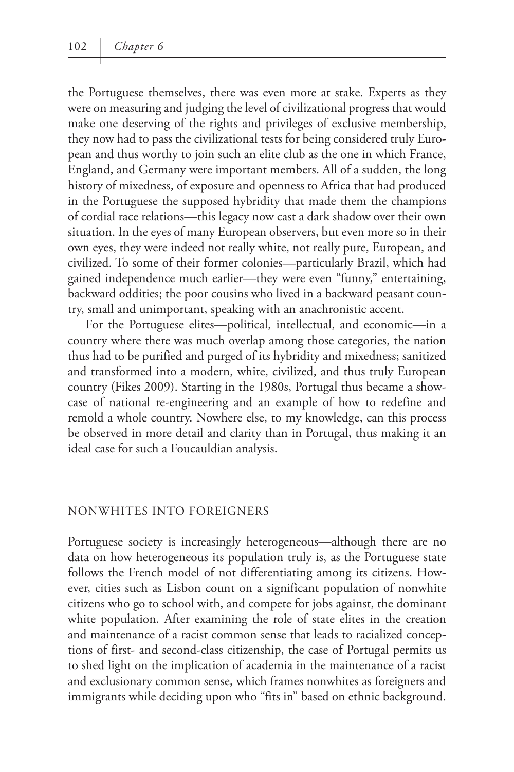the Portuguese themselves, there was even more at stake. Experts as they were on measuring and judging the level of civilizational progress that would make one deserving of the rights and privileges of exclusive membership, they now had to pass the civilizational tests for being considered truly European and thus worthy to join such an elite club as the one in which France, England, and Germany were important members. All of a sudden, the long history of mixedness, of exposure and openness to Africa that had produced in the Portuguese the supposed hybridity that made them the champions of cordial race relations—this legacy now cast a dark shadow over their own situation. In the eyes of many European observers, but even more so in their own eyes, they were indeed not really white, not really pure, European, and civilized. To some of their former colonies—particularly Brazil, which had gained independence much earlier—they were even "funny," entertaining, backward oddities; the poor cousins who lived in a backward peasant country, small and unimportant, speaking with an anachronistic accent.

For the Portuguese elites—political, intellectual, and economic—in a country where there was much overlap among those categories, the nation thus had to be purified and purged of its hybridity and mixedness; sanitized and transformed into a modern, white, civilized, and thus truly European country (Fikes 2009). Starting in the 1980s, Portugal thus became a showcase of national re-engineering and an example of how to redefine and remold a whole country. Nowhere else, to my knowledge, can this process be observed in more detail and clarity than in Portugal, thus making it an ideal case for such a Foucauldian analysis.

## NONWHITES INTO FOREIGNERS

Portuguese society is increasingly heterogeneous—although there are no data on how heterogeneous its population truly is, as the Portuguese state follows the French model of not differentiating among its citizens. However, cities such as Lisbon count on a significant population of nonwhite citizens who go to school with, and compete for jobs against, the dominant white population. After examining the role of state elites in the creation and maintenance of a racist common sense that leads to racialized conceptions of first- and second-class citizenship, the case of Portugal permits us to shed light on the implication of academia in the maintenance of a racist and exclusionary common sense, which frames nonwhites as foreigners and immigrants while deciding upon who "fits in" based on ethnic background.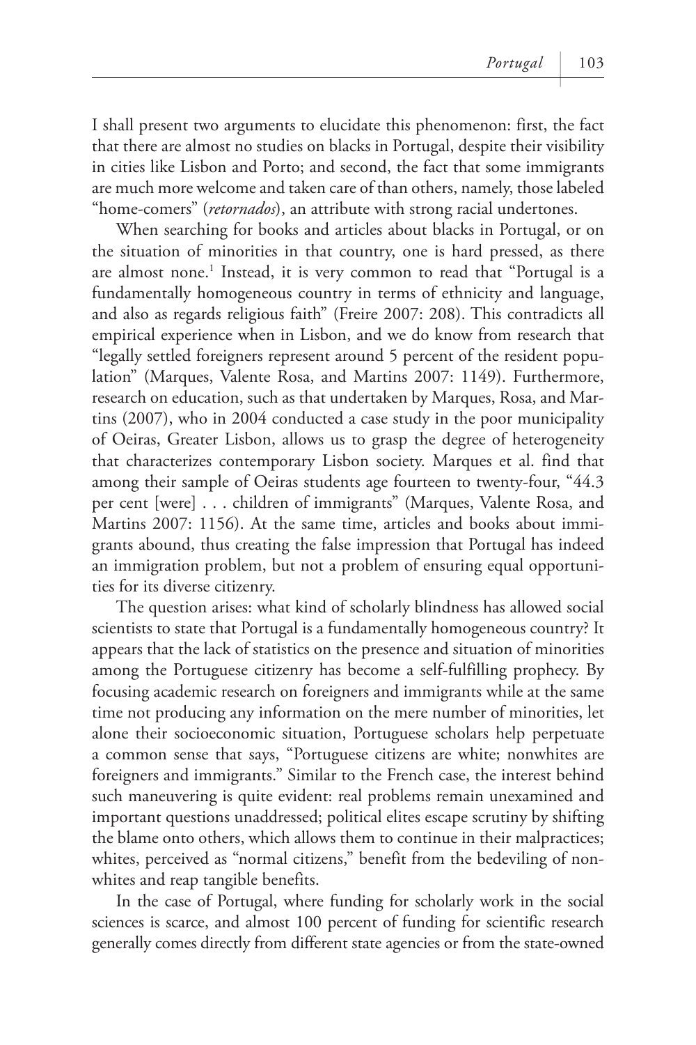I shall present two arguments to elucidate this phenomenon: first, the fact that there are almost no studies on blacks in Portugal, despite their visibility in cities like Lisbon and Porto; and second, the fact that some immigrants are much more welcome and taken care of than others, namely, those labeled "home-comers" (*retornados*), an attribute with strong racial undertones.

When searching for books and articles about blacks in Portugal, or on the situation of minorities in that country, one is hard pressed, as there are almost none.[1] Instead, it is very common to read that "Portugal is a fundamentally homogeneous country in terms of ethnicity and language, and also as regards religious faith" (Freire 2007: 208). This contradicts all empirical experience when in Lisbon, and we do know from research that "legally settled foreigners represent around 5 percent of the resident population" (Marques, Valente Rosa, and Martins 2007: 1149). Furthermore, research on education, such as that undertaken by Marques, Rosa, and Martins (2007), who in 2004 conducted a case study in the poor municipality of Oeiras, Greater Lisbon, allows us to grasp the degree of heterogeneity that characterizes contemporary Lisbon society. Marques et al. find that among their sample of Oeiras students age fourteen to twenty-four, "44.3 per cent [were] . . . children of immigrants" (Marques, Valente Rosa, and Martins 2007: 1156). At the same time, articles and books about immigrants abound, thus creating the false impression that Portugal has indeed an immigration problem, but not a problem of ensuring equal opportunities for its diverse citizenry.

The question arises: what kind of scholarly blindness has allowed social scientists to state that Portugal is a fundamentally homogeneous country? It appears that the lack of statistics on the presence and situation of minorities among the Portuguese citizenry has become a self-fulfilling prophecy. By focusing academic research on foreigners and immigrants while at the same time not producing any information on the mere number of minorities, let alone their socioeconomic situation, Portuguese scholars help perpetuate a common sense that says, "Portuguese citizens are white; nonwhites are foreigners and immigrants." Similar to the French case, the interest behind such maneuvering is quite evident: real problems remain unexamined and important questions unaddressed; political elites escape scrutiny by shifting the blame onto others, which allows them to continue in their malpractices; whites, perceived as "normal citizens," benefit from the bedeviling of nonwhites and reap tangible benefits.

In the case of Portugal, where funding for scholarly work in the social sciences is scarce, and almost 100 percent of funding for scientific research generally comes directly from different state agencies or from the state-owned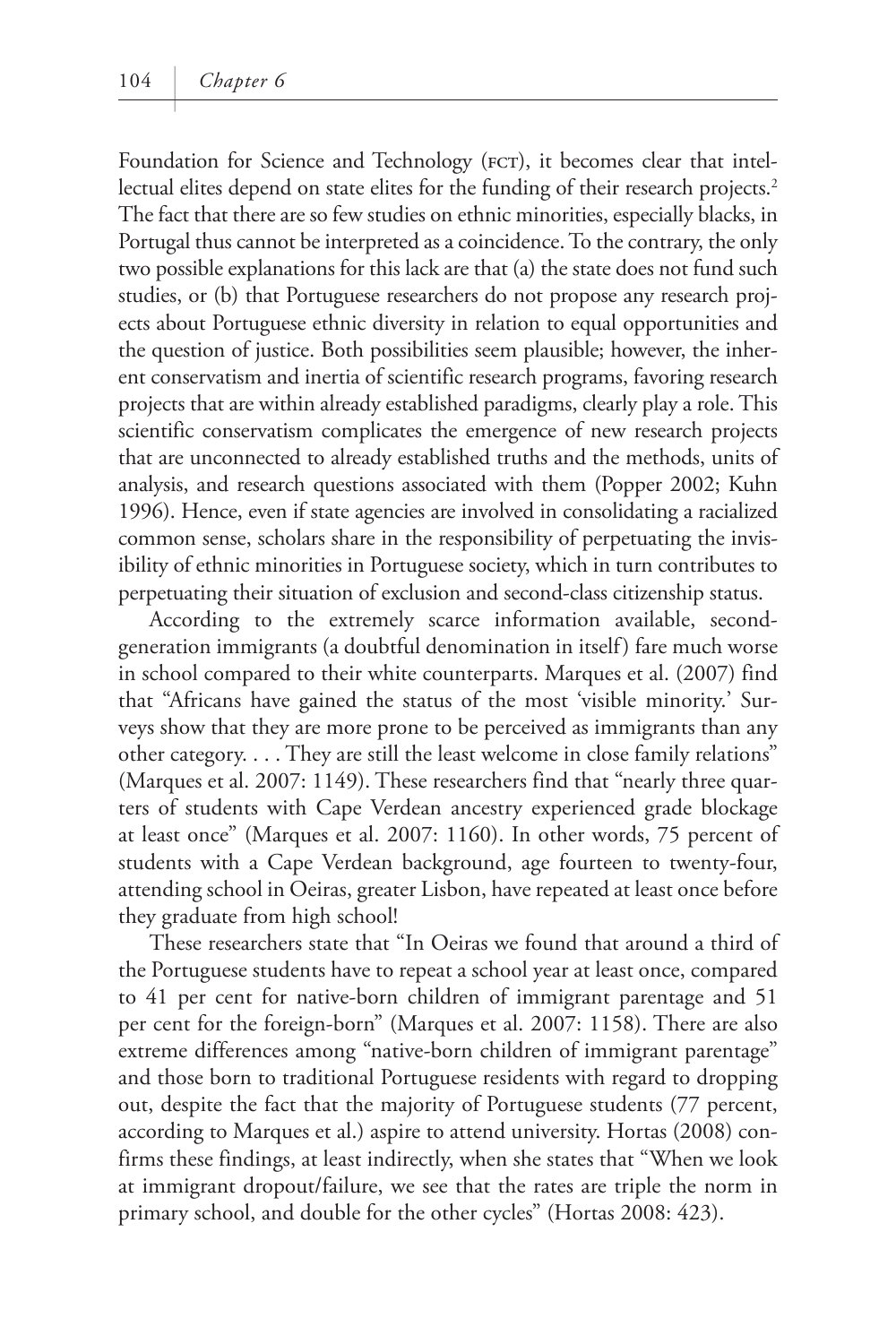Foundation for Science and Technology (FCT), it becomes clear that intellectual elites depend on state elites for the funding of their research projects.[2] The fact that there are so few studies on ethnic minorities, especially blacks, in Portugal thus cannot be interpreted as a coincidence. To the contrary, the only two possible explanations for this lack are that (a) the state does not fund such studies, or (b) that Portuguese researchers do not propose any research projects about Portuguese ethnic diversity in relation to equal opportunities and the question of justice. Both possibilities seem plausible; however, the inherent conservatism and inertia of scientific research programs, favoring research projects that are within already established paradigms, clearly play a role. This scientific conservatism complicates the emergence of new research projects that are unconnected to already established truths and the methods, units of analysis, and research questions associated with them (Popper 2002; Kuhn 1996). Hence, even if state agencies are involved in consolidating a racialized common sense, scholars share in the responsibility of perpetuating the invisibility of ethnic minorities in Portuguese society, which in turn contributes to perpetuating their situation of exclusion and second-class citizenship status.

According to the extremely scarce information available, second-generation immigrants (a doubtful denomination in itself) fare much worse in school compared to their white counterparts. Marques et al. (2007) find that "Africans have gained the status of the most 'visible minority.' Surveys show that they are more prone to be perceived as immigrants than any other category. . . . They are still the least welcome in close family relations" (Marques et al. 2007: 1149). These researchers find that "nearly three quarters of students with Cape Verdean ancestry experienced grade blockage at least once" (Marques et al. 2007: 1160). In other words, 75 percent of students with a Cape Verdean background, age fourteen to twenty-four, attending school in Oeiras, greater Lisbon, have repeated at least once before they graduate from high school!

These researchers state that "In Oeiras we found that around a third of the Portuguese students have to repeat a school year at least once, compared to 41 per cent for native-born children of immigrant parentage and 51 per cent for the foreign-born" (Marques et al. 2007: 1158). There are also extreme differences among "native-born children of immigrant parentage" and those born to traditional Portuguese residents with regard to dropping out, despite the fact that the majority of Portuguese students (77 percent, according to Marques et al.) aspire to attend university. Hortas (2008) confirms these findings, at least indirectly, when she states that "When we look at immigrant dropout/failure, we see that the rates are triple the norm in primary school, and double for the other cycles" (Hortas 2008: 423).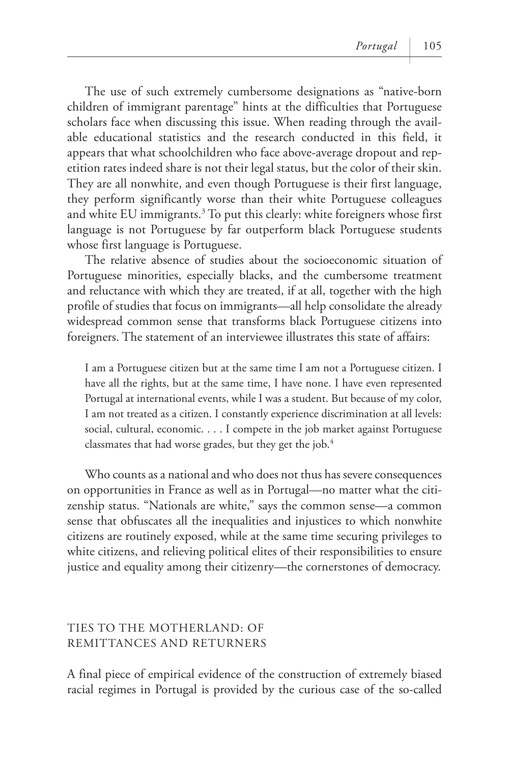The use of such extremely cumbersome designations as "native-born children of immigrant parentage" hints at the difficulties that Portuguese scholars face when discussing this issue. When reading through the available educational statistics and the research conducted in this field, it appears that what schoolchildren who face above-average dropout and repetition rates indeed share is not their legal status, but the color of their skin. They are all nonwhite, and even though Portuguese is their first language, they perform significantly worse than their white Portuguese colleagues and white EU immigrants.[3] To put this clearly: white foreigners whose first language is not Portuguese by far outperform black Portuguese students whose first language is Portuguese.

The relative absence of studies about the socioeconomic situation of Portuguese minorities, especially blacks, and the cumbersome treatment and reluctance with which they are treated, if at all, together with the high profile of studies that focus on immigrants—all help consolidate the already widespread common sense that transforms black Portuguese citizens into foreigners. The statement of an interviewee illustrates this state of affairs:

> I am a Portuguese citizen but at the same time I am not a Portuguese citizen. I have all the rights, but at the same time, I have none. I have even represented Portugal at international events, while I was a student. But because of my color, I am not treated as a citizen. I constantly experience discrimination at all levels: social, cultural, economic. . . . I compete in the job market against Portuguese classmates that had worse grades, but they get the job.[4]

Who counts as a national and who does not thus has severe consequences on opportunities in France as well as in Portugal—no matter what the citizenship status. "Nationals are white," says the common sense—a common sense that obfuscates all the inequalities and injustices to which nonwhite citizens are routinely exposed, while at the same time securing privileges to white citizens, and relieving political elites of their responsibilities to ensure justice and equality among their citizenry—the cornerstones of democracy.

## TIES TO THE MOTHERLAND: OF REMITTANCES AND RETURNERS

A final piece of empirical evidence of the construction of extremely biased racial regimes in Portugal is provided by the curious case of the so-called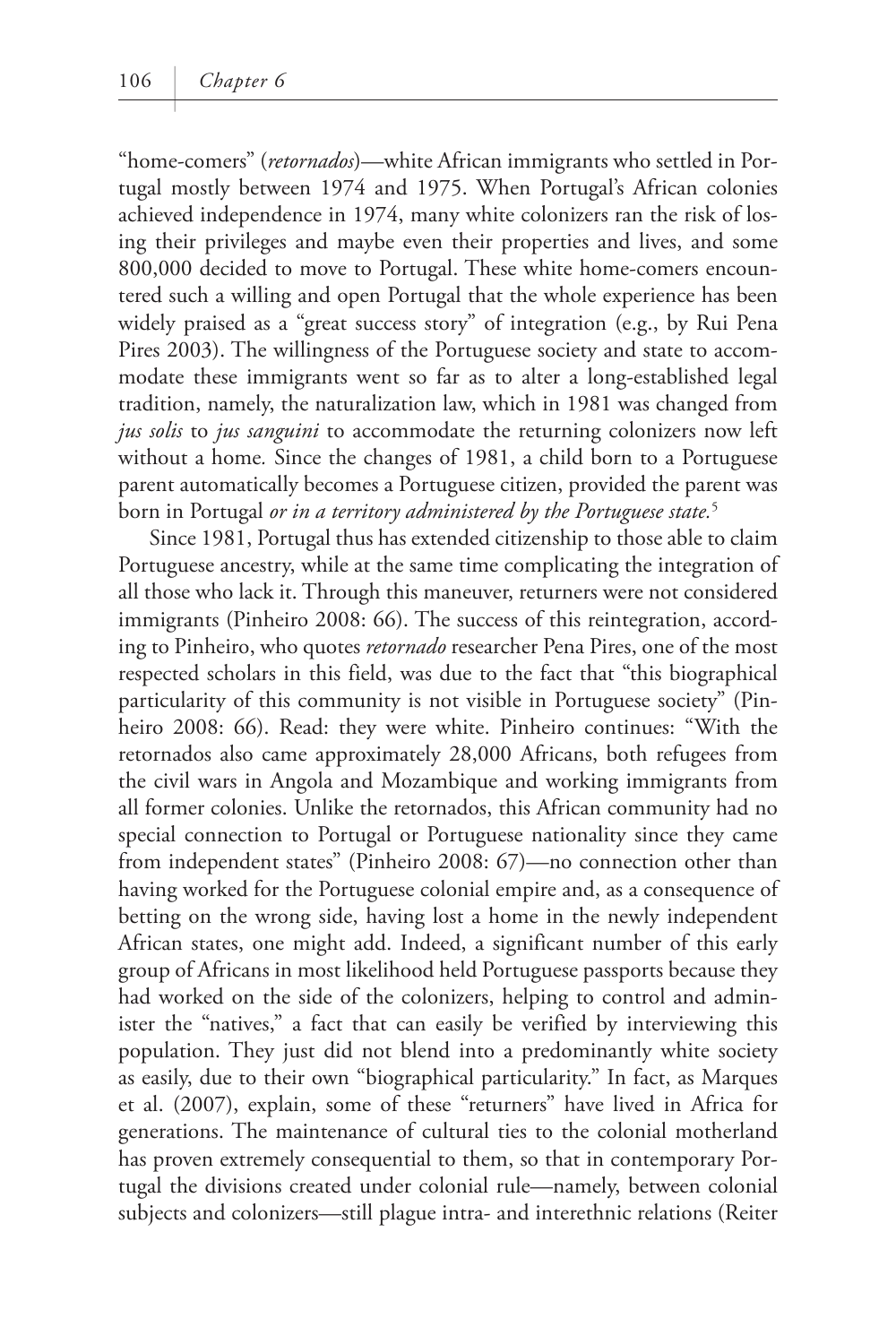"home-comers" (*retornados*)—white African immigrants who settled in Portugal mostly between 1974 and 1975. When Portugal's African colonies achieved independence in 1974, many white colonizers ran the risk of losing their privileges and maybe even their properties and lives, and some 800,000 decided to move to Portugal. These white home-comers encountered such a willing and open Portugal that the whole experience has been widely praised as a "great success story" of integration (e.g., by Rui Pena Pires 2003). The willingness of the Portuguese society and state to accommodate these immigrants went so far as to alter a long-established legal tradition, namely, the naturalization law, which in 1981 was changed from *jus solis* to *jus sanguini* to accommodate the returning colonizers now left without a home. Since the changes of 1981, a child born to a Portuguese parent automatically becomes a Portuguese citizen, provided the parent was born in Portugal *or in a territory administered by the Portuguese state.*[5]

Since 1981, Portugal thus has extended citizenship to those able to claim Portuguese ancestry, while at the same time complicating the integration of all those who lack it. Through this maneuver, returners were not considered immigrants (Pinheiro 2008: 66). The success of this reintegration, according to Pinheiro, who quotes *retornado* researcher Pena Pires, one of the most respected scholars in this field, was due to the fact that "this biographical particularity of this community is not visible in Portuguese society" (Pinheiro 2008: 66). Read: they were white. Pinheiro continues: "With the retornados also came approximately 28,000 Africans, both refugees from the civil wars in Angola and Mozambique and working immigrants from all former colonies. Unlike the retornados, this African community had no special connection to Portugal or Portuguese nationality since they came from independent states" (Pinheiro 2008: 67)—no connection other than having worked for the Portuguese colonial empire and, as a consequence of betting on the wrong side, having lost a home in the newly independent African states, one might add. Indeed, a significant number of this early group of Africans in most likelihood held Portuguese passports because they had worked on the side of the colonizers, helping to control and administer the "natives," a fact that can easily be verified by interviewing this population. They just did not blend into a predominantly white society as easily, due to their own "biographical particularity." In fact, as Marques et al. (2007), explain, some of these "returners" have lived in Africa for generations. The maintenance of cultural ties to the colonial motherland has proven extremely consequential to them, so that in contemporary Portugal the divisions created under colonial rule—namely, between colonial subjects and colonizers—still plague intra- and interethnic relations (Reiter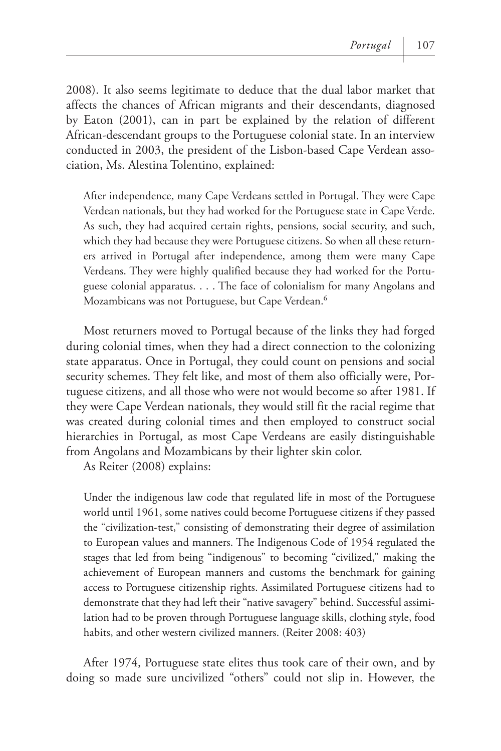2008). It also seems legitimate to deduce that the dual labor market that affects the chances of African migrants and their descendants, diagnosed by Eaton (2001), can in part be explained by the relation of different African-descendant groups to the Portuguese colonial state. In an interview conducted in 2003, the president of the Lisbon-based Cape Verdean association, Ms. Alestina Tolentino, explained:

> After independence, many Cape Verdeans settled in Portugal. They were Cape Verdean nationals, but they had worked for the Portuguese state in Cape Verde. As such, they had acquired certain rights, pensions, social security, and such, which they had because they were Portuguese citizens. So when all these returners arrived in Portugal after independence, among them were many Cape Verdeans. They were highly qualified because they had worked for the Portuguese colonial apparatus. . . . The face of colonialism for many Angolans and Mozambicans was not Portuguese, but Cape Verdean.[6]

Most returners moved to Portugal because of the links they had forged during colonial times, when they had a direct connection to the colonizing state apparatus. Once in Portugal, they could count on pensions and social security schemes. They felt like, and most of them also officially were, Portuguese citizens, and all those who were not would become so after 1981. If they were Cape Verdean nationals, they would still fit the racial regime that was created during colonial times and then employed to construct social hierarchies in Portugal, as most Cape Verdeans are easily distinguishable from Angolans and Mozambicans by their lighter skin color.

As Reiter (2008) explains:

> Under the indigenous law code that regulated life in most of the Portuguese world until 1961, some natives could become Portuguese citizens if they passed the "civilization-test," consisting of demonstrating their degree of assimilation to European values and manners. The Indigenous Code of 1954 regulated the stages that led from being "indigenous" to becoming "civilized," making the achievement of European manners and customs the benchmark for gaining access to Portuguese citizenship rights. Assimilated Portuguese citizens had to demonstrate that they had left their "native savagery" behind. Successful assimilation had to be proven through Portuguese language skills, clothing style, food habits, and other western civilized manners. (Reiter 2008: 403)

After 1974, Portuguese state elites thus took care of their own, and by doing so made sure uncivilized "others" could not slip in. However, the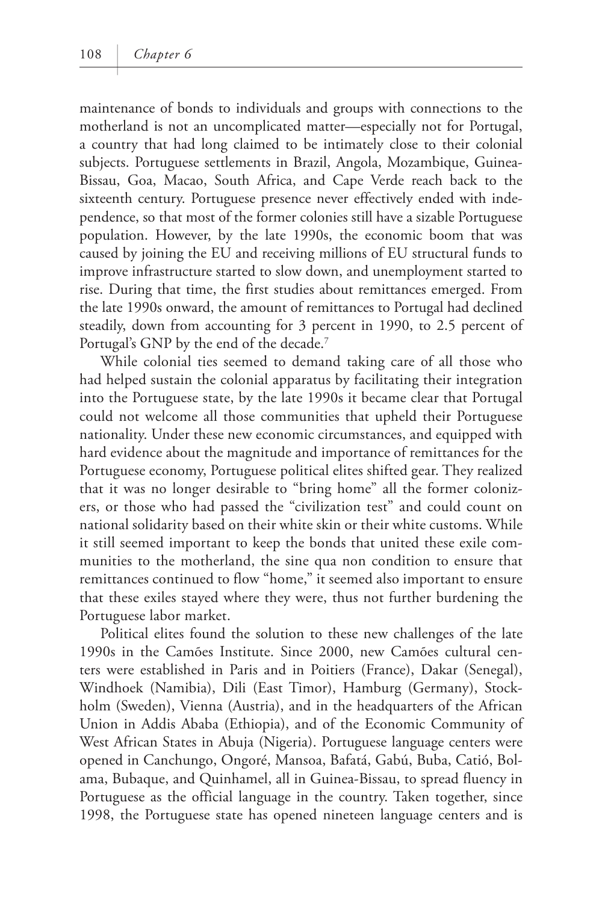maintenance of bonds to individuals and groups with connections to the motherland is not an uncomplicated matter—especially not for Portugal, a country that had long claimed to be intimately close to their colonial subjects. Portuguese settlements in Brazil, Angola, Mozambique, Guinea-Bissau, Goa, Macao, South Africa, and Cape Verde reach back to the sixteenth century. Portuguese presence never effectively ended with independence, so that most of the former colonies still have a sizable Portuguese population. However, by the late 1990s, the economic boom that was caused by joining the EU and receiving millions of EU structural funds to improve infrastructure started to slow down, and unemployment started to rise. During that time, the first studies about remittances emerged. From the late 1990s onward, the amount of remittances to Portugal had declined steadily, down from accounting for 3 percent in 1990, to 2.5 percent of Portugal's GNP by the end of the decade.[7]

While colonial ties seemed to demand taking care of all those who had helped sustain the colonial apparatus by facilitating their integration into the Portuguese state, by the late 1990s it became clear that Portugal could not welcome all those communities that upheld their Portuguese nationality. Under these new economic circumstances, and equipped with hard evidence about the magnitude and importance of remittances for the Portuguese economy, Portuguese political elites shifted gear. They realized that it was no longer desirable to "bring home" all the former colonizers, or those who had passed the "civilization test" and could count on national solidarity based on their white skin or their white customs. While it still seemed important to keep the bonds that united these exile communities to the motherland, the sine qua non condition to ensure that remittances continued to flow "home," it seemed also important to ensure that these exiles stayed where they were, thus not further burdening the Portuguese labor market.

Political elites found the solution to these new challenges of the late 1990s in the Camões Institute. Since 2000, new Camões cultural centers were established in Paris and in Poitiers (France), Dakar (Senegal), Windhoek (Namibia), Dili (East Timor), Hamburg (Germany), Stockholm (Sweden), Vienna (Austria), and in the headquarters of the African Union in Addis Ababa (Ethiopia), and of the Economic Community of West African States in Abuja (Nigeria). Portuguese language centers were opened in Canchungo, Ongoré, Mansoa, Bafatá, Gabú, Buba, Catió, Bolama, Bubaque, and Quinhamel, all in Guinea-Bissau, to spread fluency in Portuguese as the official language in the country. Taken together, since 1998, the Portuguese state has opened nineteen language centers and is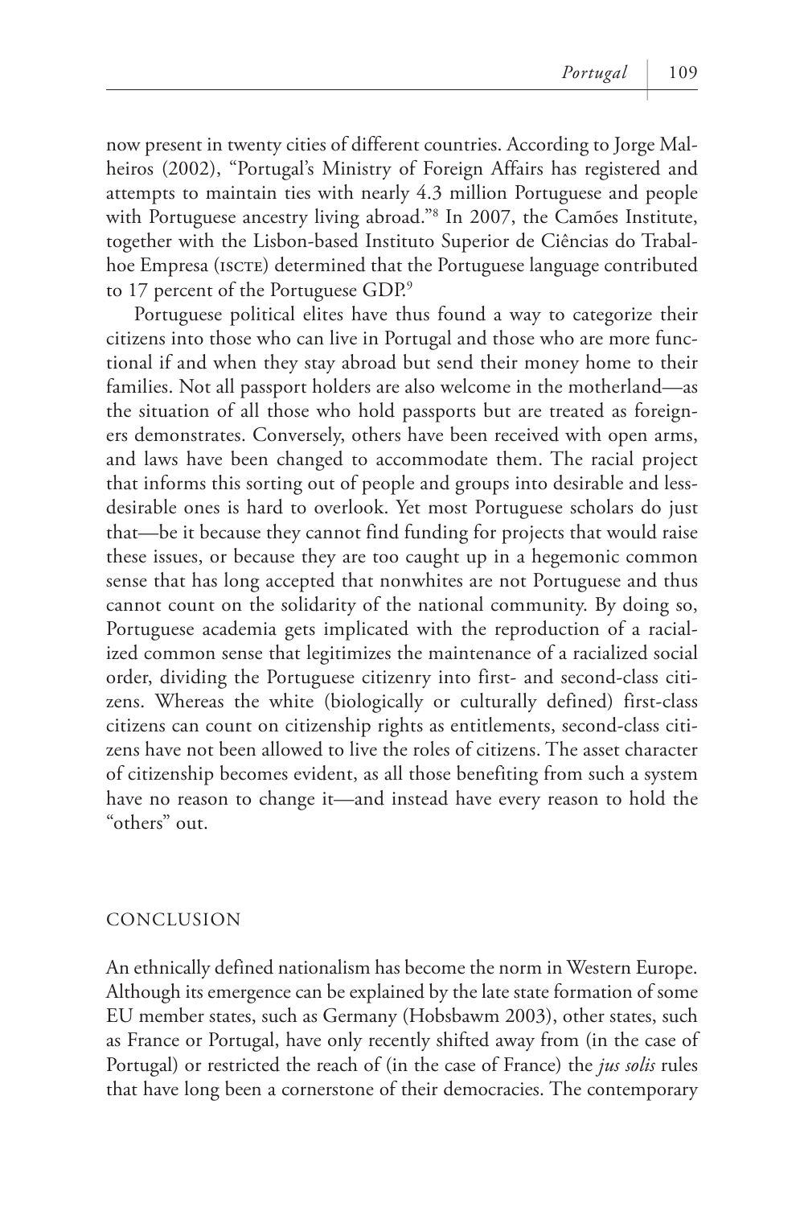now present in twenty cities of different countries. According to Jorge Malheiros (2002), "Portugal's Ministry of Foreign Affairs has registered and attempts to maintain ties with nearly 4.3 million Portuguese and people with Portuguese ancestry living abroad."[8] In 2007, the Camões Institute, together with the Lisbon-based Instituto Superior de Ciências do Trabalhoe Empresa (ISCTE) determined that the Portuguese language contributed to 17 percent of the Portuguese GDP.[9]

Portuguese political elites have thus found a way to categorize their citizens into those who can live in Portugal and those who are more functional if and when they stay abroad but send their money home to their families. Not all passport holders are also welcome in the motherland—as the situation of all those who hold passports but are treated as foreigners demonstrates. Conversely, others have been received with open arms, and laws have been changed to accommodate them. The racial project that informs this sorting out of people and groups into desirable and less-desirable ones is hard to overlook. Yet most Portuguese scholars do just that—be it because they cannot find funding for projects that would raise these issues, or because they are too caught up in a hegemonic common sense that has long accepted that nonwhites are not Portuguese and thus cannot count on the solidarity of the national community. By doing so, Portuguese academia gets implicated with the reproduction of a racialized common sense that legitimizes the maintenance of a racialized social order, dividing the Portuguese citizenry into first- and second-class citizens. Whereas the white (biologically or culturally defined) first-class citizens can count on citizenship rights as entitlements, second-class citizens have not been allowed to live the roles of citizens. The asset character of citizenship becomes evident, as all those benefiting from such a system have no reason to change it—and instead have every reason to hold the "others" out.

## CONCLUSION

An ethnically defined nationalism has become the norm in Western Europe. Although its emergence can be explained by the late state formation of some EU member states, such as Germany (Hobsbawm 2003), other states, such as France or Portugal, have only recently shifted away from (in the case of Portugal) or restricted the reach of (in the case of France) the *jus solis* rules that have long been a cornerstone of their democracies. The contemporary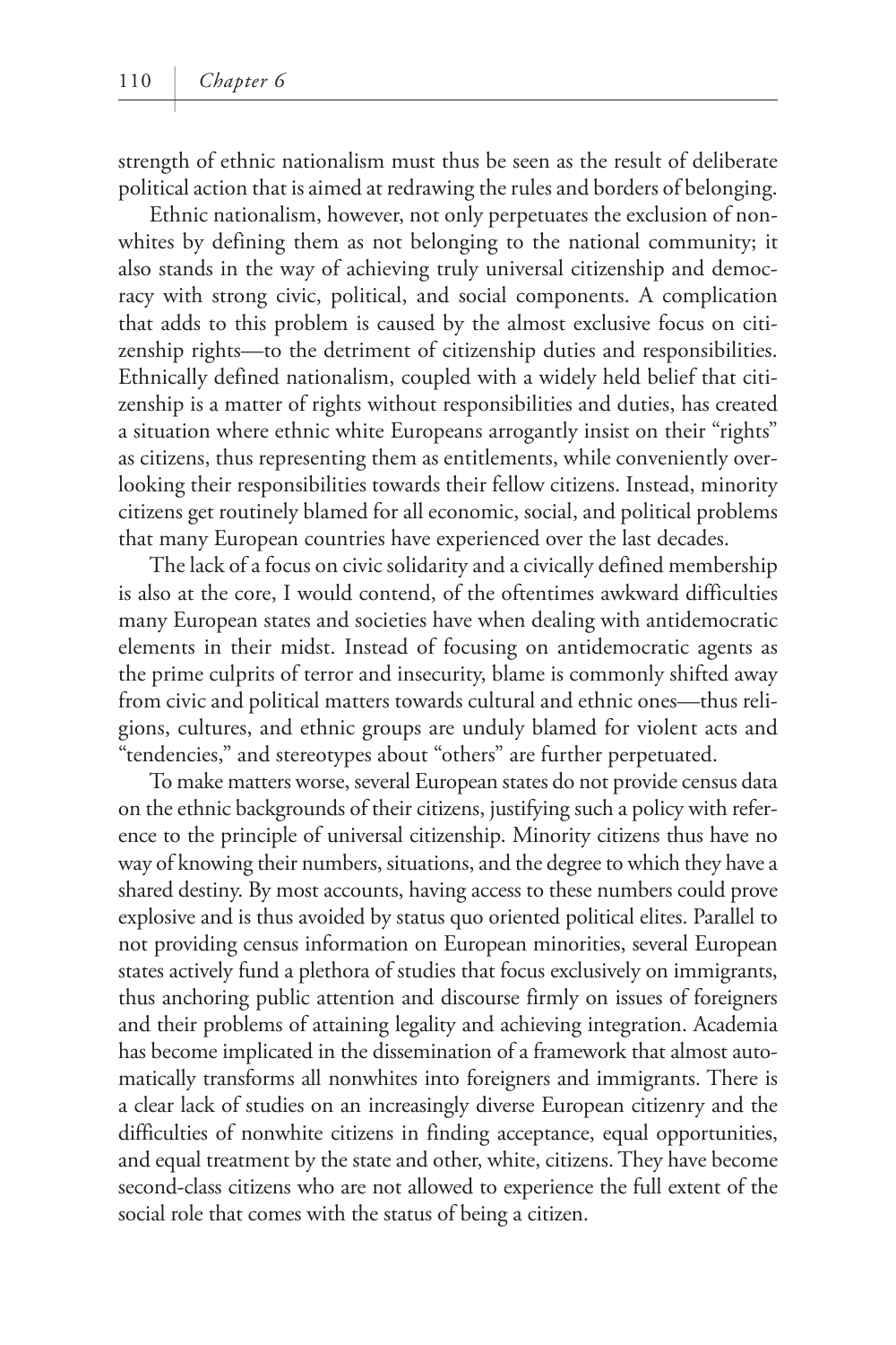strength of ethnic nationalism must thus be seen as the result of deliberate political action that is aimed at redrawing the rules and borders of belonging.

Ethnic nationalism, however, not only perpetuates the exclusion of nonwhites by defining them as not belonging to the national community; it also stands in the way of achieving truly universal citizenship and democracy with strong civic, political, and social components. A complication that adds to this problem is caused by the almost exclusive focus on citizenship rights—to the detriment of citizenship duties and responsibilities. Ethnically defined nationalism, coupled with a widely held belief that citizenship is a matter of rights without responsibilities and duties, has created a situation where ethnic white Europeans arrogantly insist on their "rights" as citizens, thus representing them as entitlements, while conveniently overlooking their responsibilities towards their fellow citizens. Instead, minority citizens get routinely blamed for all economic, social, and political problems that many European countries have experienced over the last decades.

The lack of a focus on civic solidarity and a civically defined membership is also at the core, I would contend, of the oftentimes awkward difficulties many European states and societies have when dealing with antidemocratic elements in their midst. Instead of focusing on antidemocratic agents as the prime culprits of terror and insecurity, blame is commonly shifted away from civic and political matters towards cultural and ethnic ones—thus religions, cultures, and ethnic groups are unduly blamed for violent acts and "tendencies," and stereotypes about "others" are further perpetuated.

To make matters worse, several European states do not provide census data on the ethnic backgrounds of their citizens, justifying such a policy with reference to the principle of universal citizenship. Minority citizens thus have no way of knowing their numbers, situations, and the degree to which they have a shared destiny. By most accounts, having access to these numbers could prove explosive and is thus avoided by status quo oriented political elites. Parallel to not providing census information on European minorities, several European states actively fund a plethora of studies that focus exclusively on immigrants, thus anchoring public attention and discourse firmly on issues of foreigners and their problems of attaining legality and achieving integration. Academia has become implicated in the dissemination of a framework that almost automatically transforms all nonwhites into foreigners and immigrants. There is a clear lack of studies on an increasingly diverse European citizenry and the difficulties of nonwhite citizens in finding acceptance, equal opportunities, and equal treatment by the state and other, white, citizens. They have become second-class citizens who are not allowed to experience the full extent of the social role that comes with the status of being a citizen.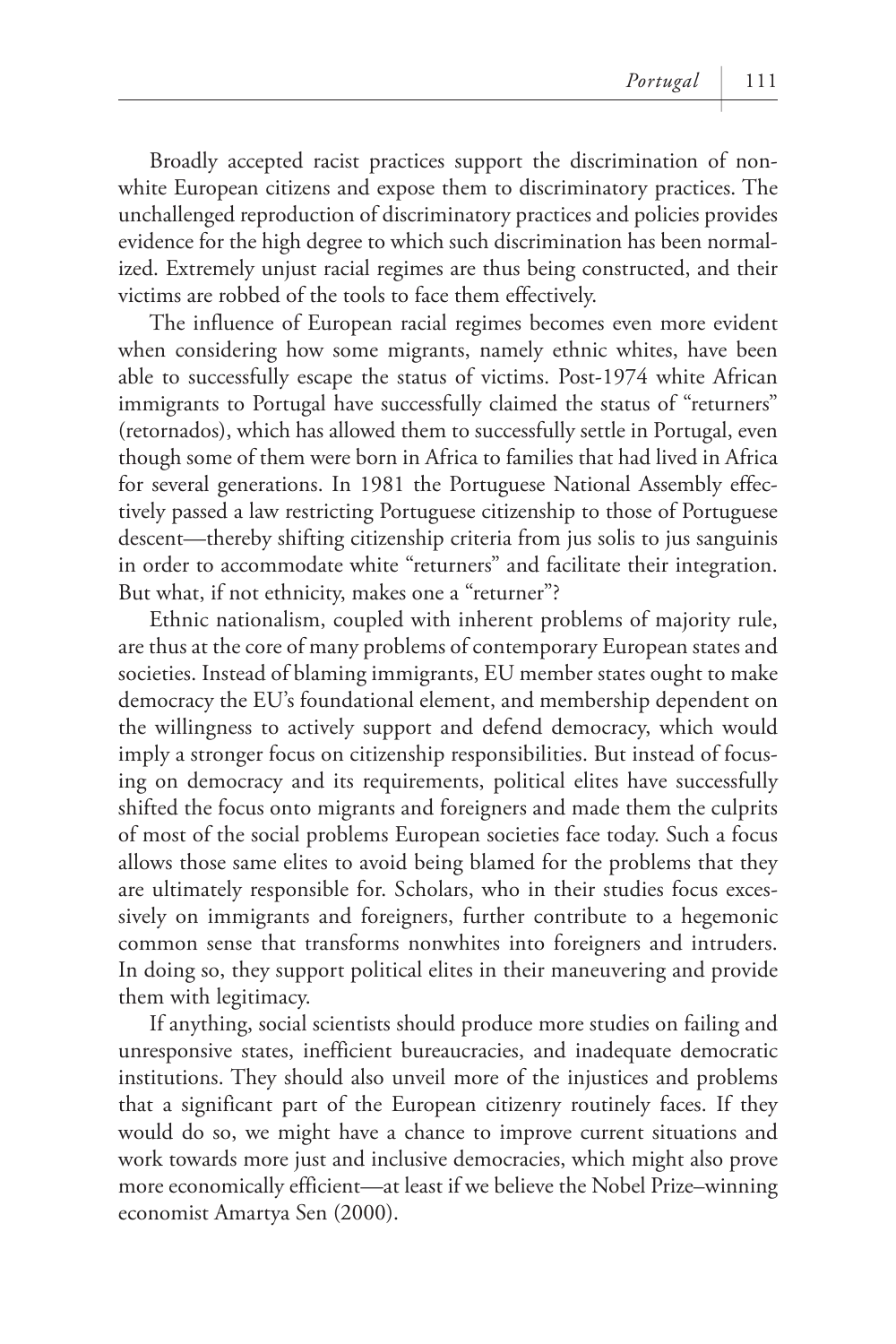Broadly accepted racist practices support the discrimination of nonwhite European citizens and expose them to discriminatory practices. The unchallenged reproduction of discriminatory practices and policies provides evidence for the high degree to which such discrimination has been normalized. Extremely unjust racial regimes are thus being constructed, and their victims are robbed of the tools to face them effectively.

The influence of European racial regimes becomes even more evident when considering how some migrants, namely ethnic whites, have been able to successfully escape the status of victims. Post-1974 white African immigrants to Portugal have successfully claimed the status of "returners" (retornados), which has allowed them to successfully settle in Portugal, even though some of them were born in Africa to families that had lived in Africa for several generations. In 1981 the Portuguese National Assembly effectively passed a law restricting Portuguese citizenship to those of Portuguese descent—thereby shifting citizenship criteria from jus solis to jus sanguinis in order to accommodate white "returners" and facilitate their integration. But what, if not ethnicity, makes one a "returner"?

Ethnic nationalism, coupled with inherent problems of majority rule, are thus at the core of many problems of contemporary European states and societies. Instead of blaming immigrants, EU member states ought to make democracy the EU's foundational element, and membership dependent on the willingness to actively support and defend democracy, which would imply a stronger focus on citizenship responsibilities. But instead of focusing on democracy and its requirements, political elites have successfully shifted the focus onto migrants and foreigners and made them the culprits of most of the social problems European societies face today. Such a focus allows those same elites to avoid being blamed for the problems that they are ultimately responsible for. Scholars, who in their studies focus excessively on immigrants and foreigners, further contribute to a hegemonic common sense that transforms nonwhites into foreigners and intruders. In doing so, they support political elites in their maneuvering and provide them with legitimacy.

If anything, social scientists should produce more studies on failing and unresponsive states, inefficient bureaucracies, and inadequate democratic institutions. They should also unveil more of the injustices and problems that a significant part of the European citizenry routinely faces. If they would do so, we might have a chance to improve current situations and work towards more just and inclusive democracies, which might also prove more economically efficient—at least if we believe the Nobel Prize–winning economist Amartya Sen (2000).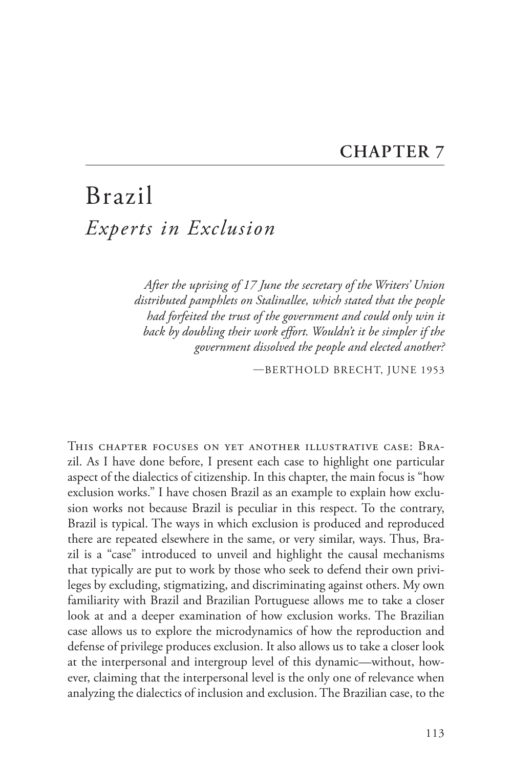# CHAPTER 7

# Brazil

## *Experts in Exclusion*

> *After the uprising of 17 June the secretary of the Writers' Union distributed pamphlets on Stalinallee, which stated that the people had forfeited the trust of the government and could only win it back by doubling their work effort. Wouldn't it be simpler if the government dissolved the people and elected another?*
>
> —BERTHOLD BRECHT, JUNE 1953

This chapter focuses on yet another illustrative case: Brazil. As I have done before, I present each case to highlight one particular aspect of the dialectics of citizenship. In this chapter, the main focus is "how exclusion works." I have chosen Brazil as an example to explain how exclusion works not because Brazil is peculiar in this respect. To the contrary, Brazil is typical. The ways in which exclusion is produced and reproduced there are repeated elsewhere in the same, or very similar, ways. Thus, Brazil is a "case" introduced to unveil and highlight the causal mechanisms that typically are put to work by those who seek to defend their own privileges by excluding, stigmatizing, and discriminating against others. My own familiarity with Brazil and Brazilian Portuguese allows me to take a closer look at and a deeper examination of how exclusion works. The Brazilian case allows us to explore the microdynamics of how the reproduction and defense of privilege produces exclusion. It also allows us to take a closer look at the interpersonal and intergroup level of this dynamic—without, however, claiming that the interpersonal level is the only one of relevance when analyzing the dialectics of inclusion and exclusion. The Brazilian case, to the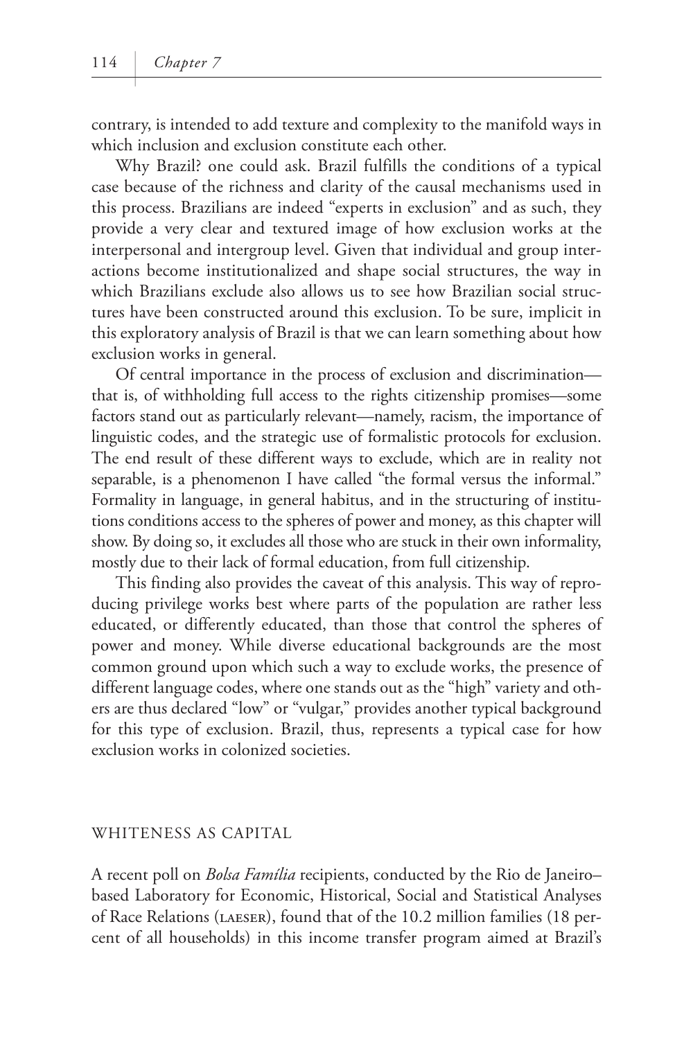contrary, is intended to add texture and complexity to the manifold ways in which inclusion and exclusion constitute each other.

Why Brazil? one could ask. Brazil fulfills the conditions of a typical case because of the richness and clarity of the causal mechanisms used in this process. Brazilians are indeed "experts in exclusion" and as such, they provide a very clear and textured image of how exclusion works at the interpersonal and intergroup level. Given that individual and group interactions become institutionalized and shape social structures, the way in which Brazilians exclude also allows us to see how Brazilian social structures have been constructed around this exclusion. To be sure, implicit in this exploratory analysis of Brazil is that we can learn something about how exclusion works in general.

Of central importance in the process of exclusion and discrimination—that is, of withholding full access to the rights citizenship promises—some factors stand out as particularly relevant—namely, racism, the importance of linguistic codes, and the strategic use of formalistic protocols for exclusion. The end result of these different ways to exclude, which are in reality not separable, is a phenomenon I have called "the formal versus the informal." Formality in language, in general habitus, and in the structuring of institutions conditions access to the spheres of power and money, as this chapter will show. By doing so, it excludes all those who are stuck in their own informality, mostly due to their lack of formal education, from full citizenship.

This finding also provides the caveat of this analysis. This way of reproducing privilege works best where parts of the population are rather less educated, or differently educated, than those that control the spheres of power and money. While diverse educational backgrounds are the most common ground upon which such a way to exclude works, the presence of different language codes, where one stands out as the "high" variety and others are thus declared "low" or "vulgar," provides another typical background for this type of exclusion. Brazil, thus, represents a typical case for how exclusion works in colonized societies.

## WHITENESS AS CAPITAL

A recent poll on *Bolsa Família* recipients, conducted by the Rio de Janeiro–based Laboratory for Economic, Historical, Social and Statistical Analyses of Race Relations (LAESER), found that of the 10.2 million families (18 percent of all households) in this income transfer program aimed at Brazil's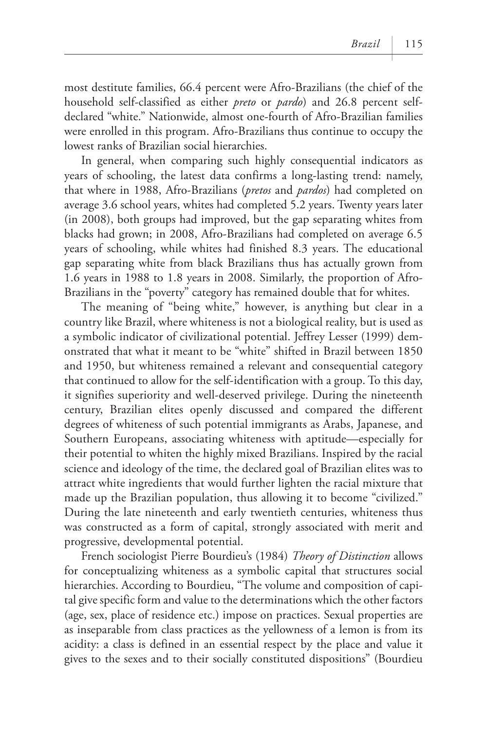most destitute families, 66.4 percent were Afro-Brazilians (the chief of the household self-classified as either *preto* or *pardo*) and 26.8 percent self-declared "white." Nationwide, almost one-fourth of Afro-Brazilian families were enrolled in this program. Afro-Brazilians thus continue to occupy the lowest ranks of Brazilian social hierarchies.

In general, when comparing such highly consequential indicators as years of schooling, the latest data confirms a long-lasting trend: namely, that where in 1988, Afro-Brazilians (*pretos* and *pardos*) had completed on average 3.6 school years, whites had completed 5.2 years. Twenty years later (in 2008), both groups had improved, but the gap separating whites from blacks had grown; in 2008, Afro-Brazilians had completed on average 6.5 years of schooling, while whites had finished 8.3 years. The educational gap separating white from black Brazilians thus has actually grown from 1.6 years in 1988 to 1.8 years in 2008. Similarly, the proportion of Afro-Brazilians in the "poverty" category has remained double that for whites.

The meaning of "being white," however, is anything but clear in a country like Brazil, where whiteness is not a biological reality, but is used as a symbolic indicator of civilizational potential. Jeffrey Lesser (1999) demonstrated that what it meant to be "white" shifted in Brazil between 1850 and 1950, but whiteness remained a relevant and consequential category that continued to allow for the self-identification with a group. To this day, it signifies superiority and well-deserved privilege. During the nineteenth century, Brazilian elites openly discussed and compared the different degrees of whiteness of such potential immigrants as Arabs, Japanese, and Southern Europeans, associating whiteness with aptitude—especially for their potential to whiten the highly mixed Brazilians. Inspired by the racial science and ideology of the time, the declared goal of Brazilian elites was to attract white ingredients that would further lighten the racial mixture that made up the Brazilian population, thus allowing it to become "civilized." During the late nineteenth and early twentieth centuries, whiteness thus was constructed as a form of capital, strongly associated with merit and progressive, developmental potential.

French sociologist Pierre Bourdieu's (1984) *Theory of Distinction* allows for conceptualizing whiteness as a symbolic capital that structures social hierarchies. According to Bourdieu, "The volume and composition of capital give specific form and value to the determinations which the other factors (age, sex, place of residence etc.) impose on practices. Sexual properties are as inseparable from class practices as the yellowness of a lemon is from its acidity: a class is defined in an essential respect by the place and value it gives to the sexes and to their socially constituted dispositions" (Bourdieu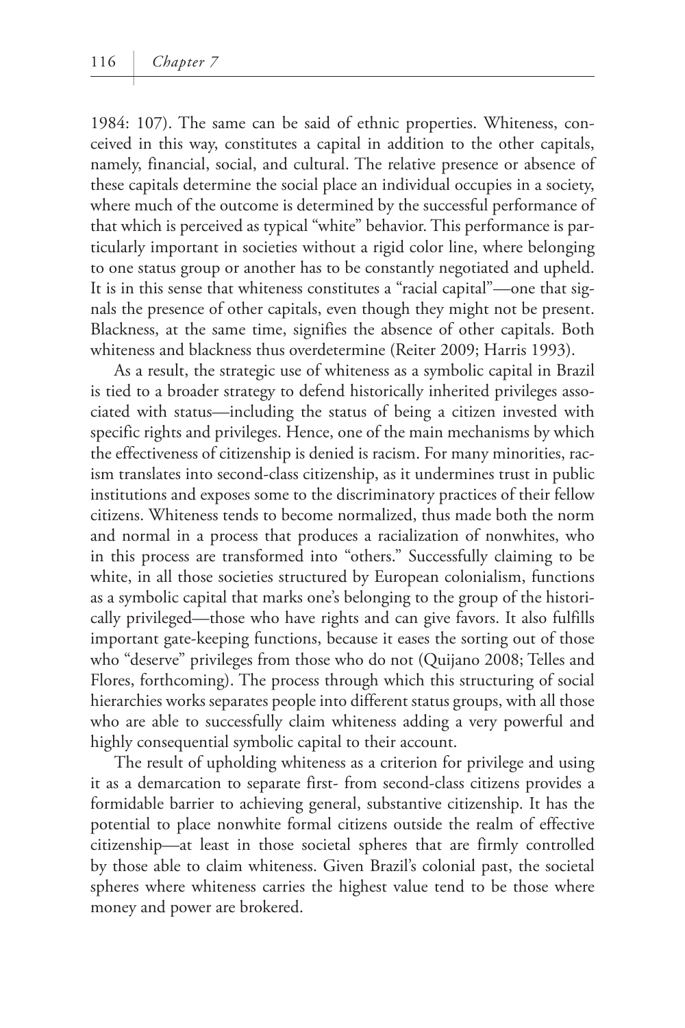1984: 107). The same can be said of ethnic properties. Whiteness, conceived in this way, constitutes a capital in addition to the other capitals, namely, financial, social, and cultural. The relative presence or absence of these capitals determine the social place an individual occupies in a society, where much of the outcome is determined by the successful performance of that which is perceived as typical "white" behavior. This performance is particularly important in societies without a rigid color line, where belonging to one status group or another has to be constantly negotiated and upheld. It is in this sense that whiteness constitutes a "racial capital"—one that signals the presence of other capitals, even though they might not be present. Blackness, at the same time, signifies the absence of other capitals. Both whiteness and blackness thus overdetermine (Reiter 2009; Harris 1993).

As a result, the strategic use of whiteness as a symbolic capital in Brazil is tied to a broader strategy to defend historically inherited privileges associated with status—including the status of being a citizen invested with specific rights and privileges. Hence, one of the main mechanisms by which the effectiveness of citizenship is denied is racism. For many minorities, racism translates into second-class citizenship, as it undermines trust in public institutions and exposes some to the discriminatory practices of their fellow citizens. Whiteness tends to become normalized, thus made both the norm and normal in a process that produces a racialization of nonwhites, who in this process are transformed into "others." Successfully claiming to be white, in all those societies structured by European colonialism, functions as a symbolic capital that marks one's belonging to the group of the historically privileged—those who have rights and can give favors. It also fulfills important gate-keeping functions, because it eases the sorting out of those who "deserve" privileges from those who do not (Quijano 2008; Telles and Flores, forthcoming). The process through which this structuring of social hierarchies works separates people into different status groups, with all those who are able to successfully claim whiteness adding a very powerful and highly consequential symbolic capital to their account.

The result of upholding whiteness as a criterion for privilege and using it as a demarcation to separate first- from second-class citizens provides a formidable barrier to achieving general, substantive citizenship. It has the potential to place nonwhite formal citizens outside the realm of effective citizenship—at least in those societal spheres that are firmly controlled by those able to claim whiteness. Given Brazil's colonial past, the societal spheres where whiteness carries the highest value tend to be those where money and power are brokered.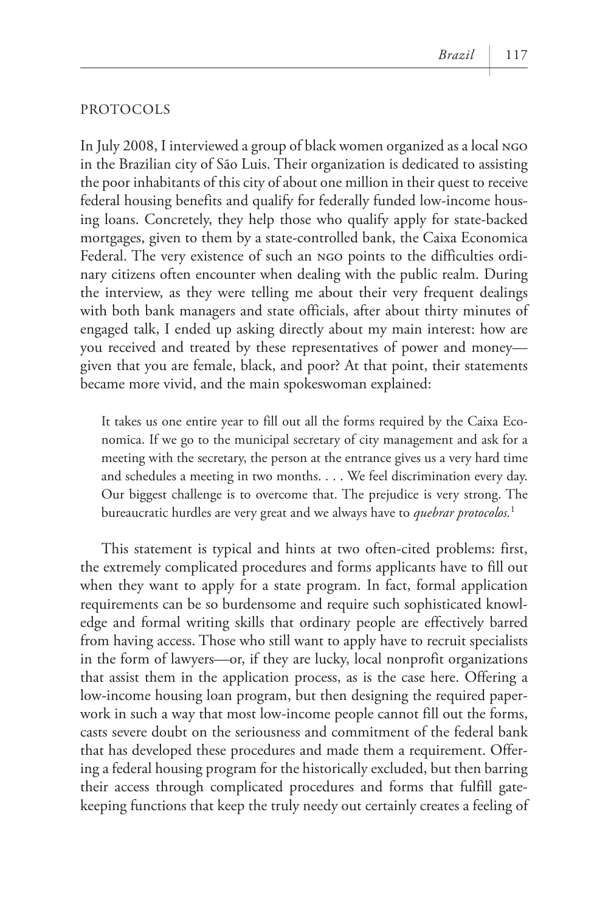## PROTOCOLS

In July 2008, I interviewed a group of black women organized as a local NGO in the Brazilian city of São Luis. Their organization is dedicated to assisting the poor inhabitants of this city of about one million in their quest to receive federal housing benefits and qualify for federally funded low-income housing loans. Concretely, they help those who qualify apply for state-backed mortgages, given to them by a state-controlled bank, the Caixa Economica Federal. The very existence of such an NGO points to the difficulties ordinary citizens often encounter when dealing with the public realm. During the interview, as they were telling me about their very frequent dealings with both bank managers and state officials, after about thirty minutes of engaged talk, I ended up asking directly about my main interest: how are you received and treated by these representatives of power and money—given that you are female, black, and poor? At that point, their statements became more vivid, and the main spokeswoman explained:

> It takes us one entire year to fill out all the forms required by the Caixa Economica. If we go to the municipal secretary of city management and ask for a meeting with the secretary, the person at the entrance gives us a very hard time and schedules a meeting in two months. . . . We feel discrimination every day. Our biggest challenge is to overcome that. The prejudice is very strong. The bureaucratic hurdles are very great and we always have to *quebrar protocolos.*[1]

This statement is typical and hints at two often-cited problems: first, the extremely complicated procedures and forms applicants have to fill out when they want to apply for a state program. In fact, formal application requirements can be so burdensome and require such sophisticated knowledge and formal writing skills that ordinary people are effectively barred from having access. Those who still want to apply have to recruit specialists in the form of lawyers—or, if they are lucky, local nonprofit organizations that assist them in the application process, as is the case here. Offering a low-income housing loan program, but then designing the required paperwork in such a way that most low-income people cannot fill out the forms, casts severe doubt on the seriousness and commitment of the federal bank that has developed these procedures and made them a requirement. Offering a federal housing program for the historically excluded, but then barring their access through complicated procedures and forms that fulfill gatekeeping functions that keep the truly needy out certainly creates a feeling of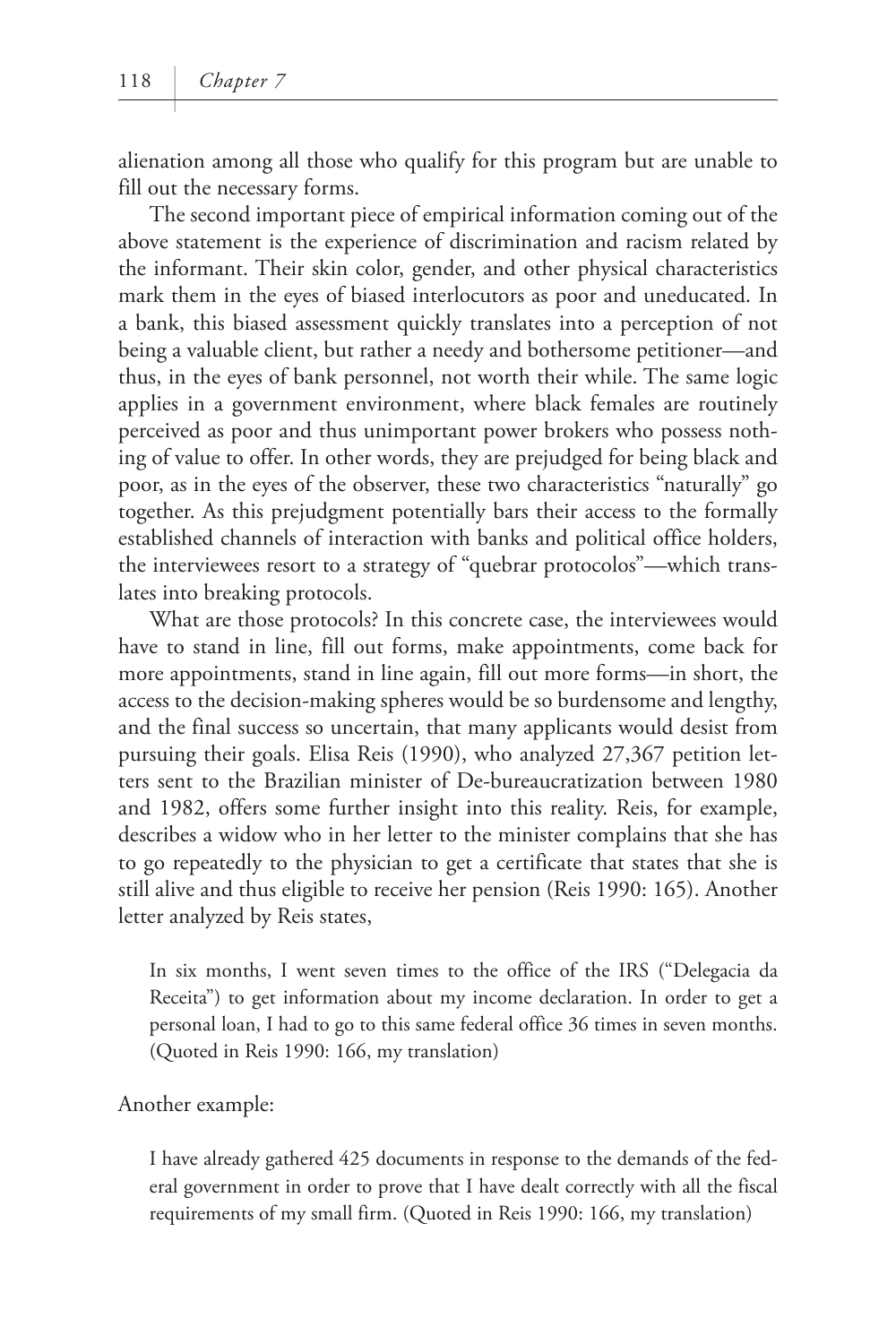alienation among all those who qualify for this program but are unable to fill out the necessary forms.

The second important piece of empirical information coming out of the above statement is the experience of discrimination and racism related by the informant. Their skin color, gender, and other physical characteristics mark them in the eyes of biased interlocutors as poor and uneducated. In a bank, this biased assessment quickly translates into a perception of not being a valuable client, but rather a needy and bothersome petitioner—and thus, in the eyes of bank personnel, not worth their while. The same logic applies in a government environment, where black females are routinely perceived as poor and thus unimportant power brokers who possess nothing of value to offer. In other words, they are prejudged for being black and poor, as in the eyes of the observer, these two characteristics "naturally" go together. As this prejudgment potentially bars their access to the formally established channels of interaction with banks and political office holders, the interviewees resort to a strategy of "quebrar protocolos"—which translates into breaking protocols.

What are those protocols? In this concrete case, the interviewees would have to stand in line, fill out forms, make appointments, come back for more appointments, stand in line again, fill out more forms—in short, the access to the decision-making spheres would be so burdensome and lengthy, and the final success so uncertain, that many applicants would desist from pursuing their goals. Elisa Reis (1990), who analyzed 27,367 petition letters sent to the Brazilian minister of De-bureaucratization between 1980 and 1982, offers some further insight into this reality. Reis, for example, describes a widow who in her letter to the minister complains that she has to go repeatedly to the physician to get a certificate that states that she is still alive and thus eligible to receive her pension (Reis 1990: 165). Another letter analyzed by Reis states,

> In six months, I went seven times to the office of the IRS ("Delegacia da Receita") to get information about my income declaration. In order to get a personal loan, I had to go to this same federal office 36 times in seven months. (Quoted in Reis 1990: 166, my translation)

Another example:

> I have already gathered 425 documents in response to the demands of the federal government in order to prove that I have dealt correctly with all the fiscal requirements of my small firm. (Quoted in Reis 1990: 166, my translation)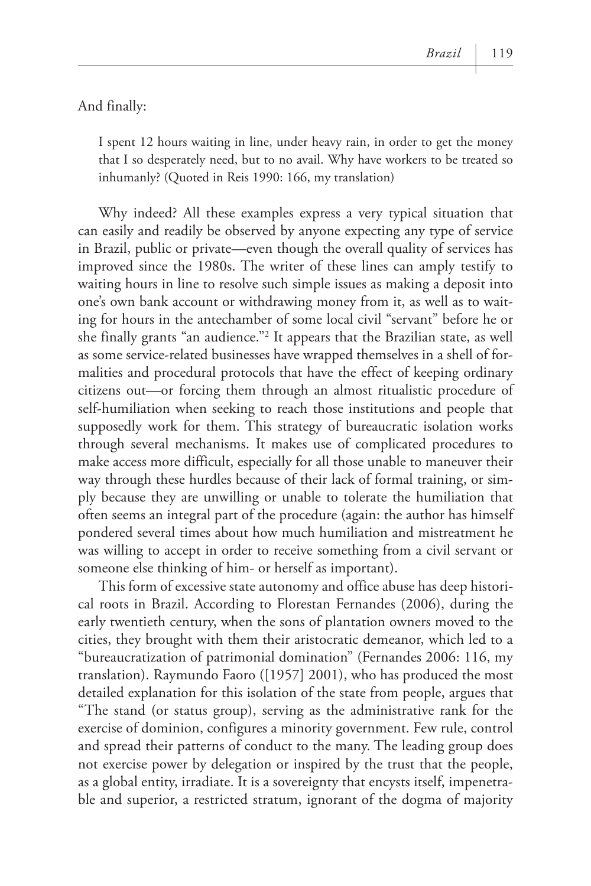And finally:

> I spent 12 hours waiting in line, under heavy rain, in order to get the money that I so desperately need, but to no avail. Why have workers to be treated so inhumanly? (Quoted in Reis 1990: 166, my translation)

Why indeed? All these examples express a very typical situation that can easily and readily be observed by anyone expecting any type of service in Brazil, public or private—even though the overall quality of services has improved since the 1980s. The writer of these lines can amply testify to waiting hours in line to resolve such simple issues as making a deposit into one's own bank account or withdrawing money from it, as well as to waiting for hours in the antechamber of some local civil "servant" before he or she finally grants "an audience."[2] It appears that the Brazilian state, as well as some service-related businesses have wrapped themselves in a shell of formalities and procedural protocols that have the effect of keeping ordinary citizens out—or forcing them through an almost ritualistic procedure of self-humiliation when seeking to reach those institutions and people that supposedly work for them. This strategy of bureaucratic isolation works through several mechanisms. It makes use of complicated procedures to make access more difficult, especially for all those unable to maneuver their way through these hurdles because of their lack of formal training, or simply because they are unwilling or unable to tolerate the humiliation that often seems an integral part of the procedure (again: the author has himself pondered several times about how much humiliation and mistreatment he was willing to accept in order to receive something from a civil servant or someone else thinking of him- or herself as important).

This form of excessive state autonomy and office abuse has deep historical roots in Brazil. According to Florestan Fernandes (2006), during the early twentieth century, when the sons of plantation owners moved to the cities, they brought with them their aristocratic demeanor, which led to a "bureaucratization of patrimonial domination" (Fernandes 2006: 116, my translation). Raymundo Faoro ([1957] 2001), who has produced the most detailed explanation for this isolation of the state from people, argues that "The stand (or status group), serving as the administrative rank for the exercise of dominion, configures a minority government. Few rule, control and spread their patterns of conduct to the many. The leading group does not exercise power by delegation or inspired by the trust that the people, as a global entity, irradiate. It is a sovereignty that encysts itself, impenetrable and superior, a restricted stratum, ignorant of the dogma of majority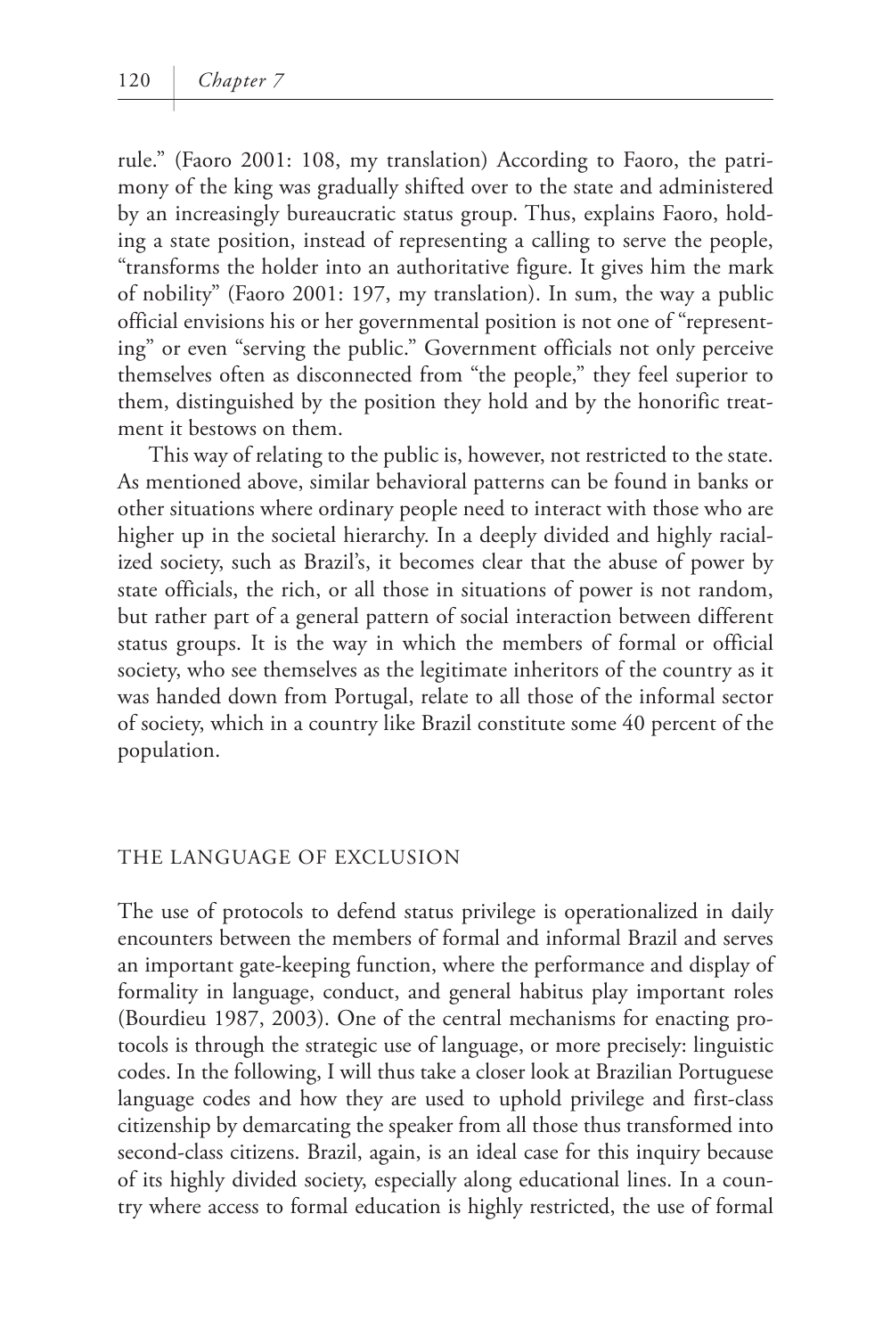rule." (Faoro 2001: 108, my translation) According to Faoro, the patrimony of the king was gradually shifted over to the state and administered by an increasingly bureaucratic status group. Thus, explains Faoro, holding a state position, instead of representing a calling to serve the people, "transforms the holder into an authoritative figure. It gives him the mark of nobility" (Faoro 2001: 197, my translation). In sum, the way a public official envisions his or her governmental position is not one of "representing" or even "serving the public." Government officials not only perceive themselves often as disconnected from "the people," they feel superior to them, distinguished by the position they hold and by the honorific treatment it bestows on them.

This way of relating to the public is, however, not restricted to the state. As mentioned above, similar behavioral patterns can be found in banks or other situations where ordinary people need to interact with those who are higher up in the societal hierarchy. In a deeply divided and highly racialized society, such as Brazil's, it becomes clear that the abuse of power by state officials, the rich, or all those in situations of power is not random, but rather part of a general pattern of social interaction between different status groups. It is the way in which the members of formal or official society, who see themselves as the legitimate inheritors of the country as it was handed down from Portugal, relate to all those of the informal sector of society, which in a country like Brazil constitute some 40 percent of the population.

## THE LANGUAGE OF EXCLUSION

The use of protocols to defend status privilege is operationalized in daily encounters between the members of formal and informal Brazil and serves an important gate-keeping function, where the performance and display of formality in language, conduct, and general habitus play important roles (Bourdieu 1987, 2003). One of the central mechanisms for enacting protocols is through the strategic use of language, or more precisely: linguistic codes. In the following, I will thus take a closer look at Brazilian Portuguese language codes and how they are used to uphold privilege and first-class citizenship by demarcating the speaker from all those thus transformed into second-class citizens. Brazil, again, is an ideal case for this inquiry because of its highly divided society, especially along educational lines. In a country where access to formal education is highly restricted, the use of formal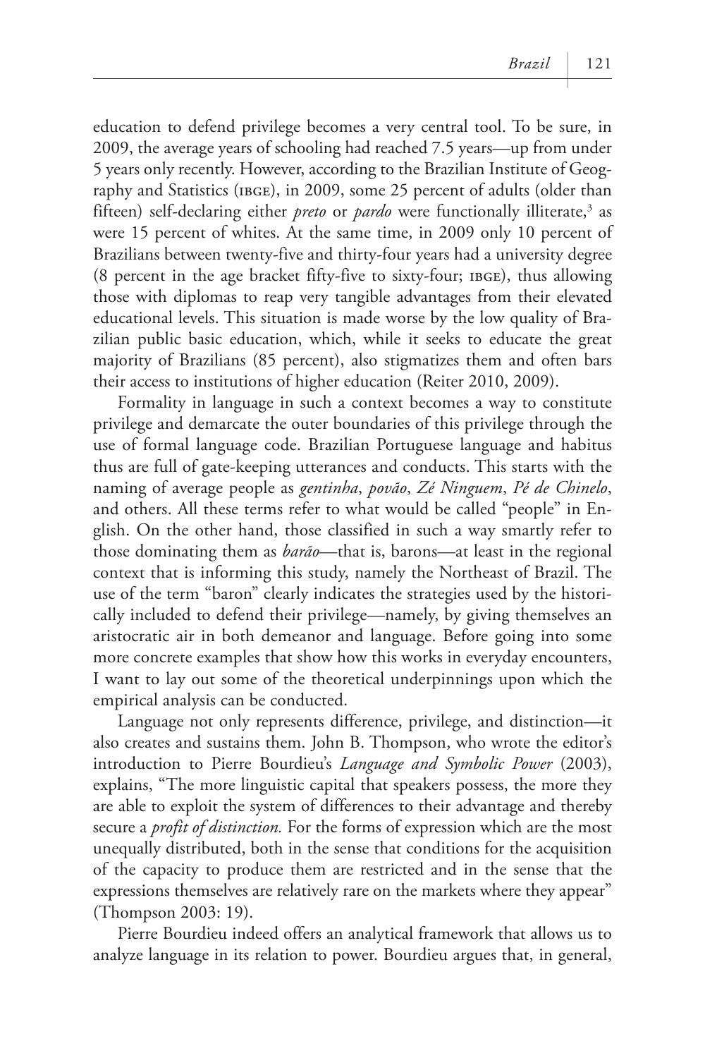education to defend privilege becomes a very central tool. To be sure, in 2009, the average years of schooling had reached 7.5 years—up from under 5 years only recently. However, according to the Brazilian Institute of Geography and Statistics (IBGE), in 2009, some 25 percent of adults (older than fifteen) self-declaring either *preto* or *pardo* were functionally illiterate,[3] as were 15 percent of whites. At the same time, in 2009 only 10 percent of Brazilians between twenty-five and thirty-four years had a university degree (8 percent in the age bracket fifty-five to sixty-four; IBGE), thus allowing those with diplomas to reap very tangible advantages from their elevated educational levels. This situation is made worse by the low quality of Brazilian public basic education, which, while it seeks to educate the great majority of Brazilians (85 percent), also stigmatizes them and often bars their access to institutions of higher education (Reiter 2010, 2009).

Formality in language in such a context becomes a way to constitute privilege and demarcate the outer boundaries of this privilege through the use of formal language code. Brazilian Portuguese language and habitus thus are full of gate-keeping utterances and conducts. This starts with the naming of average people as *gentinha*, *povão*, *Zé Ninguem*, *Pé de Chinelo*, and others. All these terms refer to what would be called "people" in English. On the other hand, those classified in such a way smartly refer to those dominating them as *barão*—that is, barons—at least in the regional context that is informing this study, namely the Northeast of Brazil. The use of the term "baron" clearly indicates the strategies used by the historically included to defend their privilege—namely, by giving themselves an aristocratic air in both demeanor and language. Before going into some more concrete examples that show how this works in everyday encounters, I want to lay out some of the theoretical underpinnings upon which the empirical analysis can be conducted.

Language not only represents difference, privilege, and distinction—it also creates and sustains them. John B. Thompson, who wrote the editor's introduction to Pierre Bourdieu's *Language and Symbolic Power* (2003), explains, "The more linguistic capital that speakers possess, the more they are able to exploit the system of differences to their advantage and thereby secure a *profit of distinction.* For the forms of expression which are the most unequally distributed, both in the sense that conditions for the acquisition of the capacity to produce them are restricted and in the sense that the expressions themselves are relatively rare on the markets where they appear" (Thompson 2003: 19).

Pierre Bourdieu indeed offers an analytical framework that allows us to analyze language in its relation to power. Bourdieu argues that, in general,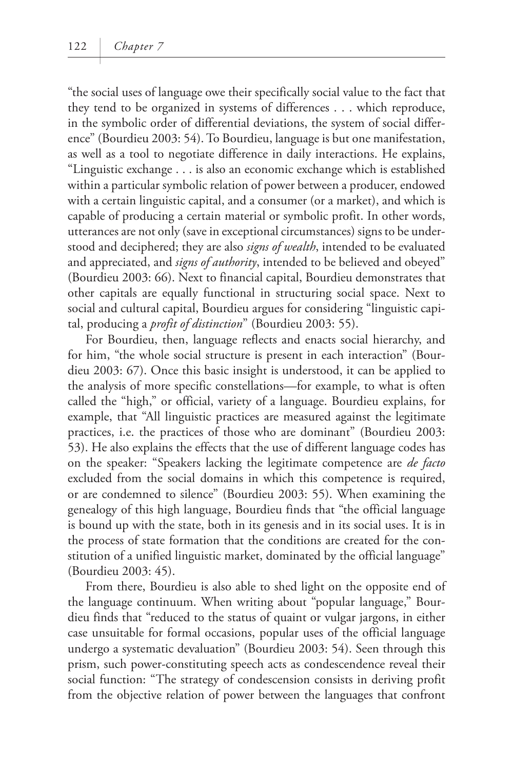"the social uses of language owe their specifically social value to the fact that they tend to be organized in systems of differences . . . which reproduce, in the symbolic order of differential deviations, the system of social difference" (Bourdieu 2003: 54). To Bourdieu, language is but one manifestation, as well as a tool to negotiate difference in daily interactions. He explains, "Linguistic exchange . . . is also an economic exchange which is established within a particular symbolic relation of power between a producer, endowed with a certain linguistic capital, and a consumer (or a market), and which is capable of producing a certain material or symbolic profit. In other words, utterances are not only (save in exceptional circumstances) signs to be understood and deciphered; they are also *signs of wealth*, intended to be evaluated and appreciated, and *signs of authority*, intended to be believed and obeyed" (Bourdieu 2003: 66). Next to financial capital, Bourdieu demonstrates that other capitals are equally functional in structuring social space. Next to social and cultural capital, Bourdieu argues for considering "linguistic capital, producing a *profit of distinction*" (Bourdieu 2003: 55).

For Bourdieu, then, language reflects and enacts social hierarchy, and for him, "the whole social structure is present in each interaction" (Bourdieu 2003: 67). Once this basic insight is understood, it can be applied to the analysis of more specific constellations—for example, to what is often called the "high," or official, variety of a language. Bourdieu explains, for example, that "All linguistic practices are measured against the legitimate practices, i.e. the practices of those who are dominant" (Bourdieu 2003: 53). He also explains the effects that the use of different language codes has on the speaker: "Speakers lacking the legitimate competence are *de facto* excluded from the social domains in which this competence is required, or are condemned to silence" (Bourdieu 2003: 55). When examining the genealogy of this high language, Bourdieu finds that "the official language is bound up with the state, both in its genesis and in its social uses. It is in the process of state formation that the conditions are created for the constitution of a unified linguistic market, dominated by the official language" (Bourdieu 2003: 45).

From there, Bourdieu is also able to shed light on the opposite end of the language continuum. When writing about "popular language," Bourdieu finds that "reduced to the status of quaint or vulgar jargons, in either case unsuitable for formal occasions, popular uses of the official language undergo a systematic devaluation" (Bourdieu 2003: 54). Seen through this prism, such power-constituting speech acts as condescendence reveal their social function: "The strategy of condescension consists in deriving profit from the objective relation of power between the languages that confront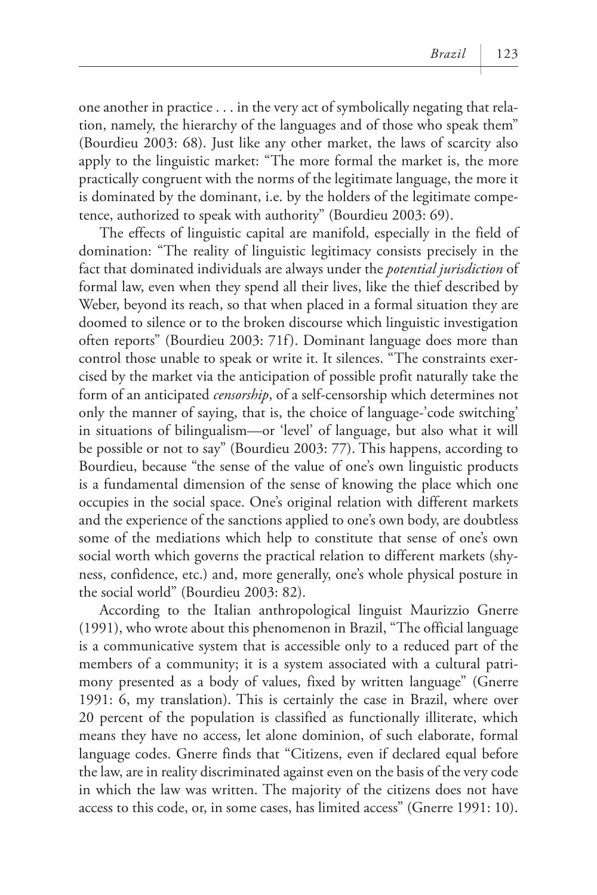one another in practice . . . in the very act of symbolically negating that relation, namely, the hierarchy of the languages and of those who speak them" (Bourdieu 2003: 68). Just like any other market, the laws of scarcity also apply to the linguistic market: "The more formal the market is, the more practically congruent with the norms of the legitimate language, the more it is dominated by the dominant, i.e. by the holders of the legitimate competence, authorized to speak with authority" (Bourdieu 2003: 69).

The effects of linguistic capital are manifold, especially in the field of domination: "The reality of linguistic legitimacy consists precisely in the fact that dominated individuals are always under the *potential jurisdiction* of formal law, even when they spend all their lives, like the thief described by Weber, beyond its reach, so that when placed in a formal situation they are doomed to silence or to the broken discourse which linguistic investigation often reports" (Bourdieu 2003: 71f). Dominant language does more than control those unable to speak or write it. It silences. "The constraints exercised by the market via the anticipation of possible profit naturally take the form of an anticipated *censorship*, of a self-censorship which determines not only the manner of saying, that is, the choice of language-'code switching' in situations of bilingualism—or 'level' of language, but also what it will be possible or not to say" (Bourdieu 2003: 77). This happens, according to Bourdieu, because "the sense of the value of one's own linguistic products is a fundamental dimension of the sense of knowing the place which one occupies in the social space. One's original relation with different markets and the experience of the sanctions applied to one's own body, are doubtless some of the mediations which help to constitute that sense of one's own social worth which governs the practical relation to different markets (shyness, confidence, etc.) and, more generally, one's whole physical posture in the social world" (Bourdieu 2003: 82).

According to the Italian anthropological linguist Maurizzio Gnerre (1991), who wrote about this phenomenon in Brazil, "The official language is a communicative system that is accessible only to a reduced part of the members of a community; it is a system associated with a cultural patrimony presented as a body of values, fixed by written language" (Gnerre 1991: 6, my translation). This is certainly the case in Brazil, where over 20 percent of the population is classified as functionally illiterate, which means they have no access, let alone dominion, of such elaborate, formal language codes. Gnerre finds that "Citizens, even if declared equal before the law, are in reality discriminated against even on the basis of the very code in which the law was written. The majority of the citizens does not have access to this code, or, in some cases, has limited access" (Gnerre 1991: 10).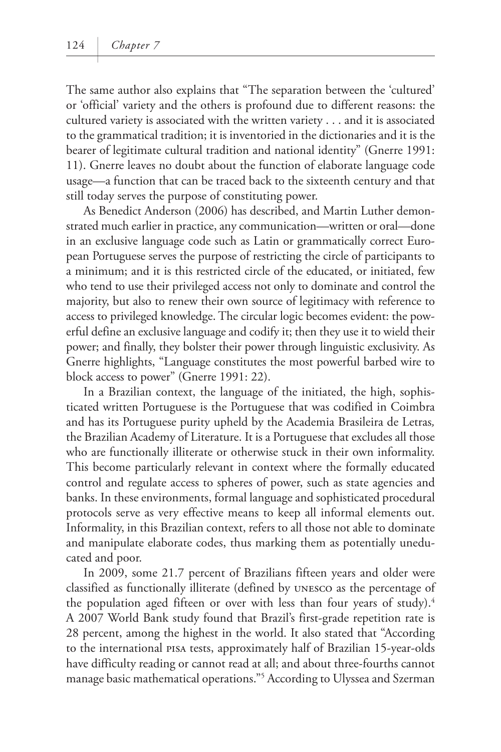The same author also explains that "The separation between the 'cultured' or 'official' variety and the others is profound due to different reasons: the cultured variety is associated with the written variety . . . and it is associated to the grammatical tradition; it is inventoried in the dictionaries and it is the bearer of legitimate cultural tradition and national identity" (Gnerre 1991: 11). Gnerre leaves no doubt about the function of elaborate language code usage—a function that can be traced back to the sixteenth century and that still today serves the purpose of constituting power.

As Benedict Anderson (2006) has described, and Martin Luther demonstrated much earlier in practice, any communication—written or oral—done in an exclusive language code such as Latin or grammatically correct European Portuguese serves the purpose of restricting the circle of participants to a minimum; and it is this restricted circle of the educated, or initiated, few who tend to use their privileged access not only to dominate and control the majority, but also to renew their own source of legitimacy with reference to access to privileged knowledge. The circular logic becomes evident: the powerful define an exclusive language and codify it; then they use it to wield their power; and finally, they bolster their power through linguistic exclusivity. As Gnerre highlights, "Language constitutes the most powerful barbed wire to block access to power" (Gnerre 1991: 22).

In a Brazilian context, the language of the initiated, the high, sophisticated written Portuguese is the Portuguese that was codified in Coimbra and has its Portuguese purity upheld by the Academia Brasileira de Letras*,* the Brazilian Academy of Literature. It is a Portuguese that excludes all those who are functionally illiterate or otherwise stuck in their own informality. This become particularly relevant in context where the formally educated control and regulate access to spheres of power, such as state agencies and banks. In these environments, formal language and sophisticated procedural protocols serve as very effective means to keep all informal elements out. Informality, in this Brazilian context, refers to all those not able to dominate and manipulate elaborate codes, thus marking them as potentially uneducated and poor.

In 2009, some 21.7 percent of Brazilians fifteen years and older were classified as functionally illiterate (defined by UNESCO as the percentage of the population aged fifteen or over with less than four years of study).[4] A 2007 World Bank study found that Brazil's first-grade repetition rate is 28 percent, among the highest in the world. It also stated that "According to the international PISA tests, approximately half of Brazilian 15-year-olds have difficulty reading or cannot read at all; and about three-fourths cannot manage basic mathematical operations."[5] According to Ulyssea and Szerman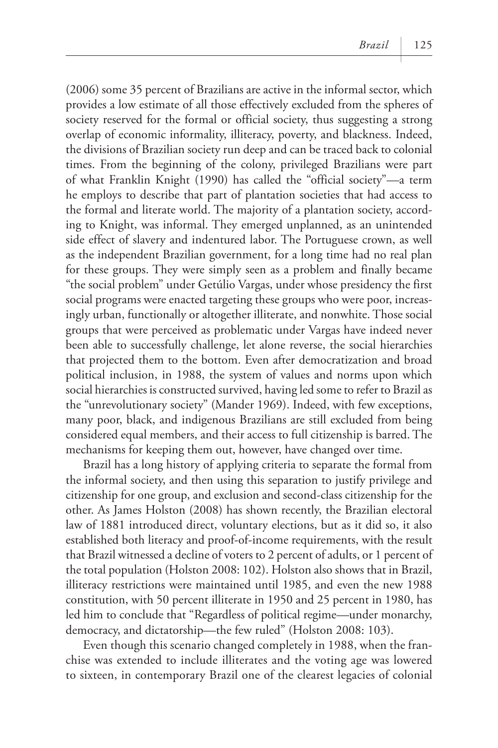(2006) some 35 percent of Brazilians are active in the informal sector, which provides a low estimate of all those effectively excluded from the spheres of society reserved for the formal or official society, thus suggesting a strong overlap of economic informality, illiteracy, poverty, and blackness. Indeed, the divisions of Brazilian society run deep and can be traced back to colonial times. From the beginning of the colony, privileged Brazilians were part of what Franklin Knight (1990) has called the "official society"—a term he employs to describe that part of plantation societies that had access to the formal and literate world. The majority of a plantation society, according to Knight, was informal. They emerged unplanned, as an unintended side effect of slavery and indentured labor. The Portuguese crown, as well as the independent Brazilian government, for a long time had no real plan for these groups. They were simply seen as a problem and finally became "the social problem" under Getúlio Vargas, under whose presidency the first social programs were enacted targeting these groups who were poor, increasingly urban, functionally or altogether illiterate, and nonwhite. Those social groups that were perceived as problematic under Vargas have indeed never been able to successfully challenge, let alone reverse, the social hierarchies that projected them to the bottom. Even after democratization and broad political inclusion, in 1988, the system of values and norms upon which social hierarchies is constructed survived, having led some to refer to Brazil as the "unrevolutionary society" (Mander 1969). Indeed, with few exceptions, many poor, black, and indigenous Brazilians are still excluded from being considered equal members, and their access to full citizenship is barred. The mechanisms for keeping them out, however, have changed over time.

Brazil has a long history of applying criteria to separate the formal from the informal society, and then using this separation to justify privilege and citizenship for one group, and exclusion and second-class citizenship for the other. As James Holston (2008) has shown recently, the Brazilian electoral law of 1881 introduced direct, voluntary elections, but as it did so, it also established both literacy and proof-of-income requirements, with the result that Brazil witnessed a decline of voters to 2 percent of adults, or 1 percent of the total population (Holston 2008: 102). Holston also shows that in Brazil, illiteracy restrictions were maintained until 1985, and even the new 1988 constitution, with 50 percent illiterate in 1950 and 25 percent in 1980, has led him to conclude that "Regardless of political regime—under monarchy, democracy, and dictatorship—the few ruled" (Holston 2008: 103).

Even though this scenario changed completely in 1988, when the franchise was extended to include illiterates and the voting age was lowered to sixteen, in contemporary Brazil one of the clearest legacies of colonial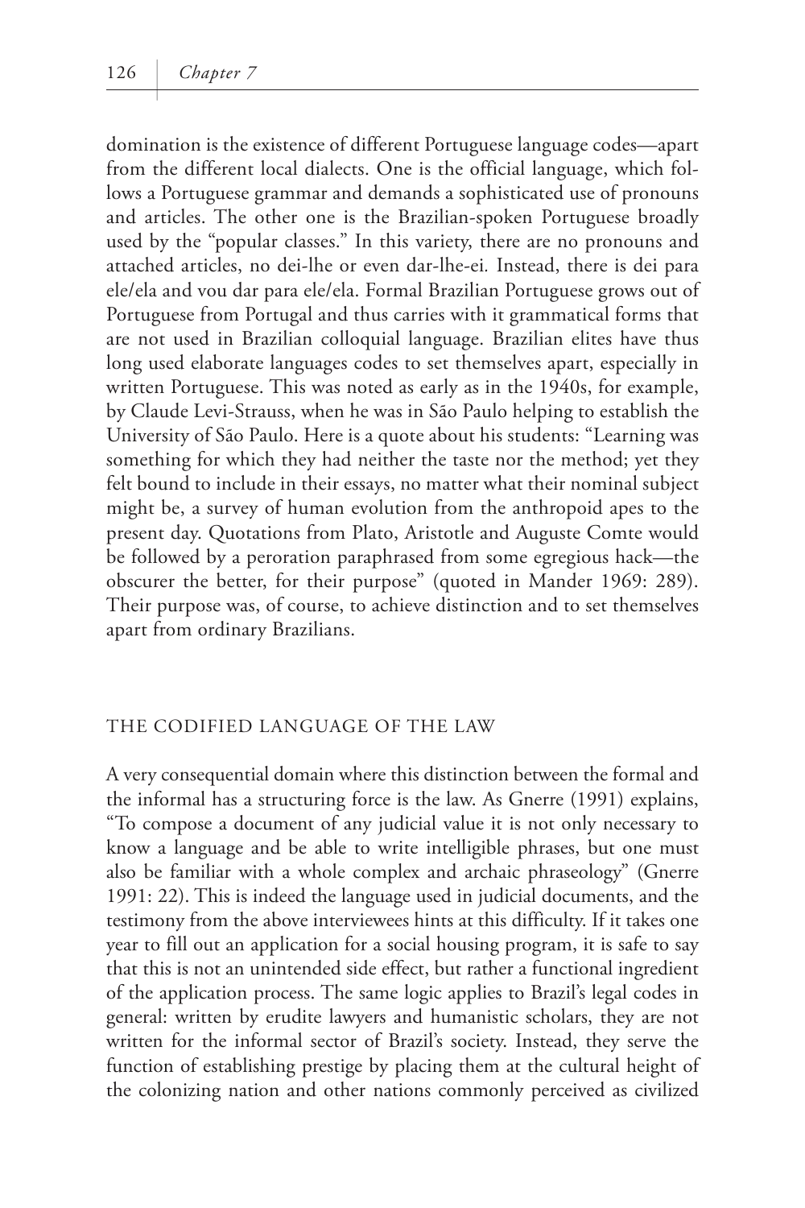domination is the existence of different Portuguese language codes—apart from the different local dialects. One is the official language, which follows a Portuguese grammar and demands a sophisticated use of pronouns and articles. The other one is the Brazilian-spoken Portuguese broadly used by the "popular classes." In this variety, there are no pronouns and attached articles, no dei-lhe or even dar-lhe-ei*.* Instead, there is dei para ele/ela and vou dar para ele/ela. Formal Brazilian Portuguese grows out of Portuguese from Portugal and thus carries with it grammatical forms that are not used in Brazilian colloquial language. Brazilian elites have thus long used elaborate languages codes to set themselves apart, especially in written Portuguese. This was noted as early as in the 1940s, for example, by Claude Levi-Strauss, when he was in São Paulo helping to establish the University of São Paulo. Here is a quote about his students: "Learning was something for which they had neither the taste nor the method; yet they felt bound to include in their essays, no matter what their nominal subject might be, a survey of human evolution from the anthropoid apes to the present day. Quotations from Plato, Aristotle and Auguste Comte would be followed by a peroration paraphrased from some egregious hack—the obscurer the better, for their purpose" (quoted in Mander 1969: 289). Their purpose was, of course, to achieve distinction and to set themselves apart from ordinary Brazilians.

## THE CODIFIED LANGUAGE OF THE LAW

A very consequential domain where this distinction between the formal and the informal has a structuring force is the law. As Gnerre (1991) explains, "To compose a document of any judicial value it is not only necessary to know a language and be able to write intelligible phrases, but one must also be familiar with a whole complex and archaic phraseology" (Gnerre 1991: 22). This is indeed the language used in judicial documents, and the testimony from the above interviewees hints at this difficulty. If it takes one year to fill out an application for a social housing program, it is safe to say that this is not an unintended side effect, but rather a functional ingredient of the application process. The same logic applies to Brazil's legal codes in general: written by erudite lawyers and humanistic scholars, they are not written for the informal sector of Brazil's society. Instead, they serve the function of establishing prestige by placing them at the cultural height of the colonizing nation and other nations commonly perceived as civilized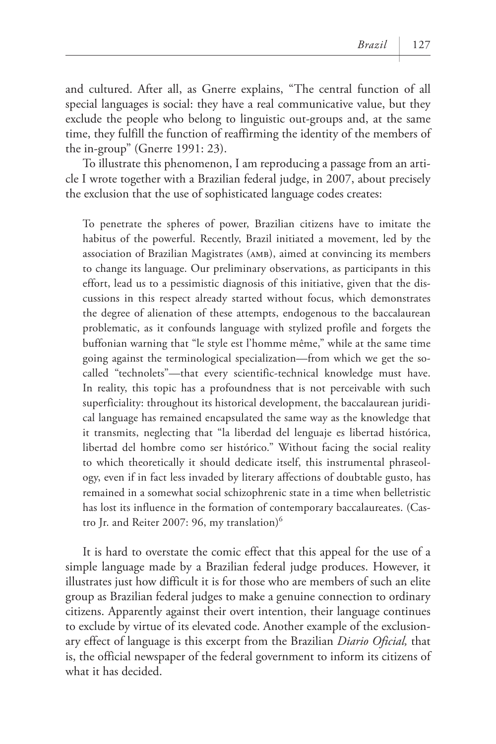and cultured. After all, as Gnerre explains, "The central function of all special languages is social: they have a real communicative value, but they exclude the people who belong to linguistic out-groups and, at the same time, they fulfill the function of reaffirming the identity of the members of the in-group" (Gnerre 1991: 23).

To illustrate this phenomenon, I am reproducing a passage from an article I wrote together with a Brazilian federal judge, in 2007, about precisely the exclusion that the use of sophisticated language codes creates:

> To penetrate the spheres of power, Brazilian citizens have to imitate the habitus of the powerful. Recently, Brazil initiated a movement, led by the association of Brazilian Magistrates (AMB), aimed at convincing its members to change its language. Our preliminary observations, as participants in this effort, lead us to a pessimistic diagnosis of this initiative, given that the discussions in this respect already started without focus, which demonstrates the degree of alienation of these attempts, endogenous to the baccalaurean problematic, as it confounds language with stylized profile and forgets the buffonian warning that "le style est l'homme même," while at the same time going against the terminological specialization—from which we get the so-called "technolets"—that every scientific-technical knowledge must have. In reality, this topic has a profoundness that is not perceivable with such superficiality: throughout its historical development, the baccalaurean juridical language has remained encapsulated the same way as the knowledge that it transmits, neglecting that "la liberdad del lenguaje es libertad histórica, libertad del hombre como ser histórico." Without facing the social reality to which theoretically it should dedicate itself, this instrumental phraseology, even if in fact less invaded by literary affections of doubtable gusto, has remained in a somewhat social schizophrenic state in a time when belletristic has lost its influence in the formation of contemporary baccalaureates. (Castro Jr. and Reiter 2007: 96, my translation)[6]

It is hard to overstate the comic effect that this appeal for the use of a simple language made by a Brazilian federal judge produces. However, it illustrates just how difficult it is for those who are members of such an elite group as Brazilian federal judges to make a genuine connection to ordinary citizens. Apparently against their overt intention, their language continues to exclude by virtue of its elevated code. Another example of the exclusionary effect of language is this excerpt from the Brazilian *Diario Oficial,* that is, the official newspaper of the federal government to inform its citizens of what it has decided.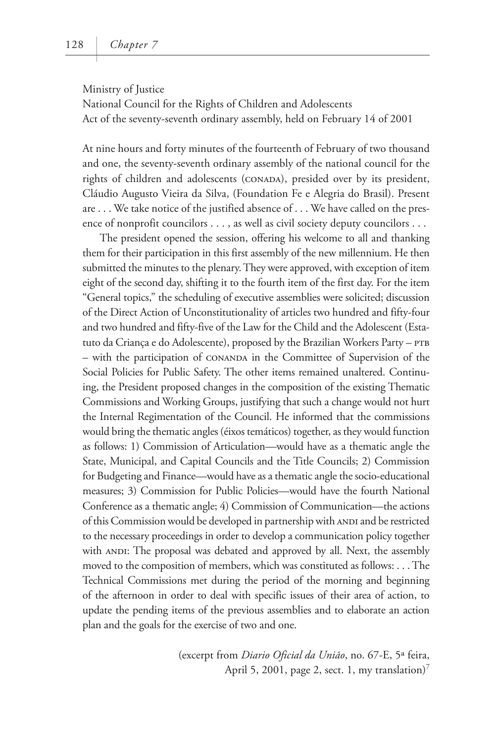Ministry of Justice
National Council for the Rights of Children and Adolescents
Act of the seventy-seventh ordinary assembly, held on February 14 of 2001

At nine hours and forty minutes of the fourteenth of February of two thousand and one, the seventy-seventh ordinary assembly of the national council for the rights of children and adolescents (CONADA), presided over by its president, Cláudio Augusto Vieira da Silva, (Foundation Fe e Alegria do Brasil). Present are . . . We take notice of the justified absence of . . . We have called on the presence of nonprofit councilors . . . , as well as civil society deputy councilors . . .

The president opened the session, offering his welcome to all and thanking them for their participation in this first assembly of the new millennium. He then submitted the minutes to the plenary. They were approved, with exception of item eight of the second day, shifting it to the fourth item of the first day. For the item "General topics," the scheduling of executive assemblies were solicited; discussion of the Direct Action of Unconstitutionality of articles two hundred and fifty-four and two hundred and fifty-five of the Law for the Child and the Adolescent (Estatuto da Criança e do Adolescente), proposed by the Brazilian Workers Party – PTB – with the participation of CONANDA in the Committee of Supervision of the Social Policies for Public Safety. The other items remained unaltered. Continuing, the President proposed changes in the composition of the existing Thematic Commissions and Working Groups, justifying that such a change would not hurt the Internal Regimentation of the Council. He informed that the commissions would bring the thematic angles (éixos temáticos) together, as they would function as follows: 1) Commission of Articulation—would have as a thematic angle the State, Municipal, and Capital Councils and the Title Councils; 2) Commission for Budgeting and Finance—would have as a thematic angle the socio-educational measures; 3) Commission for Public Policies—would have the fourth National Conference as a thematic angle; 4) Commission of Communication—the actions of this Commission would be developed in partnership with ANDI and be restricted to the necessary proceedings in order to develop a communication policy together with ANDI: The proposal was debated and approved by all. Next, the assembly moved to the composition of members, which was constituted as follows: . . . The Technical Commissions met during the period of the morning and beginning of the afternoon in order to deal with specific issues of their area of action, to update the pending items of the previous assemblies and to elaborate an action plan and the goals for the exercise of two and one.

(excerpt from *Diario Oficial da União*, no. 67-E, 5ª feira, April 5, 2001, page 2, sect. 1, my translation)[7]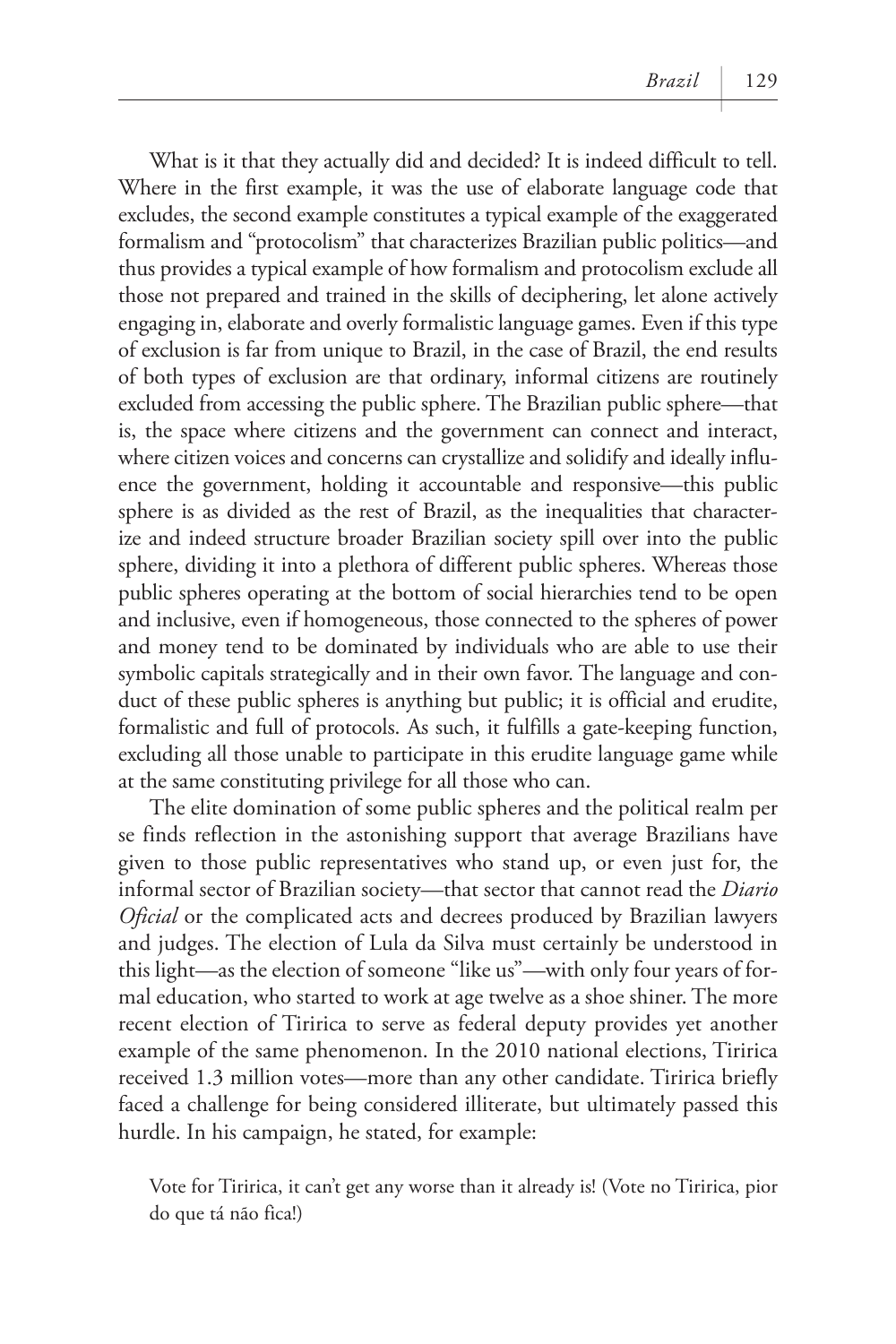What is it that they actually did and decided? It is indeed difficult to tell. Where in the first example, it was the use of elaborate language code that excludes, the second example constitutes a typical example of the exaggerated formalism and "protocolism" that characterizes Brazilian public politics—and thus provides a typical example of how formalism and protocolism exclude all those not prepared and trained in the skills of deciphering, let alone actively engaging in, elaborate and overly formalistic language games. Even if this type of exclusion is far from unique to Brazil, in the case of Brazil, the end results of both types of exclusion are that ordinary, informal citizens are routinely excluded from accessing the public sphere. The Brazilian public sphere—that is, the space where citizens and the government can connect and interact, where citizen voices and concerns can crystallize and solidify and ideally influence the government, holding it accountable and responsive—this public sphere is as divided as the rest of Brazil, as the inequalities that characterize and indeed structure broader Brazilian society spill over into the public sphere, dividing it into a plethora of different public spheres. Whereas those public spheres operating at the bottom of social hierarchies tend to be open and inclusive, even if homogeneous, those connected to the spheres of power and money tend to be dominated by individuals who are able to use their symbolic capitals strategically and in their own favor. The language and conduct of these public spheres is anything but public; it is official and erudite, formalistic and full of protocols. As such, it fulfills a gate-keeping function, excluding all those unable to participate in this erudite language game while at the same constituting privilege for all those who can.

The elite domination of some public spheres and the political realm per se finds reflection in the astonishing support that average Brazilians have given to those public representatives who stand up, or even just for, the informal sector of Brazilian society—that sector that cannot read the *Diario Oficial* or the complicated acts and decrees produced by Brazilian lawyers and judges. The election of Lula da Silva must certainly be understood in this light—as the election of someone "like us"—with only four years of formal education, who started to work at age twelve as a shoe shiner. The more recent election of Tiririca to serve as federal deputy provides yet another example of the same phenomenon. In the 2010 national elections, Tiririca received 1.3 million votes—more than any other candidate. Tiririca briefly faced a challenge for being considered illiterate, but ultimately passed this hurdle. In his campaign, he stated, for example:

> Vote for Tiririca, it can't get any worse than it already is! (Vote no Tiririca, pior do que tá não fica!)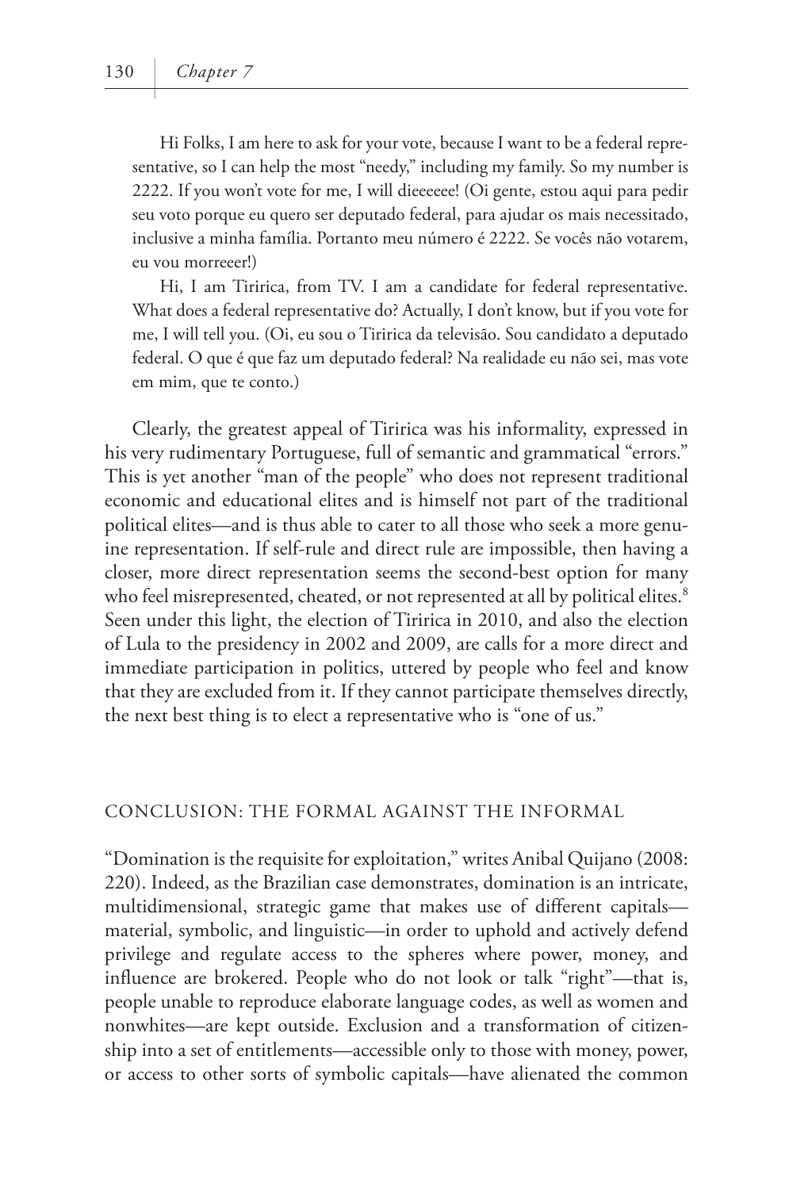Hi Folks, I am here to ask for your vote, because I want to be a federal representative, so I can help the most "needy," including my family. So my number is 2222. If you won't vote for me, I will dieeeeee! (Oi gente, estou aqui para pedir seu voto porque eu quero ser deputado federal, para ajudar os mais necessitado, inclusive a minha família. Portanto meu número é 2222. Se vocês não votarem, eu vou morreeer!)

Hi, I am Tiririca, from TV. I am a candidate for federal representative. What does a federal representative do? Actually, I don't know, but if you vote for me, I will tell you. (Oi, eu sou o Tiririca da televisão. Sou candidato a deputado federal. O que é que faz um deputado federal? Na realidade eu não sei, mas vote em mim, que te conto.)

Clearly, the greatest appeal of Tiririca was his informality, expressed in his very rudimentary Portuguese, full of semantic and grammatical "errors." This is yet another "man of the people" who does not represent traditional economic and educational elites and is himself not part of the traditional political elites—and is thus able to cater to all those who seek a more genuine representation. If self-rule and direct rule are impossible, then having a closer, more direct representation seems the second-best option for many who feel misrepresented, cheated, or not represented at all by political elites.[8] Seen under this light, the election of Tiririca in 2010, and also the election of Lula to the presidency in 2002 and 2009, are calls for a more direct and immediate participation in politics, uttered by people who feel and know that they are excluded from it. If they cannot participate themselves directly, the next best thing is to elect a representative who is "one of us."

## CONCLUSION: THE FORMAL AGAINST THE INFORMAL

"Domination is the requisite for exploitation," writes Anibal Quijano (2008: 220). Indeed, as the Brazilian case demonstrates, domination is an intricate, multidimensional, strategic game that makes use of different capitals—material, symbolic, and linguistic—in order to uphold and actively defend privilege and regulate access to the spheres where power, money, and influence are brokered. People who do not look or talk "right"—that is, people unable to reproduce elaborate language codes, as well as women and nonwhites—are kept outside. Exclusion and a transformation of citizenship into a set of entitlements—accessible only to those with money, power, or access to other sorts of symbolic capitals—have alienated the common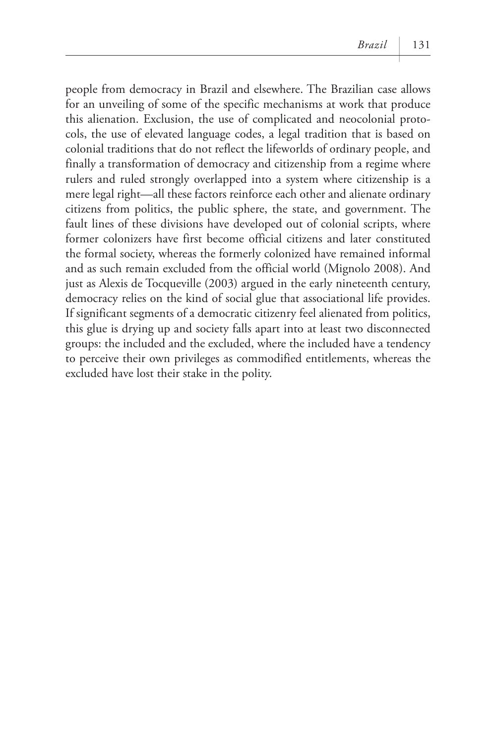people from democracy in Brazil and elsewhere. The Brazilian case allows for an unveiling of some of the specific mechanisms at work that produce this alienation. Exclusion, the use of complicated and neocolonial protocols, the use of elevated language codes, a legal tradition that is based on colonial traditions that do not reflect the lifeworlds of ordinary people, and finally a transformation of democracy and citizenship from a regime where rulers and ruled strongly overlapped into a system where citizenship is a mere legal right—all these factors reinforce each other and alienate ordinary citizens from politics, the public sphere, the state, and government. The fault lines of these divisions have developed out of colonial scripts, where former colonizers have first become official citizens and later constituted the formal society, whereas the formerly colonized have remained informal and as such remain excluded from the official world (Mignolo 2008). And just as Alexis de Tocqueville (2003) argued in the early nineteenth century, democracy relies on the kind of social glue that associational life provides. If significant segments of a democratic citizenry feel alienated from politics, this glue is drying up and society falls apart into at least two disconnected groups: the included and the excluded, where the included have a tendency to perceive their own privileges as commodified entitlements, whereas the excluded have lost their stake in the polity.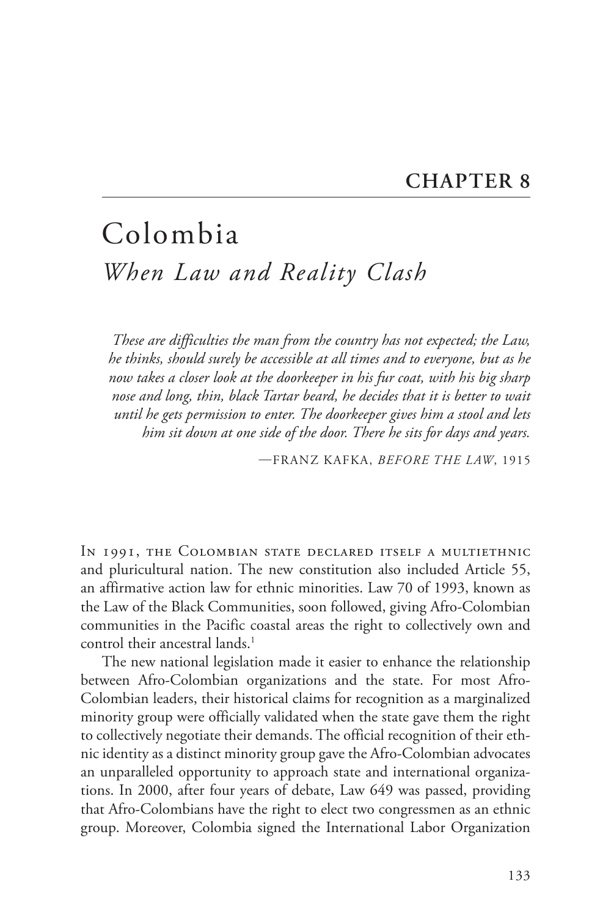## CHAPTER 8

# Colombia

## *When Law and Reality Clash*

> *These are difficulties the man from the country has not expected; the Law, he thinks, should surely be accessible at all times and to everyone, but as he now takes a closer look at the doorkeeper in his fur coat, with his big sharp nose and long, thin, black Tartar beard, he decides that it is better to wait until he gets permission to enter. The doorkeeper gives him a stool and lets him sit down at one side of the door. There he sits for days and years.*
>
> —FRANZ KAFKA, *BEFORE THE LAW*, 1915

In 1991, the Colombian state declared itself a multiethnic and pluricultural nation. The new constitution also included Article 55, an affirmative action law for ethnic minorities. Law 70 of 1993, known as the Law of the Black Communities, soon followed, giving Afro-Colombian communities in the Pacific coastal areas the right to collectively own and control their ancestral lands.[1]

The new national legislation made it easier to enhance the relationship between Afro-Colombian organizations and the state. For most Afro-Colombian leaders, their historical claims for recognition as a marginalized minority group were officially validated when the state gave them the right to collectively negotiate their demands. The official recognition of their ethnic identity as a distinct minority group gave the Afro-Colombian advocates an unparalleled opportunity to approach state and international organizations. In 2000, after four years of debate, Law 649 was passed, providing that Afro-Colombians have the right to elect two congressmen as an ethnic group. Moreover, Colombia signed the International Labor Organization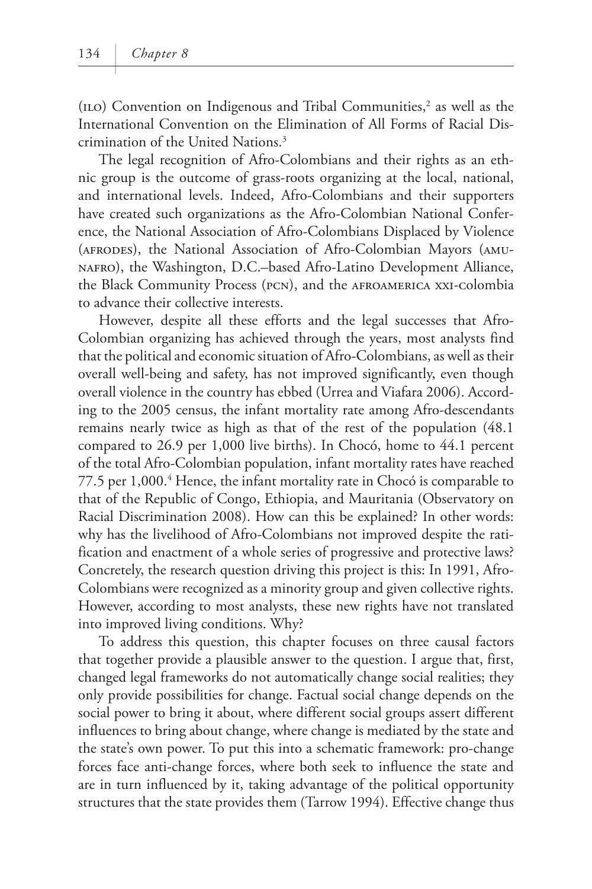(ILO) Convention on Indigenous and Tribal Communities,[2] as well as the International Convention on the Elimination of All Forms of Racial Discrimination of the United Nations.[3]

The legal recognition of Afro-Colombians and their rights as an ethnic group is the outcome of grass-roots organizing at the local, national, and international levels. Indeed, Afro-Colombians and their supporters have created such organizations as the Afro-Colombian National Conference, the National Association of Afro-Colombians Displaced by Violence (AFRODES), the National Association of Afro-Colombian Mayors (AMUNAFRO), the Washington, D.C.–based Afro-Latino Development Alliance, the Black Community Process (PCN), and the AFROAMERICA XXI-colombia to advance their collective interests.

However, despite all these efforts and the legal successes that Afro-Colombian organizing has achieved through the years, most analysts find that the political and economic situation of Afro-Colombians, as well as their overall well-being and safety, has not improved significantly, even though overall violence in the country has ebbed (Urrea and Viafara 2006). According to the 2005 census, the infant mortality rate among Afro-descendants remains nearly twice as high as that of the rest of the population (48.1 compared to 26.9 per 1,000 live births). In Chocó, home to 44.1 percent of the total Afro-Colombian population, infant mortality rates have reached 77.5 per 1,000.[4] Hence, the infant mortality rate in Chocó is comparable to that of the Republic of Congo, Ethiopia, and Mauritania (Observatory on Racial Discrimination 2008). How can this be explained? In other words: why has the livelihood of Afro-Colombians not improved despite the ratification and enactment of a whole series of progressive and protective laws? Concretely, the research question driving this project is this: In 1991, Afro-Colombians were recognized as a minority group and given collective rights. However, according to most analysts, these new rights have not translated into improved living conditions. Why?

To address this question, this chapter focuses on three causal factors that together provide a plausible answer to the question. I argue that, first, changed legal frameworks do not automatically change social realities; they only provide possibilities for change. Factual social change depends on the social power to bring it about, where different social groups assert different influences to bring about change, where change is mediated by the state and the state's own power. To put this into a schematic framework: pro-change forces face anti-change forces, where both seek to influence the state and are in turn influenced by it, taking advantage of the political opportunity structures that the state provides them (Tarrow 1994). Effective change thus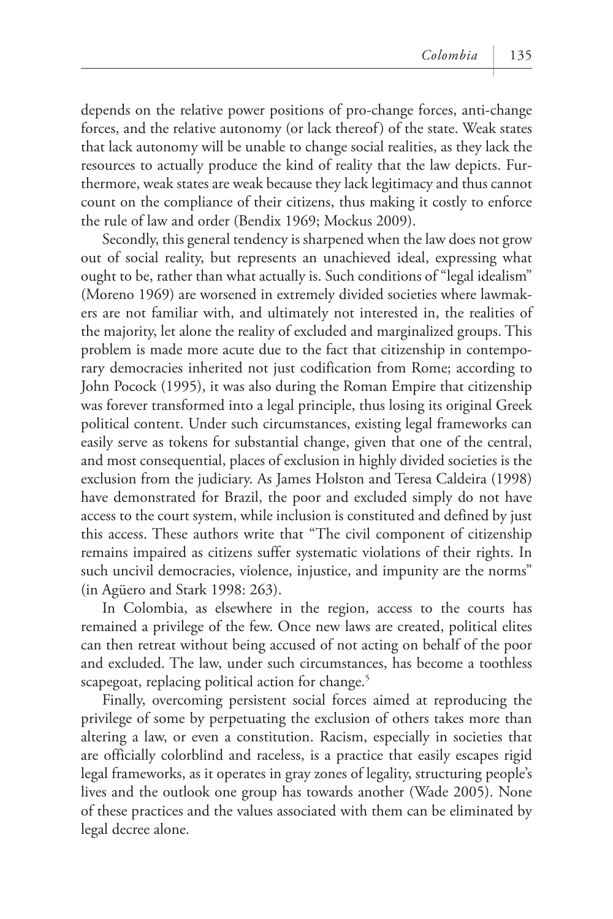depends on the relative power positions of pro-change forces, anti-change forces, and the relative autonomy (or lack thereof) of the state. Weak states that lack autonomy will be unable to change social realities, as they lack the resources to actually produce the kind of reality that the law depicts. Furthermore, weak states are weak because they lack legitimacy and thus cannot count on the compliance of their citizens, thus making it costly to enforce the rule of law and order (Bendix 1969; Mockus 2009).

Secondly, this general tendency is sharpened when the law does not grow out of social reality, but represents an unachieved ideal, expressing what ought to be, rather than what actually is. Such conditions of "legal idealism" (Moreno 1969) are worsened in extremely divided societies where lawmakers are not familiar with, and ultimately not interested in, the realities of the majority, let alone the reality of excluded and marginalized groups. This problem is made more acute due to the fact that citizenship in contemporary democracies inherited not just codification from Rome; according to John Pocock (1995), it was also during the Roman Empire that citizenship was forever transformed into a legal principle, thus losing its original Greek political content. Under such circumstances, existing legal frameworks can easily serve as tokens for substantial change, given that one of the central, and most consequential, places of exclusion in highly divided societies is the exclusion from the judiciary. As James Holston and Teresa Caldeira (1998) have demonstrated for Brazil, the poor and excluded simply do not have access to the court system, while inclusion is constituted and defined by just this access. These authors write that "The civil component of citizenship remains impaired as citizens suffer systematic violations of their rights. In such uncivil democracies, violence, injustice, and impunity are the norms" (in Agüero and Stark 1998: 263).

In Colombia, as elsewhere in the region, access to the courts has remained a privilege of the few. Once new laws are created, political elites can then retreat without being accused of not acting on behalf of the poor and excluded. The law, under such circumstances, has become a toothless scapegoat, replacing political action for change.[5]

Finally, overcoming persistent social forces aimed at reproducing the privilege of some by perpetuating the exclusion of others takes more than altering a law, or even a constitution. Racism, especially in societies that are officially colorblind and raceless, is a practice that easily escapes rigid legal frameworks, as it operates in gray zones of legality, structuring people's lives and the outlook one group has towards another (Wade 2005). None of these practices and the values associated with them can be eliminated by legal decree alone.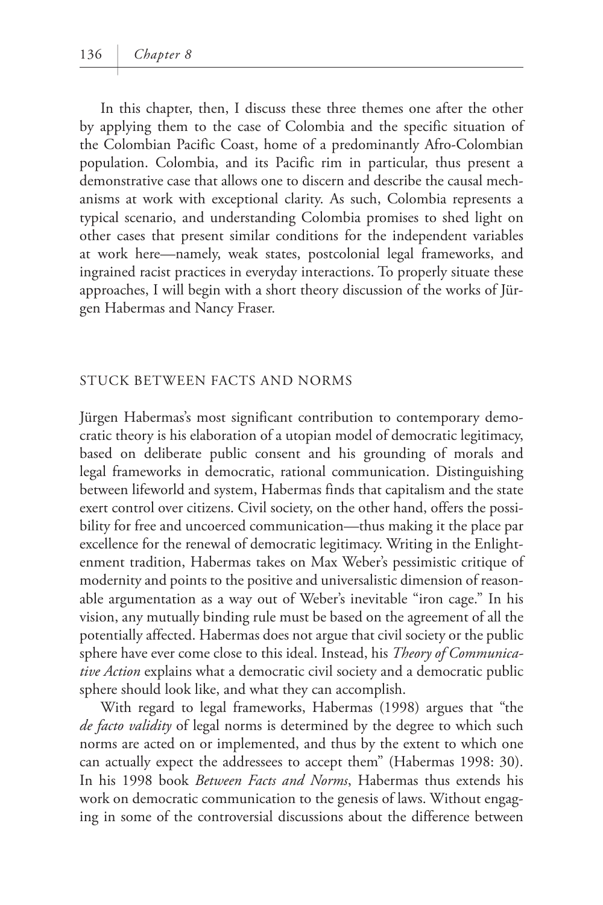In this chapter, then, I discuss these three themes one after the other by applying them to the case of Colombia and the specific situation of the Colombian Pacific Coast, home of a predominantly Afro-Colombian population. Colombia, and its Pacific rim in particular, thus present a demonstrative case that allows one to discern and describe the causal mechanisms at work with exceptional clarity. As such, Colombia represents a typical scenario, and understanding Colombia promises to shed light on other cases that present similar conditions for the independent variables at work here—namely, weak states, postcolonial legal frameworks, and ingrained racist practices in everyday interactions. To properly situate these approaches, I will begin with a short theory discussion of the works of Jürgen Habermas and Nancy Fraser.

## STUCK BETWEEN FACTS AND NORMS

Jürgen Habermas's most significant contribution to contemporary democratic theory is his elaboration of a utopian model of democratic legitimacy, based on deliberate public consent and his grounding of morals and legal frameworks in democratic, rational communication. Distinguishing between lifeworld and system, Habermas finds that capitalism and the state exert control over citizens. Civil society, on the other hand, offers the possibility for free and uncoerced communication—thus making it the place par excellence for the renewal of democratic legitimacy. Writing in the Enlightenment tradition, Habermas takes on Max Weber's pessimistic critique of modernity and points to the positive and universalistic dimension of reasonable argumentation as a way out of Weber's inevitable "iron cage." In his vision, any mutually binding rule must be based on the agreement of all the potentially affected. Habermas does not argue that civil society or the public sphere have ever come close to this ideal. Instead, his *Theory of Communicative Action* explains what a democratic civil society and a democratic public sphere should look like, and what they can accomplish.

With regard to legal frameworks, Habermas (1998) argues that "the *de facto validity* of legal norms is determined by the degree to which such norms are acted on or implemented, and thus by the extent to which one can actually expect the addressees to accept them" (Habermas 1998: 30). In his 1998 book *Between Facts and Norms*, Habermas thus extends his work on democratic communication to the genesis of laws. Without engaging in some of the controversial discussions about the difference between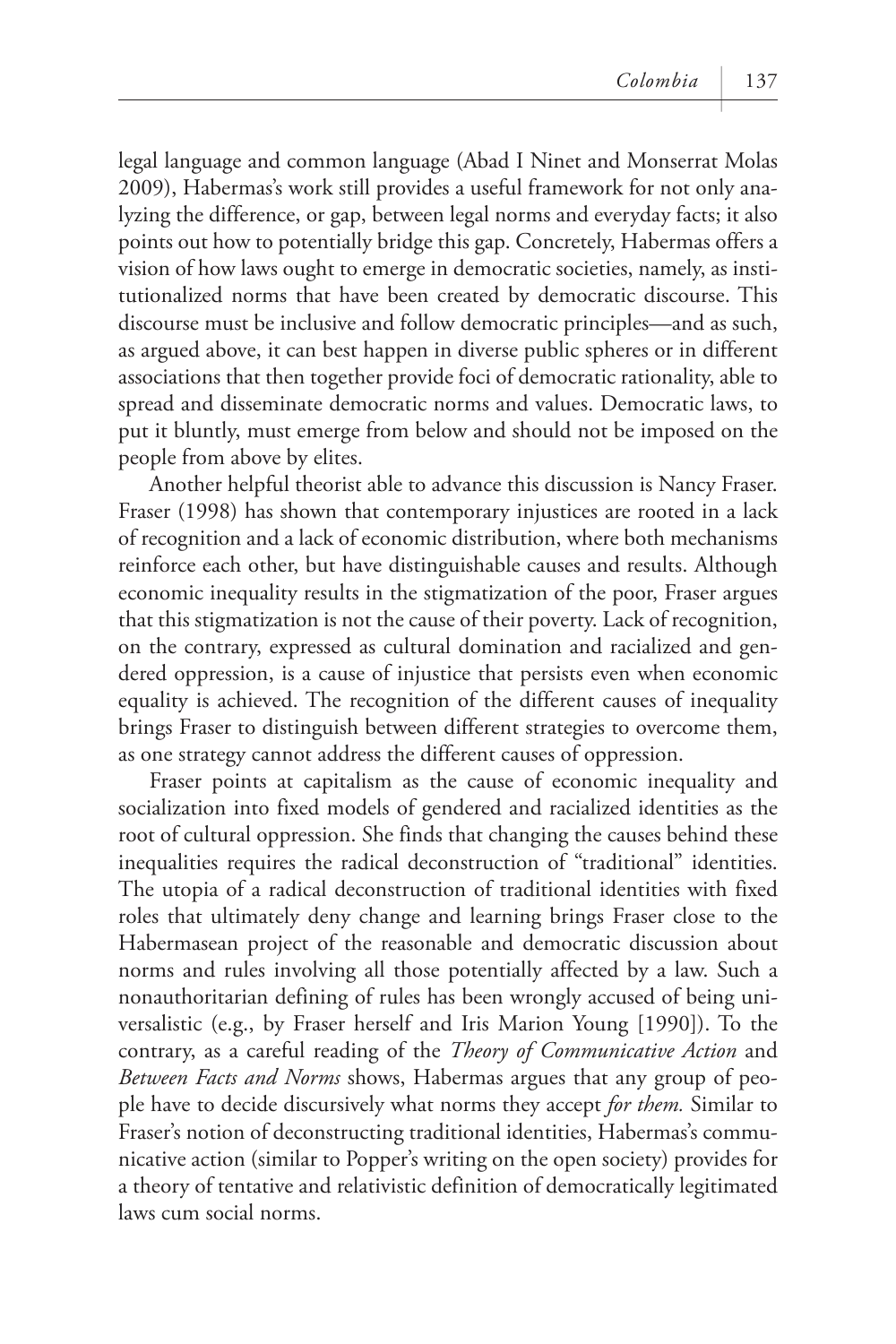legal language and common language (Abad I Ninet and Monserrat Molas 2009), Habermas's work still provides a useful framework for not only analyzing the difference, or gap, between legal norms and everyday facts; it also points out how to potentially bridge this gap. Concretely, Habermas offers a vision of how laws ought to emerge in democratic societies, namely, as institutionalized norms that have been created by democratic discourse. This discourse must be inclusive and follow democratic principles—and as such, as argued above, it can best happen in diverse public spheres or in different associations that then together provide foci of democratic rationality, able to spread and disseminate democratic norms and values. Democratic laws, to put it bluntly, must emerge from below and should not be imposed on the people from above by elites.

Another helpful theorist able to advance this discussion is Nancy Fraser. Fraser (1998) has shown that contemporary injustices are rooted in a lack of recognition and a lack of economic distribution, where both mechanisms reinforce each other, but have distinguishable causes and results. Although economic inequality results in the stigmatization of the poor, Fraser argues that this stigmatization is not the cause of their poverty. Lack of recognition, on the contrary, expressed as cultural domination and racialized and gendered oppression, is a cause of injustice that persists even when economic equality is achieved. The recognition of the different causes of inequality brings Fraser to distinguish between different strategies to overcome them, as one strategy cannot address the different causes of oppression.

Fraser points at capitalism as the cause of economic inequality and socialization into fixed models of gendered and racialized identities as the root of cultural oppression. She finds that changing the causes behind these inequalities requires the radical deconstruction of "traditional" identities. The utopia of a radical deconstruction of traditional identities with fixed roles that ultimately deny change and learning brings Fraser close to the Habermasean project of the reasonable and democratic discussion about norms and rules involving all those potentially affected by a law. Such a nonauthoritarian defining of rules has been wrongly accused of being universalistic (e.g., by Fraser herself and Iris Marion Young [1990]). To the contrary, as a careful reading of the *Theory of Communicative Action* and *Between Facts and Norms* shows, Habermas argues that any group of people have to decide discursively what norms they accept *for them.* Similar to Fraser's notion of deconstructing traditional identities, Habermas's communicative action (similar to Popper's writing on the open society) provides for a theory of tentative and relativistic definition of democratically legitimated laws cum social norms.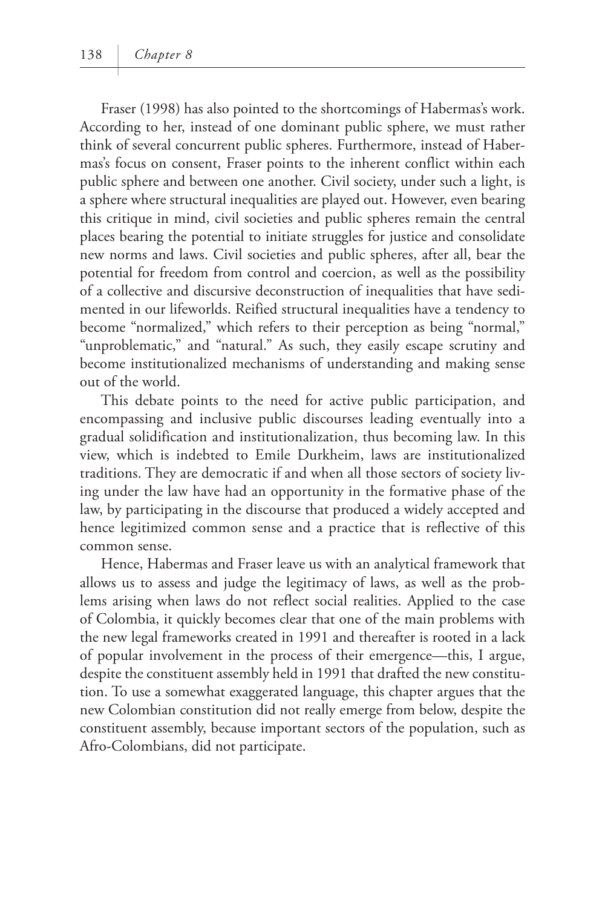Fraser (1998) has also pointed to the shortcomings of Habermas's work. According to her, instead of one dominant public sphere, we must rather think of several concurrent public spheres. Furthermore, instead of Habermas's focus on consent, Fraser points to the inherent conflict within each public sphere and between one another. Civil society, under such a light, is a sphere where structural inequalities are played out. However, even bearing this critique in mind, civil societies and public spheres remain the central places bearing the potential to initiate struggles for justice and consolidate new norms and laws. Civil societies and public spheres, after all, bear the potential for freedom from control and coercion, as well as the possibility of a collective and discursive deconstruction of inequalities that have sedimented in our lifeworlds. Reified structural inequalities have a tendency to become "normalized," which refers to their perception as being "normal," "unproblematic," and "natural." As such, they easily escape scrutiny and become institutionalized mechanisms of understanding and making sense out of the world.

This debate points to the need for active public participation, and encompassing and inclusive public discourses leading eventually into a gradual solidification and institutionalization, thus becoming law. In this view, which is indebted to Emile Durkheim, laws are institutionalized traditions. They are democratic if and when all those sectors of society living under the law have had an opportunity in the formative phase of the law, by participating in the discourse that produced a widely accepted and hence legitimized common sense and a practice that is reflective of this common sense.

Hence, Habermas and Fraser leave us with an analytical framework that allows us to assess and judge the legitimacy of laws, as well as the problems arising when laws do not reflect social realities. Applied to the case of Colombia, it quickly becomes clear that one of the main problems with the new legal frameworks created in 1991 and thereafter is rooted in a lack of popular involvement in the process of their emergence—this, I argue, despite the constituent assembly held in 1991 that drafted the new constitution. To use a somewhat exaggerated language, this chapter argues that the new Colombian constitution did not really emerge from below, despite the constituent assembly, because important sectors of the population, such as Afro-Colombians, did not participate.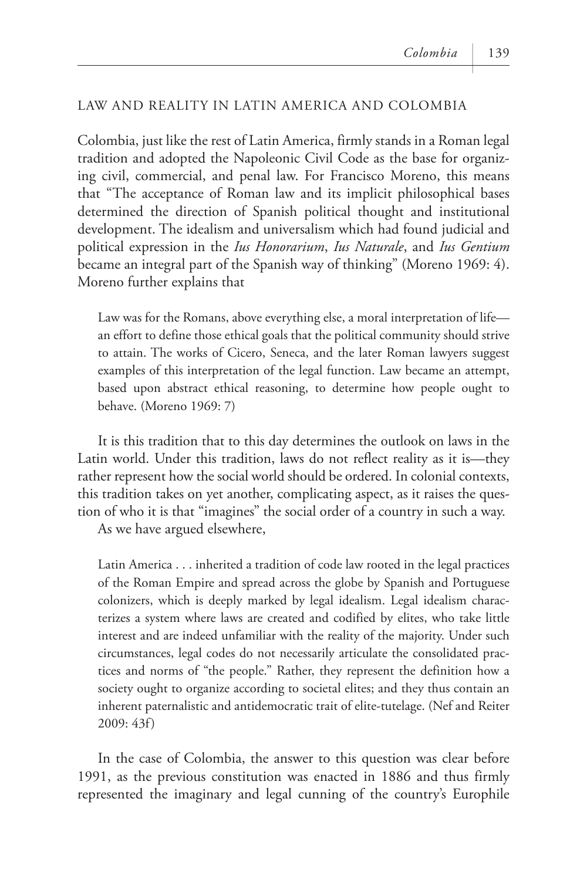## LAW AND REALITY IN LATIN AMERICA AND COLOMBIA

Colombia, just like the rest of Latin America, firmly stands in a Roman legal tradition and adopted the Napoleonic Civil Code as the base for organizing civil, commercial, and penal law. For Francisco Moreno, this means that "The acceptance of Roman law and its implicit philosophical bases determined the direction of Spanish political thought and institutional development. The idealism and universalism which had found judicial and political expression in the *Ius Honorarium*, *Ius Naturale*, and *Ius Gentium* became an integral part of the Spanish way of thinking" (Moreno 1969: 4). Moreno further explains that

> Law was for the Romans, above everything else, a moral interpretation of life—an effort to define those ethical goals that the political community should strive to attain. The works of Cicero, Seneca, and the later Roman lawyers suggest examples of this interpretation of the legal function. Law became an attempt, based upon abstract ethical reasoning, to determine how people ought to behave. (Moreno 1969: 7)

It is this tradition that to this day determines the outlook on laws in the Latin world. Under this tradition, laws do not reflect reality as it is—they rather represent how the social world should be ordered. In colonial contexts, this tradition takes on yet another, complicating aspect, as it raises the question of who it is that "imagines" the social order of a country in such a way.

As we have argued elsewhere,

> Latin America . . . inherited a tradition of code law rooted in the legal practices of the Roman Empire and spread across the globe by Spanish and Portuguese colonizers, which is deeply marked by legal idealism. Legal idealism characterizes a system where laws are created and codified by elites, who take little interest and are indeed unfamiliar with the reality of the majority. Under such circumstances, legal codes do not necessarily articulate the consolidated practices and norms of "the people." Rather, they represent the definition how a society ought to organize according to societal elites; and they thus contain an inherent paternalistic and antidemocratic trait of elite-tutelage. (Nef and Reiter 2009: 43f)

In the case of Colombia, the answer to this question was clear before 1991, as the previous constitution was enacted in 1886 and thus firmly represented the imaginary and legal cunning of the country's Europhile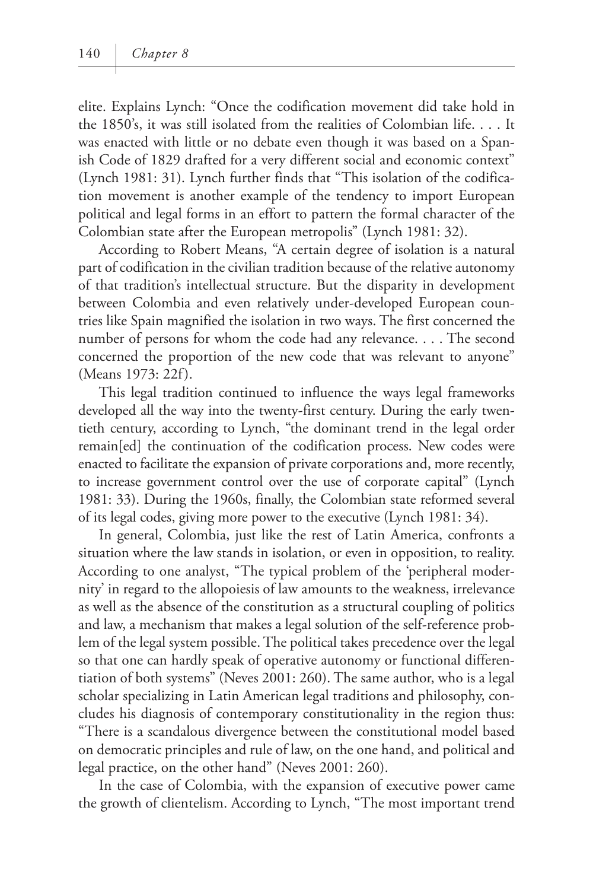elite. Explains Lynch: "Once the codification movement did take hold in the 1850's, it was still isolated from the realities of Colombian life. . . . It was enacted with little or no debate even though it was based on a Spanish Code of 1829 drafted for a very different social and economic context" (Lynch 1981: 31). Lynch further finds that "This isolation of the codification movement is another example of the tendency to import European political and legal forms in an effort to pattern the formal character of the Colombian state after the European metropolis" (Lynch 1981: 32).

According to Robert Means, "A certain degree of isolation is a natural part of codification in the civilian tradition because of the relative autonomy of that tradition's intellectual structure. But the disparity in development between Colombia and even relatively under-developed European countries like Spain magnified the isolation in two ways. The first concerned the number of persons for whom the code had any relevance. . . . The second concerned the proportion of the new code that was relevant to anyone" (Means 1973: 22f).

This legal tradition continued to influence the ways legal frameworks developed all the way into the twenty-first century. During the early twentieth century, according to Lynch, "the dominant trend in the legal order remain[ed] the continuation of the codification process. New codes were enacted to facilitate the expansion of private corporations and, more recently, to increase government control over the use of corporate capital" (Lynch 1981: 33). During the 1960s, finally, the Colombian state reformed several of its legal codes, giving more power to the executive (Lynch 1981: 34).

In general, Colombia, just like the rest of Latin America, confronts a situation where the law stands in isolation, or even in opposition, to reality. According to one analyst, "The typical problem of the 'peripheral modernity' in regard to the allopoiesis of law amounts to the weakness, irrelevance as well as the absence of the constitution as a structural coupling of politics and law, a mechanism that makes a legal solution of the self-reference problem of the legal system possible. The political takes precedence over the legal so that one can hardly speak of operative autonomy or functional differentiation of both systems" (Neves 2001: 260). The same author, who is a legal scholar specializing in Latin American legal traditions and philosophy, concludes his diagnosis of contemporary constitutionality in the region thus: "There is a scandalous divergence between the constitutional model based on democratic principles and rule of law, on the one hand, and political and legal practice, on the other hand" (Neves 2001: 260).

In the case of Colombia, with the expansion of executive power came the growth of clientelism. According to Lynch, "The most important trend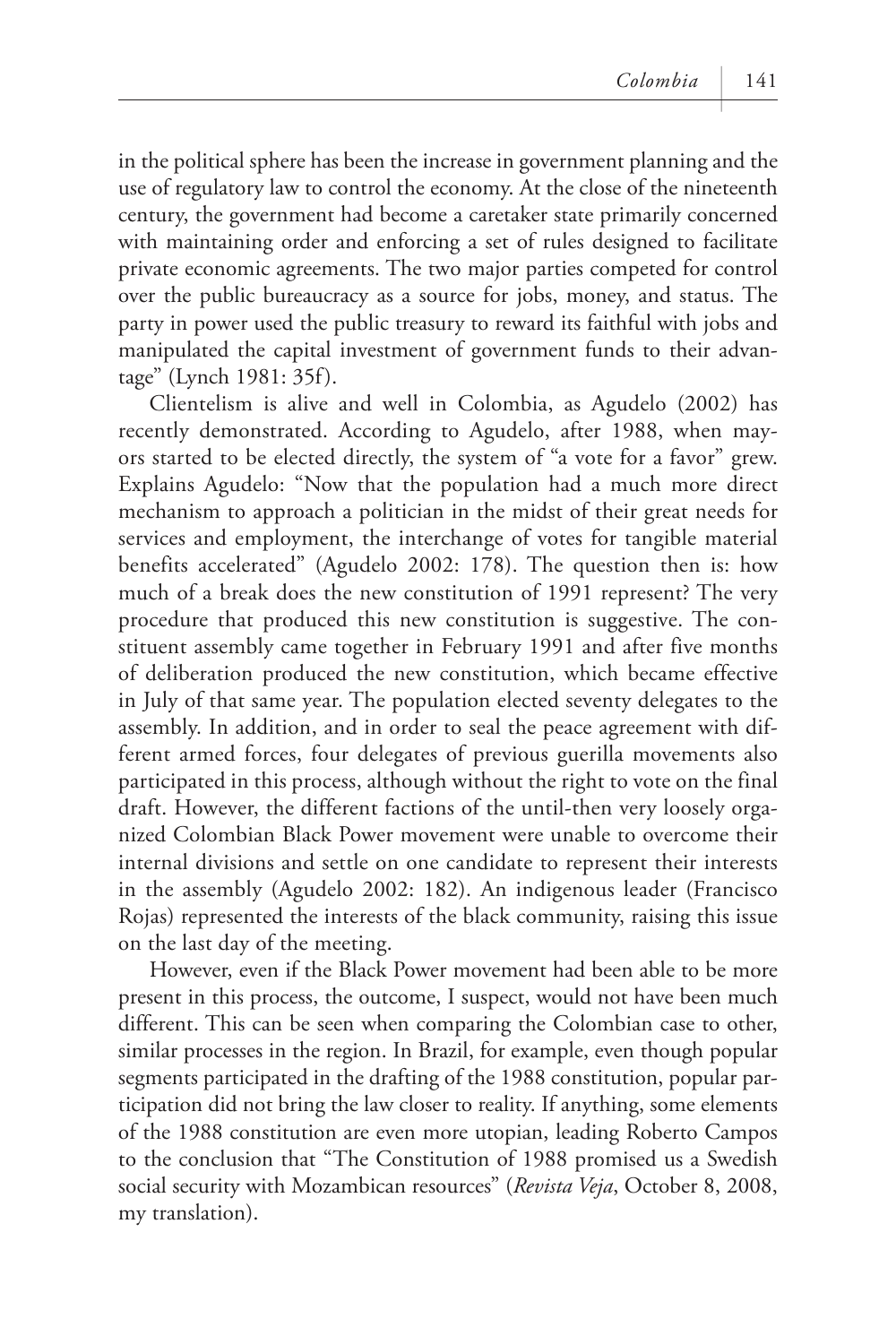in the political sphere has been the increase in government planning and the use of regulatory law to control the economy. At the close of the nineteenth century, the government had become a caretaker state primarily concerned with maintaining order and enforcing a set of rules designed to facilitate private economic agreements. The two major parties competed for control over the public bureaucracy as a source for jobs, money, and status. The party in power used the public treasury to reward its faithful with jobs and manipulated the capital investment of government funds to their advantage" (Lynch 1981: 35f).

Clientelism is alive and well in Colombia, as Agudelo (2002) has recently demonstrated. According to Agudelo, after 1988, when mayors started to be elected directly, the system of "a vote for a favor" grew. Explains Agudelo: "Now that the population had a much more direct mechanism to approach a politician in the midst of their great needs for services and employment, the interchange of votes for tangible material benefits accelerated" (Agudelo 2002: 178). The question then is: how much of a break does the new constitution of 1991 represent? The very procedure that produced this new constitution is suggestive. The constituent assembly came together in February 1991 and after five months of deliberation produced the new constitution, which became effective in July of that same year. The population elected seventy delegates to the assembly. In addition, and in order to seal the peace agreement with different armed forces, four delegates of previous guerilla movements also participated in this process, although without the right to vote on the final draft. However, the different factions of the until-then very loosely organized Colombian Black Power movement were unable to overcome their internal divisions and settle on one candidate to represent their interests in the assembly (Agudelo 2002: 182). An indigenous leader (Francisco Rojas) represented the interests of the black community, raising this issue on the last day of the meeting.

However, even if the Black Power movement had been able to be more present in this process, the outcome, I suspect, would not have been much different. This can be seen when comparing the Colombian case to other, similar processes in the region. In Brazil, for example, even though popular segments participated in the drafting of the 1988 constitution, popular participation did not bring the law closer to reality. If anything, some elements of the 1988 constitution are even more utopian, leading Roberto Campos to the conclusion that "The Constitution of 1988 promised us a Swedish social security with Mozambican resources" (*Revista Veja*, October 8, 2008, my translation).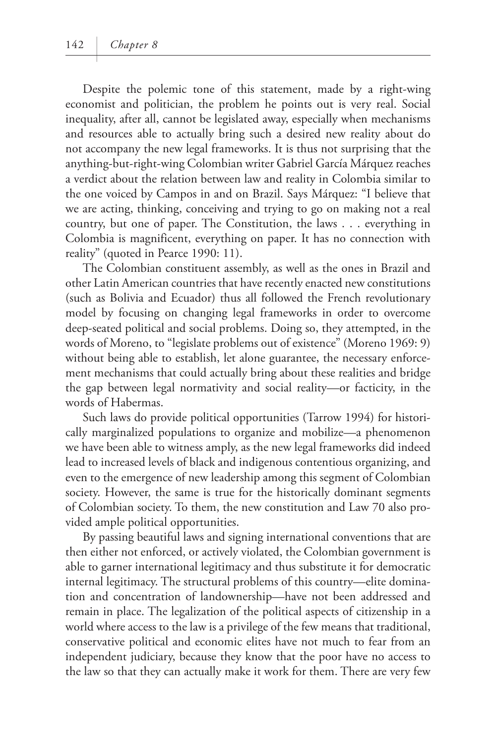Despite the polemic tone of this statement, made by a right-wing economist and politician, the problem he points out is very real. Social inequality, after all, cannot be legislated away, especially when mechanisms and resources able to actually bring such a desired new reality about do not accompany the new legal frameworks. It is thus not surprising that the anything-but-right-wing Colombian writer Gabriel García Márquez reaches a verdict about the relation between law and reality in Colombia similar to the one voiced by Campos in and on Brazil. Says Márquez: "I believe that we are acting, thinking, conceiving and trying to go on making not a real country, but one of paper. The Constitution, the laws . . . everything in Colombia is magnificent, everything on paper. It has no connection with reality" (quoted in Pearce 1990: 11).

The Colombian constituent assembly, as well as the ones in Brazil and other Latin American countries that have recently enacted new constitutions (such as Bolivia and Ecuador) thus all followed the French revolutionary model by focusing on changing legal frameworks in order to overcome deep-seated political and social problems. Doing so, they attempted, in the words of Moreno, to "legislate problems out of existence" (Moreno 1969: 9) without being able to establish, let alone guarantee, the necessary enforcement mechanisms that could actually bring about these realities and bridge the gap between legal normativity and social reality—or facticity, in the words of Habermas.

Such laws do provide political opportunities (Tarrow 1994) for historically marginalized populations to organize and mobilize—a phenomenon we have been able to witness amply, as the new legal frameworks did indeed lead to increased levels of black and indigenous contentious organizing, and even to the emergence of new leadership among this segment of Colombian society. However, the same is true for the historically dominant segments of Colombian society. To them, the new constitution and Law 70 also provided ample political opportunities.

By passing beautiful laws and signing international conventions that are then either not enforced, or actively violated, the Colombian government is able to garner international legitimacy and thus substitute it for democratic internal legitimacy. The structural problems of this country—elite domination and concentration of landownership—have not been addressed and remain in place. The legalization of the political aspects of citizenship in a world where access to the law is a privilege of the few means that traditional, conservative political and economic elites have not much to fear from an independent judiciary, because they know that the poor have no access to the law so that they can actually make it work for them. There are very few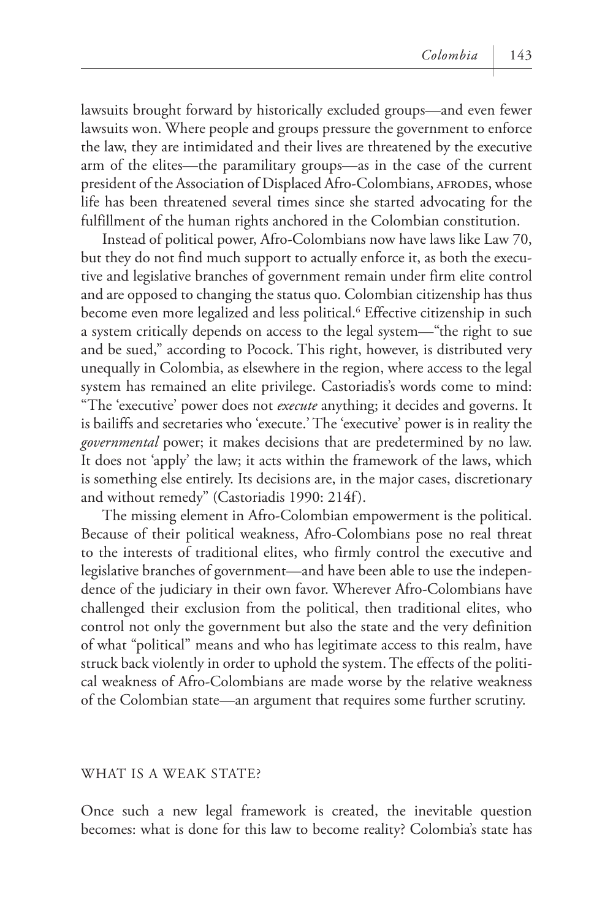lawsuits brought forward by historically excluded groups—and even fewer lawsuits won. Where people and groups pressure the government to enforce the law, they are intimidated and their lives are threatened by the executive arm of the elites—the paramilitary groups—as in the case of the current president of the Association of Displaced Afro-Colombians, AFRODES, whose life has been threatened several times since she started advocating for the fulfillment of the human rights anchored in the Colombian constitution.

Instead of political power, Afro-Colombians now have laws like Law 70, but they do not find much support to actually enforce it, as both the executive and legislative branches of government remain under firm elite control and are opposed to changing the status quo. Colombian citizenship has thus become even more legalized and less political.[6] Effective citizenship in such a system critically depends on access to the legal system—"the right to sue and be sued," according to Pocock. This right, however, is distributed very unequally in Colombia, as elsewhere in the region, where access to the legal system has remained an elite privilege. Castoriadis's words come to mind: "The 'executive' power does not *execute* anything; it decides and governs. It is bailiffs and secretaries who 'execute.' The 'executive' power is in reality the *governmental* power; it makes decisions that are predetermined by no law. It does not 'apply' the law; it acts within the framework of the laws, which is something else entirely. Its decisions are, in the major cases, discretionary and without remedy" (Castoriadis 1990: 214f).

The missing element in Afro-Colombian empowerment is the political. Because of their political weakness, Afro-Colombians pose no real threat to the interests of traditional elites, who firmly control the executive and legislative branches of government—and have been able to use the independence of the judiciary in their own favor. Wherever Afro-Colombians have challenged their exclusion from the political, then traditional elites, who control not only the government but also the state and the very definition of what "political" means and who has legitimate access to this realm, have struck back violently in order to uphold the system. The effects of the political weakness of Afro-Colombians are made worse by the relative weakness of the Colombian state—an argument that requires some further scrutiny.

## WHAT IS A WEAK STATE?

Once such a new legal framework is created, the inevitable question becomes: what is done for this law to become reality? Colombia's state has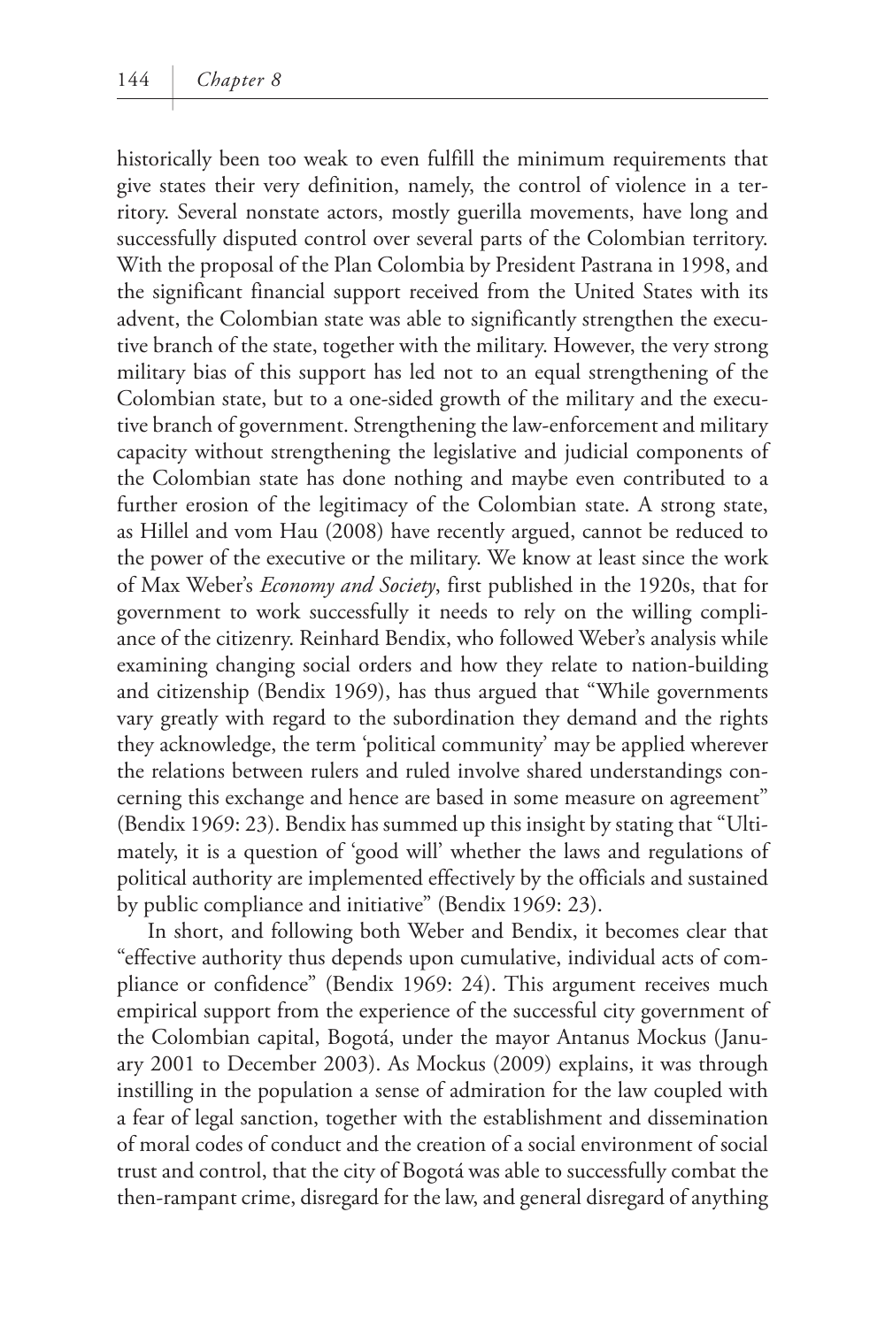historically been too weak to even fulfill the minimum requirements that give states their very definition, namely, the control of violence in a territory. Several nonstate actors, mostly guerilla movements, have long and successfully disputed control over several parts of the Colombian territory. With the proposal of the Plan Colombia by President Pastrana in 1998, and the significant financial support received from the United States with its advent, the Colombian state was able to significantly strengthen the executive branch of the state, together with the military. However, the very strong military bias of this support has led not to an equal strengthening of the Colombian state, but to a one-sided growth of the military and the executive branch of government. Strengthening the law-enforcement and military capacity without strengthening the legislative and judicial components of the Colombian state has done nothing and maybe even contributed to a further erosion of the legitimacy of the Colombian state. A strong state, as Hillel and vom Hau (2008) have recently argued, cannot be reduced to the power of the executive or the military. We know at least since the work of Max Weber's *Economy and Society*, first published in the 1920s, that for government to work successfully it needs to rely on the willing compliance of the citizenry. Reinhard Bendix, who followed Weber's analysis while examining changing social orders and how they relate to nation-building and citizenship (Bendix 1969), has thus argued that "While governments vary greatly with regard to the subordination they demand and the rights they acknowledge, the term 'political community' may be applied wherever the relations between rulers and ruled involve shared understandings concerning this exchange and hence are based in some measure on agreement" (Bendix 1969: 23). Bendix has summed up this insight by stating that "Ultimately, it is a question of 'good will' whether the laws and regulations of political authority are implemented effectively by the officials and sustained by public compliance and initiative" (Bendix 1969: 23).

In short, and following both Weber and Bendix, it becomes clear that "effective authority thus depends upon cumulative, individual acts of compliance or confidence" (Bendix 1969: 24). This argument receives much empirical support from the experience of the successful city government of the Colombian capital, Bogotá, under the mayor Antanus Mockus (January 2001 to December 2003). As Mockus (2009) explains, it was through instilling in the population a sense of admiration for the law coupled with a fear of legal sanction, together with the establishment and dissemination of moral codes of conduct and the creation of a social environment of social trust and control, that the city of Bogotá was able to successfully combat the then-rampant crime, disregard for the law, and general disregard of anything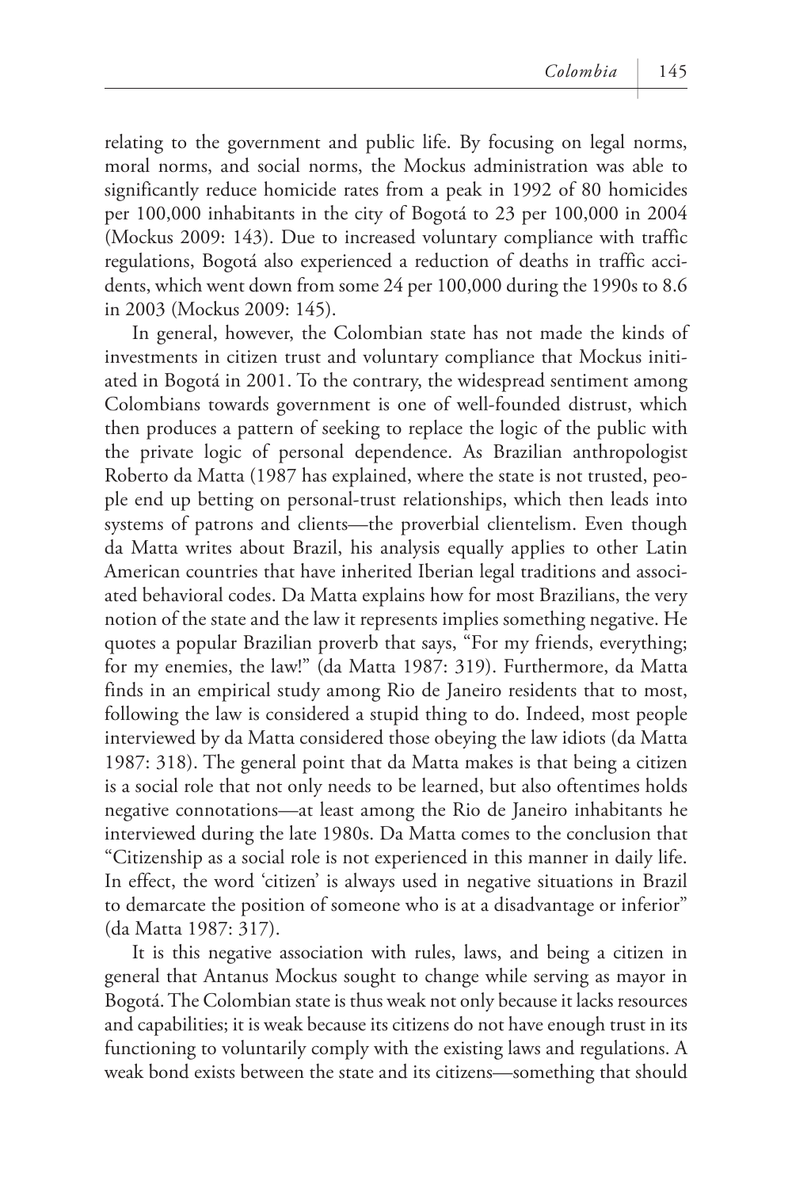relating to the government and public life. By focusing on legal norms, moral norms, and social norms, the Mockus administration was able to significantly reduce homicide rates from a peak in 1992 of 80 homicides per 100,000 inhabitants in the city of Bogotá to 23 per 100,000 in 2004 (Mockus 2009: 143). Due to increased voluntary compliance with traffic regulations, Bogotá also experienced a reduction of deaths in traffic accidents, which went down from some 24 per 100,000 during the 1990s to 8.6 in 2003 (Mockus 2009: 145).

In general, however, the Colombian state has not made the kinds of investments in citizen trust and voluntary compliance that Mockus initiated in Bogotá in 2001. To the contrary, the widespread sentiment among Colombians towards government is one of well-founded distrust, which then produces a pattern of seeking to replace the logic of the public with the private logic of personal dependence. As Brazilian anthropologist Roberto da Matta (1987 has explained, where the state is not trusted, people end up betting on personal-trust relationships, which then leads into systems of patrons and clients—the proverbial clientelism. Even though da Matta writes about Brazil, his analysis equally applies to other Latin American countries that have inherited Iberian legal traditions and associated behavioral codes. Da Matta explains how for most Brazilians, the very notion of the state and the law it represents implies something negative. He quotes a popular Brazilian proverb that says, "For my friends, everything; for my enemies, the law!" (da Matta 1987: 319). Furthermore, da Matta finds in an empirical study among Rio de Janeiro residents that to most, following the law is considered a stupid thing to do. Indeed, most people interviewed by da Matta considered those obeying the law idiots (da Matta 1987: 318). The general point that da Matta makes is that being a citizen is a social role that not only needs to be learned, but also oftentimes holds negative connotations—at least among the Rio de Janeiro inhabitants he interviewed during the late 1980s. Da Matta comes to the conclusion that "Citizenship as a social role is not experienced in this manner in daily life. In effect, the word 'citizen' is always used in negative situations in Brazil to demarcate the position of someone who is at a disadvantage or inferior" (da Matta 1987: 317).

It is this negative association with rules, laws, and being a citizen in general that Antanus Mockus sought to change while serving as mayor in Bogotá. The Colombian state is thus weak not only because it lacks resources and capabilities; it is weak because its citizens do not have enough trust in its functioning to voluntarily comply with the existing laws and regulations. A weak bond exists between the state and its citizens—something that should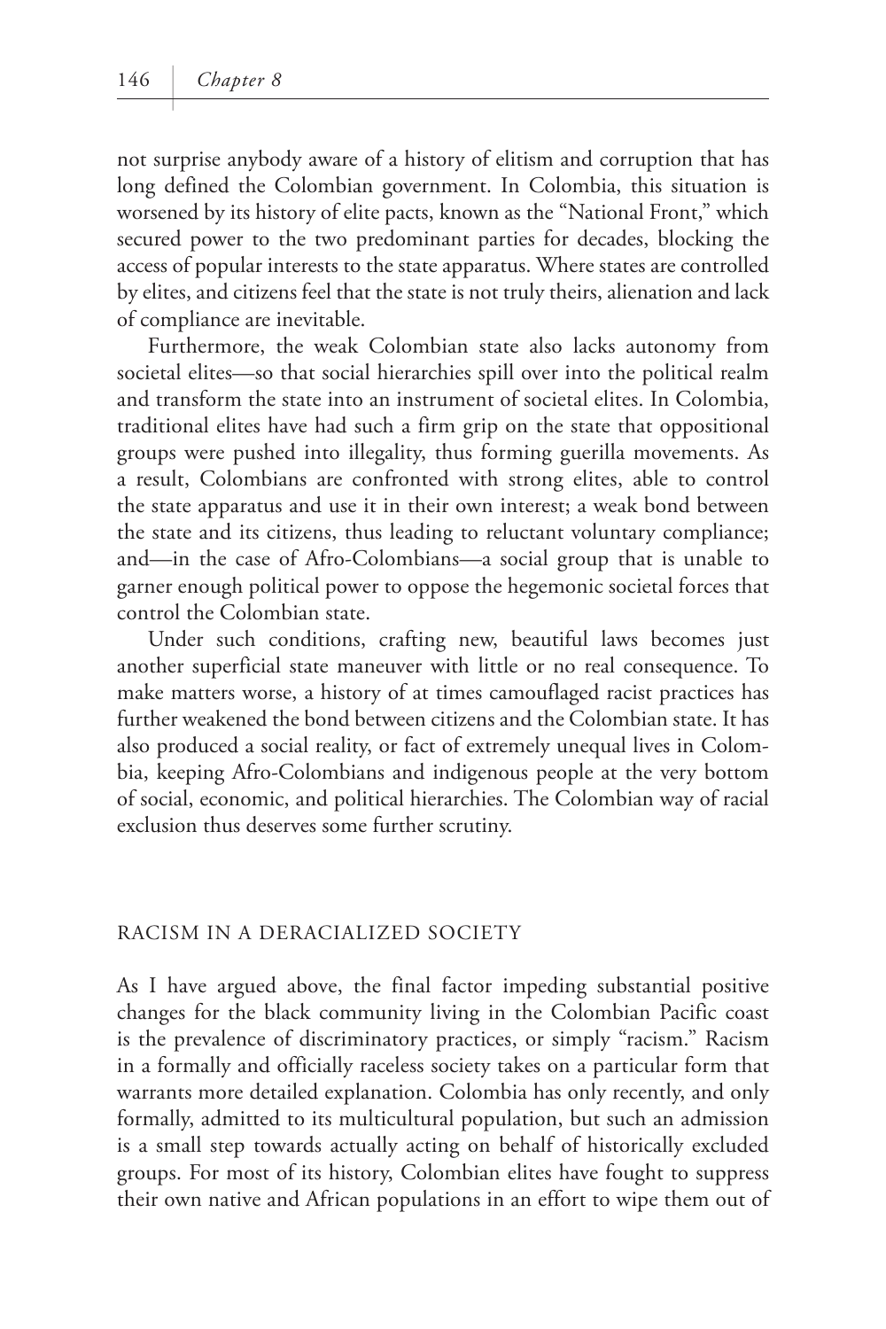not surprise anybody aware of a history of elitism and corruption that has long defined the Colombian government. In Colombia, this situation is worsened by its history of elite pacts, known as the "National Front," which secured power to the two predominant parties for decades, blocking the access of popular interests to the state apparatus. Where states are controlled by elites, and citizens feel that the state is not truly theirs, alienation and lack of compliance are inevitable.

Furthermore, the weak Colombian state also lacks autonomy from societal elites—so that social hierarchies spill over into the political realm and transform the state into an instrument of societal elites. In Colombia, traditional elites have had such a firm grip on the state that oppositional groups were pushed into illegality, thus forming guerilla movements. As a result, Colombians are confronted with strong elites, able to control the state apparatus and use it in their own interest; a weak bond between the state and its citizens, thus leading to reluctant voluntary compliance; and—in the case of Afro-Colombians—a social group that is unable to garner enough political power to oppose the hegemonic societal forces that control the Colombian state.

Under such conditions, crafting new, beautiful laws becomes just another superficial state maneuver with little or no real consequence. To make matters worse, a history of at times camouflaged racist practices has further weakened the bond between citizens and the Colombian state. It has also produced a social reality, or fact of extremely unequal lives in Colombia, keeping Afro-Colombians and indigenous people at the very bottom of social, economic, and political hierarchies. The Colombian way of racial exclusion thus deserves some further scrutiny.

## RACISM IN A DERACIALIZED SOCIETY

As I have argued above, the final factor impeding substantial positive changes for the black community living in the Colombian Pacific coast is the prevalence of discriminatory practices, or simply "racism." Racism in a formally and officially raceless society takes on a particular form that warrants more detailed explanation. Colombia has only recently, and only formally, admitted to its multicultural population, but such an admission is a small step towards actually acting on behalf of historically excluded groups. For most of its history, Colombian elites have fought to suppress their own native and African populations in an effort to wipe them out of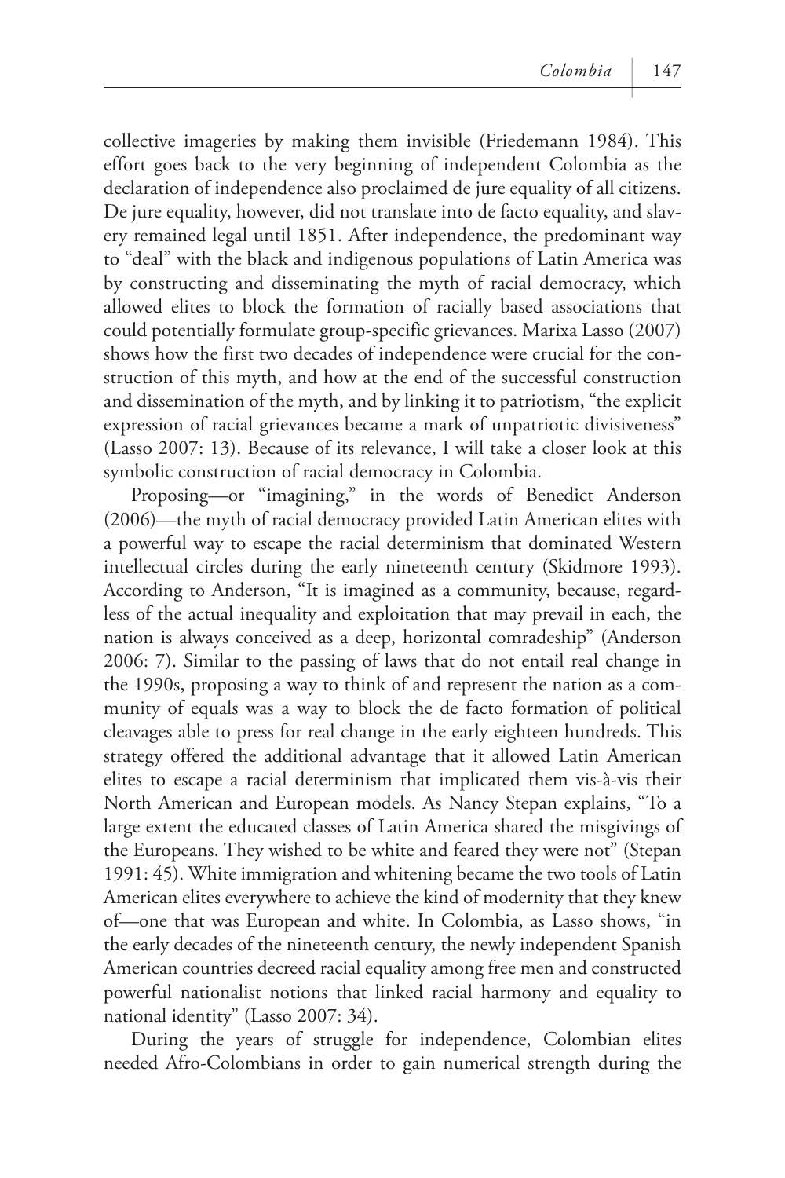collective imageries by making them invisible (Friedemann 1984). This effort goes back to the very beginning of independent Colombia as the declaration of independence also proclaimed de jure equality of all citizens. De jure equality, however, did not translate into de facto equality, and slavery remained legal until 1851. After independence, the predominant way to "deal" with the black and indigenous populations of Latin America was by constructing and disseminating the myth of racial democracy, which allowed elites to block the formation of racially based associations that could potentially formulate group-specific grievances. Marixa Lasso (2007) shows how the first two decades of independence were crucial for the construction of this myth, and how at the end of the successful construction and dissemination of the myth, and by linking it to patriotism, "the explicit expression of racial grievances became a mark of unpatriotic divisiveness" (Lasso 2007: 13). Because of its relevance, I will take a closer look at this symbolic construction of racial democracy in Colombia.

Proposing—or "imagining," in the words of Benedict Anderson (2006)—the myth of racial democracy provided Latin American elites with a powerful way to escape the racial determinism that dominated Western intellectual circles during the early nineteenth century (Skidmore 1993). According to Anderson, "It is imagined as a community, because, regardless of the actual inequality and exploitation that may prevail in each, the nation is always conceived as a deep, horizontal comradeship" (Anderson 2006: 7). Similar to the passing of laws that do not entail real change in the 1990s, proposing a way to think of and represent the nation as a community of equals was a way to block the de facto formation of political cleavages able to press for real change in the early eighteen hundreds. This strategy offered the additional advantage that it allowed Latin American elites to escape a racial determinism that implicated them vis-à-vis their North American and European models. As Nancy Stepan explains, "To a large extent the educated classes of Latin America shared the misgivings of the Europeans. They wished to be white and feared they were not" (Stepan 1991: 45). White immigration and whitening became the two tools of Latin American elites everywhere to achieve the kind of modernity that they knew of—one that was European and white. In Colombia, as Lasso shows, "in the early decades of the nineteenth century, the newly independent Spanish American countries decreed racial equality among free men and constructed powerful nationalist notions that linked racial harmony and equality to national identity" (Lasso 2007: 34).

During the years of struggle for independence, Colombian elites needed Afro-Colombians in order to gain numerical strength during the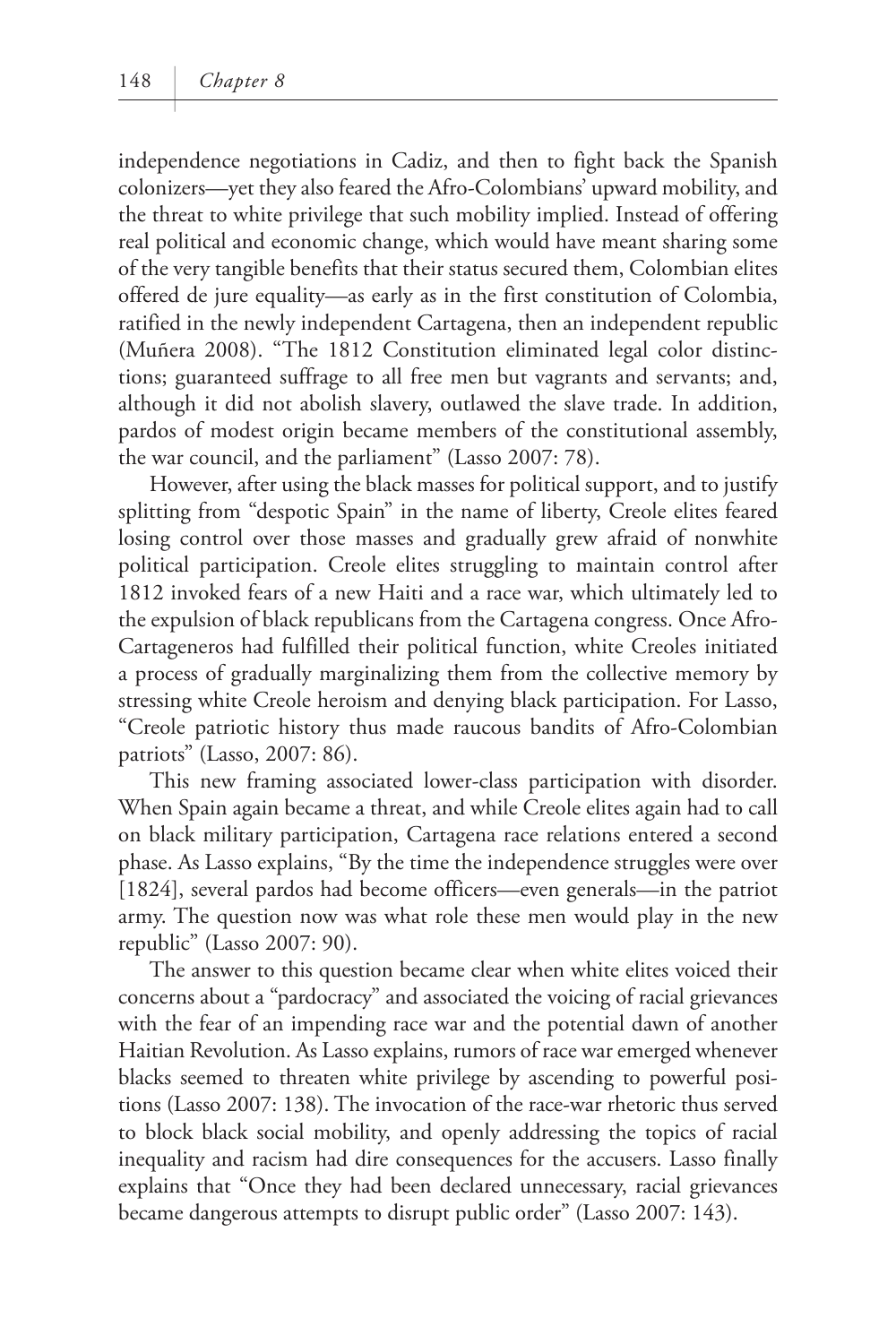independence negotiations in Cadiz, and then to fight back the Spanish colonizers—yet they also feared the Afro-Colombians' upward mobility, and the threat to white privilege that such mobility implied. Instead of offering real political and economic change, which would have meant sharing some of the very tangible benefits that their status secured them, Colombian elites offered de jure equality—as early as in the first constitution of Colombia, ratified in the newly independent Cartagena, then an independent republic (Muñera 2008). "The 1812 Constitution eliminated legal color distinctions; guaranteed suffrage to all free men but vagrants and servants; and, although it did not abolish slavery, outlawed the slave trade. In addition, pardos of modest origin became members of the constitutional assembly, the war council, and the parliament" (Lasso 2007: 78).

However, after using the black masses for political support, and to justify splitting from "despotic Spain" in the name of liberty, Creole elites feared losing control over those masses and gradually grew afraid of nonwhite political participation. Creole elites struggling to maintain control after 1812 invoked fears of a new Haiti and a race war, which ultimately led to the expulsion of black republicans from the Cartagena congress. Once Afro-Cartageneros had fulfilled their political function, white Creoles initiated a process of gradually marginalizing them from the collective memory by stressing white Creole heroism and denying black participation. For Lasso, "Creole patriotic history thus made raucous bandits of Afro-Colombian patriots" (Lasso, 2007: 86).

This new framing associated lower-class participation with disorder. When Spain again became a threat, and while Creole elites again had to call on black military participation, Cartagena race relations entered a second phase. As Lasso explains, "By the time the independence struggles were over [1824], several pardos had become officers—even generals—in the patriot army. The question now was what role these men would play in the new republic" (Lasso 2007: 90).

The answer to this question became clear when white elites voiced their concerns about a "pardocracy" and associated the voicing of racial grievances with the fear of an impending race war and the potential dawn of another Haitian Revolution. As Lasso explains, rumors of race war emerged whenever blacks seemed to threaten white privilege by ascending to powerful positions (Lasso 2007: 138). The invocation of the race-war rhetoric thus served to block black social mobility, and openly addressing the topics of racial inequality and racism had dire consequences for the accusers. Lasso finally explains that "Once they had been declared unnecessary, racial grievances became dangerous attempts to disrupt public order" (Lasso 2007: 143).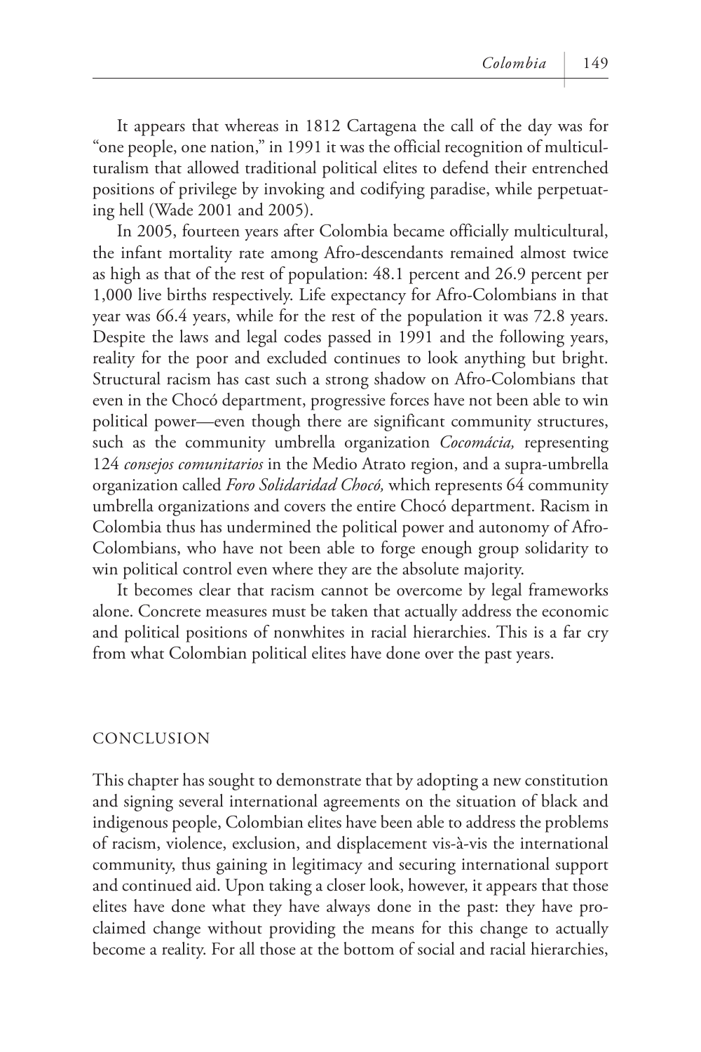It appears that whereas in 1812 Cartagena the call of the day was for "one people, one nation," in 1991 it was the official recognition of multiculturalism that allowed traditional political elites to defend their entrenched positions of privilege by invoking and codifying paradise, while perpetuating hell (Wade 2001 and 2005).

In 2005, fourteen years after Colombia became officially multicultural, the infant mortality rate among Afro-descendants remained almost twice as high as that of the rest of population: 48.1 percent and 26.9 percent per 1,000 live births respectively. Life expectancy for Afro-Colombians in that year was 66.4 years, while for the rest of the population it was 72.8 years. Despite the laws and legal codes passed in 1991 and the following years, reality for the poor and excluded continues to look anything but bright. Structural racism has cast such a strong shadow on Afro-Colombians that even in the Chocó department, progressive forces have not been able to win political power—even though there are significant community structures, such as the community umbrella organization *Cocomácia,* representing 124 *consejos comunitarios* in the Medio Atrato region, and a supra-umbrella organization called *Foro Solidaridad Chocó,* which represents 64 community umbrella organizations and covers the entire Chocó department. Racism in Colombia thus has undermined the political power and autonomy of Afro-Colombians, who have not been able to forge enough group solidarity to win political control even where they are the absolute majority.

It becomes clear that racism cannot be overcome by legal frameworks alone. Concrete measures must be taken that actually address the economic and political positions of nonwhites in racial hierarchies. This is a far cry from what Colombian political elites have done over the past years.

## CONCLUSION

This chapter has sought to demonstrate that by adopting a new constitution and signing several international agreements on the situation of black and indigenous people, Colombian elites have been able to address the problems of racism, violence, exclusion, and displacement vis-à-vis the international community, thus gaining in legitimacy and securing international support and continued aid. Upon taking a closer look, however, it appears that those elites have done what they have always done in the past: they have proclaimed change without providing the means for this change to actually become a reality. For all those at the bottom of social and racial hierarchies,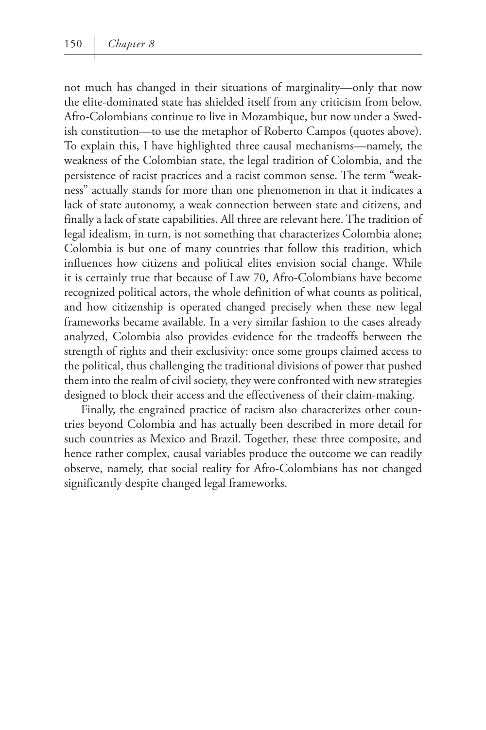not much has changed in their situations of marginality—only that now the elite-dominated state has shielded itself from any criticism from below. Afro-Colombians continue to live in Mozambique, but now under a Swedish constitution—to use the metaphor of Roberto Campos (quotes above). To explain this, I have highlighted three causal mechanisms—namely, the weakness of the Colombian state, the legal tradition of Colombia, and the persistence of racist practices and a racist common sense. The term "weakness" actually stands for more than one phenomenon in that it indicates a lack of state autonomy, a weak connection between state and citizens, and finally a lack of state capabilities. All three are relevant here. The tradition of legal idealism, in turn, is not something that characterizes Colombia alone; Colombia is but one of many countries that follow this tradition, which influences how citizens and political elites envision social change. While it is certainly true that because of Law 70, Afro-Colombians have become recognized political actors, the whole definition of what counts as political, and how citizenship is operated changed precisely when these new legal frameworks became available. In a very similar fashion to the cases already analyzed, Colombia also provides evidence for the tradeoffs between the strength of rights and their exclusivity: once some groups claimed access to the political, thus challenging the traditional divisions of power that pushed them into the realm of civil society, they were confronted with new strategies designed to block their access and the effectiveness of their claim-making.

Finally, the engrained practice of racism also characterizes other countries beyond Colombia and has actually been described in more detail for such countries as Mexico and Brazil. Together, these three composite, and hence rather complex, causal variables produce the outcome we can readily observe, namely, that social reality for Afro-Colombians has not changed significantly despite changed legal frameworks.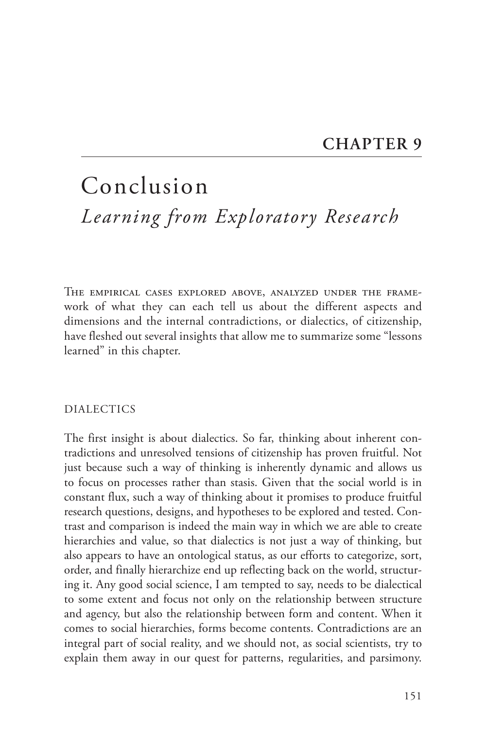# CHAPTER 9

# Conclusion

## *Learning from Exploratory Research*

The empirical cases explored above, analyzed under the framework of what they can each tell us about the different aspects and dimensions and the internal contradictions, or dialectics, of citizenship, have fleshed out several insights that allow me to summarize some "lessons learned" in this chapter.

### DIALECTICS

The first insight is about dialectics. So far, thinking about inherent contradictions and unresolved tensions of citizenship has proven fruitful. Not just because such a way of thinking is inherently dynamic and allows us to focus on processes rather than stasis. Given that the social world is in constant flux, such a way of thinking about it promises to produce fruitful research questions, designs, and hypotheses to be explored and tested. Contrast and comparison is indeed the main way in which we are able to create hierarchies and value, so that dialectics is not just a way of thinking, but also appears to have an ontological status, as our efforts to categorize, sort, order, and finally hierarchize end up reflecting back on the world, structuring it. Any good social science, I am tempted to say, needs to be dialectical to some extent and focus not only on the relationship between structure and agency, but also the relationship between form and content. When it comes to social hierarchies, forms become contents. Contradictions are an integral part of social reality, and we should not, as social scientists, try to explain them away in our quest for patterns, regularities, and parsimony.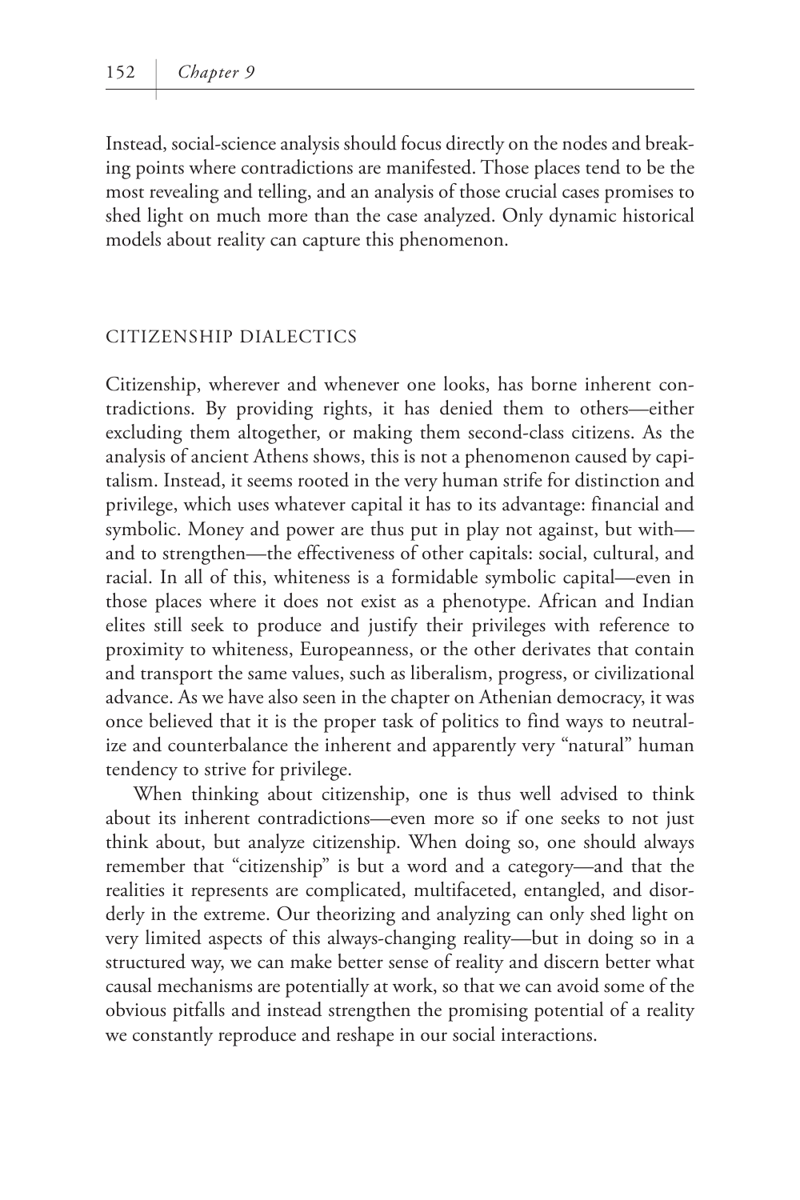Instead, social-science analysis should focus directly on the nodes and breaking points where contradictions are manifested. Those places tend to be the most revealing and telling, and an analysis of those crucial cases promises to shed light on much more than the case analyzed. Only dynamic historical models about reality can capture this phenomenon.

## CITIZENSHIP DIALECTICS

Citizenship, wherever and whenever one looks, has borne inherent contradictions. By providing rights, it has denied them to others—either excluding them altogether, or making them second-class citizens. As the analysis of ancient Athens shows, this is not a phenomenon caused by capitalism. Instead, it seems rooted in the very human strife for distinction and privilege, which uses whatever capital it has to its advantage: financial and symbolic. Money and power are thus put in play not against, but with—and to strengthen—the effectiveness of other capitals: social, cultural, and racial. In all of this, whiteness is a formidable symbolic capital—even in those places where it does not exist as a phenotype. African and Indian elites still seek to produce and justify their privileges with reference to proximity to whiteness, Europeanness, or the other derivates that contain and transport the same values, such as liberalism, progress, or civilizational advance. As we have also seen in the chapter on Athenian democracy, it was once believed that it is the proper task of politics to find ways to neutralize and counterbalance the inherent and apparently very "natural" human tendency to strive for privilege.

When thinking about citizenship, one is thus well advised to think about its inherent contradictions—even more so if one seeks to not just think about, but analyze citizenship. When doing so, one should always remember that "citizenship" is but a word and a category—and that the realities it represents are complicated, multifaceted, entangled, and disorderly in the extreme. Our theorizing and analyzing can only shed light on very limited aspects of this always-changing reality—but in doing so in a structured way, we can make better sense of reality and discern better what causal mechanisms are potentially at work, so that we can avoid some of the obvious pitfalls and instead strengthen the promising potential of a reality we constantly reproduce and reshape in our social interactions.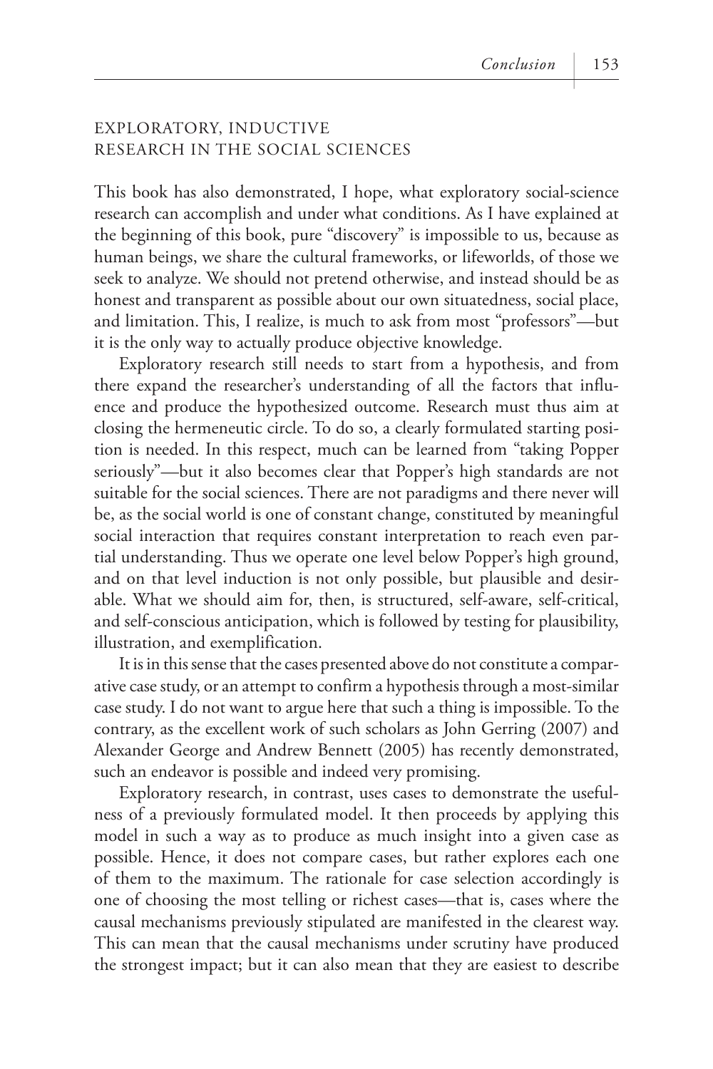## EXPLORATORY, INDUCTIVE RESEARCH IN THE SOCIAL SCIENCES

This book has also demonstrated, I hope, what exploratory social-science research can accomplish and under what conditions. As I have explained at the beginning of this book, pure "discovery" is impossible to us, because as human beings, we share the cultural frameworks, or lifeworlds, of those we seek to analyze. We should not pretend otherwise, and instead should be as honest and transparent as possible about our own situatedness, social place, and limitation. This, I realize, is much to ask from most "professors"—but it is the only way to actually produce objective knowledge.

Exploratory research still needs to start from a hypothesis, and from there expand the researcher's understanding of all the factors that influence and produce the hypothesized outcome. Research must thus aim at closing the hermeneutic circle. To do so, a clearly formulated starting position is needed. In this respect, much can be learned from "taking Popper seriously"—but it also becomes clear that Popper's high standards are not suitable for the social sciences. There are not paradigms and there never will be, as the social world is one of constant change, constituted by meaningful social interaction that requires constant interpretation to reach even partial understanding. Thus we operate one level below Popper's high ground, and on that level induction is not only possible, but plausible and desirable. What we should aim for, then, is structured, self-aware, self-critical, and self-conscious anticipation, which is followed by testing for plausibility, illustration, and exemplification.

It is in this sense that the cases presented above do not constitute a comparative case study, or an attempt to confirm a hypothesis through a most-similar case study. I do not want to argue here that such a thing is impossible. To the contrary, as the excellent work of such scholars as John Gerring (2007) and Alexander George and Andrew Bennett (2005) has recently demonstrated, such an endeavor is possible and indeed very promising.

Exploratory research, in contrast, uses cases to demonstrate the usefulness of a previously formulated model. It then proceeds by applying this model in such a way as to produce as much insight into a given case as possible. Hence, it does not compare cases, but rather explores each one of them to the maximum. The rationale for case selection accordingly is one of choosing the most telling or richest cases—that is, cases where the causal mechanisms previously stipulated are manifested in the clearest way. This can mean that the causal mechanisms under scrutiny have produced the strongest impact; but it can also mean that they are easiest to describe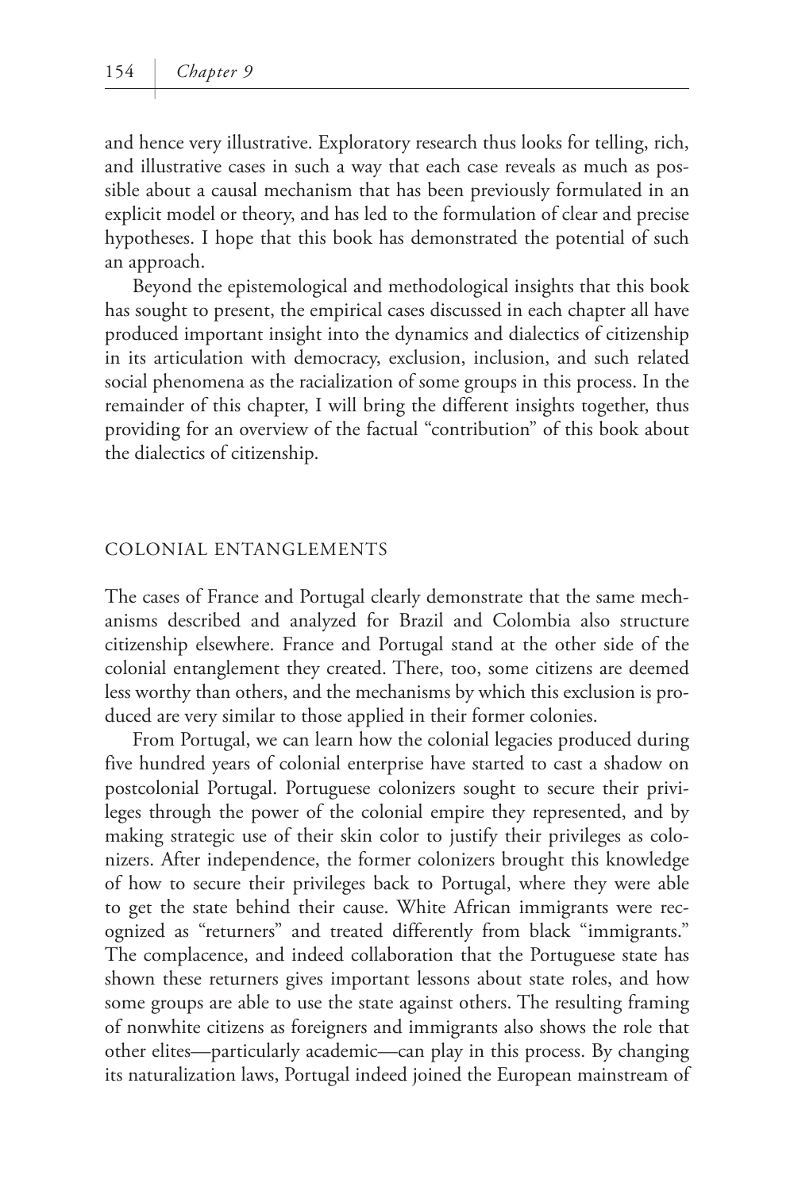and hence very illustrative. Exploratory research thus looks for telling, rich, and illustrative cases in such a way that each case reveals as much as possible about a causal mechanism that has been previously formulated in an explicit model or theory, and has led to the formulation of clear and precise hypotheses. I hope that this book has demonstrated the potential of such an approach.

Beyond the epistemological and methodological insights that this book has sought to present, the empirical cases discussed in each chapter all have produced important insight into the dynamics and dialectics of citizenship in its articulation with democracy, exclusion, inclusion, and such related social phenomena as the racialization of some groups in this process. In the remainder of this chapter, I will bring the different insights together, thus providing for an overview of the factual "contribution" of this book about the dialectics of citizenship.

## COLONIAL ENTANGLEMENTS

The cases of France and Portugal clearly demonstrate that the same mechanisms described and analyzed for Brazil and Colombia also structure citizenship elsewhere. France and Portugal stand at the other side of the colonial entanglement they created. There, too, some citizens are deemed less worthy than others, and the mechanisms by which this exclusion is produced are very similar to those applied in their former colonies.

From Portugal, we can learn how the colonial legacies produced during five hundred years of colonial enterprise have started to cast a shadow on postcolonial Portugal. Portuguese colonizers sought to secure their privileges through the power of the colonial empire they represented, and by making strategic use of their skin color to justify their privileges as colonizers. After independence, the former colonizers brought this knowledge of how to secure their privileges back to Portugal, where they were able to get the state behind their cause. White African immigrants were recognized as "returners" and treated differently from black "immigrants." The complacence, and indeed collaboration that the Portuguese state has shown these returners gives important lessons about state roles, and how some groups are able to use the state against others. The resulting framing of nonwhite citizens as foreigners and immigrants also shows the role that other elites—particularly academic—can play in this process. By changing its naturalization laws, Portugal indeed joined the European mainstream of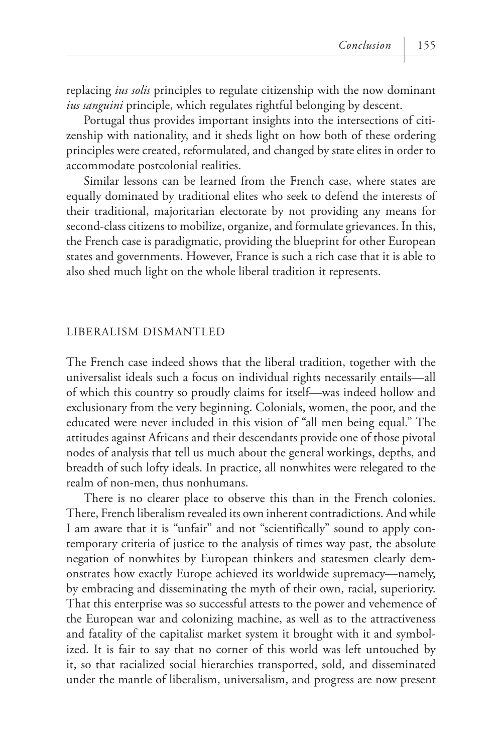replacing *ius solis* principles to regulate citizenship with the now dominant *ius sanguini* principle, which regulates rightful belonging by descent.

Portugal thus provides important insights into the intersections of citizenship with nationality, and it sheds light on how both of these ordering principles were created, reformulated, and changed by state elites in order to accommodate postcolonial realities.

Similar lessons can be learned from the French case, where states are equally dominated by traditional elites who seek to defend the interests of their traditional, majoritarian electorate by not providing any means for second-class citizens to mobilize, organize, and formulate grievances. In this, the French case is paradigmatic, providing the blueprint for other European states and governments. However, France is such a rich case that it is able to also shed much light on the whole liberal tradition it represents.

## LIBERALISM DISMANTLED

The French case indeed shows that the liberal tradition, together with the universalist ideals such a focus on individual rights necessarily entails—all of which this country so proudly claims for itself—was indeed hollow and exclusionary from the very beginning. Colonials, women, the poor, and the educated were never included in this vision of "all men being equal." The attitudes against Africans and their descendants provide one of those pivotal nodes of analysis that tell us much about the general workings, depths, and breadth of such lofty ideals. In practice, all nonwhites were relegated to the realm of non-men, thus nonhumans.

There is no clearer place to observe this than in the French colonies. There, French liberalism revealed its own inherent contradictions. And while I am aware that it is "unfair" and not "scientifically" sound to apply contemporary criteria of justice to the analysis of times way past, the absolute negation of nonwhites by European thinkers and statesmen clearly demonstrates how exactly Europe achieved its worldwide supremacy—namely, by embracing and disseminating the myth of their own, racial, superiority. That this enterprise was so successful attests to the power and vehemence of the European war and colonizing machine, as well as to the attractiveness and fatality of the capitalist market system it brought with it and symbolized. It is fair to say that no corner of this world was left untouched by it, so that racialized social hierarchies transported, sold, and disseminated under the mantle of liberalism, universalism, and progress are now present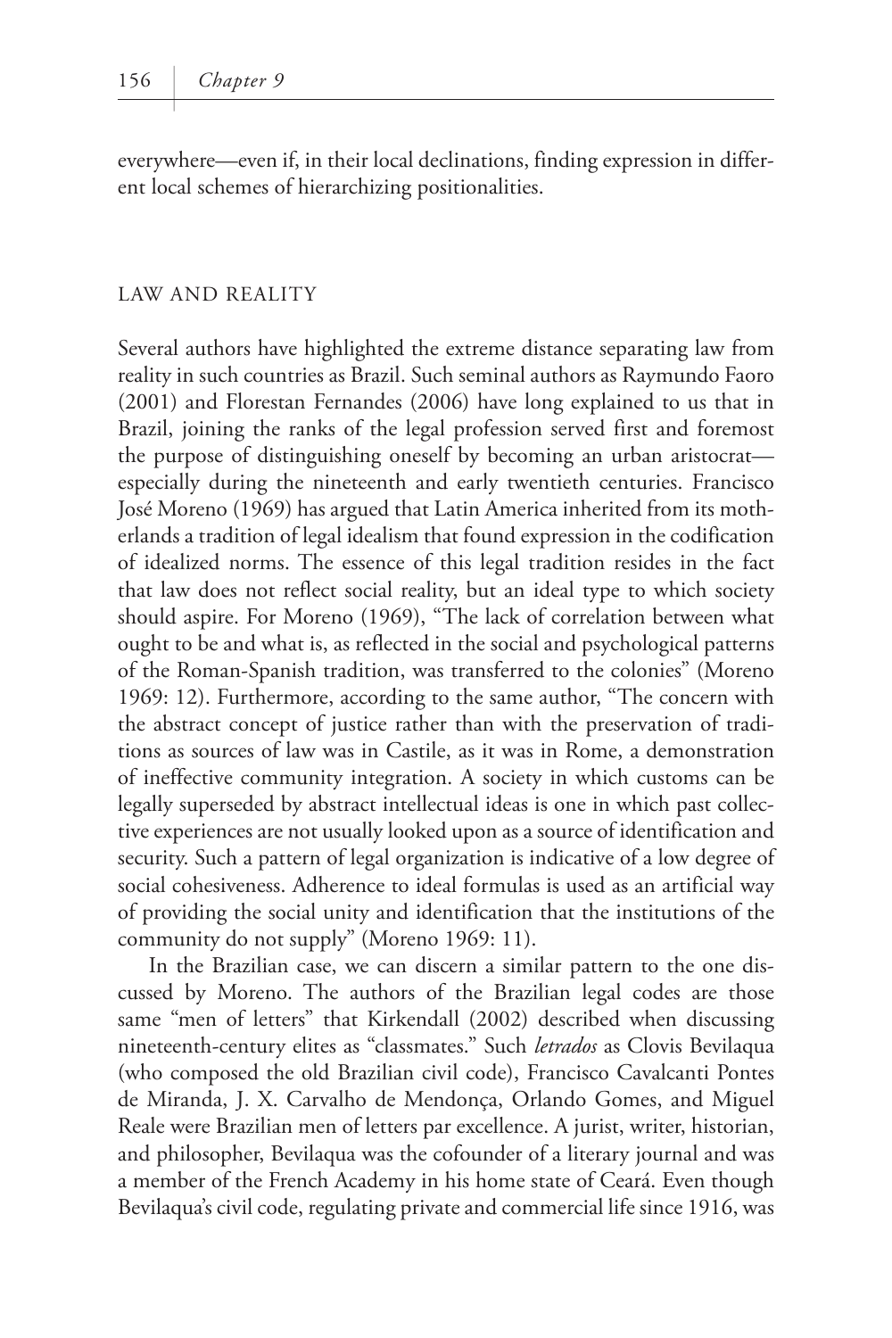everywhere—even if, in their local declinations, finding expression in different local schemes of hierarchizing positionalities.

## LAW AND REALITY

Several authors have highlighted the extreme distance separating law from reality in such countries as Brazil. Such seminal authors as Raymundo Faoro (2001) and Florestan Fernandes (2006) have long explained to us that in Brazil, joining the ranks of the legal profession served first and foremost the purpose of distinguishing oneself by becoming an urban aristocrat—especially during the nineteenth and early twentieth centuries. Francisco José Moreno (1969) has argued that Latin America inherited from its motherlands a tradition of legal idealism that found expression in the codification of idealized norms. The essence of this legal tradition resides in the fact that law does not reflect social reality, but an ideal type to which society should aspire. For Moreno (1969), "The lack of correlation between what ought to be and what is, as reflected in the social and psychological patterns of the Roman-Spanish tradition, was transferred to the colonies" (Moreno 1969: 12). Furthermore, according to the same author, "The concern with the abstract concept of justice rather than with the preservation of traditions as sources of law was in Castile, as it was in Rome, a demonstration of ineffective community integration. A society in which customs can be legally superseded by abstract intellectual ideas is one in which past collective experiences are not usually looked upon as a source of identification and security. Such a pattern of legal organization is indicative of a low degree of social cohesiveness. Adherence to ideal formulas is used as an artificial way of providing the social unity and identification that the institutions of the community do not supply" (Moreno 1969: 11).

In the Brazilian case, we can discern a similar pattern to the one discussed by Moreno. The authors of the Brazilian legal codes are those same "men of letters" that Kirkendall (2002) described when discussing nineteenth-century elites as "classmates." Such *letrados* as Clovis Bevilaqua (who composed the old Brazilian civil code), Francisco Cavalcanti Pontes de Miranda, J. X. Carvalho de Mendonça, Orlando Gomes, and Miguel Reale were Brazilian men of letters par excellence. A jurist, writer, historian, and philosopher, Bevilaqua was the cofounder of a literary journal and was a member of the French Academy in his home state of Ceará. Even though Bevilaqua's civil code, regulating private and commercial life since 1916, was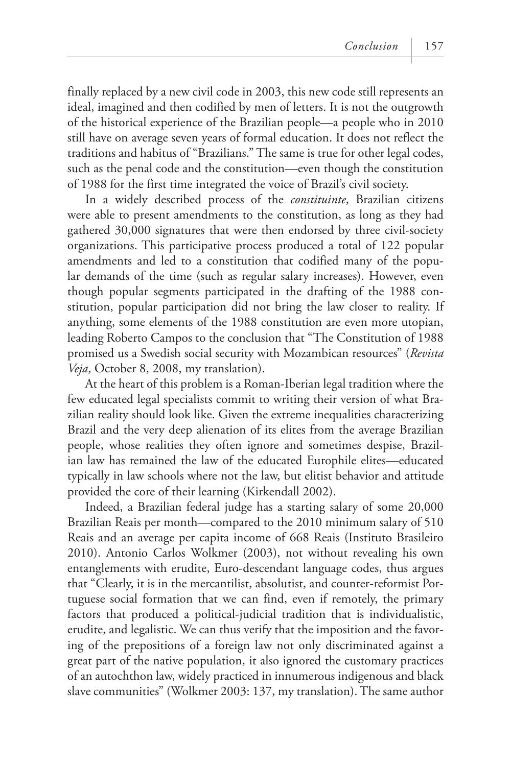finally replaced by a new civil code in 2003, this new code still represents an ideal, imagined and then codified by men of letters. It is not the outgrowth of the historical experience of the Brazilian people—a people who in 2010 still have on average seven years of formal education. It does not reflect the traditions and habitus of "Brazilians." The same is true for other legal codes, such as the penal code and the constitution—even though the constitution of 1988 for the first time integrated the voice of Brazil's civil society.

In a widely described process of the *constituinte*, Brazilian citizens were able to present amendments to the constitution, as long as they had gathered 30,000 signatures that were then endorsed by three civil-society organizations. This participative process produced a total of 122 popular amendments and led to a constitution that codified many of the popular demands of the time (such as regular salary increases). However, even though popular segments participated in the drafting of the 1988 constitution, popular participation did not bring the law closer to reality. If anything, some elements of the 1988 constitution are even more utopian, leading Roberto Campos to the conclusion that "The Constitution of 1988 promised us a Swedish social security with Mozambican resources" (*Revista Veja*, October 8, 2008, my translation).

At the heart of this problem is a Roman-Iberian legal tradition where the few educated legal specialists commit to writing their version of what Brazilian reality should look like. Given the extreme inequalities characterizing Brazil and the very deep alienation of its elites from the average Brazilian people, whose realities they often ignore and sometimes despise, Brazilian law has remained the law of the educated Europhile elites—educated typically in law schools where not the law, but elitist behavior and attitude provided the core of their learning (Kirkendall 2002).

Indeed, a Brazilian federal judge has a starting salary of some 20,000 Brazilian Reais per month—compared to the 2010 minimum salary of 510 Reais and an average per capita income of 668 Reais (Instituto Brasileiro 2010). Antonio Carlos Wolkmer (2003), not without revealing his own entanglements with erudite, Euro-descendant language codes, thus argues that "Clearly, it is in the mercantilist, absolutist, and counter-reformist Portuguese social formation that we can find, even if remotely, the primary factors that produced a political-judicial tradition that is individualistic, erudite, and legalistic. We can thus verify that the imposition and the favoring of the prepositions of a foreign law not only discriminated against a great part of the native population, it also ignored the customary practices of an autochthon law, widely practiced in innumerous indigenous and black slave communities" (Wolkmer 2003: 137, my translation). The same author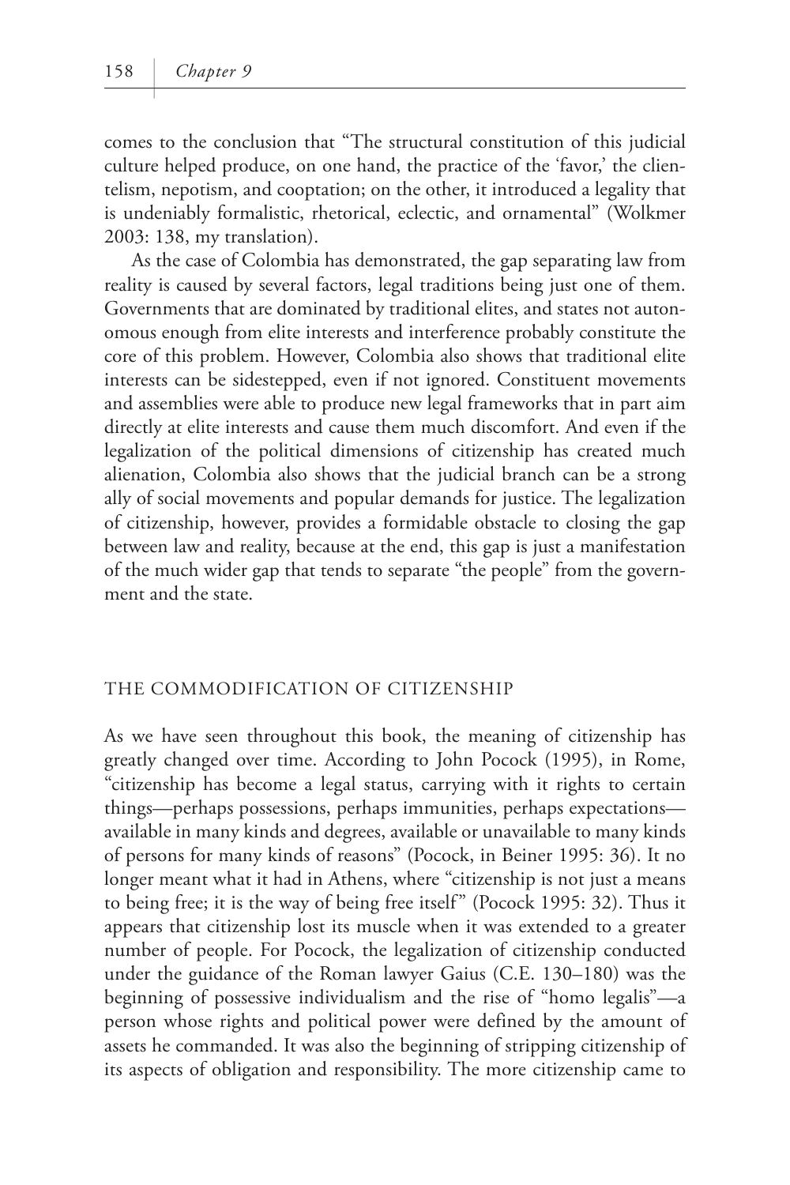comes to the conclusion that "The structural constitution of this judicial culture helped produce, on one hand, the practice of the 'favor,' the clientelism, nepotism, and cooptation; on the other, it introduced a legality that is undeniably formalistic, rhetorical, eclectic, and ornamental" (Wolkmer 2003: 138, my translation).

As the case of Colombia has demonstrated, the gap separating law from reality is caused by several factors, legal traditions being just one of them. Governments that are dominated by traditional elites, and states not autonomous enough from elite interests and interference probably constitute the core of this problem. However, Colombia also shows that traditional elite interests can be sidestepped, even if not ignored. Constituent movements and assemblies were able to produce new legal frameworks that in part aim directly at elite interests and cause them much discomfort. And even if the legalization of the political dimensions of citizenship has created much alienation, Colombia also shows that the judicial branch can be a strong ally of social movements and popular demands for justice. The legalization of citizenship, however, provides a formidable obstacle to closing the gap between law and reality, because at the end, this gap is just a manifestation of the much wider gap that tends to separate "the people" from the government and the state.

## THE COMMODIFICATION OF CITIZENSHIP

As we have seen throughout this book, the meaning of citizenship has greatly changed over time. According to John Pocock (1995), in Rome, "citizenship has become a legal status, carrying with it rights to certain things—perhaps possessions, perhaps immunities, perhaps expectations—available in many kinds and degrees, available or unavailable to many kinds of persons for many kinds of reasons" (Pocock, in Beiner 1995: 36). It no longer meant what it had in Athens, where "citizenship is not just a means to being free; it is the way of being free itself" (Pocock 1995: 32). Thus it appears that citizenship lost its muscle when it was extended to a greater number of people. For Pocock, the legalization of citizenship conducted under the guidance of the Roman lawyer Gaius (C.E. 130–180) was the beginning of possessive individualism and the rise of "homo legalis"—a person whose rights and political power were defined by the amount of assets he commanded. It was also the beginning of stripping citizenship of its aspects of obligation and responsibility. The more citizenship came to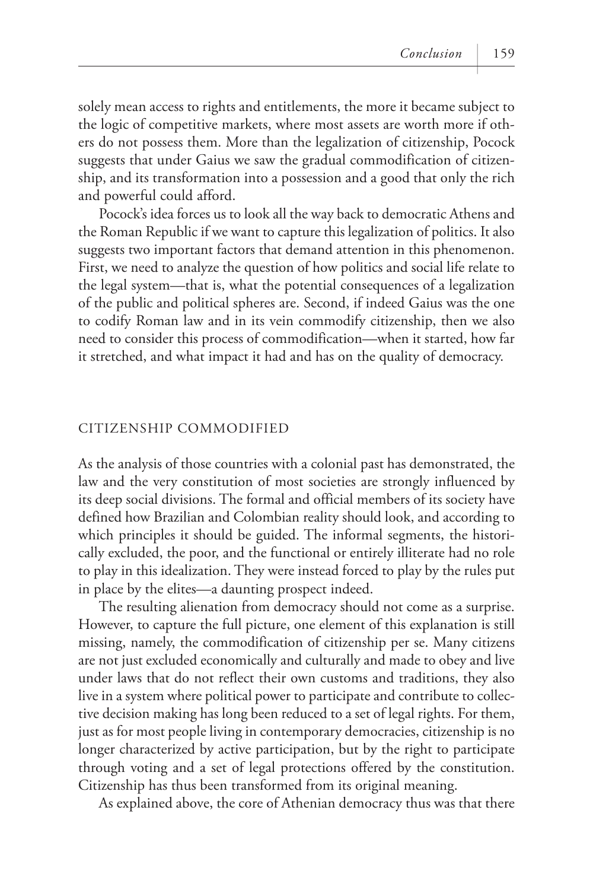solely mean access to rights and entitlements, the more it became subject to the logic of competitive markets, where most assets are worth more if others do not possess them. More than the legalization of citizenship, Pocock suggests that under Gaius we saw the gradual commodification of citizenship, and its transformation into a possession and a good that only the rich and powerful could afford.

Pocock's idea forces us to look all the way back to democratic Athens and the Roman Republic if we want to capture this legalization of politics. It also suggests two important factors that demand attention in this phenomenon. First, we need to analyze the question of how politics and social life relate to the legal system—that is, what the potential consequences of a legalization of the public and political spheres are. Second, if indeed Gaius was the one to codify Roman law and in its vein commodify citizenship, then we also need to consider this process of commodification—when it started, how far it stretched, and what impact it had and has on the quality of democracy.

## CITIZENSHIP COMMODIFIED

As the analysis of those countries with a colonial past has demonstrated, the law and the very constitution of most societies are strongly influenced by its deep social divisions. The formal and official members of its society have defined how Brazilian and Colombian reality should look, and according to which principles it should be guided. The informal segments, the historically excluded, the poor, and the functional or entirely illiterate had no role to play in this idealization. They were instead forced to play by the rules put in place by the elites—a daunting prospect indeed.

The resulting alienation from democracy should not come as a surprise. However, to capture the full picture, one element of this explanation is still missing, namely, the commodification of citizenship per se. Many citizens are not just excluded economically and culturally and made to obey and live under laws that do not reflect their own customs and traditions, they also live in a system where political power to participate and contribute to collective decision making has long been reduced to a set of legal rights. For them, just as for most people living in contemporary democracies, citizenship is no longer characterized by active participation, but by the right to participate through voting and a set of legal protections offered by the constitution. Citizenship has thus been transformed from its original meaning.

As explained above, the core of Athenian democracy thus was that there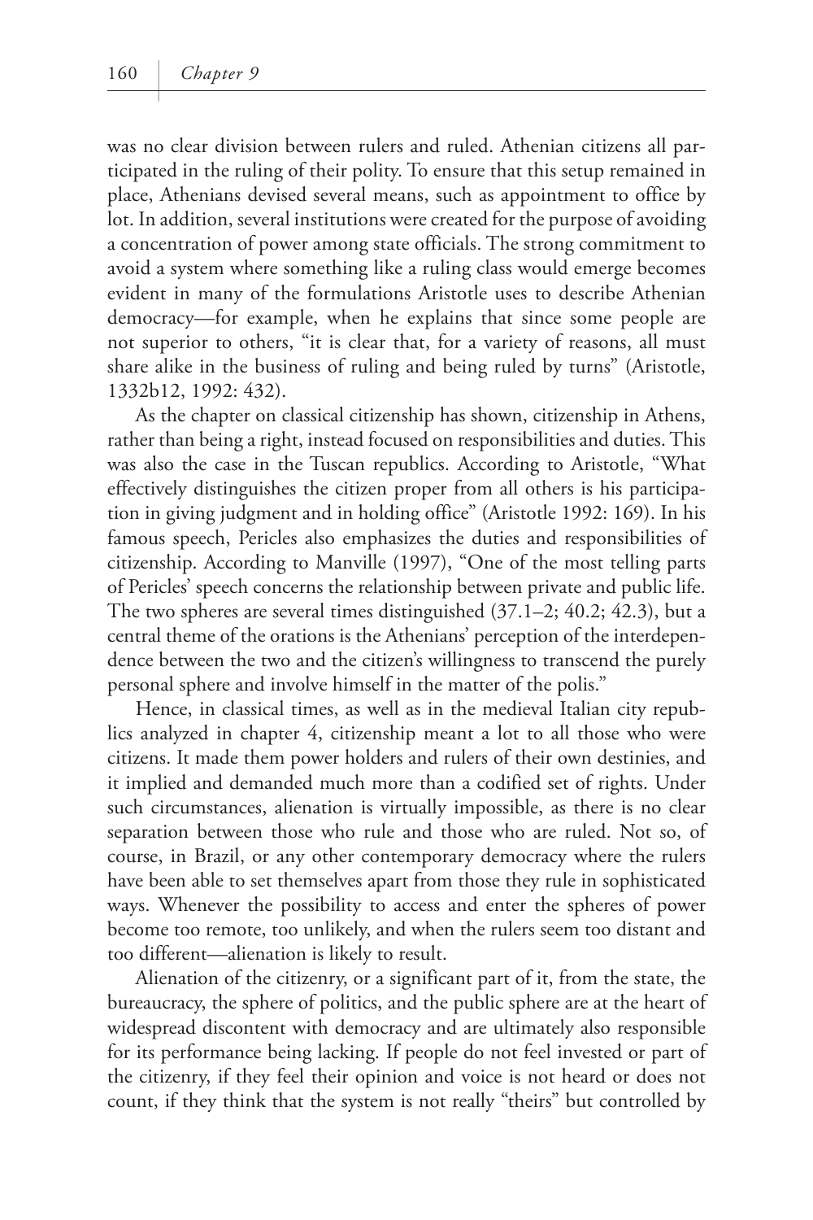was no clear division between rulers and ruled. Athenian citizens all participated in the ruling of their polity. To ensure that this setup remained in place, Athenians devised several means, such as appointment to office by lot. In addition, several institutions were created for the purpose of avoiding a concentration of power among state officials. The strong commitment to avoid a system where something like a ruling class would emerge becomes evident in many of the formulations Aristotle uses to describe Athenian democracy—for example, when he explains that since some people are not superior to others, "it is clear that, for a variety of reasons, all must share alike in the business of ruling and being ruled by turns" (Aristotle, 1332b12, 1992: 432).

As the chapter on classical citizenship has shown, citizenship in Athens, rather than being a right, instead focused on responsibilities and duties. This was also the case in the Tuscan republics. According to Aristotle, "What effectively distinguishes the citizen proper from all others is his participation in giving judgment and in holding office" (Aristotle 1992: 169). In his famous speech, Pericles also emphasizes the duties and responsibilities of citizenship. According to Manville (1997), "One of the most telling parts of Pericles' speech concerns the relationship between private and public life. The two spheres are several times distinguished (37.1–2; 40.2; 42.3), but a central theme of the orations is the Athenians' perception of the interdependence between the two and the citizen's willingness to transcend the purely personal sphere and involve himself in the matter of the polis."

Hence, in classical times, as well as in the medieval Italian city republics analyzed in chapter 4, citizenship meant a lot to all those who were citizens. It made them power holders and rulers of their own destinies, and it implied and demanded much more than a codified set of rights. Under such circumstances, alienation is virtually impossible, as there is no clear separation between those who rule and those who are ruled. Not so, of course, in Brazil, or any other contemporary democracy where the rulers have been able to set themselves apart from those they rule in sophisticated ways. Whenever the possibility to access and enter the spheres of power become too remote, too unlikely, and when the rulers seem too distant and too different—alienation is likely to result.

Alienation of the citizenry, or a significant part of it, from the state, the bureaucracy, the sphere of politics, and the public sphere are at the heart of widespread discontent with democracy and are ultimately also responsible for its performance being lacking. If people do not feel invested or part of the citizenry, if they feel their opinion and voice is not heard or does not count, if they think that the system is not really "theirs" but controlled by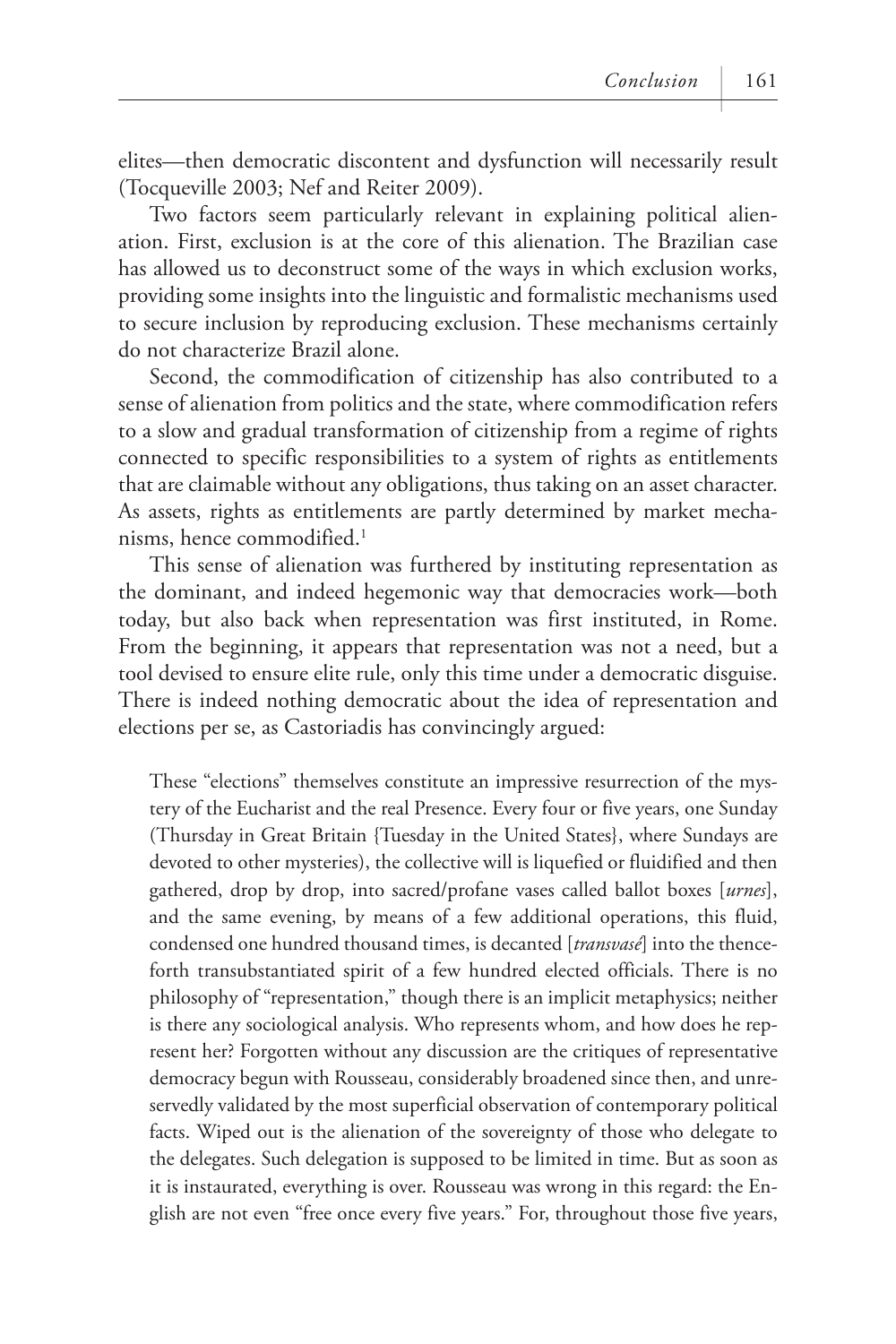elites—then democratic discontent and dysfunction will necessarily result (Tocqueville 2003; Nef and Reiter 2009).

Two factors seem particularly relevant in explaining political alienation. First, exclusion is at the core of this alienation. The Brazilian case has allowed us to deconstruct some of the ways in which exclusion works, providing some insights into the linguistic and formalistic mechanisms used to secure inclusion by reproducing exclusion. These mechanisms certainly do not characterize Brazil alone.

Second, the commodification of citizenship has also contributed to a sense of alienation from politics and the state, where commodification refers to a slow and gradual transformation of citizenship from a regime of rights connected to specific responsibilities to a system of rights as entitlements that are claimable without any obligations, thus taking on an asset character. As assets, rights as entitlements are partly determined by market mechanisms, hence commodified.[1]

This sense of alienation was furthered by instituting representation as the dominant, and indeed hegemonic way that democracies work—both today, but also back when representation was first instituted, in Rome. From the beginning, it appears that representation was not a need, but a tool devised to ensure elite rule, only this time under a democratic disguise. There is indeed nothing democratic about the idea of representation and elections per se, as Castoriadis has convincingly argued:

> These "elections" themselves constitute an impressive resurrection of the mystery of the Eucharist and the real Presence. Every four or five years, one Sunday (Thursday in Great Britain {Tuesday in the United States}, where Sundays are devoted to other mysteries), the collective will is liquefied or fluidified and then gathered, drop by drop, into sacred/profane vases called ballot boxes [*urnes*], and the same evening, by means of a few additional operations, this fluid, condensed one hundred thousand times, is decanted [*transvasé*] into the thenceforth transubstantiated spirit of a few hundred elected officials. There is no philosophy of "representation," though there is an implicit metaphysics; neither is there any sociological analysis. Who represents whom, and how does he represent her? Forgotten without any discussion are the critiques of representative democracy begun with Rousseau, considerably broadened since then, and unreservedly validated by the most superficial observation of contemporary political facts. Wiped out is the alienation of the sovereignty of those who delegate to the delegates. Such delegation is supposed to be limited in time. But as soon as it is instaurated, everything is over. Rousseau was wrong in this regard: the English are not even "free once every five years." For, throughout those five years,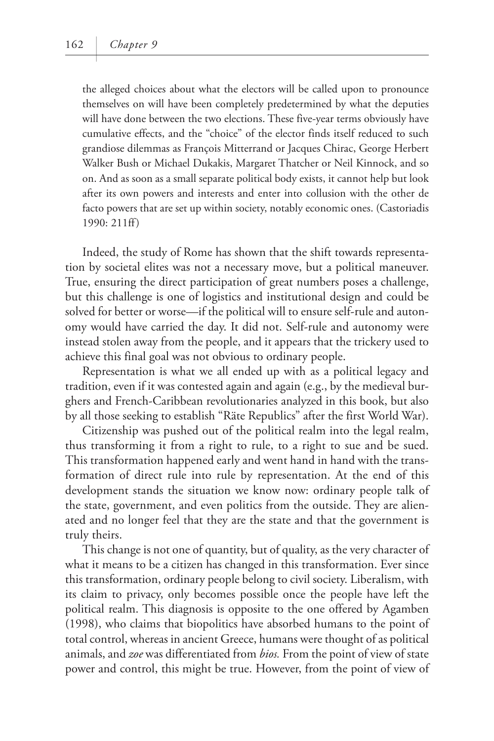> the alleged choices about what the electors will be called upon to pronounce themselves on will have been completely predetermined by what the deputies will have done between the two elections. These five-year terms obviously have cumulative effects, and the "choice" of the elector finds itself reduced to such grandiose dilemmas as François Mitterrand or Jacques Chirac, George Herbert Walker Bush or Michael Dukakis, Margaret Thatcher or Neil Kinnock, and so on. And as soon as a small separate political body exists, it cannot help but look after its own powers and interests and enter into collusion with the other de facto powers that are set up within society, notably economic ones. (Castoriadis 1990: 211ff)

Indeed, the study of Rome has shown that the shift towards representation by societal elites was not a necessary move, but a political maneuver. True, ensuring the direct participation of great numbers poses a challenge, but this challenge is one of logistics and institutional design and could be solved for better or worse—if the political will to ensure self-rule and autonomy would have carried the day. It did not. Self-rule and autonomy were instead stolen away from the people, and it appears that the trickery used to achieve this final goal was not obvious to ordinary people.

Representation is what we all ended up with as a political legacy and tradition, even if it was contested again and again (e.g., by the medieval burghers and French-Caribbean revolutionaries analyzed in this book, but also by all those seeking to establish "Räte Republics" after the first World War).

Citizenship was pushed out of the political realm into the legal realm, thus transforming it from a right to rule, to a right to sue and be sued. This transformation happened early and went hand in hand with the transformation of direct rule into rule by representation. At the end of this development stands the situation we know now: ordinary people talk of the state, government, and even politics from the outside. They are alienated and no longer feel that they are the state and that the government is truly theirs.

This change is not one of quantity, but of quality, as the very character of what it means to be a citizen has changed in this transformation. Ever since this transformation, ordinary people belong to civil society. Liberalism, with its claim to privacy, only becomes possible once the people have left the political realm. This diagnosis is opposite to the one offered by Agamben (1998), who claims that biopolitics have absorbed humans to the point of total control, whereas in ancient Greece, humans were thought of as political animals, and *zoe* was differentiated from *bios.* From the point of view of state power and control, this might be true. However, from the point of view of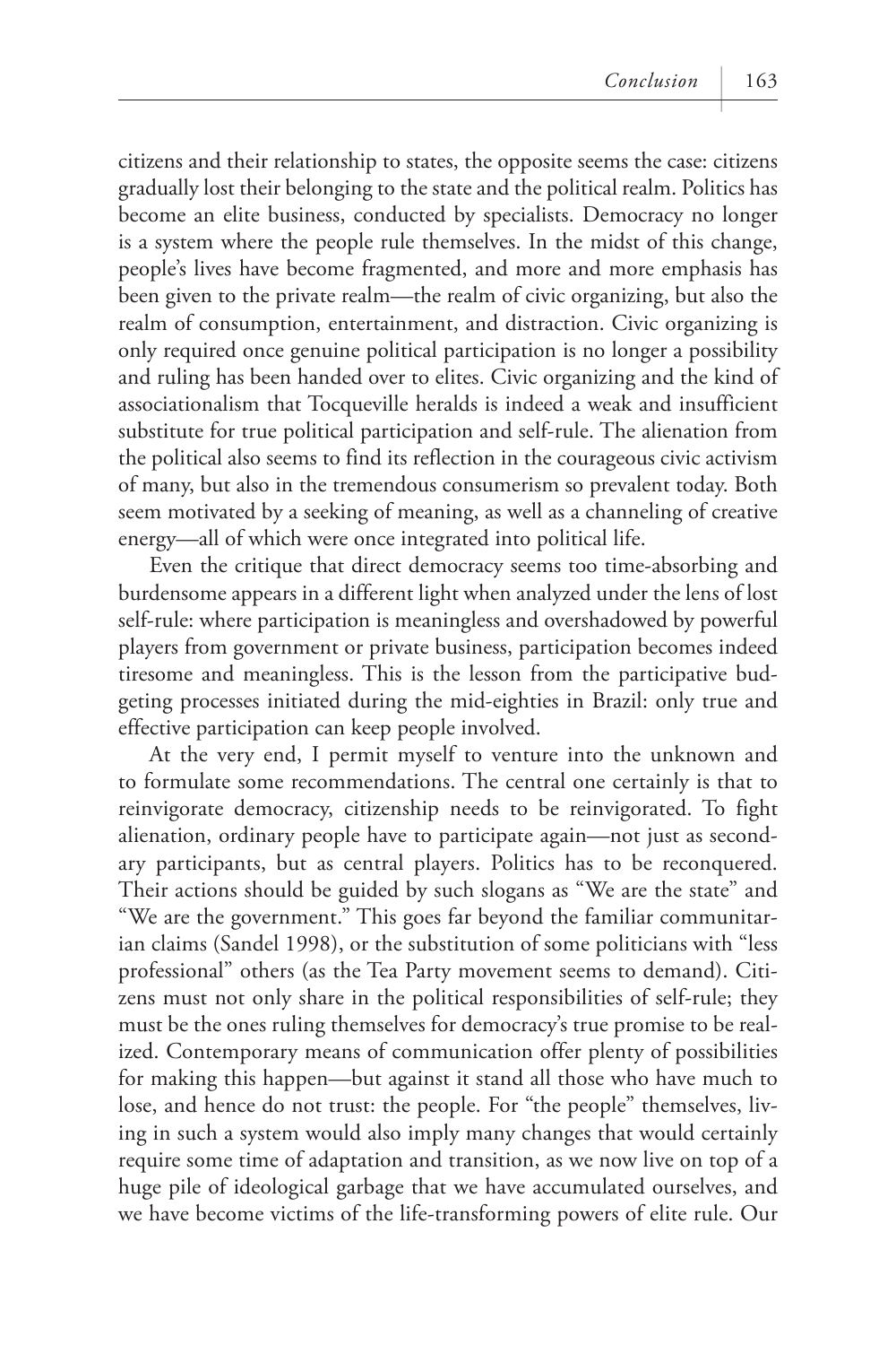citizens and their relationship to states, the opposite seems the case: citizens gradually lost their belonging to the state and the political realm. Politics has become an elite business, conducted by specialists. Democracy no longer is a system where the people rule themselves. In the midst of this change, people's lives have become fragmented, and more and more emphasis has been given to the private realm—the realm of civic organizing, but also the realm of consumption, entertainment, and distraction. Civic organizing is only required once genuine political participation is no longer a possibility and ruling has been handed over to elites. Civic organizing and the kind of associationalism that Tocqueville heralds is indeed a weak and insufficient substitute for true political participation and self-rule. The alienation from the political also seems to find its reflection in the courageous civic activism of many, but also in the tremendous consumerism so prevalent today. Both seem motivated by a seeking of meaning, as well as a channeling of creative energy—all of which were once integrated into political life.

Even the critique that direct democracy seems too time-absorbing and burdensome appears in a different light when analyzed under the lens of lost self-rule: where participation is meaningless and overshadowed by powerful players from government or private business, participation becomes indeed tiresome and meaningless. This is the lesson from the participative budgeting processes initiated during the mid-eighties in Brazil: only true and effective participation can keep people involved.

At the very end, I permit myself to venture into the unknown and to formulate some recommendations. The central one certainly is that to reinvigorate democracy, citizenship needs to be reinvigorated. To fight alienation, ordinary people have to participate again—not just as secondary participants, but as central players. Politics has to be reconquered. Their actions should be guided by such slogans as "We are the state" and "We are the government." This goes far beyond the familiar communitarian claims (Sandel 1998), or the substitution of some politicians with "less professional" others (as the Tea Party movement seems to demand). Citizens must not only share in the political responsibilities of self-rule; they must be the ones ruling themselves for democracy's true promise to be realized. Contemporary means of communication offer plenty of possibilities for making this happen—but against it stand all those who have much to lose, and hence do not trust: the people. For "the people" themselves, living in such a system would also imply many changes that would certainly require some time of adaptation and transition, as we now live on top of a huge pile of ideological garbage that we have accumulated ourselves, and we have become victims of the life-transforming powers of elite rule. Our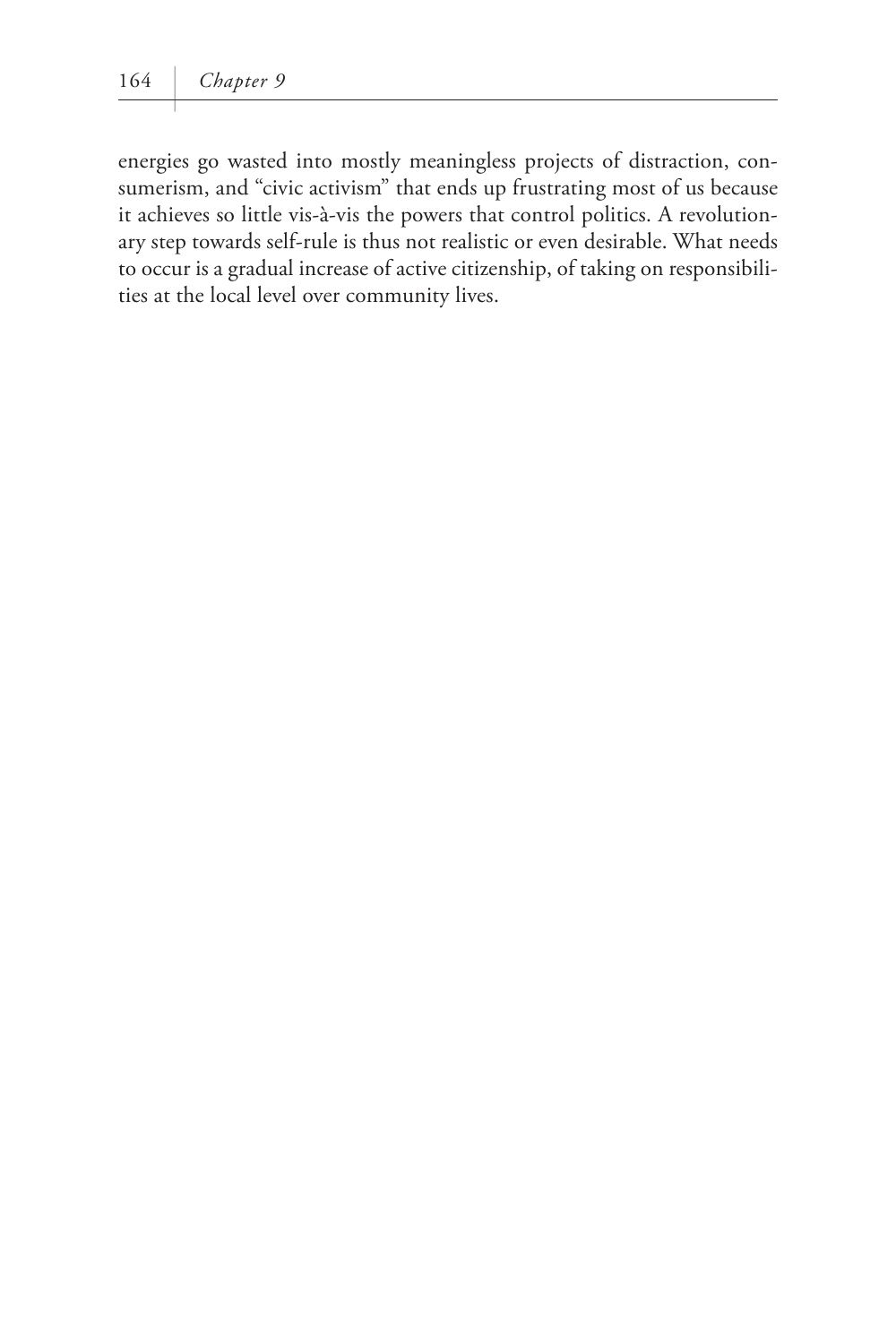energies go wasted into mostly meaningless projects of distraction, consumerism, and "civic activism" that ends up frustrating most of us because it achieves so little vis-à-vis the powers that control politics. A revolutionary step towards self-rule is thus not realistic or even desirable. What needs to occur is a gradual increase of active citizenship, of taking on responsibilities at the local level over community lives.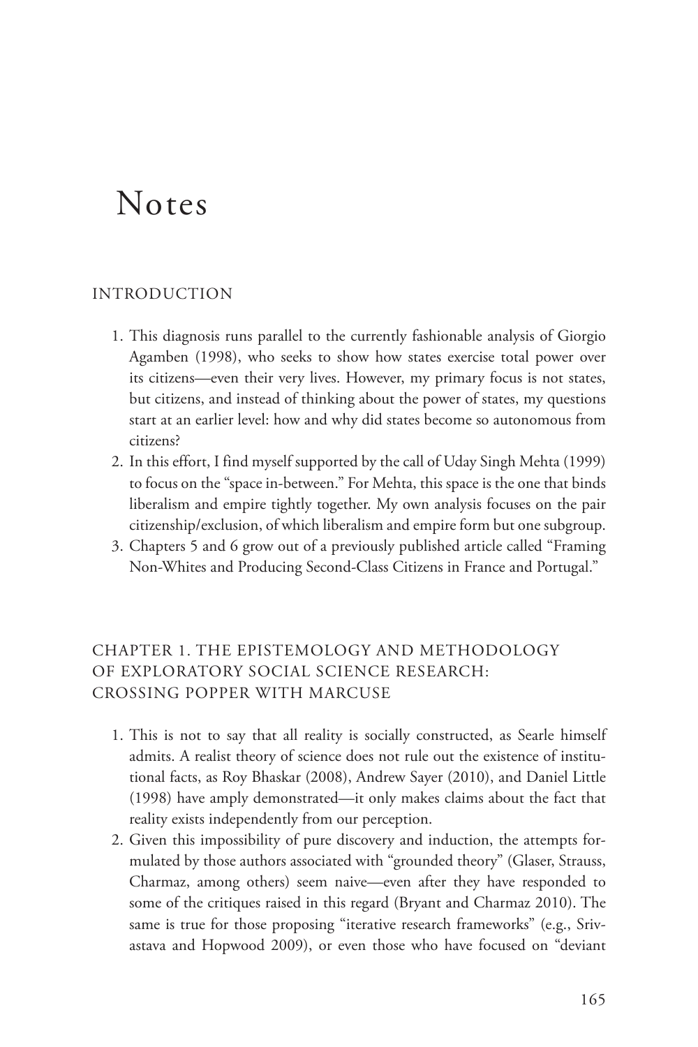# Notes

## INTRODUCTION

1. This diagnosis runs parallel to the currently fashionable analysis of Giorgio Agamben (1998), who seeks to show how states exercise total power over its citizens—even their very lives. However, my primary focus is not states, but citizens, and instead of thinking about the power of states, my questions start at an earlier level: how and why did states become so autonomous from citizens?
2. In this effort, I find myself supported by the call of Uday Singh Mehta (1999) to focus on the "space in-between." For Mehta, this space is the one that binds liberalism and empire tightly together. My own analysis focuses on the pair citizenship/exclusion, of which liberalism and empire form but one subgroup.
3. Chapters 5 and 6 grow out of a previously published article called "Framing Non-Whites and Producing Second-Class Citizens in France and Portugal."

## CHAPTER 1. THE EPISTEMOLOGY AND METHODOLOGY OF EXPLORATORY SOCIAL SCIENCE RESEARCH: CROSSING POPPER WITH MARCUSE

1. This is not to say that all reality is socially constructed, as Searle himself admits. A realist theory of science does not rule out the existence of institutional facts, as Roy Bhaskar (2008), Andrew Sayer (2010), and Daniel Little (1998) have amply demonstrated—it only makes claims about the fact that reality exists independently from our perception.
2. Given this impossibility of pure discovery and induction, the attempts formulated by those authors associated with "grounded theory" (Glaser, Strauss, Charmaz, among others) seem naive—even after they have responded to some of the critiques raised in this regard (Bryant and Charmaz 2010). The same is true for those proposing "iterative research frameworks" (e.g., Srivastava and Hopwood 2009), or even those who have focused on "deviant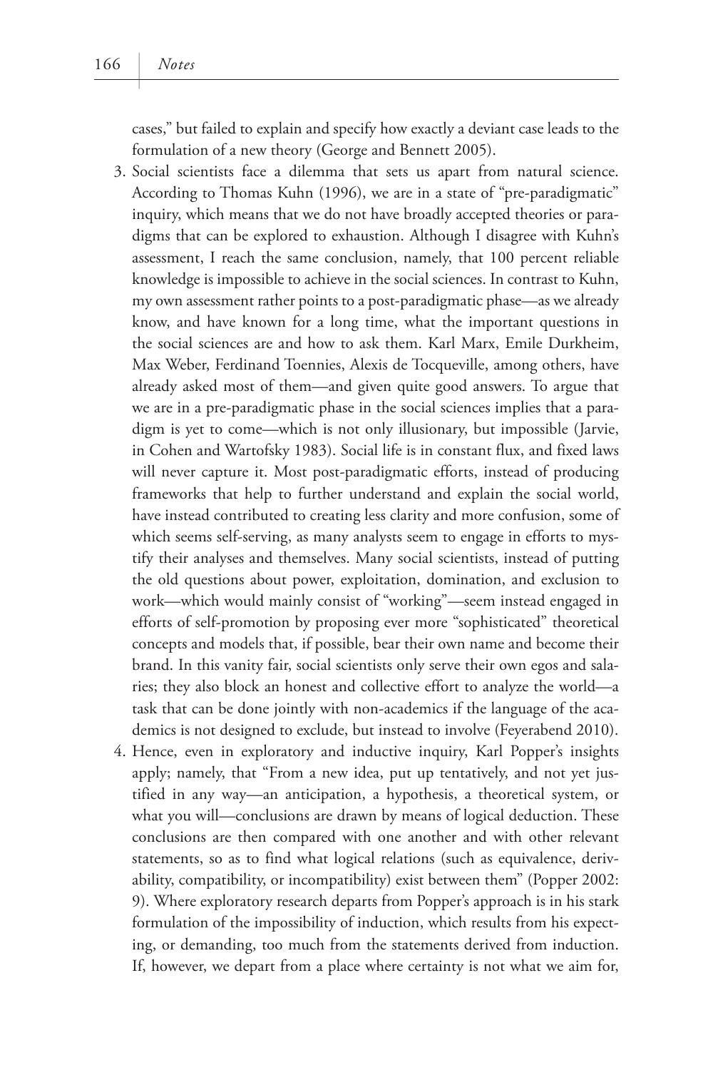cases," but failed to explain and specify how exactly a deviant case leads to the formulation of a new theory (George and Bennett 2005).

3. Social scientists face a dilemma that sets us apart from natural science. According to Thomas Kuhn (1996), we are in a state of "pre-paradigmatic" inquiry, which means that we do not have broadly accepted theories or paradigms that can be explored to exhaustion. Although I disagree with Kuhn's assessment, I reach the same conclusion, namely, that 100 percent reliable knowledge is impossible to achieve in the social sciences. In contrast to Kuhn, my own assessment rather points to a post-paradigmatic phase—as we already know, and have known for a long time, what the important questions in the social sciences are and how to ask them. Karl Marx, Emile Durkheim, Max Weber, Ferdinand Toennies, Alexis de Tocqueville, among others, have already asked most of them—and given quite good answers. To argue that we are in a pre-paradigmatic phase in the social sciences implies that a paradigm is yet to come—which is not only illusionary, but impossible (Jarvie, in Cohen and Wartofsky 1983). Social life is in constant flux, and fixed laws will never capture it. Most post-paradigmatic efforts, instead of producing frameworks that help to further understand and explain the social world, have instead contributed to creating less clarity and more confusion, some of which seems self-serving, as many analysts seem to engage in efforts to mystify their analyses and themselves. Many social scientists, instead of putting the old questions about power, exploitation, domination, and exclusion to work—which would mainly consist of "working"—seem instead engaged in efforts of self-promotion by proposing ever more "sophisticated" theoretical concepts and models that, if possible, bear their own name and become their brand. In this vanity fair, social scientists only serve their own egos and salaries; they also block an honest and collective effort to analyze the world—a task that can be done jointly with non-academics if the language of the academics is not designed to exclude, but instead to involve (Feyerabend 2010).
4. Hence, even in exploratory and inductive inquiry, Karl Popper's insights apply; namely, that "From a new idea, put up tentatively, and not yet justified in any way—an anticipation, a hypothesis, a theoretical system, or what you will—conclusions are drawn by means of logical deduction. These conclusions are then compared with one another and with other relevant statements, so as to find what logical relations (such as equivalence, derivability, compatibility, or incompatibility) exist between them" (Popper 2002: 9). Where exploratory research departs from Popper's approach is in his stark formulation of the impossibility of induction, which results from his expecting, or demanding, too much from the statements derived from induction. If, however, we depart from a place where certainty is not what we aim for,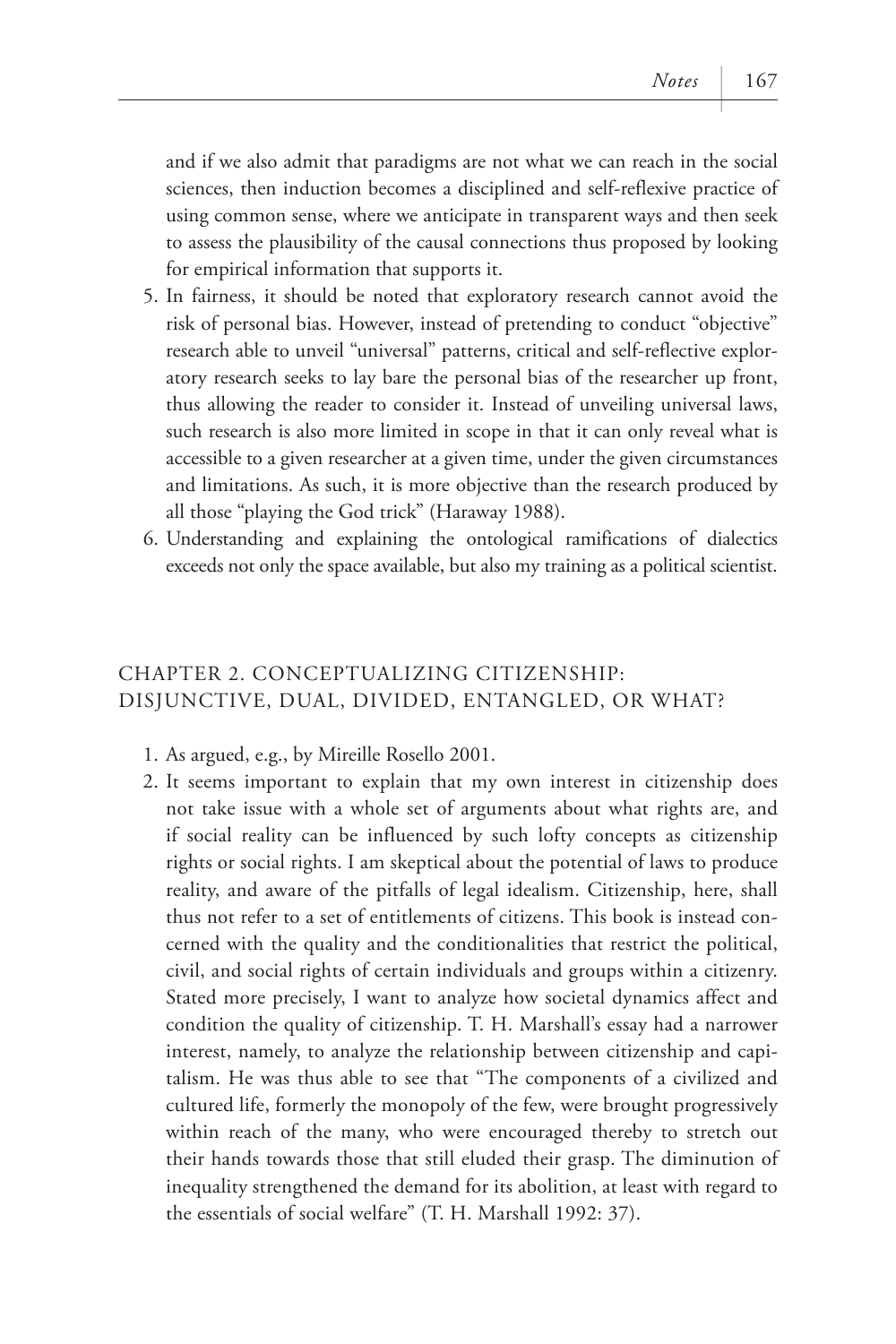and if we also admit that paradigms are not what we can reach in the social sciences, then induction becomes a disciplined and self-reflexive practice of using common sense, where we anticipate in transparent ways and then seek to assess the plausibility of the causal connections thus proposed by looking for empirical information that supports it.

5. In fairness, it should be noted that exploratory research cannot avoid the risk of personal bias. However, instead of pretending to conduct "objective" research able to unveil "universal" patterns, critical and self-reflective exploratory research seeks to lay bare the personal bias of the researcher up front, thus allowing the reader to consider it. Instead of unveiling universal laws, such research is also more limited in scope in that it can only reveal what is accessible to a given researcher at a given time, under the given circumstances and limitations. As such, it is more objective than the research produced by all those "playing the God trick" (Haraway 1988).
6. Understanding and explaining the ontological ramifications of dialectics exceeds not only the space available, but also my training as a political scientist.

## CHAPTER 2. CONCEPTUALIZING CITIZENSHIP: DISJUNCTIVE, DUAL, DIVIDED, ENTANGLED, OR WHAT?

1. As argued, e.g., by Mireille Rosello 2001.
2. It seems important to explain that my own interest in citizenship does not take issue with a whole set of arguments about what rights are, and if social reality can be influenced by such lofty concepts as citizenship rights or social rights. I am skeptical about the potential of laws to produce reality, and aware of the pitfalls of legal idealism. Citizenship, here, shall thus not refer to a set of entitlements of citizens. This book is instead concerned with the quality and the conditionalities that restrict the political, civil, and social rights of certain individuals and groups within a citizenry. Stated more precisely, I want to analyze how societal dynamics affect and condition the quality of citizenship. T. H. Marshall's essay had a narrower interest, namely, to analyze the relationship between citizenship and capitalism. He was thus able to see that "The components of a civilized and cultured life, formerly the monopoly of the few, were brought progressively within reach of the many, who were encouraged thereby to stretch out their hands towards those that still eluded their grasp. The diminution of inequality strengthened the demand for its abolition, at least with regard to the essentials of social welfare" (T. H. Marshall 1992: 37).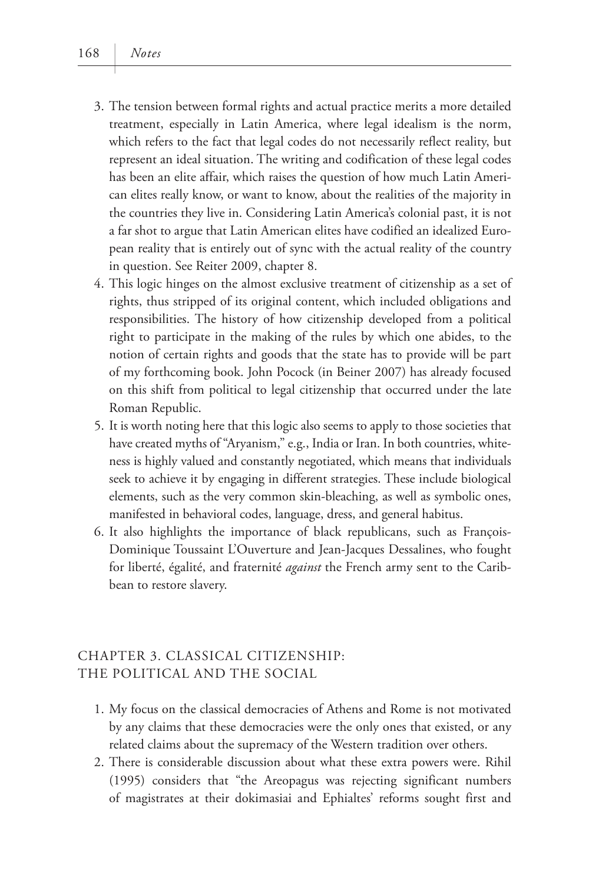3. The tension between formal rights and actual practice merits a more detailed treatment, especially in Latin America, where legal idealism is the norm, which refers to the fact that legal codes do not necessarily reflect reality, but represent an ideal situation. The writing and codification of these legal codes has been an elite affair, which raises the question of how much Latin American elites really know, or want to know, about the realities of the majority in the countries they live in. Considering Latin America's colonial past, it is not a far shot to argue that Latin American elites have codified an idealized European reality that is entirely out of sync with the actual reality of the country in question. See Reiter 2009, chapter 8.
4. This logic hinges on the almost exclusive treatment of citizenship as a set of rights, thus stripped of its original content, which included obligations and responsibilities. The history of how citizenship developed from a political right to participate in the making of the rules by which one abides, to the notion of certain rights and goods that the state has to provide will be part of my forthcoming book. John Pocock (in Beiner 2007) has already focused on this shift from political to legal citizenship that occurred under the late Roman Republic.
5. It is worth noting here that this logic also seems to apply to those societies that have created myths of "Aryanism," e.g., India or Iran. In both countries, whiteness is highly valued and constantly negotiated, which means that individuals seek to achieve it by engaging in different strategies. These include biological elements, such as the very common skin-bleaching, as well as symbolic ones, manifested in behavioral codes, language, dress, and general habitus.
6. It also highlights the importance of black republicans, such as François-Dominique Toussaint L'Ouverture and Jean-Jacques Dessalines, who fought for liberté, égalité, and fraternité *against* the French army sent to the Caribbean to restore slavery.

## CHAPTER 3. CLASSICAL CITIZENSHIP: THE POLITICAL AND THE SOCIAL

1. My focus on the classical democracies of Athens and Rome is not motivated by any claims that these democracies were the only ones that existed, or any related claims about the supremacy of the Western tradition over others.
2. There is considerable discussion about what these extra powers were. Rihil (1995) considers that "the Areopagus was rejecting significant numbers of magistrates at their dokimasiai and Ephialtes' reforms sought first and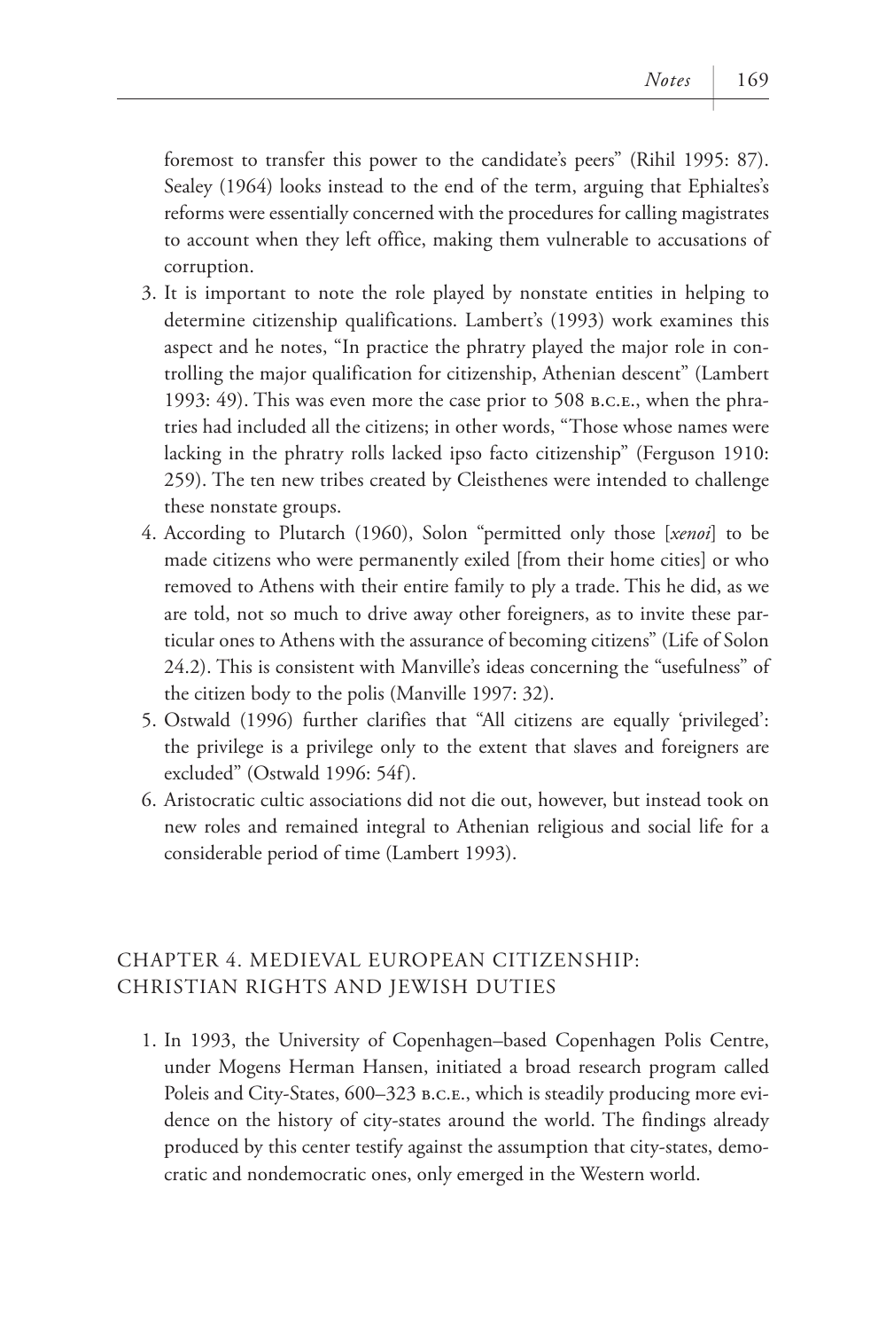foremost to transfer this power to the candidate's peers" (Rihil 1995: 87). Sealey (1964) looks instead to the end of the term, arguing that Ephialtes's reforms were essentially concerned with the procedures for calling magistrates to account when they left office, making them vulnerable to accusations of corruption.

3. It is important to note the role played by nonstate entities in helping to determine citizenship qualifications. Lambert's (1993) work examines this aspect and he notes, "In practice the phratry played the major role in controlling the major qualification for citizenship, Athenian descent" (Lambert 1993: 49). This was even more the case prior to 508 B.C.E., when the phratries had included all the citizens; in other words, "Those whose names were lacking in the phratry rolls lacked ipso facto citizenship" (Ferguson 1910: 259). The ten new tribes created by Cleisthenes were intended to challenge these nonstate groups.
4. According to Plutarch (1960), Solon "permitted only those [*xenoi*] to be made citizens who were permanently exiled [from their home cities] or who removed to Athens with their entire family to ply a trade. This he did, as we are told, not so much to drive away other foreigners, as to invite these particular ones to Athens with the assurance of becoming citizens" (Life of Solon 24.2). This is consistent with Manville's ideas concerning the "usefulness" of the citizen body to the polis (Manville 1997: 32).
5. Ostwald (1996) further clarifies that "All citizens are equally 'privileged': the privilege is a privilege only to the extent that slaves and foreigners are excluded" (Ostwald 1996: 54f).
6. Aristocratic cultic associations did not die out, however, but instead took on new roles and remained integral to Athenian religious and social life for a considerable period of time (Lambert 1993).

## CHAPTER 4. MEDIEVAL EUROPEAN CITIZENSHIP: CHRISTIAN RIGHTS AND JEWISH DUTIES

1. In 1993, the University of Copenhagen–based Copenhagen Polis Centre, under Mogens Herman Hansen, initiated a broad research program called Poleis and City-States, 600–323 B.C.E., which is steadily producing more evidence on the history of city-states around the world. The findings already produced by this center testify against the assumption that city-states, democratic and nondemocratic ones, only emerged in the Western world.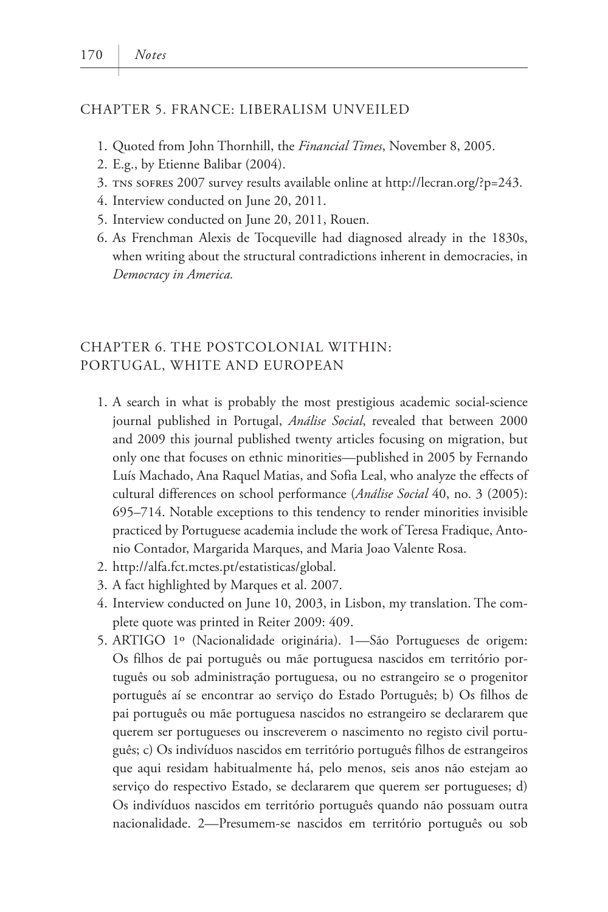## CHAPTER 5. FRANCE: LIBERALISM UNVEILED

1. Quoted from John Thornhill, the *Financial Times*, November 8, 2005.
2. E.g., by Etienne Balibar (2004).
3. TNS SOFRES 2007 survey results available online at http://lecran.org/?p=243.
4. Interview conducted on June 20, 2011.
5. Interview conducted on June 20, 2011, Rouen.
6. As Frenchman Alexis de Tocqueville had diagnosed already in the 1830s, when writing about the structural contradictions inherent in democracies, in *Democracy in America.*

## CHAPTER 6. THE POSTCOLONIAL WITHIN: PORTUGAL, WHITE AND EUROPEAN

1. A search in what is probably the most prestigious academic social-science journal published in Portugal, *Análise Social*, revealed that between 2000 and 2009 this journal published twenty articles focusing on migration, but only one that focuses on ethnic minorities—published in 2005 by Fernando Luís Machado, Ana Raquel Matias, and Sofia Leal, who analyze the effects of cultural differences on school performance (*Análise Social* 40, no. 3 (2005): 695–714. Notable exceptions to this tendency to render minorities invisible practiced by Portuguese academia include the work of Teresa Fradique, Antonio Contador, Margarida Marques, and Maria Joao Valente Rosa.
2. http://alfa.fct.mctes.pt/estatisticas/global.
3. A fact highlighted by Marques et al. 2007.
4. Interview conducted on June 10, 2003, in Lisbon, my translation. The complete quote was printed in Reiter 2009: 409.
5. ARTIGO 1º (Nacionalidade originária). 1—São Portugueses de origem: Os filhos de pai português ou mãe portuguesa nascidos em território português ou sob administração portuguesa, ou no estrangeiro se o progenitor português aí se encontrar ao serviço do Estado Português; b) Os filhos de pai português ou mãe portuguesa nascidos no estrangeiro se declararem que querem ser portugueses ou inscreverem o nascimento no registo civil português; c) Os indivíduos nascidos em território português filhos de estrangeiros que aqui residam habitualmente há, pelo menos, seis anos não estejam ao serviço do respectivo Estado, se declararem que querem ser portugueses; d) Os indivíduos nascidos em território português quando não possuam outra nacionalidade. 2—Presumem-se nascidos em território português ou sob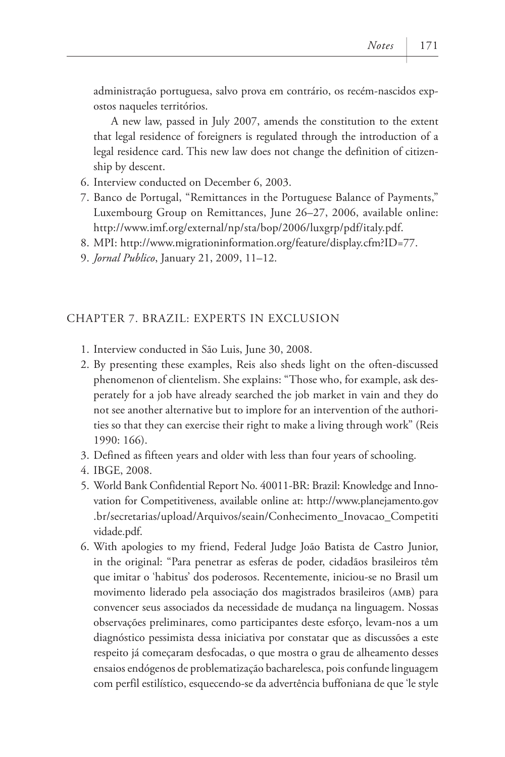administração portuguesa, salvo prova em contrário, os recém-nascidos expostos naqueles territórios.

A new law, passed in July 2007, amends the constitution to the extent that legal residence of foreigners is regulated through the introduction of a legal residence card. This new law does not change the definition of citizenship by descent.

6. Interview conducted on December 6, 2003.
7. Banco de Portugal, "Remittances in the Portuguese Balance of Payments," Luxembourg Group on Remittances, June 26–27, 2006, available online: http://www.imf.org/external/np/sta/bop/2006/luxgrp/pdf/italy.pdf.
8. MPI: http://www.migrationinformation.org/feature/display.cfm?ID=77.
9. *Jornal Publico*, January 21, 2009, 11–12.

## CHAPTER 7. BRAZIL: EXPERTS IN EXCLUSION

1. Interview conducted in São Luis, June 30, 2008.
2. By presenting these examples, Reis also sheds light on the often-discussed phenomenon of clientelism. She explains: "Those who, for example, ask desperately for a job have already searched the job market in vain and they do not see another alternative but to implore for an intervention of the authorities so that they can exercise their right to make a living through work" (Reis 1990: 166).
3. Defined as fifteen years and older with less than four years of schooling.
4. IBGE, 2008.
5. World Bank Confidential Report No. 40011-BR: Brazil: Knowledge and Innovation for Competitiveness, available online at: http://www.planejamento.gov.br/secretarias/upload/Arquivos/seain/Conhecimento_Inovacao_Competitividade.pdf.
6. With apologies to my friend, Federal Judge João Batista de Castro Junior, in the original: "Para penetrar as esferas de poder, cidadãos brasileiros têm que imitar o 'habitus' dos poderosos. Recentemente, iniciou-se no Brasil um movimento liderado pela associação dos magistrados brasileiros (AMB) para convencer seus associados da necessidade de mudança na linguagem. Nossas observações preliminares, como participantes deste esforço, levam-nos a um diagnóstico pessimista dessa iniciativa por constatar que as discussões a este respeito já começaram desfocadas, o que mostra o grau de alheamento desses ensaios endógenos de problematização bacharelesca, pois confunde linguagem com perfil estilístico, esquecendo-se da advertência buffoniana de que 'le style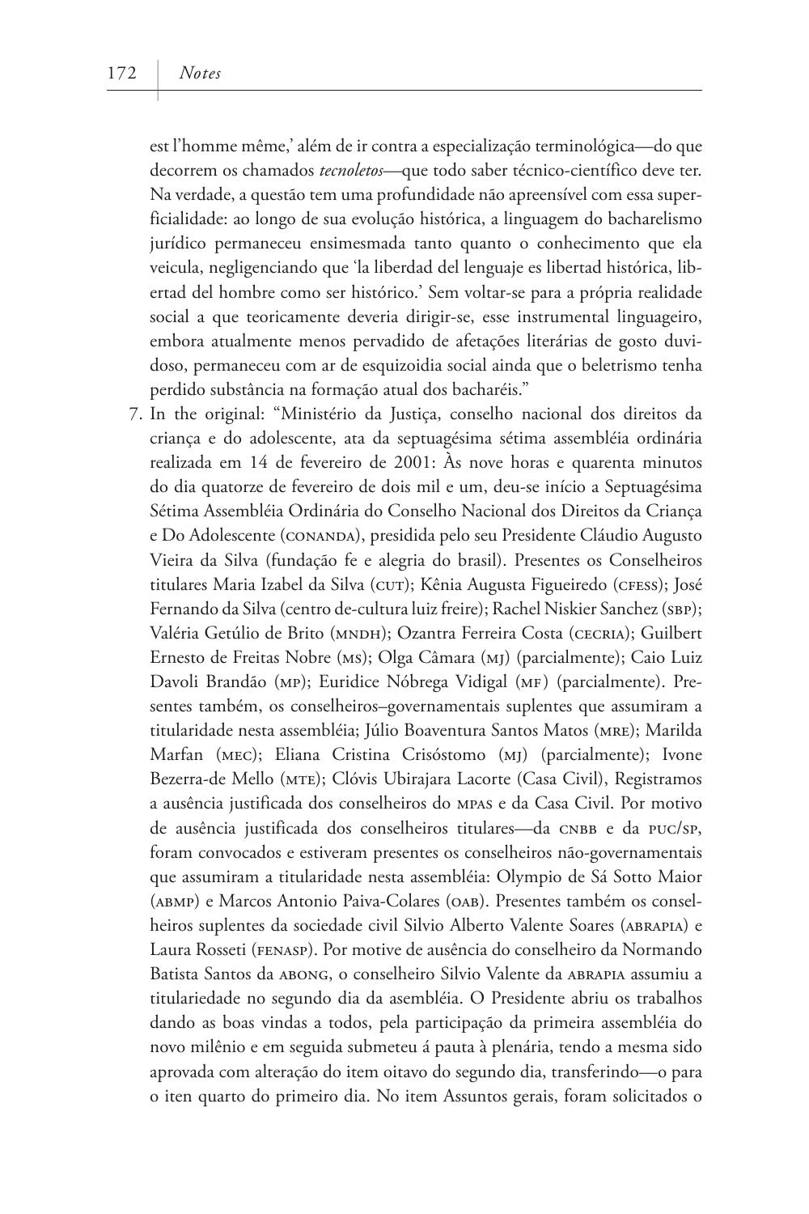est l'homme même,' além de ir contra a especialização terminológica—do que decorrem os chamados *tecnoletos*—que todo saber técnico-científico deve ter. Na verdade, a questão tem uma profundidade não apreensível com essa superficialidade: ao longo de sua evolução histórica, a linguagem do bacharelismo jurídico permaneceu ensimesmada tanto quanto o conhecimento que ela veicula, negligenciando que 'la liberdad del lenguaje es libertad histórica, libertad del hombre como ser histórico.' Sem voltar-se para a própria realidade social a que teoricamente deveria dirigir-se, esse instrumental linguageiro, embora atualmente menos pervadido de afetações literárias de gosto duvidoso, permaneceu com ar de esquizoidia social ainda que o beletrismo tenha perdido substância na formação atual dos bacharéis."

7. In the original: "Ministério da Justiça, conselho nacional dos direitos da criança e do adolescente, ata da septuagésima sétima assembléia ordinária realizada em 14 de fevereiro de 2001: Às nove horas e quarenta minutos do dia quatorze de fevereiro de dois mil e um, deu-se início a Septuagésima Sétima Assembléia Ordinária do Conselho Nacional dos Direitos da Criança e Do Adolescente (CONANDA), presidida pelo seu Presidente Cláudio Augusto Vieira da Silva (fundação fe e alegria do brasil). Presentes os Conselheiros titulares Maria Izabel da Silva (CUT); Kênia Augusta Figueiredo (CFESS); José Fernando da Silva (centro de-cultura luiz freire); Rachel Niskier Sanchez (SBP); Valéria Getúlio de Brito (MNDH); Ozantra Ferreira Costa (CECRIA); Guilbert Ernesto de Freitas Nobre (MS); Olga Câmara (MJ) (parcialmente); Caio Luiz Davoli Brandão (MP); Euridice Nóbrega Vidigal (MF) (parcialmente). Presentes também, os conselheiros–governamentais suplentes que assumiram a titularidade nesta assembléia; Júlio Boaventura Santos Matos (MRE); Marilda Marfan (MEC); Eliana Cristina Crisóstomo (MJ) (parcialmente); Ivone Bezerra-de Mello (MTE); Clóvis Ubirajara Lacorte (Casa Civil), Registramos a ausência justificada dos conselheiros do MPAS e da Casa Civil. Por motivo de ausência justificada dos conselheiros titulares—da CNBB e da PUC/SP, foram convocados e estiveram presentes os conselheiros não-governamentais que assumiram a titularidade nesta assembléia: Olympio de Sá Sotto Maior (ABMP) e Marcos Antonio Paiva-Colares (OAB). Presentes também os conselheiros suplentes da sociedade civil Silvio Alberto Valente Soares (ABRAPIA) e Laura Rosseti (FENASP). Por motive de ausência do conselheiro da Normando Batista Santos da ABONG, o conselheiro Silvio Valente da ABRAPIA assumiu a titulariedade no segundo dia da asembléia. O Presidente abriu os trabalhos dando as boas vindas a todos, pela participação da primeira assembléia do novo milênio e em seguida submeteu á pauta à plenária, tendo a mesma sido aprovada com alteração do item oitavo do segundo dia, transferindo—o para o iten quarto do primeiro dia. No item Assuntos gerais, foram solicitados o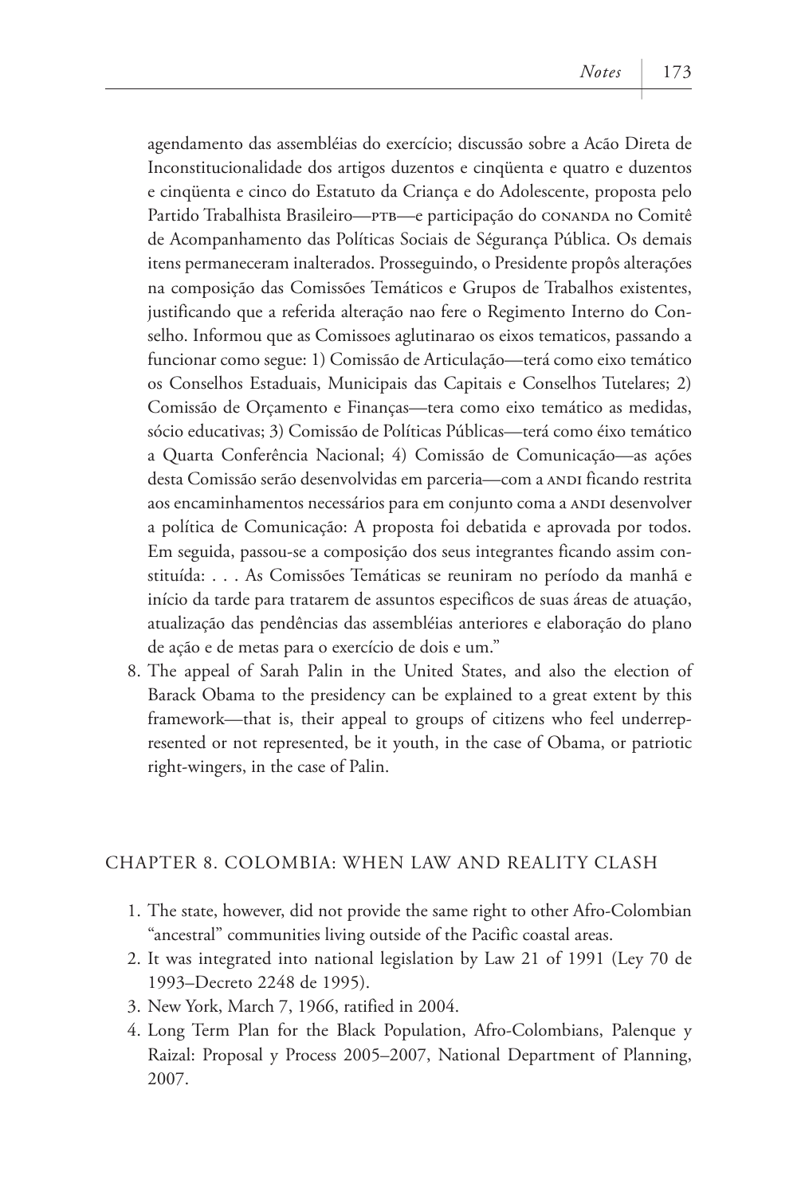agendamento das assembléias do exercício; discussão sobre a Acão Direta de Inconstitucionalidade dos artigos duzentos e cinqüenta e quatro e duzentos e cinqüenta e cinco do Estatuto da Criança e do Adolescente, proposta pelo Partido Trabalhista Brasileiro—PTB—e participação do CONANDA no Comitê de Acompanhamento das Políticas Sociais de Ségurança Pública. Os demais itens permaneceram inalterados. Prosseguindo, o Presidente propôs alterações na composição das Comissões Temáticos e Grupos de Trabalhos existentes, justificando que a referida alteração nao fere o Regimento Interno do Conselho. Informou que as Comissoes aglutinarao os eixos tematicos, passando a funcionar como segue: 1) Comissão de Articulação—terá como eixo temático os Conselhos Estaduais, Municipais das Capitais e Conselhos Tutelares; 2) Comissão de Orçamento e Finanças—tera como eixo temático as medidas, sócio educativas; 3) Comissão de Políticas Públicas—terá como éixo temático a Quarta Conferência Nacional; 4) Comissão de Comunicação—as ações desta Comissão serão desenvolvidas em parceria—com a ANDI ficando restrita aos encaminhamentos necessários para em conjunto coma a ANDI desenvolver a política de Comunicação: A proposta foi debatida e aprovada por todos. Em seguida, passou-se a composição dos seus integrantes ficando assim constituída: . . . As Comissões Temáticas se reuniram no período da manhã e início da tarde para tratarem de assuntos especificos de suas áreas de atuação, atualização das pendências das assembléias anteriores e elaboração do plano de ação e de metas para o exercício de dois e um."

8. The appeal of Sarah Palin in the United States, and also the election of Barack Obama to the presidency can be explained to a great extent by this framework—that is, their appeal to groups of citizens who feel underrepresented or not represented, be it youth, in the case of Obama, or patriotic right-wingers, in the case of Palin.

## CHAPTER 8. COLOMBIA: WHEN LAW AND REALITY CLASH

1. The state, however, did not provide the same right to other Afro-Colombian "ancestral" communities living outside of the Pacific coastal areas.
2. It was integrated into national legislation by Law 21 of 1991 (Ley 70 de 1993–Decreto 2248 de 1995).
3. New York, March 7, 1966, ratified in 2004.
4. Long Term Plan for the Black Population, Afro-Colombians, Palenque y Raizal: Proposal y Process 2005–2007, National Department of Planning, 2007.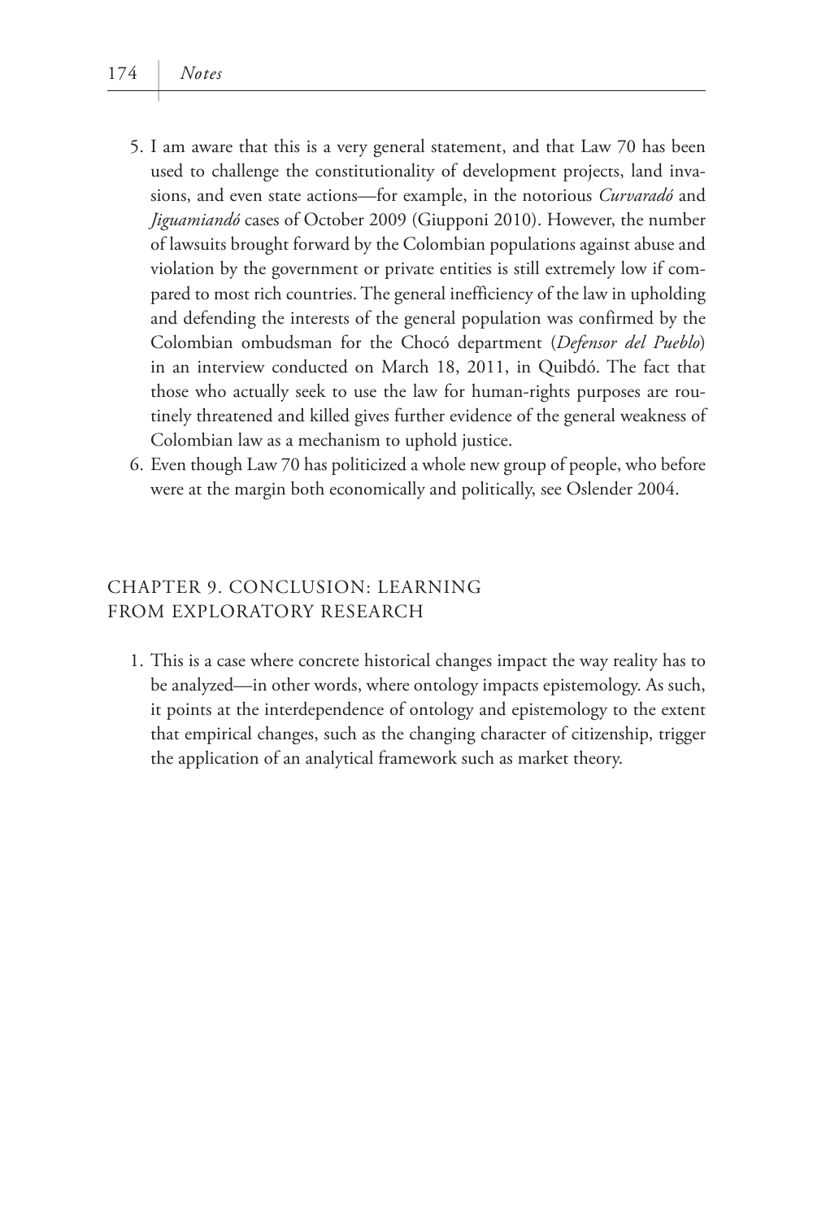5. I am aware that this is a very general statement, and that Law 70 has been used to challenge the constitutionality of development projects, land invasions, and even state actions—for example, in the notorious *Curvaradó* and *Jiguamiandó* cases of October 2009 (Giupponi 2010). However, the number of lawsuits brought forward by the Colombian populations against abuse and violation by the government or private entities is still extremely low if compared to most rich countries. The general inefficiency of the law in upholding and defending the interests of the general population was confirmed by the Colombian ombudsman for the Chocó department (*Defensor del Pueblo*) in an interview conducted on March 18, 2011, in Quibdó. The fact that those who actually seek to use the law for human-rights purposes are routinely threatened and killed gives further evidence of the general weakness of Colombian law as a mechanism to uphold justice.
6. Even though Law 70 has politicized a whole new group of people, who before were at the margin both economically and politically, see Oslender 2004.

## CHAPTER 9. CONCLUSION: LEARNING FROM EXPLORATORY RESEARCH

1. This is a case where concrete historical changes impact the way reality has to be analyzed—in other words, where ontology impacts epistemology. As such, it points at the interdependence of ontology and epistemology to the extent that empirical changes, such as the changing character of citizenship, trigger the application of an analytical framework such as market theory.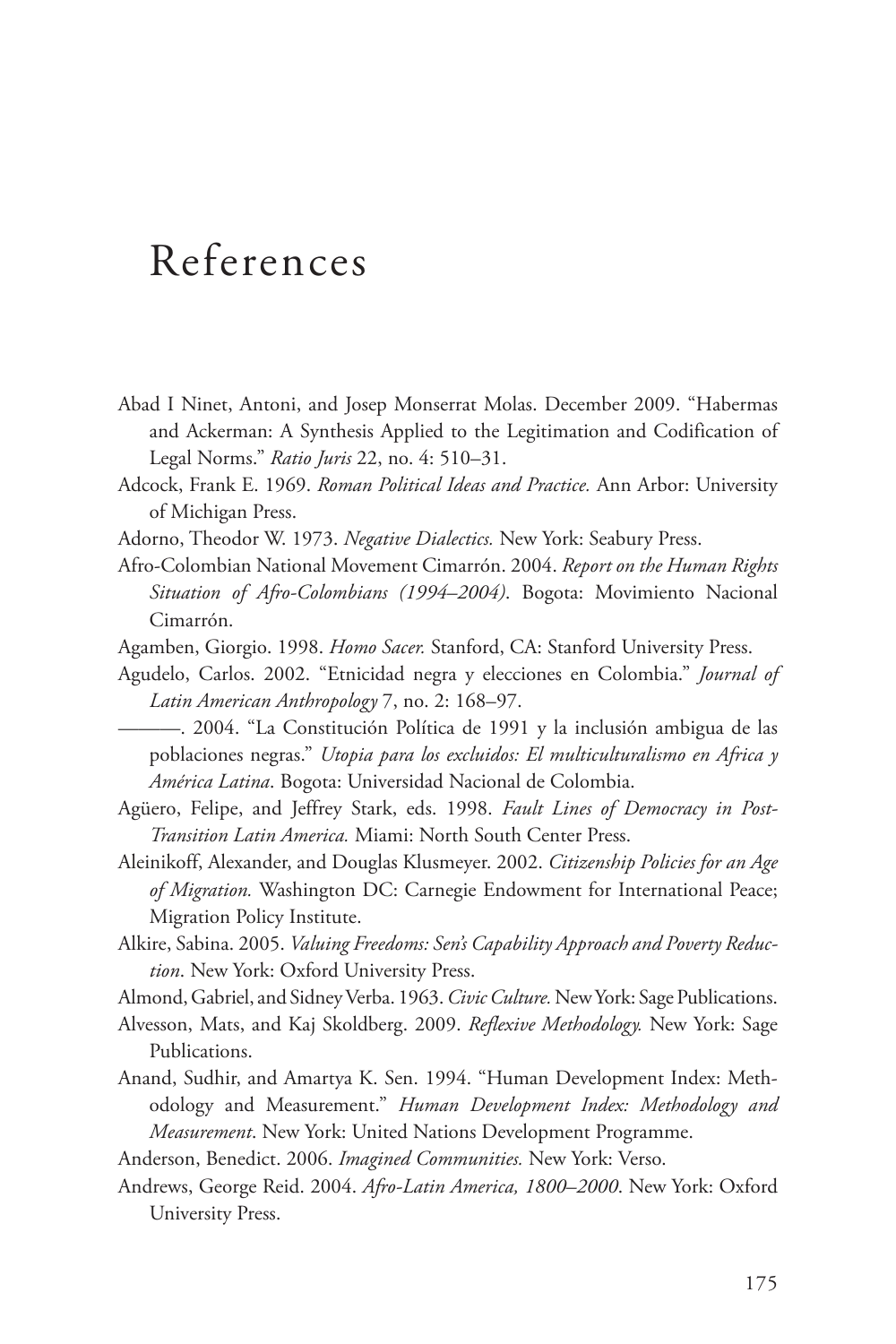# References

Abad I Ninet, Antoni, and Josep Monserrat Molas. December 2009. "Habermas and Ackerman: A Synthesis Applied to the Legitimation and Codification of Legal Norms." *Ratio Juris* 22, no. 4: 510–31.

Adcock, Frank E. 1969. *Roman Political Ideas and Practice.* Ann Arbor: University of Michigan Press.

Adorno, Theodor W. 1973. *Negative Dialectics.* New York: Seabury Press.

Afro-Colombian National Movement Cimarrón. 2004. *Report on the Human Rights Situation of Afro-Colombians (1994–2004)*. Bogota: Movimiento Nacional Cimarrón.

Agamben, Giorgio. 1998. *Homo Sacer.* Stanford, CA: Stanford University Press.

Agudelo, Carlos. 2002. "Etnicidad negra y elecciones en Colombia." *Journal of Latin American Anthropology* 7, no. 2: 168–97.

———. 2004. "La Constitución Política de 1991 y la inclusión ambigua de las poblaciones negras." *Utopia para los excluidos: El multiculturalismo en Africa y América Latina*. Bogota: Universidad Nacional de Colombia.

Agüero, Felipe, and Jeffrey Stark, eds. 1998. *Fault Lines of Democracy in Post-Transition Latin America.* Miami: North South Center Press.

Aleinikoff, Alexander, and Douglas Klusmeyer. 2002. *Citizenship Policies for an Age of Migration.* Washington DC: Carnegie Endowment for International Peace; Migration Policy Institute.

Alkire, Sabina. 2005. *Valuing Freedoms: Sen's Capability Approach and Poverty Reduction*. New York: Oxford University Press.

Almond, Gabriel, and Sidney Verba. 1963. *Civic Culture.* New York: Sage Publications.

Alvesson, Mats, and Kaj Skoldberg. 2009. *Reflexive Methodology.* New York: Sage Publications.

Anand, Sudhir, and Amartya K. Sen. 1994. "Human Development Index: Methodology and Measurement." *Human Development Index: Methodology and Measurement*. New York: United Nations Development Programme.

Anderson, Benedict. 2006. *Imagined Communities.* New York: Verso.

Andrews, George Reid. 2004. *Afro-Latin America, 1800–2000*. New York: Oxford University Press.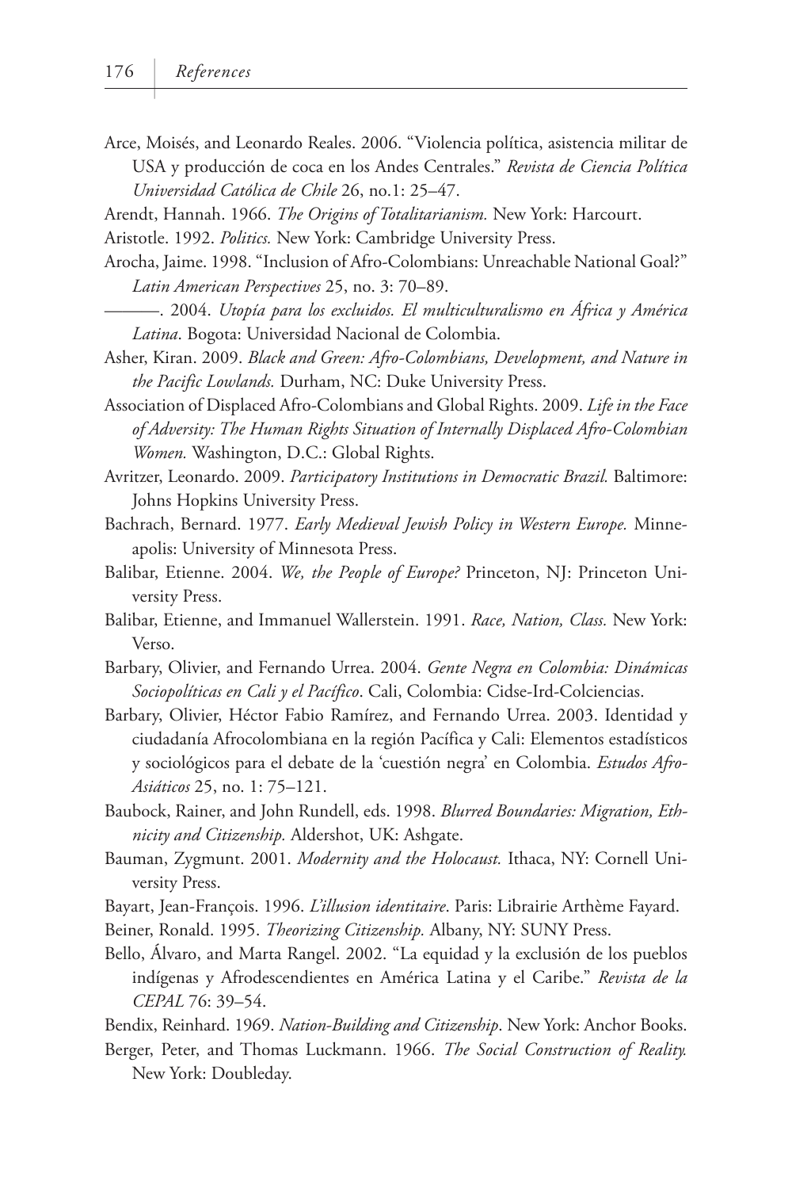Arce, Moisés, and Leonardo Reales. 2006. "Violencia política, asistencia militar de USA y producción de coca en los Andes Centrales." *Revista de Ciencia Política Universidad Católica de Chile* 26, no.1: 25–47.

Arendt, Hannah. 1966. *The Origins of Totalitarianism.* New York: Harcourt.

Aristotle. 1992. *Politics.* New York: Cambridge University Press.

Arocha, Jaime. 1998. "Inclusion of Afro-Colombians: Unreachable National Goal?" *Latin American Perspectives* 25, no. 3: 70–89.

———. 2004. *Utopía para los excluidos. El multiculturalismo en África y América Latina*. Bogota: Universidad Nacional de Colombia.

Asher, Kiran. 2009. *Black and Green: Afro-Colombians, Development, and Nature in the Pacific Lowlands.* Durham, NC: Duke University Press.

Association of Displaced Afro-Colombians and Global Rights. 2009. *Life in the Face of Adversity: The Human Rights Situation of Internally Displaced Afro-Colombian Women.* Washington, D.C.: Global Rights.

Avritzer, Leonardo. 2009. *Participatory Institutions in Democratic Brazil.* Baltimore: Johns Hopkins University Press.

Bachrach, Bernard. 1977. *Early Medieval Jewish Policy in Western Europe.* Minneapolis: University of Minnesota Press.

Balibar, Etienne. 2004. *We, the People of Europe?* Princeton, NJ: Princeton University Press.

Balibar, Etienne, and Immanuel Wallerstein. 1991. *Race, Nation, Class.* New York: Verso.

Barbary, Olivier, and Fernando Urrea. 2004. *Gente Negra en Colombia: Dinámicas Sociopolíticas en Cali y el Pacífico*. Cali, Colombia: Cidse-Ird-Colciencias.

Barbary, Olivier, Héctor Fabio Ramírez, and Fernando Urrea. 2003. Identidad y ciudadanía Afrocolombiana en la región Pacífica y Cali: Elementos estadísticos y sociológicos para el debate de la 'cuestión negra' en Colombia. *Estudos Afro-Asiáticos* 25, no. 1: 75–121.

Baubock, Rainer, and John Rundell, eds. 1998. *Blurred Boundaries: Migration, Ethnicity and Citizenship.* Aldershot, UK: Ashgate.

Bauman, Zygmunt. 2001. *Modernity and the Holocaust.* Ithaca, NY: Cornell University Press.

Bayart, Jean-François. 1996. *L'illusion identitaire*. Paris: Librairie Arthème Fayard.

Beiner, Ronald. 1995. *Theorizing Citizenship.* Albany, NY: SUNY Press.

Bello, Álvaro, and Marta Rangel. 2002. "La equidad y la exclusión de los pueblos indígenas y Afrodescendientes en América Latina y el Caribe." *Revista de la CEPAL* 76: 39–54.

Bendix, Reinhard. 1969. *Nation-Building and Citizenship*. New York: Anchor Books.

Berger, Peter, and Thomas Luckmann. 1966. *The Social Construction of Reality.* New York: Doubleday.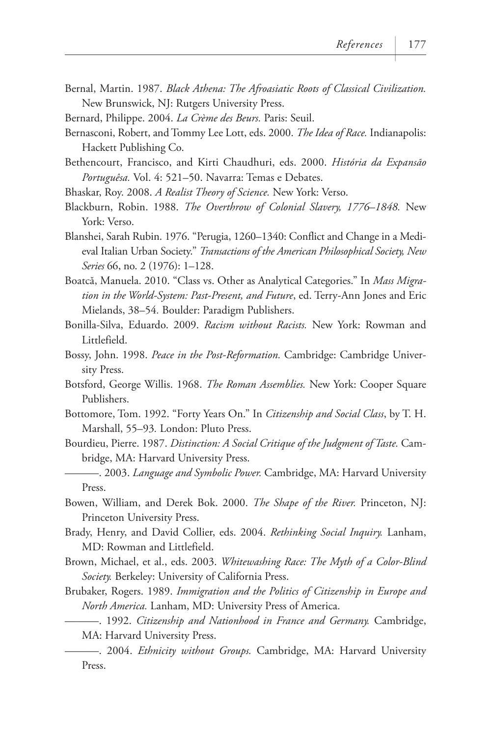Bernal, Martin. 1987. *Black Athena: The Afroasiatic Roots of Classical Civilization.* New Brunswick, NJ: Rutgers University Press.

Bernard, Philippe. 2004. *La Crème des Beurs.* Paris: Seuil.

Bernasconi, Robert, and Tommy Lee Lott, eds. 2000. *The Idea of Race.* Indianapolis: Hackett Publishing Co.

Bethencourt, Francisco, and Kirti Chaudhuri, eds. 2000. *História da Expansão Portuguêsa.* Vol. 4: 521–50. Navarra: Temas e Debates.

Bhaskar, Roy. 2008. *A Realist Theory of Science.* New York: Verso.

Blackburn, Robin. 1988. *The Overthrow of Colonial Slavery, 1776–1848.* New York: Verso.

Blanshei, Sarah Rubin. 1976. "Perugia, 1260–1340: Conflict and Change in a Medieval Italian Urban Society." *Transactions of the American Philosophical Society, New Series* 66, no. 2 (1976): 1–128.

Boatcă, Manuela. 2010. "Class vs. Other as Analytical Categories." In *Mass Migration in the World-System: Past-Present, and Future*, ed. Terry-Ann Jones and Eric Mielands, 38–54. Boulder: Paradigm Publishers.

Bonilla-Silva, Eduardo. 2009. *Racism without Racists.* New York: Rowman and Littlefield.

Bossy, John. 1998. *Peace in the Post-Reformation.* Cambridge: Cambridge University Press.

Botsford, George Willis. 1968. *The Roman Assemblies.* New York: Cooper Square Publishers.

Bottomore, Tom. 1992. "Forty Years On." In *Citizenship and Social Class*, by T. H. Marshall, 55–93. London: Pluto Press.

Bourdieu, Pierre. 1987. *Distinction: A Social Critique of the Judgment of Taste.* Cambridge, MA: Harvard University Press.

———. 2003. *Language and Symbolic Power.* Cambridge, MA: Harvard University Press.

Bowen, William, and Derek Bok. 2000. *The Shape of the River.* Princeton, NJ: Princeton University Press.

Brady, Henry, and David Collier, eds. 2004. *Rethinking Social Inquiry.* Lanham, MD: Rowman and Littlefield.

Brown, Michael, et al., eds. 2003. *Whitewashing Race: The Myth of a Color-Blind Society.* Berkeley: University of California Press.

Brubaker, Rogers. 1989. *Immigration and the Politics of Citizenship in Europe and North America.* Lanham, MD: University Press of America.

———. 1992. *Citizenship and Nationhood in France and Germany.* Cambridge, MA: Harvard University Press.

———. 2004. *Ethnicity without Groups.* Cambridge, MA: Harvard University Press.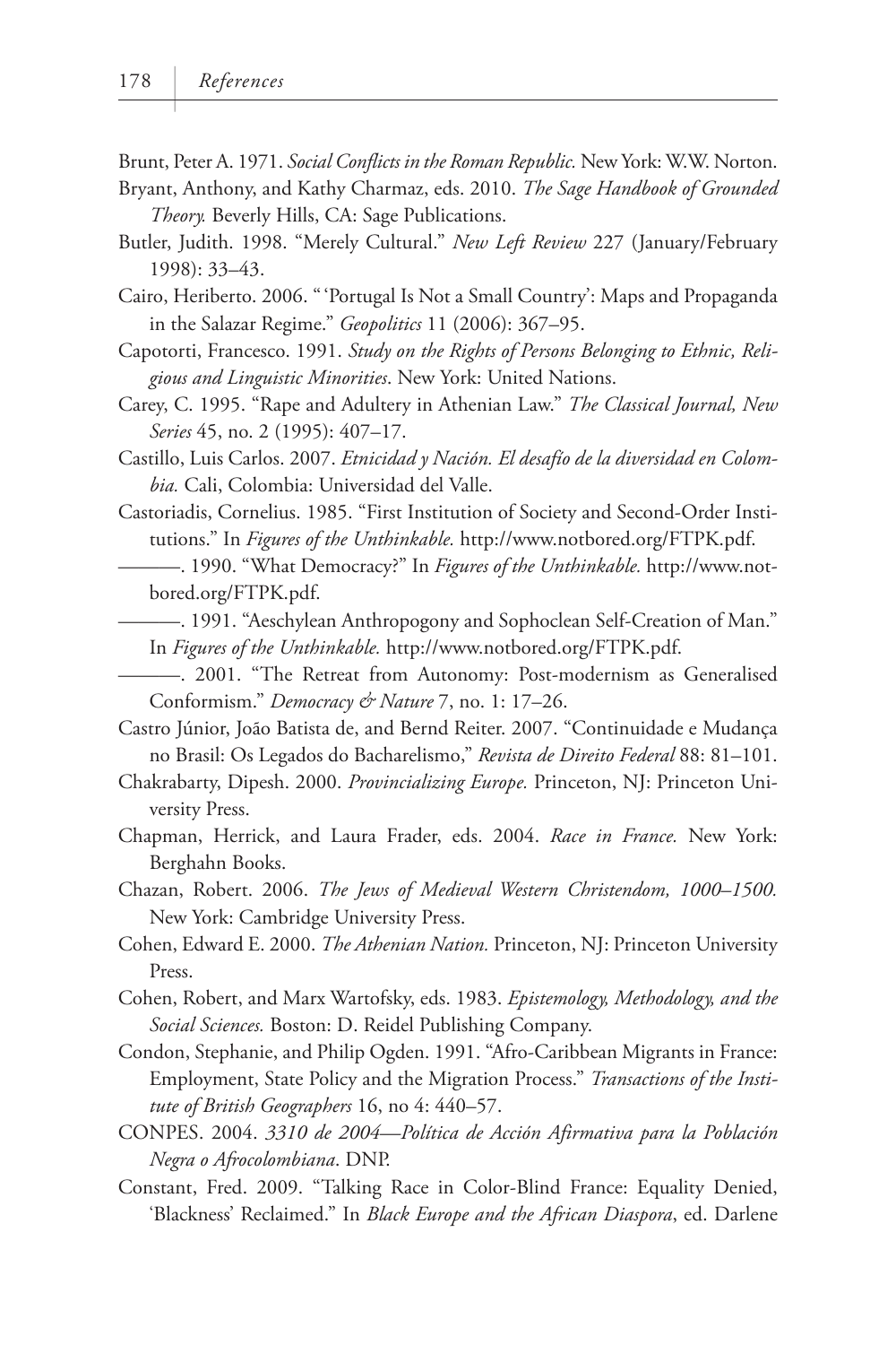Brunt, Peter A. 1971. *Social Conflicts in the Roman Republic.* New York: W.W. Norton.

Bryant, Anthony, and Kathy Charmaz, eds. 2010. *The Sage Handbook of Grounded Theory.* Beverly Hills, CA: Sage Publications.

Butler, Judith. 1998. "Merely Cultural." *New Left Review* 227 (January/February 1998): 33–43.

Cairo, Heriberto. 2006. "'Portugal Is Not a Small Country': Maps and Propaganda in the Salazar Regime." *Geopolitics* 11 (2006): 367–95.

Capotorti, Francesco. 1991. *Study on the Rights of Persons Belonging to Ethnic, Religious and Linguistic Minorities*. New York: United Nations.

Carey, C. 1995. "Rape and Adultery in Athenian Law." *The Classical Journal, New Series* 45, no. 2 (1995): 407–17.

Castillo, Luis Carlos. 2007. *Etnicidad y Nación. El desafío de la diversidad en Colombia.* Cali, Colombia: Universidad del Valle.

Castoriadis, Cornelius. 1985. "First Institution of Society and Second-Order Institutions." In *Figures of the Unthinkable.* http://www.notbored.org/FTPK.pdf.

———. 1990. "What Democracy?" In *Figures of the Unthinkable.* http://www.notbored.org/FTPK.pdf.

———. 1991. "Aeschylean Anthropogony and Sophoclean Self-Creation of Man." In *Figures of the Unthinkable.* http://www.notbored.org/FTPK.pdf.

———. 2001. "The Retreat from Autonomy: Post-modernism as Generalised Conformism." *Democracy & Nature* 7, no. 1: 17–26.

Castro Júnior, João Batista de, and Bernd Reiter. 2007. "Continuidade e Mudança no Brasil: Os Legados do Bacharelismo," *Revista de Direito Federal* 88: 81–101.

Chakrabarty, Dipesh. 2000. *Provincializing Europe.* Princeton, NJ: Princeton University Press.

Chapman, Herrick, and Laura Frader, eds. 2004. *Race in France.* New York: Berghahn Books.

Chazan, Robert. 2006. *The Jews of Medieval Western Christendom, 1000–1500.* New York: Cambridge University Press.

Cohen, Edward E. 2000. *The Athenian Nation.* Princeton, NJ: Princeton University Press.

Cohen, Robert, and Marx Wartofsky, eds. 1983. *Epistemology, Methodology, and the Social Sciences.* Boston: D. Reidel Publishing Company.

Condon, Stephanie, and Philip Ogden. 1991. "Afro-Caribbean Migrants in France: Employment, State Policy and the Migration Process." *Transactions of the Institute of British Geographers* 16, no 4: 440–57.

CONPES. 2004. *3310 de 2004—Política de Acción Afirmativa para la Población Negra o Afrocolombiana*. DNP.

Constant, Fred. 2009. "Talking Race in Color-Blind France: Equality Denied, 'Blackness' Reclaimed." In *Black Europe and the African Diaspora*, ed. Darlene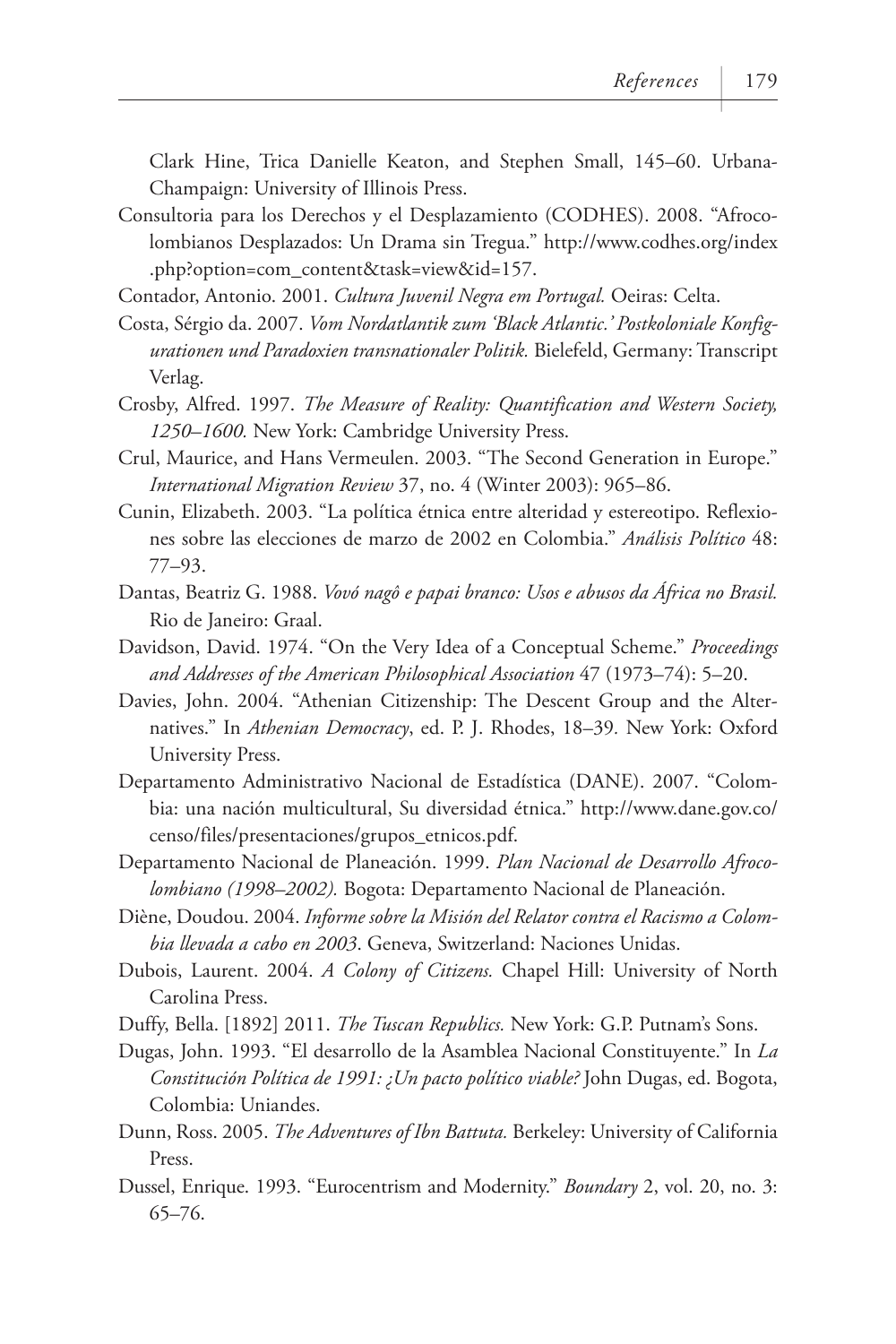Clark Hine, Trica Danielle Keaton, and Stephen Small, 145–60. Urbana-Champaign: University of Illinois Press.

Consultoria para los Derechos y el Desplazamiento (CODHES). 2008. "Afrocolombianos Desplazados: Un Drama sin Tregua." http://www.codhes.org/index.php?option=com_content&task=view&id=157.

Contador, Antonio. 2001. *Cultura Juvenil Negra em Portugal.* Oeiras: Celta.

Costa, Sérgio da. 2007. *Vom Nordatlantik zum 'Black Atlantic.' Postkoloniale Konfigurationen und Paradoxien transnationaler Politik.* Bielefeld, Germany: Transcript Verlag.

Crosby, Alfred. 1997. *The Measure of Reality: Quantification and Western Society, 1250–1600.* New York: Cambridge University Press.

Crul, Maurice, and Hans Vermeulen. 2003. "The Second Generation in Europe." *International Migration Review* 37, no. 4 (Winter 2003): 965–86.

Cunin, Elizabeth. 2003. "La política étnica entre alteridad y estereotipo. Reflexiones sobre las elecciones de marzo de 2002 en Colombia." *Análisis Político* 48: 77–93.

Dantas, Beatriz G. 1988. *Vovó nagô e papai branco: Usos e abusos da África no Brasil.* Rio de Janeiro: Graal.

Davidson, David. 1974. "On the Very Idea of a Conceptual Scheme." *Proceedings and Addresses of the American Philosophical Association* 47 (1973–74): 5–20.

Davies, John. 2004. "Athenian Citizenship: The Descent Group and the Alternatives." In *Athenian Democracy*, ed. P. J. Rhodes, 18–39. New York: Oxford University Press.

Departamento Administrativo Nacional de Estadística (DANE). 2007. "Colombia: una nación multicultural, Su diversidad étnica." http://www.dane.gov.co/censo/files/presentaciones/grupos_etnicos.pdf.

Departamento Nacional de Planeación. 1999. *Plan Nacional de Desarrollo Afrocolombiano (1998–2002).* Bogota: Departamento Nacional de Planeación.

Diène, Doudou. 2004. *Informe sobre la Misión del Relator contra el Racismo a Colombia llevada a cabo en 2003*. Geneva, Switzerland: Naciones Unidas.

Dubois, Laurent. 2004. *A Colony of Citizens.* Chapel Hill: University of North Carolina Press.

Duffy, Bella. [1892] 2011. *The Tuscan Republics.* New York: G.P. Putnam's Sons.

Dugas, John. 1993. "El desarrollo de la Asamblea Nacional Constituyente." In *La Constitución Política de 1991: ¿Un pacto político viable?* John Dugas, ed. Bogota, Colombia: Uniandes.

Dunn, Ross. 2005. *The Adventures of Ibn Battuta.* Berkeley: University of California Press.

Dussel, Enrique. 1993. "Eurocentrism and Modernity." *Boundary* 2, vol. 20, no. 3: 65–76.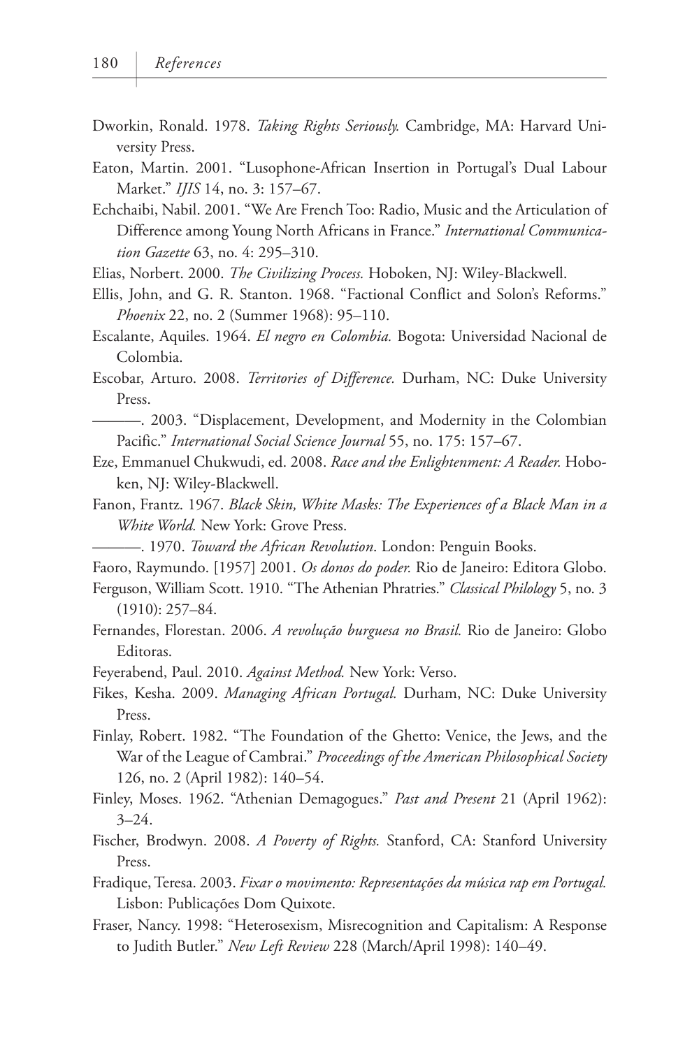Dworkin, Ronald. 1978. *Taking Rights Seriously.* Cambridge, MA: Harvard University Press.

Eaton, Martin. 2001. "Lusophone-African Insertion in Portugal's Dual Labour Market." *IJIS* 14, no. 3: 157–67.

Echchaibi, Nabil. 2001. "We Are French Too: Radio, Music and the Articulation of Difference among Young North Africans in France." *International Communication Gazette* 63, no. 4: 295–310.

Elias, Norbert. 2000. *The Civilizing Process.* Hoboken, NJ: Wiley-Blackwell.

Ellis, John, and G. R. Stanton. 1968. "Factional Conflict and Solon's Reforms." *Phoenix* 22, no. 2 (Summer 1968): 95–110.

Escalante, Aquiles. 1964. *El negro en Colombia.* Bogota: Universidad Nacional de Colombia.

Escobar, Arturo. 2008. *Territories of Difference.* Durham, NC: Duke University Press.

———. 2003. "Displacement, Development, and Modernity in the Colombian Pacific." *International Social Science Journal* 55, no. 175: 157–67.

Eze, Emmanuel Chukwudi, ed. 2008. *Race and the Enlightenment: A Reader.* Hoboken, NJ: Wiley-Blackwell.

Fanon, Frantz. 1967. *Black Skin, White Masks: The Experiences of a Black Man in a White World.* New York: Grove Press.

———. 1970. *Toward the African Revolution*. London: Penguin Books.

Faoro, Raymundo. [1957] 2001. *Os donos do poder.* Rio de Janeiro: Editora Globo.

Ferguson, William Scott. 1910. "The Athenian Phratries." *Classical Philology* 5, no. 3 (1910): 257–84.

Fernandes, Florestan. 2006. *A revolução burguesa no Brasil.* Rio de Janeiro: Globo Editoras.

Feyerabend, Paul. 2010. *Against Method.* New York: Verso.

Fikes, Kesha. 2009. *Managing African Portugal.* Durham, NC: Duke University Press.

Finlay, Robert. 1982. "The Foundation of the Ghetto: Venice, the Jews, and the War of the League of Cambrai." *Proceedings of the American Philosophical Society* 126, no. 2 (April 1982): 140–54.

Finley, Moses. 1962. "Athenian Demagogues." *Past and Present* 21 (April 1962): 3–24.

Fischer, Brodwyn. 2008. *A Poverty of Rights.* Stanford, CA: Stanford University Press.

Fradique, Teresa. 2003. *Fixar o movimento: Representações da música rap em Portugal.* Lisbon: Publicações Dom Quixote.

Fraser, Nancy. 1998: "Heterosexism, Misrecognition and Capitalism: A Response to Judith Butler." *New Left Review* 228 (March/April 1998): 140–49.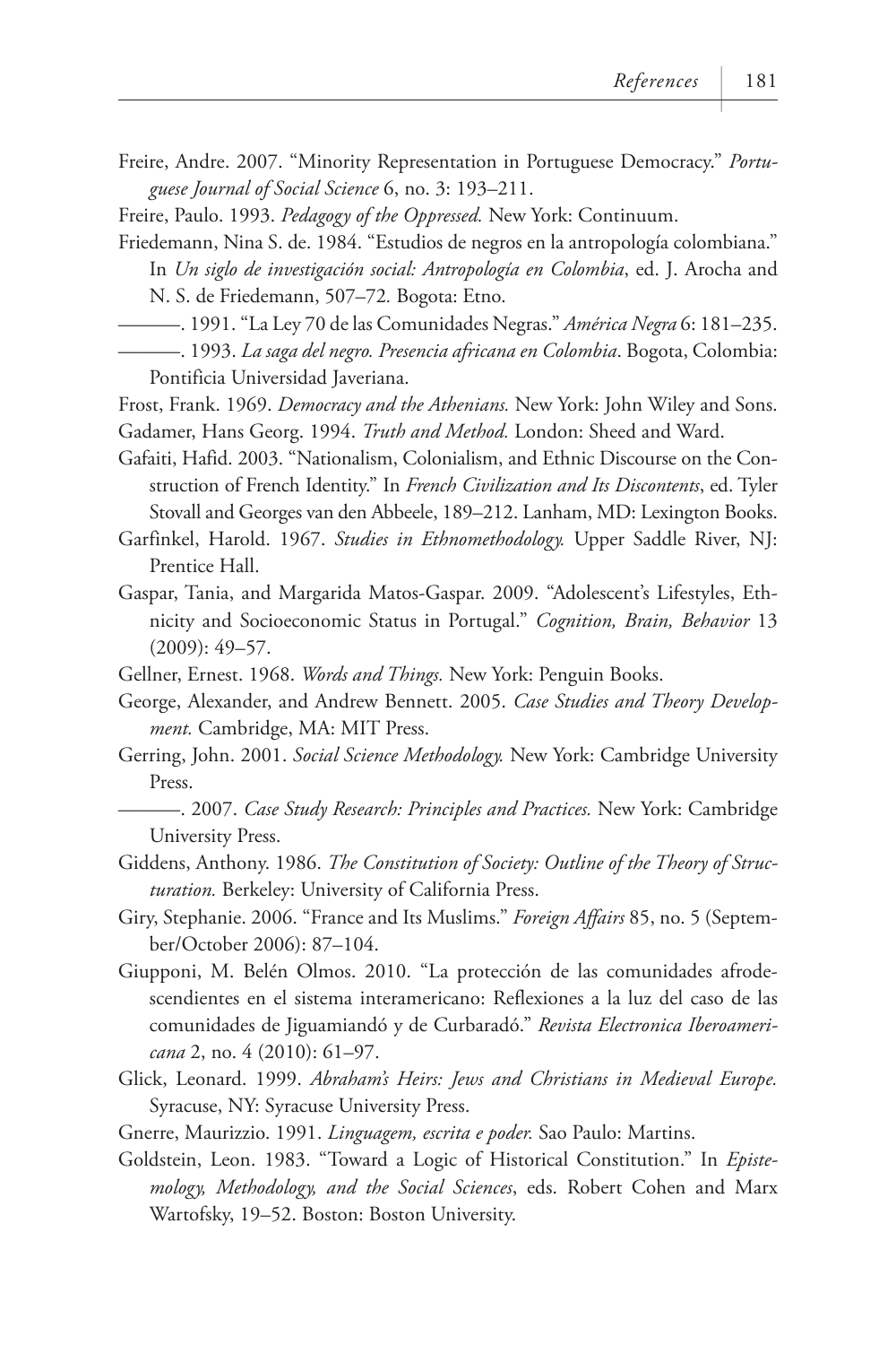Freire, Andre. 2007. "Minority Representation in Portuguese Democracy." *Portuguese Journal of Social Science* 6, no. 3: 193–211.

Freire, Paulo. 1993. *Pedagogy of the Oppressed.* New York: Continuum.

Friedemann, Nina S. de. 1984. "Estudios de negros en la antropología colombiana." In *Un siglo de investigación social: Antropología en Colombia*, ed. J. Arocha and N. S. de Friedemann, 507–72. Bogota: Etno.

———. 1991. "La Ley 70 de las Comunidades Negras." *América Negra* 6: 181–235.

———. 1993. *La saga del negro. Presencia africana en Colombia*. Bogota, Colombia: Pontificia Universidad Javeriana.

Frost, Frank. 1969. *Democracy and the Athenians.* New York: John Wiley and Sons.

Gadamer, Hans Georg. 1994. *Truth and Method.* London: Sheed and Ward.

Gafaiti, Hafid. 2003. "Nationalism, Colonialism, and Ethnic Discourse on the Construction of French Identity." In *French Civilization and Its Discontents*, ed. Tyler Stovall and Georges van den Abbeele, 189–212. Lanham, MD: Lexington Books.

Garfinkel, Harold. 1967. *Studies in Ethnomethodology.* Upper Saddle River, NJ: Prentice Hall.

Gaspar, Tania, and Margarida Matos-Gaspar. 2009. "Adolescent's Lifestyles, Ethnicity and Socioeconomic Status in Portugal." *Cognition, Brain, Behavior* 13 (2009): 49–57.

Gellner, Ernest. 1968. *Words and Things.* New York: Penguin Books.

George, Alexander, and Andrew Bennett. 2005. *Case Studies and Theory Development.* Cambridge, MA: MIT Press.

Gerring, John. 2001. *Social Science Methodology.* New York: Cambridge University Press.

———. 2007. *Case Study Research: Principles and Practices.* New York: Cambridge University Press.

Giddens, Anthony. 1986. *The Constitution of Society: Outline of the Theory of Structuration.* Berkeley: University of California Press.

Giry, Stephanie. 2006. "France and Its Muslims." *Foreign Affairs* 85, no. 5 (September/October 2006): 87–104.

Giupponi, M. Belén Olmos. 2010. "La protección de las comunidades afrodescendientes en el sistema interamericano: Reflexiones a la luz del caso de las comunidades de Jiguamiandó y de Curbaradó." *Revista Electronica Iberoamericana* 2, no. 4 (2010): 61–97.

Glick, Leonard. 1999. *Abraham's Heirs: Jews and Christians in Medieval Europe.* Syracuse, NY: Syracuse University Press.

Gnerre, Maurizzio. 1991. *Linguagem, escrita e poder.* Sao Paulo: Martins.

Goldstein, Leon. 1983. "Toward a Logic of Historical Constitution." In *Epistemology, Methodology, and the Social Sciences*, eds. Robert Cohen and Marx Wartofsky, 19–52. Boston: Boston University.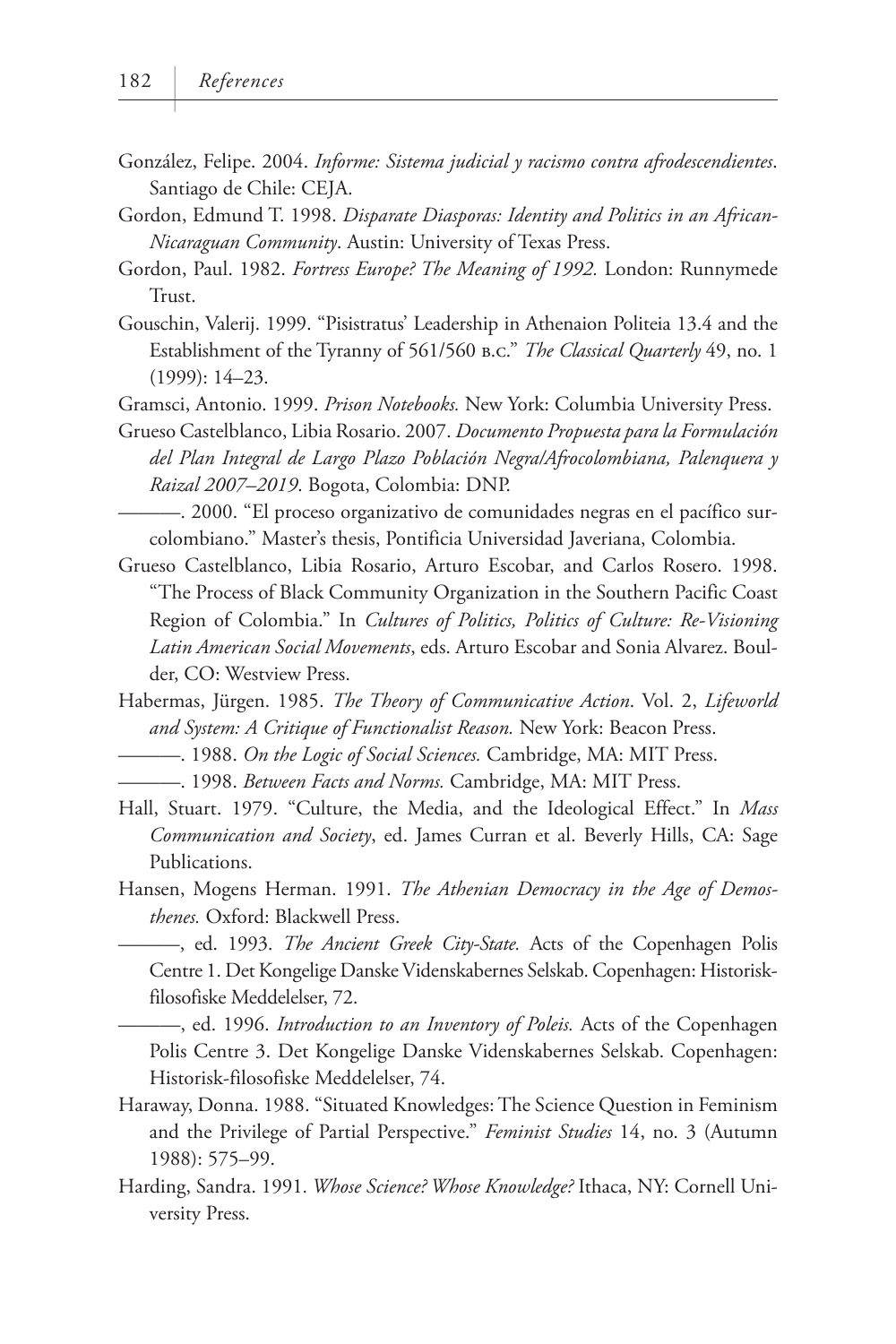González, Felipe. 2004. *Informe: Sistema judicial y racismo contra afrodescendientes*. Santiago de Chile: CEJA.

Gordon, Edmund T. 1998. *Disparate Diasporas: Identity and Politics in an African-Nicaraguan Community*. Austin: University of Texas Press.

Gordon, Paul. 1982. *Fortress Europe? The Meaning of 1992.* London: Runnymede Trust.

Gouschin, Valerij. 1999. "Pisistratus' Leadership in Athenaion Politeia 13.4 and the Establishment of the Tyranny of 561/560 B.C." *The Classical Quarterly* 49, no. 1 (1999): 14–23.

Gramsci, Antonio. 1999. *Prison Notebooks.* New York: Columbia University Press.

Grueso Castelblanco, Libia Rosario. 2007. *Documento Propuesta para la Formulación del Plan Integral de Largo Plazo Población Negra/Afrocolombiana, Palenquera y Raizal 2007–2019*. Bogota, Colombia: DNP.

———. 2000. "El proceso organizativo de comunidades negras en el pacífico sur-colombiano." Master's thesis, Pontificia Universidad Javeriana, Colombia.

Grueso Castelblanco, Libia Rosario, Arturo Escobar, and Carlos Rosero. 1998. "The Process of Black Community Organization in the Southern Pacific Coast Region of Colombia." In *Cultures of Politics, Politics of Culture: Re-Visioning Latin American Social Movements*, eds. Arturo Escobar and Sonia Alvarez. Boulder, CO: Westview Press.

Habermas, Jürgen. 1985. *The Theory of Communicative Action*. Vol. 2, *Lifeworld and System: A Critique of Functionalist Reason.* New York: Beacon Press.

———. 1988. *On the Logic of Social Sciences.* Cambridge, MA: MIT Press.

———. 1998. *Between Facts and Norms.* Cambridge, MA: MIT Press.

Hall, Stuart. 1979. "Culture, the Media, and the Ideological Effect." In *Mass Communication and Society*, ed. James Curran et al. Beverly Hills, CA: Sage Publications.

Hansen, Mogens Herman. 1991. *The Athenian Democracy in the Age of Demosthenes.* Oxford: Blackwell Press.

———, ed. 1993. *The Ancient Greek City-State.* Acts of the Copenhagen Polis Centre 1. Det Kongelige Danske Videnskabernes Selskab. Copenhagen: Historisk-filosofiske Meddelelser, 72.

———, ed. 1996. *Introduction to an Inventory of Poleis.* Acts of the Copenhagen Polis Centre 3. Det Kongelige Danske Videnskabernes Selskab. Copenhagen: Historisk-filosofiske Meddelelser, 74.

Haraway, Donna. 1988. "Situated Knowledges: The Science Question in Feminism and the Privilege of Partial Perspective." *Feminist Studies* 14, no. 3 (Autumn 1988): 575–99.

Harding, Sandra. 1991. *Whose Science? Whose Knowledge?* Ithaca, NY: Cornell University Press.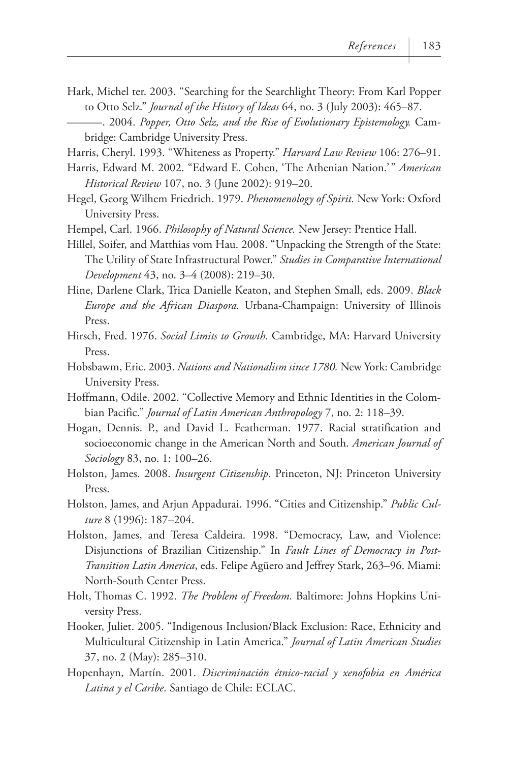Hark, Michel ter. 2003. "Searching for the Searchlight Theory: From Karl Popper to Otto Selz." *Journal of the History of Ideas* 64, no. 3 (July 2003): 465–87.

———. 2004. *Popper, Otto Selz, and the Rise of Evolutionary Epistemology.* Cambridge: Cambridge University Press.

Harris, Cheryl. 1993. "Whiteness as Property." *Harvard Law Review* 106: 276–91.

Harris, Edward M. 2002. "Edward E. Cohen, 'The Athenian Nation.'" *American Historical Review* 107, no. 3 (June 2002): 919–20.

Hegel, Georg Wilhem Friedrich. 1979. *Phenomenology of Spirit.* New York: Oxford University Press.

Hempel, Carl. 1966. *Philosophy of Natural Science.* New Jersey: Prentice Hall.

Hillel, Soifer, and Matthias vom Hau. 2008. "Unpacking the Strength of the State: The Utility of State Infrastructural Power." *Studies in Comparative International Development* 43, no. 3–4 (2008): 219–30.

Hine, Darlene Clark, Trica Danielle Keaton, and Stephen Small, eds. 2009. *Black Europe and the African Diaspora.* Urbana-Champaign: University of Illinois Press.

Hirsch, Fred. 1976. *Social Limits to Growth.* Cambridge, MA: Harvard University Press.

Hobsbawm, Eric. 2003. *Nations and Nationalism since 1780.* New York: Cambridge University Press.

Hoffmann, Odile. 2002. "Collective Memory and Ethnic Identities in the Colombian Pacific." *Journal of Latin American Anthropology* 7, no. 2: 118–39.

Hogan, Dennis. P., and David L. Featherman. 1977. Racial stratification and socioeconomic change in the American North and South. *American Journal of Sociology* 83, no. 1: 100–26.

Holston, James. 2008. *Insurgent Citizenship.* Princeton, NJ: Princeton University Press.

Holston, James, and Arjun Appadurai. 1996. "Cities and Citizenship." *Public Culture* 8 (1996): 187–204.

Holston, James, and Teresa Caldeira. 1998. "Democracy, Law, and Violence: Disjunctions of Brazilian Citizenship." In *Fault Lines of Democracy in Post-Transition Latin America*, eds. Felipe Agüero and Jeffrey Stark, 263–96. Miami: North-South Center Press.

Holt, Thomas C. 1992. *The Problem of Freedom.* Baltimore: Johns Hopkins University Press.

Hooker, Juliet. 2005. "Indigenous Inclusion/Black Exclusion: Race, Ethnicity and Multicultural Citizenship in Latin America." *Journal of Latin American Studies* 37, no. 2 (May): 285–310.

Hopenhayn, Martín. 2001. *Discriminación étnico-racial y xenofobia en América Latina y el Caribe*. Santiago de Chile: ECLAC.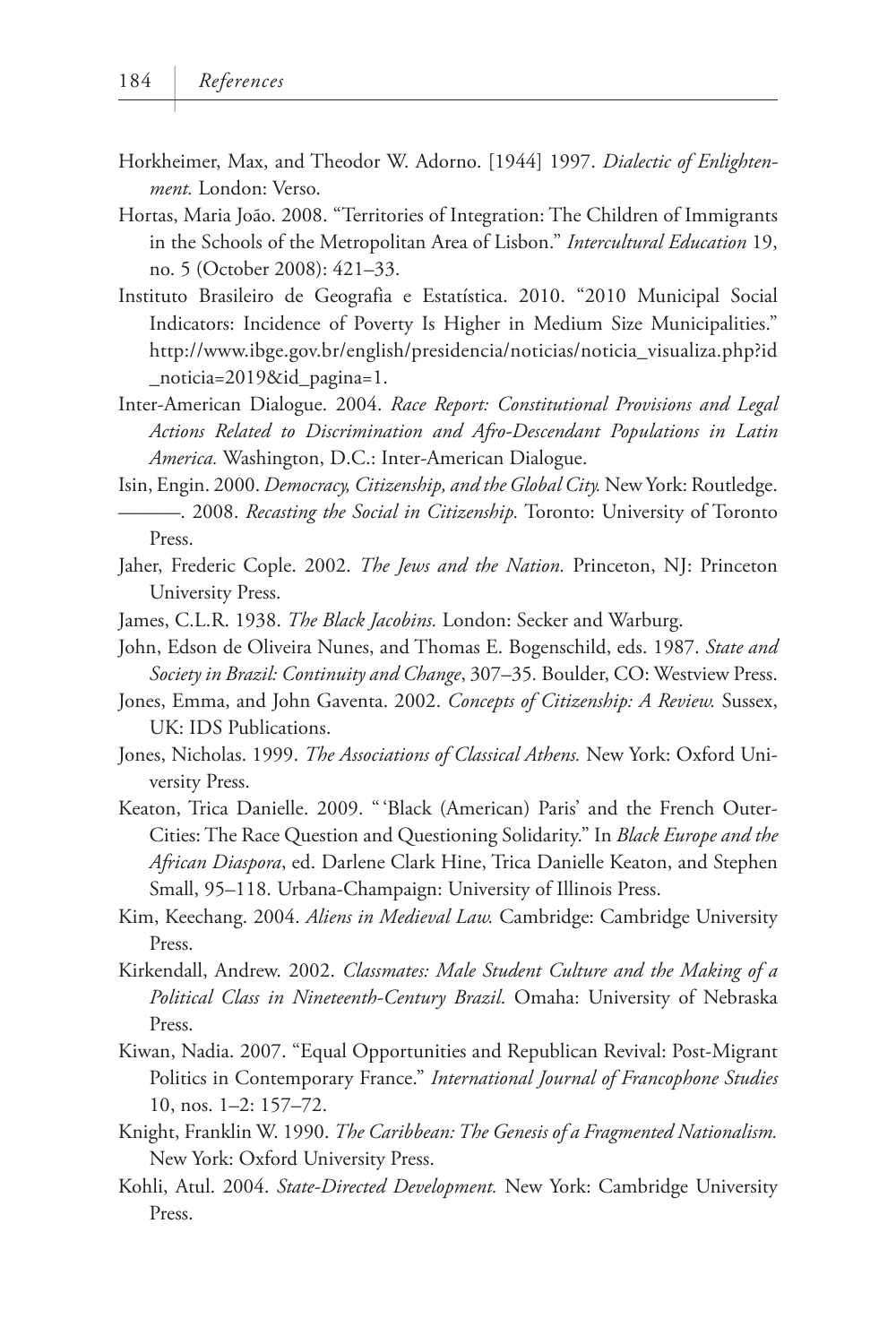Horkheimer, Max, and Theodor W. Adorno. [1944] 1997. *Dialectic of Enlightenment.* London: Verso.

Hortas, Maria João. 2008. "Territories of Integration: The Children of Immigrants in the Schools of the Metropolitan Area of Lisbon." *Intercultural Education* 19, no. 5 (October 2008): 421–33.

Instituto Brasileiro de Geografia e Estatística. 2010. "2010 Municipal Social Indicators: Incidence of Poverty Is Higher in Medium Size Municipalities." http://www.ibge.gov.br/english/presidencia/noticias/noticia_visualiza.php?id_noticia=2019&id_pagina=1.

Inter-American Dialogue. 2004. *Race Report: Constitutional Provisions and Legal Actions Related to Discrimination and Afro-Descendant Populations in Latin America.* Washington, D.C.: Inter-American Dialogue.

Isin, Engin. 2000. *Democracy, Citizenship, and the Global City.* New York: Routledge.

———. 2008. *Recasting the Social in Citizenship.* Toronto: University of Toronto Press.

Jaher, Frederic Cople. 2002. *The Jews and the Nation.* Princeton, NJ: Princeton University Press.

James, C.L.R. 1938. *The Black Jacobins.* London: Secker and Warburg.

John, Edson de Oliveira Nunes, and Thomas E. Bogenschild, eds. 1987. *State and Society in Brazil: Continuity and Change*, 307–35. Boulder, CO: Westview Press.

Jones, Emma, and John Gaventa. 2002. *Concepts of Citizenship: A Review.* Sussex, UK: IDS Publications.

Jones, Nicholas. 1999. *The Associations of Classical Athens.* New York: Oxford University Press.

Keaton, Trica Danielle. 2009. "'Black (American) Paris' and the French Outer-Cities: The Race Question and Questioning Solidarity." In *Black Europe and the African Diaspora*, ed. Darlene Clark Hine, Trica Danielle Keaton, and Stephen Small, 95–118. Urbana-Champaign: University of Illinois Press.

Kim, Keechang. 2004. *Aliens in Medieval Law.* Cambridge: Cambridge University Press.

Kirkendall, Andrew. 2002. *Classmates: Male Student Culture and the Making of a Political Class in Nineteenth-Century Brazil*. Omaha: University of Nebraska Press.

Kiwan, Nadia. 2007. "Equal Opportunities and Republican Revival: Post-Migrant Politics in Contemporary France." *International Journal of Francophone Studies* 10, nos. 1–2: 157–72.

Knight, Franklin W. 1990. *The Caribbean: The Genesis of a Fragmented Nationalism.* New York: Oxford University Press.

Kohli, Atul. 2004. *State-Directed Development.* New York: Cambridge University Press.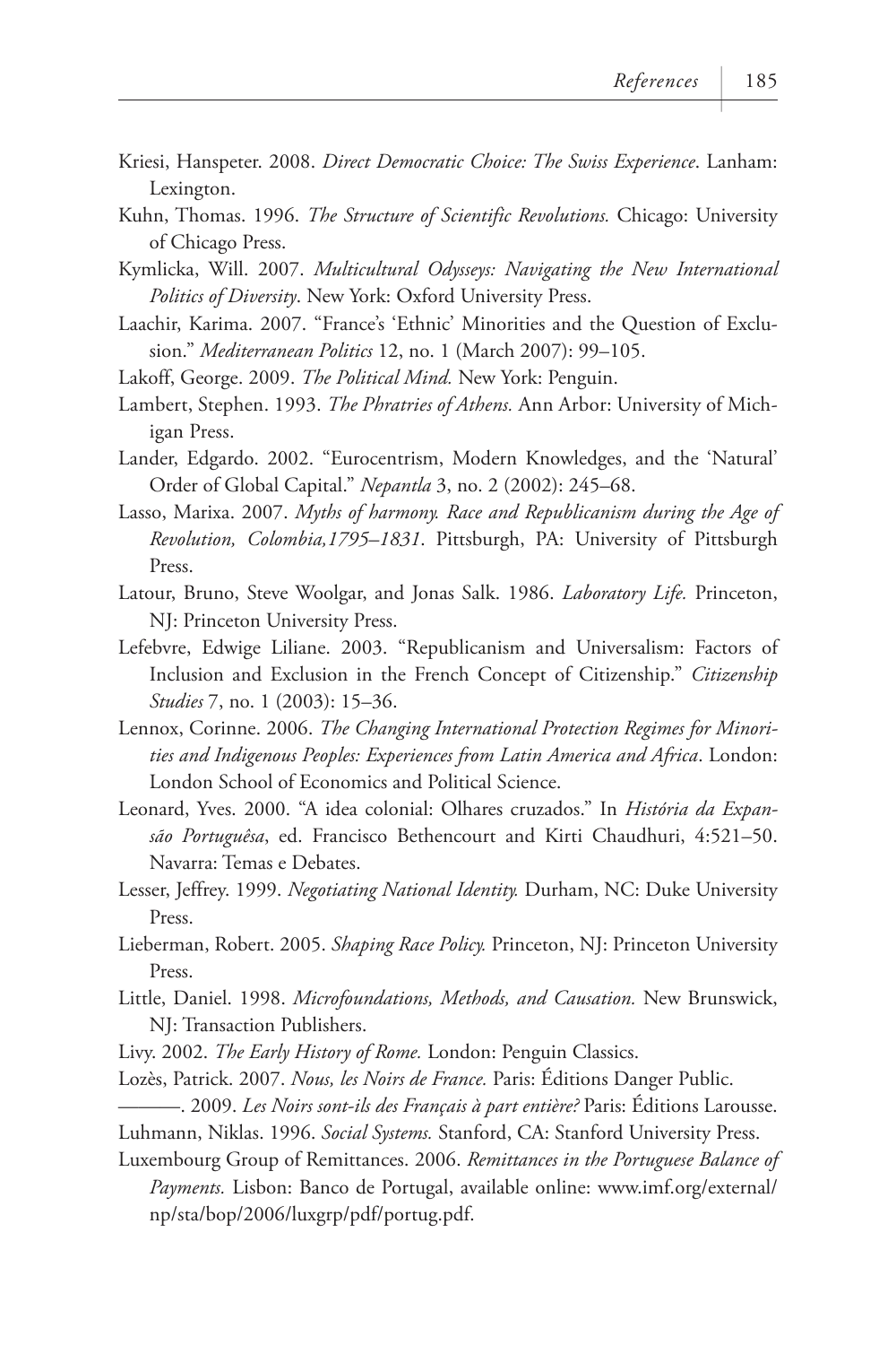Kriesi, Hanspeter. 2008. *Direct Democratic Choice: The Swiss Experience*. Lanham: Lexington.

Kuhn, Thomas. 1996. *The Structure of Scientific Revolutions.* Chicago: University of Chicago Press.

Kymlicka, Will. 2007. *Multicultural Odysseys: Navigating the New International Politics of Diversity*. New York: Oxford University Press.

Laachir, Karima. 2007. "France's 'Ethnic' Minorities and the Question of Exclusion." *Mediterranean Politics* 12, no. 1 (March 2007): 99–105.

Lakoff, George. 2009. *The Political Mind.* New York: Penguin.

Lambert, Stephen. 1993. *The Phratries of Athens.* Ann Arbor: University of Michigan Press.

Lander, Edgardo. 2002. "Eurocentrism, Modern Knowledges, and the 'Natural' Order of Global Capital." *Nepantla* 3, no. 2 (2002): 245–68.

Lasso, Marixa. 2007. *Myths of harmony. Race and Republicanism during the Age of Revolution, Colombia,1795–1831*. Pittsburgh, PA: University of Pittsburgh Press.

Latour, Bruno, Steve Woolgar, and Jonas Salk. 1986. *Laboratory Life.* Princeton, NJ: Princeton University Press.

Lefebvre, Edwige Liliane. 2003. "Republicanism and Universalism: Factors of Inclusion and Exclusion in the French Concept of Citizenship." *Citizenship Studies* 7, no. 1 (2003): 15–36.

Lennox, Corinne. 2006. *The Changing International Protection Regimes for Minorities and Indigenous Peoples: Experiences from Latin America and Africa*. London: London School of Economics and Political Science.

Leonard, Yves. 2000. "A idea colonial: Olhares cruzados." In *História da Expansão Portuguêsa*, ed. Francisco Bethencourt and Kirti Chaudhuri, 4:521–50. Navarra: Temas e Debates.

Lesser, Jeffrey. 1999. *Negotiating National Identity.* Durham, NC: Duke University Press.

Lieberman, Robert. 2005. *Shaping Race Policy.* Princeton, NJ: Princeton University Press.

Little, Daniel. 1998. *Microfoundations, Methods, and Causation.* New Brunswick, NJ: Transaction Publishers.

Livy. 2002. *The Early History of Rome.* London: Penguin Classics.

Lozès, Patrick. 2007. *Nous, les Noirs de France.* Paris: Éditions Danger Public.

———. 2009. *Les Noirs sont-ils des Français à part entière?* Paris: Éditions Larousse.

Luhmann, Niklas. 1996. *Social Systems.* Stanford, CA: Stanford University Press.

Luxembourg Group of Remittances. 2006. *Remittances in the Portuguese Balance of Payments.* Lisbon: Banco de Portugal, available online: www.imf.org/external/np/sta/bop/2006/luxgrp/pdf/portug.pdf.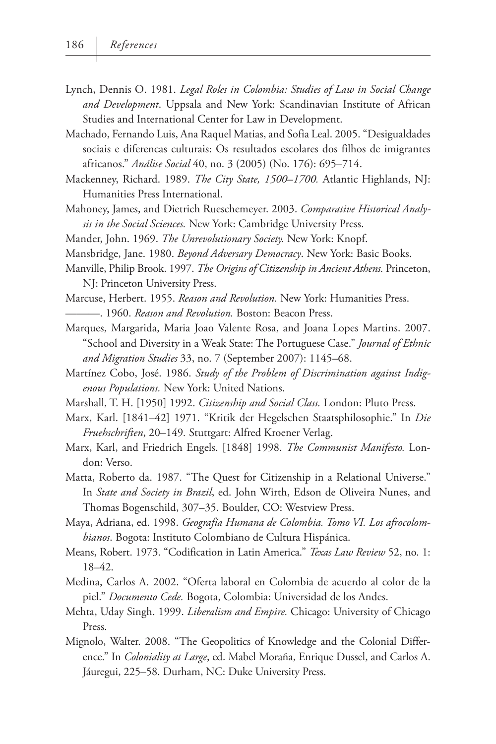Lynch, Dennis O. 1981. *Legal Roles in Colombia: Studies of Law in Social Change and Development*. Uppsala and New York: Scandinavian Institute of African Studies and International Center for Law in Development.

Machado, Fernando Luis, Ana Raquel Matias, and Sofia Leal. 2005. "Desigualdades sociais e diferencas culturais: Os resultados escolares dos filhos de imigrantes africanos." *Análise Social* 40, no. 3 (2005) (No. 176): 695–714.

Mackenney, Richard. 1989. *The City State, 1500–1700.* Atlantic Highlands, NJ: Humanities Press International.

Mahoney, James, and Dietrich Rueschemeyer. 2003. *Comparative Historical Analysis in the Social Sciences.* New York: Cambridge University Press.

Mander, John. 1969. *The Unrevolutionary Society.* New York: Knopf.

Mansbridge, Jane. 1980. *Beyond Adversary Democracy*. New York: Basic Books.

Manville, Philip Brook. 1997. *The Origins of Citizenship in Ancient Athens.* Princeton, NJ: Princeton University Press.

Marcuse, Herbert. 1955. *Reason and Revolution.* New York: Humanities Press.

———. 1960. *Reason and Revolution.* Boston: Beacon Press.

Marques, Margarida, Maria Joao Valente Rosa, and Joana Lopes Martins. 2007. "School and Diversity in a Weak State: The Portuguese Case." *Journal of Ethnic and Migration Studies* 33, no. 7 (September 2007): 1145–68.

Martínez Cobo, José. 1986. *Study of the Problem of Discrimination against Indigenous Populations.* New York: United Nations.

Marshall, T. H. [1950] 1992. *Citizenship and Social Class.* London: Pluto Press.

Marx, Karl. [1841–42] 1971. "Kritik der Hegelschen Staatsphilosophie." In *Die Fruehschriften*, 20–149. Stuttgart: Alfred Kroener Verlag.

Marx, Karl, and Friedrich Engels. [1848] 1998. *The Communist Manifesto.* London: Verso.

Matta, Roberto da. 1987. "The Quest for Citizenship in a Relational Universe." In *State and Society in Brazil*, ed. John Wirth, Edson de Oliveira Nunes, and Thomas Bogenschild, 307–35. Boulder, CO: Westview Press.

Maya, Adriana, ed. 1998. *Geografía Humana de Colombia. Tomo VI. Los afrocolombianos*. Bogota: Instituto Colombiano de Cultura Hispánica.

Means, Robert. 1973. "Codification in Latin America." *Texas Law Review* 52, no. 1: 18–42.

Medina, Carlos A. 2002. "Oferta laboral en Colombia de acuerdo al color de la piel." *Documento Cede.* Bogota, Colombia: Universidad de los Andes.

Mehta, Uday Singh. 1999. *Liberalism and Empire.* Chicago: University of Chicago Press.

Mignolo, Walter. 2008. "The Geopolitics of Knowledge and the Colonial Difference." In *Coloniality at Large*, ed. Mabel Moraña, Enrique Dussel, and Carlos A. Jáuregui, 225–58. Durham, NC: Duke University Press.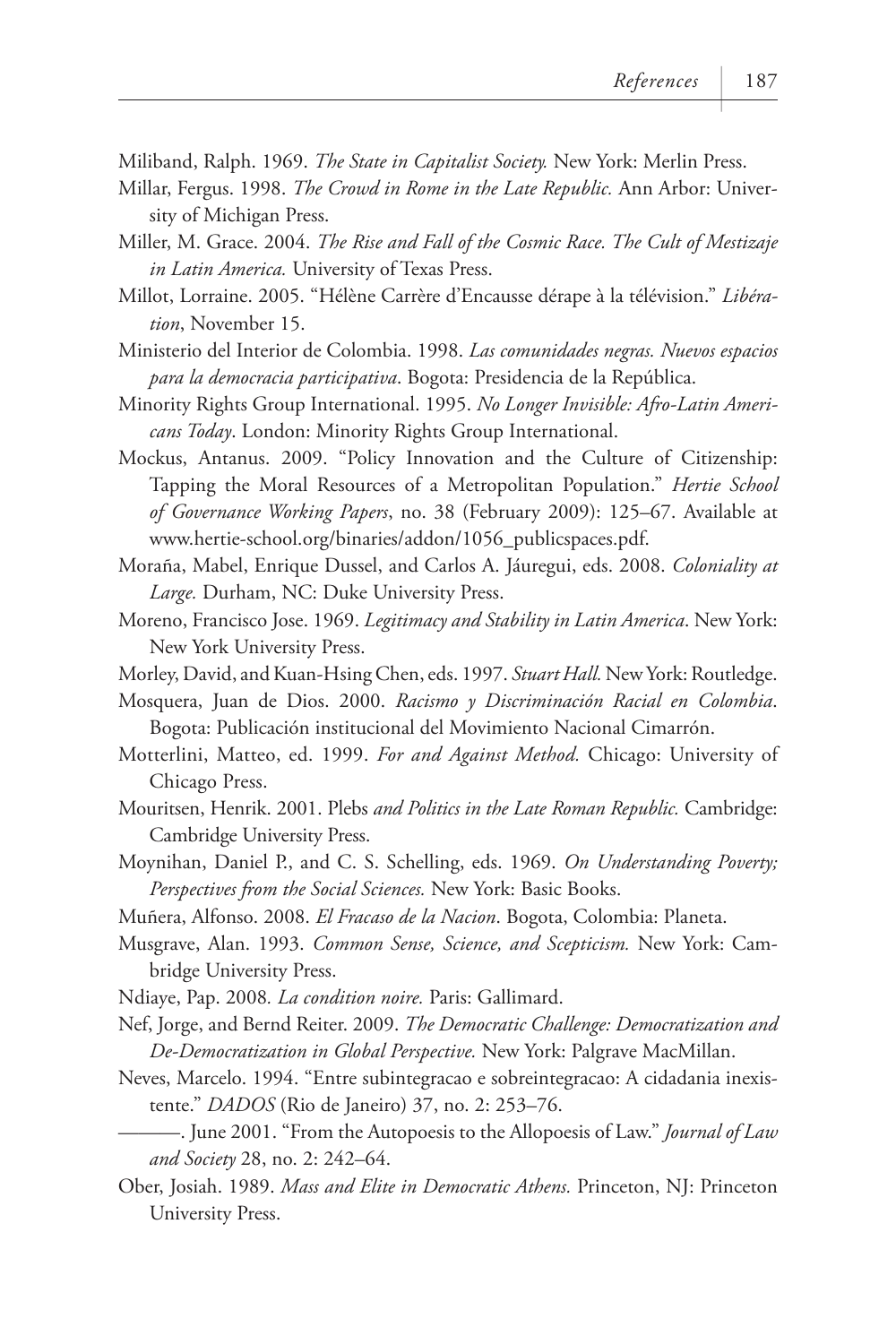Miliband, Ralph. 1969. *The State in Capitalist Society.* New York: Merlin Press.

Millar, Fergus. 1998. *The Crowd in Rome in the Late Republic.* Ann Arbor: University of Michigan Press.

Miller, M. Grace. 2004. *The Rise and Fall of the Cosmic Race. The Cult of Mestizaje in Latin America.* University of Texas Press.

Millot, Lorraine. 2005. "Hélène Carrère d'Encausse dérape à la télévision." *Libération*, November 15.

Ministerio del Interior de Colombia. 1998. *Las comunidades negras. Nuevos espacios para la democracia participativa*. Bogota: Presidencia de la República.

Minority Rights Group International. 1995. *No Longer Invisible: Afro-Latin Americans Today*. London: Minority Rights Group International.

Mockus, Antanus. 2009. "Policy Innovation and the Culture of Citizenship: Tapping the Moral Resources of a Metropolitan Population." *Hertie School of Governance Working Papers*, no. 38 (February 2009): 125–67. Available at www.hertie-school.org/binaries/addon/1056_publicspaces.pdf.

Moraña, Mabel, Enrique Dussel, and Carlos A. Jáuregui, eds. 2008. *Coloniality at Large.* Durham, NC: Duke University Press.

Moreno, Francisco Jose. 1969. *Legitimacy and Stability in Latin America*. New York: New York University Press.

Morley, David, and Kuan-Hsing Chen, eds. 1997. *Stuart Hall.* New York: Routledge.

Mosquera, Juan de Dios. 2000. *Racismo y Discriminación Racial en Colombia*. Bogota: Publicación institucional del Movimiento Nacional Cimarrón.

Motterlini, Matteo, ed. 1999. *For and Against Method.* Chicago: University of Chicago Press.

Mouritsen, Henrik. 2001. Plebs *and Politics in the Late Roman Republic.* Cambridge: Cambridge University Press.

Moynihan, Daniel P., and C. S. Schelling, eds. 1969. *On Understanding Poverty; Perspectives from the Social Sciences.* New York: Basic Books.

Muñera, Alfonso. 2008. *El Fracaso de la Nacion*. Bogota, Colombia: Planeta.

Musgrave, Alan. 1993. *Common Sense, Science, and Scepticism.* New York: Cambridge University Press.

Ndiaye, Pap. 2008. *La condition noire.* Paris: Gallimard.

Nef, Jorge, and Bernd Reiter. 2009. *The Democratic Challenge: Democratization and De-Democratization in Global Perspective.* New York: Palgrave MacMillan.

Neves, Marcelo. 1994. "Entre subintegracao e sobreintegracao: A cidadania inexistente." *DADOS* (Rio de Janeiro) 37, no. 2: 253–76.

———. June 2001. "From the Autopoesis to the Allopoesis of Law." *Journal of Law and Society* 28, no. 2: 242–64.

Ober, Josiah. 1989. *Mass and Elite in Democratic Athens.* Princeton, NJ: Princeton University Press.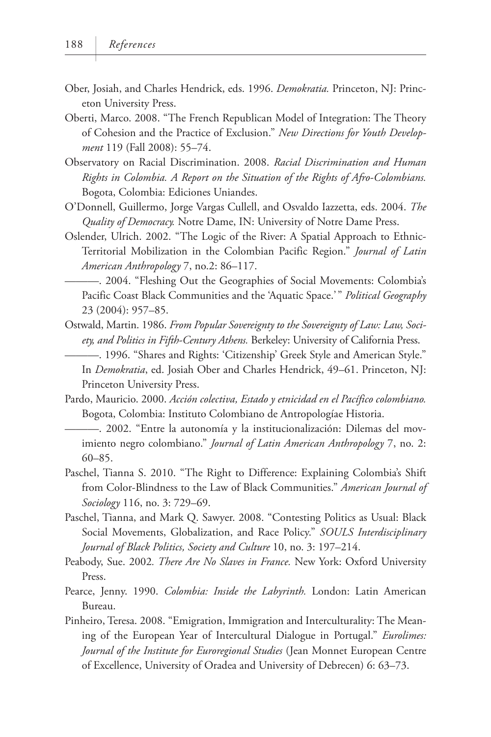Ober, Josiah, and Charles Hendrick, eds. 1996. *Demokratia.* Princeton, NJ: Princeton University Press.

Oberti, Marco. 2008. "The French Republican Model of Integration: The Theory of Cohesion and the Practice of Exclusion." *New Directions for Youth Development* 119 (Fall 2008): 55–74.

Observatory on Racial Discrimination. 2008. *Racial Discrimination and Human Rights in Colombia. A Report on the Situation of the Rights of Afro-Colombians.* Bogota, Colombia: Ediciones Uniandes.

O'Donnell, Guillermo, Jorge Vargas Cullell, and Osvaldo Iazzetta, eds. 2004. *The Quality of Democracy.* Notre Dame, IN: University of Notre Dame Press.

Oslender, Ulrich. 2002. "The Logic of the River: A Spatial Approach to Ethnic-Territorial Mobilization in the Colombian Pacific Region." *Journal of Latin American Anthropology* 7, no.2: 86–117.

———. 2004. "Fleshing Out the Geographies of Social Movements: Colombia's Pacific Coast Black Communities and the 'Aquatic Space.'" *Political Geography* 23 (2004): 957–85.

Ostwald, Martin. 1986. *From Popular Sovereignty to the Sovereignty of Law: Law, Society, and Politics in Fifth-Century Athens.* Berkeley: University of California Press.

———. 1996. "Shares and Rights: 'Citizenship' Greek Style and American Style." In *Demokratia*, ed. Josiah Ober and Charles Hendrick, 49–61. Princeton, NJ: Princeton University Press.

Pardo, Mauricio. 2000. *Acción colectiva, Estado y etnicidad en el Pacífico colombiano.* Bogota, Colombia: Instituto Colombiano de Antropologíae Historia.

———. 2002. "Entre la autonomía y la institucionalización: Dilemas del movimiento negro colombiano." *Journal of Latin American Anthropology* 7, no. 2: 60–85.

Paschel, Tianna S. 2010. "The Right to Difference: Explaining Colombia's Shift from Color-Blindness to the Law of Black Communities." *American Journal of Sociology* 116, no. 3: 729–69.

Paschel, Tianna, and Mark Q. Sawyer. 2008. "Contesting Politics as Usual: Black Social Movements, Globalization, and Race Policy." *SOULS Interdisciplinary Journal of Black Politics, Society and Culture* 10, no. 3: 197–214.

Peabody, Sue. 2002. *There Are No Slaves in France.* New York: Oxford University Press.

Pearce, Jenny. 1990. *Colombia: Inside the Labyrinth.* London: Latin American Bureau.

Pinheiro, Teresa. 2008. "Emigration, Immigration and Interculturality: The Meaning of the European Year of Intercultural Dialogue in Portugal." *Eurolimes: Journal of the Institute for Euroregional Studies* (Jean Monnet European Centre of Excellence, University of Oradea and University of Debrecen) 6: 63–73.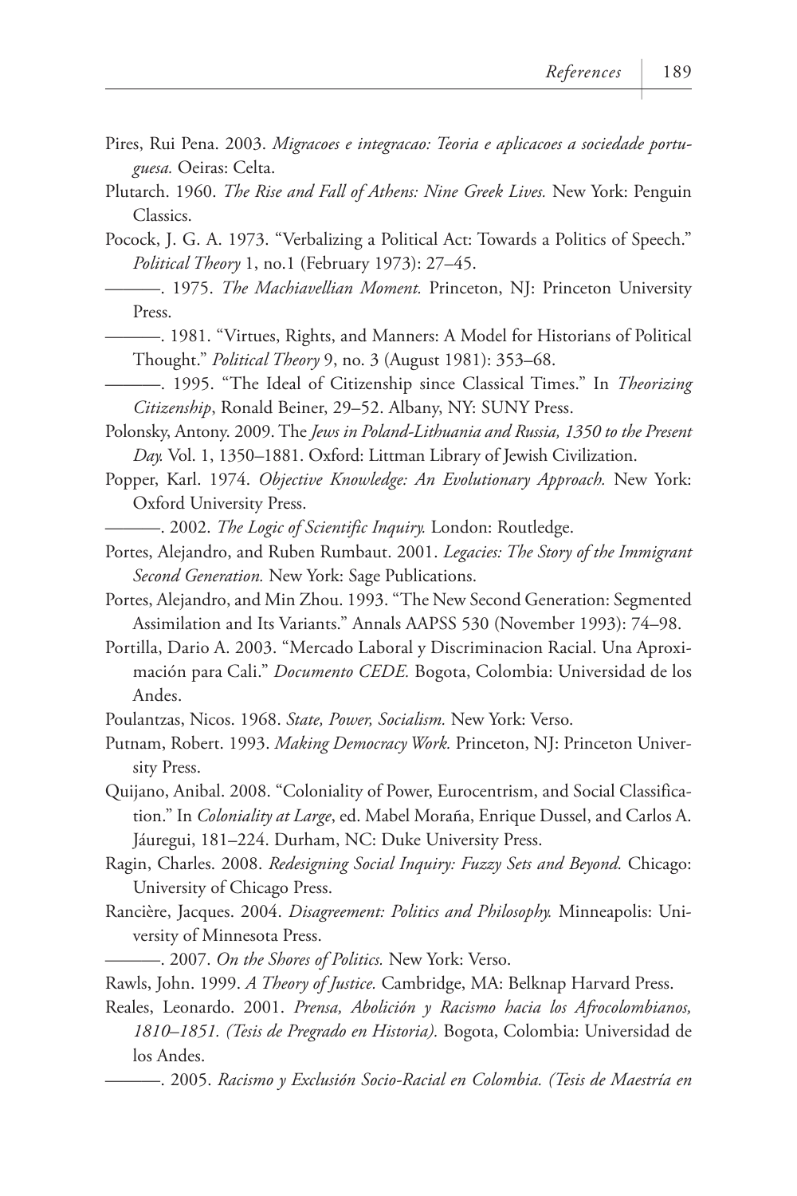Pires, Rui Pena. 2003. *Migracoes e integracao: Teoria e aplicacoes a sociedade portuguesa.* Oeiras: Celta.

Plutarch. 1960. *The Rise and Fall of Athens: Nine Greek Lives.* New York: Penguin Classics.

Pocock, J. G. A. 1973. "Verbalizing a Political Act: Towards a Politics of Speech." *Political Theory* 1, no.1 (February 1973): 27–45.

———. 1975. *The Machiavellian Moment.* Princeton, NJ: Princeton University Press.

———. 1981. "Virtues, Rights, and Manners: A Model for Historians of Political Thought." *Political Theory* 9, no. 3 (August 1981): 353–68.

———. 1995. "The Ideal of Citizenship since Classical Times." In *Theorizing Citizenship*, Ronald Beiner, 29–52. Albany, NY: SUNY Press.

Polonsky, Antony. 2009. The *Jews in Poland-Lithuania and Russia, 1350 to the Present Day.* Vol. 1, 1350–1881. Oxford: Littman Library of Jewish Civilization.

Popper, Karl. 1974. *Objective Knowledge: An Evolutionary Approach.* New York: Oxford University Press.

———. 2002. *The Logic of Scientific Inquiry.* London: Routledge.

Portes, Alejandro, and Ruben Rumbaut. 2001. *Legacies: The Story of the Immigrant Second Generation.* New York: Sage Publications.

Portes, Alejandro, and Min Zhou. 1993. "The New Second Generation: Segmented Assimilation and Its Variants." Annals AAPSS 530 (November 1993): 74–98.

Portilla, Dario A. 2003. "Mercado Laboral y Discriminacion Racial. Una Aproximación para Cali." *Documento CEDE.* Bogota, Colombia: Universidad de los Andes.

Poulantzas, Nicos. 1968. *State, Power, Socialism.* New York: Verso.

Putnam, Robert. 1993. *Making Democracy Work.* Princeton, NJ: Princeton University Press.

Quijano, Anibal. 2008. "Coloniality of Power, Eurocentrism, and Social Classification." In *Coloniality at Large*, ed. Mabel Moraña, Enrique Dussel, and Carlos A. Jáuregui, 181–224. Durham, NC: Duke University Press.

Ragin, Charles. 2008. *Redesigning Social Inquiry: Fuzzy Sets and Beyond.* Chicago: University of Chicago Press.

Rancière, Jacques. 2004. *Disagreement: Politics and Philosophy.* Minneapolis: University of Minnesota Press.

———. 2007. *On the Shores of Politics.* New York: Verso.

Rawls, John. 1999. *A Theory of Justice.* Cambridge, MA: Belknap Harvard Press.

Reales, Leonardo. 2001. *Prensa, Abolición y Racismo hacia los Afrocolombianos, 1810–1851. (Tesis de Pregrado en Historia).* Bogota, Colombia: Universidad de los Andes.

———. 2005. *Racismo y Exclusión Socio-Racial en Colombia. (Tesis de Maestría en*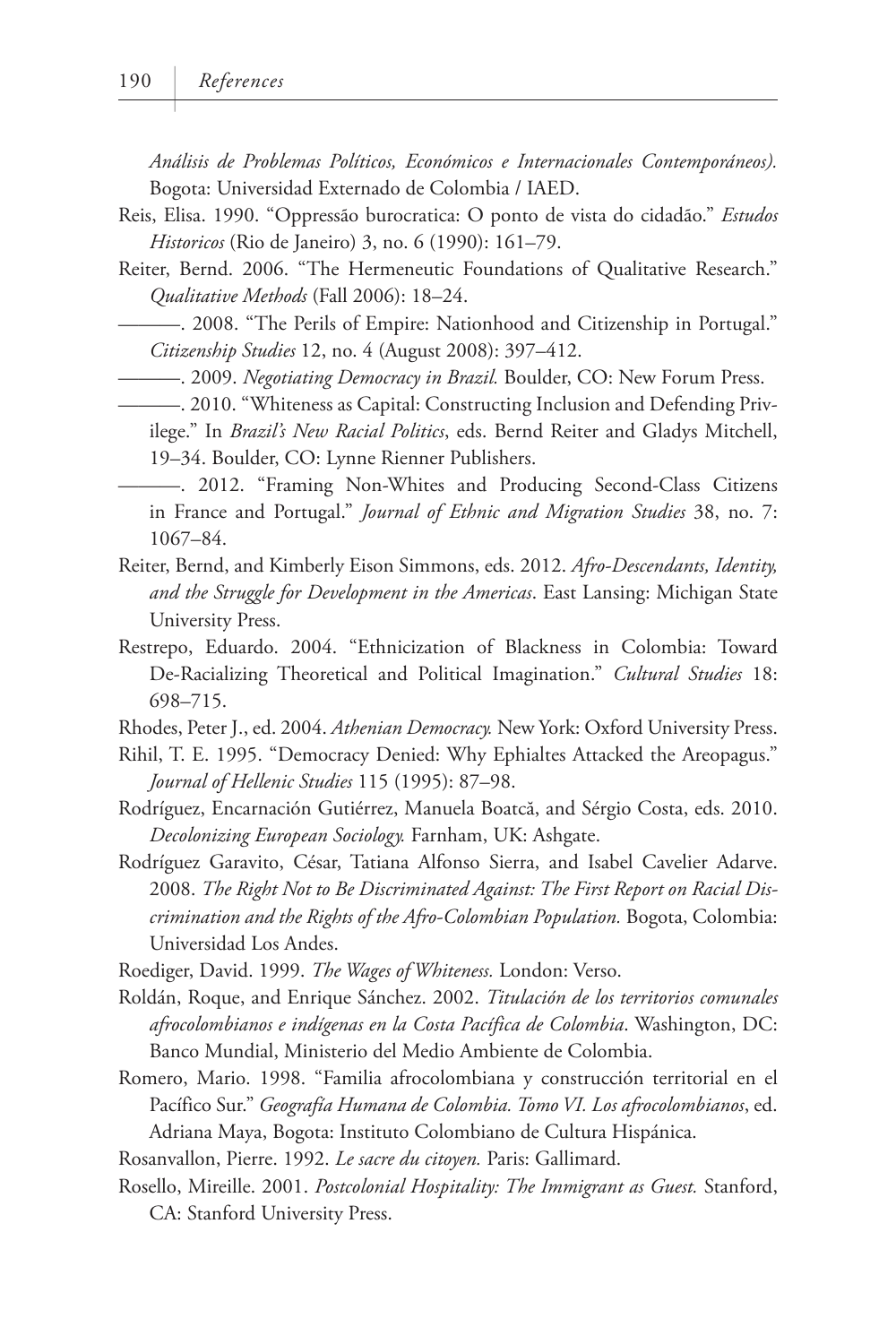*Análisis de Problemas Políticos, Económicos e Internacionales Contemporáneos).* Bogota: Universidad Externado de Colombia / IAED.

Reis, Elisa. 1990. "Oppressão burocratica: O ponto de vista do cidadão." *Estudos Historicos* (Rio de Janeiro) 3, no. 6 (1990): 161–79.

Reiter, Bernd. 2006. "The Hermeneutic Foundations of Qualitative Research." *Qualitative Methods* (Fall 2006): 18–24.

———. 2008. "The Perils of Empire: Nationhood and Citizenship in Portugal." *Citizenship Studies* 12, no. 4 (August 2008): 397–412.

———. 2009. *Negotiating Democracy in Brazil.* Boulder, CO: New Forum Press.

———. 2010. "Whiteness as Capital: Constructing Inclusion and Defending Privilege." In *Brazil's New Racial Politics*, eds. Bernd Reiter and Gladys Mitchell, 19–34. Boulder, CO: Lynne Rienner Publishers.

———. 2012. "Framing Non-Whites and Producing Second-Class Citizens in France and Portugal." *Journal of Ethnic and Migration Studies* 38, no. 7: 1067–84.

Reiter, Bernd, and Kimberly Eison Simmons, eds. 2012. *Afro-Descendants, Identity, and the Struggle for Development in the Americas*. East Lansing: Michigan State University Press.

Restrepo, Eduardo. 2004. "Ethnicization of Blackness in Colombia: Toward De-Racializing Theoretical and Political Imagination." *Cultural Studies* 18: 698–715.

Rhodes, Peter J., ed. 2004. *Athenian Democracy.* New York: Oxford University Press.

Rihil, T. E. 1995. "Democracy Denied: Why Ephialtes Attacked the Areopagus." *Journal of Hellenic Studies* 115 (1995): 87–98.

Rodríguez, Encarnación Gutiérrez, Manuela Boatcă, and Sérgio Costa, eds. 2010. *Decolonizing European Sociology.* Farnham, UK: Ashgate.

Rodríguez Garavito, César, Tatiana Alfonso Sierra, and Isabel Cavelier Adarve. 2008. *The Right Not to Be Discriminated Against: The First Report on Racial Discrimination and the Rights of the Afro-Colombian Population.* Bogota, Colombia: Universidad Los Andes.

Roediger, David. 1999. *The Wages of Whiteness.* London: Verso.

Roldán, Roque, and Enrique Sánchez. 2002. *Titulación de los territorios comunales afrocolombianos e indígenas en la Costa Pacífica de Colombia*. Washington, DC: Banco Mundial, Ministerio del Medio Ambiente de Colombia.

Romero, Mario. 1998. "Familia afrocolombiana y construcción territorial en el Pacífico Sur." *Geografía Humana de Colombia. Tomo VI. Los afrocolombianos*, ed. Adriana Maya, Bogota: Instituto Colombiano de Cultura Hispánica.

Rosanvallon, Pierre. 1992. *Le sacre du citoyen.* Paris: Gallimard.

Rosello, Mireille. 2001. *Postcolonial Hospitality: The Immigrant as Guest.* Stanford, CA: Stanford University Press.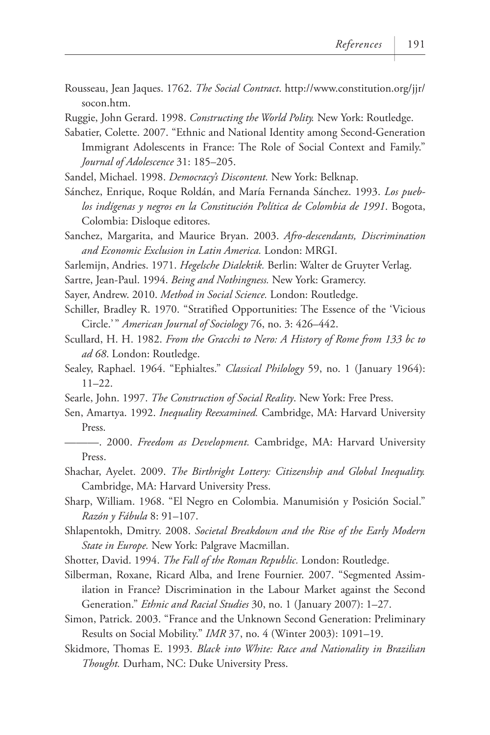Rousseau, Jean Jaques. 1762. *The Social Contract*. http://www.constitution.org/jjr/socon.htm.

Ruggie, John Gerard. 1998. *Constructing the World Polity.* New York: Routledge.

Sabatier, Colette. 2007. "Ethnic and National Identity among Second-Generation Immigrant Adolescents in France: The Role of Social Context and Family." *Journal of Adolescence* 31: 185–205.

Sandel, Michael. 1998. *Democracy's Discontent.* New York: Belknap.

Sánchez, Enrique, Roque Roldán, and María Fernanda Sánchez. 1993. *Los pueblos indígenas y negros en la Constitución Política de Colombia de 1991*. Bogota, Colombia: Disloque editores.

Sanchez, Margarita, and Maurice Bryan. 2003. *Afro-descendants, Discrimination and Economic Exclusion in Latin America.* London: MRGI.

Sarlemijn, Andries. 1971. *Hegelsche Dialektik.* Berlin: Walter de Gruyter Verlag.

Sartre, Jean-Paul. 1994. *Being and Nothingness.* New York: Gramercy.

Sayer, Andrew. 2010. *Method in Social Science.* London: Routledge.

Schiller, Bradley R. 1970. "Stratified Opportunities: The Essence of the 'Vicious Circle.'" *American Journal of Sociology* 76, no. 3: 426–442.

Scullard, H. H. 1982. *From the Gracchi to Nero: A History of Rome from 133 bc to ad 68*. London: Routledge.

Sealey, Raphael. 1964. "Ephialtes." *Classical Philology* 59, no. 1 (January 1964): 11–22.

Searle, John. 1997. *The Construction of Social Reality*. New York: Free Press.

Sen, Amartya. 1992. *Inequality Reexamined.* Cambridge, MA: Harvard University Press.

———. 2000. *Freedom as Development.* Cambridge, MA: Harvard University Press.

Shachar, Ayelet. 2009. *The Birthright Lottery: Citizenship and Global Inequality.* Cambridge, MA: Harvard University Press.

Sharp, William. 1968. "El Negro en Colombia. Manumisión y Posición Social." *Razón y Fábula* 8: 91–107.

Shlapentokh, Dmitry. 2008. *Societal Breakdown and the Rise of the Early Modern State in Europe.* New York: Palgrave Macmillan.

Shotter, David. 1994. *The Fall of the Roman Republic.* London: Routledge.

Silberman, Roxane, Ricard Alba, and Irene Fournier. 2007. "Segmented Assimilation in France? Discrimination in the Labour Market against the Second Generation." *Ethnic and Racial Studies* 30, no. 1 (January 2007): 1–27.

Simon, Patrick. 2003. "France and the Unknown Second Generation: Preliminary Results on Social Mobility." *IMR* 37, no. 4 (Winter 2003): 1091–19.

Skidmore, Thomas E. 1993. *Black into White: Race and Nationality in Brazilian Thought.* Durham, NC: Duke University Press.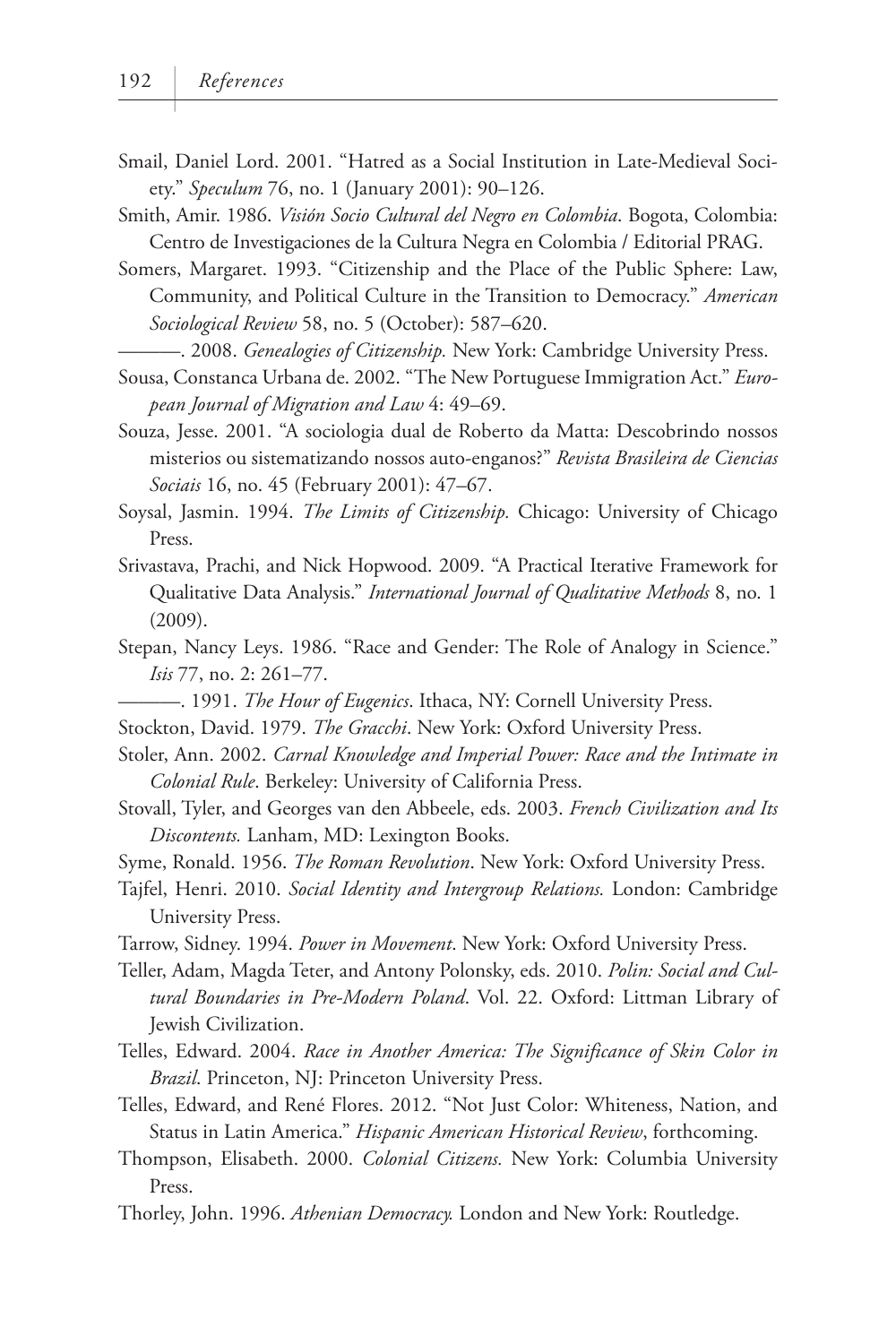Smail, Daniel Lord. 2001. "Hatred as a Social Institution in Late-Medieval Society." *Speculum* 76, no. 1 (January 2001): 90–126.

Smith, Amir. 1986. *Visión Socio Cultural del Negro en Colombia*. Bogota, Colombia: Centro de Investigaciones de la Cultura Negra en Colombia / Editorial PRAG.

Somers, Margaret. 1993. "Citizenship and the Place of the Public Sphere: Law, Community, and Political Culture in the Transition to Democracy." *American Sociological Review* 58, no. 5 (October): 587–620.

———. 2008. *Genealogies of Citizenship.* New York: Cambridge University Press.

Sousa, Constanca Urbana de. 2002. "The New Portuguese Immigration Act." *European Journal of Migration and Law* 4: 49–69.

Souza, Jesse. 2001. "A sociologia dual de Roberto da Matta: Descobrindo nossos misterios ou sistematizando nossos auto-enganos?" *Revista Brasileira de Ciencias Sociais* 16, no. 45 (February 2001): 47–67.

Soysal, Jasmin. 1994. *The Limits of Citizenship.* Chicago: University of Chicago Press.

Srivastava, Prachi, and Nick Hopwood. 2009. "A Practical Iterative Framework for Qualitative Data Analysis." *International Journal of Qualitative Methods* 8, no. 1 (2009).

Stepan, Nancy Leys. 1986. "Race and Gender: The Role of Analogy in Science." *Isis* 77, no. 2: 261–77.

———. 1991. *The Hour of Eugenics*. Ithaca, NY: Cornell University Press.

Stockton, David. 1979. *The Gracchi*. New York: Oxford University Press.

Stoler, Ann. 2002. *Carnal Knowledge and Imperial Power: Race and the Intimate in Colonial Rule*. Berkeley: University of California Press.

Stovall, Tyler, and Georges van den Abbeele, eds. 2003. *French Civilization and Its Discontents.* Lanham, MD: Lexington Books.

Syme, Ronald. 1956. *The Roman Revolution*. New York: Oxford University Press.

Tajfel, Henri. 2010. *Social Identity and Intergroup Relations.* London: Cambridge University Press.

Tarrow, Sidney. 1994. *Power in Movement*. New York: Oxford University Press.

Teller, Adam, Magda Teter, and Antony Polonsky, eds. 2010. *Polin: Social and Cultural Boundaries in Pre-Modern Poland*. Vol. 22. Oxford: Littman Library of Jewish Civilization.

Telles, Edward. 2004. *Race in Another America: The Significance of Skin Color in Brazil*. Princeton, NJ: Princeton University Press.

Telles, Edward, and René Flores. 2012. "Not Just Color: Whiteness, Nation, and Status in Latin America." *Hispanic American Historical Review*, forthcoming.

Thompson, Elisabeth. 2000. *Colonial Citizens.* New York: Columbia University Press.

Thorley, John. 1996. *Athenian Democracy.* London and New York: Routledge.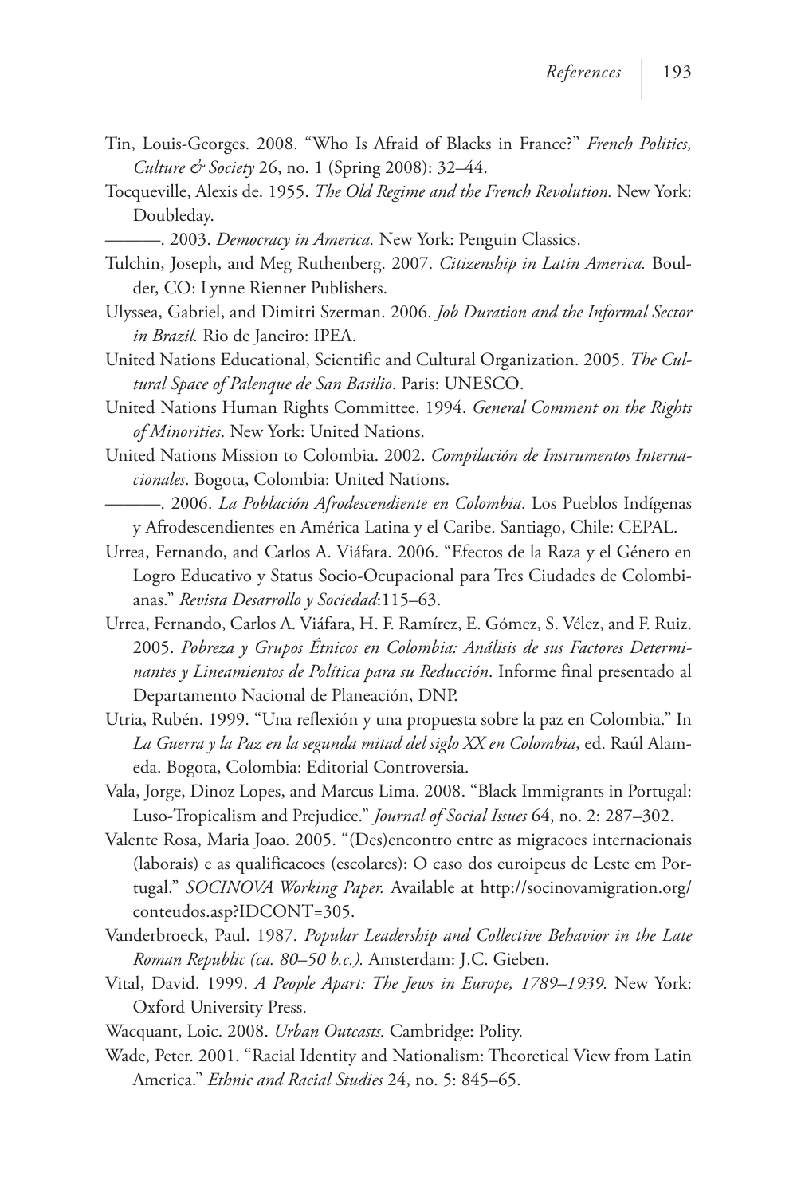Tin, Louis-Georges. 2008. "Who Is Afraid of Blacks in France?" *French Politics, Culture & Society* 26, no. 1 (Spring 2008): 32–44.

Tocqueville, Alexis de. 1955. *The Old Regime and the French Revolution.* New York: Doubleday.

———. 2003. *Democracy in America.* New York: Penguin Classics.

Tulchin, Joseph, and Meg Ruthenberg. 2007. *Citizenship in Latin America.* Boulder, CO: Lynne Rienner Publishers.

Ulyssea, Gabriel, and Dimitri Szerman. 2006. *Job Duration and the Informal Sector in Brazil.* Rio de Janeiro: IPEA.

United Nations Educational, Scientific and Cultural Organization. 2005. *The Cultural Space of Palenque de San Basilio*. Paris: UNESCO.

United Nations Human Rights Committee. 1994. *General Comment on the Rights of Minorities*. New York: United Nations.

United Nations Mission to Colombia. 2002. *Compilación de Instrumentos Internacionales*. Bogota, Colombia: United Nations.

———. 2006. *La Población Afrodescendiente en Colombia*. Los Pueblos Indígenas y Afrodescendientes en América Latina y el Caribe. Santiago, Chile: CEPAL.

Urrea, Fernando, and Carlos A. Viáfara. 2006. "Efectos de la Raza y el Género en Logro Educativo y Status Socio-Ocupacional para Tres Ciudades de Colombianas." *Revista Desarrollo y Sociedad*:115–63.

Urrea, Fernando, Carlos A. Viáfara, H. F. Ramírez, E. Gómez, S. Vélez, and F. Ruiz. 2005. *Pobreza y Grupos Étnicos en Colombia: Análisis de sus Factores Determinantes y Lineamientos de Política para su Reducción*. Informe final presentado al Departamento Nacional de Planeación, DNP.

Utria, Rubén. 1999. "Una reflexión y una propuesta sobre la paz en Colombia." In *La Guerra y la Paz en la segunda mitad del siglo XX en Colombia*, ed. Raúl Alameda. Bogota, Colombia: Editorial Controversia.

Vala, Jorge, Dinoz Lopes, and Marcus Lima. 2008. "Black Immigrants in Portugal: Luso-Tropicalism and Prejudice." *Journal of Social Issues* 64, no. 2: 287–302.

Valente Rosa, Maria Joao. 2005. "(Des)encontro entre as migracoes internacionais (laborais) e as qualificacoes (escolares): O caso dos euroipeus de Leste em Portugal." *SOCINOVA Working Paper.* Available at http://socinovamigration.org/conteudos.asp?IDCONT=305.

Vanderbroeck, Paul. 1987. *Popular Leadership and Collective Behavior in the Late Roman Republic (ca. 80–50 b.c.).* Amsterdam: J.C. Gieben.

Vital, David. 1999. *A People Apart: The Jews in Europe, 1789–1939.* New York: Oxford University Press.

Wacquant, Loic. 2008. *Urban Outcasts.* Cambridge: Polity.

Wade, Peter. 2001. "Racial Identity and Nationalism: Theoretical View from Latin America." *Ethnic and Racial Studies* 24, no. 5: 845–65.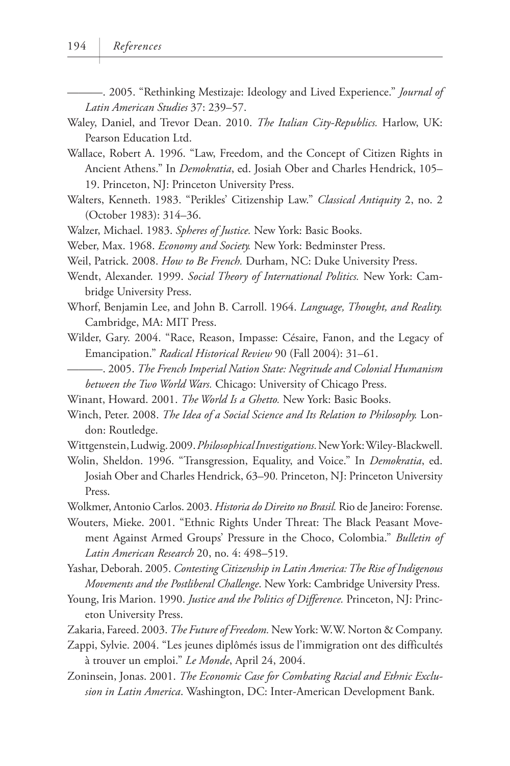———. 2005. "Rethinking Mestizaje: Ideology and Lived Experience." *Journal of Latin American Studies* 37: 239–57.

Waley, Daniel, and Trevor Dean. 2010. *The Italian City-Republics.* Harlow, UK: Pearson Education Ltd.

Wallace, Robert A. 1996. "Law, Freedom, and the Concept of Citizen Rights in Ancient Athens." In *Demokratia*, ed. Josiah Ober and Charles Hendrick, 105–19. Princeton, NJ: Princeton University Press.

Walters, Kenneth. 1983. "Perikles' Citizenship Law." *Classical Antiquity* 2, no. 2 (October 1983): 314–36.

Walzer, Michael. 1983. *Spheres of Justice.* New York: Basic Books.

Weber, Max. 1968. *Economy and Society.* New York: Bedminster Press.

Weil, Patrick. 2008. *How to Be French.* Durham, NC: Duke University Press.

Wendt, Alexander. 1999. *Social Theory of International Politics.* New York: Cambridge University Press.

Whorf, Benjamin Lee, and John B. Carroll. 1964. *Language, Thought, and Reality.* Cambridge, MA: MIT Press.

Wilder, Gary. 2004. "Race, Reason, Impasse: Césaire, Fanon, and the Legacy of Emancipation." *Radical Historical Review* 90 (Fall 2004): 31–61.

———. 2005. *The French Imperial Nation State: Negritude and Colonial Humanism between the Two World Wars.* Chicago: University of Chicago Press.

Winant, Howard. 2001. *The World Is a Ghetto.* New York: Basic Books.

Winch, Peter. 2008. *The Idea of a Social Science and Its Relation to Philosophy.* London: Routledge.

Wittgenstein, Ludwig. 2009. *Philosophical Investigations.* New York: Wiley-Blackwell.

Wolin, Sheldon. 1996. "Transgression, Equality, and Voice." In *Demokratia*, ed. Josiah Ober and Charles Hendrick, 63–90. Princeton, NJ: Princeton University Press.

Wolkmer, Antonio Carlos. 2003. *Historia do Direito no Brasil.* Rio de Janeiro: Forense.

Wouters, Mieke. 2001. "Ethnic Rights Under Threat: The Black Peasant Movement Against Armed Groups' Pressure in the Choco, Colombia." *Bulletin of Latin American Research* 20, no. 4: 498–519.

Yashar, Deborah. 2005. *Contesting Citizenship in Latin America: The Rise of Indigenous Movements and the Postliberal Challenge*. New York: Cambridge University Press.

Young, Iris Marion. 1990. *Justice and the Politics of Difference.* Princeton, NJ: Princeton University Press.

Zakaria, Fareed. 2003. *The Future of Freedom.* New York: W.W. Norton & Company.

Zappi, Sylvie. 2004. "Les jeunes diplômés issus de l'immigration ont des difficultés à trouver un emploi." *Le Monde*, April 24, 2004.

Zoninsein, Jonas. 2001. *The Economic Case for Combating Racial and Ethnic Exclusion in Latin America*. Washington, DC: Inter-American Development Bank.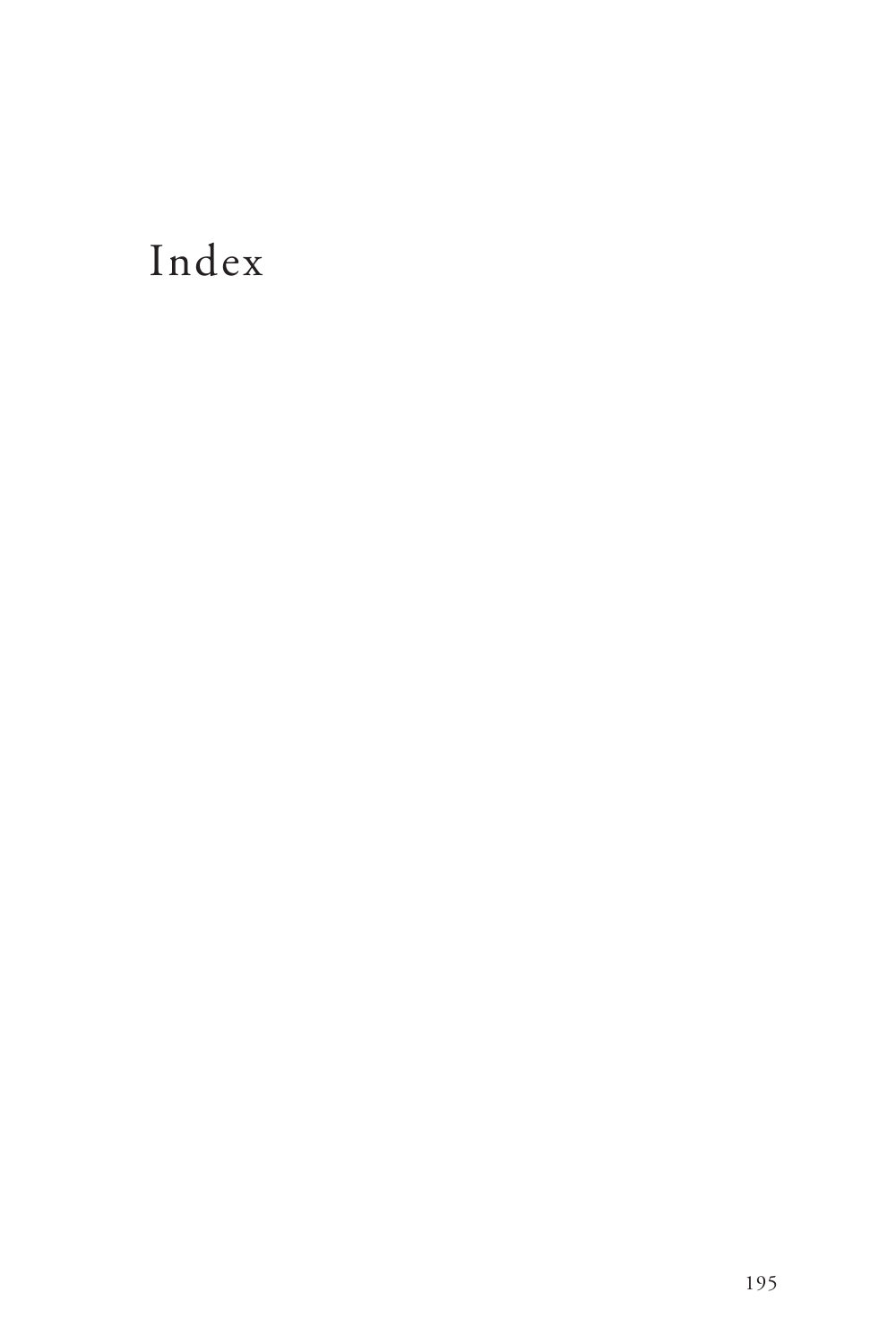# Index